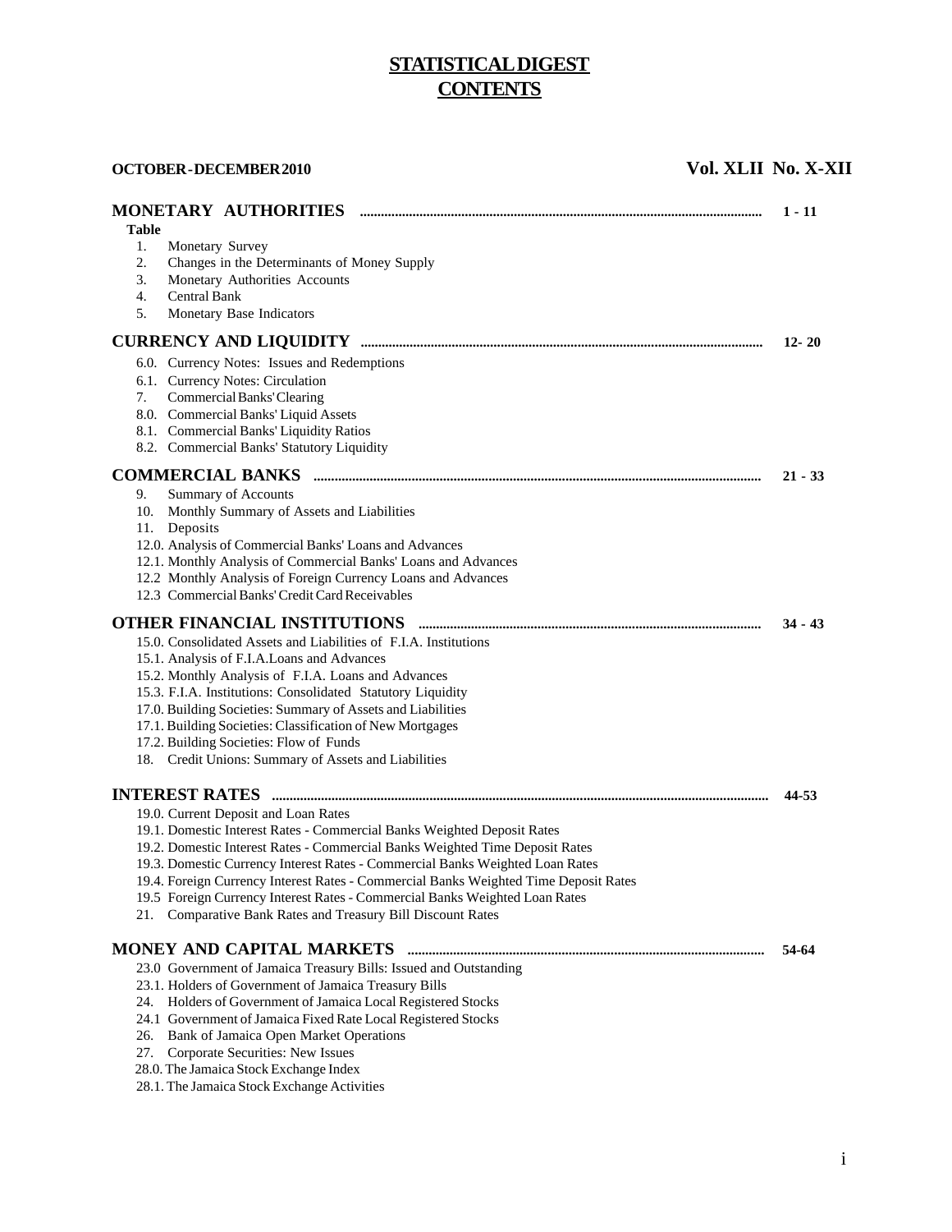# STATISTICAL DIGEST
# CONTENTS

**OCTOBER-DECEMBER 2010** **Vol. XLII No. X-XII**

## MONETARY AUTHORITIES ........ 1 - 11

**Table**

1. Monetary Survey
2. Changes in the Determinants of Money Supply
3. Monetary Authorities Accounts
4. Central Bank
5. Monetary Base Indicators

## CURRENCY AND LIQUIDITY ........ 12- 20

6.0. Currency Notes: Issues and Redemptions
6.1. Currency Notes: Circulation
7. Commercial Banks' Clearing
8.0. Commercial Banks' Liquid Assets
8.1. Commercial Banks' Liquidity Ratios
8.2. Commercial Banks' Statutory Liquidity

## COMMERCIAL BANKS ........ 21 - 33

9. Summary of Accounts
10. Monthly Summary of Assets and Liabilities
11. Deposits
12.0. Analysis of Commercial Banks' Loans and Advances
12.1. Monthly Analysis of Commercial Banks' Loans and Advances
12.2 Monthly Analysis of Foreign Currency Loans and Advances
12.3 Commercial Banks' Credit Card Receivables

## OTHER FINANCIAL INSTITUTIONS ........ 34 - 43

15.0. Consolidated Assets and Liabilities of F.I.A. Institutions
15.1. Analysis of F.I.A.Loans and Advances
15.2. Monthly Analysis of F.I.A. Loans and Advances
15.3. F.I.A. Institutions: Consolidated Statutory Liquidity
17.0. Building Societies: Summary of Assets and Liabilities
17.1. Building Societies: Classification of New Mortgages
17.2. Building Societies: Flow of Funds
18. Credit Unions: Summary of Assets and Liabilities

## INTEREST RATES ........ 44-53

19.0. Current Deposit and Loan Rates
19.1. Domestic Interest Rates - Commercial Banks Weighted Deposit Rates
19.2. Domestic Interest Rates - Commercial Banks Weighted Time Deposit Rates
19.3. Domestic Currency Interest Rates - Commercial Banks Weighted Loan Rates
19.4. Foreign Currency Interest Rates - Commercial Banks Weighted Time Deposit Rates
19.5 Foreign Currency Interest Rates - Commercial Banks Weighted Loan Rates
21. Comparative Bank Rates and Treasury Bill Discount Rates

## MONEY AND CAPITAL MARKETS ........ 54-64

23.0 Government of Jamaica Treasury Bills: Issued and Outstanding
23.1. Holders of Government of Jamaica Treasury Bills
24. Holders of Government of Jamaica Local Registered Stocks
24.1 Government of Jamaica Fixed Rate Local Registered Stocks
26. Bank of Jamaica Open Market Operations
27. Corporate Securities: New Issues
28.0. The Jamaica Stock Exchange Index
28.1. The Jamaica Stock Exchange Activities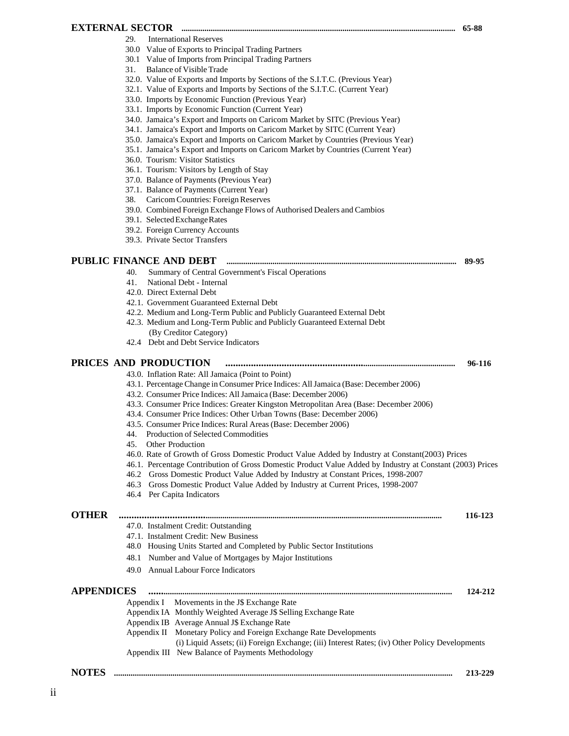## EXTERNAL SECTOR ........ 65-88

- 29. International Reserves
- 30.0 Value of Exports to Principal Trading Partners
- 30.1 Value of Imports from Principal Trading Partners
- 31. Balance of Visible Trade
- 32.0. Value of Exports and Imports by Sections of the S.I.T.C. (Previous Year)
- 32.1. Value of Exports and Imports by Sections of the S.I.T.C. (Current Year)
- 33.0. Imports by Economic Function (Previous Year)
- 33.1. Imports by Economic Function (Current Year)
- 34.0. Jamaica's Export and Imports on Caricom Market by SITC (Previous Year)
- 34.1. Jamaica's Export and Imports on Caricom Market by SITC (Current Year)
- 35.0. Jamaica's Export and Imports on Caricom Market by Countries (Previous Year)
- 35.1. Jamaica's Export and Imports on Caricom Market by Countries (Current Year)
- 36.0. Tourism: Visitor Statistics
- 36.1. Tourism: Visitors by Length of Stay
- 37.0. Balance of Payments (Previous Year)
- 37.1. Balance of Payments (Current Year)
- 38. Caricom Countries: Foreign Reserves
- 39.0. Combined Foreign Exchange Flows of Authorised Dealers and Cambios
- 39.1. Selected Exchange Rates
- 39.2. Foreign Currency Accounts
- 39.3. Private Sector Transfers

## PUBLIC FINANCE AND DEBT ........ 89-95

- 40. Summary of Central Government's Fiscal Operations
- 41. National Debt - Internal
- 42.0. Direct External Debt
- 42.1. Government Guaranteed External Debt
- 42.2. Medium and Long-Term Public and Publicly Guaranteed External Debt
- 42.3. Medium and Long-Term Public and Publicly Guaranteed External Debt (By Creditor Category)
- 42.4 Debt and Debt Service Indicators

## PRICES AND PRODUCTION ........ 96-116

- 43.0. Inflation Rate: All Jamaica (Point to Point)
- 43.1. Percentage Change in Consumer Price Indices: All Jamaica (Base: December 2006)
- 43.2. Consumer Price Indices: All Jamaica (Base: December 2006)
- 43.3. Consumer Price Indices: Greater Kingston Metropolitan Area (Base: December 2006)
- 43.4. Consumer Price Indices: Other Urban Towns (Base: December 2006)
- 43.5. Consumer Price Indices: Rural Areas (Base: December 2006)
- 44. Production of Selected Commodities
- 45. Other Production
- 46.0. Rate of Growth of Gross Domestic Product Value Added by Industry at Constant(2003) Prices
- 46.1. Percentage Contribution of Gross Domestic Product Value Added by Industry at Constant (2003) Prices
- 46.2 Gross Domestic Product Value Added by Industry at Constant Prices, 1998-2007
- 46.3 Gross Domestic Product Value Added by Industry at Current Prices, 1998-2007
- 46.4 Per Capita Indicators

## OTHER ........ 116-123

- 47.0. Instalment Credit: Outstanding
- 47.1. Instalment Credit: New Business
- 48.0 Housing Units Started and Completed by Public Sector Institutions
- 48.1 Number and Value of Mortgages by Major Institutions
- 49.0 Annual Labour Force Indicators

## APPENDICES ........ 124-212

- Appendix I Movements in the J$ Exchange Rate
- Appendix IA Monthly Weighted Average J$ Selling Exchange Rate
- Appendix IB Average Annual J$ Exchange Rate
- Appendix II Monetary Policy and Foreign Exchange Rate Developments
  (i) Liquid Assets; (ii) Foreign Exchange; (iii) Interest Rates; (iv) Other Policy Developments
- Appendix III New Balance of Payments Methodology

## NOTES ........ 213-229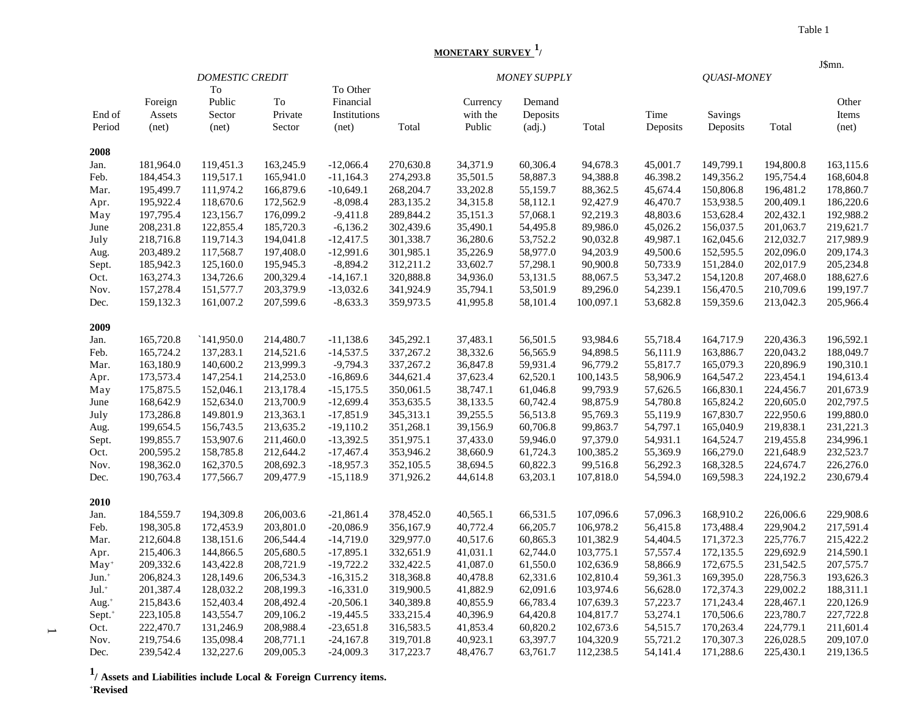Table 1

**MONETARY SURVEY [1]/**

J$mn.

| End of Period | Foreign Assets (net) | *DOMESTIC CREDIT* To Public Sector (net) | To Private Sector | To Other Financial Institutions (net) | Total | *MONEY SUPPLY* Currency with the Public | Demand Deposits (adj.) | Total | *QUASI-MONEY* Time Deposits | Savings Deposits | Total | Other Items (net) |
|---|---|---|---|---|---|---|---|---|---|---|---|---|
| **2008** | | | | | | | | | | | | |
| Jan. | 181,964.0 | 119,451.3 | 163,245.9 | -12,066.4 | 270,630.8 | 34,371.9 | 60,306.4 | 94,678.3 | 45,001.7 | 149,799.1 | 194,800.8 | 163,115.6 |
| Feb. | 184,454.3 | 119,517.1 | 165,941.0 | -11,164.3 | 274,293.8 | 35,501.5 | 58,887.3 | 94,388.8 | 46.398.2 | 149,356.2 | 195,754.4 | 168,604.8 |
| Mar. | 195,499.7 | 111,974.2 | 166,879.6 | -10,649.1 | 268,204.7 | 33,202.8 | 55,159.7 | 88,362.5 | 45,674.4 | 150,806.8 | 196,481.2 | 178,860.7 |
| Apr. | 195,922.4 | 118,670.6 | 172,562.9 | -8,098.4 | 283,135.2 | 34,315.8 | 58,112.1 | 92,427.9 | 46,470.7 | 153,938.5 | 200,409.1 | 186,220.6 |
| May | 197,795.4 | 123,156.7 | 176,099.2 | -9,411.8 | 289,844.2 | 35,151.3 | 57,068.1 | 92,219.3 | 48,803.6 | 153,628.4 | 202,432.1 | 192,988.2 |
| June | 208,231.8 | 122,855.4 | 185,720.3 | -6,136.2 | 302,439.6 | 35,490.1 | 54,495.8 | 89,986.0 | 45,026.2 | 156,037.5 | 201,063.7 | 219,621.7 |
| July | 218,716.8 | 119,714.3 | 194,041.8 | -12,417.5 | 301,338.7 | 36,280.6 | 53,752.2 | 90,032.8 | 49,987.1 | 162,045.6 | 212,032.7 | 217,989.9 |
| Aug. | 203,489.2 | 117,568.7 | 197,408.0 | -12,991.6 | 301,985.1 | 35,226.9 | 58,977.0 | 94,203.9 | 49,500.6 | 152,595.5 | 202,096.0 | 209,174.3 |
| Sept. | 185,942.3 | 125,160.0 | 195,945.3 | -8,894.2 | 312,211.2 | 33,602.7 | 57,298.1 | 90,900.8 | 50,733.9 | 151,284.0 | 202,017.9 | 205,234.8 |
| Oct. | 163,274.3 | 134,726.6 | 200,329.4 | -14,167.1 | 320,888.8 | 34,936.0 | 53,131.5 | 88,067.5 | 53,347.2 | 154,120.8 | 207,468.0 | 188,627.6 |
| Nov. | 157,278.4 | 151,577.7 | 203,379.9 | -13,032.6 | 341,924.9 | 35,794.1 | 53,501.9 | 89,296.0 | 54,239.1 | 156,470.5 | 210,709.6 | 199,197.7 |
| Dec. | 159,132.3 | 161,007.2 | 207,599.6 | -8,633.3 | 359,973.5 | 41,995.8 | 58,101.4 | 100,097.1 | 53,682.8 | 159,359.6 | 213,042.3 | 205,966.4 |
| **2009** | | | | | | | | | | | | |
| Jan. | 165,720.8 | `141,950.0 | 214,480.7 | -11,138.6 | 345,292.1 | 37,483.1 | 56,501.5 | 93,984.6 | 55,718.4 | 164,717.9 | 220,436.3 | 196,592.1 |
| Feb. | 165,724.2 | 137,283.1 | 214,521.6 | -14,537.5 | 337,267.2 | 38,332.6 | 56,565.9 | 94,898.5 | 56,111.9 | 163,886.7 | 220,043.2 | 188,049.7 |
| Mar. | 163,180.9 | 140,600.2 | 213,999.3 | -9,794.3 | 337,267.2 | 36,847.8 | 59,931.4 | 96,779.2 | 55,817.7 | 165,079.3 | 220,896.9 | 190,310.1 |
| Apr. | 173,573.4 | 147,254.1 | 214,253.0 | -16,869.6 | 344,621.4 | 37,623.4 | 62,520.1 | 100,143.5 | 58,906.9 | 164,547.2 | 223,454.1 | 194,613.4 |
| May | 175,875.5 | 152,046.1 | 213,178.4 | -15,175.5 | 350,061.5 | 38,747.1 | 61,046.8 | 99,793.9 | 57,626.5 | 166,830.1 | 224,456.7 | 201,673.9 |
| June | 168,642.9 | 152,634.0 | 213,700.9 | -12,699.4 | 353,635.5 | 38,133.5 | 60,742.4 | 98,875.9 | 54,780.8 | 165,824.2 | 220,605.0 | 202,797.5 |
| July | 173,286.8 | 149.801.9 | 213,363.1 | -17,851.9 | 345,313.1 | 39,255.5 | 56,513.8 | 95,769.3 | 55,119.9 | 167,830.7 | 222,950.6 | 199,880.0 |
| Aug. | 199,654.5 | 156,743.5 | 213,635.2 | -19,110.2 | 351,268.1 | 39,156.9 | 60,706.8 | 99,863.7 | 54,797.1 | 165,040.9 | 219,838.1 | 231,221.3 |
| Sept. | 199,855.7 | 153,907.6 | 211,460.0 | -13,392.5 | 351,975.1 | 37,433.0 | 59,946.0 | 97,379.0 | 54,931.1 | 164,524.7 | 219,455.8 | 234,996.1 |
| Oct. | 200,595.2 | 158,785.8 | 212,644.2 | -17,467.4 | 353,946.2 | 38,660.9 | 61,724.3 | 100,385.2 | 55,369.9 | 166,279.0 | 221,648.9 | 232,523.7 |
| Nov. | 198,362.0 | 162,370.5 | 208,692.3 | -18,957.3 | 352,105.5 | 38,694.5 | 60,822.3 | 99,516.8 | 56,292.3 | 168,328.5 | 224,674.7 | 226,276.0 |
| Dec. | 190,763.4 | 177,566.7 | 209,477.9 | -15,118.9 | 371,926.2 | 44,614.8 | 63,203.1 | 107,818.0 | 54,594.0 | 169,598.3 | 224,192.2 | 230,679.4 |
| **2010** | | | | | | | | | | | | |
| Jan. | 184,559.7 | 194,309.8 | 206,003.6 | -21,861.4 | 378,452.0 | 40,565.1 | 66,531.5 | 107,096.6 | 57,096.3 | 168,910.2 | 226,006.6 | 229,908.6 |
| Feb. | 198,305.8 | 172,453.9 | 203,801.0 | -20,086.9 | 356,167.9 | 40,772.4 | 66,205.7 | 106,978.2 | 56,415.8 | 173,488.4 | 229,904.2 | 217,591.4 |
| Mar. | 212,604.8 | 138,151.6 | 206,544.4 | -14,719.0 | 329,977.0 | 40,517.6 | 60,865.3 | 101,382.9 | 54,404.5 | 171,372.3 | 225,776.7 | 215,422.2 |
| Apr. | 215,406.3 | 144,866.5 | 205,680.5 | -17,895.1 | 332,651.9 | 41,031.1 | 62,744.0 | 103,775.1 | 57,557.4 | 172,135.5 | 229,692.9 | 214,590.1 |
| May+ | 209,332.6 | 143,422.8 | 208,721.9 | -19,722.2 | 332,422.5 | 41,087.0 | 61,550.0 | 102,636.9 | 58,866.9 | 172,675.5 | 231,542.5 | 207,575.7 |
| Jun.+ | 206,824.3 | 128,149.6 | 206,534.3 | -16,315.2 | 318,368.8 | 40,478.8 | 62,331.6 | 102,810.4 | 59,361.3 | 169,395.0 | 228,756.3 | 193,626.3 |
| Jul.+ | 201,387.4 | 128,032.2 | 208,199.3 | -16,331.0 | 319,900.5 | 41,882.9 | 62,091.6 | 103,974.6 | 56,628.0 | 172,374.3 | 229,002.2 | 188,311.1 |
| Aug.+ | 215,843.6 | 152,403.4 | 208,492.4 | -20,506.1 | 340,389.8 | 40,855.9 | 66,783.4 | 107,639.3 | 57,223.7 | 171,243.4 | 228,467.1 | 220,126.9 |
| Sept.+ | 223,105.8 | 143,554.7 | 209,106.2 | -19,445.5 | 333,215.4 | 40,396.9 | 64,420.8 | 104,817.7 | 53,274.1 | 170,506.6 | 223,780.7 | 227,722.8 |
| Oct. | 222,470.7 | 131,246.9 | 208,988.4 | -23,651.8 | 316,583.5 | 41,853.4 | 60,820.2 | 102,673.6 | 54,515.7 | 170,263.4 | 224,779.1 | 211,601.4 |
| Nov. | 219,754.6 | 135,098.4 | 208,771.1 | -24,167.8 | 319,701.8 | 40,923.1 | 63,397.7 | 104,320.9 | 55,721.2 | 170,307.3 | 226,028.5 | 209,107.0 |
| Dec. | 239,542.4 | 132,227.6 | 209,005.3 | -24,009.3 | 317,223.7 | 48,476.7 | 63,761.7 | 112,238.5 | 54,141.4 | 171,288.6 | 225,430.1 | 219,136.5 |

**[1]/ Assets and Liabilities include Local & Foreign Currency items.**

**+Revised**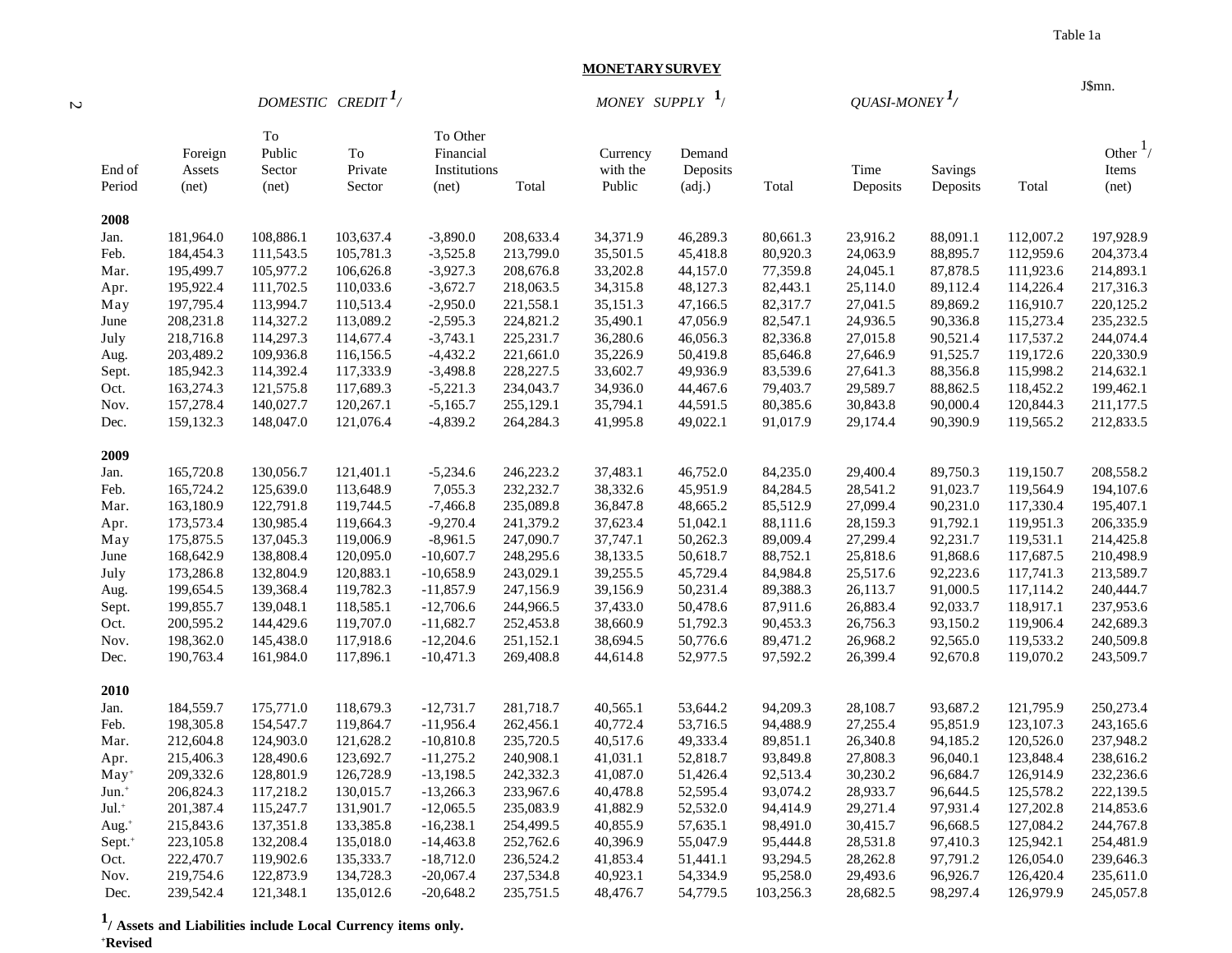Table 1a

## MONETARY SURVEY

J$mn.

| End of Period | Foreign Assets (net) | DOMESTIC CREDIT [1] To Public Sector (net) | To Private Sector | To Other Financial Institutions (net) | Total | MONEY SUPPLY [1] Currency with the Public | Demand Deposits (adj.) | Total | QUASI-MONEY [1] Time Deposits | Savings Deposits | Total | Other [1] Items (net) |
|---|---|---|---|---|---|---|---|---|---|---|---|---|
| **2008** | | | | | | | | | | | | |
| Jan. | 181,964.0 | 108,886.1 | 103,637.4 | -3,890.0 | 208,633.4 | 34,371.9 | 46,289.3 | 80,661.3 | 23,916.2 | 88,091.1 | 112,007.2 | 197,928.9 |
| Feb. | 184,454.3 | 111,543.5 | 105,781.3 | -3,525.8 | 213,799.0 | 35,501.5 | 45,418.8 | 80,920.3 | 24,063.9 | 88,895.7 | 112,959.6 | 204,373.4 |
| Mar. | 195,499.7 | 105,977.2 | 106,626.8 | -3,927.3 | 208,676.8 | 33,202.8 | 44,157.0 | 77,359.8 | 24,045.1 | 87,878.5 | 111,923.6 | 214,893.1 |
| Apr. | 195,922.4 | 111,702.5 | 110,033.6 | -3,672.7 | 218,063.5 | 34,315.8 | 48,127.3 | 82,443.1 | 25,114.0 | 89,112.4 | 114,226.4 | 217,316.3 |
| May | 197,795.4 | 113,994.7 | 110,513.4 | -2,950.0 | 221,558.1 | 35,151.3 | 47,166.5 | 82,317.7 | 27,041.5 | 89,869.2 | 116,910.7 | 220,125.2 |
| June | 208,231.8 | 114,327.2 | 113,089.2 | -2,595.3 | 224,821.2 | 35,490.1 | 47,056.9 | 82,547.1 | 24,936.5 | 90,336.8 | 115,273.4 | 235,232.5 |
| July | 218,716.8 | 114,297.3 | 114,677.4 | -3,743.1 | 225,231.7 | 36,280.6 | 46,056.3 | 82,336.8 | 27,015.8 | 90,521.4 | 117,537.2 | 244,074.4 |
| Aug. | 203,489.2 | 109,936.8 | 116,156.5 | -4,432.2 | 221,661.0 | 35,226.9 | 50,419.8 | 85,646.8 | 27,646.9 | 91,525.7 | 119,172.6 | 220,330.9 |
| Sept. | 185,942.3 | 114,392.4 | 117,333.9 | -3,498.8 | 228,227.5 | 33,602.7 | 49,936.9 | 83,539.6 | 27,641.3 | 88,356.8 | 115,998.2 | 214,632.1 |
| Oct. | 163,274.3 | 121,575.8 | 117,689.3 | -5,221.3 | 234,043.7 | 34,936.0 | 44,467.6 | 79,403.7 | 29,589.7 | 88,862.5 | 118,452.2 | 199,462.1 |
| Nov. | 157,278.4 | 140,027.7 | 120,267.1 | -5,165.7 | 255,129.1 | 35,794.1 | 44,591.5 | 80,385.6 | 30,843.8 | 90,000.4 | 120,844.3 | 211,177.5 |
| Dec. | 159,132.3 | 148,047.0 | 121,076.4 | -4,839.2 | 264,284.3 | 41,995.8 | 49,022.1 | 91,017.9 | 29,174.4 | 90,390.9 | 119,565.2 | 212,833.5 |
| **2009** | | | | | | | | | | | | |
| Jan. | 165,720.8 | 130,056.7 | 121,401.1 | -5,234.6 | 246,223.2 | 37,483.1 | 46,752.0 | 84,235.0 | 29,400.4 | 89,750.3 | 119,150.7 | 208,558.2 |
| Feb. | 165,724.2 | 125,639.0 | 113,648.9 | 7,055.3 | 232,232.7 | 38,332.6 | 45,951.9 | 84,284.5 | 28,541.2 | 91,023.7 | 119,564.9 | 194,107.6 |
| Mar. | 163,180.9 | 122,791.8 | 119,744.5 | -7,466.8 | 235,089.8 | 36,847.8 | 48,665.2 | 85,512.9 | 27,099.4 | 90,231.0 | 117,330.4 | 195,407.1 |
| Apr. | 173,573.4 | 130,985.4 | 119,664.3 | -9,270.4 | 241,379.2 | 37,623.4 | 51,042.1 | 88,111.6 | 28,159.3 | 91,792.1 | 119,951.3 | 206,335.9 |
| May | 175,875.5 | 137,045.3 | 119,006.9 | -8,961.5 | 247,090.7 | 37,747.1 | 50,262.3 | 89,009.4 | 27,299.4 | 92,231.7 | 119,531.1 | 214,425.8 |
| June | 168,642.9 | 138,808.4 | 120,095.0 | -10,607.7 | 248,295.6 | 38,133.5 | 50,618.7 | 88,752.1 | 25,818.6 | 91,868.6 | 117,687.5 | 210,498.9 |
| July | 173,286.8 | 132,804.9 | 120,883.1 | -10,658.9 | 243,029.1 | 39,255.5 | 45,729.4 | 84,984.8 | 25,517.6 | 92,223.6 | 117,741.3 | 213,589.7 |
| Aug. | 199,654.5 | 139,368.4 | 119,782.3 | -11,857.9 | 247,156.9 | 39,156.9 | 50,231.4 | 89,388.3 | 26,113.7 | 91,000.5 | 117,114.2 | 240,444.7 |
| Sept. | 199,855.7 | 139,048.1 | 118,585.1 | -12,706.6 | 244,966.5 | 37,433.0 | 50,478.6 | 87,911.6 | 26,883.4 | 92,033.7 | 118,917.1 | 237,953.6 |
| Oct. | 200,595.2 | 144,429.6 | 119,707.0 | -11,682.7 | 252,453.8 | 38,660.9 | 51,792.3 | 90,453.3 | 26,756.3 | 93,150.2 | 119,906.4 | 242,689.3 |
| Nov. | 198,362.0 | 145,438.0 | 117,918.6 | -12,204.6 | 251,152.1 | 38,694.5 | 50,776.6 | 89,471.2 | 26,968.2 | 92,565.0 | 119,533.2 | 240,509.8 |
| Dec. | 190,763.4 | 161,984.0 | 117,896.1 | -10,471.3 | 269,408.8 | 44,614.8 | 52,977.5 | 97,592.2 | 26,399.4 | 92,670.8 | 119,070.2 | 243,509.7 |
| **2010** | | | | | | | | | | | | |
| Jan. | 184,559.7 | 175,771.0 | 118,679.3 | -12,731.7 | 281,718.7 | 40,565.1 | 53,644.2 | 94,209.3 | 28,108.7 | 93,687.2 | 121,795.9 | 250,273.4 |
| Feb. | 198,305.8 | 154,547.7 | 119,864.7 | -11,956.4 | 262,456.1 | 40,772.4 | 53,716.5 | 94,488.9 | 27,255.4 | 95,851.9 | 123,107.3 | 243,165.6 |
| Mar. | 212,604.8 | 124,903.0 | 121,628.2 | -10,810.8 | 235,720.5 | 40,517.6 | 49,333.4 | 89,851.1 | 26,340.8 | 94,185.2 | 120,526.0 | 237,948.2 |
| Apr. | 215,406.3 | 128,490.6 | 123,692.7 | -11,275.2 | 240,908.1 | 41,031.1 | 52,818.7 | 93,849.8 | 27,808.3 | 96,040.1 | 123,848.4 | 238,616.2 |
| May+ | 209,332.6 | 128,801.9 | 126,728.9 | -13,198.5 | 242,332.3 | 41,087.0 | 51,426.4 | 92,513.4 | 30,230.2 | 96,684.7 | 126,914.9 | 232,236.6 |
| Jun.+ | 206,824.3 | 117,218.2 | 130,015.7 | -13,266.3 | 233,967.6 | 40,478.8 | 52,595.4 | 93,074.2 | 28,933.7 | 96,644.5 | 125,578.2 | 222,139.5 |
| Jul.+ | 201,387.4 | 115,247.7 | 131,901.7 | -12,065.5 | 235,083.9 | 41,882.9 | 52,532.0 | 94,414.9 | 29,271.4 | 97,931.4 | 127,202.8 | 214,853.6 |
| Aug.+ | 215,843.6 | 137,351.8 | 133,385.8 | -16,238.1 | 254,499.5 | 40,855.9 | 57,635.1 | 98,491.0 | 30,415.7 | 96,668.5 | 127,084.2 | 244,767.8 |
| Sept.+ | 223,105.8 | 132,208.4 | 135,018.0 | -14,463.8 | 252,762.6 | 40,396.9 | 55,047.9 | 95,444.8 | 28,531.8 | 97,410.3 | 125,942.1 | 254,481.9 |
| Oct. | 222,470.7 | 119,902.6 | 135,333.7 | -18,712.0 | 236,524.2 | 41,853.4 | 51,441.1 | 93,294.5 | 28,262.8 | 97,791.2 | 126,054.0 | 239,646.3 |
| Nov. | 219,754.6 | 122,873.9 | 134,728.3 | -20,067.4 | 237,534.8 | 40,923.1 | 54,334.9 | 95,258.0 | 29,493.6 | 96,926.7 | 126,420.4 | 235,611.0 |
| Dec. | 239,542.4 | 121,348.1 | 135,012.6 | -20,648.2 | 235,751.5 | 48,476.7 | 54,779.5 | 103,256.3 | 28,682.5 | 98,297.4 | 126,979.9 | 245,057.8 |

**[1]/ Assets and Liabilities include Local Currency items only.**

**+Revised**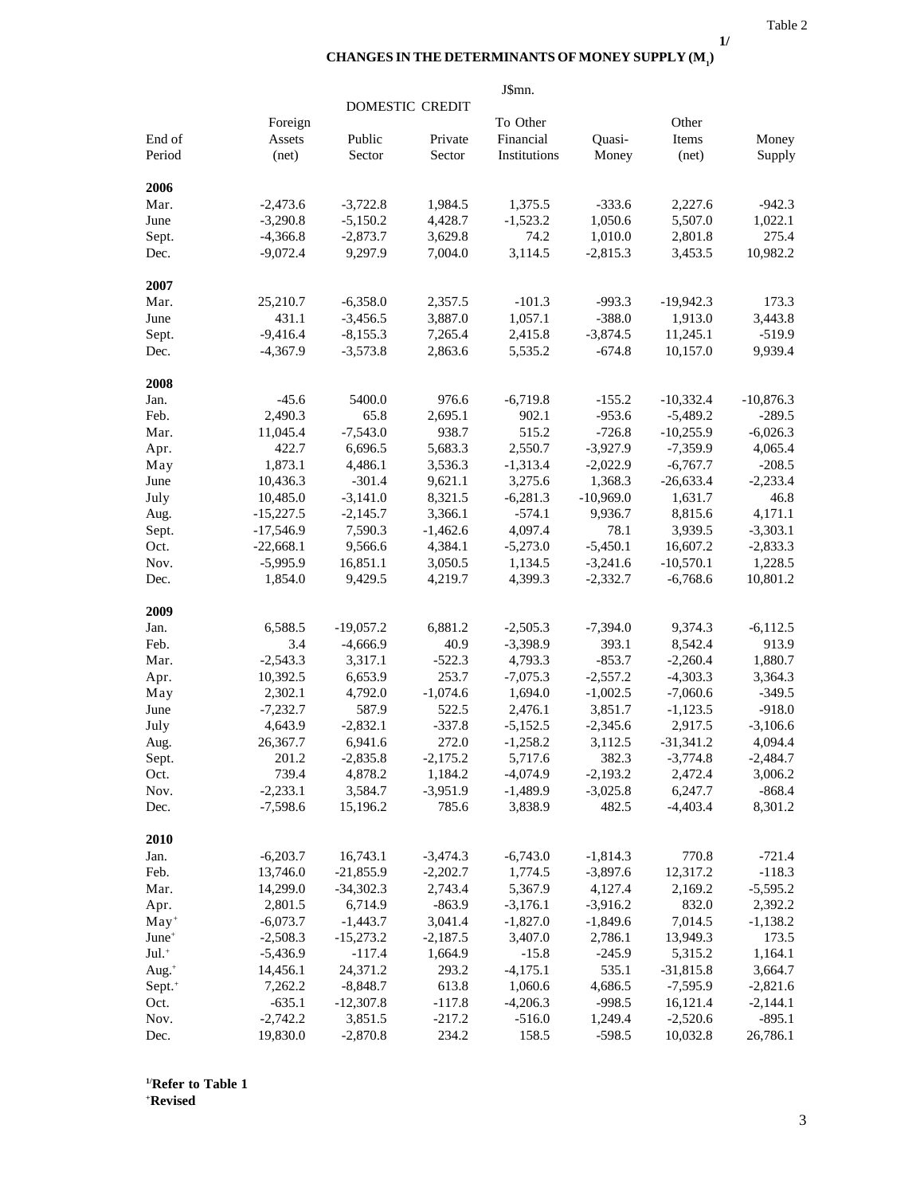Table 2

## CHANGES IN THE DETERMINANTS OF MONEY SUPPLY ($M_1$)[1/]

J$mn.

| End of Period | Foreign Assets (net) | DOMESTIC CREDIT Public Sector | Private Sector | To Other Financial Institutions | Quasi-Money | Other Items (net) | Money Supply |
|---|---|---|---|---|---|---|---|
| **2006** | | | | | | | |
| Mar. | -2,473.6 | -3,722.8 | 1,984.5 | 1,375.5 | -333.6 | 2,227.6 | -942.3 |
| June | -3,290.8 | -5,150.2 | 4,428.7 | -1,523.2 | 1,050.6 | 5,507.0 | 1,022.1 |
| Sept. | -4,366.8 | -2,873.7 | 3,629.8 | 74.2 | 1,010.0 | 2,801.8 | 275.4 |
| Dec. | -9,072.4 | 9,297.9 | 7,004.0 | 3,114.5 | -2,815.3 | 3,453.5 | 10,982.2 |
| **2007** | | | | | | | |
| Mar. | 25,210.7 | -6,358.0 | 2,357.5 | -101.3 | -993.3 | -19,942.3 | 173.3 |
| June | 431.1 | -3,456.5 | 3,887.0 | 1,057.1 | -388.0 | 1,913.0 | 3,443.8 |
| Sept. | -9,416.4 | -8,155.3 | 7,265.4 | 2,415.8 | -3,874.5 | 11,245.1 | -519.9 |
| Dec. | -4,367.9 | -3,573.8 | 2,863.6 | 5,535.2 | -674.8 | 10,157.0 | 9,939.4 |
| **2008** | | | | | | | |
| Jan. | -45.6 | 5400.0 | 976.6 | -6,719.8 | -155.2 | -10,332.4 | -10,876.3 |
| Feb. | 2,490.3 | 65.8 | 2,695.1 | 902.1 | -953.6 | -5,489.2 | -289.5 |
| Mar. | 11,045.4 | -7,543.0 | 938.7 | 515.2 | -726.8 | -10,255.9 | -6,026.3 |
| Apr. | 422.7 | 6,696.5 | 5,683.3 | 2,550.7 | -3,927.9 | -7,359.9 | 4,065.4 |
| May | 1,873.1 | 4,486.1 | 3,536.3 | -1,313.4 | -2,022.9 | -6,767.7 | -208.5 |
| June | 10,436.3 | -301.4 | 9,621.1 | 3,275.6 | 1,368.3 | -26,633.4 | -2,233.4 |
| July | 10,485.0 | -3,141.0 | 8,321.5 | -6,281.3 | -10,969.0 | 1,631.7 | 46.8 |
| Aug. | -15,227.5 | -2,145.7 | 3,366.1 | -574.1 | 9,936.7 | 8,815.6 | 4,171.1 |
| Sept. | -17,546.9 | 7,590.3 | -1,462.6 | 4,097.4 | 78.1 | 3,939.5 | -3,303.1 |
| Oct. | -22,668.1 | 9,566.6 | 4,384.1 | -5,273.0 | -5,450.1 | 16,607.2 | -2,833.3 |
| Nov. | -5,995.9 | 16,851.1 | 3,050.5 | 1,134.5 | -3,241.6 | -10,570.1 | 1,228.5 |
| Dec. | 1,854.0 | 9,429.5 | 4,219.7 | 4,399.3 | -2,332.7 | -6,768.6 | 10,801.2 |
| **2009** | | | | | | | |
| Jan. | 6,588.5 | -19,057.2 | 6,881.2 | -2,505.3 | -7,394.0 | 9,374.3 | -6,112.5 |
| Feb. | 3.4 | -4,666.9 | 40.9 | -3,398.9 | 393.1 | 8,542.4 | 913.9 |
| Mar. | -2,543.3 | 3,317.1 | -522.3 | 4,793.3 | -853.7 | -2,260.4 | 1,880.7 |
| Apr. | 10,392.5 | 6,653.9 | 253.7 | -7,075.3 | -2,557.2 | -4,303.3 | 3,364.3 |
| May | 2,302.1 | 4,792.0 | -1,074.6 | 1,694.0 | -1,002.5 | -7,060.6 | -349.5 |
| June | -7,232.7 | 587.9 | 522.5 | 2,476.1 | 3,851.7 | -1,123.5 | -918.0 |
| July | 4,643.9 | -2,832.1 | -337.8 | -5,152.5 | -2,345.6 | 2,917.5 | -3,106.6 |
| Aug. | 26,367.7 | 6,941.6 | 272.0 | -1,258.2 | 3,112.5 | -31,341.2 | 4,094.4 |
| Sept. | 201.2 | -2,835.8 | -2,175.2 | 5,717.6 | 382.3 | -3,774.8 | -2,484.7 |
| Oct. | 739.4 | 4,878.2 | 1,184.2 | -4,074.9 | -2,193.2 | 2,472.4 | 3,006.2 |
| Nov. | -2,233.1 | 3,584.7 | -3,951.9 | -1,489.9 | -3,025.8 | 6,247.7 | -868.4 |
| Dec. | -7,598.6 | 15,196.2 | 785.6 | 3,838.9 | 482.5 | -4,403.4 | 8,301.2 |
| **2010** | | | | | | | |
| Jan. | -6,203.7 | 16,743.1 | -3,474.3 | -6,743.0 | -1,814.3 | 770.8 | -721.4 |
| Feb. | 13,746.0 | -21,855.9 | -2,202.7 | 1,774.5 | -3,897.6 | 12,317.2 | -118.3 |
| Mar. | 14,299.0 | -34,302.3 | 2,743.4 | 5,367.9 | 4,127.4 | 2,169.2 | -5,595.2 |
| Apr. | 2,801.5 | 6,714.9 | -863.9 | -3,176.1 | -3,916.2 | 832.0 | 2,392.2 |
| May+ | -6,073.7 | -1,443.7 | 3,041.4 | -1,827.0 | -1,849.6 | 7,014.5 | -1,138.2 |
| June+ | -2,508.3 | -15,273.2 | -2,187.5 | 3,407.0 | 2,786.1 | 13,949.3 | 173.5 |
| Jul.+ | -5,436.9 | -117.4 | 1,664.9 | -15.8 | -245.9 | 5,315.2 | 1,164.1 |
| Aug.+ | 14,456.1 | 24,371.2 | 293.2 | -4,175.1 | 535.1 | -31,815.8 | 3,664.7 |
| Sept.+ | 7,262.2 | -8,848.7 | 613.8 | 1,060.6 | 4,686.5 | -7,595.9 | -2,821.6 |
| Oct. | -635.1 | -12,307.8 | -117.8 | -4,206.3 | -998.5 | 16,121.4 | -2,144.1 |
| Nov. | -2,742.2 | 3,851.5 | -217.2 | -516.0 | 1,249.4 | -2,520.6 | -895.1 |
| Dec. | 19,830.0 | -2,870.8 | 234.2 | 158.5 | -598.5 | 10,032.8 | 26,786.1 |

**[1/]Refer to Table 1**
**+Revised**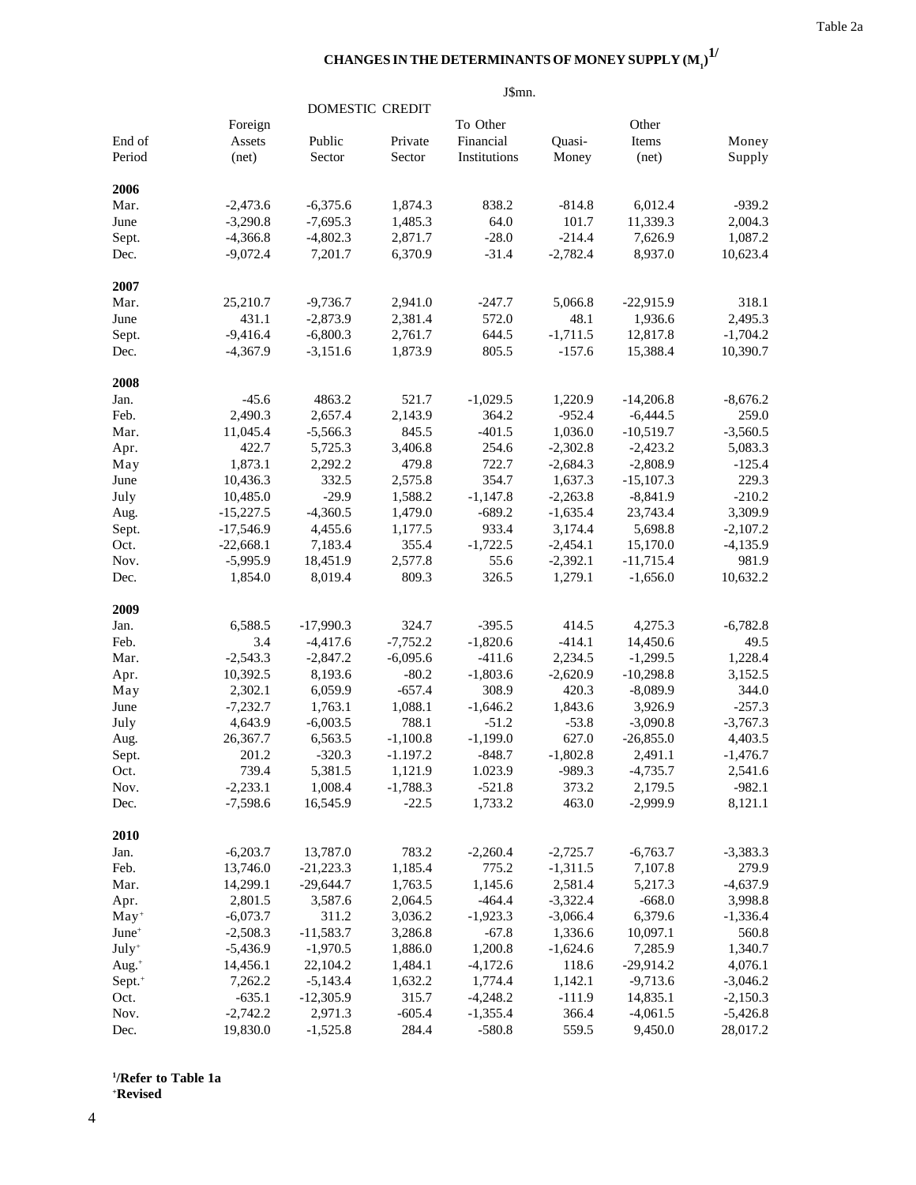Table 2a

# CHANGES IN THE DETERMINANTS OF MONEY SUPPLY ($M_1$)[1/]

J$mn.

| End of Period | Foreign Assets (net) | DOMESTIC CREDIT Public Sector | Private Sector | To Other Financial Institutions | Quasi-Money | Other Items (net) | Money Supply |
|---|---|---|---|---|---|---|---|
| **2006** | | | | | | | |
| Mar. | -2,473.6 | -6,375.6 | 1,874.3 | 838.2 | -814.8 | 6,012.4 | -939.2 |
| June | -3,290.8 | -7,695.3 | 1,485.3 | 64.0 | 101.7 | 11,339.3 | 2,004.3 |
| Sept. | -4,366.8 | -4,802.3 | 2,871.7 | -28.0 | -214.4 | 7,626.9 | 1,087.2 |
| Dec. | -9,072.4 | 7,201.7 | 6,370.9 | -31.4 | -2,782.4 | 8,937.0 | 10,623.4 |
| **2007** | | | | | | | |
| Mar. | 25,210.7 | -9,736.7 | 2,941.0 | -247.7 | 5,066.8 | -22,915.9 | 318.1 |
| June | 431.1 | -2,873.9 | 2,381.4 | 572.0 | 48.1 | 1,936.6 | 2,495.3 |
| Sept. | -9,416.4 | -6,800.3 | 2,761.7 | 644.5 | -1,711.5 | 12,817.8 | -1,704.2 |
| Dec. | -4,367.9 | -3,151.6 | 1,873.9 | 805.5 | -157.6 | 15,388.4 | 10,390.7 |
| **2008** | | | | | | | |
| Jan. | -45.6 | 4863.2 | 521.7 | -1,029.5 | 1,220.9 | -14,206.8 | -8,676.2 |
| Feb. | 2,490.3 | 2,657.4 | 2,143.9 | 364.2 | -952.4 | -6,444.5 | 259.0 |
| Mar. | 11,045.4 | -5,566.3 | 845.5 | -401.5 | 1,036.0 | -10,519.7 | -3,560.5 |
| Apr. | 422.7 | 5,725.3 | 3,406.8 | 254.6 | -2,302.8 | -2,423.2 | 5,083.3 |
| May | 1,873.1 | 2,292.2 | 479.8 | 722.7 | -2,684.3 | -2,808.9 | -125.4 |
| June | 10,436.3 | 332.5 | 2,575.8 | 354.7 | 1,637.3 | -15,107.3 | 229.3 |
| July | 10,485.0 | -29.9 | 1,588.2 | -1,147.8 | -2,263.8 | -8,841.9 | -210.2 |
| Aug. | -15,227.5 | -4,360.5 | 1,479.0 | -689.2 | -1,635.4 | 23,743.4 | 3,309.9 |
| Sept. | -17,546.9 | 4,455.6 | 1,177.5 | 933.4 | 3,174.4 | 5,698.8 | -2,107.2 |
| Oct. | -22,668.1 | 7,183.4 | 355.4 | -1,722.5 | -2,454.1 | 15,170.0 | -4,135.9 |
| Nov. | -5,995.9 | 18,451.9 | 2,577.8 | 55.6 | -2,392.1 | -11,715.4 | 981.9 |
| Dec. | 1,854.0 | 8,019.4 | 809.3 | 326.5 | 1,279.1 | -1,656.0 | 10,632.2 |
| **2009** | | | | | | | |
| Jan. | 6,588.5 | -17,990.3 | 324.7 | -395.5 | 414.5 | 4,275.3 | -6,782.8 |
| Feb. | 3.4 | -4,417.6 | -7,752.2 | -1,820.6 | -414.1 | 14,450.6 | 49.5 |
| Mar. | -2,543.3 | -2,847.2 | -6,095.6 | -411.6 | 2,234.5 | -1,299.5 | 1,228.4 |
| Apr. | 10,392.5 | 8,193.6 | -80.2 | -1,803.6 | -2,620.9 | -10,298.8 | 3,152.5 |
| May | 2,302.1 | 6,059.9 | -657.4 | 308.9 | 420.3 | -8,089.9 | 344.0 |
| June | -7,232.7 | 1,763.1 | 1,088.1 | -1,646.2 | 1,843.6 | 3,926.9 | -257.3 |
| July | 4,643.9 | -6,003.5 | 788.1 | -51.2 | -53.8 | -3,090.8 | -3,767.3 |
| Aug. | 26,367.7 | 6,563.5 | -1,100.8 | -1,199.0 | 627.0 | -26,855.0 | 4,403.5 |
| Sept. | 201.2 | -320.3 | -1.197.2 | -848.7 | -1,802.8 | 2,491.1 | -1,476.7 |
| Oct. | 739.4 | 5,381.5 | 1,121.9 | 1.023.9 | -989.3 | -4,735.7 | 2,541.6 |
| Nov. | -2,233.1 | 1,008.4 | -1,788.3 | -521.8 | 373.2 | 2,179.5 | -982.1 |
| Dec. | -7,598.6 | 16,545.9 | -22.5 | 1,733.2 | 463.0 | -2,999.9 | 8,121.1 |
| **2010** | | | | | | | |
| Jan. | -6,203.7 | 13,787.0 | 783.2 | -2,260.4 | -2,725.7 | -6,763.7 | -3,383.3 |
| Feb. | 13,746.0 | -21,223.3 | 1,185.4 | 775.2 | -1,311.5 | 7,107.8 | 279.9 |
| Mar. | 14,299.1 | -29,644.7 | 1,763.5 | 1,145.6 | 2,581.4 | 5,217.3 | -4,637.9 |
| Apr. | 2,801.5 | 3,587.6 | 2,064.5 | -464.4 | -3,322.4 | -668.0 | 3,998.8 |
| May+ | -6,073.7 | 311.2 | 3,036.2 | -1,923.3 | -3,066.4 | 6,379.6 | -1,336.4 |
| June+ | -2,508.3 | -11,583.7 | 3,286.8 | -67.8 | 1,336.6 | 10,097.1 | 560.8 |
| July+ | -5,436.9 | -1,970.5 | 1,886.0 | 1,200.8 | -1,624.6 | 7,285.9 | 1,340.7 |
| Aug.+ | 14,456.1 | 22,104.2 | 1,484.1 | -4,172.6 | 118.6 | -29,914.2 | 4,076.1 |
| Sept.+ | 7,262.2 | -5,143.4 | 1,632.2 | 1,774.4 | 1,142.1 | -9,713.6 | -3,046.2 |
| Oct. | -635.1 | -12,305.9 | 315.7 | -4,248.2 | -111.9 | 14,835.1 | -2,150.3 |
| Nov. | -2,742.2 | 2,971.3 | -605.4 | -1,355.4 | 366.4 | -4,061.5 | -5,426.8 |
| Dec. | 19,830.0 | -1,525.8 | 284.4 | -580.8 | 559.5 | 9,450.0 | 28,017.2 |

**[1]/Refer to Table 1a**
**+Revised**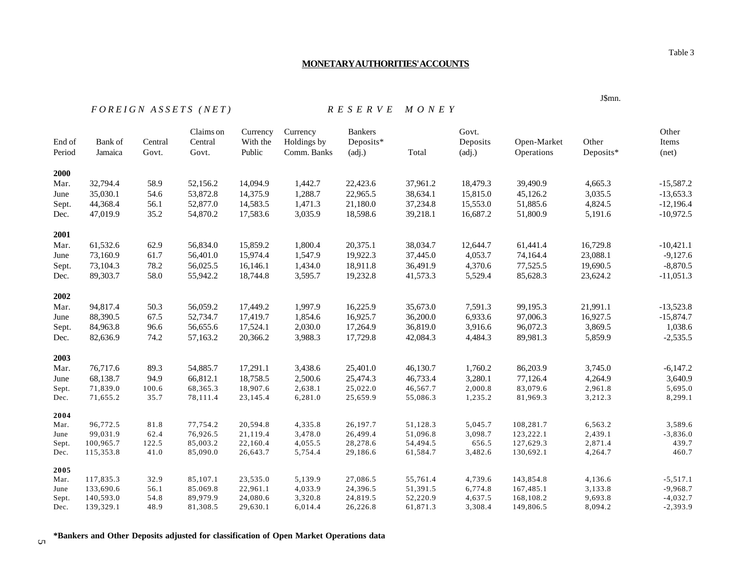Table 3

## MONETARY AUTHORITIES' ACCOUNTS

J$mn.

| End of Period | *FOREIGN ASSETS (NET)* Bank of Jamaica | Central Govt. | Claims on Central Govt. | *RESERVE MONEY* Currency With the Public | Currency Holdings by Comm. Banks | Bankers Deposits* (adj.) | Total | Govt. Deposits (adj.) | Open-Market Operations | Other Deposits* | Other Items (net) |
|---|---|---|---|---|---|---|---|---|---|---|---|
| **2000** | | | | | | | | | | | |
| Mar. | 32,794.4 | 58.9 | 52,156.2 | 14,094.9 | 1,442.7 | 22,423.6 | 37,961.2 | 18,479.3 | 39,490.9 | 4,665.3 | -15,587.2 |
| June | 35,030.1 | 54.6 | 53,872.8 | 14,375.9 | 1,288.7 | 22,965.5 | 38,634.1 | 15,815.0 | 45,126.2 | 3,035.5 | -13,653.3 |
| Sept. | 44,368.4 | 56.1 | 52,877.0 | 14,583.5 | 1,471.3 | 21,180.0 | 37,234.8 | 15,553.0 | 51,885.6 | 4,824.5 | -12,196.4 |
| Dec. | 47,019.9 | 35.2 | 54,870.2 | 17,583.6 | 3,035.9 | 18,598.6 | 39,218.1 | 16,687.2 | 51,800.9 | 5,191.6 | -10,972.5 |
| **2001** | | | | | | | | | | | |
| Mar. | 61,532.6 | 62.9 | 56,834.0 | 15,859.2 | 1,800.4 | 20,375.1 | 38,034.7 | 12,644.7 | 61,441.4 | 16,729.8 | -10,421.1 |
| June | 73,160.9 | 61.7 | 56,401.0 | 15,974.4 | 1,547.9 | 19,922.3 | 37,445.0 | 4,053.7 | 74,164.4 | 23,088.1 | -9,127.6 |
| Sept. | 73,104.3 | 78.2 | 56,025.5 | 16,146.1 | 1,434.0 | 18,911.8 | 36,491.9 | 4,370.6 | 77,525.5 | 19,690.5 | -8,870.5 |
| Dec. | 89,303.7 | 58.0 | 55,942.2 | 18,744.8 | 3,595.7 | 19,232.8 | 41,573.3 | 5,529.4 | 85,628.3 | 23,624.2 | -11,051.3 |
| **2002** | | | | | | | | | | | |
| Mar. | 94,817.4 | 50.3 | 56,059.2 | 17,449.2 | 1,997.9 | 16,225.9 | 35,673.0 | 7,591.3 | 99,195.3 | 21,991.1 | -13,523.8 |
| June | 88,390.5 | 67.5 | 52,734.7 | 17,419.7 | 1,854.6 | 16,925.7 | 36,200.0 | 6,933.6 | 97,006.3 | 16,927.5 | -15,874.7 |
| Sept. | 84,963.8 | 96.6 | 56,655.6 | 17,524.1 | 2,030.0 | 17,264.9 | 36,819.0 | 3,916.6 | 96,072.3 | 3,869.5 | 1,038.6 |
| Dec. | 82,636.9 | 74.2 | 57,163.2 | 20,366.2 | 3,988.3 | 17,729.8 | 42,084.3 | 4,484.3 | 89,981.3 | 5,859.9 | -2,535.5 |
| **2003** | | | | | | | | | | | |
| Mar. | 76,717.6 | 89.3 | 54,885.7 | 17,291.1 | 3,438.6 | 25,401.0 | 46,130.7 | 1,760.2 | 86,203.9 | 3,745.0 | -6,147.2 |
| June | 68,138.7 | 94.9 | 66,812.1 | 18,758.5 | 2,500.6 | 25,474.3 | 46,733.4 | 3,280.1 | 77,126.4 | 4,264.9 | 3,640.9 |
| Sept. | 71,839.0 | 100.6 | 68,365.3 | 18,907.6 | 2,638.1 | 25,022.0 | 46,567.7 | 2,000.8 | 83,079.6 | 2,961.8 | 5,695.0 |
| Dec. | 71,655.2 | 35.7 | 78,111.4 | 23,145.4 | 6,281.0 | 25,659.9 | 55,086.3 | 1,235.2 | 81,969.3 | 3,212.3 | 8,299.1 |
| **2004** | | | | | | | | | | | |
| Mar. | 96,772.5 | 81.8 | 77,754.2 | 20,594.8 | 4,335.8 | 26,197.7 | 51,128.3 | 5,045.7 | 108,281.7 | 6,563.2 | 3,589.6 |
| June | 99,031.9 | 62.4 | 76,926.5 | 21,119.4 | 3,478.0 | 26,499.4 | 51,096.8 | 3,098.7 | 123,222.1 | 2,439.1 | -3,836.0 |
| Sept. | 100,965.7 | 122.5 | 85,003.2 | 22,160.4 | 4,055.5 | 28,278.6 | 54,494.5 | 656.5 | 127,629.3 | 2,871.4 | 439.7 |
| Dec. | 115,353.8 | 41.0 | 85,090.0 | 26,643.7 | 5,754.4 | 29,186.6 | 61,584.7 | 3,482.6 | 130,692.1 | 4,264.7 | 460.7 |
| **2005** | | | | | | | | | | | |
| Mar. | 117,835.3 | 32.9 | 85,107.1 | 23,535.0 | 5,139.9 | 27,086.5 | 55,761.4 | 4,739.6 | 143,854.8 | 4,136.6 | -5,517.1 |
| June | 133,690.6 | 56.1 | 85.069.8 | 22,961.1 | 4,033.9 | 24,396.5 | 51,391.5 | 6,774.8 | 167,485.1 | 3,133.8 | -9,968.7 |
| Sept. | 140,593.0 | 54.8 | 89,979.9 | 24,080.6 | 3,320.8 | 24,819.5 | 52,220.9 | 4,637.5 | 168,108.2 | 9,693.8 | -4,032.7 |
| Dec. | 139,329.1 | 48.9 | 81,308.5 | 29,630.1 | 6,014.4 | 26,226.8 | 61,871.3 | 3,308.4 | 149,806.5 | 8,094.2 | -2,393.9 |

**\*Bankers and Other Deposits adjusted for classification of Open Market Operations data**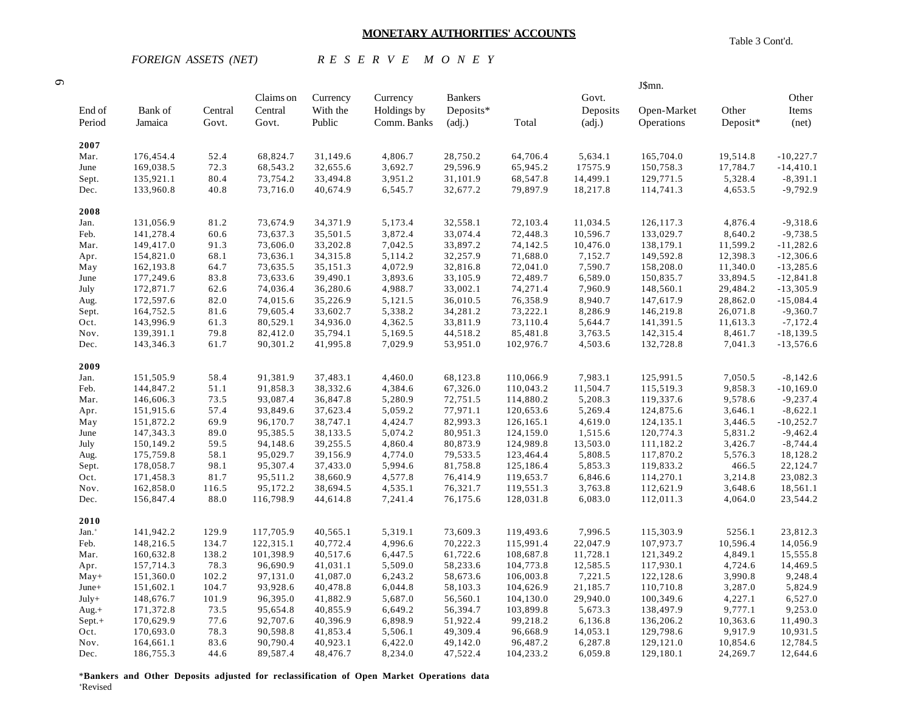# MONETARY AUTHORITIES' ACCOUNTS

Table 3 Cont'd.

*FOREIGN ASSETS (NET)* *R E S E R V E M O N E Y*

J$mn.

| End of Period | Bank of Jamaica | Central Govt. | Claims on Central Govt. | Currency With the Public | Currency Holdings by Comm. Banks | Bankers Deposits* (adj.) | Total | Govt. Deposits (adj.) | Open-Market Operations | Other Deposit* | Other Items (net) |
|---|---|---|---|---|---|---|---|---|---|---|---|
| **2007** | | | | | | | | | | | |
| Mar. | 176,454.4 | 52.4 | 68,824.7 | 31,149.6 | 4,806.7 | 28,750.2 | 64,706.4 | 5,634.1 | 165,704.0 | 19,514.8 | -10,227.7 |
| June | 169,038.5 | 72.3 | 68,543.2 | 32,655.6 | 3,692.7 | 29,596.9 | 65,945.2 | 17575.9 | 150,758.3 | 17,784.7 | -14,410.1 |
| Sept. | 135,921.1 | 80.4 | 73,754.2 | 33,494.8 | 3,951.2 | 31,101.9 | 68,547.8 | 14,499.1 | 129,771.5 | 5,328.4 | -8,391.1 |
| Dec. | 133,960.8 | 40.8 | 73,716.0 | 40,674.9 | 6,545.7 | 32,677.2 | 79,897.9 | 18,217.8 | 114,741.3 | 4,653.5 | -9,792.9 |
| **2008** | | | | | | | | | | | |
| Jan. | 131,056.9 | 81.2 | 73,674.9 | 34,371.9 | 5,173.4 | 32,558.1 | 72,103.4 | 11,034.5 | 126,117.3 | 4,876.4 | -9,318.6 |
| Feb. | 141,278.4 | 60.6 | 73,637.3 | 35,501.5 | 3,872.4 | 33,074.4 | 72,448.3 | 10,596.7 | 133,029.7 | 8,640.2 | -9,738.5 |
| Mar. | 149,417.0 | 91.3 | 73,606.0 | 33,202.8 | 7,042.5 | 33,897.2 | 74,142.5 | 10,476.0 | 138,179.1 | 11,599.2 | -11,282.6 |
| Apr. | 154,821.0 | 68.1 | 73,636.1 | 34,315.8 | 5,114.2 | 32,257.9 | 71,688.0 | 7,152.7 | 149,592.8 | 12,398.3 | -12,306.6 |
| May | 162,193.8 | 64.7 | 73,635.5 | 35,151.3 | 4,072.9 | 32,816.8 | 72,041.0 | 7,590.7 | 158,208.0 | 11,340.0 | -13,285.6 |
| June | 177,249.6 | 83.8 | 73,633.6 | 39,490.1 | 3,893.6 | 33,105.9 | 72,489.7 | 6,589.0 | 150,835.7 | 33,894.5 | -12,841.8 |
| July | 172,871.7 | 62.6 | 74,036.4 | 36,280.6 | 4,988.7 | 33,002.1 | 74,271.4 | 7,960.9 | 148,560.1 | 29,484.2 | -13,305.9 |
| Aug. | 172,597.6 | 82.0 | 74,015.6 | 35,226.9 | 5,121.5 | 36,010.5 | 76,358.9 | 8,940.7 | 147,617.9 | 28,862.0 | -15,084.4 |
| Sept. | 164,752.5 | 81.6 | 79,605.4 | 33,602.7 | 5,338.2 | 34,281.2 | 73,222.1 | 8,286.9 | 146,219.8 | 26,071.8 | -9,360.7 |
| Oct. | 143,996.9 | 61.3 | 80,529.1 | 34,936.0 | 4,362.5 | 33,811.9 | 73,110.4 | 5,644.7 | 141,391.5 | 11,613.3 | -7,172.4 |
| Nov. | 139,391.1 | 79.8 | 82,412.0 | 35,794.1 | 5,169.5 | 44,518.2 | 85,481.8 | 3,763.5 | 142,315.4 | 8,461.7 | -18,139.5 |
| Dec. | 143,346.3 | 61.7 | 90,301.2 | 41,995.8 | 7,029.9 | 53,951.0 | 102,976.7 | 4,503.6 | 132,728.8 | 7,041.3 | -13,576.6 |
| **2009** | | | | | | | | | | | |
| Jan. | 151,505.9 | 58.4 | 91,381.9 | 37,483.1 | 4,460.0 | 68,123.8 | 110,066.9 | 7,983.1 | 125,991.5 | 7,050.5 | -8,142.6 |
| Feb. | 144,847.2 | 51.1 | 91,858.3 | 38,332.6 | 4,384.6 | 67,326.0 | 110,043.2 | 11,504.7 | 115,519.3 | 9,858.3 | -10,169.0 |
| Mar. | 146,606.3 | 73.5 | 93,087.4 | 36,847.8 | 5,280.9 | 72,751.5 | 114,880.2 | 5,208.3 | 119,337.6 | 9,578.6 | -9,237.4 |
| Apr. | 151,915.6 | 57.4 | 93,849.6 | 37,623.4 | 5,059.2 | 77,971.1 | 120,653.6 | 5,269.4 | 124,875.6 | 3,646.1 | -8,622.1 |
| May | 151,872.2 | 69.9 | 96,170.7 | 38,747.1 | 4,424.7 | 82,993.3 | 126,165.1 | 4,619.0 | 124,135.1 | 3,446.5 | -10,252.7 |
| June | 147,343.3 | 89.0 | 95,385.5 | 38,133.5 | 5,074.2 | 80,951.3 | 124,159.0 | 1,515.6 | 120,774.3 | 5,831.2 | -9,462.4 |
| July | 150,149.2 | 59.5 | 94,148.6 | 39,255.5 | 4,860.4 | 80,873.9 | 124,989.8 | 13,503.0 | 111,182.2 | 3,426.7 | -8,744.4 |
| Aug. | 175,759.8 | 58.1 | 95,029.7 | 39,156.9 | 4,774.0 | 79,533.5 | 123,464.4 | 5,808.5 | 117,870.2 | 5,576.3 | 18,128.2 |
| Sept. | 178,058.7 | 98.1 | 95,307.4 | 37,433.0 | 5,994.6 | 81,758.8 | 125,186.4 | 5,853.3 | 119,833.2 | 466.5 | 22,124.7 |
| Oct. | 171,458.3 | 81.7 | 95,511.2 | 38,660.9 | 4,577.8 | 76,414.9 | 119,653.7 | 6,846.6 | 114,270.1 | 3,214.8 | 23,082.3 |
| Nov. | 162,858.0 | 116.5 | 95,172.2 | 38,694.5 | 4,535.1 | 76,321.7 | 119,551.3 | 3,763.8 | 112,621.9 | 3,648.6 | 18,561.1 |
| Dec. | 156,847.4 | 88.0 | 116,798.9 | 44,614.8 | 7,241.4 | 76,175.6 | 128,031.8 | 6,083.0 | 112,011.3 | 4,064.0 | 23,544.2 |
| **2010** | | | | | | | | | | | |
| Jan.+ | 141,942.2 | 129.9 | 117,705.9 | 40,565.1 | 5,319.1 | 73,609.3 | 119,493.6 | 7,996.5 | 115,303.9 | 5256.1 | 23,812.3 |
| Feb. | 148,216.5 | 134.7 | 122,315.1 | 40,772.4 | 4,996.6 | 70,222.3 | 115,991.4 | 22,047.9 | 107,973.7 | 10,596.4 | 14,056.9 |
| Mar. | 160,632.8 | 138.2 | 101,398.9 | 40,517.6 | 6,447.5 | 61,722.6 | 108,687.8 | 11,728.1 | 121,349.2 | 4,849.1 | 15,555.8 |
| Apr. | 157,714.3 | 78.3 | 96,690.9 | 41,031.1 | 5,509.0 | 58,233.6 | 104,773.8 | 12,585.5 | 117,930.1 | 4,724.6 | 14,469.5 |
| May+ | 151,360.0 | 102.2 | 97,131.0 | 41,087.0 | 6,243.2 | 58,673.6 | 106,003.8 | 7,221.5 | 122,128.6 | 3,990.8 | 9,248.4 |
| June+ | 151,602.1 | 104.7 | 93,928.6 | 40,478.8 | 6,044.8 | 58,103.3 | 104,626.9 | 21,185.7 | 110,710.8 | 3,287.0 | 5,824.9 |
| July+ | 148,676.7 | 101.9 | 96,395.0 | 41,882.9 | 5,687.0 | 56,560.1 | 104,130.0 | 29,940.0 | 100,349.6 | 4,227.1 | 6,527.0 |
| Aug.+ | 171,372.8 | 73.5 | 95,654.8 | 40,855.9 | 6,649.2 | 56,394.7 | 103,899.8 | 5,673.3 | 138,497.9 | 9,777.1 | 9,253.0 |
| Sept.+ | 170,629.9 | 77.6 | 92,707.6 | 40,396.9 | 6,898.9 | 51,922.4 | 99,218.2 | 6,136.8 | 136,206.2 | 10,363.6 | 11,490.3 |
| Oct. | 170,693.0 | 78.3 | 90,598.8 | 41,853.4 | 5,506.1 | 49,309.4 | 96,668.9 | 14,053.1 | 129,798.6 | 9,917.9 | 10,931.5 |
| Nov. | 164,661.1 | 83.6 | 90,790.4 | 40,923.1 | 6,422.0 | 49,142.0 | 96,487.2 | 6,287.8 | 129,121.0 | 10,854.6 | 12,784.5 |
| Dec. | 186,755.3 | 44.6 | 89,587.4 | 48,476.7 | 8,234.0 | 47,522.4 | 104,233.2 | 6,059.8 | 129,180.1 | 24,269.7 | 12,644.6 |

***Bankers and Other Deposits adjusted for reclassification of Open Market Operations data**

+Revised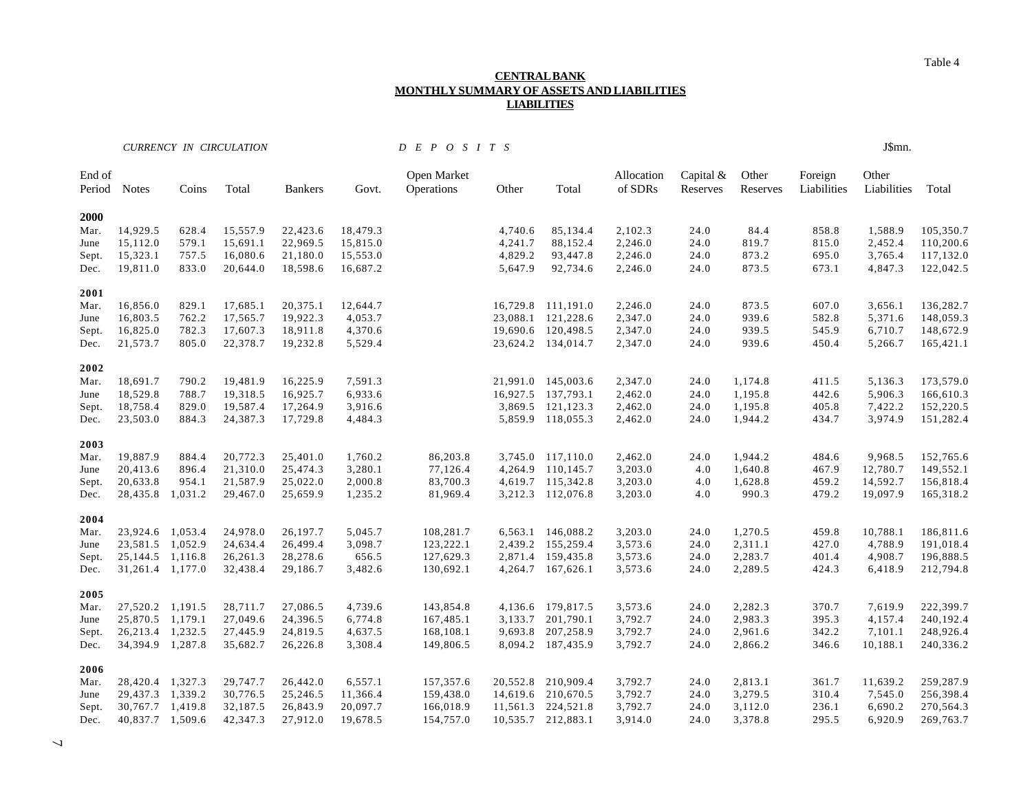Table 4

**CENTRAL BANK**
**MONTHLY SUMMARY OF ASSETS AND LIABILITIES**
**LIABILITIES**

J$mn.

| End of Period | *CURRENCY IN CIRCULATION* Notes | Coins | Total | *DEPOSITS* Bankers | Govt. | Open Market Operations | Other | Total | Allocation of SDRs | Capital & Reserves | Other Reserves | Foreign Liabilities | Other Liabilities | Total |
|---|---|---|---|---|---|---|---|---|---|---|---|---|---|---|
| **2000** | | | | | | | | | | | | | | |
| Mar. | 14,929.5 | 628.4 | 15,557.9 | 22,423.6 | 18,479.3 | | 4,740.6 | 85,134.4 | 2,102.3 | 24.0 | 84.4 | 858.8 | 1,588.9 | 105,350.7 |
| June | 15,112.0 | 579.1 | 15,691.1 | 22,969.5 | 15,815.0 | | 4,241.7 | 88,152.4 | 2,246.0 | 24.0 | 819.7 | 815.0 | 2,452.4 | 110,200.6 |
| Sept. | 15,323.1 | 757.5 | 16,080.6 | 21,180.0 | 15,553.0 | | 4,829.2 | 93,447.8 | 2,246.0 | 24.0 | 873.2 | 695.0 | 3,765.4 | 117,132.0 |
| Dec. | 19,811.0 | 833.0 | 20,644.0 | 18,598.6 | 16,687.2 | | 5,647.9 | 92,734.6 | 2,246.0 | 24.0 | 873.5 | 673.1 | 4,847.3 | 122,042.5 |
| **2001** | | | | | | | | | | | | | | |
| Mar. | 16,856.0 | 829.1 | 17,685.1 | 20,375.1 | 12,644.7 | | 16,729.8 | 111,191.0 | 2,246.0 | 24.0 | 873.5 | 607.0 | 3,656.1 | 136,282.7 |
| June | 16,803.5 | 762.2 | 17,565.7 | 19,922.3 | 4,053.7 | | 23,088.1 | 121,228.6 | 2,347.0 | 24.0 | 939.6 | 582.8 | 5,371.6 | 148,059.3 |
| Sept. | 16,825.0 | 782.3 | 17,607.3 | 18,911.8 | 4,370.6 | | 19,690.6 | 120,498.5 | 2,347.0 | 24.0 | 939.5 | 545.9 | 6,710.7 | 148,672.9 |
| Dec. | 21,573.7 | 805.0 | 22,378.7 | 19,232.8 | 5,529.4 | | 23,624.2 | 134,014.7 | 2,347.0 | 24.0 | 939.6 | 450.4 | 5,266.7 | 165,421.1 |
| **2002** | | | | | | | | | | | | | | |
| Mar. | 18,691.7 | 790.2 | 19,481.9 | 16,225.9 | 7,591.3 | | 21,991.0 | 145,003.6 | 2,347.0 | 24.0 | 1,174.8 | 411.5 | 5,136.3 | 173,579.0 |
| June | 18,529.8 | 788.7 | 19,318.5 | 16,925.7 | 6,933.6 | | 16,927.5 | 137,793.1 | 2,462.0 | 24.0 | 1,195.8 | 442.6 | 5,906.3 | 166,610.3 |
| Sept. | 18,758.4 | 829.0 | 19,587.4 | 17,264.9 | 3,916.6 | | 3,869.5 | 121,123.3 | 2,462.0 | 24.0 | 1,195.8 | 405.8 | 7,422.2 | 152,220.5 |
| Dec. | 23,503.0 | 884.3 | 24,387.3 | 17,729.8 | 4,484.3 | | 5,859.9 | 118,055.3 | 2,462.0 | 24.0 | 1,944.2 | 434.7 | 3,974.9 | 151,282.4 |
| **2003** | | | | | | | | | | | | | | |
| Mar. | 19,887.9 | 884.4 | 20,772.3 | 25,401.0 | 1,760.2 | 86,203.8 | 3,745.0 | 117,110.0 | 2,462.0 | 24.0 | 1,944.2 | 484.6 | 9,968.5 | 152,765.6 |
| June | 20,413.6 | 896.4 | 21,310.0 | 25,474.3 | 3,280.1 | 77,126.4 | 4,264.9 | 110,145.7 | 3,203.0 | 4.0 | 1,640.8 | 467.9 | 12,780.7 | 149,552.1 |
| Sept. | 20,633.8 | 954.1 | 21,587.9 | 25,022.0 | 2,000.8 | 83,700.3 | 4,619.7 | 115,342.8 | 3,203.0 | 4.0 | 1,628.8 | 459.2 | 14,592.7 | 156,818.4 |
| Dec. | 28,435.8 | 1,031.2 | 29,467.0 | 25,659.9 | 1,235.2 | 81,969.4 | 3,212.3 | 112,076.8 | 3,203.0 | 4.0 | 990.3 | 479.2 | 19,097.9 | 165,318.2 |
| **2004** | | | | | | | | | | | | | | |
| Mar. | 23,924.6 | 1,053.4 | 24,978.0 | 26,197.7 | 5,045.7 | 108,281.7 | 6,563.1 | 146,088.2 | 3,203.0 | 24.0 | 1,270.5 | 459.8 | 10,788.1 | 186,811.6 |
| June | 23,581.5 | 1,052.9 | 24,634.4 | 26,499.4 | 3,098.7 | 123,222.1 | 2,439.2 | 155,259.4 | 3,573.6 | 24.0 | 2,311.1 | 427.0 | 4,788.9 | 191,018.4 |
| Sept. | 25,144.5 | 1,116.8 | 26,261.3 | 28,278.6 | 656.5 | 127,629.3 | 2,871.4 | 159,435.8 | 3,573.6 | 24.0 | 2,283.7 | 401.4 | 4,908.7 | 196,888.5 |
| Dec. | 31,261.4 | 1,177.0 | 32,438.4 | 29,186.7 | 3,482.6 | 130,692.1 | 4,264.7 | 167,626.1 | 3,573.6 | 24.0 | 2,289.5 | 424.3 | 6,418.9 | 212,794.8 |
| **2005** | | | | | | | | | | | | | | |
| Mar. | 27,520.2 | 1,191.5 | 28,711.7 | 27,086.5 | 4,739.6 | 143,854.8 | 4,136.6 | 179,817.5 | 3,573.6 | 24.0 | 2,282.3 | 370.7 | 7,619.9 | 222,399.7 |
| June | 25,870.5 | 1,179.1 | 27,049.6 | 24,396.5 | 6,774.8 | 167,485.1 | 3,133.7 | 201,790.1 | 3,792.7 | 24.0 | 2,983.3 | 395.3 | 4,157.4 | 240,192.4 |
| Sept. | 26,213.4 | 1,232.5 | 27,445.9 | 24,819.5 | 4,637.5 | 168,108.1 | 9,693.8 | 207,258.9 | 3,792.7 | 24.0 | 2,961.6 | 342.2 | 7,101.1 | 248,926.4 |
| Dec. | 34,394.9 | 1,287.8 | 35,682.7 | 26,226.8 | 3,308.4 | 149,806.5 | 8,094.2 | 187,435.9 | 3,792.7 | 24.0 | 2,866.2 | 346.6 | 10,188.1 | 240,336.2 |
| **2006** | | | | | | | | | | | | | | |
| Mar. | 28,420.4 | 1,327.3 | 29,747.7 | 26,442.0 | 6,557.1 | 157,357.6 | 20,552.8 | 210,909.4 | 3,792.7 | 24.0 | 2,813.1 | 361.7 | 11,639.2 | 259,287.9 |
| June | 29,437.3 | 1,339.2 | 30,776.5 | 25,246.5 | 11,366.4 | 159,438.0 | 14,619.6 | 210,670.5 | 3,792.7 | 24.0 | 3,279.5 | 310.4 | 7,545.0 | 256,398.4 |
| Sept. | 30,767.7 | 1,419.8 | 32,187.5 | 26,843.9 | 20,097.7 | 166,018.9 | 11,561.3 | 224,521.8 | 3,792.7 | 24.0 | 3,112.0 | 236.1 | 6,690.2 | 270,564.3 |
| Dec. | 40,837.7 | 1,509.6 | 42,347.3 | 27,912.0 | 19,678.5 | 154,757.0 | 10,535.7 | 212,883.1 | 3,914.0 | 24.0 | 3,378.8 | 295.5 | 6,920.9 | 269,763.7 |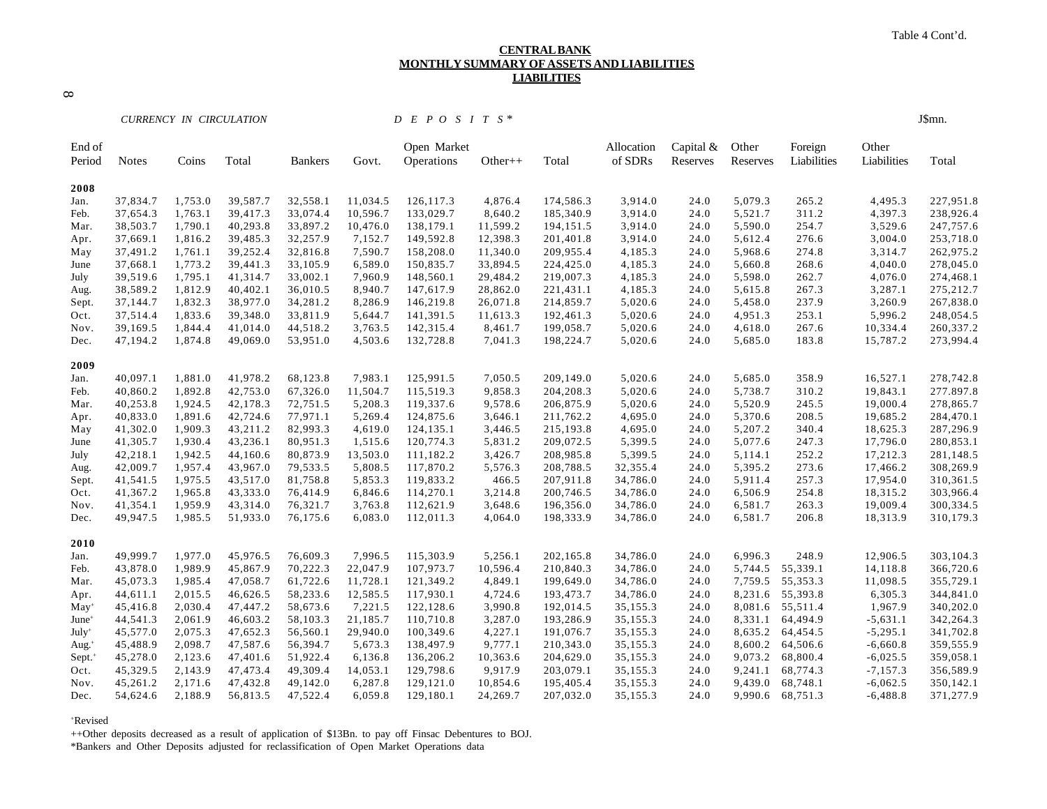Table 4 Cont'd.

**CENTRAL BANK**
**MONTHLY SUMMARY OF ASSETS AND LIABILITIES**
**LIABILITIES**

J$mn.

| End of Period | *CURRENCY IN CIRCULATION* Notes | Coins | Total | *D E P O S I T S \** Bankers | Govt. | Open Market Operations | Other++ | Total | Allocation of SDRs | Capital & Reserves | Other Reserves | Foreign Liabilities | Other Liabilities | Total |
|---|---|---|---|---|---|---|---|---|---|---|---|---|---|---|
| **2008** | | | | | | | | | | | | | | |
| Jan. | 37,834.7 | 1,753.0 | 39,587.7 | 32,558.1 | 11,034.5 | 126,117.3 | 4,876.4 | 174,586.3 | 3,914.0 | 24.0 | 5,079.3 | 265.2 | 4,495.3 | 227,951.8 |
| Feb. | 37,654.3 | 1,763.1 | 39,417.3 | 33,074.4 | 10,596.7 | 133,029.7 | 8,640.2 | 185,340.9 | 3,914.0 | 24.0 | 5,521.7 | 311.2 | 4,397.3 | 238,926.4 |
| Mar. | 38,503.7 | 1,790.1 | 40,293.8 | 33,897.2 | 10,476.0 | 138,179.1 | 11,599.2 | 194,151.5 | 3,914.0 | 24.0 | 5,590.0 | 254.7 | 3,529.6 | 247,757.6 |
| Apr. | 37,669.1 | 1,816.2 | 39,485.3 | 32,257.9 | 7,152.7 | 149,592.8 | 12,398.3 | 201,401.8 | 3,914.0 | 24.0 | 5,612.4 | 276.6 | 3,004.0 | 253,718.0 |
| May | 37,491.2 | 1,761.1 | 39,252.4 | 32,816.8 | 7,590.7 | 158,208.0 | 11,340.0 | 209,955.4 | 4,185.3 | 24.0 | 5,968.6 | 274.8 | 3,314.7 | 262,975.2 |
| June | 37,668.1 | 1,773.2 | 39,441.3 | 33,105.9 | 6,589.0 | 150,835.7 | 33,894.5 | 224,425.0 | 4,185.3 | 24.0 | 5,660.8 | 268.6 | 4,040.0 | 278,045.0 |
| July | 39,519.6 | 1,795.1 | 41,314.7 | 33,002.1 | 7,960.9 | 148,560.1 | 29,484.2 | 219,007.3 | 4,185.3 | 24.0 | 5,598.0 | 262.7 | 4,076.0 | 274,468.1 |
| Aug. | 38,589.2 | 1,812.9 | 40,402.1 | 36,010.5 | 8,940.7 | 147,617.9 | 28,862.0 | 221,431.1 | 4,185.3 | 24.0 | 5,615.8 | 267.3 | 3,287.1 | 275,212.7 |
| Sept. | 37,144.7 | 1,832.3 | 38,977.0 | 34,281.2 | 8,286.9 | 146,219.8 | 26,071.8 | 214,859.7 | 5,020.6 | 24.0 | 5,458.0 | 237.9 | 3,260.9 | 267,838.0 |
| Oct. | 37,514.4 | 1,833.6 | 39,348.0 | 33,811.9 | 5,644.7 | 141,391.5 | 11,613.3 | 192,461.3 | 5,020.6 | 24.0 | 4,951.3 | 253.1 | 5,996.2 | 248,054.5 |
| Nov. | 39,169.5 | 1,844.4 | 41,014.0 | 44,518.2 | 3,763.5 | 142,315.4 | 8,461.7 | 199,058.7 | 5,020.6 | 24.0 | 4,618.0 | 267.6 | 10,334.4 | 260,337.2 |
| Dec. | 47,194.2 | 1,874.8 | 49,069.0 | 53,951.0 | 4,503.6 | 132,728.8 | 7,041.3 | 198,224.7 | 5,020.6 | 24.0 | 5,685.0 | 183.8 | 15,787.2 | 273,994.4 |
| **2009** | | | | | | | | | | | | | | |
| Jan. | 40,097.1 | 1,881.0 | 41,978.2 | 68,123.8 | 7,983.1 | 125,991.5 | 7,050.5 | 209,149.0 | 5,020.6 | 24.0 | 5,685.0 | 358.9 | 16,527.1 | 278,742.8 |
| Feb. | 40,860.2 | 1,892.8 | 42,753.0 | 67,326.0 | 11,504.7 | 115,519.3 | 9,858.3 | 204,208.3 | 5,020.6 | 24.0 | 5,738.7 | 310.2 | 19,843.1 | 277.897.8 |
| Mar. | 40,253.8 | 1,924.5 | 42,178.3 | 72,751.5 | 5,208.3 | 119,337.6 | 9,578.6 | 206,875.9 | 5,020.6 | 24.0 | 5,520.9 | 245.5 | 19,000.4 | 278,865.7 |
| Apr. | 40,833.0 | 1,891.6 | 42,724.6 | 77,971.1 | 5,269.4 | 124,875.6 | 3,646.1 | 211,762.2 | 4,695.0 | 24.0 | 5,370.6 | 208.5 | 19,685.2 | 284,470.1 |
| May | 41,302.0 | 1,909.3 | 43,211.2 | 82,993.3 | 4,619.0 | 124,135.1 | 3,446.5 | 215,193.8 | 4,695.0 | 24.0 | 5,207.2 | 340.4 | 18,625.3 | 287,296.9 |
| June | 41,305.7 | 1,930.4 | 43,236.1 | 80,951.3 | 1,515.6 | 120,774.3 | 5,831.2 | 209,072.5 | 5,399.5 | 24.0 | 5,077.6 | 247.3 | 17,796.0 | 280,853.1 |
| July | 42,218.1 | 1,942.5 | 44,160.6 | 80,873.9 | 13,503.0 | 111,182.2 | 3,426.7 | 208,985.8 | 5,399.5 | 24.0 | 5,114.1 | 252.2 | 17,212.3 | 281,148.5 |
| Aug. | 42,009.7 | 1,957.4 | 43,967.0 | 79,533.5 | 5,808.5 | 117,870.2 | 5,576.3 | 208,788.5 | 32,355.4 | 24.0 | 5,395.2 | 273.6 | 17,466.2 | 308,269.9 |
| Sept. | 41,541.5 | 1,975.5 | 43,517.0 | 81,758.8 | 5,853.3 | 119,833.2 | 466.5 | 207,911.8 | 34,786.0 | 24.0 | 5,911.4 | 257.3 | 17,954.0 | 310,361.5 |
| Oct. | 41,367.2 | 1,965.8 | 43,333.0 | 76,414.9 | 6,846.6 | 114,270.1 | 3,214.8 | 200,746.5 | 34,786.0 | 24.0 | 6,506.9 | 254.8 | 18,315.2 | 303,966.4 |
| Nov. | 41,354.1 | 1,959.9 | 43,314.0 | 76,321.7 | 3,763.8 | 112,621.9 | 3,648.6 | 196,356.0 | 34,786.0 | 24.0 | 6,581.7 | 263.3 | 19,009.4 | 300,334.5 |
| Dec. | 49,947.5 | 1,985.5 | 51,933.0 | 76,175.6 | 6,083.0 | 112,011.3 | 4,064.0 | 198,333.9 | 34,786.0 | 24.0 | 6,581.7 | 206.8 | 18,313.9 | 310,179.3 |
| **2010** | | | | | | | | | | | | | | |
| Jan. | 49,999.7 | 1,977.0 | 45,976.5 | 76,609.3 | 7,996.5 | 115,303.9 | 5,256.1 | 202,165.8 | 34,786.0 | 24.0 | 6,996.3 | 248.9 | 12,906.5 | 303,104.3 |
| Feb. | 43,878.0 | 1,989.9 | 45,867.9 | 70,222.3 | 22,047.9 | 107,973.7 | 10,596.4 | 210,840.3 | 34,786.0 | 24.0 | 5,744.5 | 55,339.1 | 14,118.8 | 366,720.6 |
| Mar. | 45,073.3 | 1,985.4 | 47,058.7 | 61,722.6 | 11,728.1 | 121,349.2 | 4,849.1 | 199,649.0 | 34,786.0 | 24.0 | 7,759.5 | 55,353.3 | 11,098.5 | 355,729.1 |
| Apr. | 44,611.1 | 2,015.5 | 46,626.5 | 58,233.6 | 12,585.5 | 117,930.1 | 4,724.6 | 193,473.7 | 34,786.0 | 24.0 | 8,231.6 | 55,393.8 | 6,305.3 | 344,841.0 |
| May+ | 45,416.8 | 2,030.4 | 47,447.2 | 58,673.6 | 7,221.5 | 122,128.6 | 3,990.8 | 192,014.5 | 35,155.3 | 24.0 | 8,081.6 | 55,511.4 | 1,967.9 | 340,202.0 |
| June+ | 44,541.3 | 2,061.9 | 46,603.2 | 58,103.3 | 21,185.7 | 110,710.8 | 3,287.0 | 193,286.9 | 35,155.3 | 24.0 | 8,331.1 | 64,494.9 | -5,631.1 | 342,264.3 |
| July+ | 45,577.0 | 2,075.3 | 47,652.3 | 56,560.1 | 29,940.0 | 100,349.6 | 4,227.1 | 191,076.7 | 35,155.3 | 24.0 | 8,635.2 | 64,454.5 | -5,295.1 | 341,702.8 |
| Aug.+ | 45,488.9 | 2,098.7 | 47,587.6 | 56,394.7 | 5,673.3 | 138,497.9 | 9,777.1 | 210,343.0 | 35,155.3 | 24.0 | 8,600.2 | 64,506.6 | -6,660.8 | 359,555.9 |
| Sept.+ | 45,278.0 | 2,123.6 | 47,401.6 | 51,922.4 | 6,136.8 | 136,206.2 | 10,363.6 | 204,629.0 | 35,155.3 | 24.0 | 9,073.2 | 68,800.4 | -6,025.5 | 359,058.1 |
| Oct. | 45,329.5 | 2,143.9 | 47,473.4 | 49,309.4 | 14,053.1 | 129,798.6 | 9,917.9 | 203,079.1 | 35,155.3 | 24.0 | 9,241.1 | 68,774.3 | -7,157.3 | 356,589.9 |
| Nov. | 45,261.2 | 2,171.6 | 47,432.8 | 49,142.0 | 6,287.8 | 129,121.0 | 10,854.6 | 195,405.4 | 35,155.3 | 24.0 | 9,439.0 | 68,748.1 | -6,062.5 | 350,142.1 |
| Dec. | 54,624.6 | 2,188.9 | 56,813.5 | 47,522.4 | 6,059.8 | 129,180.1 | 24,269.7 | 207,032.0 | 35,155.3 | 24.0 | 9,990.6 | 68,751.3 | -6,488.8 | 371,277.9 |

+Revised

++Other deposits decreased as a result of application of $13Bn. to pay off Finsac Debentures to BOJ.

*Bankers and Other Deposits adjusted for reclassification of Open Market Operations data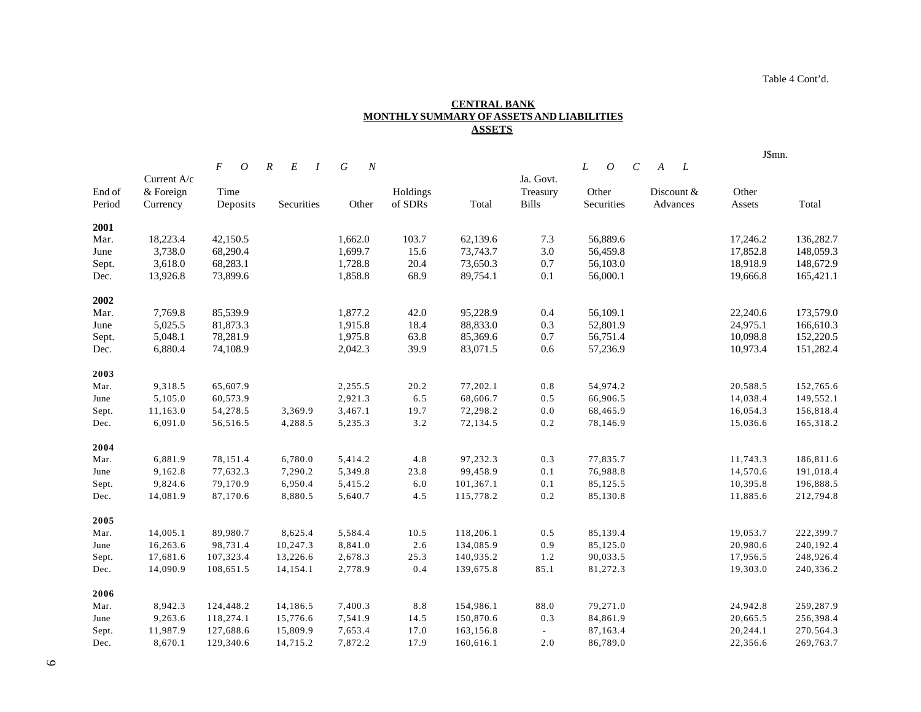Table 4 Cont'd.

**CENTRAL BANK**
**MONTHLY SUMMARY OF ASSETS AND LIABILITIES**
**ASSETS**

J$mn.

| | *F O R E I G N* | | | | | | *L O C A L* | | | | |
|---|---|---|---|---|---|---|---|---|---|---|---|
| End of Period | Current A/c & Foreign Currency | Time Deposits | Securities | Other | Holdings of SDRs | Total | Ja. Govt. Treasury Bills | Other Securities | Discount & Advances | Other Assets | Total |
| **2001** | | | | | | | | | | | |
| Mar. | 18,223.4 | 42,150.5 | | 1,662.0 | 103.7 | 62,139.6 | 7.3 | 56,889.6 | | 17,246.2 | 136,282.7 |
| June | 3,738.0 | 68,290.4 | | 1,699.7 | 15.6 | 73,743.7 | 3.0 | 56,459.8 | | 17,852.8 | 148,059.3 |
| Sept. | 3,618.0 | 68,283.1 | | 1,728.8 | 20.4 | 73,650.3 | 0.7 | 56,103.0 | | 18,918.9 | 148,672.9 |
| Dec. | 13,926.8 | 73,899.6 | | 1,858.8 | 68.9 | 89,754.1 | 0.1 | 56,000.1 | | 19,666.8 | 165,421.1 |
| **2002** | | | | | | | | | | | |
| Mar. | 7,769.8 | 85,539.9 | | 1,877.2 | 42.0 | 95,228.9 | 0.4 | 56,109.1 | | 22,240.6 | 173,579.0 |
| June | 5,025.5 | 81,873.3 | | 1,915.8 | 18.4 | 88,833.0 | 0.3 | 52,801.9 | | 24,975.1 | 166,610.3 |
| Sept. | 5,048.1 | 78,281.9 | | 1,975.8 | 63.8 | 85,369.6 | 0.7 | 56,751.4 | | 10,098.8 | 152,220.5 |
| Dec. | 6,880.4 | 74,108.9 | | 2,042.3 | 39.9 | 83,071.5 | 0.6 | 57,236.9 | | 10,973.4 | 151,282.4 |
| **2003** | | | | | | | | | | | |
| Mar. | 9,318.5 | 65,607.9 | | 2,255.5 | 20.2 | 77,202.1 | 0.8 | 54,974.2 | | 20,588.5 | 152,765.6 |
| June | 5,105.0 | 60,573.9 | | 2,921.3 | 6.5 | 68,606.7 | 0.5 | 66,906.5 | | 14,038.4 | 149,552.1 |
| Sept. | 11,163.0 | 54,278.5 | 3,369.9 | 3,467.1 | 19.7 | 72,298.2 | 0.0 | 68,465.9 | | 16,054.3 | 156,818.4 |
| Dec. | 6,091.0 | 56,516.5 | 4,288.5 | 5,235.3 | 3.2 | 72,134.5 | 0.2 | 78,146.9 | | 15,036.6 | 165,318.2 |
| **2004** | | | | | | | | | | | |
| Mar. | 6,881.9 | 78,151.4 | 6,780.0 | 5,414.2 | 4.8 | 97,232.3 | 0.3 | 77,835.7 | | 11,743.3 | 186,811.6 |
| June | 9,162.8 | 77,632.3 | 7,290.2 | 5,349.8 | 23.8 | 99,458.9 | 0.1 | 76,988.8 | | 14,570.6 | 191,018.4 |
| Sept. | 9,824.6 | 79,170.9 | 6,950.4 | 5,415.2 | 6.0 | 101,367.1 | 0.1 | 85,125.5 | | 10,395.8 | 196,888.5 |
| Dec. | 14,081.9 | 87,170.6 | 8,880.5 | 5,640.7 | 4.5 | 115,778.2 | 0.2 | 85,130.8 | | 11,885.6 | 212,794.8 |
| **2005** | | | | | | | | | | | |
| Mar. | 14,005.1 | 89,980.7 | 8,625.4 | 5,584.4 | 10.5 | 118,206.1 | 0.5 | 85,139.4 | | 19,053.7 | 222,399.7 |
| June | 16,263.6 | 98,731.4 | 10,247.3 | 8,841.0 | 2.6 | 134,085.9 | 0.9 | 85,125.0 | | 20,980.6 | 240,192.4 |
| Sept. | 17,681.6 | 107,323.4 | 13,226.6 | 2,678.3 | 25.3 | 140,935.2 | 1.2 | 90,033.5 | | 17,956.5 | 248,926.4 |
| Dec. | 14,090.9 | 108,651.5 | 14,154.1 | 2,778.9 | 0.4 | 139,675.8 | 85.1 | 81,272.3 | | 19,303.0 | 240,336.2 |
| **2006** | | | | | | | | | | | |
| Mar. | 8,942.3 | 124,448.2 | 14,186.5 | 7,400.3 | 8.8 | 154,986.1 | 88.0 | 79,271.0 | | 24,942.8 | 259,287.9 |
| June | 9,263.6 | 118,274.1 | 15,776.6 | 7,541.9 | 14.5 | 150,870.6 | 0.3 | 84,861.9 | | 20,665.5 | 256,398.4 |
| Sept. | 11,987.9 | 127,688.6 | 15,809.9 | 7,653.4 | 17.0 | 163,156.8 | - | 87,163.4 | | 20,244.1 | 270.564.3 |
| Dec. | 8,670.1 | 129,340.6 | 14,715.2 | 7,872.2 | 17.9 | 160,616.1 | 2.0 | 86,789.0 | | 22,356.6 | 269,763.7 |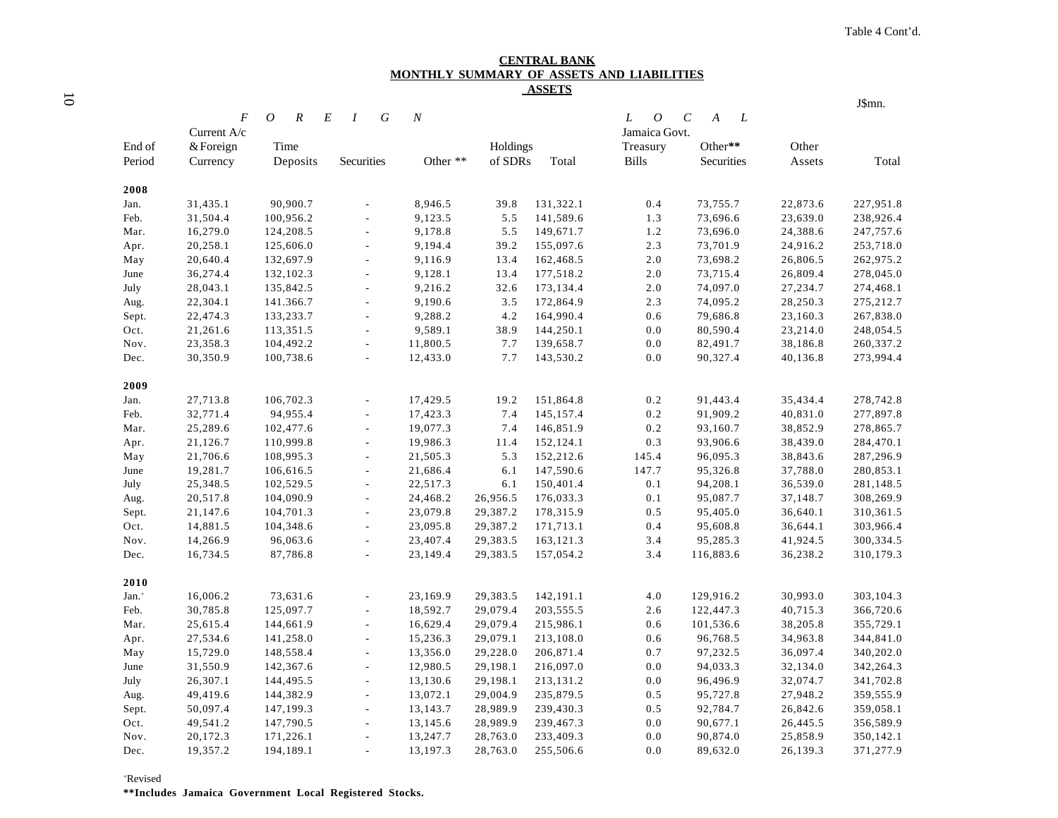Table 4 Cont'd.

**CENTRAL BANK**
**MONTHLY SUMMARY OF ASSETS AND LIABILITIES**
**ASSETS**

J$mn.

| | FOREIGN | | | | | | LOCAL | | | |
|---|---|---|---|---|---|---|---|---|---|---|
| End of Period | Current A/c & Foreign Currency | Time Deposits | Securities | Other ** | Holdings of SDRs | Total | Jamaica Govt. Treasury Bills | Other** Securities | Other Assets | Total |
| **2008** | | | | | | | | | | |
| Jan. | 31,435.1 | 90,900.7 | - | 8,946.5 | 39.8 | 131,322.1 | 0.4 | 73,755.7 | 22,873.6 | 227,951.8 |
| Feb. | 31,504.4 | 100,956.2 | - | 9,123.5 | 5.5 | 141,589.6 | 1.3 | 73,696.6 | 23,639.0 | 238,926.4 |
| Mar. | 16,279.0 | 124,208.5 | - | 9,178.8 | 5.5 | 149,671.7 | 1.2 | 73,696.0 | 24,388.6 | 247,757.6 |
| Apr. | 20,258.1 | 125,606.0 | - | 9,194.4 | 39.2 | 155,097.6 | 2.3 | 73,701.9 | 24,916.2 | 253,718.0 |
| May | 20,640.4 | 132,697.9 | - | 9,116.9 | 13.4 | 162,468.5 | 2.0 | 73,698.2 | 26,806.5 | 262,975.2 |
| June | 36,274.4 | 132,102.3 | - | 9,128.1 | 13.4 | 177,518.2 | 2.0 | 73,715.4 | 26,809.4 | 278,045.0 |
| July | 28,043.1 | 135,842.5 | - | 9,216.2 | 32.6 | 173,134.4 | 2.0 | 74,097.0 | 27,234.7 | 274,468.1 |
| Aug. | 22,304.1 | 141,366.7 | - | 9,190.6 | 3.5 | 172,864.9 | 2.3 | 74,095.2 | 28,250.3 | 275,212.7 |
| Sept. | 22,474.3 | 133,233.7 | - | 9,288.2 | 4.2 | 164,990.4 | 0.6 | 79,686.8 | 23,160.3 | 267,838.0 |
| Oct. | 21,261.6 | 113,351.5 | - | 9,589.1 | 38.9 | 144,250.1 | 0.0 | 80,590.4 | 23,214.0 | 248,054.5 |
| Nov. | 23,358.3 | 104,492.2 | - | 11,800.5 | 7.7 | 139,658.7 | 0.0 | 82,491.7 | 38,186.8 | 260,337.2 |
| Dec. | 30,350.9 | 100,738.6 | - | 12,433.0 | 7.7 | 143,530.2 | 0.0 | 90,327.4 | 40,136.8 | 273,994.4 |
| **2009** | | | | | | | | | | |
| Jan. | 27,713.8 | 106,702.3 | - | 17,429.5 | 19.2 | 151,864.8 | 0.2 | 91,443.4 | 35,434.4 | 278,742.8 |
| Feb. | 32,771.4 | 94,955.4 | - | 17,423.3 | 7.4 | 145,157.4 | 0.2 | 91,909.2 | 40,831.0 | 277,897.8 |
| Mar. | 25,289.6 | 102,477.6 | - | 19,077.3 | 7.4 | 146,851.9 | 0.2 | 93,160.7 | 38,852.9 | 278,865.7 |
| Apr. | 21,126.7 | 110,999.8 | - | 19,986.3 | 11.4 | 152,124.1 | 0.3 | 93,906.6 | 38,439.0 | 284,470.1 |
| May | 21,706.6 | 108,995.3 | - | 21,505.3 | 5.3 | 152,212.6 | 145.4 | 96,095.3 | 38,843.6 | 287,296.9 |
| June | 19,281.7 | 106,616.5 | - | 21,686.4 | 6.1 | 147,590.6 | 147.7 | 95,326.8 | 37,788.0 | 280,853.1 |
| July | 25,348.5 | 102,529.5 | - | 22,517.3 | 6.1 | 150,401.4 | 0.1 | 94,208.1 | 36,539.0 | 281,148.5 |
| Aug. | 20,517.8 | 104,090.9 | - | 24,468.2 | 26,956.5 | 176,033.3 | 0.1 | 95,087.7 | 37,148.7 | 308,269.9 |
| Sept. | 21,147.6 | 104,701.3 | - | 23,079.8 | 29,387.2 | 178,315.9 | 0.5 | 95,405.0 | 36,640.1 | 310,361.5 |
| Oct. | 14,881.5 | 104,348.6 | - | 23,095.8 | 29,387.2 | 171,713.1 | 0.4 | 95,608.8 | 36,644.1 | 303,966.4 |
| Nov. | 14,266.9 | 96,063.6 | - | 23,407.4 | 29,383.5 | 163,121.3 | 3.4 | 95,285.3 | 41,924.5 | 300,334.5 |
| Dec. | 16,734.5 | 87,786.8 | - | 23,149.4 | 29,383.5 | 157,054.2 | 3.4 | 116,883.6 | 36,238.2 | 310,179.3 |
| **2010** | | | | | | | | | | |
| Jan.[+] | 16,006.2 | 73,631.6 | - | 23,169.9 | 29,383.5 | 142,191.1 | 4.0 | 129,916.2 | 30,993.0 | 303,104.3 |
| Feb. | 30,785.8 | 125,097.7 | - | 18,592.7 | 29,079.4 | 203,555.5 | 2.6 | 122,447.3 | 40,715.3 | 366,720.6 |
| Mar. | 25,615.4 | 144,661.9 | - | 16,629.4 | 29,079.4 | 215,986.1 | 0.6 | 101,536.6 | 38,205.8 | 355,729.1 |
| Apr. | 27,534.6 | 141,258.0 | - | 15,236.3 | 29,079.1 | 213,108.0 | 0.6 | 96,768.5 | 34,963.8 | 344,841.0 |
| May | 15,729.0 | 148,558.4 | - | 13,356.0 | 29,228.0 | 206,871.4 | 0.7 | 97,232.5 | 36,097.4 | 340,202.0 |
| June | 31,550.9 | 142,367.6 | - | 12,980.5 | 29,198.1 | 216,097.0 | 0.0 | 94,033.3 | 32,134.0 | 342,264.3 |
| July | 26,307.1 | 144,495.5 | - | 13,130.6 | 29,198.1 | 213,131.2 | 0.0 | 96,496.9 | 32,074.7 | 341,702.8 |
| Aug. | 49,419.6 | 144,382.9 | - | 13,072.1 | 29,004.9 | 235,879.5 | 0.5 | 95,727.8 | 27,948.2 | 359,555.9 |
| Sept. | 50,097.4 | 147,199.3 | - | 13,143.7 | 28,989.9 | 239,430.3 | 0.5 | 92,784.7 | 26,842.6 | 359,058.1 |
| Oct. | 49,541.2 | 147,790.5 | - | 13,145.6 | 28,989.9 | 239,467.3 | 0.0 | 90,677.1 | 26,445.5 | 356,589.9 |
| Nov. | 20,172.3 | 171,226.1 | - | 13,247.7 | 28,763.0 | 233,409.3 | 0.0 | 90,874.0 | 25,858.9 | 350,142.1 |
| Dec. | 19,357.2 | 194,189.1 | - | 13,197.3 | 28,763.0 | 255,506.6 | 0.0 | 89,632.0 | 26,139.3 | 371,277.9 |

[+]Revised

**\*\*Includes Jamaica Government Local Registered Stocks.**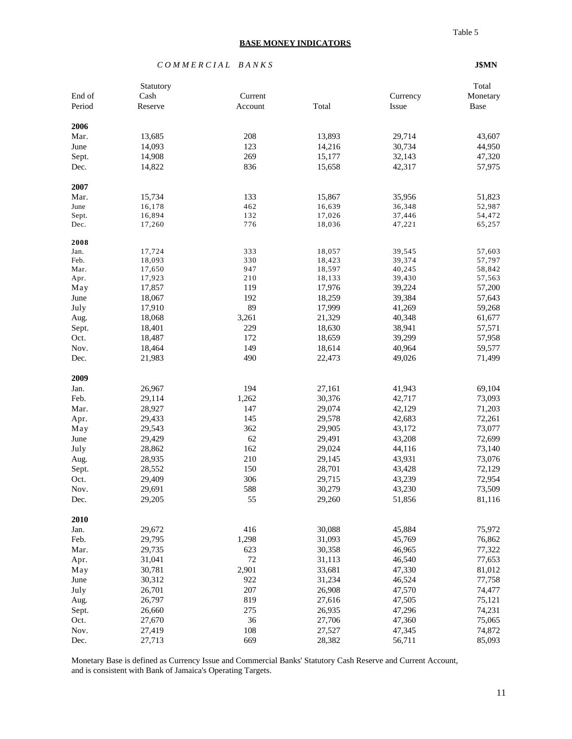Table 5

## BASE MONEY INDICATORS

*C O M M E R C I A L   B A N K S* **J$MN**

| End of Period | Statutory Cash Reserve | Current Account | Total | Currency Issue | Total Monetary Base |
|---|---|---|---|---|---|
| **2006** | | | | | |
| Mar. | 13,685 | 208 | 13,893 | 29,714 | 43,607 |
| June | 14,093 | 123 | 14,216 | 30,734 | 44,950 |
| Sept. | 14,908 | 269 | 15,177 | 32,143 | 47,320 |
| Dec. | 14,822 | 836 | 15,658 | 42,317 | 57,975 |
| **2007** | | | | | |
| Mar. | 15,734 | 133 | 15,867 | 35,956 | 51,823 |
| June | 16,178 | 462 | 16,639 | 36,348 | 52,987 |
| Sept. | 16,894 | 132 | 17,026 | 37,446 | 54,472 |
| Dec. | 17,260 | 776 | 18,036 | 47,221 | 65,257 |
| **2008** | | | | | |
| Jan. | 17,724 | 333 | 18,057 | 39,545 | 57,603 |
| Feb. | 18,093 | 330 | 18,423 | 39,374 | 57,797 |
| Mar. | 17,650 | 947 | 18,597 | 40,245 | 58,842 |
| Apr. | 17,923 | 210 | 18,133 | 39,430 | 57,563 |
| May | 17,857 | 119 | 17,976 | 39,224 | 57,200 |
| June | 18,067 | 192 | 18,259 | 39,384 | 57,643 |
| July | 17,910 | 89 | 17,999 | 41,269 | 59,268 |
| Aug. | 18,068 | 3,261 | 21,329 | 40,348 | 61,677 |
| Sept. | 18,401 | 229 | 18,630 | 38,941 | 57,571 |
| Oct. | 18,487 | 172 | 18,659 | 39,299 | 57,958 |
| Nov. | 18,464 | 149 | 18,614 | 40,964 | 59,577 |
| Dec. | 21,983 | 490 | 22,473 | 49,026 | 71,499 |
| **2009** | | | | | |
| Jan. | 26,967 | 194 | 27,161 | 41,943 | 69,104 |
| Feb. | 29,114 | 1,262 | 30,376 | 42,717 | 73,093 |
| Mar. | 28,927 | 147 | 29,074 | 42,129 | 71,203 |
| Apr. | 29,433 | 145 | 29,578 | 42,683 | 72,261 |
| May | 29,543 | 362 | 29,905 | 43,172 | 73,077 |
| June | 29,429 | 62 | 29,491 | 43,208 | 72,699 |
| July | 28,862 | 162 | 29,024 | 44,116 | 73,140 |
| Aug. | 28,935 | 210 | 29,145 | 43,931 | 73,076 |
| Sept. | 28,552 | 150 | 28,701 | 43,428 | 72,129 |
| Oct. | 29,409 | 306 | 29,715 | 43,239 | 72,954 |
| Nov. | 29,691 | 588 | 30,279 | 43,230 | 73,509 |
| Dec. | 29,205 | 55 | 29,260 | 51,856 | 81,116 |
| **2010** | | | | | |
| Jan. | 29,672 | 416 | 30,088 | 45,884 | 75,972 |
| Feb. | 29,795 | 1,298 | 31,093 | 45,769 | 76,862 |
| Mar. | 29,735 | 623 | 30,358 | 46,965 | 77,322 |
| Apr. | 31,041 | 72 | 31,113 | 46,540 | 77,653 |
| May | 30,781 | 2,901 | 33,681 | 47,330 | 81,012 |
| June | 30,312 | 922 | 31,234 | 46,524 | 77,758 |
| July | 26,701 | 207 | 26,908 | 47,570 | 74,477 |
| Aug. | 26,797 | 819 | 27,616 | 47,505 | 75,121 |
| Sept. | 26,660 | 275 | 26,935 | 47,296 | 74,231 |
| Oct. | 27,670 | 36 | 27,706 | 47,360 | 75,065 |
| Nov. | 27,419 | 108 | 27,527 | 47,345 | 74,872 |
| Dec. | 27,713 | 669 | 28,382 | 56,711 | 85,093 |

Monetary Base is defined as Currency Issue and Commercial Banks' Statutory Cash Reserve and Current Account, and is consistent with Bank of Jamaica's Operating Targets.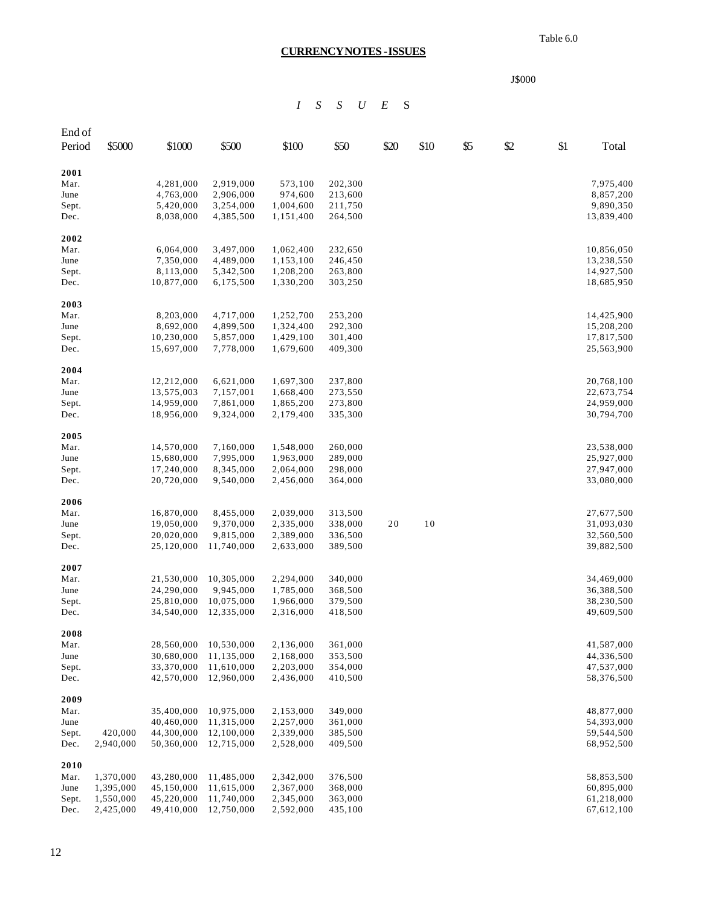Table 6.0

## CURRENCY NOTES - ISSUES

J$000

| End of Period | $5000 | $1000 | $500 | $100 | $50 | $20 | $10 | $5 | $2 | $1 | Total |
|---|---|---|---|---|---|---|---|---|---|---|---|
| **2001** | | | | | | | | | | | |
| Mar. | | 4,281,000 | 2,919,000 | 573,100 | 202,300 | | | | | | 7,975,400 |
| June | | 4,763,000 | 2,906,000 | 974,600 | 213,600 | | | | | | 8,857,200 |
| Sept. | | 5,420,000 | 3,254,000 | 1,004,600 | 211,750 | | | | | | 9,890,350 |
| Dec. | | 8,038,000 | 4,385,500 | 1,151,400 | 264,500 | | | | | | 13,839,400 |
| **2002** | | | | | | | | | | | |
| Mar. | | 6,064,000 | 3,497,000 | 1,062,400 | 232,650 | | | | | | 10,856,050 |
| June | | 7,350,000 | 4,489,000 | 1,153,100 | 246,450 | | | | | | 13,238,550 |
| Sept. | | 8,113,000 | 5,342,500 | 1,208,200 | 263,800 | | | | | | 14,927,500 |
| Dec. | | 10,877,000 | 6,175,500 | 1,330,200 | 303,250 | | | | | | 18,685,950 |
| **2003** | | | | | | | | | | | |
| Mar. | | 8,203,000 | 4,717,000 | 1,252,700 | 253,200 | | | | | | 14,425,900 |
| June | | 8,692,000 | 4,899,500 | 1,324,400 | 292,300 | | | | | | 15,208,200 |
| Sept. | | 10,230,000 | 5,857,000 | 1,429,100 | 301,400 | | | | | | 17,817,500 |
| Dec. | | 15,697,000 | 7,778,000 | 1,679,600 | 409,300 | | | | | | 25,563,900 |
| **2004** | | | | | | | | | | | |
| Mar. | | 12,212,000 | 6,621,000 | 1,697,300 | 237,800 | | | | | | 20,768,100 |
| June | | 13,575,003 | 7,157,001 | 1,668,400 | 273,550 | | | | | | 22,673,754 |
| Sept. | | 14,959,000 | 7,861,000 | 1,865,200 | 273,800 | | | | | | 24,959,000 |
| Dec. | | 18,956,000 | 9,324,000 | 2,179,400 | 335,300 | | | | | | 30,794,700 |
| **2005** | | | | | | | | | | | |
| Mar. | | 14,570,000 | 7,160,000 | 1,548,000 | 260,000 | | | | | | 23,538,000 |
| June | | 15,680,000 | 7,995,000 | 1,963,000 | 289,000 | | | | | | 25,927,000 |
| Sept. | | 17,240,000 | 8,345,000 | 2,064,000 | 298,000 | | | | | | 27,947,000 |
| Dec. | | 20,720,000 | 9,540,000 | 2,456,000 | 364,000 | | | | | | 33,080,000 |
| **2006** | | | | | | | | | | | |
| Mar. | | 16,870,000 | 8,455,000 | 2,039,000 | 313,500 | | | | | | 27,677,500 |
| June | | 19,050,000 | 9,370,000 | 2,335,000 | 338,000 | 20 | 10 | | | | 31,093,030 |
| Sept. | | 20,020,000 | 9,815,000 | 2,389,000 | 336,500 | | | | | | 32,560,500 |
| Dec. | | 25,120,000 | 11,740,000 | 2,633,000 | 389,500 | | | | | | 39,882,500 |
| **2007** | | | | | | | | | | | |
| Mar. | | 21,530,000 | 10,305,000 | 2,294,000 | 340,000 | | | | | | 34,469,000 |
| June | | 24,290,000 | 9,945,000 | 1,785,000 | 368,500 | | | | | | 36,388,500 |
| Sept. | | 25,810,000 | 10,075,000 | 1,966,000 | 379,500 | | | | | | 38,230,500 |
| Dec. | | 34,540,000 | 12,335,000 | 2,316,000 | 418,500 | | | | | | 49,609,500 |
| **2008** | | | | | | | | | | | |
| Mar. | | 28,560,000 | 10,530,000 | 2,136,000 | 361,000 | | | | | | 41,587,000 |
| June | | 30,680,000 | 11,135,000 | 2,168,000 | 353,500 | | | | | | 44,336,500 |
| Sept. | | 33,370,000 | 11,610,000 | 2,203,000 | 354,000 | | | | | | 47,537,000 |
| Dec. | | 42,570,000 | 12,960,000 | 2,436,000 | 410,500 | | | | | | 58,376,500 |
| **2009** | | | | | | | | | | | |
| Mar. | | 35,400,000 | 10,975,000 | 2,153,000 | 349,000 | | | | | | 48,877,000 |
| June | | 40,460,000 | 11,315,000 | 2,257,000 | 361,000 | | | | | | 54,393,000 |
| Sept. | 420,000 | 44,300,000 | 12,100,000 | 2,339,000 | 385,500 | | | | | | 59,544,500 |
| Dec. | 2,940,000 | 50,360,000 | 12,715,000 | 2,528,000 | 409,500 | | | | | | 68,952,500 |
| **2010** | | | | | | | | | | | |
| Mar. | 1,370,000 | 43,280,000 | 11,485,000 | 2,342,000 | 376,500 | | | | | | 58,853,500 |
| June | 1,395,000 | 45,150,000 | 11,615,000 | 2,367,000 | 368,000 | | | | | | 60,895,000 |
| Sept. | 1,550,000 | 45,220,000 | 11,740,000 | 2,345,000 | 363,000 | | | | | | 61,218,000 |
| Dec. | 2,425,000 | 49,410,000 | 12,750,000 | 2,592,000 | 435,100 | | | | | | 67,612,100 |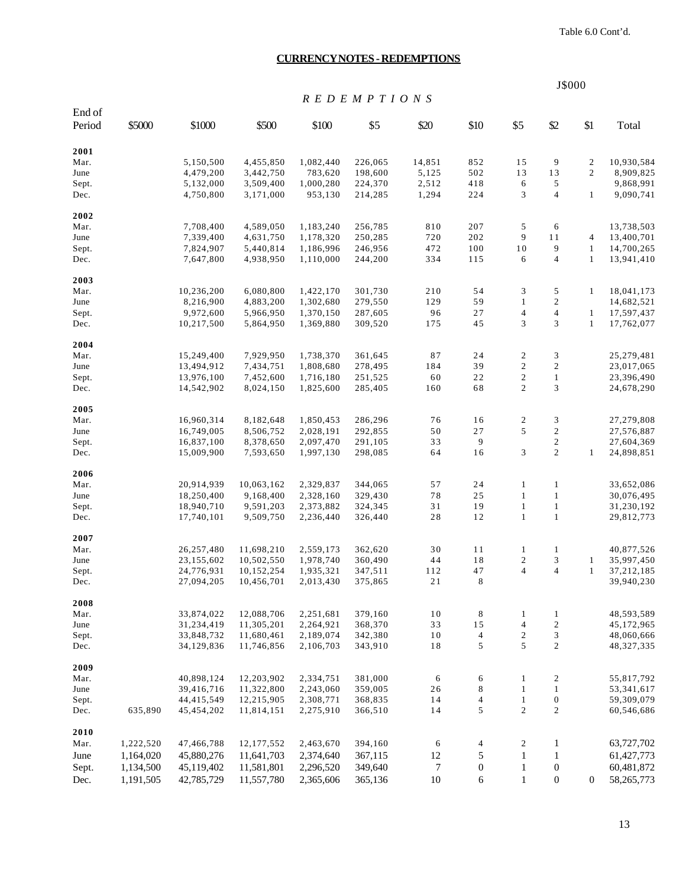Table 6.0 Cont'd.

## CURRENCY NOTES - REDEMPTIONS

J$000

*R E D E M P T I O N S*

| End of Period | $5000 | $1000 | $500 | $100 | $5 | $20 | $10 | $5 | $2 | $1 | Total |
|---|---|---|---|---|---|---|---|---|---|---|---|
| **2001** | | | | | | | | | | | |
| Mar. | | 5,150,500 | 4,455,850 | 1,082,440 | 226,065 | 14,851 | 852 | 15 | 9 | 2 | 10,930,584 |
| June | | 4,479,200 | 3,442,750 | 783,620 | 198,600 | 5,125 | 502 | 13 | 13 | 2 | 8,909,825 |
| Sept. | | 5,132,000 | 3,509,400 | 1,000,280 | 224,370 | 2,512 | 418 | 6 | 5 | | 9,868,991 |
| Dec. | | 4,750,800 | 3,171,000 | 953,130 | 214,285 | 1,294 | 224 | 3 | 4 | 1 | 9,090,741 |
| **2002** | | | | | | | | | | | |
| Mar. | | 7,708,400 | 4,589,050 | 1,183,240 | 256,785 | 810 | 207 | 5 | 6 | | 13,738,503 |
| June | | 7,339,400 | 4,631,750 | 1,178,320 | 250,285 | 720 | 202 | 9 | 11 | 4 | 13,400,701 |
| Sept. | | 7,824,907 | 5,440,814 | 1,186,996 | 246,956 | 472 | 100 | 10 | 9 | 1 | 14,700,265 |
| Dec. | | 7,647,800 | 4,938,950 | 1,110,000 | 244,200 | 334 | 115 | 6 | 4 | 1 | 13,941,410 |
| **2003** | | | | | | | | | | | |
| Mar. | | 10,236,200 | 6,080,800 | 1,422,170 | 301,730 | 210 | 54 | 3 | 5 | 1 | 18,041,173 |
| June | | 8,216,900 | 4,883,200 | 1,302,680 | 279,550 | 129 | 59 | 1 | 2 | | 14,682,521 |
| Sept. | | 9,972,600 | 5,966,950 | 1,370,150 | 287,605 | 96 | 27 | 4 | 4 | 1 | 17,597,437 |
| Dec. | | 10,217,500 | 5,864,950 | 1,369,880 | 309,520 | 175 | 45 | 3 | 3 | 1 | 17,762,077 |
| **2004** | | | | | | | | | | | |
| Mar. | | 15,249,400 | 7,929,950 | 1,738,370 | 361,645 | 87 | 24 | 2 | 3 | | 25,279,481 |
| June | | 13,494,912 | 7,434,751 | 1,808,680 | 278,495 | 184 | 39 | 2 | 2 | | 23,017,065 |
| Sept. | | 13,976,100 | 7,452,600 | 1,716,180 | 251,525 | 60 | 22 | 2 | 1 | | 23,396,490 |
| Dec. | | 14,542,902 | 8,024,150 | 1,825,600 | 285,405 | 160 | 68 | 2 | 3 | | 24,678,290 |
| **2005** | | | | | | | | | | | |
| Mar. | | 16,960,314 | 8,182,648 | 1,850,453 | 286,296 | 76 | 16 | 2 | 3 | | 27,279,808 |
| June | | 16,749,005 | 8,506,752 | 2,028,191 | 292,855 | 50 | 27 | 5 | 2 | | 27,576,887 |
| Sept. | | 16,837,100 | 8,378,650 | 2,097,470 | 291,105 | 33 | 9 | | 2 | | 27,604,369 |
| Dec. | | 15,009,900 | 7,593,650 | 1,997,130 | 298,085 | 64 | 16 | 3 | 2 | 1 | 24,898,851 |
| **2006** | | | | | | | | | | | |
| Mar. | | 20,914,939 | 10,063,162 | 2,329,837 | 344,065 | 57 | 24 | 1 | 1 | | 33,652,086 |
| June | | 18,250,400 | 9,168,400 | 2,328,160 | 329,430 | 78 | 25 | 1 | 1 | | 30,076,495 |
| Sept. | | 18,940,710 | 9,591,203 | 2,373,882 | 324,345 | 31 | 19 | 1 | 1 | | 31,230,192 |
| Dec. | | 17,740,101 | 9,509,750 | 2,236,440 | 326,440 | 28 | 12 | 1 | 1 | | 29,812,773 |
| **2007** | | | | | | | | | | | |
| Mar. | | 26,257,480 | 11,698,210 | 2,559,173 | 362,620 | 30 | 11 | 1 | 1 | | 40,877,526 |
| June | | 23,155,602 | 10,502,550 | 1,978,740 | 360,490 | 44 | 18 | 2 | 3 | 1 | 35,997,450 |
| Sept. | | 24,776,931 | 10,152,254 | 1,935,321 | 347,511 | 112 | 47 | 4 | 4 | 1 | 37,212,185 |
| Dec. | | 27,094,205 | 10,456,701 | 2,013,430 | 375,865 | 21 | 8 | | | | 39,940,230 |
| **2008** | | | | | | | | | | | |
| Mar. | | 33,874,022 | 12,088,706 | 2,251,681 | 379,160 | 10 | 8 | 1 | 1 | | 48,593,589 |
| June | | 31,234,419 | 11,305,201 | 2,264,921 | 368,370 | 33 | 15 | 4 | 2 | | 45,172,965 |
| Sept. | | 33,848,732 | 11,680,461 | 2,189,074 | 342,380 | 10 | 4 | 2 | 3 | | 48,060,666 |
| Dec. | | 34,129,836 | 11,746,856 | 2,106,703 | 343,910 | 18 | 5 | 5 | 2 | | 48,327,335 |
| **2009** | | | | | | | | | | | |
| Mar. | | 40,898,124 | 12,203,902 | 2,334,751 | 381,000 | 6 | 6 | 1 | 2 | | 55,817,792 |
| June | | 39,416,716 | 11,322,800 | 2,243,060 | 359,005 | 26 | 8 | 1 | 1 | | 53,341,617 |
| Sept. | | 44,415,549 | 12,215,905 | 2,308,771 | 368,835 | 14 | 4 | 1 | 0 | | 59,309,079 |
| Dec. | 635,890 | 45,454,202 | 11,814,151 | 2,275,910 | 366,510 | 14 | 5 | 2 | 2 | | 60,546,686 |
| **2010** | | | | | | | | | | | |
| Mar. | 1,222,520 | 47,466,788 | 12,177,552 | 2,463,670 | 394,160 | 6 | 4 | 2 | 1 | | 63,727,702 |
| June | 1,164,020 | 45,880,276 | 11,641,703 | 2,374,640 | 367,115 | 12 | 5 | 1 | 1 | | 61,427,773 |
| Sept. | 1,134,500 | 45,119,402 | 11,581,801 | 2,296,520 | 349,640 | 7 | 0 | 1 | 0 | | 60,481,872 |
| Dec. | 1,191,505 | 42,785,729 | 11,557,780 | 2,365,606 | 365,136 | 10 | 6 | 1 | 0 | 0 | 58,265,773 |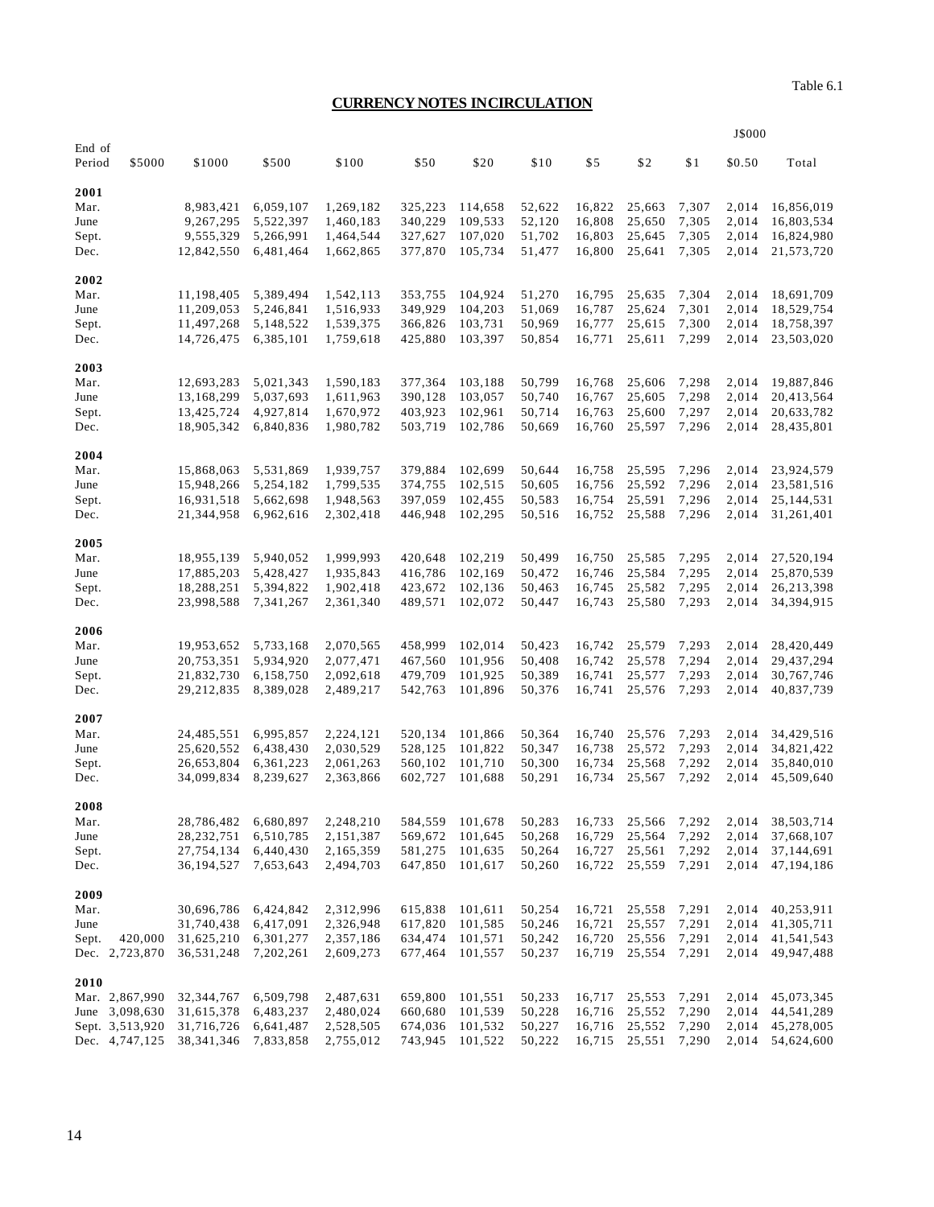Table 6.1

## CURRENCY NOTES INCIRCULATION

J$000

| End of Period | $5000 | $1000 | $500 | $100 | $50 | $20 | $10 | $5 | $2 | $1 | $0.50 | Total |
|---|---|---|---|---|---|---|---|---|---|---|---|---|
| **2001** | | | | | | | | | | | | |
| Mar. | | 8,983,421 | 6,059,107 | 1,269,182 | 325,223 | 114,658 | 52,622 | 16,822 | 25,663 | 7,307 | 2,014 | 16,856,019 |
| June | | 9,267,295 | 5,522,397 | 1,460,183 | 340,229 | 109,533 | 52,120 | 16,808 | 25,650 | 7,305 | 2,014 | 16,803,534 |
| Sept. | | 9,555,329 | 5,266,991 | 1,464,544 | 327,627 | 107,020 | 51,702 | 16,803 | 25,645 | 7,305 | 2,014 | 16,824,980 |
| Dec. | | 12,842,550 | 6,481,464 | 1,662,865 | 377,870 | 105,734 | 51,477 | 16,800 | 25,641 | 7,305 | 2,014 | 21,573,720 |
| **2002** | | | | | | | | | | | | |
| Mar. | | 11,198,405 | 5,389,494 | 1,542,113 | 353,755 | 104,924 | 51,270 | 16,795 | 25,635 | 7,304 | 2,014 | 18,691,709 |
| June | | 11,209,053 | 5,246,841 | 1,516,933 | 349,929 | 104,203 | 51,069 | 16,787 | 25,624 | 7,301 | 2,014 | 18,529,754 |
| Sept. | | 11,497,268 | 5,148,522 | 1,539,375 | 366,826 | 103,731 | 50,969 | 16,777 | 25,615 | 7,300 | 2,014 | 18,758,397 |
| Dec. | | 14,726,475 | 6,385,101 | 1,759,618 | 425,880 | 103,397 | 50,854 | 16,771 | 25,611 | 7,299 | 2,014 | 23,503,020 |
| **2003** | | | | | | | | | | | | |
| Mar. | | 12,693,283 | 5,021,343 | 1,590,183 | 377,364 | 103,188 | 50,799 | 16,768 | 25,606 | 7,298 | 2,014 | 19,887,846 |
| June | | 13,168,299 | 5,037,693 | 1,611,963 | 390,128 | 103,057 | 50,740 | 16,767 | 25,605 | 7,298 | 2,014 | 20,413,564 |
| Sept. | | 13,425,724 | 4,927,814 | 1,670,972 | 403,923 | 102,961 | 50,714 | 16,763 | 25,600 | 7,297 | 2,014 | 20,633,782 |
| Dec. | | 18,905,342 | 6,840,836 | 1,980,782 | 503,719 | 102,786 | 50,669 | 16,760 | 25,597 | 7,296 | 2,014 | 28,435,801 |
| **2004** | | | | | | | | | | | | |
| Mar. | | 15,868,063 | 5,531,869 | 1,939,757 | 379,884 | 102,699 | 50,644 | 16,758 | 25,595 | 7,296 | 2,014 | 23,924,579 |
| June | | 15,948,266 | 5,254,182 | 1,799,535 | 374,755 | 102,515 | 50,605 | 16,756 | 25,592 | 7,296 | 2,014 | 23,581,516 |
| Sept. | | 16,931,518 | 5,662,698 | 1,948,563 | 397,059 | 102,455 | 50,583 | 16,754 | 25,591 | 7,296 | 2,014 | 25,144,531 |
| Dec. | | 21,344,958 | 6,962,616 | 2,302,418 | 446,948 | 102,295 | 50,516 | 16,752 | 25,588 | 7,296 | 2,014 | 31,261,401 |
| **2005** | | | | | | | | | | | | |
| Mar. | | 18,955,139 | 5,940,052 | 1,999,993 | 420,648 | 102,219 | 50,499 | 16,750 | 25,585 | 7,295 | 2,014 | 27,520,194 |
| June | | 17,885,203 | 5,428,427 | 1,935,843 | 416,786 | 102,169 | 50,472 | 16,746 | 25,584 | 7,295 | 2,014 | 25,870,539 |
| Sept. | | 18,288,251 | 5,394,822 | 1,902,418 | 423,672 | 102,136 | 50,463 | 16,745 | 25,582 | 7,295 | 2,014 | 26,213,398 |
| Dec. | | 23,998,588 | 7,341,267 | 2,361,340 | 489,571 | 102,072 | 50,447 | 16,743 | 25,580 | 7,293 | 2,014 | 34,394,915 |
| **2006** | | | | | | | | | | | | |
| Mar. | | 19,953,652 | 5,733,168 | 2,070,565 | 458,999 | 102,014 | 50,423 | 16,742 | 25,579 | 7,293 | 2,014 | 28,420,449 |
| June | | 20,753,351 | 5,934,920 | 2,077,471 | 467,560 | 101,956 | 50,408 | 16,742 | 25,578 | 7,294 | 2,014 | 29,437,294 |
| Sept. | | 21,832,730 | 6,158,750 | 2,092,618 | 479,709 | 101,925 | 50,389 | 16,741 | 25,577 | 7,293 | 2,014 | 30,767,746 |
| Dec. | | 29,212,835 | 8,389,028 | 2,489,217 | 542,763 | 101,896 | 50,376 | 16,741 | 25,576 | 7,293 | 2,014 | 40,837,739 |
| **2007** | | | | | | | | | | | | |
| Mar. | | 24,485,551 | 6,995,857 | 2,224,121 | 520,134 | 101,866 | 50,364 | 16,740 | 25,576 | 7,293 | 2,014 | 34,429,516 |
| June | | 25,620,552 | 6,438,430 | 2,030,529 | 528,125 | 101,822 | 50,347 | 16,738 | 25,572 | 7,293 | 2,014 | 34,821,422 |
| Sept. | | 26,653,804 | 6,361,223 | 2,061,263 | 560,102 | 101,710 | 50,300 | 16,734 | 25,568 | 7,292 | 2,014 | 35,840,010 |
| Dec. | | 34,099,834 | 8,239,627 | 2,363,866 | 602,727 | 101,688 | 50,291 | 16,734 | 25,567 | 7,292 | 2,014 | 45,509,640 |
| **2008** | | | | | | | | | | | | |
| Mar. | | 28,786,482 | 6,680,897 | 2,248,210 | 584,559 | 101,678 | 50,283 | 16,733 | 25,566 | 7,292 | 2,014 | 38,503,714 |
| June | | 28,232,751 | 6,510,785 | 2,151,387 | 569,672 | 101,645 | 50,268 | 16,729 | 25,564 | 7,292 | 2,014 | 37,668,107 |
| Sept. | | 27,754,134 | 6,440,430 | 2,165,359 | 581,275 | 101,635 | 50,264 | 16,727 | 25,561 | 7,292 | 2,014 | 37,144,691 |
| Dec. | | 36,194,527 | 7,653,643 | 2,494,703 | 647,850 | 101,617 | 50,260 | 16,722 | 25,559 | 7,291 | 2,014 | 47,194,186 |
| **2009** | | | | | | | | | | | | |
| Mar. | | 30,696,786 | 6,424,842 | 2,312,996 | 615,838 | 101,611 | 50,254 | 16,721 | 25,558 | 7,291 | 2,014 | 40,253,911 |
| June | | 31,740,438 | 6,417,091 | 2,326,948 | 617,820 | 101,585 | 50,246 | 16,721 | 25,557 | 7,291 | 2,014 | 41,305,711 |
| Sept. | 420,000 | 31,625,210 | 6,301,277 | 2,357,186 | 634,474 | 101,571 | 50,242 | 16,720 | 25,556 | 7,291 | 2,014 | 41,541,543 |
| Dec. | 2,723,870 | 36,531,248 | 7,202,261 | 2,609,273 | 677,464 | 101,557 | 50,237 | 16,719 | 25,554 | 7,291 | 2,014 | 49,947,488 |
| **2010** | | | | | | | | | | | | |
| Mar. | 2,867,990 | 32,344,767 | 6,509,798 | 2,487,631 | 659,800 | 101,551 | 50,233 | 16,717 | 25,553 | 7,291 | 2,014 | 45,073,345 |
| June | 3,098,630 | 31,615,378 | 6,483,237 | 2,480,024 | 660,680 | 101,539 | 50,228 | 16,716 | 25,552 | 7,290 | 2,014 | 44,541,289 |
| Sept. | 3,513,920 | 31,716,726 | 6,641,487 | 2,528,505 | 674,036 | 101,532 | 50,227 | 16,716 | 25,552 | 7,290 | 2,014 | 45,278,005 |
| Dec. | 4,747,125 | 38,341,346 | 7,833,858 | 2,755,012 | 743,945 | 101,522 | 50,222 | 16,715 | 25,551 | 7,290 | 2,014 | 54,624,600 |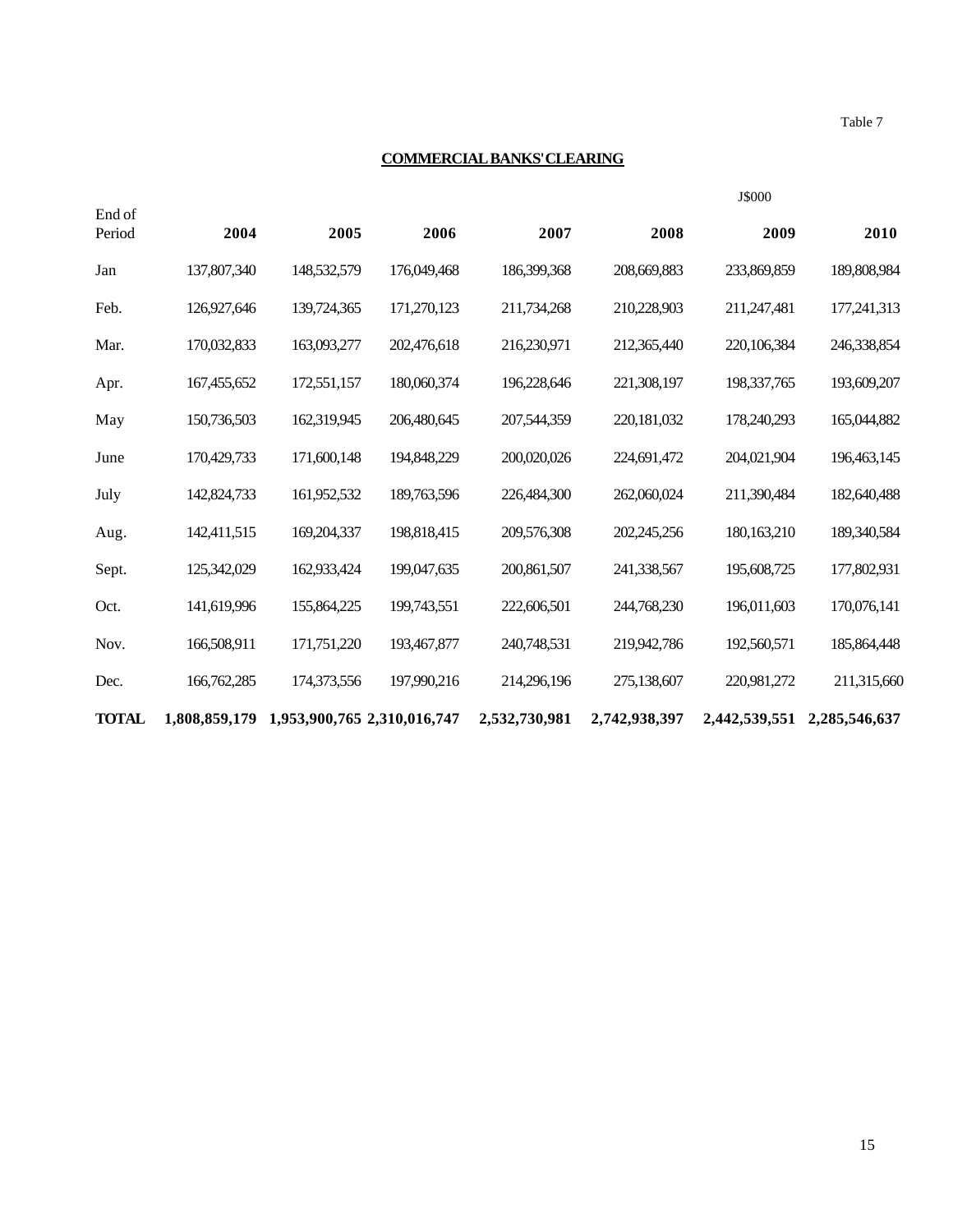Table 7

## COMMERCIAL BANKS' CLEARING

J$000

| End of Period | 2004 | 2005 | 2006 | 2007 | 2008 | 2009 | 2010 |
|---|---|---|---|---|---|---|---|
| Jan | 137,807,340 | 148,532,579 | 176,049,468 | 186,399,368 | 208,669,883 | 233,869,859 | 189,808,984 |
| Feb. | 126,927,646 | 139,724,365 | 171,270,123 | 211,734,268 | 210,228,903 | 211,247,481 | 177,241,313 |
| Mar. | 170,032,833 | 163,093,277 | 202,476,618 | 216,230,971 | 212,365,440 | 220,106,384 | 246,338,854 |
| Apr. | 167,455,652 | 172,551,157 | 180,060,374 | 196,228,646 | 221,308,197 | 198,337,765 | 193,609,207 |
| May | 150,736,503 | 162,319,945 | 206,480,645 | 207,544,359 | 220,181,032 | 178,240,293 | 165,044,882 |
| June | 170,429,733 | 171,600,148 | 194,848,229 | 200,020,026 | 224,691,472 | 204,021,904 | 196,463,145 |
| July | 142,824,733 | 161,952,532 | 189,763,596 | 226,484,300 | 262,060,024 | 211,390,484 | 182,640,488 |
| Aug. | 142,411,515 | 169,204,337 | 198,818,415 | 209,576,308 | 202,245,256 | 180,163,210 | 189,340,584 |
| Sept. | 125,342,029 | 162,933,424 | 199,047,635 | 200,861,507 | 241,338,567 | 195,608,725 | 177,802,931 |
| Oct. | 141,619,996 | 155,864,225 | 199,743,551 | 222,606,501 | 244,768,230 | 196,011,603 | 170,076,141 |
| Nov. | 166,508,911 | 171,751,220 | 193,467,877 | 240,748,531 | 219,942,786 | 192,560,571 | 185,864,448 |
| Dec. | 166,762,285 | 174,373,556 | 197,990,216 | 214,296,196 | 275,138,607 | 220,981,272 | 211,315,660 |
| **TOTAL** | **1,808,859,179** | **1,953,900,765** | **2,310,016,747** | **2,532,730,981** | **2,742,938,397** | **2,442,539,551** | **2,285,546,637** |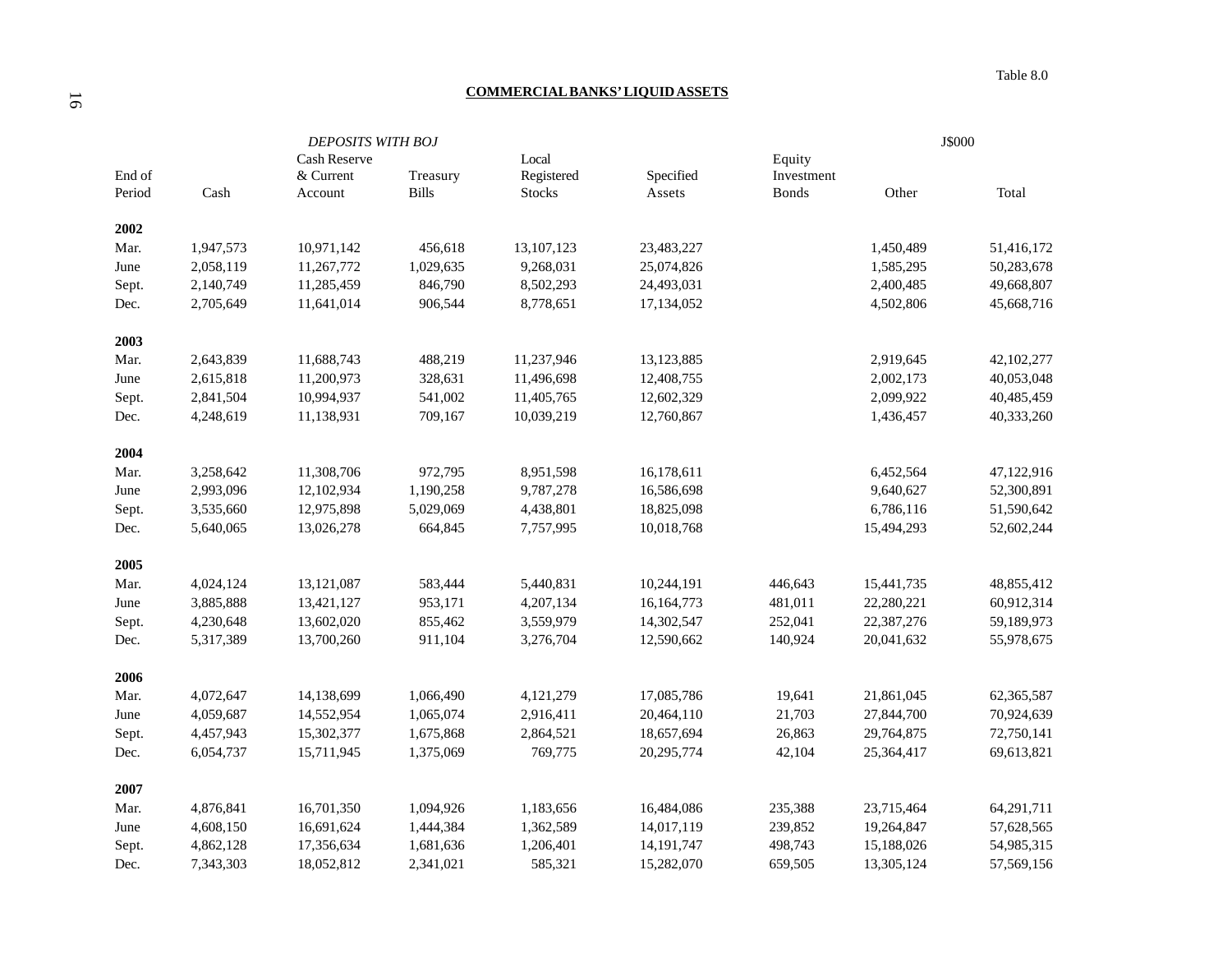Table 8.0

## COMMERCIAL BANKS' LIQUID ASSETS

| | | *DEPOSITS WITH BOJ* | | | | | | J$000 |
|---|---|---|---|---|---|---|---|---|
| End of Period | Cash | Cash Reserve & Current Account | Treasury Bills | Local Registered Stocks | Specified Assets | Equity Investment Bonds | Other | Total |
| **2002** | | | | | | | | |
| Mar. | 1,947,573 | 10,971,142 | 456,618 | 13,107,123 | 23,483,227 | | 1,450,489 | 51,416,172 |
| June | 2,058,119 | 11,267,772 | 1,029,635 | 9,268,031 | 25,074,826 | | 1,585,295 | 50,283,678 |
| Sept. | 2,140,749 | 11,285,459 | 846,790 | 8,502,293 | 24,493,031 | | 2,400,485 | 49,668,807 |
| Dec. | 2,705,649 | 11,641,014 | 906,544 | 8,778,651 | 17,134,052 | | 4,502,806 | 45,668,716 |
| **2003** | | | | | | | | |
| Mar. | 2,643,839 | 11,688,743 | 488,219 | 11,237,946 | 13,123,885 | | 2,919,645 | 42,102,277 |
| June | 2,615,818 | 11,200,973 | 328,631 | 11,496,698 | 12,408,755 | | 2,002,173 | 40,053,048 |
| Sept. | 2,841,504 | 10,994,937 | 541,002 | 11,405,765 | 12,602,329 | | 2,099,922 | 40,485,459 |
| Dec. | 4,248,619 | 11,138,931 | 709,167 | 10,039,219 | 12,760,867 | | 1,436,457 | 40,333,260 |
| **2004** | | | | | | | | |
| Mar. | 3,258,642 | 11,308,706 | 972,795 | 8,951,598 | 16,178,611 | | 6,452,564 | 47,122,916 |
| June | 2,993,096 | 12,102,934 | 1,190,258 | 9,787,278 | 16,586,698 | | 9,640,627 | 52,300,891 |
| Sept. | 3,535,660 | 12,975,898 | 5,029,069 | 4,438,801 | 18,825,098 | | 6,786,116 | 51,590,642 |
| Dec. | 5,640,065 | 13,026,278 | 664,845 | 7,757,995 | 10,018,768 | | 15,494,293 | 52,602,244 |
| **2005** | | | | | | | | |
| Mar. | 4,024,124 | 13,121,087 | 583,444 | 5,440,831 | 10,244,191 | 446,643 | 15,441,735 | 48,855,412 |
| June | 3,885,888 | 13,421,127 | 953,171 | 4,207,134 | 16,164,773 | 481,011 | 22,280,221 | 60,912,314 |
| Sept. | 4,230,648 | 13,602,020 | 855,462 | 3,559,979 | 14,302,547 | 252,041 | 22,387,276 | 59,189,973 |
| Dec. | 5,317,389 | 13,700,260 | 911,104 | 3,276,704 | 12,590,662 | 140,924 | 20,041,632 | 55,978,675 |
| **2006** | | | | | | | | |
| Mar. | 4,072,647 | 14,138,699 | 1,066,490 | 4,121,279 | 17,085,786 | 19,641 | 21,861,045 | 62,365,587 |
| June | 4,059,687 | 14,552,954 | 1,065,074 | 2,916,411 | 20,464,110 | 21,703 | 27,844,700 | 70,924,639 |
| Sept. | 4,457,943 | 15,302,377 | 1,675,868 | 2,864,521 | 18,657,694 | 26,863 | 29,764,875 | 72,750,141 |
| Dec. | 6,054,737 | 15,711,945 | 1,375,069 | 769,775 | 20,295,774 | 42,104 | 25,364,417 | 69,613,821 |
| **2007** | | | | | | | | |
| Mar. | 4,876,841 | 16,701,350 | 1,094,926 | 1,183,656 | 16,484,086 | 235,388 | 23,715,464 | 64,291,711 |
| June | 4,608,150 | 16,691,624 | 1,444,384 | 1,362,589 | 14,017,119 | 239,852 | 19,264,847 | 57,628,565 |
| Sept. | 4,862,128 | 17,356,634 | 1,681,636 | 1,206,401 | 14,191,747 | 498,743 | 15,188,026 | 54,985,315 |
| Dec. | 7,343,303 | 18,052,812 | 2,341,021 | 585,321 | 15,282,070 | 659,505 | 13,305,124 | 57,569,156 |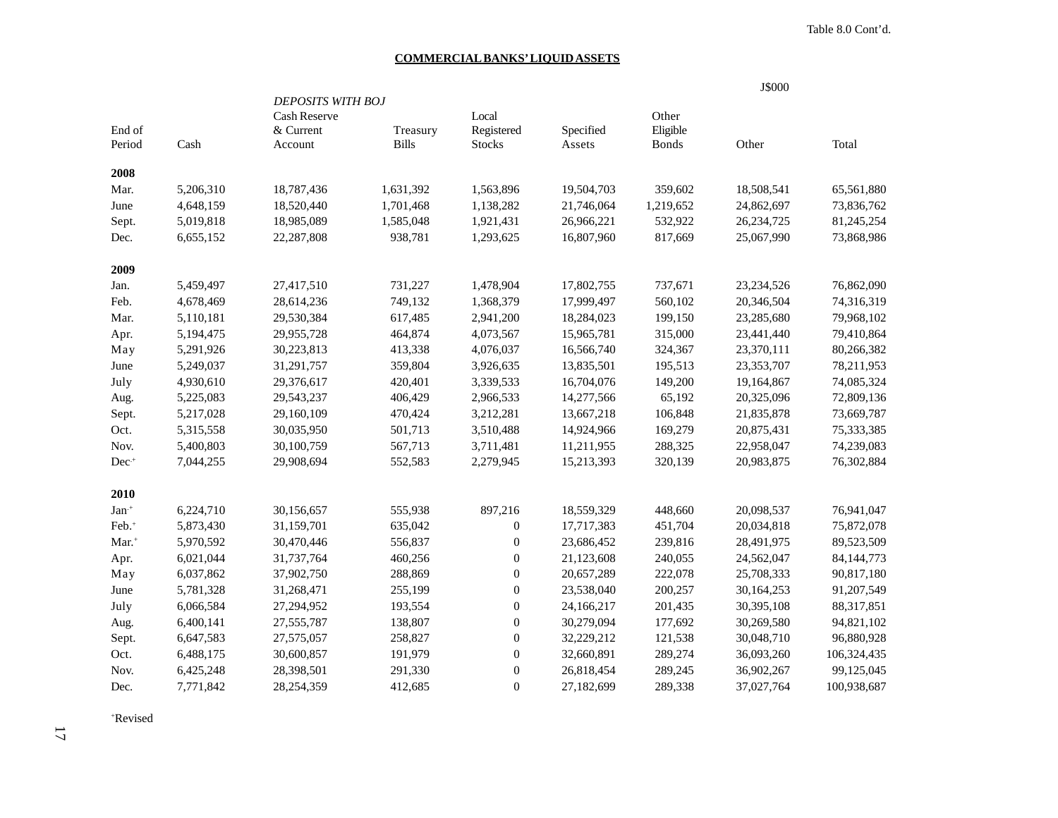Table 8.0 Cont'd.

**COMMERCIAL BANKS' LIQUID ASSETS**

J$000

| End of Period | Cash | *DEPOSITS WITH BOJ* Cash Reserve & Current Account | Treasury Bills | Local Registered Stocks | Specified Assets | Other Eligible Bonds | Other | Total |
|---|---|---|---|---|---|---|---|---|
| **2008** | | | | | | | | |
| Mar. | 5,206,310 | 18,787,436 | 1,631,392 | 1,563,896 | 19,504,703 | 359,602 | 18,508,541 | 65,561,880 |
| June | 4,648,159 | 18,520,440 | 1,701,468 | 1,138,282 | 21,746,064 | 1,219,652 | 24,862,697 | 73,836,762 |
| Sept. | 5,019,818 | 18,985,089 | 1,585,048 | 1,921,431 | 26,966,221 | 532,922 | 26,234,725 | 81,245,254 |
| Dec. | 6,655,152 | 22,287,808 | 938,781 | 1,293,625 | 16,807,960 | 817,669 | 25,067,990 | 73,868,986 |
| **2009** | | | | | | | | |
| Jan. | 5,459,497 | 27,417,510 | 731,227 | 1,478,904 | 17,802,755 | 737,671 | 23,234,526 | 76,862,090 |
| Feb. | 4,678,469 | 28,614,236 | 749,132 | 1,368,379 | 17,999,497 | 560,102 | 20,346,504 | 74,316,319 |
| Mar. | 5,110,181 | 29,530,384 | 617,485 | 2,941,200 | 18,284,023 | 199,150 | 23,285,680 | 79,968,102 |
| Apr. | 5,194,475 | 29,955,728 | 464,874 | 4,073,567 | 15,965,781 | 315,000 | 23,441,440 | 79,410,864 |
| May | 5,291,926 | 30,223,813 | 413,338 | 4,076,037 | 16,566,740 | 324,367 | 23,370,111 | 80,266,382 |
| June | 5,249,037 | 31,291,757 | 359,804 | 3,926,635 | 13,835,501 | 195,513 | 23,353,707 | 78,211,953 |
| July | 4,930,610 | 29,376,617 | 420,401 | 3,339,533 | 16,704,076 | 149,200 | 19,164,867 | 74,085,324 |
| Aug. | 5,225,083 | 29,543,237 | 406,429 | 2,966,533 | 14,277,566 | 65,192 | 20,325,096 | 72,809,136 |
| Sept. | 5,217,028 | 29,160,109 | 470,424 | 3,212,281 | 13,667,218 | 106,848 | 21,835,878 | 73,669,787 |
| Oct. | 5,315,558 | 30,035,950 | 501,713 | 3,510,488 | 14,924,966 | 169,279 | 20,875,431 | 75,333,385 |
| Nov. | 5,400,803 | 30,100,759 | 567,713 | 3,711,481 | 11,211,955 | 288,325 | 22,958,047 | 74,239,083 |
| Dec.+ | 7,044,255 | 29,908,694 | 552,583 | 2,279,945 | 15,213,393 | 320,139 | 20,983,875 | 76,302,884 |
| **2010** | | | | | | | | |
| Jan.+ | 6,224,710 | 30,156,657 | 555,938 | 897,216 | 18,559,329 | 448,660 | 20,098,537 | 76,941,047 |
| Feb.+ | 5,873,430 | 31,159,701 | 635,042 | 0 | 17,717,383 | 451,704 | 20,034,818 | 75,872,078 |
| Mar.+ | 5,970,592 | 30,470,446 | 556,837 | 0 | 23,686,452 | 239,816 | 28,491,975 | 89,523,509 |
| Apr. | 6,021,044 | 31,737,764 | 460,256 | 0 | 21,123,608 | 240,055 | 24,562,047 | 84,144,773 |
| May | 6,037,862 | 37,902,750 | 288,869 | 0 | 20,657,289 | 222,078 | 25,708,333 | 90,817,180 |
| June | 5,781,328 | 31,268,471 | 255,199 | 0 | 23,538,040 | 200,257 | 30,164,253 | 91,207,549 |
| July | 6,066,584 | 27,294,952 | 193,554 | 0 | 24,166,217 | 201,435 | 30,395,108 | 88,317,851 |
| Aug. | 6,400,141 | 27,555,787 | 138,807 | 0 | 30,279,094 | 177,692 | 30,269,580 | 94,821,102 |
| Sept. | 6,647,583 | 27,575,057 | 258,827 | 0 | 32,229,212 | 121,538 | 30,048,710 | 96,880,928 |
| Oct. | 6,488,175 | 30,600,857 | 191,979 | 0 | 32,660,891 | 289,274 | 36,093,260 | 106,324,435 |
| Nov. | 6,425,248 | 28,398,501 | 291,330 | 0 | 26,818,454 | 289,245 | 36,902,267 | 99,125,045 |
| Dec. | 7,771,842 | 28,254,359 | 412,685 | 0 | 27,182,699 | 289,338 | 37,027,764 | 100,938,687 |

+Revised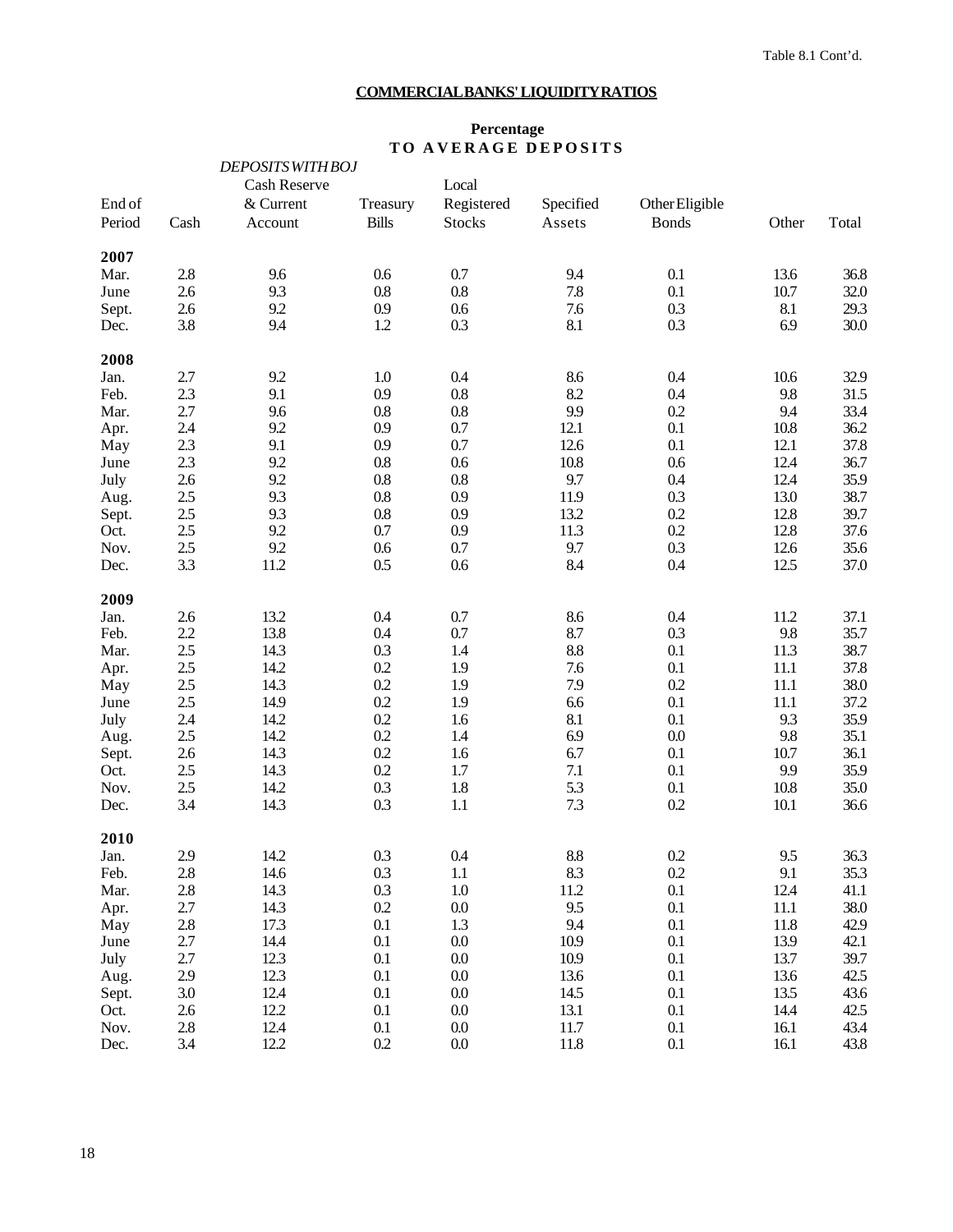Table 8.1 Cont'd.

## COMMERCIAL BANKS' LIQUIDITY RATIOS

**Percentage**
**TO AVERAGE DEPOSITS**

| End of Period | Cash | *DEPOSITS WITH BOJ* Cash Reserve & Current Account | Treasury Bills | Local Registered Stocks | Specified Assets | Other Eligible Bonds | Other | Total |
|---|---|---|---|---|---|---|---|---|
| **2007** | | | | | | | | |
| Mar. | 2.8 | 9.6 | 0.6 | 0.7 | 9.4 | 0.1 | 13.6 | 36.8 |
| June | 2.6 | 9.3 | 0.8 | 0.8 | 7.8 | 0.1 | 10.7 | 32.0 |
| Sept. | 2.6 | 9.2 | 0.9 | 0.6 | 7.6 | 0.3 | 8.1 | 29.3 |
| Dec. | 3.8 | 9.4 | 1.2 | 0.3 | 8.1 | 0.3 | 6.9 | 30.0 |
| **2008** | | | | | | | | |
| Jan. | 2.7 | 9.2 | 1.0 | 0.4 | 8.6 | 0.4 | 10.6 | 32.9 |
| Feb. | 2.3 | 9.1 | 0.9 | 0.8 | 8.2 | 0.4 | 9.8 | 31.5 |
| Mar. | 2.7 | 9.6 | 0.8 | 0.8 | 9.9 | 0.2 | 9.4 | 33.4 |
| Apr. | 2.4 | 9.2 | 0.9 | 0.7 | 12.1 | 0.1 | 10.8 | 36.2 |
| May | 2.3 | 9.1 | 0.9 | 0.7 | 12.6 | 0.1 | 12.1 | 37.8 |
| June | 2.3 | 9.2 | 0.8 | 0.6 | 10.8 | 0.6 | 12.4 | 36.7 |
| July | 2.6 | 9.2 | 0.8 | 0.8 | 9.7 | 0.4 | 12.4 | 35.9 |
| Aug. | 2.5 | 9.3 | 0.8 | 0.9 | 11.9 | 0.3 | 13.0 | 38.7 |
| Sept. | 2.5 | 9.3 | 0.8 | 0.9 | 13.2 | 0.2 | 12.8 | 39.7 |
| Oct. | 2.5 | 9.2 | 0.7 | 0.9 | 11.3 | 0.2 | 12.8 | 37.6 |
| Nov. | 2.5 | 9.2 | 0.6 | 0.7 | 9.7 | 0.3 | 12.6 | 35.6 |
| Dec. | 3.3 | 11.2 | 0.5 | 0.6 | 8.4 | 0.4 | 12.5 | 37.0 |
| **2009** | | | | | | | | |
| Jan. | 2.6 | 13.2 | 0.4 | 0.7 | 8.6 | 0.4 | 11.2 | 37.1 |
| Feb. | 2.2 | 13.8 | 0.4 | 0.7 | 8.7 | 0.3 | 9.8 | 35.7 |
| Mar. | 2.5 | 14.3 | 0.3 | 1.4 | 8.8 | 0.1 | 11.3 | 38.7 |
| Apr. | 2.5 | 14.2 | 0.2 | 1.9 | 7.6 | 0.1 | 11.1 | 37.8 |
| May | 2.5 | 14.3 | 0.2 | 1.9 | 7.9 | 0.2 | 11.1 | 38.0 |
| June | 2.5 | 14.9 | 0.2 | 1.9 | 6.6 | 0.1 | 11.1 | 37.2 |
| July | 2.4 | 14.2 | 0.2 | 1.6 | 8.1 | 0.1 | 9.3 | 35.9 |
| Aug. | 2.5 | 14.2 | 0.2 | 1.4 | 6.9 | 0.0 | 9.8 | 35.1 |
| Sept. | 2.6 | 14.3 | 0.2 | 1.6 | 6.7 | 0.1 | 10.7 | 36.1 |
| Oct. | 2.5 | 14.3 | 0.2 | 1.7 | 7.1 | 0.1 | 9.9 | 35.9 |
| Nov. | 2.5 | 14.2 | 0.3 | 1.8 | 5.3 | 0.1 | 10.8 | 35.0 |
| Dec. | 3.4 | 14.3 | 0.3 | 1.1 | 7.3 | 0.2 | 10.1 | 36.6 |
| **2010** | | | | | | | | |
| Jan. | 2.9 | 14.2 | 0.3 | 0.4 | 8.8 | 0.2 | 9.5 | 36.3 |
| Feb. | 2.8 | 14.6 | 0.3 | 1.1 | 8.3 | 0.2 | 9.1 | 35.3 |
| Mar. | 2.8 | 14.3 | 0.3 | 1.0 | 11.2 | 0.1 | 12.4 | 41.1 |
| Apr. | 2.7 | 14.3 | 0.2 | 0.0 | 9.5 | 0.1 | 11.1 | 38.0 |
| May | 2.8 | 17.3 | 0.1 | 1.3 | 9.4 | 0.1 | 11.8 | 42.9 |
| June | 2.7 | 14.4 | 0.1 | 0.0 | 10.9 | 0.1 | 13.9 | 42.1 |
| July | 2.7 | 12.3 | 0.1 | 0.0 | 10.9 | 0.1 | 13.7 | 39.7 |
| Aug. | 2.9 | 12.3 | 0.1 | 0.0 | 13.6 | 0.1 | 13.6 | 42.5 |
| Sept. | 3.0 | 12.4 | 0.1 | 0.0 | 14.5 | 0.1 | 13.5 | 43.6 |
| Oct. | 2.6 | 12.2 | 0.1 | 0.0 | 13.1 | 0.1 | 14.4 | 42.5 |
| Nov. | 2.8 | 12.4 | 0.1 | 0.0 | 11.7 | 0.1 | 16.1 | 43.4 |
| Dec. | 3.4 | 12.2 | 0.2 | 0.0 | 11.8 | 0.1 | 16.1 | 43.8 |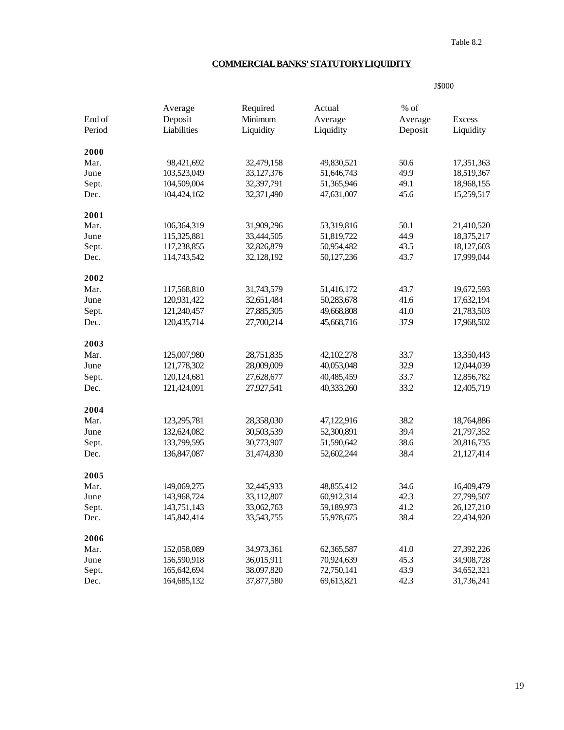Table 8.2

## COMMERCIAL BANKS' STATUTORY LIQUIDITY

J$000

| End of Period | Average Deposit Liabilities | Required Minimum Liquidity | Actual Average Liquidity | % of Average Deposit | Excess Liquidity |
|---|---|---|---|---|---|
| **2000** | | | | | |
| Mar. | 98,421,692 | 32,479,158 | 49,830,521 | 50.6 | 17,351,363 |
| June | 103,523,049 | 33,127,376 | 51,646,743 | 49.9 | 18,519,367 |
| Sept. | 104,509,004 | 32,397,791 | 51,365,946 | 49.1 | 18,968,155 |
| Dec. | 104,424,162 | 32,371,490 | 47,631,007 | 45.6 | 15,259,517 |
| **2001** | | | | | |
| Mar. | 106,364,319 | 31,909,296 | 53,319,816 | 50.1 | 21,410,520 |
| June | 115,325,881 | 33,444,505 | 51,819,722 | 44.9 | 18,375,217 |
| Sept. | 117,238,855 | 32,826,879 | 50,954,482 | 43.5 | 18,127,603 |
| Dec. | 114,743,542 | 32,128,192 | 50,127,236 | 43.7 | 17,999,044 |
| **2002** | | | | | |
| Mar. | 117,568,810 | 31,743,579 | 51,416,172 | 43.7 | 19,672,593 |
| June | 120,931,422 | 32,651,484 | 50,283,678 | 41.6 | 17,632,194 |
| Sept. | 121,240,457 | 27,885,305 | 49,668,808 | 41.0 | 21,783,503 |
| Dec. | 120,435,714 | 27,700,214 | 45,668,716 | 37.9 | 17,968,502 |
| **2003** | | | | | |
| Mar. | 125,007,980 | 28,751,835 | 42,102,278 | 33.7 | 13,350,443 |
| June | 121,778,302 | 28,009,009 | 40,053,048 | 32.9 | 12,044,039 |
| Sept. | 120,124,681 | 27,628,677 | 40,485,459 | 33.7 | 12,856,782 |
| Dec. | 121,424,091 | 27,927,541 | 40,333,260 | 33.2 | 12,405,719 |
| **2004** | | | | | |
| Mar. | 123,295,781 | 28,358,030 | 47,122,916 | 38.2 | 18,764,886 |
| June | 132,624,082 | 30,503,539 | 52,300,891 | 39.4 | 21,797,352 |
| Sept. | 133,799,595 | 30,773,907 | 51,590,642 | 38.6 | 20,816,735 |
| Dec. | 136,847,087 | 31,474,830 | 52,602,244 | 38.4 | 21,127,414 |
| **2005** | | | | | |
| Mar. | 149,069,275 | 32,445,933 | 48,855,412 | 34.6 | 16,409,479 |
| June | 143,968,724 | 33,112,807 | 60,912,314 | 42.3 | 27,799,507 |
| Sept. | 143,751,143 | 33,062,763 | 59,189,973 | 41.2 | 26,127,210 |
| Dec. | 145,842,414 | 33,543,755 | 55,978,675 | 38.4 | 22,434,920 |
| **2006** | | | | | |
| Mar. | 152,058,089 | 34,973,361 | 62,365,587 | 41.0 | 27,392,226 |
| June | 156,590,918 | 36,015,911 | 70,924,639 | 45.3 | 34,908,728 |
| Sept. | 165,642,694 | 38,097,820 | 72,750,141 | 43.9 | 34,652,321 |
| Dec. | 164,685,132 | 37,877,580 | 69,613,821 | 42.3 | 31,736,241 |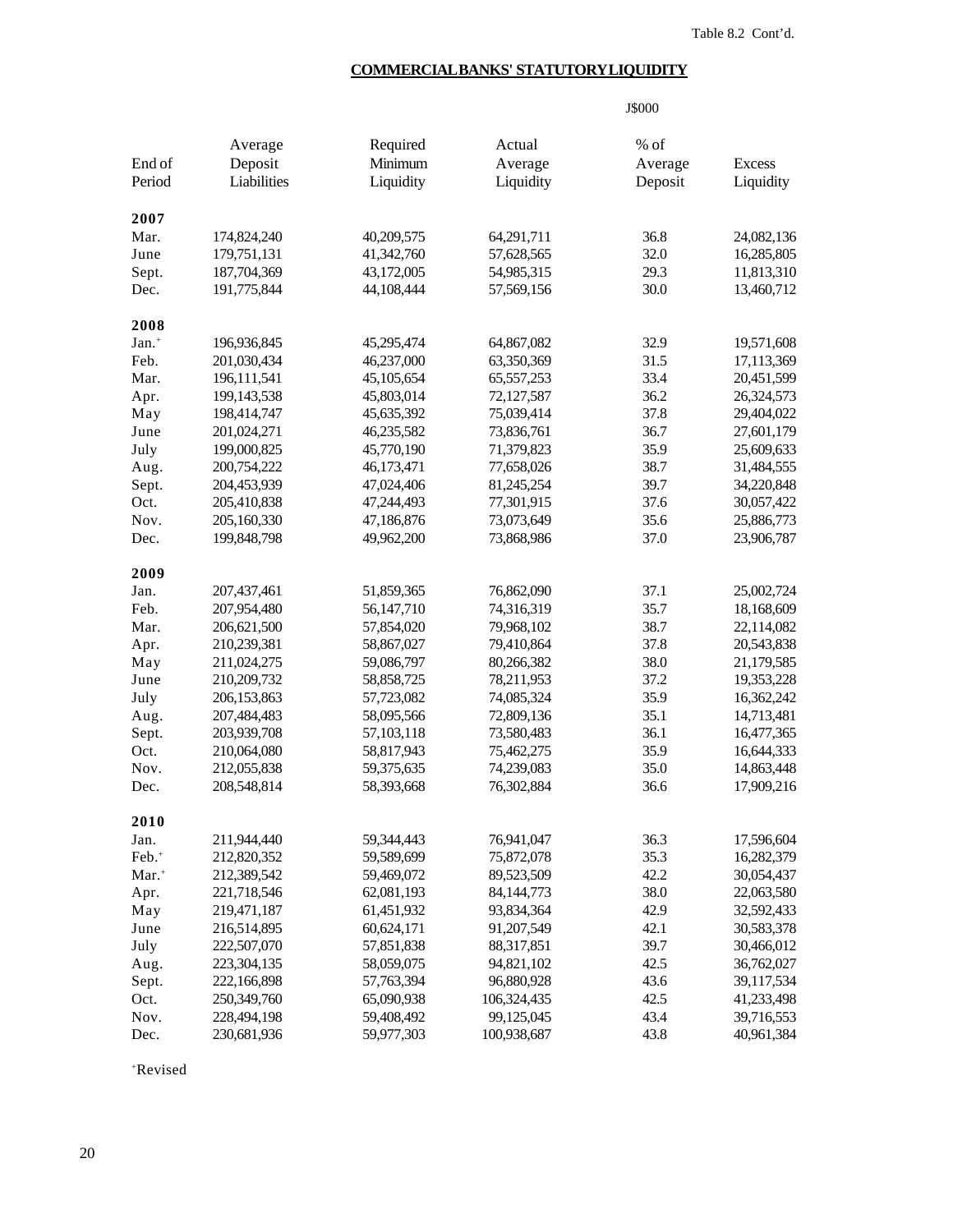Table 8.2 Cont'd.

## COMMERCIAL BANKS' STATUTORY LIQUIDITY

J$000

| End of Period | Average Deposit Liabilities | Required Minimum Liquidity | Actual Average Liquidity | % of Average Deposit | Excess Liquidity |
|---|---|---|---|---|---|
| **2007** | | | | | |
| Mar. | 174,824,240 | 40,209,575 | 64,291,711 | 36.8 | 24,082,136 |
| June | 179,751,131 | 41,342,760 | 57,628,565 | 32.0 | 16,285,805 |
| Sept. | 187,704,369 | 43,172,005 | 54,985,315 | 29.3 | 11,813,310 |
| Dec. | 191,775,844 | 44,108,444 | 57,569,156 | 30.0 | 13,460,712 |
| **2008** | | | | | |
| Jan.+ | 196,936,845 | 45,295,474 | 64,867,082 | 32.9 | 19,571,608 |
| Feb. | 201,030,434 | 46,237,000 | 63,350,369 | 31.5 | 17,113,369 |
| Mar. | 196,111,541 | 45,105,654 | 65,557,253 | 33.4 | 20,451,599 |
| Apr. | 199,143,538 | 45,803,014 | 72,127,587 | 36.2 | 26,324,573 |
| May | 198,414,747 | 45,635,392 | 75,039,414 | 37.8 | 29,404,022 |
| June | 201,024,271 | 46,235,582 | 73,836,761 | 36.7 | 27,601,179 |
| July | 199,000,825 | 45,770,190 | 71,379,823 | 35.9 | 25,609,633 |
| Aug. | 200,754,222 | 46,173,471 | 77,658,026 | 38.7 | 31,484,555 |
| Sept. | 204,453,939 | 47,024,406 | 81,245,254 | 39.7 | 34,220,848 |
| Oct. | 205,410,838 | 47,244,493 | 77,301,915 | 37.6 | 30,057,422 |
| Nov. | 205,160,330 | 47,186,876 | 73,073,649 | 35.6 | 25,886,773 |
| Dec. | 199,848,798 | 49,962,200 | 73,868,986 | 37.0 | 23,906,787 |
| **2009** | | | | | |
| Jan. | 207,437,461 | 51,859,365 | 76,862,090 | 37.1 | 25,002,724 |
| Feb. | 207,954,480 | 56,147,710 | 74,316,319 | 35.7 | 18,168,609 |
| Mar. | 206,621,500 | 57,854,020 | 79,968,102 | 38.7 | 22,114,082 |
| Apr. | 210,239,381 | 58,867,027 | 79,410,864 | 37.8 | 20,543,838 |
| May | 211,024,275 | 59,086,797 | 80,266,382 | 38.0 | 21,179,585 |
| June | 210,209,732 | 58,858,725 | 78,211,953 | 37.2 | 19,353,228 |
| July | 206,153,863 | 57,723,082 | 74,085,324 | 35.9 | 16,362,242 |
| Aug. | 207,484,483 | 58,095,566 | 72,809,136 | 35.1 | 14,713,481 |
| Sept. | 203,939,708 | 57,103,118 | 73,580,483 | 36.1 | 16,477,365 |
| Oct. | 210,064,080 | 58,817,943 | 75,462,275 | 35.9 | 16,644,333 |
| Nov. | 212,055,838 | 59,375,635 | 74,239,083 | 35.0 | 14,863,448 |
| Dec. | 208,548,814 | 58,393,668 | 76,302,884 | 36.6 | 17,909,216 |
| **2010** | | | | | |
| Jan. | 211,944,440 | 59,344,443 | 76,941,047 | 36.3 | 17,596,604 |
| Feb.+ | 212,820,352 | 59,589,699 | 75,872,078 | 35.3 | 16,282,379 |
| Mar.+ | 212,389,542 | 59,469,072 | 89,523,509 | 42.2 | 30,054,437 |
| Apr. | 221,718,546 | 62,081,193 | 84,144,773 | 38.0 | 22,063,580 |
| May | 219,471,187 | 61,451,932 | 93,834,364 | 42.9 | 32,592,433 |
| June | 216,514,895 | 60,624,171 | 91,207,549 | 42.1 | 30,583,378 |
| July | 222,507,070 | 57,851,838 | 88,317,851 | 39.7 | 30,466,012 |
| Aug. | 223,304,135 | 58,059,075 | 94,821,102 | 42.5 | 36,762,027 |
| Sept. | 222,166,898 | 57,763,394 | 96,880,928 | 43.6 | 39,117,534 |
| Oct. | 250,349,760 | 65,090,938 | 106,324,435 | 42.5 | 41,233,498 |
| Nov. | 228,494,198 | 59,408,492 | 99,125,045 | 43.4 | 39,716,553 |
| Dec. | 230,681,936 | 59,977,303 | 100,938,687 | 43.8 | 40,961,384 |

+Revised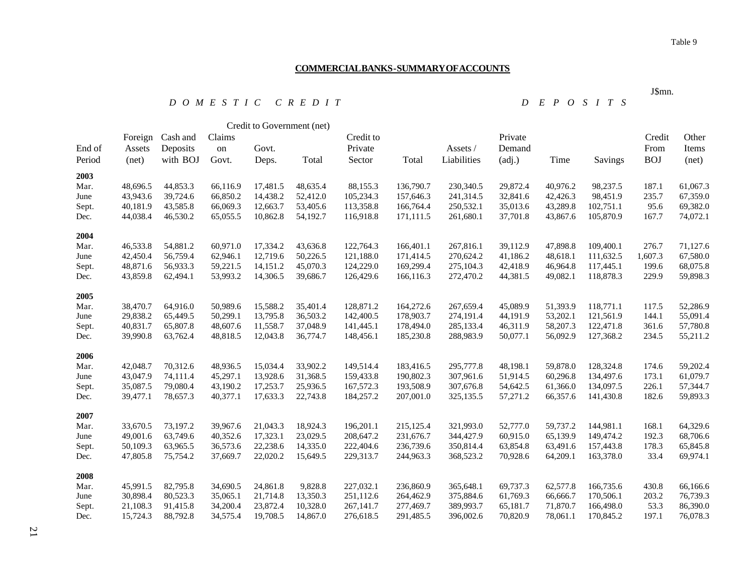Table 9

**COMMERCIAL BANKS - SUMMARY OF ACCOUNTS**

J$mn.

| | | *D O M E S T I C C R E D I T* | | | | | | | | *D E P O S I T S* | | | | |
|---|---|---|---|---|---|---|---|---|---|---|---|---|---|---|
| | | | Credit to Government (net) | | | | | | | | | | | |
| End of Period | Foreign Assets (net) | Cash and Deposits with BOJ | Claims on Govt. | Govt. Deps. | Total | Credit to Private Sector | Total | Assets / Liabilities | Private Demand (adj.) | Time | Savings | Credit From BOJ | Other Items (net) |
| **2003** | | | | | | | | | | | | | |
| Mar. | 48,696.5 | 44,853.3 | 66,116.9 | 17,481.5 | 48,635.4 | 88,155.3 | 136,790.7 | 230,340.5 | 29,872.4 | 40,976.2 | 98,237.5 | 187.1 | 61,067.3 |
| June | 43,943.6 | 39,724.6 | 66,850.2 | 14,438.2 | 52,412.0 | 105,234.3 | 157,646.3 | 241,314.5 | 32,841.6 | 42,426.3 | 98,451.9 | 235.7 | 67,359.0 |
| Sept. | 40,181.9 | 43,585.8 | 66,069.3 | 12,663.7 | 53,405.6 | 113,358.8 | 166,764.4 | 250,532.1 | 35,013.6 | 43,289.8 | 102,751.1 | 95.6 | 69,382.0 |
| Dec. | 44,038.4 | 46,530.2 | 65,055.5 | 10,862.8 | 54,192.7 | 116,918.8 | 171,111.5 | 261,680.1 | 37,701.8 | 43,867.6 | 105,870.9 | 167.7 | 74,072.1 |
| **2004** | | | | | | | | | | | | | |
| Mar. | 46,533.8 | 54,881.2 | 60,971.0 | 17,334.2 | 43,636.8 | 122,764.3 | 166,401.1 | 267,816.1 | 39,112.9 | 47,898.8 | 109,400.1 | 276.7 | 71,127.6 |
| June | 42,450.4 | 56,759.4 | 62,946.1 | 12,719.6 | 50,226.5 | 121,188.0 | 171,414.5 | 270,624.2 | 41,186.2 | 48,618.1 | 111,632.5 | 1,607.3 | 67,580.0 |
| Sept. | 48,871.6 | 56,933.3 | 59,221.5 | 14,151.2 | 45,070.3 | 124,229.0 | 169,299.4 | 275,104.3 | 42,418.9 | 46,964.8 | 117,445.1 | 199.6 | 68,075.8 |
| Dec. | 43,859.8 | 62,494.1 | 53,993.2 | 14,306.5 | 39,686.7 | 126,429.6 | 166,116.3 | 272,470.2 | 44,381.5 | 49,082.1 | 118,878.3 | 229.9 | 59,898.3 |
| **2005** | | | | | | | | | | | | | |
| Mar. | 38,470.7 | 64,916.0 | 50,989.6 | 15,588.2 | 35,401.4 | 128,871.2 | 164,272.6 | 267,659.4 | 45,089.9 | 51,393.9 | 118,771.1 | 117.5 | 52,286.9 |
| June | 29,838.2 | 65,449.5 | 50,299.1 | 13,795.8 | 36,503.2 | 142,400.5 | 178,903.7 | 274,191.4 | 44,191.9 | 53,202.1 | 121,561.9 | 144.1 | 55,091.4 |
| Sept. | 40,831.7 | 65,807.8 | 48,607.6 | 11,558.7 | 37,048.9 | 141,445.1 | 178,494.0 | 285,133.4 | 46,311.9 | 58,207.3 | 122,471.8 | 361.6 | 57,780.8 |
| Dec. | 39,990.8 | 63,762.4 | 48,818.5 | 12,043.8 | 36,774.7 | 148,456.1 | 185,230.8 | 288,983.9 | 50,077.1 | 56,092.9 | 127,368.2 | 234.5 | 55,211.2 |
| **2006** | | | | | | | | | | | | | |
| Mar. | 42,048.7 | 70,312.6 | 48,936.5 | 15,034.4 | 33,902.2 | 149,514.4 | 183,416.5 | 295,777.8 | 48,198.1 | 59,878.0 | 128,324.8 | 174.6 | 59,202.4 |
| June | 43,047.9 | 74,111.4 | 45,297.1 | 13,928.6 | 31,368.5 | 159,433.8 | 190,802.3 | 307,961.6 | 51,914.5 | 60,296.8 | 134,497.6 | 173.1 | 61,079.7 |
| Sept. | 35,087.5 | 79,080.4 | 43,190.2 | 17,253.7 | 25,936.5 | 167,572.3 | 193,508.9 | 307,676.8 | 54,642.5 | 61,366.0 | 134,097.5 | 226.1 | 57,344.7 |
| Dec. | 39,477.1 | 78,657.3 | 40,377.1 | 17,633.3 | 22,743.8 | 184,257.2 | 207,001.0 | 325,135.5 | 57,271.2 | 66,357.6 | 141,430.8 | 182.6 | 59,893.3 |
| **2007** | | | | | | | | | | | | | |
| Mar. | 33,670.5 | 73,197.2 | 39,967.6 | 21,043.3 | 18,924.3 | 196,201.1 | 215,125.4 | 321,993.0 | 52,777.0 | 59,737.2 | 144,981.1 | 168.1 | 64,329.6 |
| June | 49,001.6 | 63,749.6 | 40,352.6 | 17,323.1 | 23,029.5 | 208,647.2 | 231,676.7 | 344,427.9 | 60,915.0 | 65,139.9 | 149,474.2 | 192.3 | 68,706.6 |
| Sept. | 50,109.3 | 63,965.5 | 36,573.6 | 22,238.6 | 14,335.0 | 222,404.6 | 236,739.6 | 350,814.4 | 63,854.8 | 63,491.6 | 157,443.8 | 178.3 | 65,845.8 |
| Dec. | 47,805.8 | 75,754.2 | 37,669.7 | 22,020.2 | 15,649.5 | 229,313.7 | 244,963.3 | 368,523.2 | 70,928.6 | 64,209.1 | 163,378.0 | 33.4 | 69,974.1 |
| **2008** | | | | | | | | | | | | | |
| Mar. | 45,991.5 | 82,795.8 | 34,690.5 | 24,861.8 | 9,828.8 | 227,032.1 | 236,860.9 | 365,648.1 | 69,737.3 | 62,577.8 | 166,735.6 | 430.8 | 66,166.6 |
| June | 30,898.4 | 80,523.3 | 35,065.1 | 21,714.8 | 13,350.3 | 251,112.6 | 264,462.9 | 375,884.6 | 61,769.3 | 66,666.7 | 170,506.1 | 203.2 | 76,739.3 |
| Sept. | 21,108.3 | 91,415.8 | 34,200.4 | 23,872.4 | 10,328.0 | 267,141.7 | 277,469.7 | 389,993.7 | 65,181.7 | 71,870.7 | 166,498.0 | 53.3 | 86,390.0 |
| Dec. | 15,724.3 | 88,792.8 | 34,575.4 | 19,708.5 | 14,867.0 | 276,618.5 | 291,485.5 | 396,002.6 | 70,820.9 | 78,061.1 | 170,845.2 | 197.1 | 76,078.3 |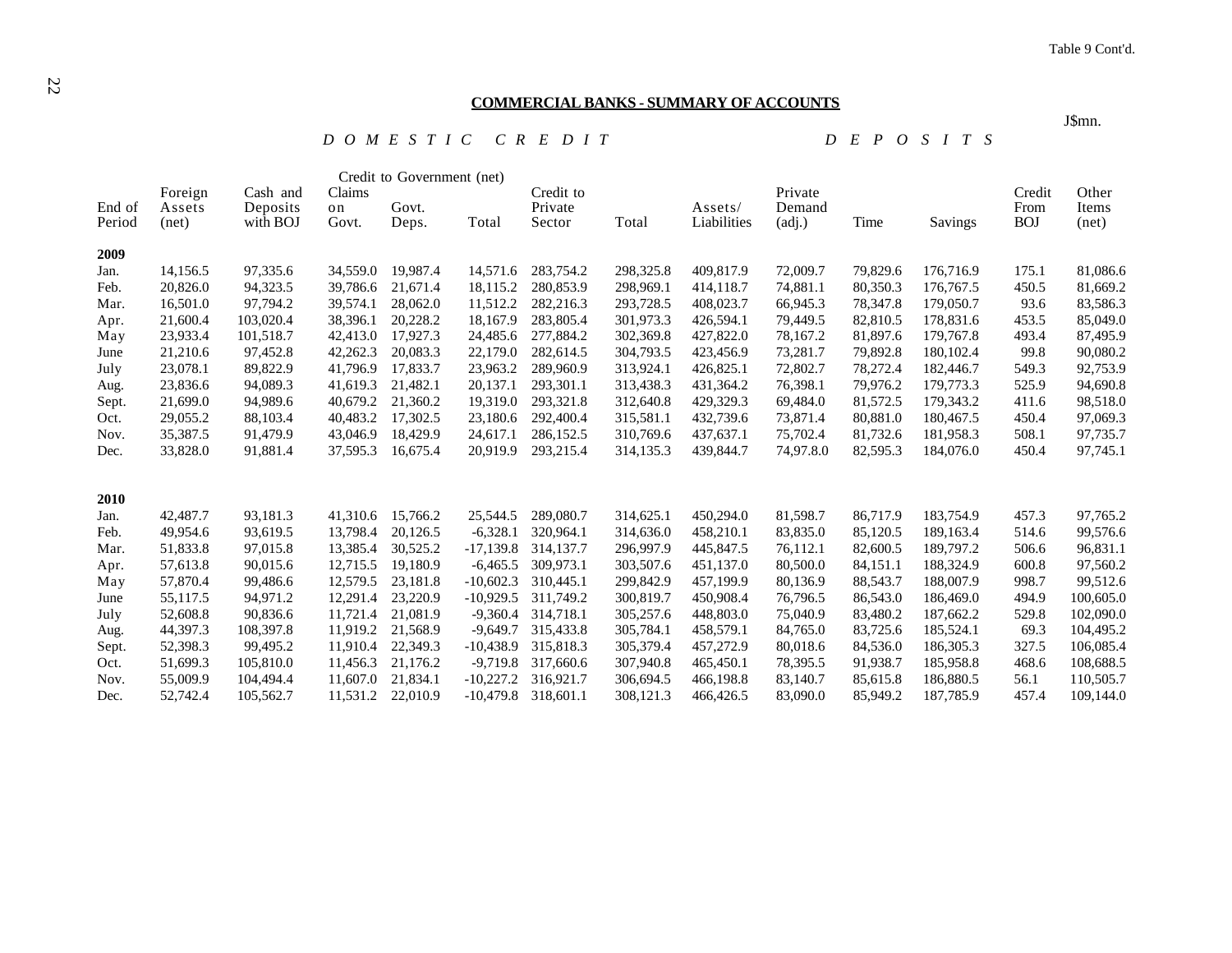Table 9 Cont'd.

## COMMERCIAL BANKS - SUMMARY OF ACCOUNTS

J$mn.

| | *DOMESTIC CREDIT* | | | | | | | *DEPOSITS* | | | | | |
|---|---|---|---|---|---|---|---|---|---|---|---|---|---|
| | | | Credit to Government (net) | | | | | | | | | | |
| End of Period | Foreign Assets (net) | Cash and Deposits with BOJ | Claims on Govt. | Govt. Deps. | Total | Credit to Private Sector | Total | Assets/ Liabilities | Private Demand (adj.) | Time | Savings | Credit From BOJ | Other Items (net) |
| **2009** | | | | | | | | | | | | | |
| Jan. | 14,156.5 | 97,335.6 | 34,559.0 | 19,987.4 | 14,571.6 | 283,754.2 | 298,325.8 | 409,817.9 | 72,009.7 | 79,829.6 | 176,716.9 | 175.1 | 81,086.6 |
| Feb. | 20,826.0 | 94,323.5 | 39,786.6 | 21,671.4 | 18,115.2 | 280,853.9 | 298,969.1 | 414,118.7 | 74,881.1 | 80,350.3 | 176,767.5 | 450.5 | 81,669.2 |
| Mar. | 16,501.0 | 97,794.2 | 39,574.1 | 28,062.0 | 11,512.2 | 282,216.3 | 293,728.5 | 408,023.7 | 66,945.3 | 78,347.8 | 179,050.7 | 93.6 | 83,586.3 |
| Apr. | 21,600.4 | 103,020.4 | 38,396.1 | 20,228.2 | 18,167.9 | 283,805.4 | 301,973.3 | 426,594.1 | 79,449.5 | 82,810.5 | 178,831.6 | 453.5 | 85,049.0 |
| May | 23,933.4 | 101,518.7 | 42,413.0 | 17,927.3 | 24,485.6 | 277,884.2 | 302,369.8 | 427,822.0 | 78,167.2 | 81,897.6 | 179,767.8 | 493.4 | 87,495.9 |
| June | 21,210.6 | 97,452.8 | 42,262.3 | 20,083.3 | 22,179.0 | 282,614.5 | 304,793.5 | 423,456.9 | 73,281.7 | 79,892.8 | 180,102.4 | 99.8 | 90,080.2 |
| July | 23,078.1 | 89,822.9 | 41,796.9 | 17,833.7 | 23,963.2 | 289,960.9 | 313,924.1 | 426,825.1 | 72,802.7 | 78,272.4 | 182,446.7 | 549.3 | 92,753.9 |
| Aug. | 23,836.6 | 94,089.3 | 41,619.3 | 21,482.1 | 20,137.1 | 293,301.1 | 313,438.3 | 431,364.2 | 76,398.1 | 79,976.2 | 179,773.3 | 525.9 | 94,690.8 |
| Sept. | 21,699.0 | 94,989.6 | 40,679.2 | 21,360.2 | 19,319.0 | 293,321.8 | 312,640.8 | 429,329.3 | 69,484.0 | 81,572.5 | 179,343.2 | 411.6 | 98,518.0 |
| Oct. | 29,055.2 | 88,103.4 | 40,483.2 | 17,302.5 | 23,180.6 | 292,400.4 | 315,581.1 | 432,739.6 | 73,871.4 | 80,881.0 | 180,467.5 | 450.4 | 97,069.3 |
| Nov. | 35,387.5 | 91,479.9 | 43,046.9 | 18,429.9 | 24,617.1 | 286,152.5 | 310,769.6 | 437,637.1 | 75,702.4 | 81,732.6 | 181,958.3 | 508.1 | 97,735.7 |
| Dec. | 33,828.0 | 91,881.4 | 37,595.3 | 16,675.4 | 20,919.9 | 293,215.4 | 314,135.3 | 439,844.7 | 74,97.8.0 | 82,595.3 | 184,076.0 | 450.4 | 97,745.1 |
| **2010** | | | | | | | | | | | | | |
| Jan. | 42,487.7 | 93,181.3 | 41,310.6 | 15,766.2 | 25,544.5 | 289,080.7 | 314,625.1 | 450,294.0 | 81,598.7 | 86,717.9 | 183,754.9 | 457.3 | 97,765.2 |
| Feb. | 49,954.6 | 93,619.5 | 13,798.4 | 20,126.5 | -6,328.1 | 320,964.1 | 314,636.0 | 458,210.1 | 83,835.0 | 85,120.5 | 189,163.4 | 514.6 | 99,576.6 |
| Mar. | 51,833.8 | 97,015.8 | 13,385.4 | 30,525.2 | -17,139.8 | 314,137.7 | 296,997.9 | 445,847.5 | 76,112.1 | 82,600.5 | 189,797.2 | 506.6 | 96,831.1 |
| Apr. | 57,613.8 | 90,015.6 | 12,715.5 | 19,180.9 | -6,465.5 | 309,973.1 | 303,507.6 | 451,137.0 | 80,500.0 | 84,151.1 | 188,324.9 | 600.8 | 97,560.2 |
| May | 57,870.4 | 99,486.6 | 12,579.5 | 23,181.8 | -10,602.3 | 310,445.1 | 299,842.9 | 457,199.9 | 80,136.9 | 88,543.7 | 188,007.9 | 998.7 | 99,512.6 |
| June | 55,117.5 | 94,971.2 | 12,291.4 | 23,220.9 | -10,929.5 | 311,749.2 | 300,819.7 | 450,908.4 | 76,796.5 | 86,543.0 | 186,469.0 | 494.9 | 100,605.0 |
| July | 52,608.8 | 90,836.6 | 11,721.4 | 21,081.9 | -9,360.4 | 314,718.1 | 305,257.6 | 448,803.0 | 75,040.9 | 83,480.2 | 187,662.2 | 529.8 | 102,090.0 |
| Aug. | 44,397.3 | 108,397.8 | 11,919.2 | 21,568.9 | -9,649.7 | 315,433.8 | 305,784.1 | 458,579.1 | 84,765.0 | 83,725.6 | 185,524.1 | 69.3 | 104,495.2 |
| Sept. | 52,398.3 | 99,495.2 | 11,910.4 | 22,349.3 | -10,438.9 | 315,818.3 | 305,379.4 | 457,272.9 | 80,018.6 | 84,536.0 | 186,305.3 | 327.5 | 106,085.4 |
| Oct. | 51,699.3 | 105,810.0 | 11,456.3 | 21,176.2 | -9,719.8 | 317,660.6 | 307,940.8 | 465,450.1 | 78,395.5 | 91,938.7 | 185,958.8 | 468.6 | 108,688.5 |
| Nov. | 55,009.9 | 104,494.4 | 11,607.0 | 21,834.1 | -10,227.2 | 316,921.7 | 306,694.5 | 466,198.8 | 83,140.7 | 85,615.8 | 186,880.5 | 56.1 | 110,505.7 |
| Dec. | 52,742.4 | 105,562.7 | 11,531.2 | 22,010.9 | -10,479.8 | 318,601.1 | 308,121.3 | 466,426.5 | 83,090.0 | 85,949.2 | 187,785.9 | 457.4 | 109,144.0 |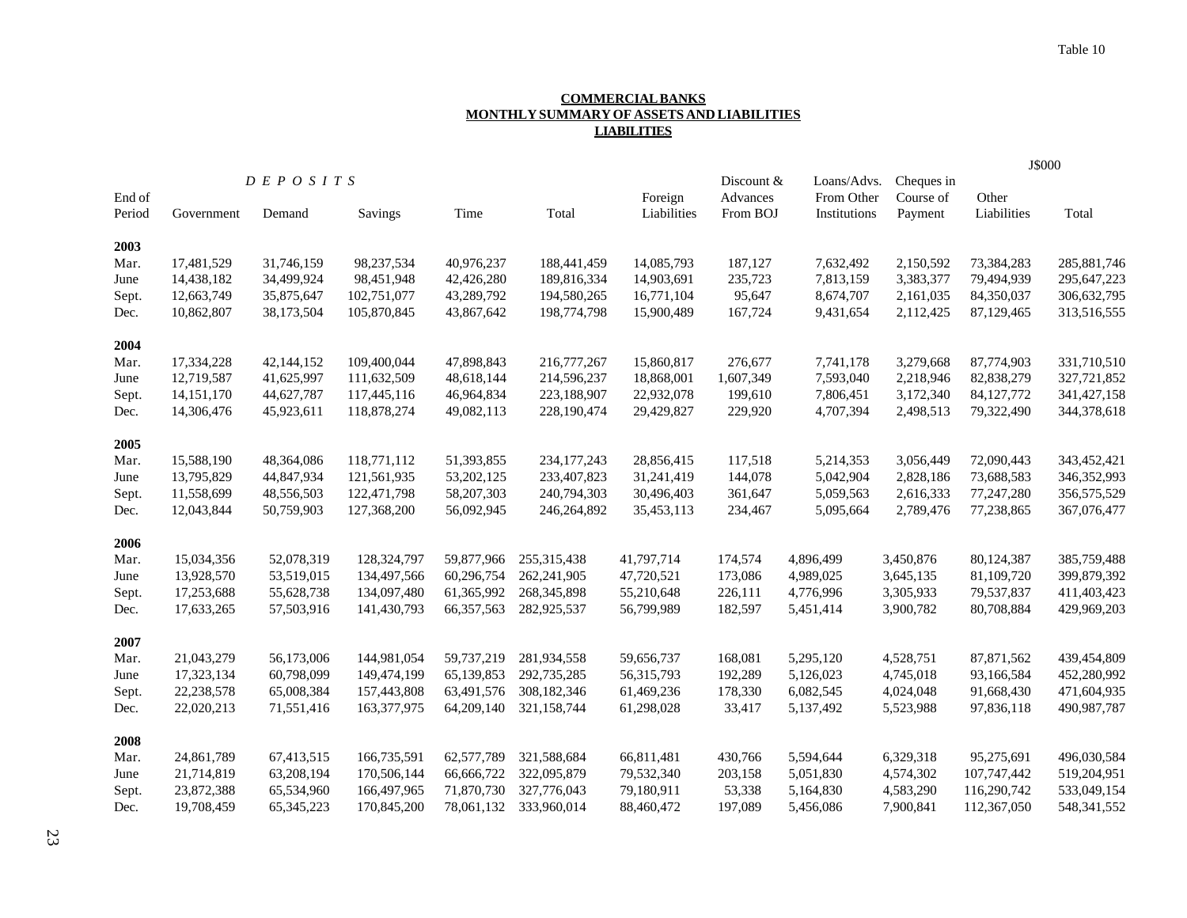Table 10

**COMMERCIAL BANKS**
**MONTHLY SUMMARY OF ASSETS AND LIABILITIES**
**LIABILITIES**

J$000

| End of Period | *D E P O S I T S* Government | Demand | Savings | Time | Total | Foreign Liabilities | Discount & Advances From BOJ | Loans/Advs. From Other Institutions | Cheques in Course of Payment | Other Liabilities | Total |
|---|---|---|---|---|---|---|---|---|---|---|---|
| **2003** | | | | | | | | | | | |
| Mar. | 17,481,529 | 31,746,159 | 98,237,534 | 40,976,237 | 188,441,459 | 14,085,793 | 187,127 | 7,632,492 | 2,150,592 | 73,384,283 | 285,881,746 |
| June | 14,438,182 | 34,499,924 | 98,451,948 | 42,426,280 | 189,816,334 | 14,903,691 | 235,723 | 7,813,159 | 3,383,377 | 79,494,939 | 295,647,223 |
| Sept. | 12,663,749 | 35,875,647 | 102,751,077 | 43,289,792 | 194,580,265 | 16,771,104 | 95,647 | 8,674,707 | 2,161,035 | 84,350,037 | 306,632,795 |
| Dec. | 10,862,807 | 38,173,504 | 105,870,845 | 43,867,642 | 198,774,798 | 15,900,489 | 167,724 | 9,431,654 | 2,112,425 | 87,129,465 | 313,516,555 |
| **2004** | | | | | | | | | | | |
| Mar. | 17,334,228 | 42,144,152 | 109,400,044 | 47,898,843 | 216,777,267 | 15,860,817 | 276,677 | 7,741,178 | 3,279,668 | 87,774,903 | 331,710,510 |
| June | 12,719,587 | 41,625,997 | 111,632,509 | 48,618,144 | 214,596,237 | 18,868,001 | 1,607,349 | 7,593,040 | 2,218,946 | 82,838,279 | 327,721,852 |
| Sept. | 14,151,170 | 44,627,787 | 117,445,116 | 46,964,834 | 223,188,907 | 22,932,078 | 199,610 | 7,806,451 | 3,172,340 | 84,127,772 | 341,427,158 |
| Dec. | 14,306,476 | 45,923,611 | 118,878,274 | 49,082,113 | 228,190,474 | 29,429,827 | 229,920 | 4,707,394 | 2,498,513 | 79,322,490 | 344,378,618 |
| **2005** | | | | | | | | | | | |
| Mar. | 15,588,190 | 48,364,086 | 118,771,112 | 51,393,855 | 234,177,243 | 28,856,415 | 117,518 | 5,214,353 | 3,056,449 | 72,090,443 | 343,452,421 |
| June | 13,795,829 | 44,847,934 | 121,561,935 | 53,202,125 | 233,407,823 | 31,241,419 | 144,078 | 5,042,904 | 2,828,186 | 73,688,583 | 346,352,993 |
| Sept. | 11,558,699 | 48,556,503 | 122,471,798 | 58,207,303 | 240,794,303 | 30,496,403 | 361,647 | 5,059,563 | 2,616,333 | 77,247,280 | 356,575,529 |
| Dec. | 12,043,844 | 50,759,903 | 127,368,200 | 56,092,945 | 246,264,892 | 35,453,113 | 234,467 | 5,095,664 | 2,789,476 | 77,238,865 | 367,076,477 |
| **2006** | | | | | | | | | | | |
| Mar. | 15,034,356 | 52,078,319 | 128,324,797 | 59,877,966 | 255,315,438 | 41,797,714 | 174,574 | 4,896,499 | 3,450,876 | 80,124,387 | 385,759,488 |
| June | 13,928,570 | 53,519,015 | 134,497,566 | 60,296,754 | 262,241,905 | 47,720,521 | 173,086 | 4,989,025 | 3,645,135 | 81,109,720 | 399,879,392 |
| Sept. | 17,253,688 | 55,628,738 | 134,097,480 | 61,365,992 | 268,345,898 | 55,210,648 | 226,111 | 4,776,996 | 3,305,933 | 79,537,837 | 411,403,423 |
| Dec. | 17,633,265 | 57,503,916 | 141,430,793 | 66,357,563 | 282,925,537 | 56,799,989 | 182,597 | 5,451,414 | 3,900,782 | 80,708,884 | 429,969,203 |
| **2007** | | | | | | | | | | | |
| Mar. | 21,043,279 | 56,173,006 | 144,981,054 | 59,737,219 | 281,934,558 | 59,656,737 | 168,081 | 5,295,120 | 4,528,751 | 87,871,562 | 439,454,809 |
| June | 17,323,134 | 60,798,099 | 149,474,199 | 65,139,853 | 292,735,285 | 56,315,793 | 192,289 | 5,126,023 | 4,745,018 | 93,166,584 | 452,280,992 |
| Sept. | 22,238,578 | 65,008,384 | 157,443,808 | 63,491,576 | 308,182,346 | 61,469,236 | 178,330 | 6,082,545 | 4,024,048 | 91,668,430 | 471,604,935 |
| Dec. | 22,020,213 | 71,551,416 | 163,377,975 | 64,209,140 | 321,158,744 | 61,298,028 | 33,417 | 5,137,492 | 5,523,988 | 97,836,118 | 490,987,787 |
| **2008** | | | | | | | | | | | |
| Mar. | 24,861,789 | 67,413,515 | 166,735,591 | 62,577,789 | 321,588,684 | 66,811,481 | 430,766 | 5,594,644 | 6,329,318 | 95,275,691 | 496,030,584 |
| June | 21,714,819 | 63,208,194 | 170,506,144 | 66,666,722 | 322,095,879 | 79,532,340 | 203,158 | 5,051,830 | 4,574,302 | 107,747,442 | 519,204,951 |
| Sept. | 23,872,388 | 65,534,960 | 166,497,965 | 71,870,730 | 327,776,043 | 79,180,911 | 53,338 | 5,164,830 | 4,583,290 | 116,290,742 | 533,049,154 |
| Dec. | 19,708,459 | 65,345,223 | 170,845,200 | 78,061,132 | 333,960,014 | 88,460,472 | 197,089 | 5,456,086 | 7,900,841 | 112,367,050 | 548,341,552 |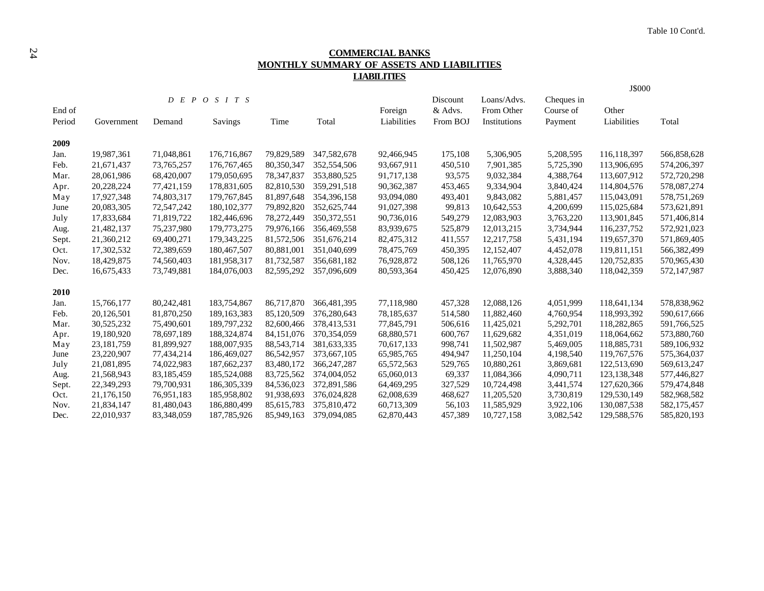Table 10 Cont'd.

## COMMERCIAL BANKS
## MONTHLY SUMMARY OF ASSETS AND LIABILITIES
### LIABILITIES

J$000

| End of Period | DEPOSITS Government | Demand | Savings | Time | Total | Foreign Liabilities | Discount & Advs. From BOJ | Loans/Advs. From Other Institutions | Cheques in Course of Payment | Other Liabilities | Total |
|---|---|---|---|---|---|---|---|---|---|---|---|
| **2009** | | | | | | | | | | | |
| Jan. | 19,987,361 | 71,048,861 | 176,716,867 | 79,829,589 | 347,582,678 | 92,466,945 | 175,108 | 5,306,905 | 5,208,595 | 116,118,397 | 566,858,628 |
| Feb. | 21,671,437 | 73,765,257 | 176,767,465 | 80,350,347 | 352,554,506 | 93,667,911 | 450,510 | 7,901,385 | 5,725,390 | 113,906,695 | 574,206,397 |
| Mar. | 28,061,986 | 68,420,007 | 179,050,695 | 78,347,837 | 353,880,525 | 91,717,138 | 93,575 | 9,032,384 | 4,388,764 | 113,607,912 | 572,720,298 |
| Apr. | 20,228,224 | 77,421,159 | 178,831,605 | 82,810,530 | 359,291,518 | 90,362,387 | 453,465 | 9,334,904 | 3,840,424 | 114,804,576 | 578,087,274 |
| May | 17,927,348 | 74,803,317 | 179,767,845 | 81,897,648 | 354,396,158 | 93,094,080 | 493,401 | 9,843,082 | 5,881,457 | 115,043,091 | 578,751,269 |
| June | 20,083,305 | 72,547,242 | 180,102,377 | 79,892,820 | 352,625,744 | 91,027,398 | 99,813 | 10,642,553 | 4,200,699 | 115,025,684 | 573,621,891 |
| July | 17,833,684 | 71,819,722 | 182,446,696 | 78,272,449 | 350,372,551 | 90,736,016 | 549,279 | 12,083,903 | 3,763,220 | 113,901,845 | 571,406,814 |
| Aug. | 21,482,137 | 75,237,980 | 179,773,275 | 79,976,166 | 356,469,558 | 83,939,675 | 525,879 | 12,013,215 | 3,734,944 | 116,237,752 | 572,921,023 |
| Sept. | 21,360,212 | 69,400,271 | 179,343,225 | 81,572,506 | 351,676,214 | 82,475,312 | 411,557 | 12,217,758 | 5,431,194 | 119,657,370 | 571,869,405 |
| Oct. | 17,302,532 | 72,389,659 | 180,467,507 | 80,881,001 | 351,040,699 | 78,475,769 | 450,395 | 12,152,407 | 4,452,078 | 119,811,151 | 566,382,499 |
| Nov. | 18,429,875 | 74,560,403 | 181,958,317 | 81,732,587 | 356,681,182 | 76,928,872 | 508,126 | 11,765,970 | 4,328,445 | 120,752,835 | 570,965,430 |
| Dec. | 16,675,433 | 73,749,881 | 184,076,003 | 82,595,292 | 357,096,609 | 80,593,364 | 450,425 | 12,076,890 | 3,888,340 | 118,042,359 | 572,147,987 |
| **2010** | | | | | | | | | | | |
| Jan. | 15,766,177 | 80,242,481 | 183,754,867 | 86,717,870 | 366,481,395 | 77,118,980 | 457,328 | 12,088,126 | 4,051,999 | 118,641,134 | 578,838,962 |
| Feb. | 20,126,501 | 81,870,250 | 189,163,383 | 85,120,509 | 376,280,643 | 78,185,637 | 514,580 | 11,882,460 | 4,760,954 | 118,993,392 | 590,617,666 |
| Mar. | 30,525,232 | 75,490,601 | 189,797,232 | 82,600,466 | 378,413,531 | 77,845,791 | 506,616 | 11,425,021 | 5,292,701 | 118,282,865 | 591,766,525 |
| Apr. | 19,180,920 | 78,697,189 | 188,324,874 | 84,151,076 | 370,354,059 | 68,880,571 | 600,767 | 11,629,682 | 4,351,019 | 118,064,662 | 573,880,760 |
| May | 23,181,759 | 81,899,927 | 188,007,935 | 88,543,714 | 381,633,335 | 70,617,133 | 998,741 | 11,502,987 | 5,469,005 | 118,885,731 | 589,106,932 |
| June | 23,220,907 | 77,434,214 | 186,469,027 | 86,542,957 | 373,667,105 | 65,985,765 | 494,947 | 11,250,104 | 4,198,540 | 119,767,576 | 575,364,037 |
| July | 21,081,895 | 74,022,983 | 187,662,237 | 83,480,172 | 366,247,287 | 65,572,563 | 529,765 | 10,880,261 | 3,869,681 | 122,513,690 | 569,613,247 |
| Aug. | 21,568,943 | 83,185,459 | 185,524,088 | 83,725,562 | 374,004,052 | 65,060,013 | 69,337 | 11,084,366 | 4,090,711 | 123,138,348 | 577,446,827 |
| Sept. | 22,349,293 | 79,700,931 | 186,305,339 | 84,536,023 | 372,891,586 | 64,469,295 | 327,529 | 10,724,498 | 3,441,574 | 127,620,366 | 579,474,848 |
| Oct. | 21,176,150 | 76,951,183 | 185,958,802 | 91,938,693 | 376,024,828 | 62,008,639 | 468,627 | 11,205,520 | 3,730,819 | 129,530,149 | 582,968,582 |
| Nov. | 21,834,147 | 81,480,043 | 186,880,499 | 85,615,783 | 375,810,472 | 60,713,309 | 56,103 | 11,585,929 | 3,922,106 | 130,087,538 | 582,175,457 |
| Dec. | 22,010,937 | 83,348,059 | 187,785,926 | 85,949,163 | 379,094,085 | 62,870,443 | 457,389 | 10,727,158 | 3,082,542 | 129,588,576 | 585,820,193 |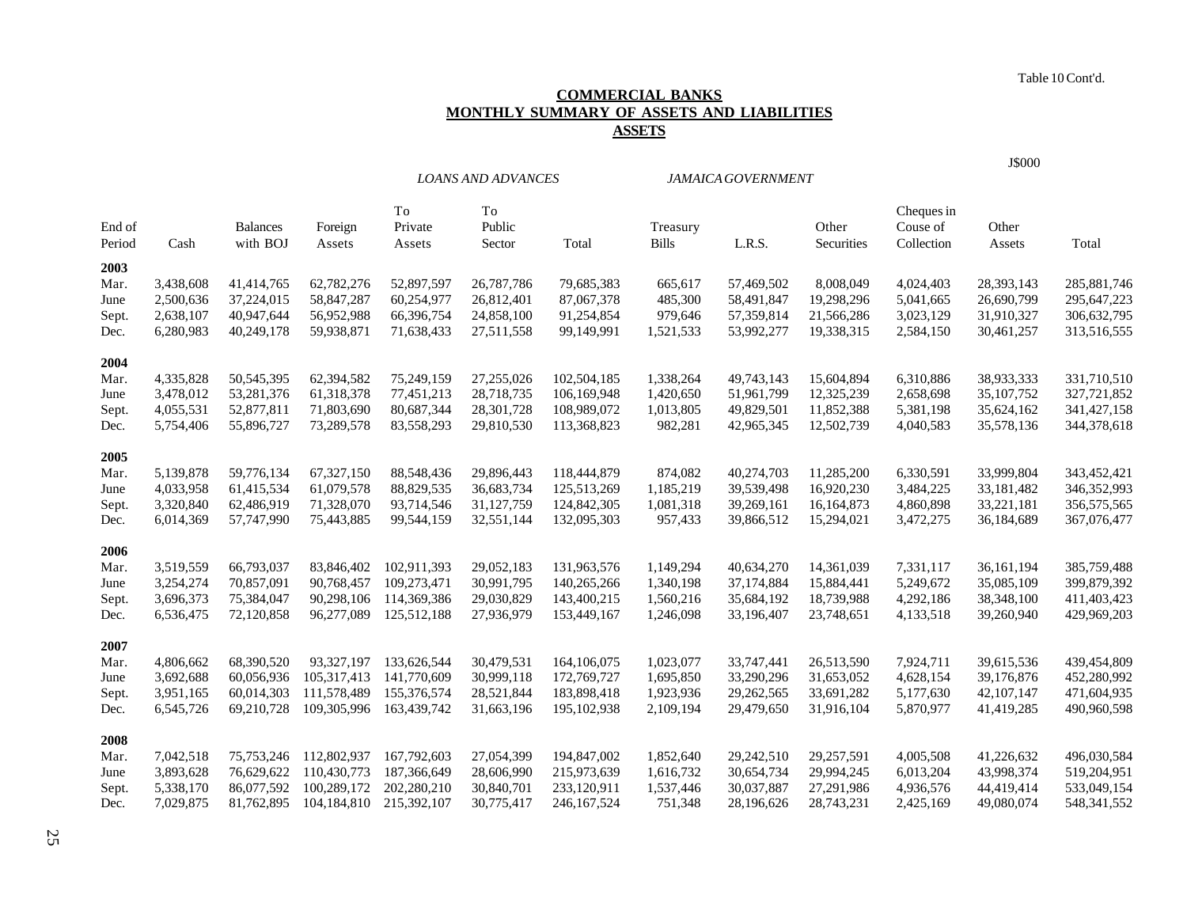Table 10 Cont'd.

# COMMERCIAL BANKS
## MONTHLY SUMMARY OF ASSETS AND LIABILITIES
### ASSETS

J$000

| | | | | LOANS AND ADVANCES | | | JAMAICA GOVERNMENT | | | | | |
|---|---|---|---|---|---|---|---|---|---|---|---|---|
| End of Period | Cash | Balances with BOJ | Foreign Assets | To Private Assets | To Public Sector | Total | Treasury Bills | L.R.S. | Other Securities | Cheques in Couse of Collection | Other Assets | Total |
| **2003** | | | | | | | | | | | | |
| Mar. | 3,438,608 | 41,414,765 | 62,782,276 | 52,897,597 | 26,787,786 | 79,685,383 | 665,617 | 57,469,502 | 8,008,049 | 4,024,403 | 28,393,143 | 285,881,746 |
| June | 2,500,636 | 37,224,015 | 58,847,287 | 60,254,977 | 26,812,401 | 87,067,378 | 485,300 | 58,491,847 | 19,298,296 | 5,041,665 | 26,690,799 | 295,647,223 |
| Sept. | 2,638,107 | 40,947,644 | 56,952,988 | 66,396,754 | 24,858,100 | 91,254,854 | 979,646 | 57,359,814 | 21,566,286 | 3,023,129 | 31,910,327 | 306,632,795 |
| Dec. | 6,280,983 | 40,249,178 | 59,938,871 | 71,638,433 | 27,511,558 | 99,149,991 | 1,521,533 | 53,992,277 | 19,338,315 | 2,584,150 | 30,461,257 | 313,516,555 |
| **2004** | | | | | | | | | | | | |
| Mar. | 4,335,828 | 50,545,395 | 62,394,582 | 75,249,159 | 27,255,026 | 102,504,185 | 1,338,264 | 49,743,143 | 15,604,894 | 6,310,886 | 38,933,333 | 331,710,510 |
| June | 3,478,012 | 53,281,376 | 61,318,378 | 77,451,213 | 28,718,735 | 106,169,948 | 1,420,650 | 51,961,799 | 12,325,239 | 2,658,698 | 35,107,752 | 327,721,852 |
| Sept. | 4,055,531 | 52,877,811 | 71,803,690 | 80,687,344 | 28,301,728 | 108,989,072 | 1,013,805 | 49,829,501 | 11,852,388 | 5,381,198 | 35,624,162 | 341,427,158 |
| Dec. | 5,754,406 | 55,896,727 | 73,289,578 | 83,558,293 | 29,810,530 | 113,368,823 | 982,281 | 42,965,345 | 12,502,739 | 4,040,583 | 35,578,136 | 344,378,618 |
| **2005** | | | | | | | | | | | | |
| Mar. | 5,139,878 | 59,776,134 | 67,327,150 | 88,548,436 | 29,896,443 | 118,444,879 | 874,082 | 40,274,703 | 11,285,200 | 6,330,591 | 33,999,804 | 343,452,421 |
| June | 4,033,958 | 61,415,534 | 61,079,578 | 88,829,535 | 36,683,734 | 125,513,269 | 1,185,219 | 39,539,498 | 16,920,230 | 3,484,225 | 33,181,482 | 346,352,993 |
| Sept. | 3,320,840 | 62,486,919 | 71,328,070 | 93,714,546 | 31,127,759 | 124,842,305 | 1,081,318 | 39,269,161 | 16,164,873 | 4,860,898 | 33,221,181 | 356,575,565 |
| Dec. | 6,014,369 | 57,747,990 | 75,443,885 | 99,544,159 | 32,551,144 | 132,095,303 | 957,433 | 39,866,512 | 15,294,021 | 3,472,275 | 36,184,689 | 367,076,477 |
| **2006** | | | | | | | | | | | | |
| Mar. | 3,519,559 | 66,793,037 | 83,846,402 | 102,911,393 | 29,052,183 | 131,963,576 | 1,149,294 | 40,634,270 | 14,361,039 | 7,331,117 | 36,161,194 | 385,759,488 |
| June | 3,254,274 | 70,857,091 | 90,768,457 | 109,273,471 | 30,991,795 | 140,265,266 | 1,340,198 | 37,174,884 | 15,884,441 | 5,249,672 | 35,085,109 | 399,879,392 |
| Sept. | 3,696,373 | 75,384,047 | 90,298,106 | 114,369,386 | 29,030,829 | 143,400,215 | 1,560,216 | 35,684,192 | 18,739,988 | 4,292,186 | 38,348,100 | 411,403,423 |
| Dec. | 6,536,475 | 72,120,858 | 96,277,089 | 125,512,188 | 27,936,979 | 153,449,167 | 1,246,098 | 33,196,407 | 23,748,651 | 4,133,518 | 39,260,940 | 429,969,203 |
| **2007** | | | | | | | | | | | | |
| Mar. | 4,806,662 | 68,390,520 | 93,327,197 | 133,626,544 | 30,479,531 | 164,106,075 | 1,023,077 | 33,747,441 | 26,513,590 | 7,924,711 | 39,615,536 | 439,454,809 |
| June | 3,692,688 | 60,056,936 | 105,317,413 | 141,770,609 | 30,999,118 | 172,769,727 | 1,695,850 | 33,290,296 | 31,653,052 | 4,628,154 | 39,176,876 | 452,280,992 |
| Sept. | 3,951,165 | 60,014,303 | 111,578,489 | 155,376,574 | 28,521,844 | 183,898,418 | 1,923,936 | 29,262,565 | 33,691,282 | 5,177,630 | 42,107,147 | 471,604,935 |
| Dec. | 6,545,726 | 69,210,728 | 109,305,996 | 163,439,742 | 31,663,196 | 195,102,938 | 2,109,194 | 29,479,650 | 31,916,104 | 5,870,977 | 41,419,285 | 490,960,598 |
| **2008** | | | | | | | | | | | | |
| Mar. | 7,042,518 | 75,753,246 | 112,802,937 | 167,792,603 | 27,054,399 | 194,847,002 | 1,852,640 | 29,242,510 | 29,257,591 | 4,005,508 | 41,226,632 | 496,030,584 |
| June | 3,893,628 | 76,629,622 | 110,430,773 | 187,366,649 | 28,606,990 | 215,973,639 | 1,616,732 | 30,654,734 | 29,994,245 | 6,013,204 | 43,998,374 | 519,204,951 |
| Sept. | 5,338,170 | 86,077,592 | 100,289,172 | 202,280,210 | 30,840,701 | 233,120,911 | 1,537,446 | 30,037,887 | 27,291,986 | 4,936,576 | 44,419,414 | 533,049,154 |
| Dec. | 7,029,875 | 81,762,895 | 104,184,810 | 215,392,107 | 30,775,417 | 246,167,524 | 751,348 | 28,196,626 | 28,743,231 | 2,425,169 | 49,080,074 | 548,341,552 |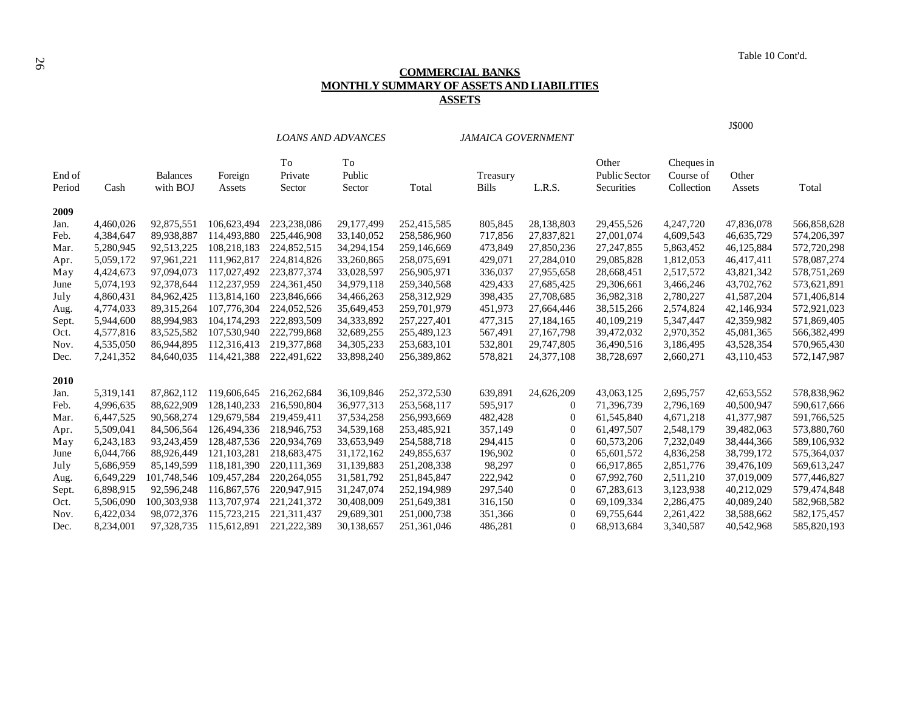Table 10 Cont'd.

## COMMERCIAL BANKS
## MONTHLY SUMMARY OF ASSETS AND LIABILITIES
### ASSETS

J$000

| End of Period | Cash | Balances with BOJ | Foreign Assets | *LOANS AND ADVANCES* To Private Sector | To Public Sector | Total | *JAMAICA GOVERNMENT* Treasury Bills | L.R.S. | Other Public Sector Securities | Cheques in Course of Collection | Other Assets | Total |
|---|---|---|---|---|---|---|---|---|---|---|---|---|
| **2009** | | | | | | | | | | | | |
| Jan. | 4,460,026 | 92,875,551 | 106,623,494 | 223,238,086 | 29,177,499 | 252,415,585 | 805,845 | 28,138,803 | 29,455,526 | 4,247,720 | 47,836,078 | 566,858,628 |
| Feb. | 4,384,647 | 89,938,887 | 114,493,880 | 225,446,908 | 33,140,052 | 258,586,960 | 717,856 | 27,837,821 | 27,001,074 | 4,609,543 | 46,635,729 | 574,206,397 |
| Mar. | 5,280,945 | 92,513,225 | 108,218,183 | 224,852,515 | 34,294,154 | 259,146,669 | 473,849 | 27,850,236 | 27,247,855 | 5,863,452 | 46,125,884 | 572,720,298 |
| Apr. | 5,059,172 | 97,961,221 | 111,962,817 | 224,814,826 | 33,260,865 | 258,075,691 | 429,071 | 27,284,010 | 29,085,828 | 1,812,053 | 46,417,411 | 578,087,274 |
| May | 4,424,673 | 97,094,073 | 117,027,492 | 223,877,374 | 33,028,597 | 256,905,971 | 336,037 | 27,955,658 | 28,668,451 | 2,517,572 | 43,821,342 | 578,751,269 |
| June | 5,074,193 | 92,378,644 | 112,237,959 | 224,361,450 | 34,979,118 | 259,340,568 | 429,433 | 27,685,425 | 29,306,661 | 3,466,246 | 43,702,762 | 573,621,891 |
| July | 4,860,431 | 84,962,425 | 113,814,160 | 223,846,666 | 34,466,263 | 258,312,929 | 398,435 | 27,708,685 | 36,982,318 | 2,780,227 | 41,587,204 | 571,406,814 |
| Aug. | 4,774,033 | 89,315,264 | 107,776,304 | 224,052,526 | 35,649,453 | 259,701,979 | 451,973 | 27,664,446 | 38,515,266 | 2,574,824 | 42,146,934 | 572,921,023 |
| Sept. | 5,944,600 | 88,994,983 | 104,174,293 | 222,893,509 | 34,333,892 | 257,227,401 | 477,315 | 27,184,165 | 40,109,219 | 5,347,447 | 42,359,982 | 571,869,405 |
| Oct. | 4,577,816 | 83,525,582 | 107,530,940 | 222,799,868 | 32,689,255 | 255,489,123 | 567,491 | 27,167,798 | 39,472,032 | 2,970,352 | 45,081,365 | 566,382,499 |
| Nov. | 4,535,050 | 86,944,895 | 112,316,413 | 219,377,868 | 34,305,233 | 253,683,101 | 532,801 | 29,747,805 | 36,490,516 | 3,186,495 | 43,528,354 | 570,965,430 |
| Dec. | 7,241,352 | 84,640,035 | 114,421,388 | 222,491,622 | 33,898,240 | 256,389,862 | 578,821 | 24,377,108 | 38,728,697 | 2,660,271 | 43,110,453 | 572,147,987 |
| **2010** | | | | | | | | | | | | |
| Jan. | 5,319,141 | 87,862,112 | 119,606,645 | 216,262,684 | 36,109,846 | 252,372,530 | 639,891 | 24,626,209 | 43,063,125 | 2,695,757 | 42,653,552 | 578,838,962 |
| Feb. | 4,996,635 | 88,622,909 | 128,140,233 | 216,590,804 | 36,977,313 | 253,568,117 | 595,917 | 0 | 71,396,739 | 2,796,169 | 40,500,947 | 590,617,666 |
| Mar. | 6,447,525 | 90,568,274 | 129,679,584 | 219,459,411 | 37,534,258 | 256,993,669 | 482,428 | 0 | 61,545,840 | 4,671,218 | 41,377,987 | 591,766,525 |
| Apr. | 5,509,041 | 84,506,564 | 126,494,336 | 218,946,753 | 34,539,168 | 253,485,921 | 357,149 | 0 | 61,497,507 | 2,548,179 | 39,482,063 | 573,880,760 |
| May | 6,243,183 | 93,243,459 | 128,487,536 | 220,934,769 | 33,653,949 | 254,588,718 | 294,415 | 0 | 60,573,206 | 7,232,049 | 38,444,366 | 589,106,932 |
| June | 6,044,766 | 88,926,449 | 121,103,281 | 218,683,475 | 31,172,162 | 249,855,637 | 196,902 | 0 | 65,601,572 | 4,836,258 | 38,799,172 | 575,364,037 |
| July | 5,686,959 | 85,149,599 | 118,181,390 | 220,111,369 | 31,139,883 | 251,208,338 | 98,297 | 0 | 66,917,865 | 2,851,776 | 39,476,109 | 569,613,247 |
| Aug. | 6,649,229 | 101,748,546 | 109,457,284 | 220,264,055 | 31,581,792 | 251,845,847 | 222,942 | 0 | 67,992,760 | 2,511,210 | 37,019,009 | 577,446,827 |
| Sept. | 6,898,915 | 92,596,248 | 116,867,576 | 220,947,915 | 31,247,074 | 252,194,989 | 297,540 | 0 | 67,283,613 | 3,123,938 | 40,212,029 | 579,474,848 |
| Oct. | 5,506,090 | 100,303,938 | 113,707,974 | 221,241,372 | 30,408,009 | 251,649,381 | 316,150 | 0 | 69,109,334 | 2,286,475 | 40,089,240 | 582,968,582 |
| Nov. | 6,422,034 | 98,072,376 | 115,723,215 | 221,311,437 | 29,689,301 | 251,000,738 | 351,366 | 0 | 69,755,644 | 2,261,422 | 38,588,662 | 582,175,457 |
| Dec. | 8,234,001 | 97,328,735 | 115,612,891 | 221,222,389 | 30,138,657 | 251,361,046 | 486,281 | 0 | 68,913,684 | 3,340,587 | 40,542,968 | 585,820,193 |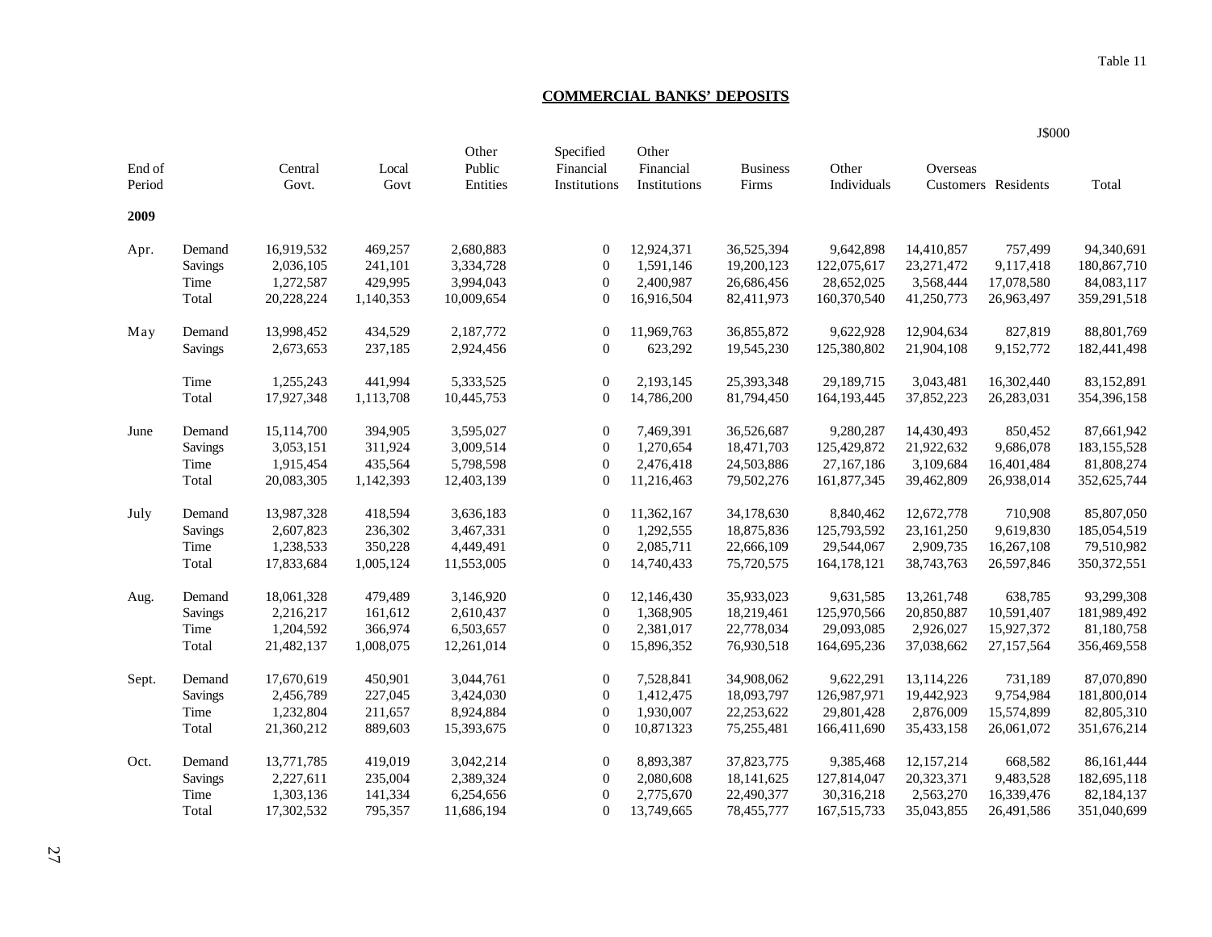Table 11

## COMMERCIAL BANKS' DEPOSITS

J$000

| End of Period | | Central Govt. | Local Govt | Other Public Entities | Specified Financial Institutions | Other Financial Institutions | Business Firms | Other Individuals | Overseas Customers | Residents | Total |
|---|---|---|---|---|---|---|---|---|---|---|---|
| **2009** | | | | | | | | | | | |
| Apr. | Demand | 16,919,532 | 469,257 | 2,680,883 | 0 | 12,924,371 | 36,525,394 | 9,642,898 | 14,410,857 | 757,499 | 94,340,691 |
| | Savings | 2,036,105 | 241,101 | 3,334,728 | 0 | 1,591,146 | 19,200,123 | 122,075,617 | 23,271,472 | 9,117,418 | 180,867,710 |
| | Time | 1,272,587 | 429,995 | 3,994,043 | 0 | 2,400,987 | 26,686,456 | 28,652,025 | 3,568,444 | 17,078,580 | 84,083,117 |
| | Total | 20,228,224 | 1,140,353 | 10,009,654 | 0 | 16,916,504 | 82,411,973 | 160,370,540 | 41,250,773 | 26,963,497 | 359,291,518 |
| May | Demand | 13,998,452 | 434,529 | 2,187,772 | 0 | 11,969,763 | 36,855,872 | 9,622,928 | 12,904,634 | 827,819 | 88,801,769 |
| | Savings | 2,673,653 | 237,185 | 2,924,456 | 0 | 623,292 | 19,545,230 | 125,380,802 | 21,904,108 | 9,152,772 | 182,441,498 |
| | Time | 1,255,243 | 441,994 | 5,333,525 | 0 | 2,193,145 | 25,393,348 | 29,189,715 | 3,043,481 | 16,302,440 | 83,152,891 |
| | Total | 17,927,348 | 1,113,708 | 10,445,753 | 0 | 14,786,200 | 81,794,450 | 164,193,445 | 37,852,223 | 26,283,031 | 354,396,158 |
| June | Demand | 15,114,700 | 394,905 | 3,595,027 | 0 | 7,469,391 | 36,526,687 | 9,280,287 | 14,430,493 | 850,452 | 87,661,942 |
| | Savings | 3,053,151 | 311,924 | 3,009,514 | 0 | 1,270,654 | 18,471,703 | 125,429,872 | 21,922,632 | 9,686,078 | 183,155,528 |
| | Time | 1,915,454 | 435,564 | 5,798,598 | 0 | 2,476,418 | 24,503,886 | 27,167,186 | 3,109,684 | 16,401,484 | 81,808,274 |
| | Total | 20,083,305 | 1,142,393 | 12,403,139 | 0 | 11,216,463 | 79,502,276 | 161,877,345 | 39,462,809 | 26,938,014 | 352,625,744 |
| July | Demand | 13,987,328 | 418,594 | 3,636,183 | 0 | 11,362,167 | 34,178,630 | 8,840,462 | 12,672,778 | 710,908 | 85,807,050 |
| | Savings | 2,607,823 | 236,302 | 3,467,331 | 0 | 1,292,555 | 18,875,836 | 125,793,592 | 23,161,250 | 9,619,830 | 185,054,519 |
| | Time | 1,238,533 | 350,228 | 4,449,491 | 0 | 2,085,711 | 22,666,109 | 29,544,067 | 2,909,735 | 16,267,108 | 79,510,982 |
| | Total | 17,833,684 | 1,005,124 | 11,553,005 | 0 | 14,740,433 | 75,720,575 | 164,178,121 | 38,743,763 | 26,597,846 | 350,372,551 |
| Aug. | Demand | 18,061,328 | 479,489 | 3,146,920 | 0 | 12,146,430 | 35,933,023 | 9,631,585 | 13,261,748 | 638,785 | 93,299,308 |
| | Savings | 2,216,217 | 161,612 | 2,610,437 | 0 | 1,368,905 | 18,219,461 | 125,970,566 | 20,850,887 | 10,591,407 | 181,989,492 |
| | Time | 1,204,592 | 366,974 | 6,503,657 | 0 | 2,381,017 | 22,778,034 | 29,093,085 | 2,926,027 | 15,927,372 | 81,180,758 |
| | Total | 21,482,137 | 1,008,075 | 12,261,014 | 0 | 15,896,352 | 76,930,518 | 164,695,236 | 37,038,662 | 27,157,564 | 356,469,558 |
| Sept. | Demand | 17,670,619 | 450,901 | 3,044,761 | 0 | 7,528,841 | 34,908,062 | 9,622,291 | 13,114,226 | 731,189 | 87,070,890 |
| | Savings | 2,456,789 | 227,045 | 3,424,030 | 0 | 1,412,475 | 18,093,797 | 126,987,971 | 19,442,923 | 9,754,984 | 181,800,014 |
| | Time | 1,232,804 | 211,657 | 8,924,884 | 0 | 1,930,007 | 22,253,622 | 29,801,428 | 2,876,009 | 15,574,899 | 82,805,310 |
| | Total | 21,360,212 | 889,603 | 15,393,675 | 0 | 10,871323 | 75,255,481 | 166,411,690 | 35,433,158 | 26,061,072 | 351,676,214 |
| Oct. | Demand | 13,771,785 | 419,019 | 3,042,214 | 0 | 8,893,387 | 37,823,775 | 9,385,468 | 12,157,214 | 668,582 | 86,161,444 |
| | Savings | 2,227,611 | 235,004 | 2,389,324 | 0 | 2,080,608 | 18,141,625 | 127,814,047 | 20,323,371 | 9,483,528 | 182,695,118 |
| | Time | 1,303,136 | 141,334 | 6,254,656 | 0 | 2,775,670 | 22,490,377 | 30,316,218 | 2,563,270 | 16,339,476 | 82,184,137 |
| | Total | 17,302,532 | 795,357 | 11,686,194 | 0 | 13,749,665 | 78,455,777 | 167,515,733 | 35,043,855 | 26,491,586 | 351,040,699 |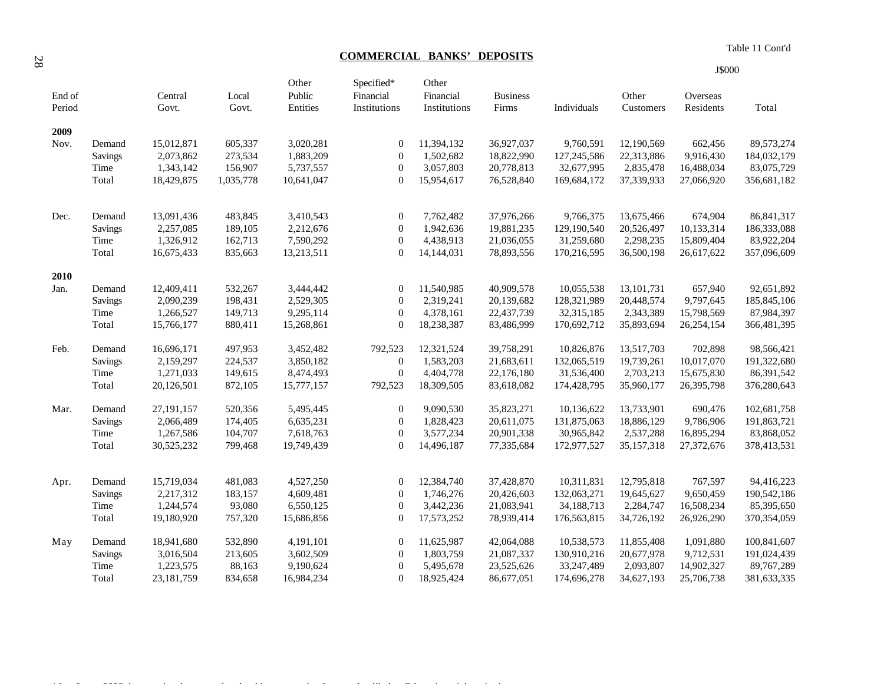Table 11 Cont'd

## COMMERCIAL BANKS' DEPOSITS

J$000

| End of Period | | Central Govt. | Local Govt. | Other Public Entities | Specified* Financial Institutions | Other Financial Institutions | Business Firms | Individuals | Other Customers | Overseas Residents | Total |
|---|---|---|---|---|---|---|---|---|---|---|---|
| **2009** | | | | | | | | | | | |
| Nov. | Demand | 15,012,871 | 605,337 | 3,020,281 | 0 | 11,394,132 | 36,927,037 | 9,760,591 | 12,190,569 | 662,456 | 89,573,274 |
| | Savings | 2,073,862 | 273,534 | 1,883,209 | 0 | 1,502,682 | 18,822,990 | 127,245,586 | 22,313,886 | 9,916,430 | 184,032,179 |
| | Time | 1,343,142 | 156,907 | 5,737,557 | 0 | 3,057,803 | 20,778,813 | 32,677,995 | 2,835,478 | 16,488,034 | 83,075,729 |
| | Total | 18,429,875 | 1,035,778 | 10,641,047 | 0 | 15,954,617 | 76,528,840 | 169,684,172 | 37,339,933 | 27,066,920 | 356,681,182 |
| Dec. | Demand | 13,091,436 | 483,845 | 3,410,543 | 0 | 7,762,482 | 37,976,266 | 9,766,375 | 13,675,466 | 674,904 | 86,841,317 |
| | Savings | 2,257,085 | 189,105 | 2,212,676 | 0 | 1,942,636 | 19,881,235 | 129,190,540 | 20,526,497 | 10,133,314 | 186,333,088 |
| | Time | 1,326,912 | 162,713 | 7,590,292 | 0 | 4,438,913 | 21,036,055 | 31,259,680 | 2,298,235 | 15,809,404 | 83,922,204 |
| | Total | 16,675,433 | 835,663 | 13,213,511 | 0 | 14,144,031 | 78,893,556 | 170,216,595 | 36,500,198 | 26,617,622 | 357,096,609 |
| **2010** | | | | | | | | | | | |
| Jan. | Demand | 12,409,411 | 532,267 | 3,444,442 | 0 | 11,540,985 | 40,909,578 | 10,055,538 | 13,101,731 | 657,940 | 92,651,892 |
| | Savings | 2,090,239 | 198,431 | 2,529,305 | 0 | 2,319,241 | 20,139,682 | 128,321,989 | 20,448,574 | 9,797,645 | 185,845,106 |
| | Time | 1,266,527 | 149,713 | 9,295,114 | 0 | 4,378,161 | 22,437,739 | 32,315,185 | 2,343,389 | 15,798,569 | 87,984,397 |
| | Total | 15,766,177 | 880,411 | 15,268,861 | 0 | 18,238,387 | 83,486,999 | 170,692,712 | 35,893,694 | 26,254,154 | 366,481,395 |
| Feb. | Demand | 16,696,171 | 497,953 | 3,452,482 | 792,523 | 12,321,524 | 39,758,291 | 10,826,876 | 13,517,703 | 702,898 | 98,566,421 |
| | Savings | 2,159,297 | 224,537 | 3,850,182 | 0 | 1,583,203 | 21,683,611 | 132,065,519 | 19,739,261 | 10,017,070 | 191,322,680 |
| | Time | 1,271,033 | 149,615 | 8,474,493 | 0 | 4,404,778 | 22,176,180 | 31,536,400 | 2,703,213 | 15,675,830 | 86,391,542 |
| | Total | 20,126,501 | 872,105 | 15,777,157 | 792,523 | 18,309,505 | 83,618,082 | 174,428,795 | 35,960,177 | 26,395,798 | 376,280,643 |
| Mar. | Demand | 27,191,157 | 520,356 | 5,495,445 | 0 | 9,090,530 | 35,823,271 | 10,136,622 | 13,733,901 | 690,476 | 102,681,758 |
| | Savings | 2,066,489 | 174,405 | 6,635,231 | 0 | 1,828,423 | 20,611,075 | 131,875,063 | 18,886,129 | 9,786,906 | 191,863,721 |
| | Time | 1,267,586 | 104,707 | 7,618,763 | 0 | 3,577,234 | 20,901,338 | 30,965,842 | 2,537,288 | 16,895,294 | 83,868,052 |
| | Total | 30,525,232 | 799,468 | 19,749,439 | 0 | 14,496,187 | 77,335,684 | 172,977,527 | 35,157,318 | 27,372,676 | 378,413,531 |
| Apr. | Demand | 15,719,034 | 481,083 | 4,527,250 | 0 | 12,384,740 | 37,428,870 | 10,311,831 | 12,795,818 | 767,597 | 94,416,223 |
| | Savings | 2,217,312 | 183,157 | 4,609,481 | 0 | 1,746,276 | 20,426,603 | 132,063,271 | 19,645,627 | 9,650,459 | 190,542,186 |
| | Time | 1,244,574 | 93,080 | 6,550,125 | 0 | 3,442,236 | 21,083,941 | 34,188,713 | 2,284,747 | 16,508,234 | 85,395,650 |
| | Total | 19,180,920 | 757,320 | 15,686,856 | 0 | 17,573,252 | 78,939,414 | 176,563,815 | 34,726,192 | 26,926,290 | 370,354,059 |
| May | Demand | 18,941,680 | 532,890 | 4,191,101 | 0 | 11,625,987 | 42,064,088 | 10,538,573 | 11,855,408 | 1,091,880 | 100,841,607 |
| | Savings | 3,016,504 | 213,605 | 3,602,509 | 0 | 1,803,759 | 21,087,337 | 130,910,216 | 20,677,978 | 9,712,531 | 191,024,439 |
| | Time | 1,223,575 | 88,163 | 9,190,624 | 0 | 5,495,678 | 23,525,626 | 33,247,489 | 2,093,807 | 14,902,327 | 89,767,289 |
| | Total | 23,181,759 | 834,658 | 16,984,234 | 0 | 18,925,424 | 86,677,051 | 174,696,278 | 34,627,193 | 25,706,738 | 381,633,335 |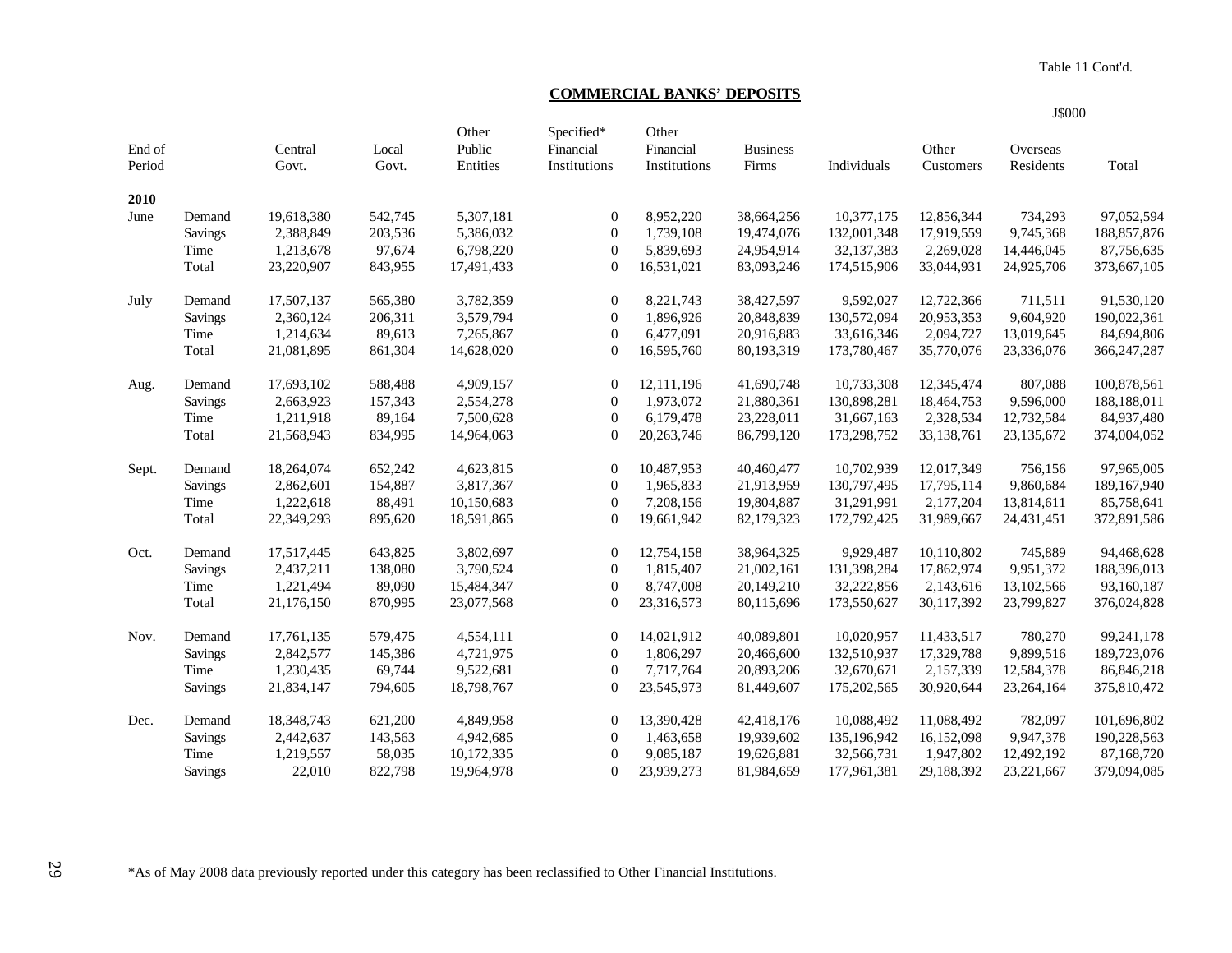Table 11 Cont'd.

## COMMERCIAL BANKS' DEPOSITS

J$000

| End of Period | | Central Govt. | Local Govt. | Other Public Entities | Specified* Financial Institutions | Other Financial Institutions | Business Firms | Individuals | Other Customers | Overseas Residents | Total |
|---|---|---|---|---|---|---|---|---|---|---|---|
| **2010** | | | | | | | | | | | |
| June | Demand | 19,618,380 | 542,745 | 5,307,181 | 0 | 8,952,220 | 38,664,256 | 10,377,175 | 12,856,344 | 734,293 | 97,052,594 |
| | Savings | 2,388,849 | 203,536 | 5,386,032 | 0 | 1,739,108 | 19,474,076 | 132,001,348 | 17,919,559 | 9,745,368 | 188,857,876 |
| | Time | 1,213,678 | 97,674 | 6,798,220 | 0 | 5,839,693 | 24,954,914 | 32,137,383 | 2,269,028 | 14,446,045 | 87,756,635 |
| | Total | 23,220,907 | 843,955 | 17,491,433 | 0 | 16,531,021 | 83,093,246 | 174,515,906 | 33,044,931 | 24,925,706 | 373,667,105 |
| July | Demand | 17,507,137 | 565,380 | 3,782,359 | 0 | 8,221,743 | 38,427,597 | 9,592,027 | 12,722,366 | 711,511 | 91,530,120 |
| | Savings | 2,360,124 | 206,311 | 3,579,794 | 0 | 1,896,926 | 20,848,839 | 130,572,094 | 20,953,353 | 9,604,920 | 190,022,361 |
| | Time | 1,214,634 | 89,613 | 7,265,867 | 0 | 6,477,091 | 20,916,883 | 33,616,346 | 2,094,727 | 13,019,645 | 84,694,806 |
| | Total | 21,081,895 | 861,304 | 14,628,020 | 0 | 16,595,760 | 80,193,319 | 173,780,467 | 35,770,076 | 23,336,076 | 366,247,287 |
| Aug. | Demand | 17,693,102 | 588,488 | 4,909,157 | 0 | 12,111,196 | 41,690,748 | 10,733,308 | 12,345,474 | 807,088 | 100,878,561 |
| | Savings | 2,663,923 | 157,343 | 2,554,278 | 0 | 1,973,072 | 21,880,361 | 130,898,281 | 18,464,753 | 9,596,000 | 188,188,011 |
| | Time | 1,211,918 | 89,164 | 7,500,628 | 0 | 6,179,478 | 23,228,011 | 31,667,163 | 2,328,534 | 12,732,584 | 84,937,480 |
| | Total | 21,568,943 | 834,995 | 14,964,063 | 0 | 20,263,746 | 86,799,120 | 173,298,752 | 33,138,761 | 23,135,672 | 374,004,052 |
| Sept. | Demand | 18,264,074 | 652,242 | 4,623,815 | 0 | 10,487,953 | 40,460,477 | 10,702,939 | 12,017,349 | 756,156 | 97,965,005 |
| | Savings | 2,862,601 | 154,887 | 3,817,367 | 0 | 1,965,833 | 21,913,959 | 130,797,495 | 17,795,114 | 9,860,684 | 189,167,940 |
| | Time | 1,222,618 | 88,491 | 10,150,683 | 0 | 7,208,156 | 19,804,887 | 31,291,991 | 2,177,204 | 13,814,611 | 85,758,641 |
| | Total | 22,349,293 | 895,620 | 18,591,865 | 0 | 19,661,942 | 82,179,323 | 172,792,425 | 31,989,667 | 24,431,451 | 372,891,586 |
| Oct. | Demand | 17,517,445 | 643,825 | 3,802,697 | 0 | 12,754,158 | 38,964,325 | 9,929,487 | 10,110,802 | 745,889 | 94,468,628 |
| | Savings | 2,437,211 | 138,080 | 3,790,524 | 0 | 1,815,407 | 21,002,161 | 131,398,284 | 17,862,974 | 9,951,372 | 188,396,013 |
| | Time | 1,221,494 | 89,090 | 15,484,347 | 0 | 8,747,008 | 20,149,210 | 32,222,856 | 2,143,616 | 13,102,566 | 93,160,187 |
| | Total | 21,176,150 | 870,995 | 23,077,568 | 0 | 23,316,573 | 80,115,696 | 173,550,627 | 30,117,392 | 23,799,827 | 376,024,828 |
| Nov. | Demand | 17,761,135 | 579,475 | 4,554,111 | 0 | 14,021,912 | 40,089,801 | 10,020,957 | 11,433,517 | 780,270 | 99,241,178 |
| | Savings | 2,842,577 | 145,386 | 4,721,975 | 0 | 1,806,297 | 20,466,600 | 132,510,937 | 17,329,788 | 9,899,516 | 189,723,076 |
| | Time | 1,230,435 | 69,744 | 9,522,681 | 0 | 7,717,764 | 20,893,206 | 32,670,671 | 2,157,339 | 12,584,378 | 86,846,218 |
| | Savings | 21,834,147 | 794,605 | 18,798,767 | 0 | 23,545,973 | 81,449,607 | 175,202,565 | 30,920,644 | 23,264,164 | 375,810,472 |
| Dec. | Demand | 18,348,743 | 621,200 | 4,849,958 | 0 | 13,390,428 | 42,418,176 | 10,088,492 | 11,088,492 | 782,097 | 101,696,802 |
| | Savings | 2,442,637 | 143,563 | 4,942,685 | 0 | 1,463,658 | 19,939,602 | 135,196,942 | 16,152,098 | 9,947,378 | 190,228,563 |
| | Time | 1,219,557 | 58,035 | 10,172,335 | 0 | 9,085,187 | 19,626,881 | 32,566,731 | 1,947,802 | 12,492,192 | 87,168,720 |
| | Savings | 22,010 | 822,798 | 19,964,978 | 0 | 23,939,273 | 81,984,659 | 177,961,381 | 29,188,392 | 23,221,667 | 379,094,085 |

*As of May 2008 data previously reported under this category has been reclassified to Other Financial Institutions.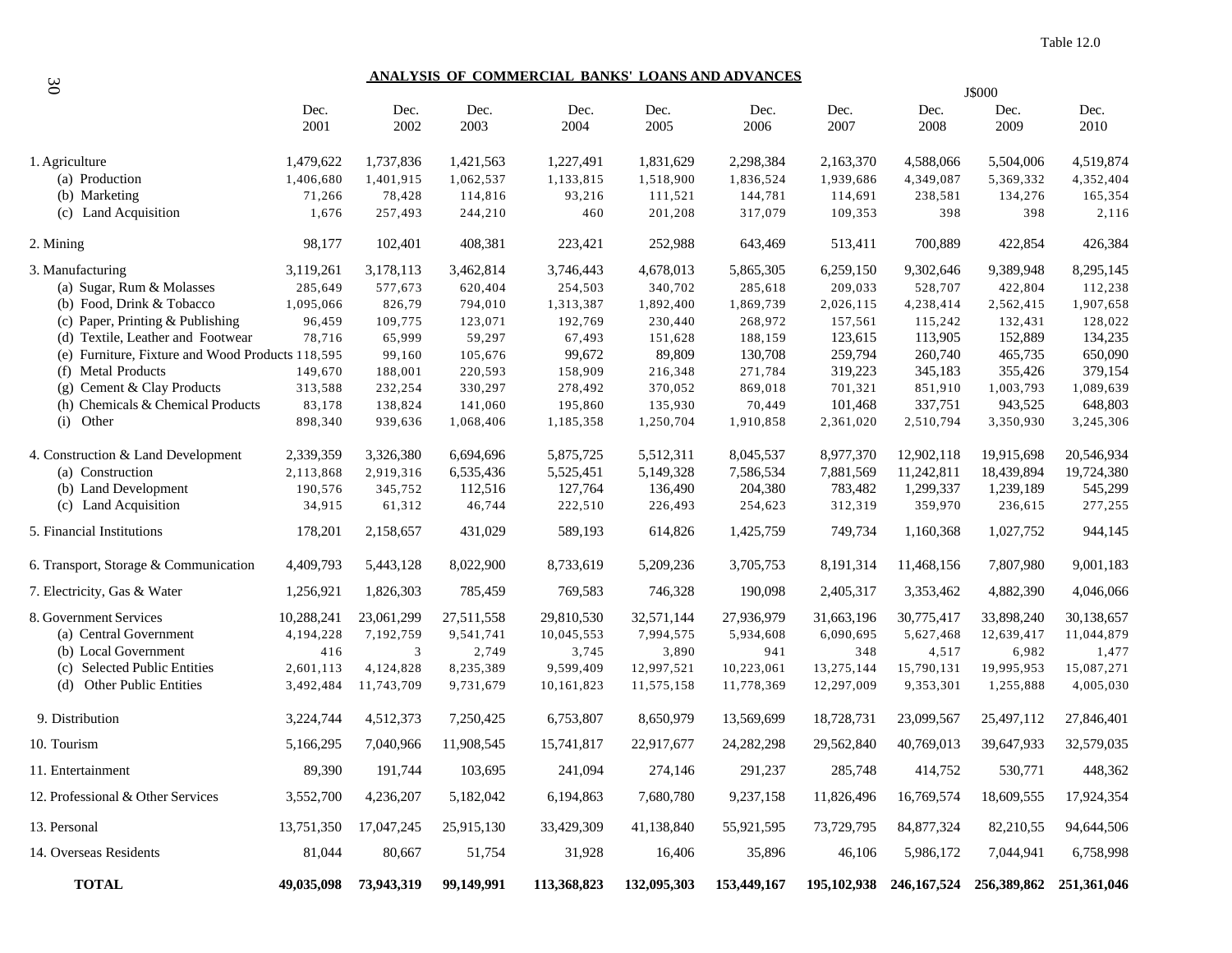Table 12.0

## ANALYSIS OF COMMERCIAL BANKS' LOANS AND ADVANCES

J$000

| | Dec. 2001 | Dec. 2002 | Dec. 2003 | Dec. 2004 | Dec. 2005 | Dec. 2006 | Dec. 2007 | Dec. 2008 | Dec. 2009 | Dec. 2010 |
|---|---|---|---|---|---|---|---|---|---|---|
| 1. Agriculture | 1,479,622 | 1,737,836 | 1,421,563 | 1,227,491 | 1,831,629 | 2,298,384 | 2,163,370 | 4,588,066 | 5,504,006 | 4,519,874 |
| (a) Production | 1,406,680 | 1,401,915 | 1,062,537 | 1,133,815 | 1,518,900 | 1,836,524 | 1,939,686 | 4,349,087 | 5,369,332 | 4,352,404 |
| (b) Marketing | 71,266 | 78,428 | 114,816 | 93,216 | 111,521 | 144,781 | 114,691 | 238,581 | 134,276 | 165,354 |
| (c) Land Acquisition | 1,676 | 257,493 | 244,210 | 460 | 201,208 | 317,079 | 109,353 | 398 | 398 | 2,116 |
| 2. Mining | 98,177 | 102,401 | 408,381 | 223,421 | 252,988 | 643,469 | 513,411 | 700,889 | 422,854 | 426,384 |
| 3. Manufacturing | 3,119,261 | 3,178,113 | 3,462,814 | 3,746,443 | 4,678,013 | 5,865,305 | 6,259,150 | 9,302,646 | 9,389,948 | 8,295,145 |
| (a) Sugar, Rum & Molasses | 285,649 | 577,673 | 620,404 | 254,503 | 340,702 | 285,618 | 209,033 | 528,707 | 422,804 | 112,238 |
| (b) Food, Drink & Tobacco | 1,095,066 | 826,79 | 794,010 | 1,313,387 | 1,892,400 | 1,869,739 | 2,026,115 | 4,238,414 | 2,562,415 | 1,907,658 |
| (c) Paper, Printing & Publishing | 96,459 | 109,775 | 123,071 | 192,769 | 230,440 | 268,972 | 157,561 | 115,242 | 132,431 | 128,022 |
| (d) Textile, Leather and Footwear | 78,716 | 65,999 | 59,297 | 67,493 | 151,628 | 188,159 | 123,615 | 113,905 | 152,889 | 134,235 |
| (e) Furniture, Fixture and Wood Products | 118,595 | 99,160 | 105,676 | 99,672 | 89,809 | 130,708 | 259,794 | 260,740 | 465,735 | 650,090 |
| (f) Metal Products | 149,670 | 188,001 | 220,593 | 158,909 | 216,348 | 271,784 | 319,223 | 345,183 | 355,426 | 379,154 |
| (g) Cement & Clay Products | 313,588 | 232,254 | 330,297 | 278,492 | 370,052 | 869,018 | 701,321 | 851,910 | 1,003,793 | 1,089,639 |
| (h) Chemicals & Chemical Products | 83,178 | 138,824 | 141,060 | 195,860 | 135,930 | 70,449 | 101,468 | 337,751 | 943,525 | 648,803 |
| (i) Other | 898,340 | 939,636 | 1,068,406 | 1,185,358 | 1,250,704 | 1,910,858 | 2,361,020 | 2,510,794 | 3,350,930 | 3,245,306 |
| 4. Construction & Land Development | 2,339,359 | 3,326,380 | 6,694,696 | 5,875,725 | 5,512,311 | 8,045,537 | 8,977,370 | 12,902,118 | 19,915,698 | 20,546,934 |
| (a) Construction | 2,113,868 | 2,919,316 | 6,535,436 | 5,525,451 | 5,149,328 | 7,586,534 | 7,881,569 | 11,242,811 | 18,439,894 | 19,724,380 |
| (b) Land Development | 190,576 | 345,752 | 112,516 | 127,764 | 136,490 | 204,380 | 783,482 | 1,299,337 | 1,239,189 | 545,299 |
| (c) Land Acquisition | 34,915 | 61,312 | 46,744 | 222,510 | 226,493 | 254,623 | 312,319 | 359,970 | 236,615 | 277,255 |
| 5. Financial Institutions | 178,201 | 2,158,657 | 431,029 | 589,193 | 614,826 | 1,425,759 | 749,734 | 1,160,368 | 1,027,752 | 944,145 |
| 6. Transport, Storage & Communication | 4,409,793 | 5,443,128 | 8,022,900 | 8,733,619 | 5,209,236 | 3,705,753 | 8,191,314 | 11,468,156 | 7,807,980 | 9,001,183 |
| 7. Electricity, Gas & Water | 1,256,921 | 1,826,303 | 785,459 | 769,583 | 746,328 | 190,098 | 2,405,317 | 3,353,462 | 4,882,390 | 4,046,066 |
| 8. Government Services | 10,288,241 | 23,061,299 | 27,511,558 | 29,810,530 | 32,571,144 | 27,936,979 | 31,663,196 | 30,775,417 | 33,898,240 | 30,138,657 |
| (a) Central Government | 4,194,228 | 7,192,759 | 9,541,741 | 10,045,553 | 7,994,575 | 5,934,608 | 6,090,695 | 5,627,468 | 12,639,417 | 11,044,879 |
| (b) Local Government | 416 | 3 | 2,749 | 3,745 | 3,890 | 941 | 348 | 4,517 | 6,982 | 1,477 |
| (c) Selected Public Entities | 2,601,113 | 4,124,828 | 8,235,389 | 9,599,409 | 12,997,521 | 10,223,061 | 13,275,144 | 15,790,131 | 19,995,953 | 15,087,271 |
| (d) Other Public Entities | 3,492,484 | 11,743,709 | 9,731,679 | 10,161,823 | 11,575,158 | 11,778,369 | 12,297,009 | 9,353,301 | 1,255,888 | 4,005,030 |
| 9. Distribution | 3,224,744 | 4,512,373 | 7,250,425 | 6,753,807 | 8,650,979 | 13,569,699 | 18,728,731 | 23,099,567 | 25,497,112 | 27,846,401 |
| 10. Tourism | 5,166,295 | 7,040,966 | 11,908,545 | 15,741,817 | 22,917,677 | 24,282,298 | 29,562,840 | 40,769,013 | 39,647,933 | 32,579,035 |
| 11. Entertainment | 89,390 | 191,744 | 103,695 | 241,094 | 274,146 | 291,237 | 285,748 | 414,752 | 530,771 | 448,362 |
| 12. Professional & Other Services | 3,552,700 | 4,236,207 | 5,182,042 | 6,194,863 | 7,680,780 | 9,237,158 | 11,826,496 | 16,769,574 | 18,609,555 | 17,924,354 |
| 13. Personal | 13,751,350 | 17,047,245 | 25,915,130 | 33,429,309 | 41,138,840 | 55,921,595 | 73,729,795 | 84,877,324 | 82,210,55 | 94,644,506 |
| 14. Overseas Residents | 81,044 | 80,667 | 51,754 | 31,928 | 16,406 | 35,896 | 46,106 | 5,986,172 | 7,044,941 | 6,758,998 |
| **TOTAL** | **49,035,098** | **73,943,319** | **99,149,991** | **113,368,823** | **132,095,303** | **153,449,167** | **195,102,938** | **246,167,524** | **256,389,862** | **251,361,046** |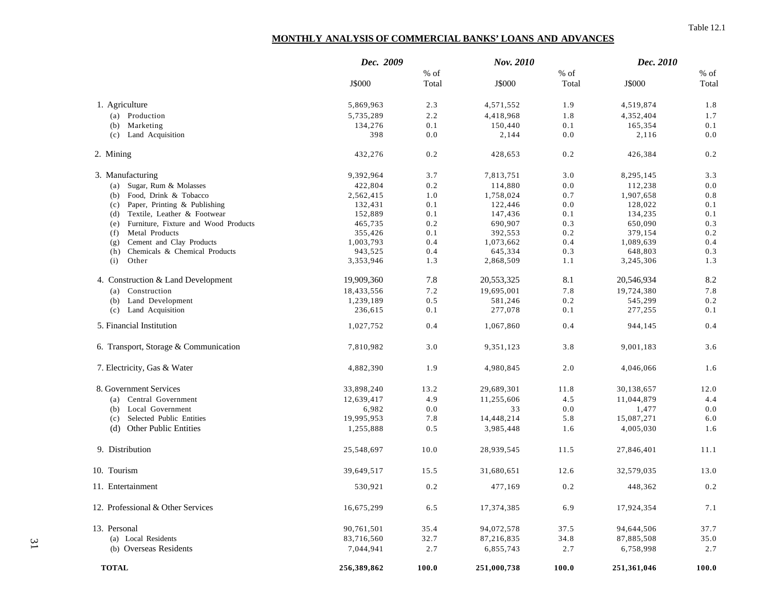Table 12.1

## MONTHLY ANALYSIS OF COMMERCIAL BANKS' LOANS AND ADVANCES

| | *Dec. 2009* | | *Nov. 2010* | | *Dec. 2010* | |
|---|---|---|---|---|---|---|
| | J$000 | % of Total | J$000 | % of Total | J$000 | % of Total |
| 1. Agriculture | 5,869,963 | 2.3 | 4,571,552 | 1.9 | 4,519,874 | 1.8 |
| (a) Production | 5,735,289 | 2.2 | 4,418,968 | 1.8 | 4,352,404 | 1.7 |
| (b) Marketing | 134,276 | 0.1 | 150,440 | 0.1 | 165,354 | 0.1 |
| (c) Land Acquisition | 398 | 0.0 | 2,144 | 0.0 | 2,116 | 0.0 |
| 2. Mining | 432,276 | 0.2 | 428,653 | 0.2 | 426,384 | 0.2 |
| 3. Manufacturing | 9,392,964 | 3.7 | 7,813,751 | 3.0 | 8,295,145 | 3.3 |
| (a) Sugar, Rum & Molasses | 422,804 | 0.2 | 114,880 | 0.0 | 112,238 | 0.0 |
| (b) Food, Drink & Tobacco | 2,562,415 | 1.0 | 1,758,024 | 0.7 | 1,907,658 | 0.8 |
| (c) Paper, Printing & Publishing | 132,431 | 0.1 | 122,446 | 0.0 | 128,022 | 0.1 |
| (d) Textile, Leather & Footwear | 152,889 | 0.1 | 147,436 | 0.1 | 134,235 | 0.1 |
| (e) Furniture, Fixture and Wood Products | 465,735 | 0.2 | 690,907 | 0.3 | 650,090 | 0.3 |
| (f) Metal Products | 355,426 | 0.1 | 392,553 | 0.2 | 379,154 | 0.2 |
| (g) Cement and Clay Products | 1,003,793 | 0.4 | 1,073,662 | 0.4 | 1,089,639 | 0.4 |
| (h) Chemicals & Chemical Products | 943,525 | 0.4 | 645,334 | 0.3 | 648,803 | 0.3 |
| (i) Other | 3,353,946 | 1.3 | 2,868,509 | 1.1 | 3,245,306 | 1.3 |
| 4. Construction & Land Development | 19,909,360 | 7.8 | 20,553,325 | 8.1 | 20,546,934 | 8.2 |
| (a) Construction | 18,433,556 | 7.2 | 19,695,001 | 7.8 | 19,724,380 | 7.8 |
| (b) Land Development | 1,239,189 | 0.5 | 581,246 | 0.2 | 545,299 | 0.2 |
| (c) Land Acquisition | 236,615 | 0.1 | 277,078 | 0.1 | 277,255 | 0.1 |
| 5. Financial Institution | 1,027,752 | 0.4 | 1,067,860 | 0.4 | 944,145 | 0.4 |
| 6. Transport, Storage & Communication | 7,810,982 | 3.0 | 9,351,123 | 3.8 | 9,001,183 | 3.6 |
| 7. Electricity, Gas & Water | 4,882,390 | 1.9 | 4,980,845 | 2.0 | 4,046,066 | 1.6 |
| 8. Government Services | 33,898,240 | 13.2 | 29,689,301 | 11.8 | 30,138,657 | 12.0 |
| (a) Central Government | 12,639,417 | 4.9 | 11,255,606 | 4.5 | 11,044,879 | 4.4 |
| (b) Local Government | 6,982 | 0.0 | 33 | 0.0 | 1,477 | 0.0 |
| (c) Selected Public Entities | 19,995,953 | 7.8 | 14,448,214 | 5.8 | 15,087,271 | 6.0 |
| (d) Other Public Entities | 1,255,888 | 0.5 | 3,985,448 | 1.6 | 4,005,030 | 1.6 |
| 9. Distribution | 25,548,697 | 10.0 | 28,939,545 | 11.5 | 27,846,401 | 11.1 |
| 10. Tourism | 39,649,517 | 15.5 | 31,680,651 | 12.6 | 32,579,035 | 13.0 |
| 11. Entertainment | 530,921 | 0.2 | 477,169 | 0.2 | 448,362 | 0.2 |
| 12. Professional & Other Services | 16,675,299 | 6.5 | 17,374,385 | 6.9 | 17,924,354 | 7.1 |
| 13. Personal | 90,761,501 | 35.4 | 94,072,578 | 37.5 | 94,644,506 | 37.7 |
| (a) Local Residents | 83,716,560 | 32.7 | 87,216,835 | 34.8 | 87,885,508 | 35.0 |
| (b) Overseas Residents | 7,044,941 | 2.7 | 6,855,743 | 2.7 | 6,758,998 | 2.7 |
| **TOTAL** | **256,389,862** | **100.0** | **251,000,738** | **100.0** | **251,361,046** | **100.0** |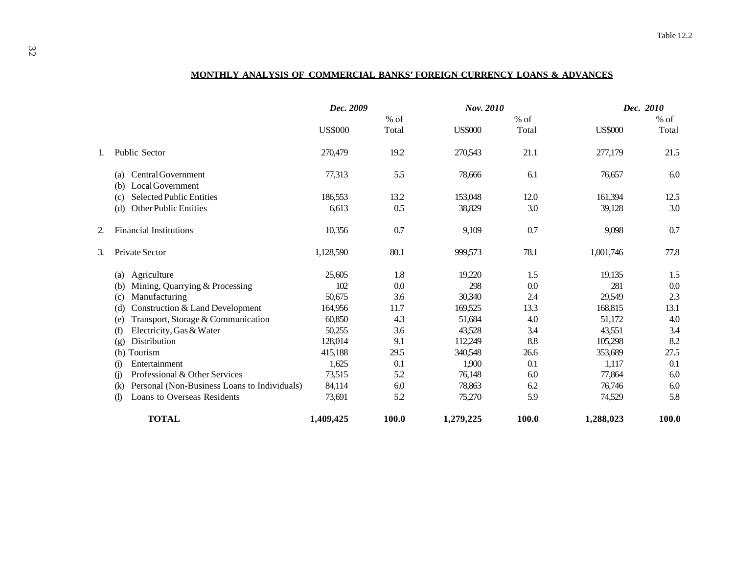Table 12.2

**MONTHLY ANALYSIS OF COMMERCIAL BANKS' FOREIGN CURRENCY LOANS & ADVANCES**

| | *Dec. 2009* | | *Nov. 2010* | | *Dec. 2010* | |
|---|---|---|---|---|---|---|
| | US$000 | % of Total | US$000 | % of Total | US$000 | % of Total |
| 1. Public Sector | 270,479 | 19.2 | 270,543 | 21.1 | 277,179 | 21.5 |
| (a) Central Government | 77,313 | 5.5 | 78,666 | 6.1 | 76,657 | 6.0 |
| (b) Local Government | | | | | | |
| (c) Selected Public Entities | 186,553 | 13.2 | 153,048 | 12.0 | 161,394 | 12.5 |
| (d) Other Public Entities | 6,613 | 0.5 | 38,829 | 3.0 | 39,128 | 3.0 |
| 2. Financial Institutions | 10,356 | 0.7 | 9,109 | 0.7 | 9,098 | 0.7 |
| 3. Private Sector | 1,128,590 | 80.1 | 999,573 | 78.1 | 1,001,746 | 77.8 |
| (a) Agriculture | 25,605 | 1.8 | 19,220 | 1.5 | 19,135 | 1.5 |
| (b) Mining, Quarrying & Processing | 102 | 0.0 | 298 | 0.0 | 281 | 0.0 |
| (c) Manufacturing | 50,675 | 3.6 | 30,340 | 2.4 | 29,549 | 2.3 |
| (d) Construction & Land Development | 164,956 | 11.7 | 169,525 | 13.3 | 168,815 | 13.1 |
| (e) Transport, Storage & Communication | 60,850 | 4.3 | 51,684 | 4.0 | 51,172 | 4.0 |
| (f) Electricity, Gas & Water | 50,255 | 3.6 | 43,528 | 3.4 | 43,551 | 3.4 |
| (g) Distribution | 128,014 | 9.1 | 112,249 | 8.8 | 105,298 | 8.2 |
| (h) Tourism | 415,188 | 29.5 | 340,548 | 26.6 | 353,689 | 27.5 |
| (i) Entertainment | 1,625 | 0.1 | 1,900 | 0.1 | 1,117 | 0.1 |
| (j) Professional & Other Services | 73,515 | 5.2 | 76,148 | 6.0 | 77,864 | 6.0 |
| (k) Personal (Non-Business Loans to Individuals) | 84,114 | 6.0 | 78,863 | 6.2 | 76,746 | 6.0 |
| (l) Loans to Overseas Residents | 73,691 | 5.2 | 75,270 | 5.9 | 74,529 | 5.8 |
| **TOTAL** | **1,409,425** | **100.0** | **1,279,225** | **100.0** | **1,288,023** | **100.0** |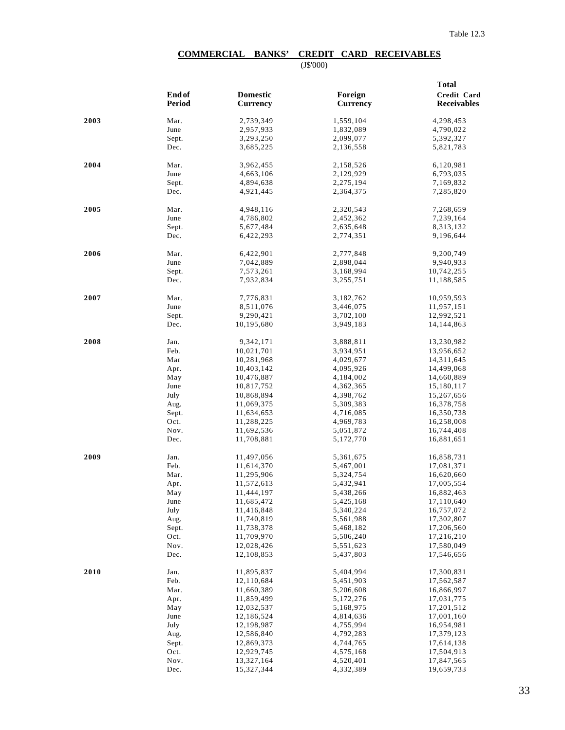Table 12.3

## COMMERCIAL BANKS' CREDIT CARD RECEIVABLES

(J$'000)

| | End of Period | Domestic Currency | Foreign Currency | Total Credit Card Receivables |
|---|---|---|---|---|
| **2003** | Mar. | 2,739,349 | 1,559,104 | 4,298,453 |
| | June | 2,957,933 | 1,832,089 | 4,790,022 |
| | Sept. | 3,293,250 | 2,099,077 | 5,392,327 |
| | Dec. | 3,685,225 | 2,136,558 | 5,821,783 |
| **2004** | Mar. | 3,962,455 | 2,158,526 | 6,120,981 |
| | June | 4,663,106 | 2,129,929 | 6,793,035 |
| | Sept. | 4,894,638 | 2,275,194 | 7,169,832 |
| | Dec. | 4,921,445 | 2,364,375 | 7,285,820 |
| **2005** | Mar. | 4,948,116 | 2,320,543 | 7,268,659 |
| | June | 4,786,802 | 2,452,362 | 7,239,164 |
| | Sept. | 5,677,484 | 2,635,648 | 8,313,132 |
| | Dec. | 6,422,293 | 2,774,351 | 9,196,644 |
| **2006** | Mar. | 6,422,901 | 2,777,848 | 9,200,749 |
| | June | 7,042,889 | 2,898,044 | 9,940,933 |
| | Sept. | 7,573,261 | 3,168,994 | 10,742,255 |
| | Dec. | 7,932,834 | 3,255,751 | 11,188,585 |
| **2007** | Mar. | 7,776,831 | 3,182,762 | 10,959,593 |
| | June | 8,511,076 | 3,446,075 | 11,957,151 |
| | Sept. | 9,290,421 | 3,702,100 | 12,992,521 |
| | Dec. | 10,195,680 | 3,949,183 | 14,144,863 |
| **2008** | Jan. | 9,342,171 | 3,888,811 | 13,230,982 |
| | Feb. | 10,021,701 | 3,934,951 | 13,956,652 |
| | Mar | 10,281,968 | 4,029,677 | 14,311,645 |
| | Apr. | 10,403,142 | 4,095,926 | 14,499,068 |
| | May | 10,476,887 | 4,184,002 | 14,660,889 |
| | June | 10,817,752 | 4,362,365 | 15,180,117 |
| | July | 10,868,894 | 4,398,762 | 15,267,656 |
| | Aug. | 11,069,375 | 5,309,383 | 16,378,758 |
| | Sept. | 11,634,653 | 4,716,085 | 16,350,738 |
| | Oct. | 11,288,225 | 4,969,783 | 16,258,008 |
| | Nov. | 11,692,536 | 5,051,872 | 16,744,408 |
| | Dec. | 11,708,881 | 5,172,770 | 16,881,651 |
| **2009** | Jan. | 11,497,056 | 5,361,675 | 16,858,731 |
| | Feb. | 11,614,370 | 5,467,001 | 17,081,371 |
| | Mar. | 11,295,906 | 5,324,754 | 16,620,660 |
| | Apr. | 11,572,613 | 5,432,941 | 17,005,554 |
| | May | 11,444,197 | 5,438,266 | 16,882,463 |
| | June | 11,685,472 | 5,425,168 | 17,110,640 |
| | July | 11,416,848 | 5,340,224 | 16,757,072 |
| | Aug. | 11,740,819 | 5,561,988 | 17,302,807 |
| | Sept. | 11,738,378 | 5,468,182 | 17,206,560 |
| | Oct. | 11,709,970 | 5,506,240 | 17,216,210 |
| | Nov. | 12,028,426 | 5,551,623 | 17,580,049 |
| | Dec. | 12,108,853 | 5,437,803 | 17,546,656 |
| **2010** | Jan. | 11,895,837 | 5,404,994 | 17,300,831 |
| | Feb. | 12,110,684 | 5,451,903 | 17,562,587 |
| | Mar. | 11,660,389 | 5,206,608 | 16,866,997 |
| | Apr. | 11,859,499 | 5,172,276 | 17,031,775 |
| | May | 12,032,537 | 5,168,975 | 17,201,512 |
| | June | 12,186,524 | 4,814,636 | 17,001,160 |
| | July | 12,198,987 | 4,755,994 | 16,954,981 |
| | Aug. | 12,586,840 | 4,792,283 | 17,379,123 |
| | Sept. | 12,869,373 | 4,744,765 | 17,614,138 |
| | Oct. | 12,929,745 | 4,575,168 | 17,504,913 |
| | Nov. | 13,327,164 | 4,520,401 | 17,847,565 |
| | Dec. | 15,327,344 | 4,332,389 | 19,659,733 |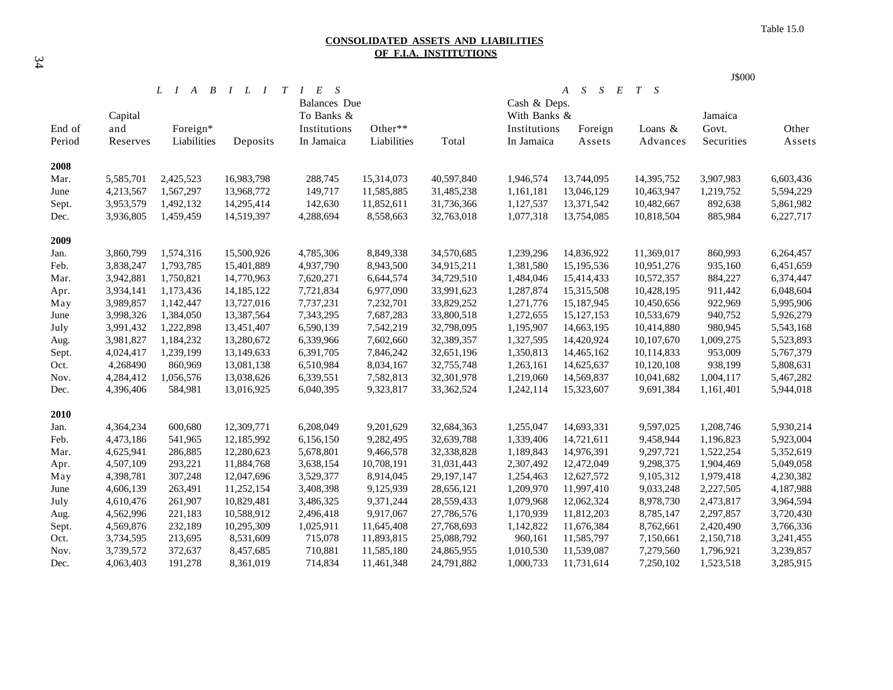Table 15.0

## CONSOLIDATED ASSETS AND LIABILITIES OF F.I.A. INSTITUTIONS

J$000

| | LIABILITIES | | | | | | ASSETS | | | | |
|---|---|---|---|---|---|---|---|---|---|---|---|
| End of Period | Capital and Reserves | Foreign* Liabilities | Deposits | Balances Due To Banks & Institutions In Jamaica | Other** Liabilities | Total | Cash & Deps. With Banks & Institutions In Jamaica | Foreign Assets | Loans & Advances | Jamaica Govt. Securities | Other Assets |
| **2008** | | | | | | | | | | | |
| Mar. | 5,585,701 | 2,425,523 | 16,983,798 | 288,745 | 15,314,073 | 40,597,840 | 1,946,574 | 13,744,095 | 14,395,752 | 3,907,983 | 6,603,436 |
| June | 4,213,567 | 1,567,297 | 13,968,772 | 149,717 | 11,585,885 | 31,485,238 | 1,161,181 | 13,046,129 | 10,463,947 | 1,219,752 | 5,594,229 |
| Sept. | 3,953,579 | 1,492,132 | 14,295,414 | 142,630 | 11,852,611 | 31,736,366 | 1,127,537 | 13,371,542 | 10,482,667 | 892,638 | 5,861,982 |
| Dec. | 3,936,805 | 1,459,459 | 14,519,397 | 4,288,694 | 8,558,663 | 32,763,018 | 1,077,318 | 13,754,085 | 10,818,504 | 885,984 | 6,227,717 |
| **2009** | | | | | | | | | | | |
| Jan. | 3,860,799 | 1,574,316 | 15,500,926 | 4,785,306 | 8,849,338 | 34,570,685 | 1,239,296 | 14,836,922 | 11,369,017 | 860,993 | 6,264,457 |
| Feb. | 3,838,247 | 1,793,785 | 15,401,889 | 4,937,790 | 8,943,500 | 34,915,211 | 1,381,580 | 15,195,536 | 10,951,276 | 935,160 | 6,451,659 |
| Mar. | 3,942,881 | 1,750,821 | 14,770,963 | 7,620,271 | 6,644,574 | 34,729,510 | 1,484,046 | 15,414,433 | 10,572,357 | 884,227 | 6,374,447 |
| Apr. | 3,934,141 | 1,173,436 | 14,185,122 | 7,721,834 | 6,977,090 | 33,991,623 | 1,287,874 | 15,315,508 | 10,428,195 | 911,442 | 6,048,604 |
| May | 3,989,857 | 1,142,447 | 13,727,016 | 7,737,231 | 7,232,701 | 33,829,252 | 1,271,776 | 15,187,945 | 10,450,656 | 922,969 | 5,995,906 |
| June | 3,998,326 | 1,384,050 | 13,387,564 | 7,343,295 | 7,687,283 | 33,800,518 | 1,272,655 | 15,127,153 | 10,533,679 | 940,752 | 5,926,279 |
| July | 3,991,432 | 1,222,898 | 13,451,407 | 6,590,139 | 7,542,219 | 32,798,095 | 1,195,907 | 14,663,195 | 10,414,880 | 980,945 | 5,543,168 |
| Aug. | 3,981,827 | 1,184,232 | 13,280,672 | 6,339,966 | 7,602,660 | 32,389,357 | 1,327,595 | 14,420,924 | 10,107,670 | 1,009,275 | 5,523,893 |
| Sept. | 4,024,417 | 1,239,199 | 13,149,633 | 6,391,705 | 7,846,242 | 32,651,196 | 1,350,813 | 14,465,162 | 10,114,833 | 953,009 | 5,767,379 |
| Oct. | 4268490 | 860,969 | 13,081,138 | 6,510,984 | 8,034,167 | 32,755,748 | 1,263,161 | 14,625,637 | 10,120,108 | 938,199 | 5,808,631 |
| Nov. | 4,284,412 | 1,056,576 | 13,038,626 | 6,339,551 | 7,582,813 | 32,301,978 | 1,219,060 | 14,569,837 | 10,041,682 | 1,004,117 | 5,467,282 |
| Dec. | 4,396,406 | 584,981 | 13,016,925 | 6,040,395 | 9,323,817 | 33,362,524 | 1,242,114 | 15,323,607 | 9,691,384 | 1,161,401 | 5,944,018 |
| **2010** | | | | | | | | | | | |
| Jan. | 4,364,234 | 600,680 | 12,309,771 | 6,208,049 | 9,201,629 | 32,684,363 | 1,255,047 | 14,693,331 | 9,597,025 | 1,208,746 | 5,930,214 |
| Feb. | 4,473,186 | 541,965 | 12,185,992 | 6,156,150 | 9,282,495 | 32,639,788 | 1,339,406 | 14,721,611 | 9,458,944 | 1,196,823 | 5,923,004 |
| Mar. | 4,625,941 | 286,885 | 12,280,623 | 5,678,801 | 9,466,578 | 32,338,828 | 1,189,843 | 14,976,391 | 9,297,721 | 1,522,254 | 5,352,619 |
| Apr. | 4,507,109 | 293,221 | 11,884,768 | 3,638,154 | 10,708,191 | 31,031,443 | 2,307,492 | 12,472,049 | 9,298,375 | 1,904,469 | 5,049,058 |
| May | 4,398,781 | 307,248 | 12,047,696 | 3,529,377 | 8,914,045 | 29,197,147 | 1,254,463 | 12,627,572 | 9,105,312 | 1,979,418 | 4,230,382 |
| June | 4,606,139 | 263,491 | 11,252,154 | 3,408,398 | 9,125,939 | 28,656,121 | 1,209,970 | 11,997,410 | 9,033,248 | 2,227,505 | 4,187,988 |
| July | 4,610,476 | 261,907 | 10,829,481 | 3,486,325 | 9,371,244 | 28,559,433 | 1,079,968 | 12,062,324 | 8,978,730 | 2,473,817 | 3,964,594 |
| Aug. | 4,562,996 | 221,183 | 10,588,912 | 2,496,418 | 9,917,067 | 27,786,576 | 1,170,939 | 11,812,203 | 8,785,147 | 2,297,857 | 3,720,430 |
| Sept. | 4,569,876 | 232,189 | 10,295,309 | 1,025,911 | 11,645,408 | 27,768,693 | 1,142,822 | 11,676,384 | 8,762,661 | 2,420,490 | 3,766,336 |
| Oct. | 3,734,595 | 213,695 | 8,531,609 | 715,078 | 11,893,815 | 25,088,792 | 960,161 | 11,585,797 | 7,150,661 | 2,150,718 | 3,241,455 |
| Nov. | 3,739,572 | 372,637 | 8,457,685 | 710,881 | 11,585,180 | 24,865,955 | 1,010,530 | 11,539,087 | 7,279,560 | 1,796,921 | 3,239,857 |
| Dec. | 4,063,403 | 191,278 | 8,361,019 | 714,834 | 11,461,348 | 24,791,882 | 1,000,733 | 11,731,614 | 7,250,102 | 1,523,518 | 3,285,915 |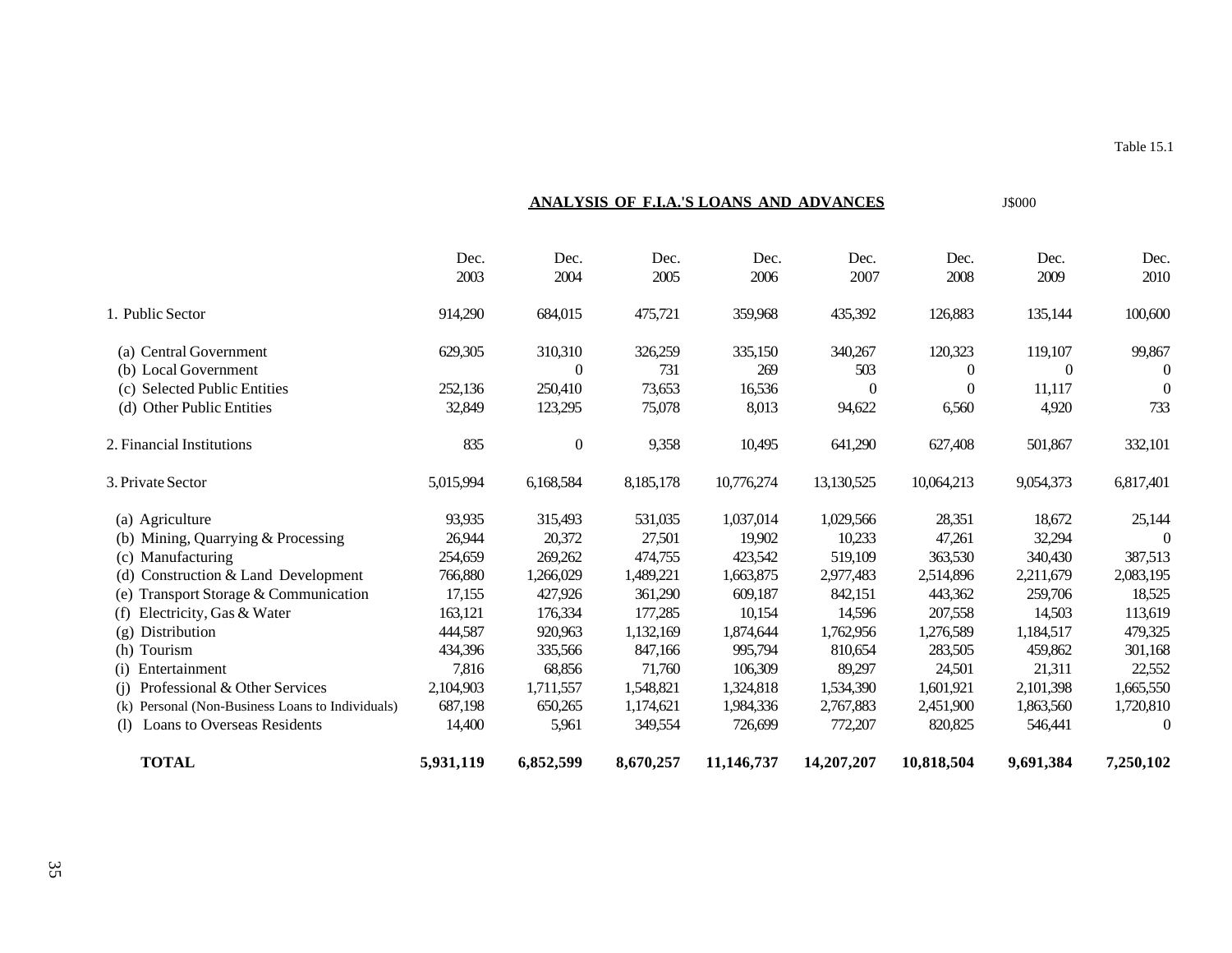Table 15.1

## ANALYSIS OF F.I.A.'S LOANS AND ADVANCES

J$000

| | Dec. 2003 | Dec. 2004 | Dec. 2005 | Dec. 2006 | Dec. 2007 | Dec. 2008 | Dec. 2009 | Dec. 2010 |
|---|---|---|---|---|---|---|---|---|
| 1. Public Sector | 914,290 | 684,015 | 475,721 | 359,968 | 435,392 | 126,883 | 135,144 | 100,600 |
| (a) Central Government | 629,305 | 310,310 | 326,259 | 335,150 | 340,267 | 120,323 | 119,107 | 99,867 |
| (b) Local Government | | 0 | 731 | 269 | 503 | 0 | 0 | 0 |
| (c) Selected Public Entities | 252,136 | 250,410 | 73,653 | 16,536 | 0 | 0 | 11,117 | 0 |
| (d) Other Public Entities | 32,849 | 123,295 | 75,078 | 8,013 | 94,622 | 6,560 | 4,920 | 733 |
| 2. Financial Institutions | 835 | 0 | 9,358 | 10,495 | 641,290 | 627,408 | 501,867 | 332,101 |
| 3. Private Sector | 5,015,994 | 6,168,584 | 8,185,178 | 10,776,274 | 13,130,525 | 10,064,213 | 9,054,373 | 6,817,401 |
| (a) Agriculture | 93,935 | 315,493 | 531,035 | 1,037,014 | 1,029,566 | 28,351 | 18,672 | 25,144 |
| (b) Mining, Quarrying & Processing | 26,944 | 20,372 | 27,501 | 19,902 | 10,233 | 47,261 | 32,294 | 0 |
| (c) Manufacturing | 254,659 | 269,262 | 474,755 | 423,542 | 519,109 | 363,530 | 340,430 | 387,513 |
| (d) Construction & Land Development | 766,880 | 1,266,029 | 1,489,221 | 1,663,875 | 2,977,483 | 2,514,896 | 2,211,679 | 2,083,195 |
| (e) Transport Storage & Communication | 17,155 | 427,926 | 361,290 | 609,187 | 842,151 | 443,362 | 259,706 | 18,525 |
| (f) Electricity, Gas & Water | 163,121 | 176,334 | 177,285 | 10,154 | 14,596 | 207,558 | 14,503 | 113,619 |
| (g) Distribution | 444,587 | 920,963 | 1,132,169 | 1,874,644 | 1,762,956 | 1,276,589 | 1,184,517 | 479,325 |
| (h) Tourism | 434,396 | 335,566 | 847,166 | 995,794 | 810,654 | 283,505 | 459,862 | 301,168 |
| (i) Entertainment | 7,816 | 68,856 | 71,760 | 106,309 | 89,297 | 24,501 | 21,311 | 22,552 |
| (j) Professional & Other Services | 2,104,903 | 1,711,557 | 1,548,821 | 1,324,818 | 1,534,390 | 1,601,921 | 2,101,398 | 1,665,550 |
| (k) Personal (Non-Business Loans to Individuals) | 687,198 | 650,265 | 1,174,621 | 1,984,336 | 2,767,883 | 2,451,900 | 1,863,560 | 1,720,810 |
| (l) Loans to Overseas Residents | 14,400 | 5,961 | 349,554 | 726,699 | 772,207 | 820,825 | 546,441 | 0 |
| **TOTAL** | **5,931,119** | **6,852,599** | **8,670,257** | **11,146,737** | **14,207,207** | **10,818,504** | **9,691,384** | **7,250,102** |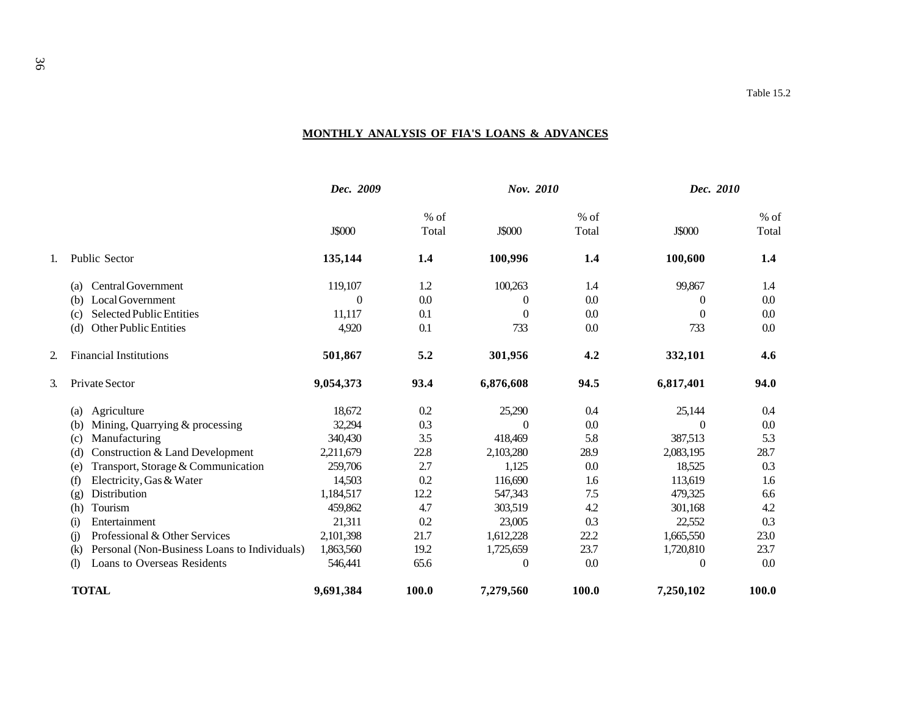Table 15.2

**MONTHLY ANALYSIS OF FIA'S LOANS & ADVANCES**

| | *Dec. 2009* | | *Nov. 2010* | | *Dec. 2010* | |
|---|---|---|---|---|---|---|
| | J$000 | % of Total | J$000 | % of Total | J$000 | % of Total |
| 1. Public Sector | **135,144** | **1.4** | **100,996** | **1.4** | **100,600** | **1.4** |
| (a) Central Government | 119,107 | 1.2 | 100,263 | 1.4 | 99,867 | 1.4 |
| (b) Local Government | 0 | 0.0 | 0 | 0.0 | 0 | 0.0 |
| (c) Selected Public Entities | 11,117 | 0.1 | 0 | 0.0 | 0 | 0.0 |
| (d) Other Public Entities | 4,920 | 0.1 | 733 | 0.0 | 733 | 0.0 |
| 2. Financial Institutions | **501,867** | **5.2** | **301,956** | **4.2** | **332,101** | **4.6** |
| 3. Private Sector | **9,054,373** | **93.4** | **6,876,608** | **94.5** | **6,817,401** | **94.0** |
| (a) Agriculture | 18,672 | 0.2 | 25,290 | 0.4 | 25,144 | 0.4 |
| (b) Mining, Quarrying & processing | 32,294 | 0.3 | 0 | 0.0 | 0 | 0.0 |
| (c) Manufacturing | 340,430 | 3.5 | 418,469 | 5.8 | 387,513 | 5.3 |
| (d) Construction & Land Development | 2,211,679 | 22.8 | 2,103,280 | 28.9 | 2,083,195 | 28.7 |
| (e) Transport, Storage & Communication | 259,706 | 2.7 | 1,125 | 0.0 | 18,525 | 0.3 |
| (f) Electricity, Gas & Water | 14,503 | 0.2 | 116,690 | 1.6 | 113,619 | 1.6 |
| (g) Distribution | 1,184,517 | 12.2 | 547,343 | 7.5 | 479,325 | 6.6 |
| (h) Tourism | 459,862 | 4.7 | 303,519 | 4.2 | 301,168 | 4.2 |
| (i) Entertainment | 21,311 | 0.2 | 23,005 | 0.3 | 22,552 | 0.3 |
| (j) Professional & Other Services | 2,101,398 | 21.7 | 1,612,228 | 22.2 | 1,665,550 | 23.0 |
| (k) Personal (Non-Business Loans to Individuals) | 1,863,560 | 19.2 | 1,725,659 | 23.7 | 1,720,810 | 23.7 |
| (l) Loans to Overseas Residents | 546,441 | 65.6 | 0 | 0.0 | 0 | 0.0 |
| **TOTAL** | **9,691,384** | **100.0** | **7,279,560** | **100.0** | **7,250,102** | **100.0** |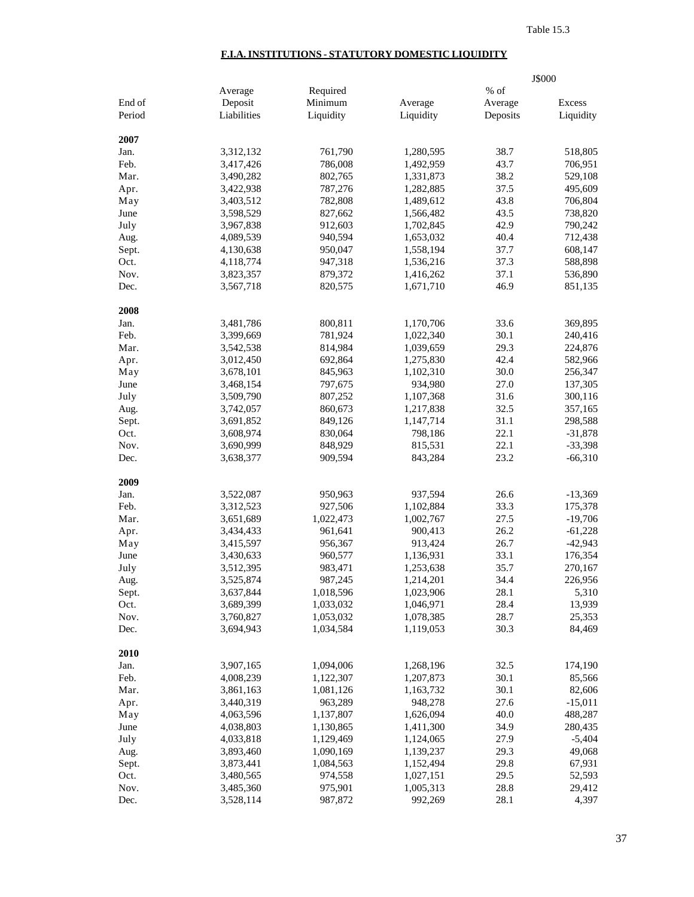Table 15.3

## F.I.A. INSTITUTIONS - STATUTORY DOMESTIC LIQUIDITY

J$000

| End of Period | Average Deposit Liabilities | Required Minimum Liquidity | Average Liquidity | % of Average Deposits | Excess Liquidity |
|---|---|---|---|---|---|
| **2007** | | | | | |
| Jan. | 3,312,132 | 761,790 | 1,280,595 | 38.7 | 518,805 |
| Feb. | 3,417,426 | 786,008 | 1,492,959 | 43.7 | 706,951 |
| Mar. | 3,490,282 | 802,765 | 1,331,873 | 38.2 | 529,108 |
| Apr. | 3,422,938 | 787,276 | 1,282,885 | 37.5 | 495,609 |
| May | 3,403,512 | 782,808 | 1,489,612 | 43.8 | 706,804 |
| June | 3,598,529 | 827,662 | 1,566,482 | 43.5 | 738,820 |
| July | 3,967,838 | 912,603 | 1,702,845 | 42.9 | 790,242 |
| Aug. | 4,089,539 | 940,594 | 1,653,032 | 40.4 | 712,438 |
| Sept. | 4,130,638 | 950,047 | 1,558,194 | 37.7 | 608,147 |
| Oct. | 4,118,774 | 947,318 | 1,536,216 | 37.3 | 588,898 |
| Nov. | 3,823,357 | 879,372 | 1,416,262 | 37.1 | 536,890 |
| Dec. | 3,567,718 | 820,575 | 1,671,710 | 46.9 | 851,135 |
| **2008** | | | | | |
| Jan. | 3,481,786 | 800,811 | 1,170,706 | 33.6 | 369,895 |
| Feb. | 3,399,669 | 781,924 | 1,022,340 | 30.1 | 240,416 |
| Mar. | 3,542,538 | 814,984 | 1,039,659 | 29.3 | 224,876 |
| Apr. | 3,012,450 | 692,864 | 1,275,830 | 42.4 | 582,966 |
| May | 3,678,101 | 845,963 | 1,102,310 | 30.0 | 256,347 |
| June | 3,468,154 | 797,675 | 934,980 | 27.0 | 137,305 |
| July | 3,509,790 | 807,252 | 1,107,368 | 31.6 | 300,116 |
| Aug. | 3,742,057 | 860,673 | 1,217,838 | 32.5 | 357,165 |
| Sept. | 3,691,852 | 849,126 | 1,147,714 | 31.1 | 298,588 |
| Oct. | 3,608,974 | 830,064 | 798,186 | 22.1 | -31,878 |
| Nov. | 3,690,999 | 848,929 | 815,531 | 22.1 | -33,398 |
| Dec. | 3,638,377 | 909,594 | 843,284 | 23.2 | -66,310 |
| **2009** | | | | | |
| Jan. | 3,522,087 | 950,963 | 937,594 | 26.6 | -13,369 |
| Feb. | 3,312,523 | 927,506 | 1,102,884 | 33.3 | 175,378 |
| Mar. | 3,651,689 | 1,022,473 | 1,002,767 | 27.5 | -19,706 |
| Apr. | 3,434,433 | 961,641 | 900,413 | 26.2 | -61,228 |
| May | 3,415,597 | 956,367 | 913,424 | 26.7 | -42,943 |
| June | 3,430,633 | 960,577 | 1,136,931 | 33.1 | 176,354 |
| July | 3,512,395 | 983,471 | 1,253,638 | 35.7 | 270,167 |
| Aug. | 3,525,874 | 987,245 | 1,214,201 | 34.4 | 226,956 |
| Sept. | 3,637,844 | 1,018,596 | 1,023,906 | 28.1 | 5,310 |
| Oct. | 3,689,399 | 1,033,032 | 1,046,971 | 28.4 | 13,939 |
| Nov. | 3,760,827 | 1,053,032 | 1,078,385 | 28.7 | 25,353 |
| Dec. | 3,694,943 | 1,034,584 | 1,119,053 | 30.3 | 84,469 |
| **2010** | | | | | |
| Jan. | 3,907,165 | 1,094,006 | 1,268,196 | 32.5 | 174,190 |
| Feb. | 4,008,239 | 1,122,307 | 1,207,873 | 30.1 | 85,566 |
| Mar. | 3,861,163 | 1,081,126 | 1,163,732 | 30.1 | 82,606 |
| Apr. | 3,440,319 | 963,289 | 948,278 | 27.6 | -15,011 |
| May | 4,063,596 | 1,137,807 | 1,626,094 | 40.0 | 488,287 |
| June | 4,038,803 | 1,130,865 | 1,411,300 | 34.9 | 280,435 |
| July | 4,033,818 | 1,129,469 | 1,124,065 | 27.9 | -5,404 |
| Aug. | 3,893,460 | 1,090,169 | 1,139,237 | 29.3 | 49,068 |
| Sept. | 3,873,441 | 1,084,563 | 1,152,494 | 29.8 | 67,931 |
| Oct. | 3,480,565 | 974,558 | 1,027,151 | 29.5 | 52,593 |
| Nov. | 3,485,360 | 975,901 | 1,005,313 | 28.8 | 29,412 |
| Dec. | 3,528,114 | 987,872 | 992,269 | 28.1 | 4,397 |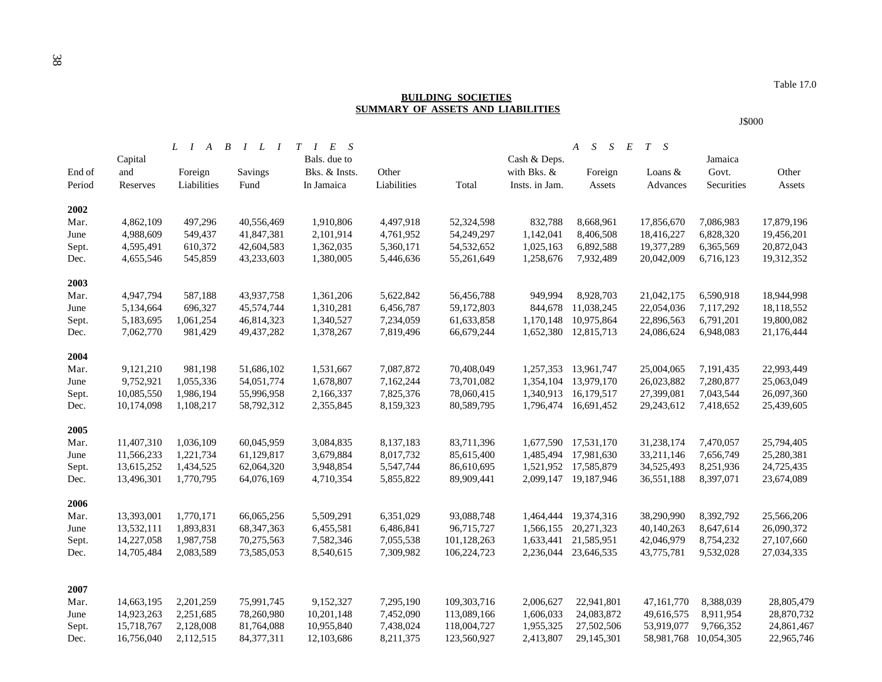Table 17.0

**BUILDING SOCIETIES**
**SUMMARY OF ASSETS AND LIABILITIES**

J$000

| | LIABILITIES | | | | | | ASSETS | | | | |
|---|---|---|---|---|---|---|---|---|---|---|---|
| End of Period | Capital and Reserves | Foreign Liabilities | Savings Fund | Bals. due to Bks. & Insts. In Jamaica | Other Liabilities | Total | Cash & Deps. with Bks. & Insts. in Jam. | Foreign Assets | Loans & Advances | Jamaica Govt. Securities | Other Assets |
| **2002** | | | | | | | | | | | |
| Mar. | 4,862,109 | 497,296 | 40,556,469 | 1,910,806 | 4,497,918 | 52,324,598 | 832,788 | 8,668,961 | 17,856,670 | 7,086,983 | 17,879,196 |
| June | 4,988,609 | 549,437 | 41,847,381 | 2,101,914 | 4,761,952 | 54,249,297 | 1,142,041 | 8,406,508 | 18,416,227 | 6,828,320 | 19,456,201 |
| Sept. | 4,595,491 | 610,372 | 42,604,583 | 1,362,035 | 5,360,171 | 54,532,652 | 1,025,163 | 6,892,588 | 19,377,289 | 6,365,569 | 20,872,043 |
| Dec. | 4,655,546 | 545,859 | 43,233,603 | 1,380,005 | 5,446,636 | 55,261,649 | 1,258,676 | 7,932,489 | 20,042,009 | 6,716,123 | 19,312,352 |
| **2003** | | | | | | | | | | | |
| Mar. | 4,947,794 | 587,188 | 43,937,758 | 1,361,206 | 5,622,842 | 56,456,788 | 949,994 | 8,928,703 | 21,042,175 | 6,590,918 | 18,944,998 |
| June | 5,134,664 | 696,327 | 45,574,744 | 1,310,281 | 6,456,787 | 59,172,803 | 844,678 | 11,038,245 | 22,054,036 | 7,117,292 | 18,118,552 |
| Sept. | 5,183,695 | 1,061,254 | 46,814,323 | 1,340,527 | 7,234,059 | 61,633,858 | 1,170,148 | 10,975,864 | 22,896,563 | 6,791,201 | 19,800,082 |
| Dec. | 7,062,770 | 981,429 | 49,437,282 | 1,378,267 | 7,819,496 | 66,679,244 | 1,652,380 | 12,815,713 | 24,086,624 | 6,948,083 | 21,176,444 |
| **2004** | | | | | | | | | | | |
| Mar. | 9,121,210 | 981,198 | 51,686,102 | 1,531,667 | 7,087,872 | 70,408,049 | 1,257,353 | 13,961,747 | 25,004,065 | 7,191,435 | 22,993,449 |
| June | 9,752,921 | 1,055,336 | 54,051,774 | 1,678,807 | 7,162,244 | 73,701,082 | 1,354,104 | 13,979,170 | 26,023,882 | 7,280,877 | 25,063,049 |
| Sept. | 10,085,550 | 1,986,194 | 55,996,958 | 2,166,337 | 7,825,376 | 78,060,415 | 1,340,913 | 16,179,517 | 27,399,081 | 7,043,544 | 26,097,360 |
| Dec. | 10,174,098 | 1,108,217 | 58,792,312 | 2,355,845 | 8,159,323 | 80,589,795 | 1,796,474 | 16,691,452 | 29,243,612 | 7,418,652 | 25,439,605 |
| **2005** | | | | | | | | | | | |
| Mar. | 11,407,310 | 1,036,109 | 60,045,959 | 3,084,835 | 8,137,183 | 83,711,396 | 1,677,590 | 17,531,170 | 31,238,174 | 7,470,057 | 25,794,405 |
| June | 11,566,233 | 1,221,734 | 61,129,817 | 3,679,884 | 8,017,732 | 85,615,400 | 1,485,494 | 17,981,630 | 33,211,146 | 7,656,749 | 25,280,381 |
| Sept. | 13,615,252 | 1,434,525 | 62,064,320 | 3,948,854 | 5,547,744 | 86,610,695 | 1,521,952 | 17,585,879 | 34,525,493 | 8,251,936 | 24,725,435 |
| Dec. | 13,496,301 | 1,770,795 | 64,076,169 | 4,710,354 | 5,855,822 | 89,909,441 | 2,099,147 | 19,187,946 | 36,551,188 | 8,397,071 | 23,674,089 |
| **2006** | | | | | | | | | | | |
| Mar. | 13,393,001 | 1,770,171 | 66,065,256 | 5,509,291 | 6,351,029 | 93,088,748 | 1,464,444 | 19,374,316 | 38,290,990 | 8,392,792 | 25,566,206 |
| June | 13,532,111 | 1,893,831 | 68,347,363 | 6,455,581 | 6,486,841 | 96,715,727 | 1,566,155 | 20,271,323 | 40,140,263 | 8,647,614 | 26,090,372 |
| Sept. | 14,227,058 | 1,987,758 | 70,275,563 | 7,582,346 | 7,055,538 | 101,128,263 | 1,633,441 | 21,585,951 | 42,046,979 | 8,754,232 | 27,107,660 |
| Dec. | 14,705,484 | 2,083,589 | 73,585,053 | 8,540,615 | 7,309,982 | 106,224,723 | 2,236,044 | 23,646,535 | 43,775,781 | 9,532,028 | 27,034,335 |
| **2007** | | | | | | | | | | | |
| Mar. | 14,663,195 | 2,201,259 | 75,991,745 | 9,152,327 | 7,295,190 | 109,303,716 | 2,006,627 | 22,941,801 | 47,161,770 | 8,388,039 | 28,805,479 |
| June | 14,923,263 | 2,251,685 | 78,260,980 | 10,201,148 | 7,452,090 | 113,089,166 | 1,606,033 | 24,083,872 | 49,616,575 | 8,911,954 | 28,870,732 |
| Sept. | 15,718,767 | 2,128,008 | 81,764,088 | 10,955,840 | 7,438,024 | 118,004,727 | 1,955,325 | 27,502,506 | 53,919,077 | 9,766,352 | 24,861,467 |
| Dec. | 16,756,040 | 2,112,515 | 84,377,311 | 12,103,686 | 8,211,375 | 123,560,927 | 2,413,807 | 29,145,301 | 58,981,768 | 10,054,305 | 22,965,746 |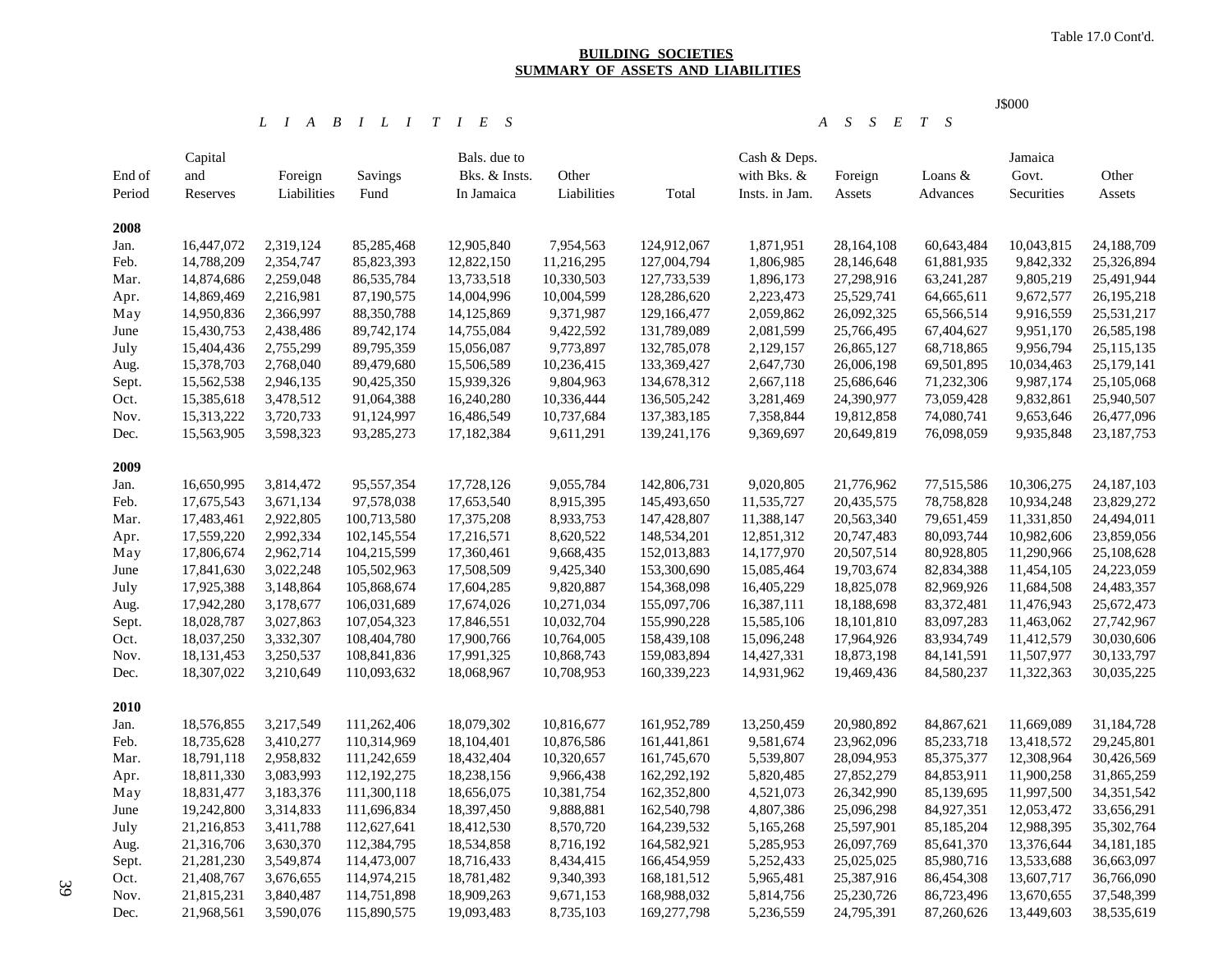Table 17.0 Cont'd.

**BUILDING SOCIETIES**
**SUMMARY OF ASSETS AND LIABILITIES**

J$000

| End of Period | Capital and Reserves | Foreign Liabilities | Savings Fund | Bals. due to Bks. & Insts. In Jamaica | Other Liabilities | Total | Cash & Deps. with Bks. & Insts. in Jam. | Foreign Assets | Loans & Advances | Jamaica Govt. Securities | Other Assets |
|---|---|---|---|---|---|---|---|---|---|---|---|
| | *L I A B I L I T I E S* | | | | | | *A S S E T S* | | | | |
| **2008** | | | | | | | | | | | |
| Jan. | 16,447,072 | 2,319,124 | 85,285,468 | 12,905,840 | 7,954,563 | 124,912,067 | 1,871,951 | 28,164,108 | 60,643,484 | 10,043,815 | 24,188,709 |
| Feb. | 14,788,209 | 2,354,747 | 85,823,393 | 12,822,150 | 11,216,295 | 127,004,794 | 1,806,985 | 28,146,648 | 61,881,935 | 9,842,332 | 25,326,894 |
| Mar. | 14,874,686 | 2,259,048 | 86,535,784 | 13,733,518 | 10,330,503 | 127,733,539 | 1,896,173 | 27,298,916 | 63,241,287 | 9,805,219 | 25,491,944 |
| Apr. | 14,869,469 | 2,216,981 | 87,190,575 | 14,004,996 | 10,004,599 | 128,286,620 | 2,223,473 | 25,529,741 | 64,665,611 | 9,672,577 | 26,195,218 |
| May | 14,950,836 | 2,366,997 | 88,350,788 | 14,125,869 | 9,371,987 | 129,166,477 | 2,059,862 | 26,092,325 | 65,566,514 | 9,916,559 | 25,531,217 |
| June | 15,430,753 | 2,438,486 | 89,742,174 | 14,755,084 | 9,422,592 | 131,789,089 | 2,081,599 | 25,766,495 | 67,404,627 | 9,951,170 | 26,585,198 |
| July | 15,404,436 | 2,755,299 | 89,795,359 | 15,056,087 | 9,773,897 | 132,785,078 | 2,129,157 | 26,865,127 | 68,718,865 | 9,956,794 | 25,115,135 |
| Aug. | 15,378,703 | 2,768,040 | 89,479,680 | 15,506,589 | 10,236,415 | 133,369,427 | 2,647,730 | 26,006,198 | 69,501,895 | 10,034,463 | 25,179,141 |
| Sept. | 15,562,538 | 2,946,135 | 90,425,350 | 15,939,326 | 9,804,963 | 134,678,312 | 2,667,118 | 25,686,646 | 71,232,306 | 9,987,174 | 25,105,068 |
| Oct. | 15,385,618 | 3,478,512 | 91,064,388 | 16,240,280 | 10,336,444 | 136,505,242 | 3,281,469 | 24,390,977 | 73,059,428 | 9,832,861 | 25,940,507 |
| Nov. | 15,313,222 | 3,720,733 | 91,124,997 | 16,486,549 | 10,737,684 | 137,383,185 | 7,358,844 | 19,812,858 | 74,080,741 | 9,653,646 | 26,477,096 |
| Dec. | 15,563,905 | 3,598,323 | 93,285,273 | 17,182,384 | 9,611,291 | 139,241,176 | 9,369,697 | 20,649,819 | 76,098,059 | 9,935,848 | 23,187,753 |
| **2009** | | | | | | | | | | | |
| Jan. | 16,650,995 | 3,814,472 | 95,557,354 | 17,728,126 | 9,055,784 | 142,806,731 | 9,020,805 | 21,776,962 | 77,515,586 | 10,306,275 | 24,187,103 |
| Feb. | 17,675,543 | 3,671,134 | 97,578,038 | 17,653,540 | 8,915,395 | 145,493,650 | 11,535,727 | 20,435,575 | 78,758,828 | 10,934,248 | 23,829,272 |
| Mar. | 17,483,461 | 2,922,805 | 100,713,580 | 17,375,208 | 8,933,753 | 147,428,807 | 11,388,147 | 20,563,340 | 79,651,459 | 11,331,850 | 24,494,011 |
| Apr. | 17,559,220 | 2,992,334 | 102,145,554 | 17,216,571 | 8,620,522 | 148,534,201 | 12,851,312 | 20,747,483 | 80,093,744 | 10,982,606 | 23,859,056 |
| May | 17,806,674 | 2,962,714 | 104,215,599 | 17,360,461 | 9,668,435 | 152,013,883 | 14,177,970 | 20,507,514 | 80,928,805 | 11,290,966 | 25,108,628 |
| June | 17,841,630 | 3,022,248 | 105,502,963 | 17,508,509 | 9,425,340 | 153,300,690 | 15,085,464 | 19,703,674 | 82,834,388 | 11,454,105 | 24,223,059 |
| July | 17,925,388 | 3,148,864 | 105,868,674 | 17,604,285 | 9,820,887 | 154,368,098 | 16,405,229 | 18,825,078 | 82,969,926 | 11,684,508 | 24,483,357 |
| Aug. | 17,942,280 | 3,178,677 | 106,031,689 | 17,674,026 | 10,271,034 | 155,097,706 | 16,387,111 | 18,188,698 | 83,372,481 | 11,476,943 | 25,672,473 |
| Sept. | 18,028,787 | 3,027,863 | 107,054,323 | 17,846,551 | 10,032,704 | 155,990,228 | 15,585,106 | 18,101,810 | 83,097,283 | 11,463,062 | 27,742,967 |
| Oct. | 18,037,250 | 3,332,307 | 108,404,780 | 17,900,766 | 10,764,005 | 158,439,108 | 15,096,248 | 17,964,926 | 83,934,749 | 11,412,579 | 30,030,606 |
| Nov. | 18,131,453 | 3,250,537 | 108,841,836 | 17,991,325 | 10,868,743 | 159,083,894 | 14,427,331 | 18,873,198 | 84,141,591 | 11,507,977 | 30,133,797 |
| Dec. | 18,307,022 | 3,210,649 | 110,093,632 | 18,068,967 | 10,708,953 | 160,339,223 | 14,931,962 | 19,469,436 | 84,580,237 | 11,322,363 | 30,035,225 |
| **2010** | | | | | | | | | | | |
| Jan. | 18,576,855 | 3,217,549 | 111,262,406 | 18,079,302 | 10,816,677 | 161,952,789 | 13,250,459 | 20,980,892 | 84,867,621 | 11,669,089 | 31,184,728 |
| Feb. | 18,735,628 | 3,410,277 | 110,314,969 | 18,104,401 | 10,876,586 | 161,441,861 | 9,581,674 | 23,962,096 | 85,233,718 | 13,418,572 | 29,245,801 |
| Mar. | 18,791,118 | 2,958,832 | 111,242,659 | 18,432,404 | 10,320,657 | 161,745,670 | 5,539,807 | 28,094,953 | 85,375,377 | 12,308,964 | 30,426,569 |
| Apr. | 18,811,330 | 3,083,993 | 112,192,275 | 18,238,156 | 9,966,438 | 162,292,192 | 5,820,485 | 27,852,279 | 84,853,911 | 11,900,258 | 31,865,259 |
| May | 18,831,477 | 3,183,376 | 111,300,118 | 18,656,075 | 10,381,754 | 162,352,800 | 4,521,073 | 26,342,990 | 85,139,695 | 11,997,500 | 34,351,542 |
| June | 19,242,800 | 3,314,833 | 111,696,834 | 18,397,450 | 9,888,881 | 162,540,798 | 4,807,386 | 25,096,298 | 84,927,351 | 12,053,472 | 33,656,291 |
| July | 21,216,853 | 3,411,788 | 112,627,641 | 18,412,530 | 8,570,720 | 164,239,532 | 5,165,268 | 25,597,901 | 85,185,204 | 12,988,395 | 35,302,764 |
| Aug. | 21,316,706 | 3,630,370 | 112,384,795 | 18,534,858 | 8,716,192 | 164,582,921 | 5,285,953 | 26,097,769 | 85,641,370 | 13,376,644 | 34,181,185 |
| Sept. | 21,281,230 | 3,549,874 | 114,473,007 | 18,716,433 | 8,434,415 | 166,454,959 | 5,252,433 | 25,025,025 | 85,980,716 | 13,533,688 | 36,663,097 |
| Oct. | 21,408,767 | 3,676,655 | 114,974,215 | 18,781,482 | 9,340,393 | 168,181,512 | 5,965,481 | 25,387,916 | 86,454,308 | 13,607,717 | 36,766,090 |
| Nov. | 21,815,231 | 3,840,487 | 114,751,898 | 18,909,263 | 9,671,153 | 168,988,032 | 5,814,756 | 25,230,726 | 86,723,496 | 13,670,655 | 37,548,399 |
| Dec. | 21,968,561 | 3,590,076 | 115,890,575 | 19,093,483 | 8,735,103 | 169,277,798 | 5,236,559 | 24,795,391 | 87,260,626 | 13,449,603 | 38,535,619 |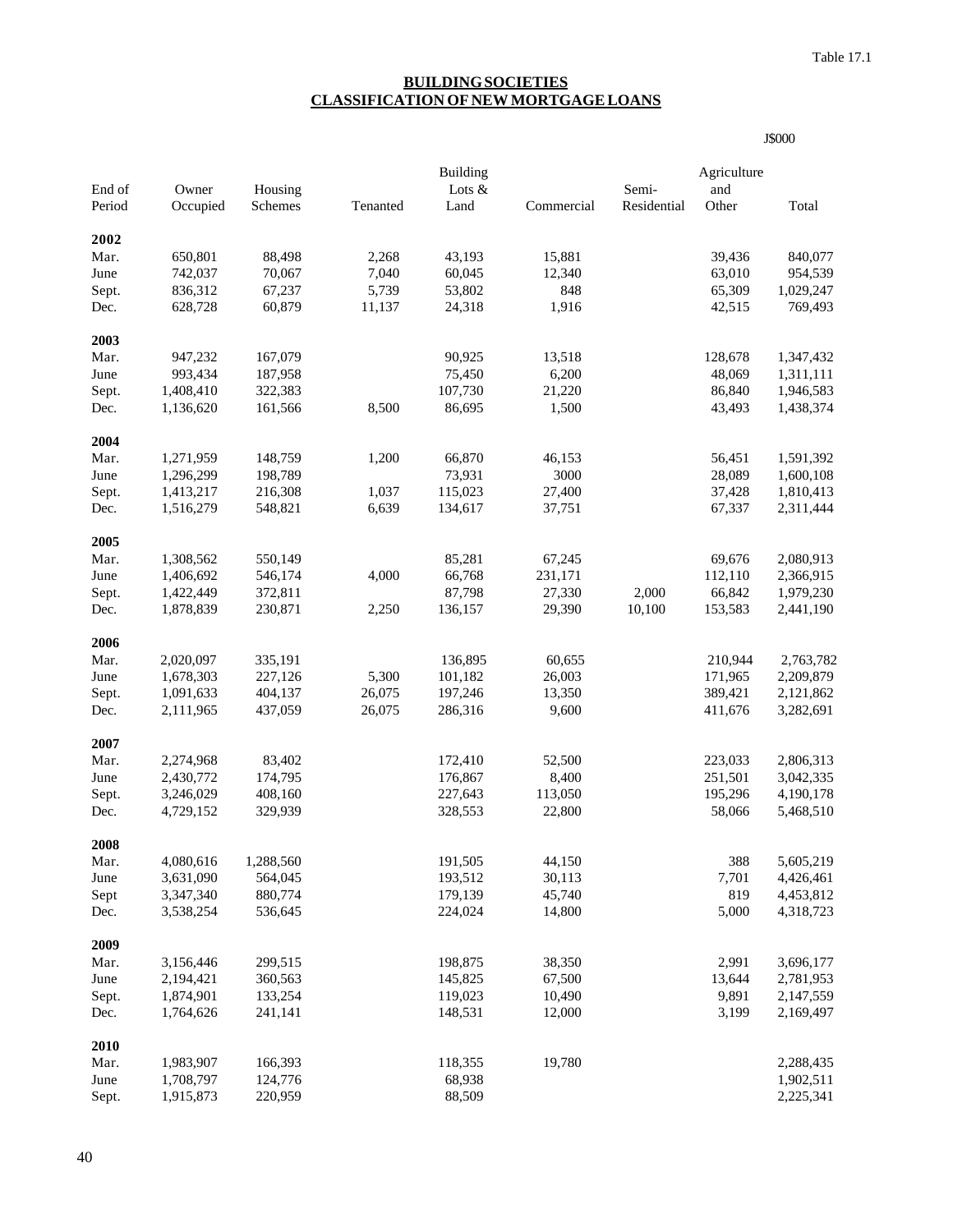Table 17.1

**BUILDING SOCIETIES**
**CLASSIFICATION OF NEW MORTGAGE LOANS**

J$000

| End of Period | Owner Occupied | Housing Schemes | Tenanted | Building Lots & Land | Commercial | Semi-Residential | Agriculture and Other | Total |
|---|---|---|---|---|---|---|---|---|
| **2002** | | | | | | | | |
| Mar. | 650,801 | 88,498 | 2,268 | 43,193 | 15,881 | | 39,436 | 840,077 |
| June | 742,037 | 70,067 | 7,040 | 60,045 | 12,340 | | 63,010 | 954,539 |
| Sept. | 836,312 | 67,237 | 5,739 | 53,802 | 848 | | 65,309 | 1,029,247 |
| Dec. | 628,728 | 60,879 | 11,137 | 24,318 | 1,916 | | 42,515 | 769,493 |
| **2003** | | | | | | | | |
| Mar. | 947,232 | 167,079 | | 90,925 | 13,518 | | 128,678 | 1,347,432 |
| June | 993,434 | 187,958 | | 75,450 | 6,200 | | 48,069 | 1,311,111 |
| Sept. | 1,408,410 | 322,383 | | 107,730 | 21,220 | | 86,840 | 1,946,583 |
| Dec. | 1,136,620 | 161,566 | 8,500 | 86,695 | 1,500 | | 43,493 | 1,438,374 |
| **2004** | | | | | | | | |
| Mar. | 1,271,959 | 148,759 | 1,200 | 66,870 | 46,153 | | 56,451 | 1,591,392 |
| June | 1,296,299 | 198,789 | | 73,931 | 3000 | | 28,089 | 1,600,108 |
| Sept. | 1,413,217 | 216,308 | 1,037 | 115,023 | 27,400 | | 37,428 | 1,810,413 |
| Dec. | 1,516,279 | 548,821 | 6,639 | 134,617 | 37,751 | | 67,337 | 2,311,444 |
| **2005** | | | | | | | | |
| Mar. | 1,308,562 | 550,149 | | 85,281 | 67,245 | | 69,676 | 2,080,913 |
| June | 1,406,692 | 546,174 | 4,000 | 66,768 | 231,171 | | 112,110 | 2,366,915 |
| Sept. | 1,422,449 | 372,811 | | 87,798 | 27,330 | 2,000 | 66,842 | 1,979,230 |
| Dec. | 1,878,839 | 230,871 | 2,250 | 136,157 | 29,390 | 10,100 | 153,583 | 2,441,190 |
| **2006** | | | | | | | | |
| Mar. | 2,020,097 | 335,191 | | 136,895 | 60,655 | | 210,944 | 2,763,782 |
| June | 1,678,303 | 227,126 | 5,300 | 101,182 | 26,003 | | 171,965 | 2,209,879 |
| Sept. | 1,091,633 | 404,137 | 26,075 | 197,246 | 13,350 | | 389,421 | 2,121,862 |
| Dec. | 2,111,965 | 437,059 | 26,075 | 286,316 | 9,600 | | 411,676 | 3,282,691 |
| **2007** | | | | | | | | |
| Mar. | 2,274,968 | 83,402 | | 172,410 | 52,500 | | 223,033 | 2,806,313 |
| June | 2,430,772 | 174,795 | | 176,867 | 8,400 | | 251,501 | 3,042,335 |
| Sept. | 3,246,029 | 408,160 | | 227,643 | 113,050 | | 195,296 | 4,190,178 |
| Dec. | 4,729,152 | 329,939 | | 328,553 | 22,800 | | 58,066 | 5,468,510 |
| **2008** | | | | | | | | |
| Mar. | 4,080,616 | 1,288,560 | | 191,505 | 44,150 | | 388 | 5,605,219 |
| June | 3,631,090 | 564,045 | | 193,512 | 30,113 | | 7,701 | 4,426,461 |
| Sept | 3,347,340 | 880,774 | | 179,139 | 45,740 | | 819 | 4,453,812 |
| Dec. | 3,538,254 | 536,645 | | 224,024 | 14,800 | | 5,000 | 4,318,723 |
| **2009** | | | | | | | | |
| Mar. | 3,156,446 | 299,515 | | 198,875 | 38,350 | | 2,991 | 3,696,177 |
| June | 2,194,421 | 360,563 | | 145,825 | 67,500 | | 13,644 | 2,781,953 |
| Sept. | 1,874,901 | 133,254 | | 119,023 | 10,490 | | 9,891 | 2,147,559 |
| Dec. | 1,764,626 | 241,141 | | 148,531 | 12,000 | | 3,199 | 2,169,497 |
| **2010** | | | | | | | | |
| Mar. | 1,983,907 | 166,393 | | 118,355 | 19,780 | | | 2,288,435 |
| June | 1,708,797 | 124,776 | | 68,938 | | | | 1,902,511 |
| Sept. | 1,915,873 | 220,959 | | 88,509 | | | | 2,225,341 |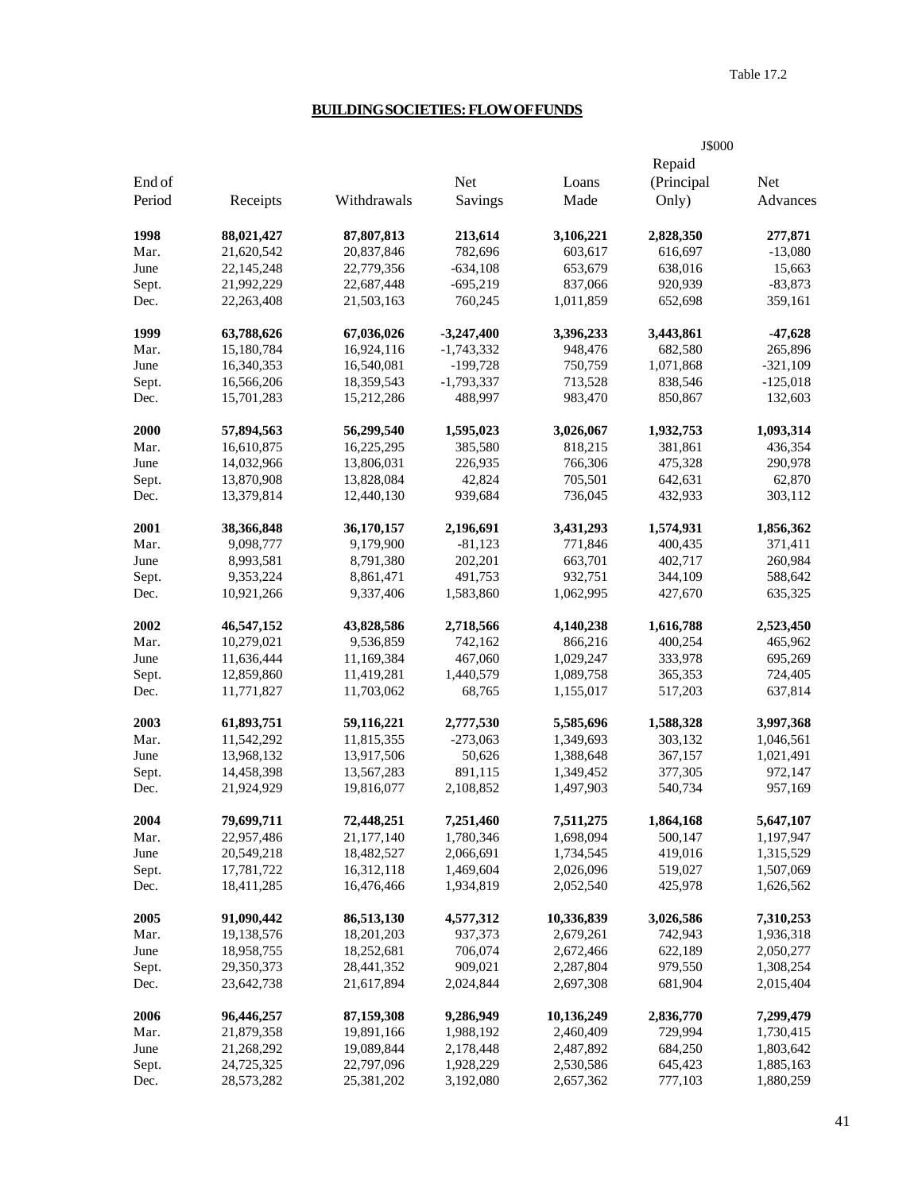Table 17.2

## BUILDING SOCIETIES: FLOW OF FUNDS

J$000

| End of Period | Receipts | Withdrawals | Net Savings | Loans Made | Repaid (Principal Only) | Net Advances |
|---|---|---|---|---|---|---|
| **1998** | **88,021,427** | **87,807,813** | **213,614** | **3,106,221** | **2,828,350** | **277,871** |
| Mar. | 21,620,542 | 20,837,846 | 782,696 | 603,617 | 616,697 | -13,080 |
| June | 22,145,248 | 22,779,356 | -634,108 | 653,679 | 638,016 | 15,663 |
| Sept. | 21,992,229 | 22,687,448 | -695,219 | 837,066 | 920,939 | -83,873 |
| Dec. | 22,263,408 | 21,503,163 | 760,245 | 1,011,859 | 652,698 | 359,161 |
| **1999** | **63,788,626** | **67,036,026** | **-3,247,400** | **3,396,233** | **3,443,861** | **-47,628** |
| Mar. | 15,180,784 | 16,924,116 | -1,743,332 | 948,476 | 682,580 | 265,896 |
| June | 16,340,353 | 16,540,081 | -199,728 | 750,759 | 1,071,868 | -321,109 |
| Sept. | 16,566,206 | 18,359,543 | -1,793,337 | 713,528 | 838,546 | -125,018 |
| Dec. | 15,701,283 | 15,212,286 | 488,997 | 983,470 | 850,867 | 132,603 |
| **2000** | **57,894,563** | **56,299,540** | **1,595,023** | **3,026,067** | **1,932,753** | **1,093,314** |
| Mar. | 16,610,875 | 16,225,295 | 385,580 | 818,215 | 381,861 | 436,354 |
| June | 14,032,966 | 13,806,031 | 226,935 | 766,306 | 475,328 | 290,978 |
| Sept. | 13,870,908 | 13,828,084 | 42,824 | 705,501 | 642,631 | 62,870 |
| Dec. | 13,379,814 | 12,440,130 | 939,684 | 736,045 | 432,933 | 303,112 |
| **2001** | **38,366,848** | **36,170,157** | **2,196,691** | **3,431,293** | **1,574,931** | **1,856,362** |
| Mar. | 9,098,777 | 9,179,900 | -81,123 | 771,846 | 400,435 | 371,411 |
| June | 8,993,581 | 8,791,380 | 202,201 | 663,701 | 402,717 | 260,984 |
| Sept. | 9,353,224 | 8,861,471 | 491,753 | 932,751 | 344,109 | 588,642 |
| Dec. | 10,921,266 | 9,337,406 | 1,583,860 | 1,062,995 | 427,670 | 635,325 |
| **2002** | **46,547,152** | **43,828,586** | **2,718,566** | **4,140,238** | **1,616,788** | **2,523,450** |
| Mar. | 10,279,021 | 9,536,859 | 742,162 | 866,216 | 400,254 | 465,962 |
| June | 11,636,444 | 11,169,384 | 467,060 | 1,029,247 | 333,978 | 695,269 |
| Sept. | 12,859,860 | 11,419,281 | 1,440,579 | 1,089,758 | 365,353 | 724,405 |
| Dec. | 11,771,827 | 11,703,062 | 68,765 | 1,155,017 | 517,203 | 637,814 |
| **2003** | **61,893,751** | **59,116,221** | **2,777,530** | **5,585,696** | **1,588,328** | **3,997,368** |
| Mar. | 11,542,292 | 11,815,355 | -273,063 | 1,349,693 | 303,132 | 1,046,561 |
| June | 13,968,132 | 13,917,506 | 50,626 | 1,388,648 | 367,157 | 1,021,491 |
| Sept. | 14,458,398 | 13,567,283 | 891,115 | 1,349,452 | 377,305 | 972,147 |
| Dec. | 21,924,929 | 19,816,077 | 2,108,852 | 1,497,903 | 540,734 | 957,169 |
| **2004** | **79,699,711** | **72,448,251** | **7,251,460** | **7,511,275** | **1,864,168** | **5,647,107** |
| Mar. | 22,957,486 | 21,177,140 | 1,780,346 | 1,698,094 | 500,147 | 1,197,947 |
| June | 20,549,218 | 18,482,527 | 2,066,691 | 1,734,545 | 419,016 | 1,315,529 |
| Sept. | 17,781,722 | 16,312,118 | 1,469,604 | 2,026,096 | 519,027 | 1,507,069 |
| Dec. | 18,411,285 | 16,476,466 | 1,934,819 | 2,052,540 | 425,978 | 1,626,562 |
| **2005** | **91,090,442** | **86,513,130** | **4,577,312** | **10,336,839** | **3,026,586** | **7,310,253** |
| Mar. | 19,138,576 | 18,201,203 | 937,373 | 2,679,261 | 742,943 | 1,936,318 |
| June | 18,958,755 | 18,252,681 | 706,074 | 2,672,466 | 622,189 | 2,050,277 |
| Sept. | 29,350,373 | 28,441,352 | 909,021 | 2,287,804 | 979,550 | 1,308,254 |
| Dec. | 23,642,738 | 21,617,894 | 2,024,844 | 2,697,308 | 681,904 | 2,015,404 |
| **2006** | **96,446,257** | **87,159,308** | **9,286,949** | **10,136,249** | **2,836,770** | **7,299,479** |
| Mar. | 21,879,358 | 19,891,166 | 1,988,192 | 2,460,409 | 729,994 | 1,730,415 |
| June | 21,268,292 | 19,089,844 | 2,178,448 | 2,487,892 | 684,250 | 1,803,642 |
| Sept. | 24,725,325 | 22,797,096 | 1,928,229 | 2,530,586 | 645,423 | 1,885,163 |
| Dec. | 28,573,282 | 25,381,202 | 3,192,080 | 2,657,362 | 777,103 | 1,880,259 |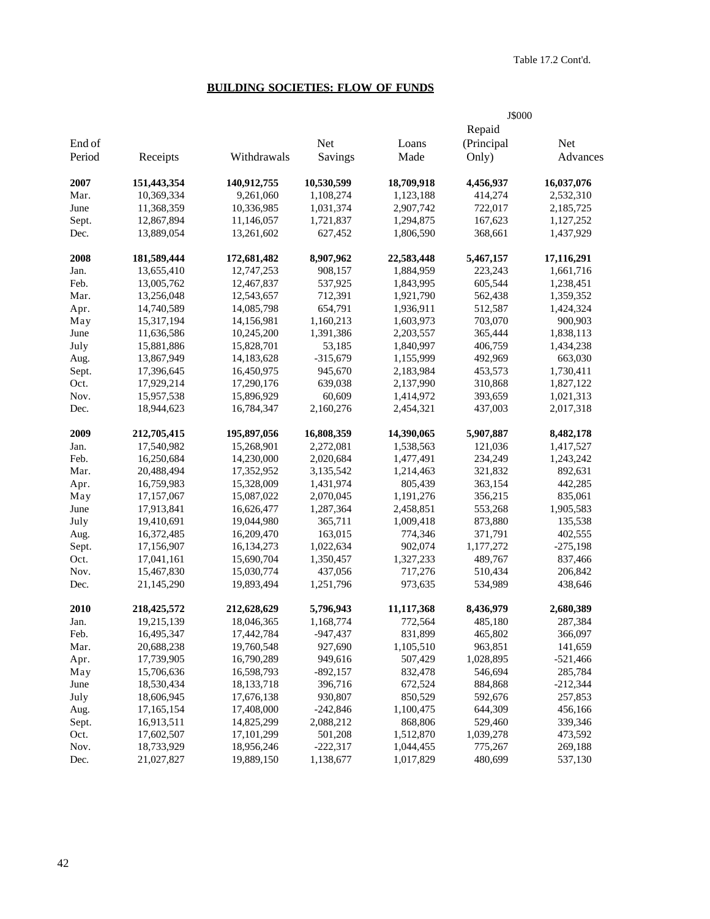Table 17.2 Cont'd.

## BUILDING SOCIETIES: FLOW OF FUNDS

J$000

| End of Period | Receipts | Withdrawals | Net Savings | Loans Made | Repaid (Principal Only) | Net Advances |
|---|---|---|---|---|---|---|
| **2007** | **151,443,354** | **140,912,755** | **10,530,599** | **18,709,918** | **4,456,937** | **16,037,076** |
| Mar. | 10,369,334 | 9,261,060 | 1,108,274 | 1,123,188 | 414,274 | 2,532,310 |
| June | 11,368,359 | 10,336,985 | 1,031,374 | 2,907,742 | 722,017 | 2,185,725 |
| Sept. | 12,867,894 | 11,146,057 | 1,721,837 | 1,294,875 | 167,623 | 1,127,252 |
| Dec. | 13,889,054 | 13,261,602 | 627,452 | 1,806,590 | 368,661 | 1,437,929 |
| **2008** | **181,589,444** | **172,681,482** | **8,907,962** | **22,583,448** | **5,467,157** | **17,116,291** |
| Jan. | 13,655,410 | 12,747,253 | 908,157 | 1,884,959 | 223,243 | 1,661,716 |
| Feb. | 13,005,762 | 12,467,837 | 537,925 | 1,843,995 | 605,544 | 1,238,451 |
| Mar. | 13,256,048 | 12,543,657 | 712,391 | 1,921,790 | 562,438 | 1,359,352 |
| Apr. | 14,740,589 | 14,085,798 | 654,791 | 1,936,911 | 512,587 | 1,424,324 |
| May | 15,317,194 | 14,156,981 | 1,160,213 | 1,603,973 | 703,070 | 900,903 |
| June | 11,636,586 | 10,245,200 | 1,391,386 | 2,203,557 | 365,444 | 1,838,113 |
| July | 15,881,886 | 15,828,701 | 53,185 | 1,840,997 | 406,759 | 1,434,238 |
| Aug. | 13,867,949 | 14,183,628 | -315,679 | 1,155,999 | 492,969 | 663,030 |
| Sept. | 17,396,645 | 16,450,975 | 945,670 | 2,183,984 | 453,573 | 1,730,411 |
| Oct. | 17,929,214 | 17,290,176 | 639,038 | 2,137,990 | 310,868 | 1,827,122 |
| Nov. | 15,957,538 | 15,896,929 | 60,609 | 1,414,972 | 393,659 | 1,021,313 |
| Dec. | 18,944,623 | 16,784,347 | 2,160,276 | 2,454,321 | 437,003 | 2,017,318 |
| **2009** | **212,705,415** | **195,897,056** | **16,808,359** | **14,390,065** | **5,907,887** | **8,482,178** |
| Jan. | 17,540,982 | 15,268,901 | 2,272,081 | 1,538,563 | 121,036 | 1,417,527 |
| Feb. | 16,250,684 | 14,230,000 | 2,020,684 | 1,477,491 | 234,249 | 1,243,242 |
| Mar. | 20,488,494 | 17,352,952 | 3,135,542 | 1,214,463 | 321,832 | 892,631 |
| Apr. | 16,759,983 | 15,328,009 | 1,431,974 | 805,439 | 363,154 | 442,285 |
| May | 17,157,067 | 15,087,022 | 2,070,045 | 1,191,276 | 356,215 | 835,061 |
| June | 17,913,841 | 16,626,477 | 1,287,364 | 2,458,851 | 553,268 | 1,905,583 |
| July | 19,410,691 | 19,044,980 | 365,711 | 1,009,418 | 873,880 | 135,538 |
| Aug. | 16,372,485 | 16,209,470 | 163,015 | 774,346 | 371,791 | 402,555 |
| Sept. | 17,156,907 | 16,134,273 | 1,022,634 | 902,074 | 1,177,272 | -275,198 |
| Oct. | 17,041,161 | 15,690,704 | 1,350,457 | 1,327,233 | 489,767 | 837,466 |
| Nov. | 15,467,830 | 15,030,774 | 437,056 | 717,276 | 510,434 | 206,842 |
| Dec. | 21,145,290 | 19,893,494 | 1,251,796 | 973,635 | 534,989 | 438,646 |
| **2010** | **218,425,572** | **212,628,629** | **5,796,943** | **11,117,368** | **8,436,979** | **2,680,389** |
| Jan. | 19,215,139 | 18,046,365 | 1,168,774 | 772,564 | 485,180 | 287,384 |
| Feb. | 16,495,347 | 17,442,784 | -947,437 | 831,899 | 465,802 | 366,097 |
| Mar. | 20,688,238 | 19,760,548 | 927,690 | 1,105,510 | 963,851 | 141,659 |
| Apr. | 17,739,905 | 16,790,289 | 949,616 | 507,429 | 1,028,895 | -521,466 |
| May | 15,706,636 | 16,598,793 | -892,157 | 832,478 | 546,694 | 285,784 |
| June | 18,530,434 | 18,133,718 | 396,716 | 672,524 | 884,868 | -212,344 |
| July | 18,606,945 | 17,676,138 | 930,807 | 850,529 | 592,676 | 257,853 |
| Aug. | 17,165,154 | 17,408,000 | -242,846 | 1,100,475 | 644,309 | 456,166 |
| Sept. | 16,913,511 | 14,825,299 | 2,088,212 | 868,806 | 529,460 | 339,346 |
| Oct. | 17,602,507 | 17,101,299 | 501,208 | 1,512,870 | 1,039,278 | 473,592 |
| Nov. | 18,733,929 | 18,956,246 | -222,317 | 1,044,455 | 775,267 | 269,188 |
| Dec. | 21,027,827 | 19,889,150 | 1,138,677 | 1,017,829 | 480,699 | 537,130 |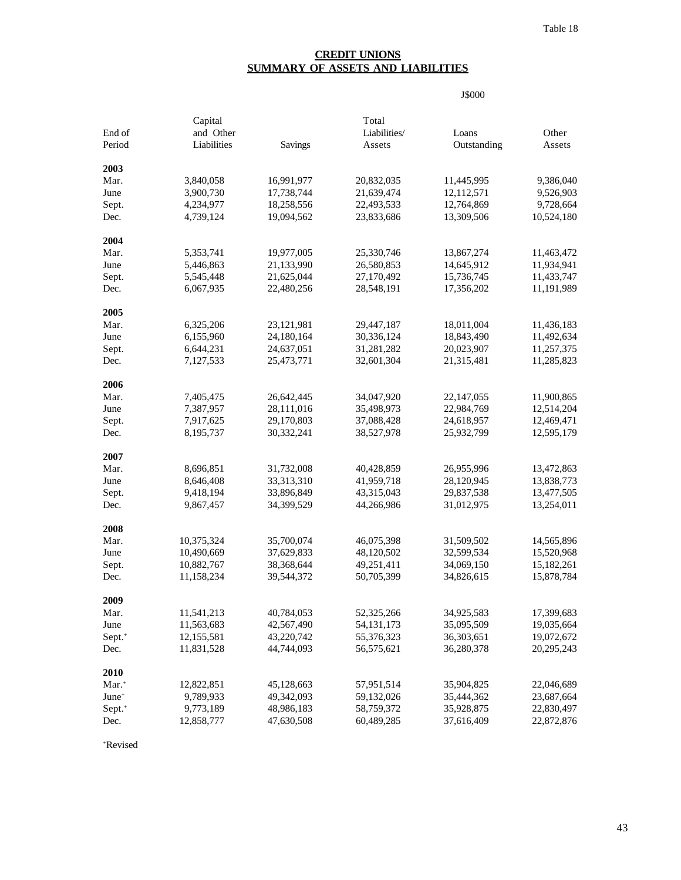Table 18

## CREDIT UNIONS
## SUMMARY OF ASSETS AND LIABILITIES

J$000

| End of Period | Capital and Other Liabilities | Savings | Total Liabilities/ Assets | Loans Outstanding | Other Assets |
|---|---|---|---|---|---|
| **2003** | | | | | |
| Mar. | 3,840,058 | 16,991,977 | 20,832,035 | 11,445,995 | 9,386,040 |
| June | 3,900,730 | 17,738,744 | 21,639,474 | 12,112,571 | 9,526,903 |
| Sept. | 4,234,977 | 18,258,556 | 22,493,533 | 12,764,869 | 9,728,664 |
| Dec. | 4,739,124 | 19,094,562 | 23,833,686 | 13,309,506 | 10,524,180 |
| **2004** | | | | | |
| Mar. | 5,353,741 | 19,977,005 | 25,330,746 | 13,867,274 | 11,463,472 |
| June | 5,446,863 | 21,133,990 | 26,580,853 | 14,645,912 | 11,934,941 |
| Sept. | 5,545,448 | 21,625,044 | 27,170,492 | 15,736,745 | 11,433,747 |
| Dec. | 6,067,935 | 22,480,256 | 28,548,191 | 17,356,202 | 11,191,989 |
| **2005** | | | | | |
| Mar. | 6,325,206 | 23,121,981 | 29,447,187 | 18,011,004 | 11,436,183 |
| June | 6,155,960 | 24,180,164 | 30,336,124 | 18,843,490 | 11,492,634 |
| Sept. | 6,644,231 | 24,637,051 | 31,281,282 | 20,023,907 | 11,257,375 |
| Dec. | 7,127,533 | 25,473,771 | 32,601,304 | 21,315,481 | 11,285,823 |
| **2006** | | | | | |
| Mar. | 7,405,475 | 26,642,445 | 34,047,920 | 22,147,055 | 11,900,865 |
| June | 7,387,957 | 28,111,016 | 35,498,973 | 22,984,769 | 12,514,204 |
| Sept. | 7,917,625 | 29,170,803 | 37,088,428 | 24,618,957 | 12,469,471 |
| Dec. | 8,195,737 | 30,332,241 | 38,527,978 | 25,932,799 | 12,595,179 |
| **2007** | | | | | |
| Mar. | 8,696,851 | 31,732,008 | 40,428,859 | 26,955,996 | 13,472,863 |
| June | 8,646,408 | 33,313,310 | 41,959,718 | 28,120,945 | 13,838,773 |
| Sept. | 9,418,194 | 33,896,849 | 43,315,043 | 29,837,538 | 13,477,505 |
| Dec. | 9,867,457 | 34,399,529 | 44,266,986 | 31,012,975 | 13,254,011 |
| **2008** | | | | | |
| Mar. | 10,375,324 | 35,700,074 | 46,075,398 | 31,509,502 | 14,565,896 |
| June | 10,490,669 | 37,629,833 | 48,120,502 | 32,599,534 | 15,520,968 |
| Sept. | 10,882,767 | 38,368,644 | 49,251,411 | 34,069,150 | 15,182,261 |
| Dec. | 11,158,234 | 39,544,372 | 50,705,399 | 34,826,615 | 15,878,784 |
| **2009** | | | | | |
| Mar. | 11,541,213 | 40,784,053 | 52,325,266 | 34,925,583 | 17,399,683 |
| June | 11,563,683 | 42,567,490 | 54,131,173 | 35,095,509 | 19,035,664 |
| Sept.+ | 12,155,581 | 43,220,742 | 55,376,323 | 36,303,651 | 19,072,672 |
| Dec. | 11,831,528 | 44,744,093 | 56,575,621 | 36,280,378 | 20,295,243 |
| **2010** | | | | | |
| Mar.+ | 12,822,851 | 45,128,663 | 57,951,514 | 35,904,825 | 22,046,689 |
| June+ | 9,789,933 | 49,342,093 | 59,132,026 | 35,444,362 | 23,687,664 |
| Sept.+ | 9,773,189 | 48,986,183 | 58,759,372 | 35,928,875 | 22,830,497 |
| Dec. | 12,858,777 | 47,630,508 | 60,489,285 | 37,616,409 | 22,872,876 |

+Revised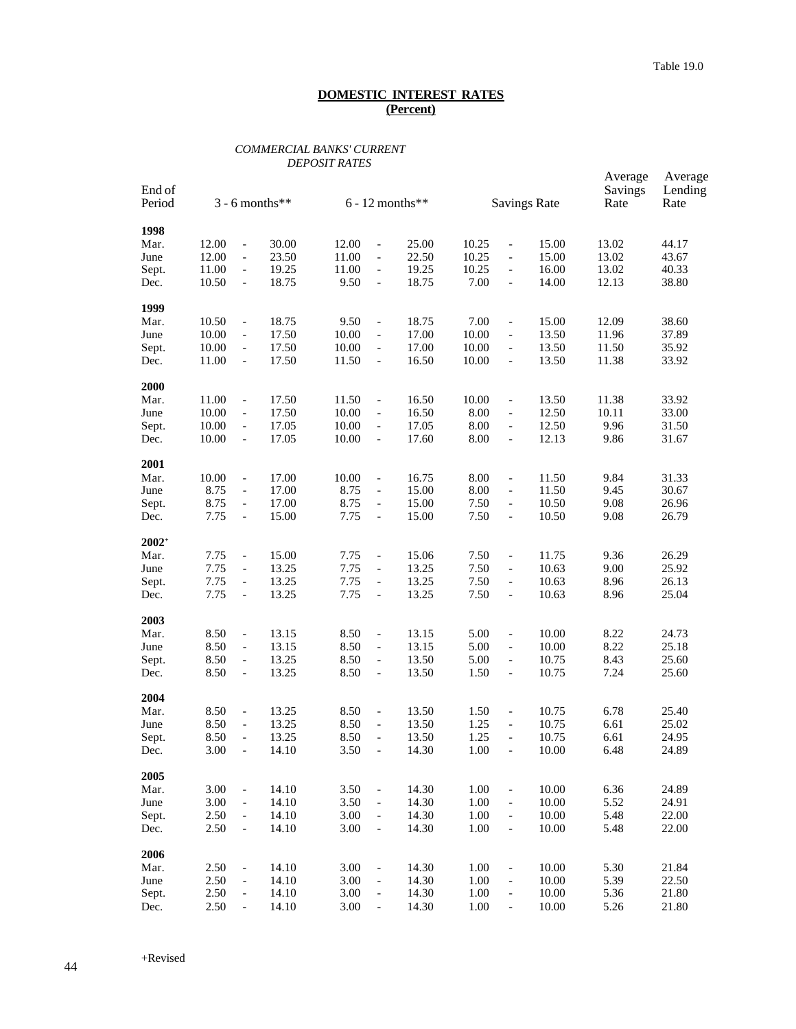Table 19.0

## DOMESTIC INTEREST RATES
## (Percent)

| End of Period | *COMMERCIAL BANKS' CURRENT DEPOSIT RATES* 3 - 6 months** | 6 - 12 months** | Savings Rate | Average Savings Rate | Average Lending Rate |
|---|---|---|---|---|---|
| **1998** | | | | | |
| Mar. | 12.00 - 30.00 | 12.00 - 25.00 | 10.25 - 15.00 | 13.02 | 44.17 |
| June | 12.00 - 23.50 | 11.00 - 22.50 | 10.25 - 15.00 | 13.02 | 43.67 |
| Sept. | 11.00 - 19.25 | 11.00 - 19.25 | 10.25 - 16.00 | 13.02 | 40.33 |
| Dec. | 10.50 - 18.75 | 9.50 - 18.75 | 7.00 - 14.00 | 12.13 | 38.80 |
| **1999** | | | | | |
| Mar. | 10.50 - 18.75 | 9.50 - 18.75 | 7.00 - 15.00 | 12.09 | 38.60 |
| June | 10.00 - 17.50 | 10.00 - 17.00 | 10.00 - 13.50 | 11.96 | 37.89 |
| Sept. | 10.00 - 17.50 | 10.00 - 17.00 | 10.00 - 13.50 | 11.50 | 35.92 |
| Dec. | 11.00 - 17.50 | 11.50 - 16.50 | 10.00 - 13.50 | 11.38 | 33.92 |
| **2000** | | | | | |
| Mar. | 11.00 - 17.50 | 11.50 - 16.50 | 10.00 - 13.50 | 11.38 | 33.92 |
| June | 10.00 - 17.50 | 10.00 - 16.50 | 8.00 - 12.50 | 10.11 | 33.00 |
| Sept. | 10.00 - 17.05 | 10.00 - 17.05 | 8.00 - 12.50 | 9.96 | 31.50 |
| Dec. | 10.00 - 17.05 | 10.00 - 17.60 | 8.00 - 12.13 | 9.86 | 31.67 |
| **2001** | | | | | |
| Mar. | 10.00 - 17.00 | 10.00 - 16.75 | 8.00 - 11.50 | 9.84 | 31.33 |
| June | 8.75 - 17.00 | 8.75 - 15.00 | 8.00 - 11.50 | 9.45 | 30.67 |
| Sept. | 8.75 - 17.00 | 8.75 - 15.00 | 7.50 - 10.50 | 9.08 | 26.96 |
| Dec. | 7.75 - 15.00 | 7.75 - 15.00 | 7.50 - 10.50 | 9.08 | 26.79 |
| **2002+** | | | | | |
| Mar. | 7.75 - 15.00 | 7.75 - 15.06 | 7.50 - 11.75 | 9.36 | 26.29 |
| June | 7.75 - 13.25 | 7.75 - 13.25 | 7.50 - 10.63 | 9.00 | 25.92 |
| Sept. | 7.75 - 13.25 | 7.75 - 13.25 | 7.50 - 10.63 | 8.96 | 26.13 |
| Dec. | 7.75 - 13.25 | 7.75 - 13.25 | 7.50 - 10.63 | 8.96 | 25.04 |
| **2003** | | | | | |
| Mar. | 8.50 - 13.15 | 8.50 - 13.15 | 5.00 - 10.00 | 8.22 | 24.73 |
| June | 8.50 - 13.15 | 8.50 - 13.15 | 5.00 - 10.00 | 8.22 | 25.18 |
| Sept. | 8.50 - 13.25 | 8.50 - 13.50 | 5.00 - 10.75 | 8.43 | 25.60 |
| Dec. | 8.50 - 13.25 | 8.50 - 13.50 | 1.50 - 10.75 | 7.24 | 25.60 |
| **2004** | | | | | |
| Mar. | 8.50 - 13.25 | 8.50 - 13.50 | 1.50 - 10.75 | 6.78 | 25.40 |
| June | 8.50 - 13.25 | 8.50 - 13.50 | 1.25 - 10.75 | 6.61 | 25.02 |
| Sept. | 8.50 - 13.25 | 8.50 - 13.50 | 1.25 - 10.75 | 6.61 | 24.95 |
| Dec. | 3.00 - 14.10 | 3.50 - 14.30 | 1.00 - 10.00 | 6.48 | 24.89 |
| **2005** | | | | | |
| Mar. | 3.00 - 14.10 | 3.50 - 14.30 | 1.00 - 10.00 | 6.36 | 24.89 |
| June | 3.00 - 14.10 | 3.50 - 14.30 | 1.00 - 10.00 | 5.52 | 24.91 |
| Sept. | 2.50 - 14.10 | 3.00 - 14.30 | 1.00 - 10.00 | 5.48 | 22.00 |
| Dec. | 2.50 - 14.10 | 3.00 - 14.30 | 1.00 - 10.00 | 5.48 | 22.00 |
| **2006** | | | | | |
| Mar. | 2.50 - 14.10 | 3.00 - 14.30 | 1.00 - 10.00 | 5.30 | 21.84 |
| June | 2.50 - 14.10 | 3.00 - 14.30 | 1.00 - 10.00 | 5.39 | 22.50 |
| Sept. | 2.50 - 14.10 | 3.00 - 14.30 | 1.00 - 10.00 | 5.36 | 21.80 |
| Dec. | 2.50 - 14.10 | 3.00 - 14.30 | 1.00 - 10.00 | 5.26 | 21.80 |

+Revised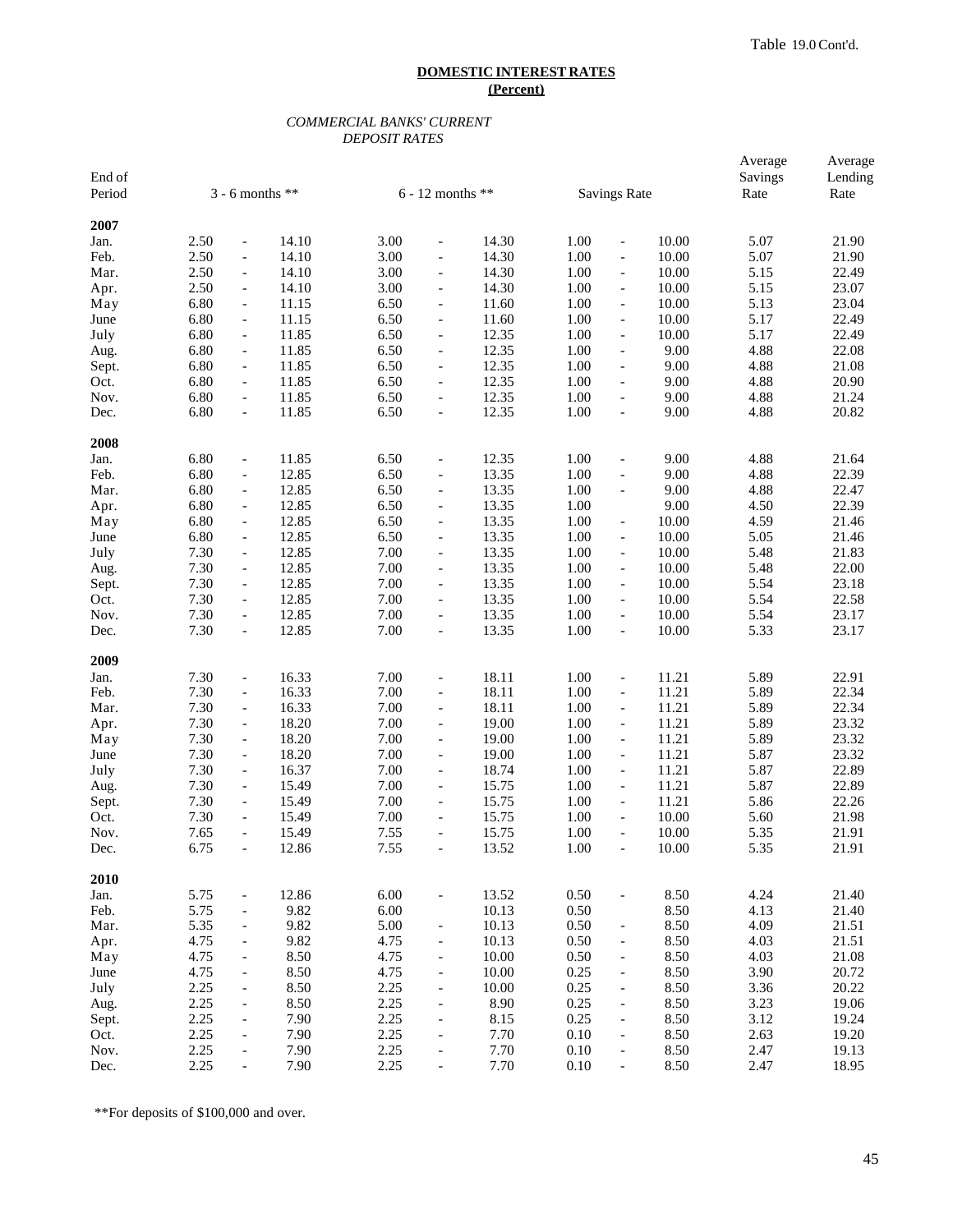Table 19.0 Cont'd.

**DOMESTIC INTEREST RATES**
**(Percent)**

*COMMERCIAL BANKS' CURRENT DEPOSIT RATES*

| End of Period | 3 - 6 months ** | 6 - 12 months ** | Savings Rate | Average Savings Rate | Average Lending Rate |
|---|---|---|---|---|---|
| **2007** | | | | | |
| Jan. | 2.50 - 14.10 | 3.00 - 14.30 | 1.00 - 10.00 | 5.07 | 21.90 |
| Feb. | 2.50 - 14.10 | 3.00 - 14.30 | 1.00 - 10.00 | 5.07 | 21.90 |
| Mar. | 2.50 - 14.10 | 3.00 - 14.30 | 1.00 - 10.00 | 5.15 | 22.49 |
| Apr. | 2.50 - 14.10 | 3.00 - 14.30 | 1.00 - 10.00 | 5.15 | 23.07 |
| May | 6.80 - 11.15 | 6.50 - 11.60 | 1.00 - 10.00 | 5.13 | 23.04 |
| June | 6.80 - 11.15 | 6.50 - 11.60 | 1.00 - 10.00 | 5.17 | 22.49 |
| July | 6.80 - 11.85 | 6.50 - 12.35 | 1.00 - 10.00 | 5.17 | 22.49 |
| Aug. | 6.80 - 11.85 | 6.50 - 12.35 | 1.00 - 9.00 | 4.88 | 22.08 |
| Sept. | 6.80 - 11.85 | 6.50 - 12.35 | 1.00 - 9.00 | 4.88 | 21.08 |
| Oct. | 6.80 - 11.85 | 6.50 - 12.35 | 1.00 - 9.00 | 4.88 | 20.90 |
| Nov. | 6.80 - 11.85 | 6.50 - 12.35 | 1.00 - 9.00 | 4.88 | 21.24 |
| Dec. | 6.80 - 11.85 | 6.50 - 12.35 | 1.00 - 9.00 | 4.88 | 20.82 |
| **2008** | | | | | |
| Jan. | 6.80 - 11.85 | 6.50 - 12.35 | 1.00 - 9.00 | 4.88 | 21.64 |
| Feb. | 6.80 - 12.85 | 6.50 - 13.35 | 1.00 - 9.00 | 4.88 | 22.39 |
| Mar. | 6.80 - 12.85 | 6.50 - 13.35 | 1.00 - 9.00 | 4.88 | 22.47 |
| Apr. | 6.80 - 12.85 | 6.50 - 13.35 | 1.00 9.00 | 4.50 | 22.39 |
| May | 6.80 - 12.85 | 6.50 - 13.35 | 1.00 - 10.00 | 4.59 | 21.46 |
| June | 6.80 - 12.85 | 6.50 - 13.35 | 1.00 - 10.00 | 5.05 | 21.46 |
| July | 7.30 - 12.85 | 7.00 - 13.35 | 1.00 - 10.00 | 5.48 | 21.83 |
| Aug. | 7.30 - 12.85 | 7.00 - 13.35 | 1.00 - 10.00 | 5.48 | 22.00 |
| Sept. | 7.30 - 12.85 | 7.00 - 13.35 | 1.00 - 10.00 | 5.54 | 23.18 |
| Oct. | 7.30 - 12.85 | 7.00 - 13.35 | 1.00 - 10.00 | 5.54 | 22.58 |
| Nov. | 7.30 - 12.85 | 7.00 - 13.35 | 1.00 - 10.00 | 5.54 | 23.17 |
| Dec. | 7.30 - 12.85 | 7.00 - 13.35 | 1.00 - 10.00 | 5.33 | 23.17 |
| **2009** | | | | | |
| Jan. | 7.30 - 16.33 | 7.00 - 18.11 | 1.00 - 11.21 | 5.89 | 22.91 |
| Feb. | 7.30 - 16.33 | 7.00 - 18.11 | 1.00 - 11.21 | 5.89 | 22.34 |
| Mar. | 7.30 - 16.33 | 7.00 - 18.11 | 1.00 - 11.21 | 5.89 | 22.34 |
| Apr. | 7.30 - 18.20 | 7.00 - 19.00 | 1.00 - 11.21 | 5.89 | 23.32 |
| May | 7.30 - 18.20 | 7.00 - 19.00 | 1.00 - 11.21 | 5.89 | 23.32 |
| June | 7.30 - 18.20 | 7.00 - 19.00 | 1.00 - 11.21 | 5.87 | 23.32 |
| July | 7.30 - 16.37 | 7.00 - 18.74 | 1.00 - 11.21 | 5.87 | 22.89 |
| Aug. | 7.30 - 15.49 | 7.00 - 15.75 | 1.00 - 11.21 | 5.87 | 22.89 |
| Sept. | 7.30 - 15.49 | 7.00 - 15.75 | 1.00 - 11.21 | 5.86 | 22.26 |
| Oct. | 7.30 - 15.49 | 7.00 - 15.75 | 1.00 - 10.00 | 5.60 | 21.98 |
| Nov. | 7.65 - 15.49 | 7.55 - 15.75 | 1.00 - 10.00 | 5.35 | 21.91 |
| Dec. | 6.75 - 12.86 | 7.55 - 13.52 | 1.00 - 10.00 | 5.35 | 21.91 |
| **2010** | | | | | |
| Jan. | 5.75 - 12.86 | 6.00 - 13.52 | 0.50 - 8.50 | 4.24 | 21.40 |
| Feb. | 5.75 - 9.82 | 6.00 10.13 | 0.50 8.50 | 4.13 | 21.40 |
| Mar. | 5.35 - 9.82 | 5.00 - 10.13 | 0.50 - 8.50 | 4.09 | 21.51 |
| Apr. | 4.75 - 9.82 | 4.75 - 10.13 | 0.50 - 8.50 | 4.03 | 21.51 |
| May | 4.75 - 8.50 | 4.75 - 10.00 | 0.50 - 8.50 | 4.03 | 21.08 |
| June | 4.75 - 8.50 | 4.75 - 10.00 | 0.25 - 8.50 | 3.90 | 20.72 |
| July | 2.25 - 8.50 | 2.25 - 10.00 | 0.25 - 8.50 | 3.36 | 20.22 |
| Aug. | 2.25 - 8.50 | 2.25 - 8.90 | 0.25 - 8.50 | 3.23 | 19.06 |
| Sept. | 2.25 - 7.90 | 2.25 - 8.15 | 0.25 - 8.50 | 3.12 | 19.24 |
| Oct. | 2.25 - 7.90 | 2.25 - 7.70 | 0.10 - 8.50 | 2.63 | 19.20 |
| Nov. | 2.25 - 7.90 | 2.25 - 7.70 | 0.10 - 8.50 | 2.47 | 19.13 |
| Dec. | 2.25 - 7.90 | 2.25 - 7.70 | 0.10 - 8.50 | 2.47 | 18.95 |

**For deposits of $100,000 and over.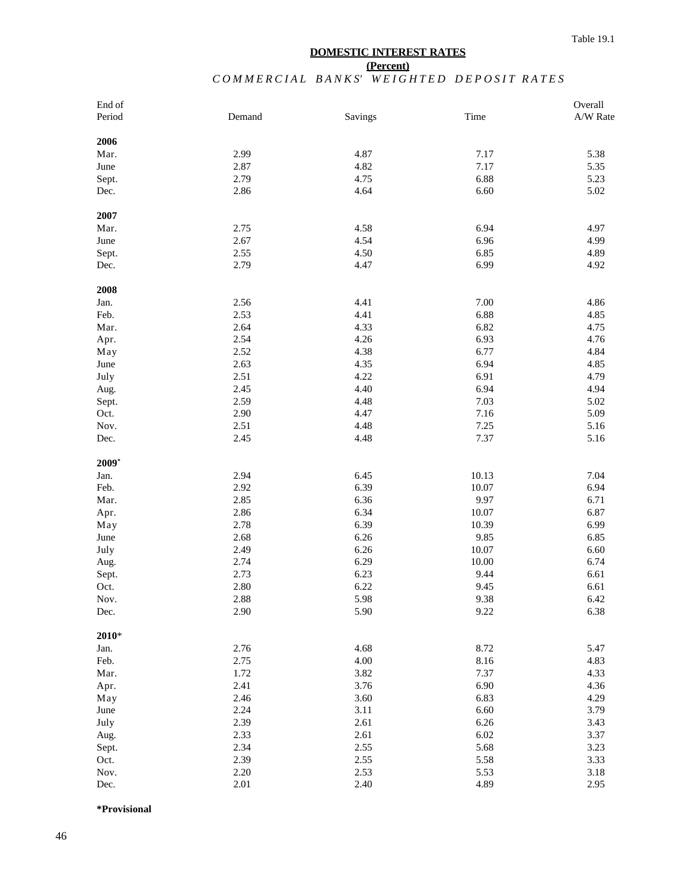Table 19.1

# DOMESTIC INTEREST RATES

**(Percent)**

## *COMMERCIAL BANKS' WEIGHTED DEPOSIT RATES*

| End of Period | Demand | Savings | Time | Overall A/W Rate |
|---|---|---|---|---|
| **2006** | | | | |
| Mar. | 2.99 | 4.87 | 7.17 | 5.38 |
| June | 2.87 | 4.82 | 7.17 | 5.35 |
| Sept. | 2.79 | 4.75 | 6.88 | 5.23 |
| Dec. | 2.86 | 4.64 | 6.60 | 5.02 |
| **2007** | | | | |
| Mar. | 2.75 | 4.58 | 6.94 | 4.97 |
| June | 2.67 | 4.54 | 6.96 | 4.99 |
| Sept. | 2.55 | 4.50 | 6.85 | 4.89 |
| Dec. | 2.79 | 4.47 | 6.99 | 4.92 |
| **2008** | | | | |
| Jan. | 2.56 | 4.41 | 7.00 | 4.86 |
| Feb. | 2.53 | 4.41 | 6.88 | 4.85 |
| Mar. | 2.64 | 4.33 | 6.82 | 4.75 |
| Apr. | 2.54 | 4.26 | 6.93 | 4.76 |
| May | 2.52 | 4.38 | 6.77 | 4.84 |
| June | 2.63 | 4.35 | 6.94 | 4.85 |
| July | 2.51 | 4.22 | 6.91 | 4.79 |
| Aug. | 2.45 | 4.40 | 6.94 | 4.94 |
| Sept. | 2.59 | 4.48 | 7.03 | 5.02 |
| Oct. | 2.90 | 4.47 | 7.16 | 5.09 |
| Nov. | 2.51 | 4.48 | 7.25 | 5.16 |
| Dec. | 2.45 | 4.48 | 7.37 | 5.16 |
| **2009*** | | | | |
| Jan. | 2.94 | 6.45 | 10.13 | 7.04 |
| Feb. | 2.92 | 6.39 | 10.07 | 6.94 |
| Mar. | 2.85 | 6.36 | 9.97 | 6.71 |
| Apr. | 2.86 | 6.34 | 10.07 | 6.87 |
| May | 2.78 | 6.39 | 10.39 | 6.99 |
| June | 2.68 | 6.26 | 9.85 | 6.85 |
| July | 2.49 | 6.26 | 10.07 | 6.60 |
| Aug. | 2.74 | 6.29 | 10.00 | 6.74 |
| Sept. | 2.73 | 6.23 | 9.44 | 6.61 |
| Oct. | 2.80 | 6.22 | 9.45 | 6.61 |
| Nov. | 2.88 | 5.98 | 9.38 | 6.42 |
| Dec. | 2.90 | 5.90 | 9.22 | 6.38 |
| **2010*** | | | | |
| Jan. | 2.76 | 4.68 | 8.72 | 5.47 |
| Feb. | 2.75 | 4.00 | 8.16 | 4.83 |
| Mar. | 1.72 | 3.82 | 7.37 | 4.33 |
| Apr. | 2.41 | 3.76 | 6.90 | 4.36 |
| May | 2.46 | 3.60 | 6.83 | 4.29 |
| June | 2.24 | 3.11 | 6.60 | 3.79 |
| July | 2.39 | 2.61 | 6.26 | 3.43 |
| Aug. | 2.33 | 2.61 | 6.02 | 3.37 |
| Sept. | 2.34 | 2.55 | 5.68 | 3.23 |
| Oct. | 2.39 | 2.55 | 5.58 | 3.33 |
| Nov. | 2.20 | 2.53 | 5.53 | 3.18 |
| Dec. | 2.01 | 2.40 | 4.89 | 2.95 |

**\*Provisional**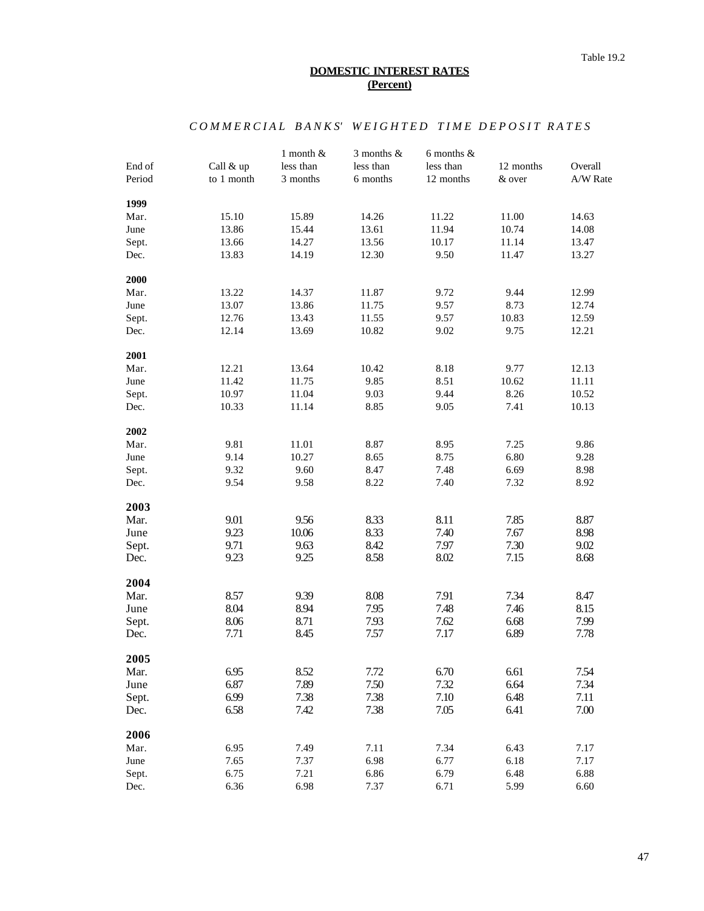Table 19.2

## DOMESTIC INTEREST RATES
## (Percent)

### *COMMERCIAL BANKS' WEIGHTED TIME DEPOSIT RATES*

| End of Period | Call & up to 1 month | 1 month & less than 3 months | 3 months & less than 6 months | 6 months & less than 12 months | 12 months & over | Overall A/W Rate |
|---|---|---|---|---|---|---|
| **1999** | | | | | | |
| Mar. | 15.10 | 15.89 | 14.26 | 11.22 | 11.00 | 14.63 |
| June | 13.86 | 15.44 | 13.61 | 11.94 | 10.74 | 14.08 |
| Sept. | 13.66 | 14.27 | 13.56 | 10.17 | 11.14 | 13.47 |
| Dec. | 13.83 | 14.19 | 12.30 | 9.50 | 11.47 | 13.27 |
| **2000** | | | | | | |
| Mar. | 13.22 | 14.37 | 11.87 | 9.72 | 9.44 | 12.99 |
| June | 13.07 | 13.86 | 11.75 | 9.57 | 8.73 | 12.74 |
| Sept. | 12.76 | 13.43 | 11.55 | 9.57 | 10.83 | 12.59 |
| Dec. | 12.14 | 13.69 | 10.82 | 9.02 | 9.75 | 12.21 |
| **2001** | | | | | | |
| Mar. | 12.21 | 13.64 | 10.42 | 8.18 | 9.77 | 12.13 |
| June | 11.42 | 11.75 | 9.85 | 8.51 | 10.62 | 11.11 |
| Sept. | 10.97 | 11.04 | 9.03 | 9.44 | 8.26 | 10.52 |
| Dec. | 10.33 | 11.14 | 8.85 | 9.05 | 7.41 | 10.13 |
| **2002** | | | | | | |
| Mar. | 9.81 | 11.01 | 8.87 | 8.95 | 7.25 | 9.86 |
| June | 9.14 | 10.27 | 8.65 | 8.75 | 6.80 | 9.28 |
| Sept. | 9.32 | 9.60 | 8.47 | 7.48 | 6.69 | 8.98 |
| Dec. | 9.54 | 9.58 | 8.22 | 7.40 | 7.32 | 8.92 |
| **2003** | | | | | | |
| Mar. | 9.01 | 9.56 | 8.33 | 8.11 | 7.85 | 8.87 |
| June | 9.23 | 10.06 | 8.33 | 7.40 | 7.67 | 8.98 |
| Sept. | 9.71 | 9.63 | 8.42 | 7.97 | 7.30 | 9.02 |
| Dec. | 9.23 | 9.25 | 8.58 | 8.02 | 7.15 | 8.68 |
| **2004** | | | | | | |
| Mar. | 8.57 | 9.39 | 8.08 | 7.91 | 7.34 | 8.47 |
| June | 8.04 | 8.94 | 7.95 | 7.48 | 7.46 | 8.15 |
| Sept. | 8.06 | 8.71 | 7.93 | 7.62 | 6.68 | 7.99 |
| Dec. | 7.71 | 8.45 | 7.57 | 7.17 | 6.89 | 7.78 |
| **2005** | | | | | | |
| Mar. | 6.95 | 8.52 | 7.72 | 6.70 | 6.61 | 7.54 |
| June | 6.87 | 7.89 | 7.50 | 7.32 | 6.64 | 7.34 |
| Sept. | 6.99 | 7.38 | 7.38 | 7.10 | 6.48 | 7.11 |
| Dec. | 6.58 | 7.42 | 7.38 | 7.05 | 6.41 | 7.00 |
| **2006** | | | | | | |
| Mar. | 6.95 | 7.49 | 7.11 | 7.34 | 6.43 | 7.17 |
| June | 7.65 | 7.37 | 6.98 | 6.77 | 6.18 | 7.17 |
| Sept. | 6.75 | 7.21 | 6.86 | 6.79 | 6.48 | 6.88 |
| Dec. | 6.36 | 6.98 | 7.37 | 6.71 | 5.99 | 6.60 |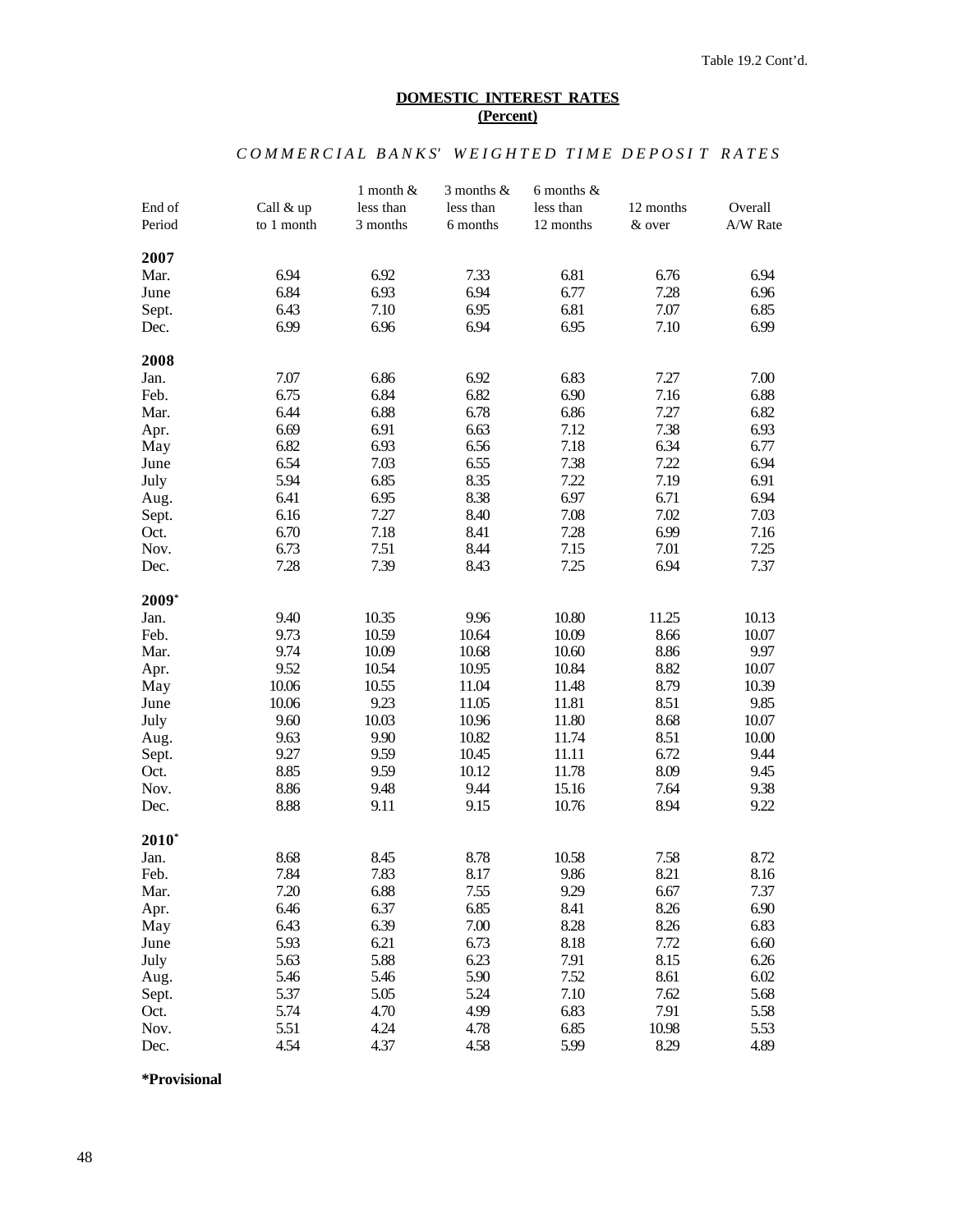Table 19.2 Cont'd.

**DOMESTIC INTEREST RATES**
**(Percent)**

*COMMERCIAL BANKS' WEIGHTED TIME DEPOSIT RATES*

| End of Period | Call & up to 1 month | 1 month & less than 3 months | 3 months & less than 6 months | 6 months & less than 12 months | 12 months & over | Overall A/W Rate |
|---|---|---|---|---|---|---|
| **2007** | | | | | | |
| Mar. | 6.94 | 6.92 | 7.33 | 6.81 | 6.76 | 6.94 |
| June | 6.84 | 6.93 | 6.94 | 6.77 | 7.28 | 6.96 |
| Sept. | 6.43 | 7.10 | 6.95 | 6.81 | 7.07 | 6.85 |
| Dec. | 6.99 | 6.96 | 6.94 | 6.95 | 7.10 | 6.99 |
| **2008** | | | | | | |
| Jan. | 7.07 | 6.86 | 6.92 | 6.83 | 7.27 | 7.00 |
| Feb. | 6.75 | 6.84 | 6.82 | 6.90 | 7.16 | 6.88 |
| Mar. | 6.44 | 6.88 | 6.78 | 6.86 | 7.27 | 6.82 |
| Apr. | 6.69 | 6.91 | 6.63 | 7.12 | 7.38 | 6.93 |
| May | 6.82 | 6.93 | 6.56 | 7.18 | 6.34 | 6.77 |
| June | 6.54 | 7.03 | 6.55 | 7.38 | 7.22 | 6.94 |
| July | 5.94 | 6.85 | 8.35 | 7.22 | 7.19 | 6.91 |
| Aug. | 6.41 | 6.95 | 8.38 | 6.97 | 6.71 | 6.94 |
| Sept. | 6.16 | 7.27 | 8.40 | 7.08 | 7.02 | 7.03 |
| Oct. | 6.70 | 7.18 | 8.41 | 7.28 | 6.99 | 7.16 |
| Nov. | 6.73 | 7.51 | 8.44 | 7.15 | 7.01 | 7.25 |
| Dec. | 7.28 | 7.39 | 8.43 | 7.25 | 6.94 | 7.37 |
| **2009*** | | | | | | |
| Jan. | 9.40 | 10.35 | 9.96 | 10.80 | 11.25 | 10.13 |
| Feb. | 9.73 | 10.59 | 10.64 | 10.09 | 8.66 | 10.07 |
| Mar. | 9.74 | 10.09 | 10.68 | 10.60 | 8.86 | 9.97 |
| Apr. | 9.52 | 10.54 | 10.95 | 10.84 | 8.82 | 10.07 |
| May | 10.06 | 10.55 | 11.04 | 11.48 | 8.79 | 10.39 |
| June | 10.06 | 9.23 | 11.05 | 11.81 | 8.51 | 9.85 |
| July | 9.60 | 10.03 | 10.96 | 11.80 | 8.68 | 10.07 |
| Aug. | 9.63 | 9.90 | 10.82 | 11.74 | 8.51 | 10.00 |
| Sept. | 9.27 | 9.59 | 10.45 | 11.11 | 6.72 | 9.44 |
| Oct. | 8.85 | 9.59 | 10.12 | 11.78 | 8.09 | 9.45 |
| Nov. | 8.86 | 9.48 | 9.44 | 15.16 | 7.64 | 9.38 |
| Dec. | 8.88 | 9.11 | 9.15 | 10.76 | 8.94 | 9.22 |
| **2010*** | | | | | | |
| Jan. | 8.68 | 8.45 | 8.78 | 10.58 | 7.58 | 8.72 |
| Feb. | 7.84 | 7.83 | 8.17 | 9.86 | 8.21 | 8.16 |
| Mar. | 7.20 | 6.88 | 7.55 | 9.29 | 6.67 | 7.37 |
| Apr. | 6.46 | 6.37 | 6.85 | 8.41 | 8.26 | 6.90 |
| May | 6.43 | 6.39 | 7.00 | 8.28 | 8.26 | 6.83 |
| June | 5.93 | 6.21 | 6.73 | 8.18 | 7.72 | 6.60 |
| July | 5.63 | 5.88 | 6.23 | 7.91 | 8.15 | 6.26 |
| Aug. | 5.46 | 5.46 | 5.90 | 7.52 | 8.61 | 6.02 |
| Sept. | 5.37 | 5.05 | 5.24 | 7.10 | 7.62 | 5.68 |
| Oct. | 5.74 | 4.70 | 4.99 | 6.83 | 7.91 | 5.58 |
| Nov. | 5.51 | 4.24 | 4.78 | 6.85 | 10.98 | 5.53 |
| Dec. | 4.54 | 4.37 | 4.58 | 5.99 | 8.29 | 4.89 |

***Provisional**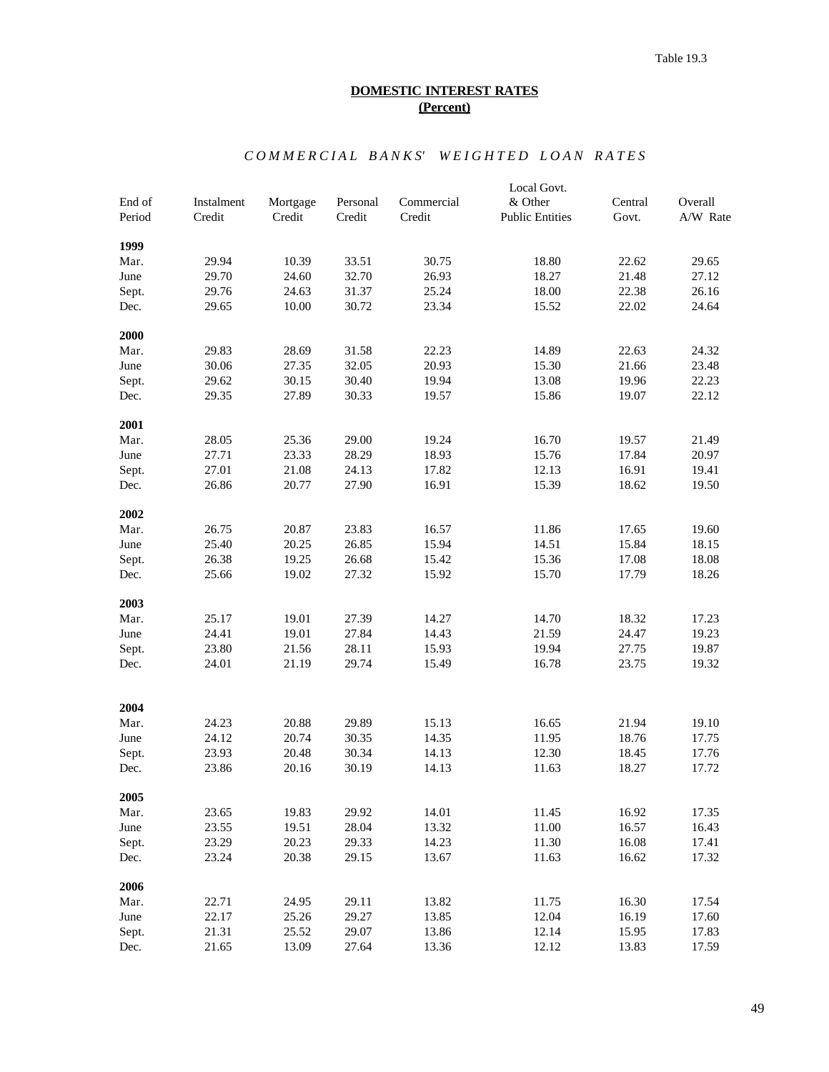Table 19.3

**DOMESTIC INTEREST RATES**
**(Percent)**

*COMMERCIAL BANKS' WEIGHTED LOAN RATES*

| End of Period | Instalment Credit | Mortgage Credit | Personal Credit | Commercial Credit | Local Govt. & Other Public Entities | Central Govt. | Overall A/W Rate |
|---|---|---|---|---|---|---|---|
| **1999** | | | | | | | |
| Mar. | 29.94 | 10.39 | 33.51 | 30.75 | 18.80 | 22.62 | 29.65 |
| June | 29.70 | 24.60 | 32.70 | 26.93 | 18.27 | 21.48 | 27.12 |
| Sept. | 29.76 | 24.63 | 31.37 | 25.24 | 18.00 | 22.38 | 26.16 |
| Dec. | 29.65 | 10.00 | 30.72 | 23.34 | 15.52 | 22.02 | 24.64 |
| **2000** | | | | | | | |
| Mar. | 29.83 | 28.69 | 31.58 | 22.23 | 14.89 | 22.63 | 24.32 |
| June | 30.06 | 27.35 | 32.05 | 20.93 | 15.30 | 21.66 | 23.48 |
| Sept. | 29.62 | 30.15 | 30.40 | 19.94 | 13.08 | 19.96 | 22.23 |
| Dec. | 29.35 | 27.89 | 30.33 | 19.57 | 15.86 | 19.07 | 22.12 |
| **2001** | | | | | | | |
| Mar. | 28.05 | 25.36 | 29.00 | 19.24 | 16.70 | 19.57 | 21.49 |
| June | 27.71 | 23.33 | 28.29 | 18.93 | 15.76 | 17.84 | 20.97 |
| Sept. | 27.01 | 21.08 | 24.13 | 17.82 | 12.13 | 16.91 | 19.41 |
| Dec. | 26.86 | 20.77 | 27.90 | 16.91 | 15.39 | 18.62 | 19.50 |
| **2002** | | | | | | | |
| Mar. | 26.75 | 20.87 | 23.83 | 16.57 | 11.86 | 17.65 | 19.60 |
| June | 25.40 | 20.25 | 26.85 | 15.94 | 14.51 | 15.84 | 18.15 |
| Sept. | 26.38 | 19.25 | 26.68 | 15.42 | 15.36 | 17.08 | 18.08 |
| Dec. | 25.66 | 19.02 | 27.32 | 15.92 | 15.70 | 17.79 | 18.26 |
| **2003** | | | | | | | |
| Mar. | 25.17 | 19.01 | 27.39 | 14.27 | 14.70 | 18.32 | 17.23 |
| June | 24.41 | 19.01 | 27.84 | 14.43 | 21.59 | 24.47 | 19.23 |
| Sept. | 23.80 | 21.56 | 28.11 | 15.93 | 19.94 | 27.75 | 19.87 |
| Dec. | 24.01 | 21.19 | 29.74 | 15.49 | 16.78 | 23.75 | 19.32 |
| **2004** | | | | | | | |
| Mar. | 24.23 | 20.88 | 29.89 | 15.13 | 16.65 | 21.94 | 19.10 |
| June | 24.12 | 20.74 | 30.35 | 14.35 | 11.95 | 18.76 | 17.75 |
| Sept. | 23.93 | 20.48 | 30.34 | 14.13 | 12.30 | 18.45 | 17.76 |
| Dec. | 23.86 | 20.16 | 30.19 | 14.13 | 11.63 | 18.27 | 17.72 |
| **2005** | | | | | | | |
| Mar. | 23.65 | 19.83 | 29.92 | 14.01 | 11.45 | 16.92 | 17.35 |
| June | 23.55 | 19.51 | 28.04 | 13.32 | 11.00 | 16.57 | 16.43 |
| Sept. | 23.29 | 20.23 | 29.33 | 14.23 | 11.30 | 16.08 | 17.41 |
| Dec. | 23.24 | 20.38 | 29.15 | 13.67 | 11.63 | 16.62 | 17.32 |
| **2006** | | | | | | | |
| Mar. | 22.71 | 24.95 | 29.11 | 13.82 | 11.75 | 16.30 | 17.54 |
| June | 22.17 | 25.26 | 29.27 | 13.85 | 12.04 | 16.19 | 17.60 |
| Sept. | 21.31 | 25.52 | 29.07 | 13.86 | 12.14 | 15.95 | 17.83 |
| Dec. | 21.65 | 13.09 | 27.64 | 13.36 | 12.12 | 13.83 | 17.59 |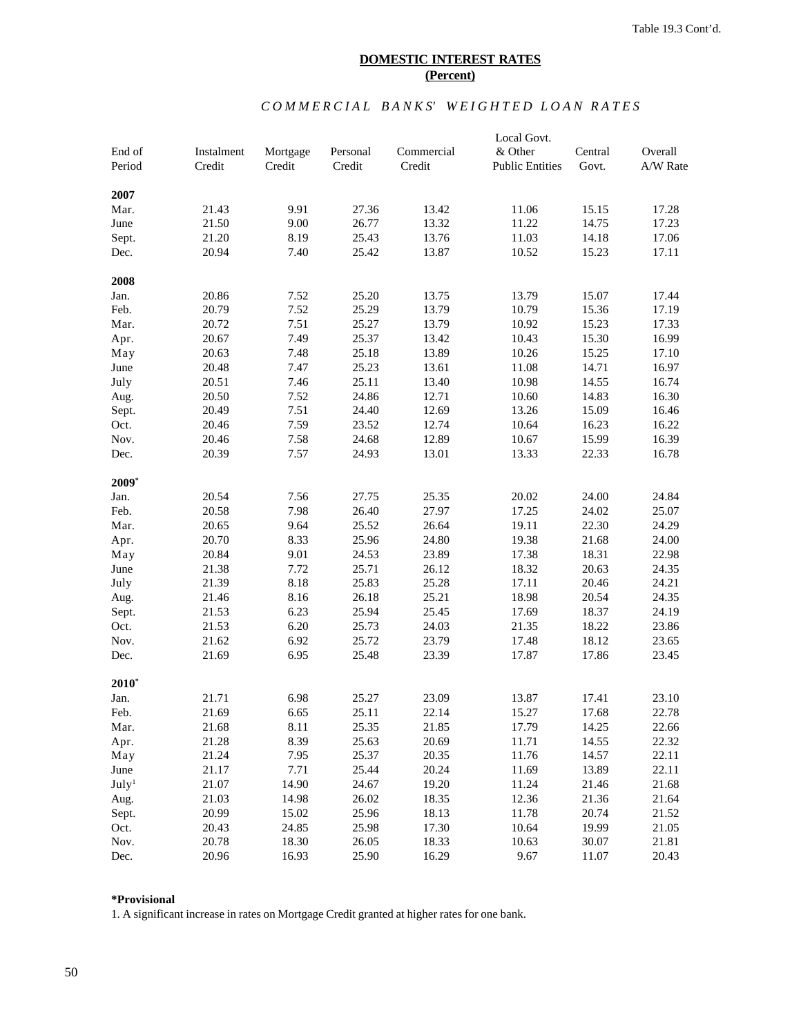Table 19.3 Cont'd.

## DOMESTIC INTEREST RATES
**(Percent)**

### *COMMERCIAL BANKS' WEIGHTED LOAN RATES*

| End of Period | Instalment Credit | Mortgage Credit | Personal Credit | Commercial Credit | Local Govt. & Other Public Entities | Central Govt. | Overall A/W Rate |
|---|---|---|---|---|---|---|---|
| **2007** | | | | | | | |
| Mar. | 21.43 | 9.91 | 27.36 | 13.42 | 11.06 | 15.15 | 17.28 |
| June | 21.50 | 9.00 | 26.77 | 13.32 | 11.22 | 14.75 | 17.23 |
| Sept. | 21.20 | 8.19 | 25.43 | 13.76 | 11.03 | 14.18 | 17.06 |
| Dec. | 20.94 | 7.40 | 25.42 | 13.87 | 10.52 | 15.23 | 17.11 |
| **2008** | | | | | | | |
| Jan. | 20.86 | 7.52 | 25.20 | 13.75 | 13.79 | 15.07 | 17.44 |
| Feb. | 20.79 | 7.52 | 25.29 | 13.79 | 10.79 | 15.36 | 17.19 |
| Mar. | 20.72 | 7.51 | 25.27 | 13.79 | 10.92 | 15.23 | 17.33 |
| Apr. | 20.67 | 7.49 | 25.37 | 13.42 | 10.43 | 15.30 | 16.99 |
| May | 20.63 | 7.48 | 25.18 | 13.89 | 10.26 | 15.25 | 17.10 |
| June | 20.48 | 7.47 | 25.23 | 13.61 | 11.08 | 14.71 | 16.97 |
| July | 20.51 | 7.46 | 25.11 | 13.40 | 10.98 | 14.55 | 16.74 |
| Aug. | 20.50 | 7.52 | 24.86 | 12.71 | 10.60 | 14.83 | 16.30 |
| Sept. | 20.49 | 7.51 | 24.40 | 12.69 | 13.26 | 15.09 | 16.46 |
| Oct. | 20.46 | 7.59 | 23.52 | 12.74 | 10.64 | 16.23 | 16.22 |
| Nov. | 20.46 | 7.58 | 24.68 | 12.89 | 10.67 | 15.99 | 16.39 |
| Dec. | 20.39 | 7.57 | 24.93 | 13.01 | 13.33 | 22.33 | 16.78 |
| **2009*** | | | | | | | |
| Jan. | 20.54 | 7.56 | 27.75 | 25.35 | 20.02 | 24.00 | 24.84 |
| Feb. | 20.58 | 7.98 | 26.40 | 27.97 | 17.25 | 24.02 | 25.07 |
| Mar. | 20.65 | 9.64 | 25.52 | 26.64 | 19.11 | 22.30 | 24.29 |
| Apr. | 20.70 | 8.33 | 25.96 | 24.80 | 19.38 | 21.68 | 24.00 |
| May | 20.84 | 9.01 | 24.53 | 23.89 | 17.38 | 18.31 | 22.98 |
| June | 21.38 | 7.72 | 25.71 | 26.12 | 18.32 | 20.63 | 24.35 |
| July | 21.39 | 8.18 | 25.83 | 25.28 | 17.11 | 20.46 | 24.21 |
| Aug. | 21.46 | 8.16 | 26.18 | 25.21 | 18.98 | 20.54 | 24.35 |
| Sept. | 21.53 | 6.23 | 25.94 | 25.45 | 17.69 | 18.37 | 24.19 |
| Oct. | 21.53 | 6.20 | 25.73 | 24.03 | 21.35 | 18.22 | 23.86 |
| Nov. | 21.62 | 6.92 | 25.72 | 23.79 | 17.48 | 18.12 | 23.65 |
| Dec. | 21.69 | 6.95 | 25.48 | 23.39 | 17.87 | 17.86 | 23.45 |
| **2010*** | | | | | | | |
| Jan. | 21.71 | 6.98 | 25.27 | 23.09 | 13.87 | 17.41 | 23.10 |
| Feb. | 21.69 | 6.65 | 25.11 | 22.14 | 15.27 | 17.68 | 22.78 |
| Mar. | 21.68 | 8.11 | 25.35 | 21.85 | 17.79 | 14.25 | 22.66 |
| Apr. | 21.28 | 8.39 | 25.63 | 20.69 | 11.71 | 14.55 | 22.32 |
| May | 21.24 | 7.95 | 25.37 | 20.35 | 11.76 | 14.57 | 22.11 |
| June | 21.17 | 7.71 | 25.44 | 20.24 | 11.69 | 13.89 | 22.11 |
| July[1] | 21.07 | 14.90 | 24.67 | 19.20 | 11.24 | 21.46 | 21.68 |
| Aug. | 21.03 | 14.98 | 26.02 | 18.35 | 12.36 | 21.36 | 21.64 |
| Sept. | 20.99 | 15.02 | 25.96 | 18.13 | 11.78 | 20.74 | 21.52 |
| Oct. | 20.43 | 24.85 | 25.98 | 17.30 | 10.64 | 19.99 | 21.05 |
| Nov. | 20.78 | 18.30 | 26.05 | 18.33 | 10.63 | 30.07 | 21.81 |
| Dec. | 20.96 | 16.93 | 25.90 | 16.29 | 9.67 | 11.07 | 20.43 |

**\*Provisional**

1. A significant increase in rates on Mortgage Credit granted at higher rates for one bank.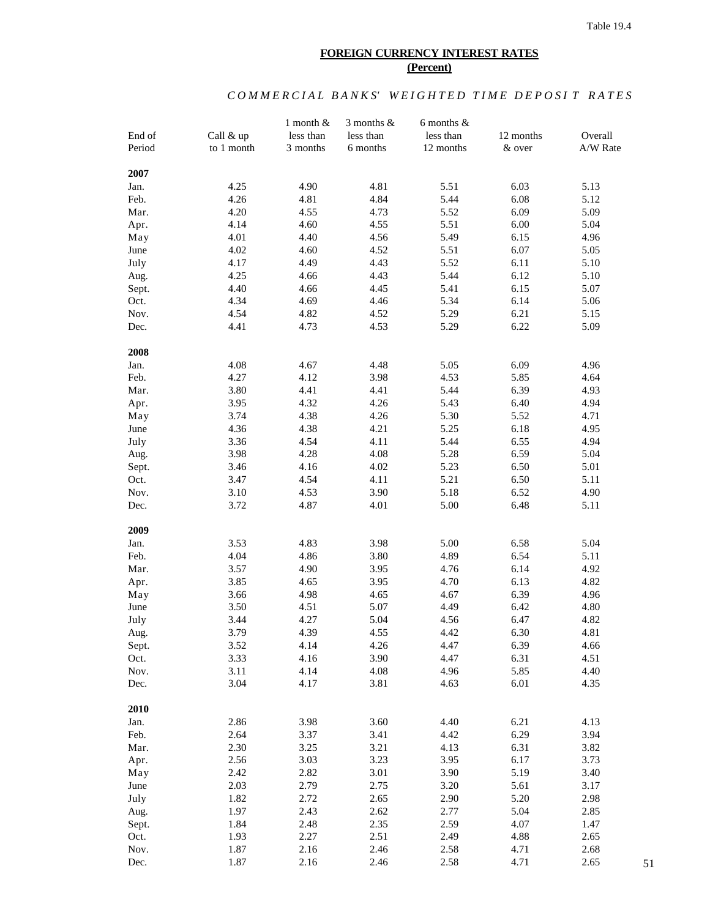Table 19.4

## FOREIGN CURRENCY INTEREST RATES
## (Percent)

### *COMMERCIAL BANKS' WEIGHTED TIME DEPOSIT RATES*

| End of Period | Call & up to 1 month | 1 month & less than 3 months | 3 months & less than 6 months | 6 months & less than 12 months | 12 months & over | Overall A/W Rate |
|---|---|---|---|---|---|---|
| **2007** | | | | | | |
| Jan. | 4.25 | 4.90 | 4.81 | 5.51 | 6.03 | 5.13 |
| Feb. | 4.26 | 4.81 | 4.84 | 5.44 | 6.08 | 5.12 |
| Mar. | 4.20 | 4.55 | 4.73 | 5.52 | 6.09 | 5.09 |
| Apr. | 4.14 | 4.60 | 4.55 | 5.51 | 6.00 | 5.04 |
| May | 4.01 | 4.40 | 4.56 | 5.49 | 6.15 | 4.96 |
| June | 4.02 | 4.60 | 4.52 | 5.51 | 6.07 | 5.05 |
| July | 4.17 | 4.49 | 4.43 | 5.52 | 6.11 | 5.10 |
| Aug. | 4.25 | 4.66 | 4.43 | 5.44 | 6.12 | 5.10 |
| Sept. | 4.40 | 4.66 | 4.45 | 5.41 | 6.15 | 5.07 |
| Oct. | 4.34 | 4.69 | 4.46 | 5.34 | 6.14 | 5.06 |
| Nov. | 4.54 | 4.82 | 4.52 | 5.29 | 6.21 | 5.15 |
| Dec. | 4.41 | 4.73 | 4.53 | 5.29 | 6.22 | 5.09 |
| **2008** | | | | | | |
| Jan. | 4.08 | 4.67 | 4.48 | 5.05 | 6.09 | 4.96 |
| Feb. | 4.27 | 4.12 | 3.98 | 4.53 | 5.85 | 4.64 |
| Mar. | 3.80 | 4.41 | 4.41 | 5.44 | 6.39 | 4.93 |
| Apr. | 3.95 | 4.32 | 4.26 | 5.43 | 6.40 | 4.94 |
| May | 3.74 | 4.38 | 4.26 | 5.30 | 5.52 | 4.71 |
| June | 4.36 | 4.38 | 4.21 | 5.25 | 6.18 | 4.95 |
| July | 3.36 | 4.54 | 4.11 | 5.44 | 6.55 | 4.94 |
| Aug. | 3.98 | 4.28 | 4.08 | 5.28 | 6.59 | 5.04 |
| Sept. | 3.46 | 4.16 | 4.02 | 5.23 | 6.50 | 5.01 |
| Oct. | 3.47 | 4.54 | 4.11 | 5.21 | 6.50 | 5.11 |
| Nov. | 3.10 | 4.53 | 3.90 | 5.18 | 6.52 | 4.90 |
| Dec. | 3.72 | 4.87 | 4.01 | 5.00 | 6.48 | 5.11 |
| **2009** | | | | | | |
| Jan. | 3.53 | 4.83 | 3.98 | 5.00 | 6.58 | 5.04 |
| Feb. | 4.04 | 4.86 | 3.80 | 4.89 | 6.54 | 5.11 |
| Mar. | 3.57 | 4.90 | 3.95 | 4.76 | 6.14 | 4.92 |
| Apr. | 3.85 | 4.65 | 3.95 | 4.70 | 6.13 | 4.82 |
| May | 3.66 | 4.98 | 4.65 | 4.67 | 6.39 | 4.96 |
| June | 3.50 | 4.51 | 5.07 | 4.49 | 6.42 | 4.80 |
| July | 3.44 | 4.27 | 5.04 | 4.56 | 6.47 | 4.82 |
| Aug. | 3.79 | 4.39 | 4.55 | 4.42 | 6.30 | 4.81 |
| Sept. | 3.52 | 4.14 | 4.26 | 4.47 | 6.39 | 4.66 |
| Oct. | 3.33 | 4.16 | 3.90 | 4.47 | 6.31 | 4.51 |
| Nov. | 3.11 | 4.14 | 4.08 | 4.96 | 5.85 | 4.40 |
| Dec. | 3.04 | 4.17 | 3.81 | 4.63 | 6.01 | 4.35 |
| **2010** | | | | | | |
| Jan. | 2.86 | 3.98 | 3.60 | 4.40 | 6.21 | 4.13 |
| Feb. | 2.64 | 3.37 | 3.41 | 4.42 | 6.29 | 3.94 |
| Mar. | 2.30 | 3.25 | 3.21 | 4.13 | 6.31 | 3.82 |
| Apr. | 2.56 | 3.03 | 3.23 | 3.95 | 6.17 | 3.73 |
| May | 2.42 | 2.82 | 3.01 | 3.90 | 5.19 | 3.40 |
| June | 2.03 | 2.79 | 2.75 | 3.20 | 5.61 | 3.17 |
| July | 1.82 | 2.72 | 2.65 | 2.90 | 5.20 | 2.98 |
| Aug. | 1.97 | 2.43 | 2.62 | 2.77 | 5.04 | 2.85 |
| Sept. | 1.84 | 2.48 | 2.35 | 2.59 | 4.07 | 1.47 |
| Oct. | 1.93 | 2.27 | 2.51 | 2.49 | 4.88 | 2.65 |
| Nov. | 1.87 | 2.16 | 2.46 | 2.58 | 4.71 | 2.68 |
| Dec. | 1.87 | 2.16 | 2.46 | 2.58 | 4.71 | 2.65 |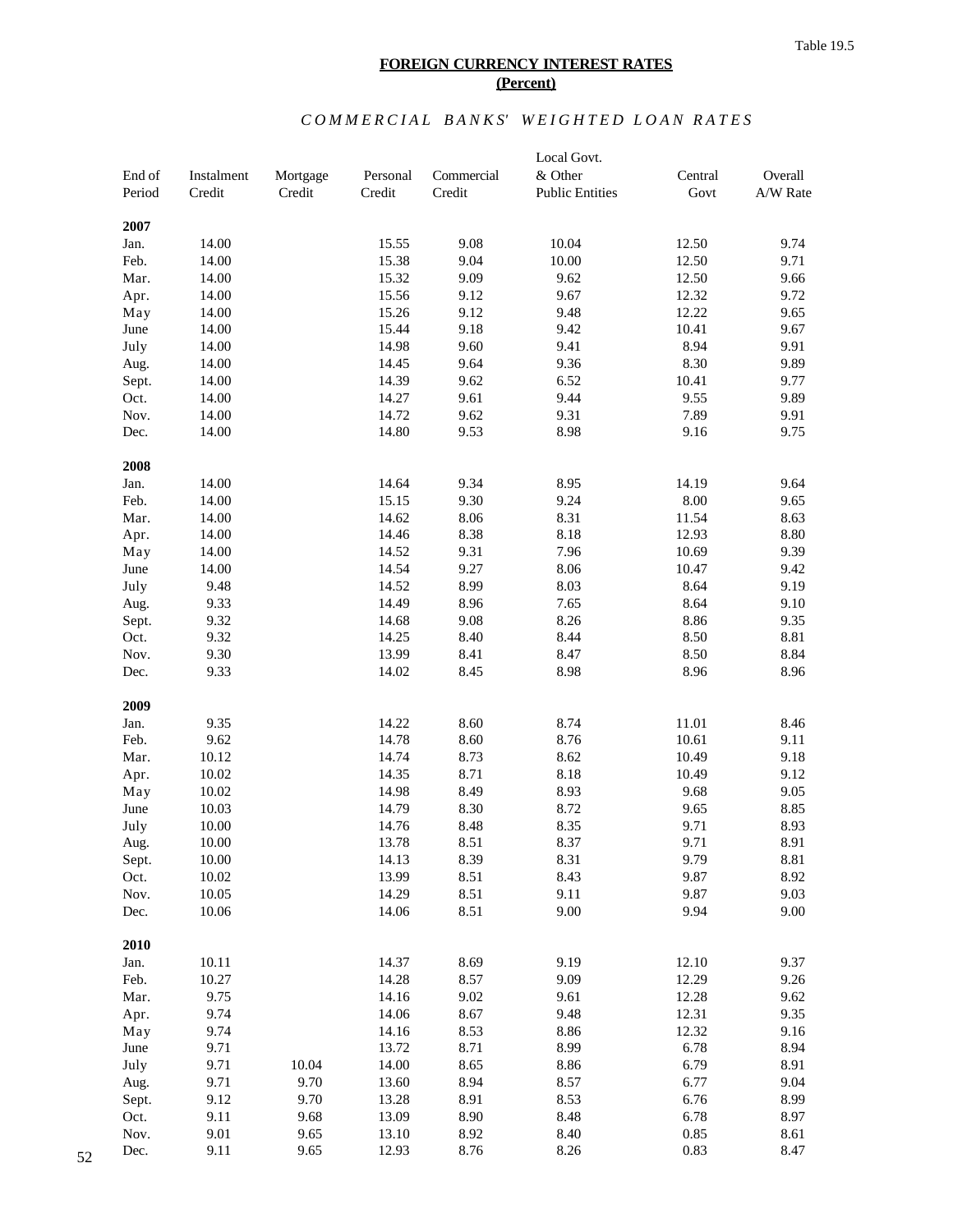Table 19.5

# FOREIGN CURRENCY INTEREST RATES
## (Percent)

### *COMMERCIAL BANKS' WEIGHTED LOAN RATES*

| End of Period | Instalment Credit | Mortgage Credit | Personal Credit | Commercial Credit | Local Govt. & Other Public Entities | Central Govt | Overall A/W Rate |
|---|---|---|---|---|---|---|---|
| **2007** | | | | | | | |
| Jan. | 14.00 | | 15.55 | 9.08 | 10.04 | 12.50 | 9.74 |
| Feb. | 14.00 | | 15.38 | 9.04 | 10.00 | 12.50 | 9.71 |
| Mar. | 14.00 | | 15.32 | 9.09 | 9.62 | 12.50 | 9.66 |
| Apr. | 14.00 | | 15.56 | 9.12 | 9.67 | 12.32 | 9.72 |
| May | 14.00 | | 15.26 | 9.12 | 9.48 | 12.22 | 9.65 |
| June | 14.00 | | 15.44 | 9.18 | 9.42 | 10.41 | 9.67 |
| July | 14.00 | | 14.98 | 9.60 | 9.41 | 8.94 | 9.91 |
| Aug. | 14.00 | | 14.45 | 9.64 | 9.36 | 8.30 | 9.89 |
| Sept. | 14.00 | | 14.39 | 9.62 | 6.52 | 10.41 | 9.77 |
| Oct. | 14.00 | | 14.27 | 9.61 | 9.44 | 9.55 | 9.89 |
| Nov. | 14.00 | | 14.72 | 9.62 | 9.31 | 7.89 | 9.91 |
| Dec. | 14.00 | | 14.80 | 9.53 | 8.98 | 9.16 | 9.75 |
| **2008** | | | | | | | |
| Jan. | 14.00 | | 14.64 | 9.34 | 8.95 | 14.19 | 9.64 |
| Feb. | 14.00 | | 15.15 | 9.30 | 9.24 | 8.00 | 9.65 |
| Mar. | 14.00 | | 14.62 | 8.06 | 8.31 | 11.54 | 8.63 |
| Apr. | 14.00 | | 14.46 | 8.38 | 8.18 | 12.93 | 8.80 |
| May | 14.00 | | 14.52 | 9.31 | 7.96 | 10.69 | 9.39 |
| June | 14.00 | | 14.54 | 9.27 | 8.06 | 10.47 | 9.42 |
| July | 9.48 | | 14.52 | 8.99 | 8.03 | 8.64 | 9.19 |
| Aug. | 9.33 | | 14.49 | 8.96 | 7.65 | 8.64 | 9.10 |
| Sept. | 9.32 | | 14.68 | 9.08 | 8.26 | 8.86 | 9.35 |
| Oct. | 9.32 | | 14.25 | 8.40 | 8.44 | 8.50 | 8.81 |
| Nov. | 9.30 | | 13.99 | 8.41 | 8.47 | 8.50 | 8.84 |
| Dec. | 9.33 | | 14.02 | 8.45 | 8.98 | 8.96 | 8.96 |
| **2009** | | | | | | | |
| Jan. | 9.35 | | 14.22 | 8.60 | 8.74 | 11.01 | 8.46 |
| Feb. | 9.62 | | 14.78 | 8.60 | 8.76 | 10.61 | 9.11 |
| Mar. | 10.12 | | 14.74 | 8.73 | 8.62 | 10.49 | 9.18 |
| Apr. | 10.02 | | 14.35 | 8.71 | 8.18 | 10.49 | 9.12 |
| May | 10.02 | | 14.98 | 8.49 | 8.93 | 9.68 | 9.05 |
| June | 10.03 | | 14.79 | 8.30 | 8.72 | 9.65 | 8.85 |
| July | 10.00 | | 14.76 | 8.48 | 8.35 | 9.71 | 8.93 |
| Aug. | 10.00 | | 13.78 | 8.51 | 8.37 | 9.71 | 8.91 |
| Sept. | 10.00 | | 14.13 | 8.39 | 8.31 | 9.79 | 8.81 |
| Oct. | 10.02 | | 13.99 | 8.51 | 8.43 | 9.87 | 8.92 |
| Nov. | 10.05 | | 14.29 | 8.51 | 9.11 | 9.87 | 9.03 |
| Dec. | 10.06 | | 14.06 | 8.51 | 9.00 | 9.94 | 9.00 |
| **2010** | | | | | | | |
| Jan. | 10.11 | | 14.37 | 8.69 | 9.19 | 12.10 | 9.37 |
| Feb. | 10.27 | | 14.28 | 8.57 | 9.09 | 12.29 | 9.26 |
| Mar. | 9.75 | | 14.16 | 9.02 | 9.61 | 12.28 | 9.62 |
| Apr. | 9.74 | | 14.06 | 8.67 | 9.48 | 12.31 | 9.35 |
| May | 9.74 | | 14.16 | 8.53 | 8.86 | 12.32 | 9.16 |
| June | 9.71 | | 13.72 | 8.71 | 8.99 | 6.78 | 8.94 |
| July | 9.71 | 10.04 | 14.00 | 8.65 | 8.86 | 6.79 | 8.91 |
| Aug. | 9.71 | 9.70 | 13.60 | 8.94 | 8.57 | 6.77 | 9.04 |
| Sept. | 9.12 | 9.70 | 13.28 | 8.91 | 8.53 | 6.76 | 8.99 |
| Oct. | 9.11 | 9.68 | 13.09 | 8.90 | 8.48 | 6.78 | 8.97 |
| Nov. | 9.01 | 9.65 | 13.10 | 8.92 | 8.40 | 0.85 | 8.61 |
| Dec. | 9.11 | 9.65 | 12.93 | 8.76 | 8.26 | 0.83 | 8.47 |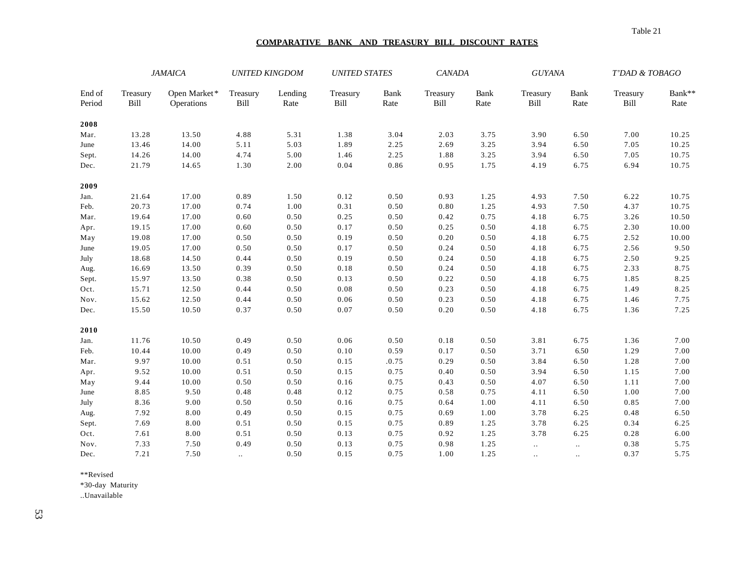Table 21

**COMPARATIVE BANK AND TREASURY BILL DISCOUNT RATES**

| | *JAMAICA* | | *UNITED KINGDOM* | | *UNITED STATES* | | *CANADA* | | *GUYANA* | | *T'DAD & TOBAGO* | |
|---|---|---|---|---|---|---|---|---|---|---|---|---|
| End of Period | Treasury Bill | Open Market* Operations | Treasury Bill | Lending Rate | Treasury Bill | Bank Rate | Treasury Bill | Bank Rate | Treasury Bill | Bank Rate | Treasury Bill | Bank** Rate |
| **2008** | | | | | | | | | | | | |
| Mar. | 13.28 | 13.50 | 4.88 | 5.31 | 1.38 | 3.04 | 2.03 | 3.75 | 3.90 | 6.50 | 7.00 | 10.25 |
| June | 13.46 | 14.00 | 5.11 | 5.03 | 1.89 | 2.25 | 2.69 | 3.25 | 3.94 | 6.50 | 7.05 | 10.25 |
| Sept. | 14.26 | 14.00 | 4.74 | 5.00 | 1.46 | 2.25 | 1.88 | 3.25 | 3.94 | 6.50 | 7.05 | 10.75 |
| Dec. | 21.79 | 14.65 | 1.30 | 2.00 | 0.04 | 0.86 | 0.95 | 1.75 | 4.19 | 6.75 | 6.94 | 10.75 |
| **2009** | | | | | | | | | | | | |
| Jan. | 21.64 | 17.00 | 0.89 | 1.50 | 0.12 | 0.50 | 0.93 | 1.25 | 4.93 | 7.50 | 6.22 | 10.75 |
| Feb. | 20.73 | 17.00 | 0.74 | 1.00 | 0.31 | 0.50 | 0.80 | 1.25 | 4.93 | 7.50 | 4.37 | 10.75 |
| Mar. | 19.64 | 17.00 | 0.60 | 0.50 | 0.25 | 0.50 | 0.42 | 0.75 | 4.18 | 6.75 | 3.26 | 10.50 |
| Apr. | 19.15 | 17.00 | 0.60 | 0.50 | 0.17 | 0.50 | 0.25 | 0.50 | 4.18 | 6.75 | 2.30 | 10.00 |
| May | 19.08 | 17.00 | 0.50 | 0.50 | 0.19 | 0.50 | 0.20 | 0.50 | 4.18 | 6.75 | 2.52 | 10.00 |
| June | 19.05 | 17.00 | 0.50 | 0.50 | 0.17 | 0.50 | 0.24 | 0.50 | 4.18 | 6.75 | 2.56 | 9.50 |
| July | 18.68 | 14.50 | 0.44 | 0.50 | 0.19 | 0.50 | 0.24 | 0.50 | 4.18 | 6.75 | 2.50 | 9.25 |
| Aug. | 16.69 | 13.50 | 0.39 | 0.50 | 0.18 | 0.50 | 0.24 | 0.50 | 4.18 | 6.75 | 2.33 | 8.75 |
| Sept. | 15.97 | 13.50 | 0.38 | 0.50 | 0.13 | 0.50 | 0.22 | 0.50 | 4.18 | 6.75 | 1.85 | 8.25 |
| Oct. | 15.71 | 12.50 | 0.44 | 0.50 | 0.08 | 0.50 | 0.23 | 0.50 | 4.18 | 6.75 | 1.49 | 8.25 |
| Nov. | 15.62 | 12.50 | 0.44 | 0.50 | 0.06 | 0.50 | 0.23 | 0.50 | 4.18 | 6.75 | 1.46 | 7.75 |
| Dec. | 15.50 | 10.50 | 0.37 | 0.50 | 0.07 | 0.50 | 0.20 | 0.50 | 4.18 | 6.75 | 1.36 | 7.25 |
| **2010** | | | | | | | | | | | | |
| Jan. | 11.76 | 10.50 | 0.49 | 0.50 | 0.06 | 0.50 | 0.18 | 0.50 | 3.81 | 6.75 | 1.36 | 7.00 |
| Feb. | 10.44 | 10.00 | 0.49 | 0.50 | 0.10 | 0.59 | 0.17 | 0.50 | 3.71 | 6.50 | 1.29 | 7.00 |
| Mar. | 9.97 | 10.00 | 0.51 | 0.50 | 0.15 | .0.75 | 0.29 | 0.50 | 3.84 | 6.50 | 1.28 | 7.00 |
| Apr. | 9.52 | 10.00 | 0.51 | 0.50 | 0.15 | 0.75 | 0.40 | 0.50 | 3.94 | 6.50 | 1.15 | 7.00 |
| May | 9.44 | 10.00 | 0.50 | 0.50 | 0.16 | 0.75 | 0.43 | 0.50 | 4.07 | 6.50 | 1.11 | 7.00 |
| June | 8.85 | 9.50 | 0.48 | 0.48 | 0.12 | 0.75 | 0.58 | 0.75 | 4.11 | 6.50 | 1.00 | 7.00 |
| July | 8.36 | 9.00 | 0.50 | 0.50 | 0.16 | 0.75 | 0.64 | 1.00 | 4.11 | 6.50 | 0.85 | 7.00 |
| Aug. | 7.92 | 8.00 | 0.49 | 0.50 | 0.15 | 0.75 | 0.69 | 1.00 | 3.78 | 6.25 | 0.48 | 6.50 |
| Sept. | 7.69 | 8.00 | 0.51 | 0.50 | 0.15 | 0.75 | 0.89 | 1.25 | 3.78 | 6.25 | 0.34 | 6.25 |
| Oct. | 7.61 | 8.00 | 0.51 | 0.50 | 0.13 | 0.75 | 0.92 | 1.25 | 3.78 | 6.25 | 0.28 | 6.00 |
| Nov. | 7.33 | 7.50 | 0.49 | 0.50 | 0.13 | 0.75 | 0.98 | 1.25 | .. | .. | 0.38 | 5.75 |
| Dec. | 7.21 | 7.50 | .. | 0.50 | 0.15 | 0.75 | 1.00 | 1.25 | .. | .. | 0.37 | 5.75 |

**Revised
*30-day Maturity
..Unavailable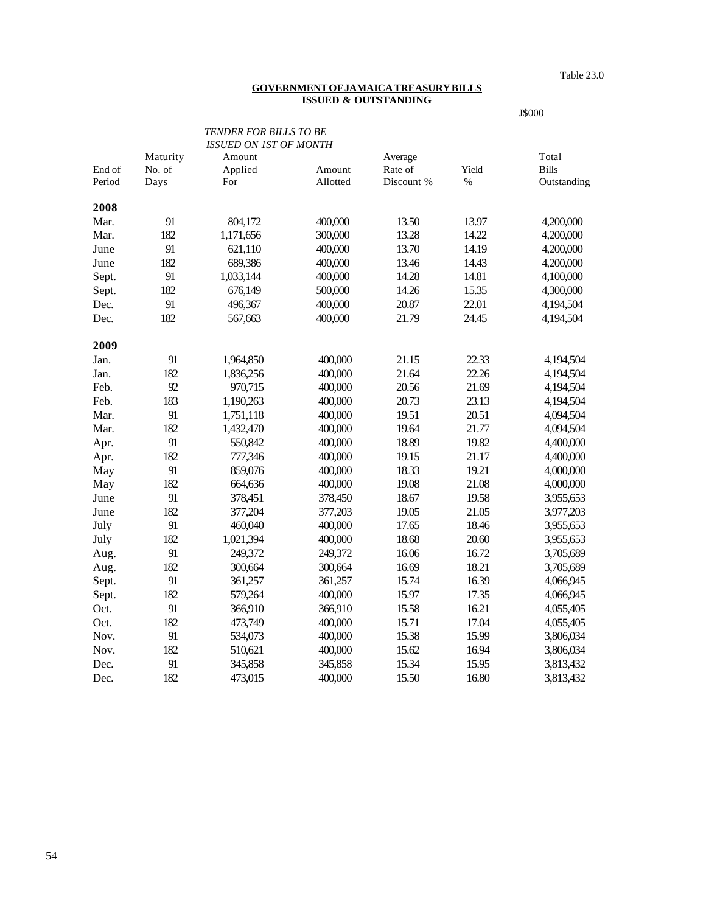Table 23.0

**GOVERNMENT OF JAMAICA TREASURY BILLS**
**ISSUED & OUTSTANDING**

J$000

| End of Period | Maturity No. of Days | *TENDER FOR BILLS TO BE ISSUED ON 1ST OF MONTH* Amount Applied For | Amount Allotted | Average Rate of Discount % | Yield % | Total Bills Outstanding |
|---|---|---|---|---|---|---|
| **2008** | | | | | | |
| Mar. | 91 | 804,172 | 400,000 | 13.50 | 13.97 | 4,200,000 |
| Mar. | 182 | 1,171,656 | 300,000 | 13.28 | 14.22 | 4,200,000 |
| June | 91 | 621,110 | 400,000 | 13.70 | 14.19 | 4,200,000 |
| June | 182 | 689,386 | 400,000 | 13.46 | 14.43 | 4,200,000 |
| Sept. | 91 | 1,033,144 | 400,000 | 14.28 | 14.81 | 4,100,000 |
| Sept. | 182 | 676,149 | 500,000 | 14.26 | 15.35 | 4,300,000 |
| Dec. | 91 | 496,367 | 400,000 | 20.87 | 22.01 | 4,194,504 |
| Dec. | 182 | 567,663 | 400,000 | 21.79 | 24.45 | 4,194,504 |
| **2009** | | | | | | |
| Jan. | 91 | 1,964,850 | 400,000 | 21.15 | 22.33 | 4,194,504 |
| Jan. | 182 | 1,836,256 | 400,000 | 21.64 | 22.26 | 4,194,504 |
| Feb. | 92 | 970,715 | 400,000 | 20.56 | 21.69 | 4,194,504 |
| Feb. | 183 | 1,190,263 | 400,000 | 20.73 | 23.13 | 4,194,504 |
| Mar. | 91 | 1,751,118 | 400,000 | 19.51 | 20.51 | 4,094,504 |
| Mar. | 182 | 1,432,470 | 400,000 | 19.64 | 21.77 | 4,094,504 |
| Apr. | 91 | 550,842 | 400,000 | 18.89 | 19.82 | 4,400,000 |
| Apr. | 182 | 777,346 | 400,000 | 19.15 | 21.17 | 4,400,000 |
| May | 91 | 859,076 | 400,000 | 18.33 | 19.21 | 4,000,000 |
| May | 182 | 664,636 | 400,000 | 19.08 | 21.08 | 4,000,000 |
| June | 91 | 378,451 | 378,450 | 18.67 | 19.58 | 3,955,653 |
| June | 182 | 377,204 | 377,203 | 19.05 | 21.05 | 3,977,203 |
| July | 91 | 460,040 | 400,000 | 17.65 | 18.46 | 3,955,653 |
| July | 182 | 1,021,394 | 400,000 | 18.68 | 20.60 | 3,955,653 |
| Aug. | 91 | 249,372 | 249,372 | 16.06 | 16.72 | 3,705,689 |
| Aug. | 182 | 300,664 | 300,664 | 16.69 | 18.21 | 3,705,689 |
| Sept. | 91 | 361,257 | 361,257 | 15.74 | 16.39 | 4,066,945 |
| Sept. | 182 | 579,264 | 400,000 | 15.97 | 17.35 | 4,066,945 |
| Oct. | 91 | 366,910 | 366,910 | 15.58 | 16.21 | 4,055,405 |
| Oct. | 182 | 473,749 | 400,000 | 15.71 | 17.04 | 4,055,405 |
| Nov. | 91 | 534,073 | 400,000 | 15.38 | 15.99 | 3,806,034 |
| Nov. | 182 | 510,621 | 400,000 | 15.62 | 16.94 | 3,806,034 |
| Dec. | 91 | 345,858 | 345,858 | 15.34 | 15.95 | 3,813,432 |
| Dec. | 182 | 473,015 | 400,000 | 15.50 | 16.80 | 3,813,432 |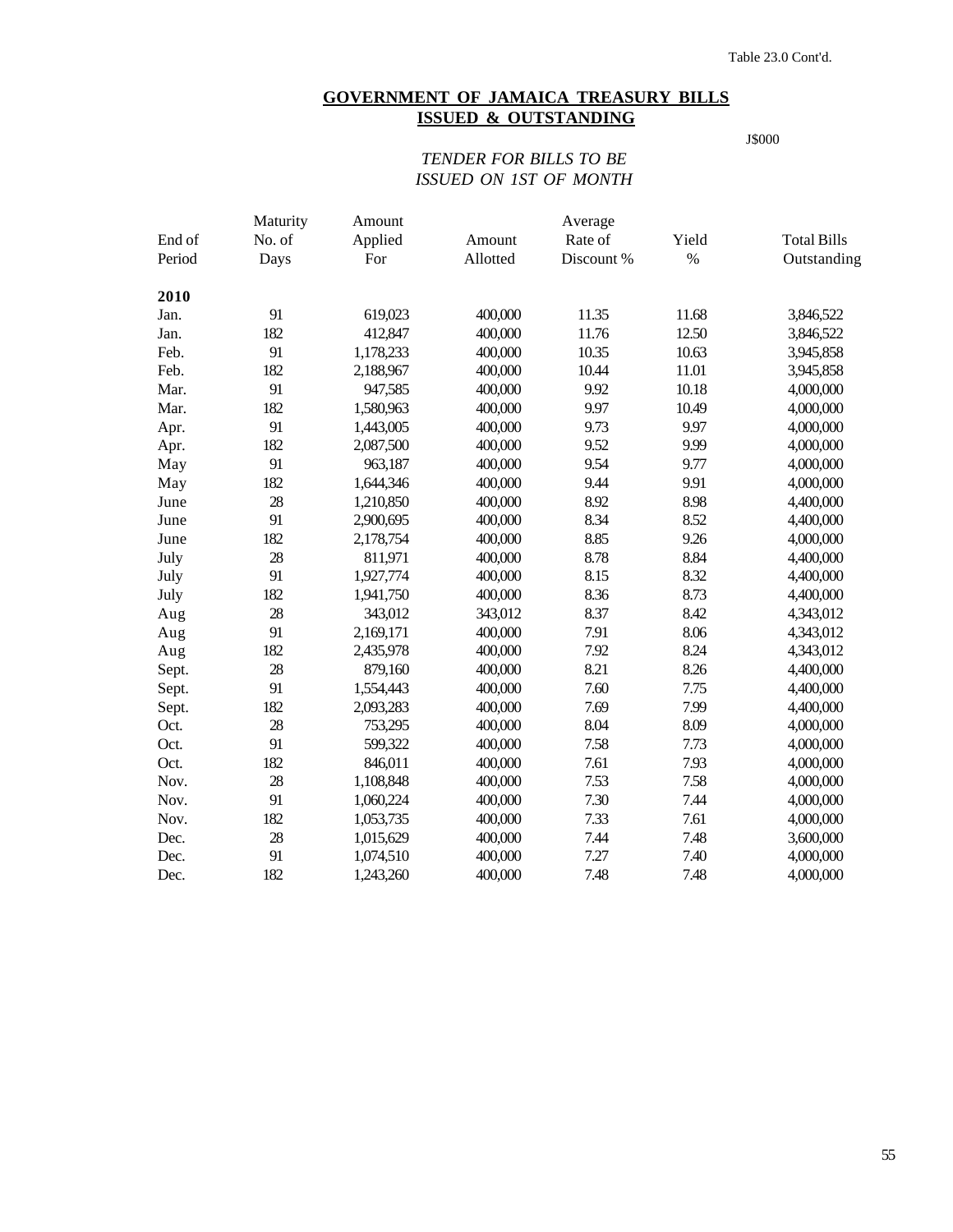Table 23.0 Cont'd.

## GOVERNMENT OF JAMAICA TREASURY BILLS ISSUED & OUTSTANDING

J$000

*TENDER FOR BILLS TO BE ISSUED ON 1ST OF MONTH*

| End of Period | Maturity No. of Days | Amount Applied For | Amount Allotted | Average Rate of Discount % | Yield % | Total Bills Outstanding |
|---|---|---|---|---|---|---|
| **2010** | | | | | | |
| Jan. | 91 | 619,023 | 400,000 | 11.35 | 11.68 | 3,846,522 |
| Jan. | 182 | 412,847 | 400,000 | 11.76 | 12.50 | 3,846,522 |
| Feb. | 91 | 1,178,233 | 400,000 | 10.35 | 10.63 | 3,945,858 |
| Feb. | 182 | 2,188,967 | 400,000 | 10.44 | 11.01 | 3,945,858 |
| Mar. | 91 | 947,585 | 400,000 | 9.92 | 10.18 | 4,000,000 |
| Mar. | 182 | 1,580,963 | 400,000 | 9.97 | 10.49 | 4,000,000 |
| Apr. | 91 | 1,443,005 | 400,000 | 9.73 | 9.97 | 4,000,000 |
| Apr. | 182 | 2,087,500 | 400,000 | 9.52 | 9.99 | 4,000,000 |
| May | 91 | 963,187 | 400,000 | 9.54 | 9.77 | 4,000,000 |
| May | 182 | 1,644,346 | 400,000 | 9.44 | 9.91 | 4,000,000 |
| June | 28 | 1,210,850 | 400,000 | 8.92 | 8.98 | 4,400,000 |
| June | 91 | 2,900,695 | 400,000 | 8.34 | 8.52 | 4,400,000 |
| June | 182 | 2,178,754 | 400,000 | 8.85 | 9.26 | 4,000,000 |
| July | 28 | 811,971 | 400,000 | 8.78 | 8.84 | 4,400,000 |
| July | 91 | 1,927,774 | 400,000 | 8.15 | 8.32 | 4,400,000 |
| July | 182 | 1,941,750 | 400,000 | 8.36 | 8.73 | 4,400,000 |
| Aug | 28 | 343,012 | 343,012 | 8.37 | 8.42 | 4,343,012 |
| Aug | 91 | 2,169,171 | 400,000 | 7.91 | 8.06 | 4,343,012 |
| Aug | 182 | 2,435,978 | 400,000 | 7.92 | 8.24 | 4,343,012 |
| Sept. | 28 | 879,160 | 400,000 | 8.21 | 8.26 | 4,400,000 |
| Sept. | 91 | 1,554,443 | 400,000 | 7.60 | 7.75 | 4,400,000 |
| Sept. | 182 | 2,093,283 | 400,000 | 7.69 | 7.99 | 4,400,000 |
| Oct. | 28 | 753,295 | 400,000 | 8.04 | 8.09 | 4,000,000 |
| Oct. | 91 | 599,322 | 400,000 | 7.58 | 7.73 | 4,000,000 |
| Oct. | 182 | 846,011 | 400,000 | 7.61 | 7.93 | 4,000,000 |
| Nov. | 28 | 1,108,848 | 400,000 | 7.53 | 7.58 | 4,000,000 |
| Nov. | 91 | 1,060,224 | 400,000 | 7.30 | 7.44 | 4,000,000 |
| Nov. | 182 | 1,053,735 | 400,000 | 7.33 | 7.61 | 4,000,000 |
| Dec. | 28 | 1,015,629 | 400,000 | 7.44 | 7.48 | 3,600,000 |
| Dec. | 91 | 1,074,510 | 400,000 | 7.27 | 7.40 | 4,000,000 |
| Dec. | 182 | 1,243,260 | 400,000 | 7.48 | 7.48 | 4,000,000 |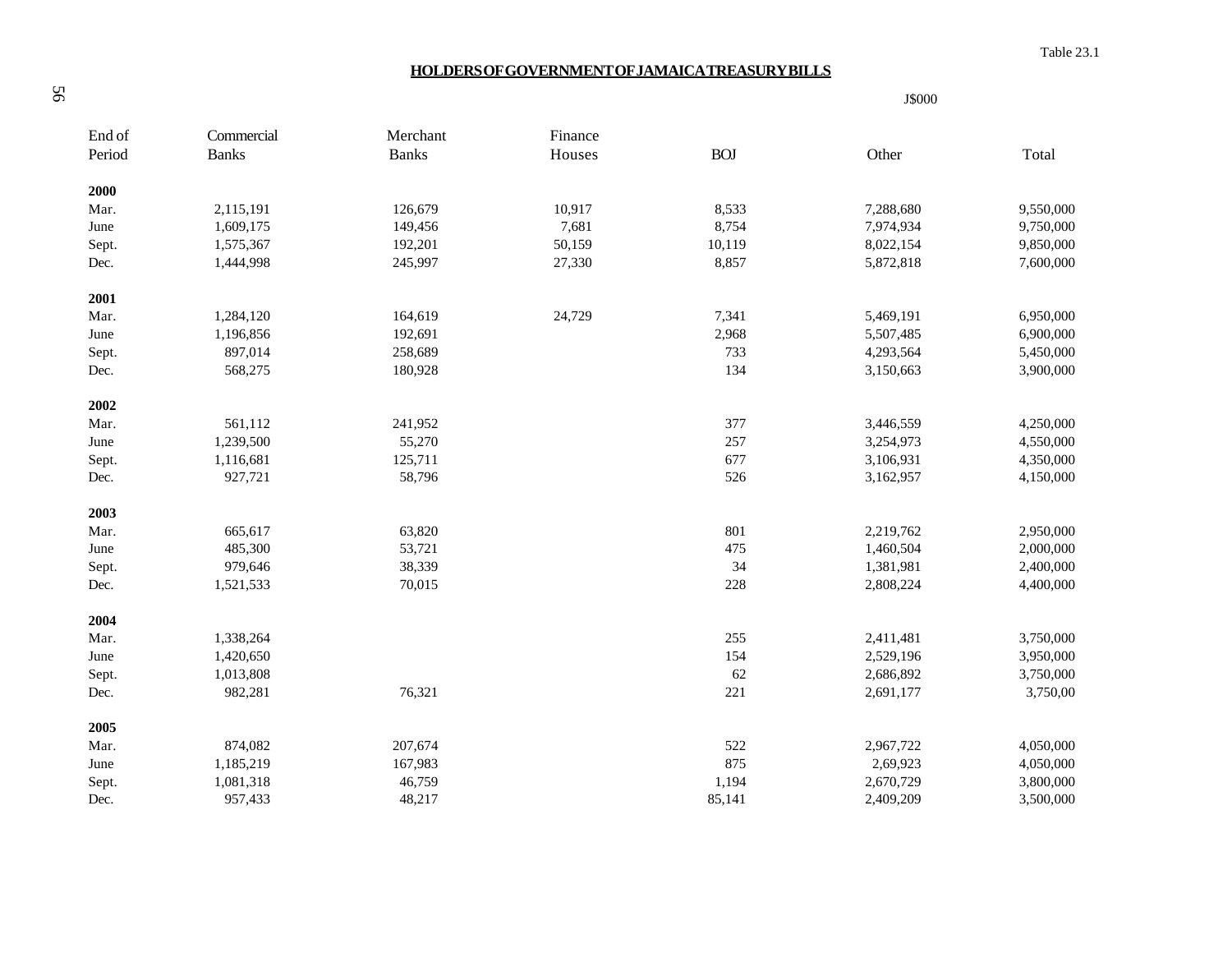Table 23.1

## HOLDERS OF GOVERNMENT OF JAMAICA TREASURY BILLS

J$000

| End of Period | Commercial Banks | Merchant Banks | Finance Houses | BOJ | Other | Total |
|---|---|---|---|---|---|---|
| **2000** | | | | | | |
| Mar. | 2,115,191 | 126,679 | 10,917 | 8,533 | 7,288,680 | 9,550,000 |
| June | 1,609,175 | 149,456 | 7,681 | 8,754 | 7,974,934 | 9,750,000 |
| Sept. | 1,575,367 | 192,201 | 50,159 | 10,119 | 8,022,154 | 9,850,000 |
| Dec. | 1,444,998 | 245,997 | 27,330 | 8,857 | 5,872,818 | 7,600,000 |
| **2001** | | | | | | |
| Mar. | 1,284,120 | 164,619 | 24,729 | 7,341 | 5,469,191 | 6,950,000 |
| June | 1,196,856 | 192,691 | | 2,968 | 5,507,485 | 6,900,000 |
| Sept. | 897,014 | 258,689 | | 733 | 4,293,564 | 5,450,000 |
| Dec. | 568,275 | 180,928 | | 134 | 3,150,663 | 3,900,000 |
| **2002** | | | | | | |
| Mar. | 561,112 | 241,952 | | 377 | 3,446,559 | 4,250,000 |
| June | 1,239,500 | 55,270 | | 257 | 3,254,973 | 4,550,000 |
| Sept. | 1,116,681 | 125,711 | | 677 | 3,106,931 | 4,350,000 |
| Dec. | 927,721 | 58,796 | | 526 | 3,162,957 | 4,150,000 |
| **2003** | | | | | | |
| Mar. | 665,617 | 63,820 | | 801 | 2,219,762 | 2,950,000 |
| June | 485,300 | 53,721 | | 475 | 1,460,504 | 2,000,000 |
| Sept. | 979,646 | 38,339 | | 34 | 1,381,981 | 2,400,000 |
| Dec. | 1,521,533 | 70,015 | | 228 | 2,808,224 | 4,400,000 |
| **2004** | | | | | | |
| Mar. | 1,338,264 | | | 255 | 2,411,481 | 3,750,000 |
| June | 1,420,650 | | | 154 | 2,529,196 | 3,950,000 |
| Sept. | 1,013,808 | | | 62 | 2,686,892 | 3,750,000 |
| Dec. | 982,281 | 76,321 | | 221 | 2,691,177 | 3,750,00 |
| **2005** | | | | | | |
| Mar. | 874,082 | 207,674 | | 522 | 2,967,722 | 4,050,000 |
| June | 1,185,219 | 167,983 | | 875 | 2,69,923 | 4,050,000 |
| Sept. | 1,081,318 | 46,759 | | 1,194 | 2,670,729 | 3,800,000 |
| Dec. | 957,433 | 48,217 | | 85,141 | 2,409,209 | 3,500,000 |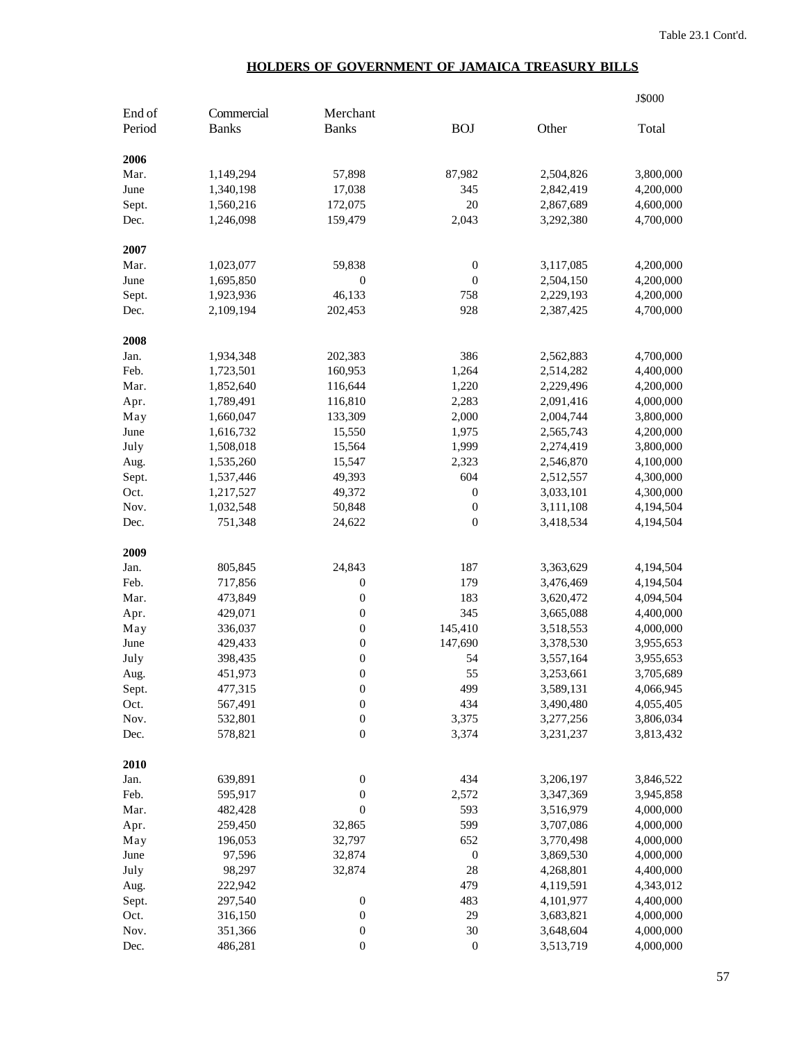Table 23.1 Cont'd.

## HOLDERS OF GOVERNMENT OF JAMAICA TREASURY BILLS

J$000

| End of Period | Commercial Banks | Merchant Banks | BOJ | Other | Total |
|---|---|---|---|---|---|
| **2006** | | | | | |
| Mar. | 1,149,294 | 57,898 | 87,982 | 2,504,826 | 3,800,000 |
| June | 1,340,198 | 17,038 | 345 | 2,842,419 | 4,200,000 |
| Sept. | 1,560,216 | 172,075 | 20 | 2,867,689 | 4,600,000 |
| Dec. | 1,246,098 | 159,479 | 2,043 | 3,292,380 | 4,700,000 |
| **2007** | | | | | |
| Mar. | 1,023,077 | 59,838 | 0 | 3,117,085 | 4,200,000 |
| June | 1,695,850 | 0 | 0 | 2,504,150 | 4,200,000 |
| Sept. | 1,923,936 | 46,133 | 758 | 2,229,193 | 4,200,000 |
| Dec. | 2,109,194 | 202,453 | 928 | 2,387,425 | 4,700,000 |
| **2008** | | | | | |
| Jan. | 1,934,348 | 202,383 | 386 | 2,562,883 | 4,700,000 |
| Feb. | 1,723,501 | 160,953 | 1,264 | 2,514,282 | 4,400,000 |
| Mar. | 1,852,640 | 116,644 | 1,220 | 2,229,496 | 4,200,000 |
| Apr. | 1,789,491 | 116,810 | 2,283 | 2,091,416 | 4,000,000 |
| May | 1,660,047 | 133,309 | 2,000 | 2,004,744 | 3,800,000 |
| June | 1,616,732 | 15,550 | 1,975 | 2,565,743 | 4,200,000 |
| July | 1,508,018 | 15,564 | 1,999 | 2,274,419 | 3,800,000 |
| Aug. | 1,535,260 | 15,547 | 2,323 | 2,546,870 | 4,100,000 |
| Sept. | 1,537,446 | 49,393 | 604 | 2,512,557 | 4,300,000 |
| Oct. | 1,217,527 | 49,372 | 0 | 3,033,101 | 4,300,000 |
| Nov. | 1,032,548 | 50,848 | 0 | 3,111,108 | 4,194,504 |
| Dec. | 751,348 | 24,622 | 0 | 3,418,534 | 4,194,504 |
| **2009** | | | | | |
| Jan. | 805,845 | 24,843 | 187 | 3,363,629 | 4,194,504 |
| Feb. | 717,856 | 0 | 179 | 3,476,469 | 4,194,504 |
| Mar. | 473,849 | 0 | 183 | 3,620,472 | 4,094,504 |
| Apr. | 429,071 | 0 | 345 | 3,665,088 | 4,400,000 |
| May | 336,037 | 0 | 145,410 | 3,518,553 | 4,000,000 |
| June | 429,433 | 0 | 147,690 | 3,378,530 | 3,955,653 |
| July | 398,435 | 0 | 54 | 3,557,164 | 3,955,653 |
| Aug. | 451,973 | 0 | 55 | 3,253,661 | 3,705,689 |
| Sept. | 477,315 | 0 | 499 | 3,589,131 | 4,066,945 |
| Oct. | 567,491 | 0 | 434 | 3,490,480 | 4,055,405 |
| Nov. | 532,801 | 0 | 3,375 | 3,277,256 | 3,806,034 |
| Dec. | 578,821 | 0 | 3,374 | 3,231,237 | 3,813,432 |
| **2010** | | | | | |
| Jan. | 639,891 | 0 | 434 | 3,206,197 | 3,846,522 |
| Feb. | 595,917 | 0 | 2,572 | 3,347,369 | 3,945,858 |
| Mar. | 482,428 | 0 | 593 | 3,516,979 | 4,000,000 |
| Apr. | 259,450 | 32,865 | 599 | 3,707,086 | 4,000,000 |
| May | 196,053 | 32,797 | 652 | 3,770,498 | 4,000,000 |
| June | 97,596 | 32,874 | 0 | 3,869,530 | 4,000,000 |
| July | 98,297 | 32,874 | 28 | 4,268,801 | 4,400,000 |
| Aug. | 222,942 | | 479 | 4,119,591 | 4,343,012 |
| Sept. | 297,540 | 0 | 483 | 4,101,977 | 4,400,000 |
| Oct. | 316,150 | 0 | 29 | 3,683,821 | 4,000,000 |
| Nov. | 351,366 | 0 | 30 | 3,648,604 | 4,000,000 |
| Dec. | 486,281 | 0 | 0 | 3,513,719 | 4,000,000 |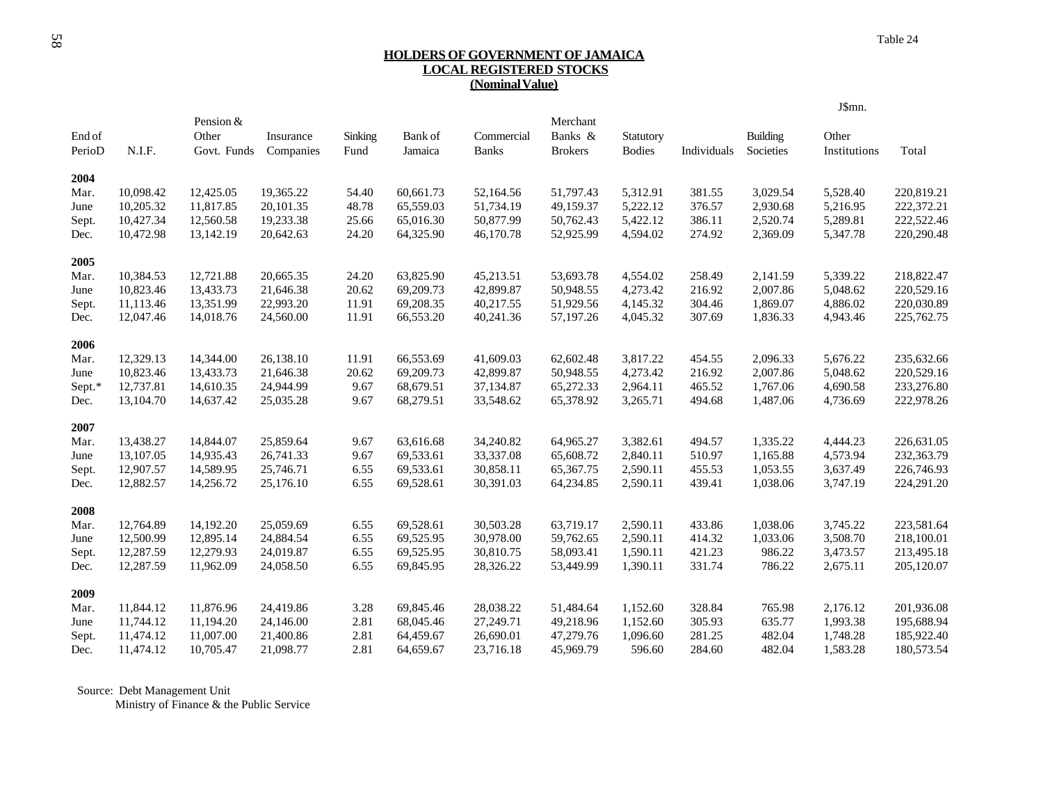Table 24

## HOLDERS OF GOVERNMENT OF JAMAICA LOCAL REGISTERED STOCKS (Nominal Value)

J$mn.

| End of PerioD | N.I.F. | Pension & Other Govt. Funds | Insurance Companies | Sinking Fund | Bank of Jamaica | Commercial Banks | Merchant Banks & Brokers | Statutory Bodies | Individuals | Building Societies | Other Institutions | Total |
|---|---|---|---|---|---|---|---|---|---|---|---|---|
| **2004** | | | | | | | | | | | | |
| Mar. | 10,098.42 | 12,425.05 | 19,365.22 | 54.40 | 60,661.73 | 52,164.56 | 51,797.43 | 5,312.91 | 381.55 | 3,029.54 | 5,528.40 | 220,819.21 |
| June | 10,205.32 | 11,817.85 | 20,101.35 | 48.78 | 65,559.03 | 51,734.19 | 49,159.37 | 5,222.12 | 376.57 | 2,930.68 | 5,216.95 | 222,372.21 |
| Sept. | 10,427.34 | 12,560.58 | 19,233.38 | 25.66 | 65,016.30 | 50,877.99 | 50,762.43 | 5,422.12 | 386.11 | 2,520.74 | 5,289.81 | 222,522.46 |
| Dec. | 10,472.98 | 13,142.19 | 20,642.63 | 24.20 | 64,325.90 | 46,170.78 | 52,925.99 | 4,594.02 | 274.92 | 2,369.09 | 5,347.78 | 220,290.48 |
| **2005** | | | | | | | | | | | | |
| Mar. | 10,384.53 | 12,721.88 | 20,665.35 | 24.20 | 63,825.90 | 45,213.51 | 53,693.78 | 4,554.02 | 258.49 | 2,141.59 | 5,339.22 | 218,822.47 |
| June | 10,823.46 | 13,433.73 | 21,646.38 | 20.62 | 69,209.73 | 42,899.87 | 50,948.55 | 4,273.42 | 216.92 | 2,007.86 | 5,048.62 | 220,529.16 |
| Sept. | 11,113.46 | 13,351.99 | 22,993.20 | 11.91 | 69,208.35 | 40,217.55 | 51,929.56 | 4,145.32 | 304.46 | 1,869.07 | 4,886.02 | 220,030.89 |
| Dec. | 12,047.46 | 14,018.76 | 24,560.00 | 11.91 | 66,553.20 | 40,241.36 | 57,197.26 | 4,045.32 | 307.69 | 1,836.33 | 4,943.46 | 225,762.75 |
| **2006** | | | | | | | | | | | | |
| Mar. | 12,329.13 | 14,344.00 | 26,138.10 | 11.91 | 66,553.69 | 41,609.03 | 62,602.48 | 3,817.22 | 454.55 | 2,096.33 | 5,676.22 | 235,632.66 |
| June | 10,823.46 | 13,433.73 | 21,646.38 | 20.62 | 69,209.73 | 42,899.87 | 50,948.55 | 4,273.42 | 216.92 | 2,007.86 | 5,048.62 | 220,529.16 |
| Sept.* | 12,737.81 | 14,610.35 | 24,944.99 | 9.67 | 68,679.51 | 37,134.87 | 65,272.33 | 2,964.11 | 465.52 | 1,767.06 | 4,690.58 | 233,276.80 |
| Dec. | 13,104.70 | 14,637.42 | 25,035.28 | 9.67 | 68,279.51 | 33,548.62 | 65,378.92 | 3,265.71 | 494.68 | 1,487.06 | 4,736.69 | 222,978.26 |
| **2007** | | | | | | | | | | | | |
| Mar. | 13,438.27 | 14,844.07 | 25,859.64 | 9.67 | 63,616.68 | 34,240.82 | 64,965.27 | 3,382.61 | 494.57 | 1,335.22 | 4,444.23 | 226,631.05 |
| June | 13,107.05 | 14,935.43 | 26,741.33 | 9.67 | 69,533.61 | 33,337.08 | 65,608.72 | 2,840.11 | 510.97 | 1,165.88 | 4,573.94 | 232,363.79 |
| Sept. | 12,907.57 | 14,589.95 | 25,746.71 | 6.55 | 69,533.61 | 30,858.11 | 65,367.75 | 2,590.11 | 455.53 | 1,053.55 | 3,637.49 | 226,746.93 |
| Dec. | 12,882.57 | 14,256.72 | 25,176.10 | 6.55 | 69,528.61 | 30,391.03 | 64,234.85 | 2,590.11 | 439.41 | 1,038.06 | 3,747.19 | 224,291.20 |
| **2008** | | | | | | | | | | | | |
| Mar. | 12,764.89 | 14,192.20 | 25,059.69 | 6.55 | 69,528.61 | 30,503.28 | 63,719.17 | 2,590.11 | 433.86 | 1,038.06 | 3,745.22 | 223,581.64 |
| June | 12,500.99 | 12,895.14 | 24,884.54 | 6.55 | 69,525.95 | 30,978.00 | 59,762.65 | 2,590.11 | 414.32 | 1,033.06 | 3,508.70 | 218,100.01 |
| Sept. | 12,287.59 | 12,279.93 | 24,019.87 | 6.55 | 69,525.95 | 30,810.75 | 58,093.41 | 1,590.11 | 421.23 | 986.22 | 3,473.57 | 213,495.18 |
| Dec. | 12,287.59 | 11,962.09 | 24,058.50 | 6.55 | 69,845.95 | 28,326.22 | 53,449.99 | 1,390.11 | 331.74 | 786.22 | 2,675.11 | 205,120.07 |
| **2009** | | | | | | | | | | | | |
| Mar. | 11,844.12 | 11,876.96 | 24,419.86 | 3.28 | 69,845.46 | 28,038.22 | 51,484.64 | 1,152.60 | 328.84 | 765.98 | 2,176.12 | 201,936.08 |
| June | 11,744.12 | 11,194.20 | 24,146.00 | 2.81 | 68,045.46 | 27,249.71 | 49,218.96 | 1,152.60 | 305.93 | 635.77 | 1,993.38 | 195,688.94 |
| Sept. | 11,474.12 | 11,007.00 | 21,400.86 | 2.81 | 64,459.67 | 26,690.01 | 47,279.76 | 1,096.60 | 281.25 | 482.04 | 1,748.28 | 185,922.40 |
| Dec. | 11,474.12 | 10,705.47 | 21,098.77 | 2.81 | 64,659.67 | 23,716.18 | 45,969.79 | 596.60 | 284.60 | 482.04 | 1,583.28 | 180,573.54 |

Source: Debt Management Unit
Ministry of Finance & the Public Service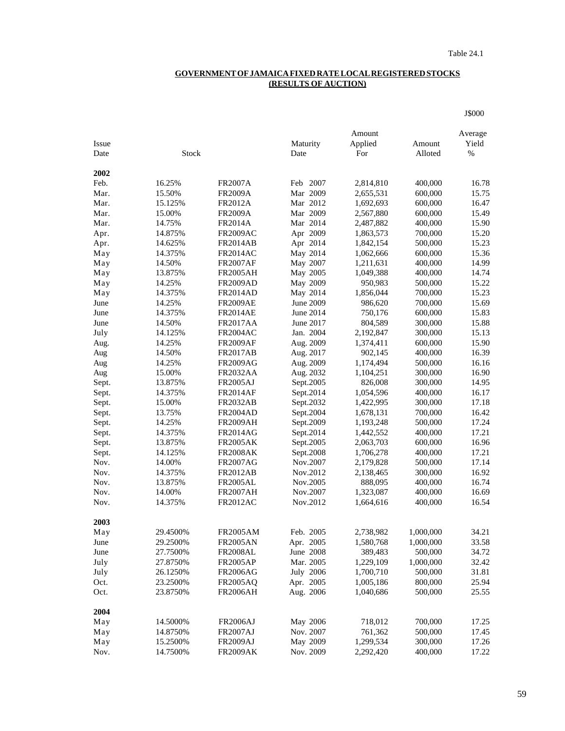Table 24.1

## GOVERNMENT OF JAMAICA FIXED RATE LOCAL REGISTERED STOCKS (RESULTS OF AUCTION)

J$000

| Issue Date | Stock | | Maturity Date | Amount Applied For | Amount Alloted | Average Yield % |
|---|---|---|---|---|---|---|
| **2002** | | | | | | |
| Feb. | 16.25% | FR2007A | Feb 2007 | 2,814,810 | 400,000 | 16.78 |
| Mar. | 15.50% | FR2009A | Mar 2009 | 2,655,531 | 600,000 | 15.75 |
| Mar. | 15.125% | FR2012A | Mar 2012 | 1,692,693 | 600,000 | 16.47 |
| Mar. | 15.00% | FR2009A | Mar 2009 | 2,567,880 | 600,000 | 15.49 |
| Mar. | 14.75% | FR2014A | Mar 2014 | 2,487,882 | 400,000 | 15.90 |
| Apr. | 14.875% | FR2009AC | Apr 2009 | 1,863,573 | 700,000 | 15.20 |
| Apr. | 14.625% | FR2014AB | Apr 2014 | 1,842,154 | 500,000 | 15.23 |
| May | 14.375% | FR2014AC | May 2014 | 1,062,666 | 600,000 | 15.36 |
| May | 14.50% | FR2007AF | May 2007 | 1,211,631 | 400,000 | 14.99 |
| May | 13.875% | FR2005AH | May 2005 | 1,049,388 | 400,000 | 14.74 |
| May | 14.25% | FR2009AD | May 2009 | 950,983 | 500,000 | 15.22 |
| May | 14.375% | FR2014AD | May 2014 | 1,856,044 | 700,000 | 15.23 |
| June | 14.25% | FR2009AE | June 2009 | 986,620 | 700,000 | 15.69 |
| June | 14.375% | FR2014AE | June 2014 | 750,176 | 600,000 | 15.83 |
| June | 14.50% | FR2017AA | June 2017 | 804,589 | 300,000 | 15.88 |
| July | 14.125% | FR2004AC | Jan. 2004 | 2,192,847 | 300,000 | 15.13 |
| Aug. | 14.25% | FR2009AF | Aug. 2009 | 1,374,411 | 600,000 | 15.90 |
| Aug | 14.50% | FR2017AB | Aug. 2017 | 902,145 | 400,000 | 16.39 |
| Aug | 14.25% | FR2009AG | Aug. 2009 | 1,174,494 | 500,000 | 16.16 |
| Aug | 15.00% | FR2032AA | Aug. 2032 | 1,104,251 | 300,000 | 16.90 |
| Sept. | 13.875% | FR2005AJ | Sept.2005 | 826,008 | 300,000 | 14.95 |
| Sept. | 14.375% | FR2014AF | Sept.2014 | 1,054,596 | 400,000 | 16.17 |
| Sept. | 15.00% | FR2032AB | Sept.2032 | 1,422,995 | 300,000 | 17.18 |
| Sept. | 13.75% | FR2004AD | Sept.2004 | 1,678,131 | 700,000 | 16.42 |
| Sept. | 14.25% | FR2009AH | Sept.2009 | 1,193,248 | 500,000 | 17.24 |
| Sept. | 14.375% | FR2014AG | Sept.2014 | 1,442,552 | 400,000 | 17.21 |
| Sept. | 13.875% | FR2005AK | Sept.2005 | 2,063,703 | 600,000 | 16.96 |
| Sept. | 14.125% | FR2008AK | Sept.2008 | 1,706,278 | 400,000 | 17.21 |
| Nov. | 14.00% | FR2007AG | Nov.2007 | 2,179,828 | 500,000 | 17.14 |
| Nov. | 14.375% | FR2012AB | Nov.2012 | 2,138,465 | 300,000 | 16.92 |
| Nov. | 13.875% | FR2005AL | Nov.2005 | 888,095 | 400,000 | 16.74 |
| Nov. | 14.00% | FR2007AH | Nov.2007 | 1,323,087 | 400,000 | 16.69 |
| Nov. | 14.375% | FR2012AC | Nov.2012 | 1,664,616 | 400,000 | 16.54 |
| **2003** | | | | | | |
| May | 29.4500% | FR2005AM | Feb. 2005 | 2,738,982 | 1,000,000 | 34.21 |
| June | 29.2500% | FR2005AN | Apr. 2005 | 1,580,768 | 1,000,000 | 33.58 |
| June | 27.7500% | FR2008AL | June 2008 | 389,483 | 500,000 | 34.72 |
| July | 27.8750% | FR2005AP | Mar. 2005 | 1,229,109 | 1,000,000 | 32.42 |
| July | 26.1250% | FR2006AG | July 2006 | 1,700,710 | 500,000 | 31.81 |
| Oct. | 23.2500% | FR2005AQ | Apr. 2005 | 1,005,186 | 800,000 | 25.94 |
| Oct. | 23.8750% | FR2006AH | Aug. 2006 | 1,040,686 | 500,000 | 25.55 |
| **2004** | | | | | | |
| May | 14.5000% | FR2006AJ | May 2006 | 718,012 | 700,000 | 17.25 |
| May | 14.8750% | FR2007AJ | Nov. 2007 | 761,362 | 500,000 | 17.45 |
| May | 15.2500% | FR2009AJ | May 2009 | 1,299,534 | 300,000 | 17.26 |
| Nov. | 14.7500% | FR2009AK | Nov. 2009 | 2,292,420 | 400,000 | 17.22 |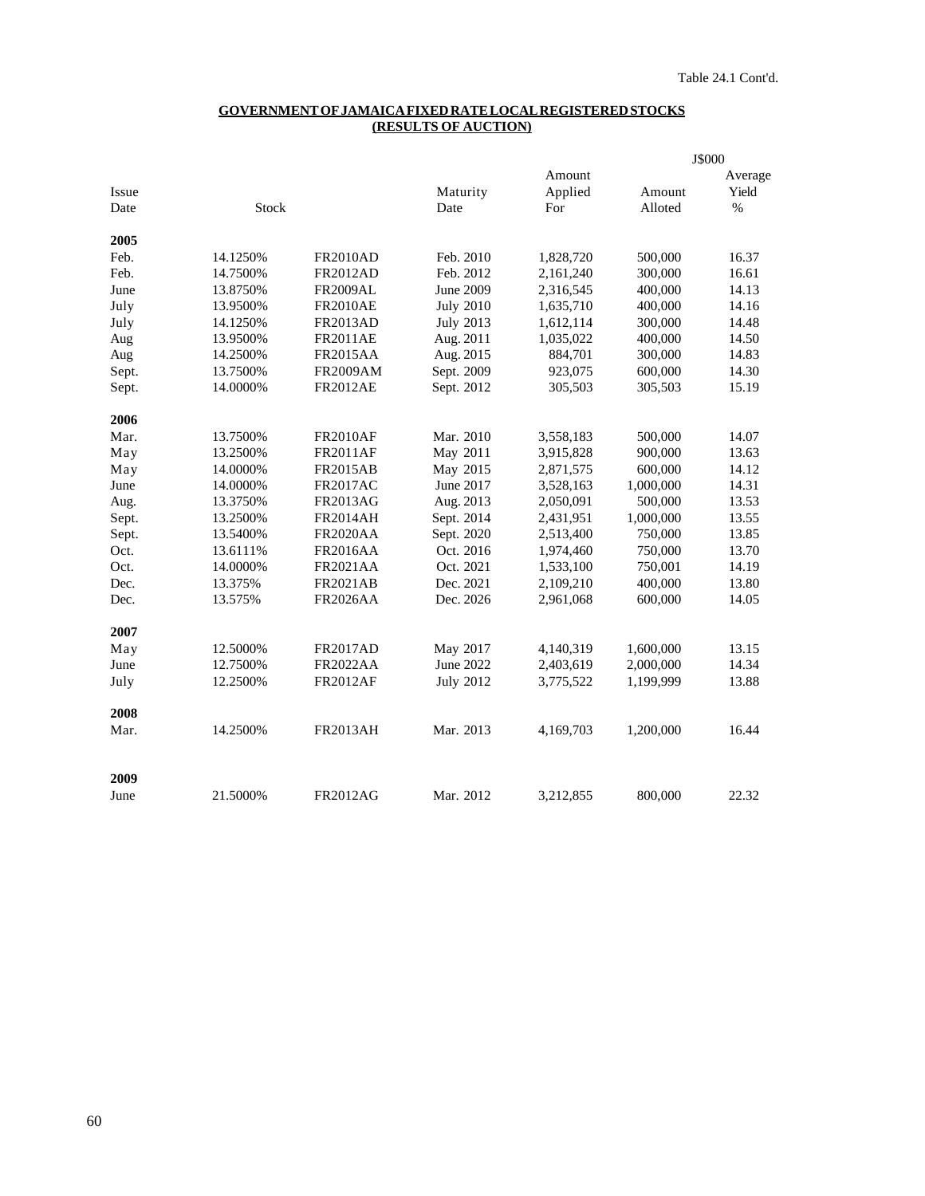Table 24.1 Cont'd.

## GOVERNMENT OF JAMAICA FIXED RATE LOCAL REGISTERED STOCKS (RESULTS OF AUCTION)

| Issue Date | Stock | | Maturity Date | Amount Applied For | Amount Alloted | Average Yield % |
|---|---|---|---|---|---|---|
| | | | | J$000 | | |
| **2005** | | | | | | |
| Feb. | 14.1250% | FR2010AD | Feb. 2010 | 1,828,720 | 500,000 | 16.37 |
| Feb. | 14.7500% | FR2012AD | Feb. 2012 | 2,161,240 | 300,000 | 16.61 |
| June | 13.8750% | FR2009AL | June 2009 | 2,316,545 | 400,000 | 14.13 |
| July | 13.9500% | FR2010AE | July 2010 | 1,635,710 | 400,000 | 14.16 |
| July | 14.1250% | FR2013AD | July 2013 | 1,612,114 | 300,000 | 14.48 |
| Aug | 13.9500% | FR2011AE | Aug. 2011 | 1,035,022 | 400,000 | 14.50 |
| Aug | 14.2500% | FR2015AA | Aug. 2015 | 884,701 | 300,000 | 14.83 |
| Sept. | 13.7500% | FR2009AM | Sept. 2009 | 923,075 | 600,000 | 14.30 |
| Sept. | 14.0000% | FR2012AE | Sept. 2012 | 305,503 | 305,503 | 15.19 |
| **2006** | | | | | | |
| Mar. | 13.7500% | FR2010AF | Mar. 2010 | 3,558,183 | 500,000 | 14.07 |
| May | 13.2500% | FR2011AF | May 2011 | 3,915,828 | 900,000 | 13.63 |
| May | 14.0000% | FR2015AB | May 2015 | 2,871,575 | 600,000 | 14.12 |
| June | 14.0000% | FR2017AC | June 2017 | 3,528,163 | 1,000,000 | 14.31 |
| Aug. | 13.3750% | FR2013AG | Aug. 2013 | 2,050,091 | 500,000 | 13.53 |
| Sept. | 13.2500% | FR2014AH | Sept. 2014 | 2,431,951 | 1,000,000 | 13.55 |
| Sept. | 13.5400% | FR2020AA | Sept. 2020 | 2,513,400 | 750,000 | 13.85 |
| Oct. | 13.6111% | FR2016AA | Oct. 2016 | 1,974,460 | 750,000 | 13.70 |
| Oct. | 14.0000% | FR2021AA | Oct. 2021 | 1,533,100 | 750,001 | 14.19 |
| Dec. | 13.375% | FR2021AB | Dec. 2021 | 2,109,210 | 400,000 | 13.80 |
| Dec. | 13.575% | FR2026AA | Dec. 2026 | 2,961,068 | 600,000 | 14.05 |
| **2007** | | | | | | |
| May | 12.5000% | FR2017AD | May 2017 | 4,140,319 | 1,600,000 | 13.15 |
| June | 12.7500% | FR2022AA | June 2022 | 2,403,619 | 2,000,000 | 14.34 |
| July | 12.2500% | FR2012AF | July 2012 | 3,775,522 | 1,199,999 | 13.88 |
| **2008** | | | | | | |
| Mar. | 14.2500% | FR2013AH | Mar. 2013 | 4,169,703 | 1,200,000 | 16.44 |
| **2009** | | | | | | |
| June | 21.5000% | FR2012AG | Mar. 2012 | 3,212,855 | 800,000 | 22.32 |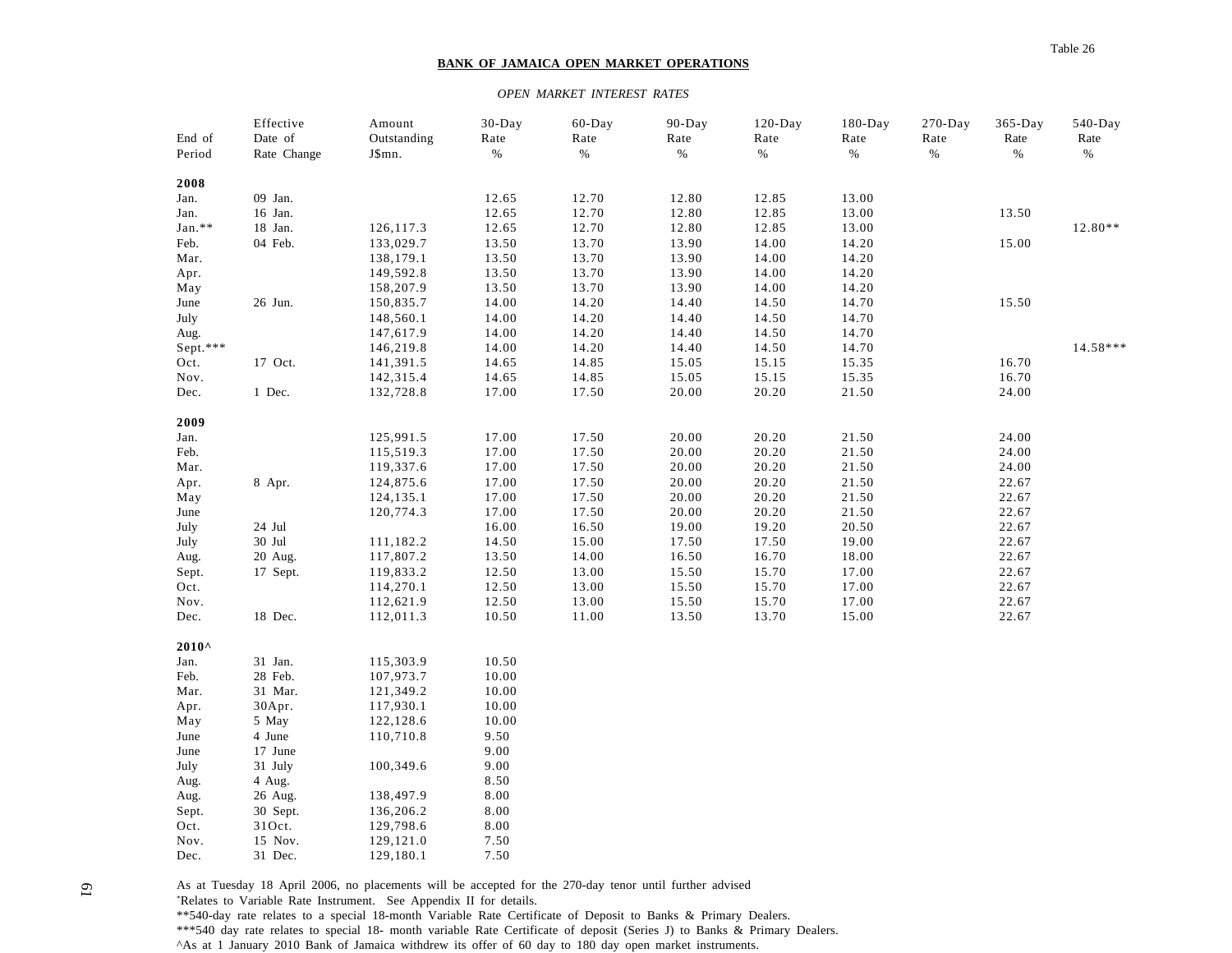Table 26

**BANK OF JAMAICA OPEN MARKET OPERATIONS**

*OPEN MARKET INTEREST RATES*

| End of Period | Effective Date of Rate Change | Amount Outstanding J$mn. | 30-Day Rate % | 60-Day Rate % | 90-Day Rate % | 120-Day Rate % | 180-Day Rate % | 270-Day Rate % | 365-Day Rate % | 540-Day Rate % |
|---|---|---|---|---|---|---|---|---|---|---|
| **2008** | | | | | | | | | | |
| Jan. | 09 Jan. | | 12.65 | 12.70 | 12.80 | 12.85 | 13.00 | | | |
| Jan. | 16 Jan. | | 12.65 | 12.70 | 12.80 | 12.85 | 13.00 | | 13.50 | |
| Jan.** | 18 Jan. | 126,117.3 | 12.65 | 12.70 | 12.80 | 12.85 | 13.00 | | | 12.80** |
| Feb. | 04 Feb. | 133,029.7 | 13.50 | 13.70 | 13.90 | 14.00 | 14.20 | | 15.00 | |
| Mar. | | 138,179.1 | 13.50 | 13.70 | 13.90 | 14.00 | 14.20 | | | |
| Apr. | | 149,592.8 | 13.50 | 13.70 | 13.90 | 14.00 | 14.20 | | | |
| May | | 158,207.9 | 13.50 | 13.70 | 13.90 | 14.00 | 14.20 | | | |
| June | 26 Jun. | 150,835.7 | 14.00 | 14.20 | 14.40 | 14.50 | 14.70 | | 15.50 | |
| July | | 148,560.1 | 14.00 | 14.20 | 14.40 | 14.50 | 14.70 | | | |
| Aug. | | 147,617.9 | 14.00 | 14.20 | 14.40 | 14.50 | 14.70 | | | |
| Sept.*** | | 146,219.8 | 14.00 | 14.20 | 14.40 | 14.50 | 14.70 | | | 14.58*** |
| Oct. | 17 Oct. | 141,391.5 | 14.65 | 14.85 | 15.05 | 15.15 | 15.35 | | 16.70 | |
| Nov. | | 142,315.4 | 14.65 | 14.85 | 15.05 | 15.15 | 15.35 | | 16.70 | |
| Dec. | 1 Dec. | 132,728.8 | 17.00 | 17.50 | 20.00 | 20.20 | 21.50 | | 24.00 | |
| **2009** | | | | | | | | | | |
| Jan. | | 125,991.5 | 17.00 | 17.50 | 20.00 | 20.20 | 21.50 | | 24.00 | |
| Feb. | | 115,519.3 | 17.00 | 17.50 | 20.00 | 20.20 | 21.50 | | 24.00 | |
| Mar. | | 119,337.6 | 17.00 | 17.50 | 20.00 | 20.20 | 21.50 | | 24.00 | |
| Apr. | 8 Apr. | 124,875.6 | 17.00 | 17.50 | 20.00 | 20.20 | 21.50 | | 22.67 | |
| May | | 124,135.1 | 17.00 | 17.50 | 20.00 | 20.20 | 21.50 | | 22.67 | |
| June | | 120,774.3 | 17.00 | 17.50 | 20.00 | 20.20 | 21.50 | | 22.67 | |
| July | 24 Jul | | 16.00 | 16.50 | 19.00 | 19.20 | 20.50 | | 22.67 | |
| July | 30 Jul | 111,182.2 | 14.50 | 15.00 | 17.50 | 17.50 | 19.00 | | 22.67 | |
| Aug. | 20 Aug. | 117,807.2 | 13.50 | 14.00 | 16.50 | 16.70 | 18.00 | | 22.67 | |
| Sept. | 17 Sept. | 119,833.2 | 12.50 | 13.00 | 15.50 | 15.70 | 17.00 | | 22.67 | |
| Oct. | | 114,270.1 | 12.50 | 13.00 | 15.50 | 15.70 | 17.00 | | 22.67 | |
| Nov. | | 112,621.9 | 12.50 | 13.00 | 15.50 | 15.70 | 17.00 | | 22.67 | |
| Dec. | 18 Dec. | 112,011.3 | 10.50 | 11.00 | 13.50 | 13.70 | 15.00 | | 22.67 | |
| **2010^** | | | | | | | | | | |
| Jan. | 31 Jan. | 115,303.9 | 10.50 | | | | | | | |
| Feb. | 28 Feb. | 107,973.7 | 10.00 | | | | | | | |
| Mar. | 31 Mar. | 121,349.2 | 10.00 | | | | | | | |
| Apr. | 30Apr. | 117,930.1 | 10.00 | | | | | | | |
| May | 5 May | 122,128.6 | 10.00 | | | | | | | |
| June | 4 June | 110,710.8 | 9.50 | | | | | | | |
| June | 17 June | | 9.00 | | | | | | | |
| July | 31 July | 100,349.6 | 9.00 | | | | | | | |
| Aug. | 4 Aug. | | 8.50 | | | | | | | |
| Aug. | 26 Aug. | 138,497.9 | 8.00 | | | | | | | |
| Sept. | 30 Sept. | 136,206.2 | 8.00 | | | | | | | |
| Oct. | 31Oct. | 129,798.6 | 8.00 | | | | | | | |
| Nov. | 15 Nov. | 129,121.0 | 7.50 | | | | | | | |
| Dec. | 31 Dec. | 129,180.1 | 7.50 | | | | | | | |

As at Tuesday 18 April 2006, no placements will be accepted for the 270-day tenor until further advised

*Relates to Variable Rate Instrument. See Appendix II for details.

**540-day rate relates to a special 18-month Variable Rate Certificate of Deposit to Banks & Primary Dealers.

***540 day rate relates to special 18- month variable Rate Certificate of deposit (Series J) to Banks & Primary Dealers.

^As at 1 January 2010 Bank of Jamaica withdrew its offer of 60 day to 180 day open market instruments.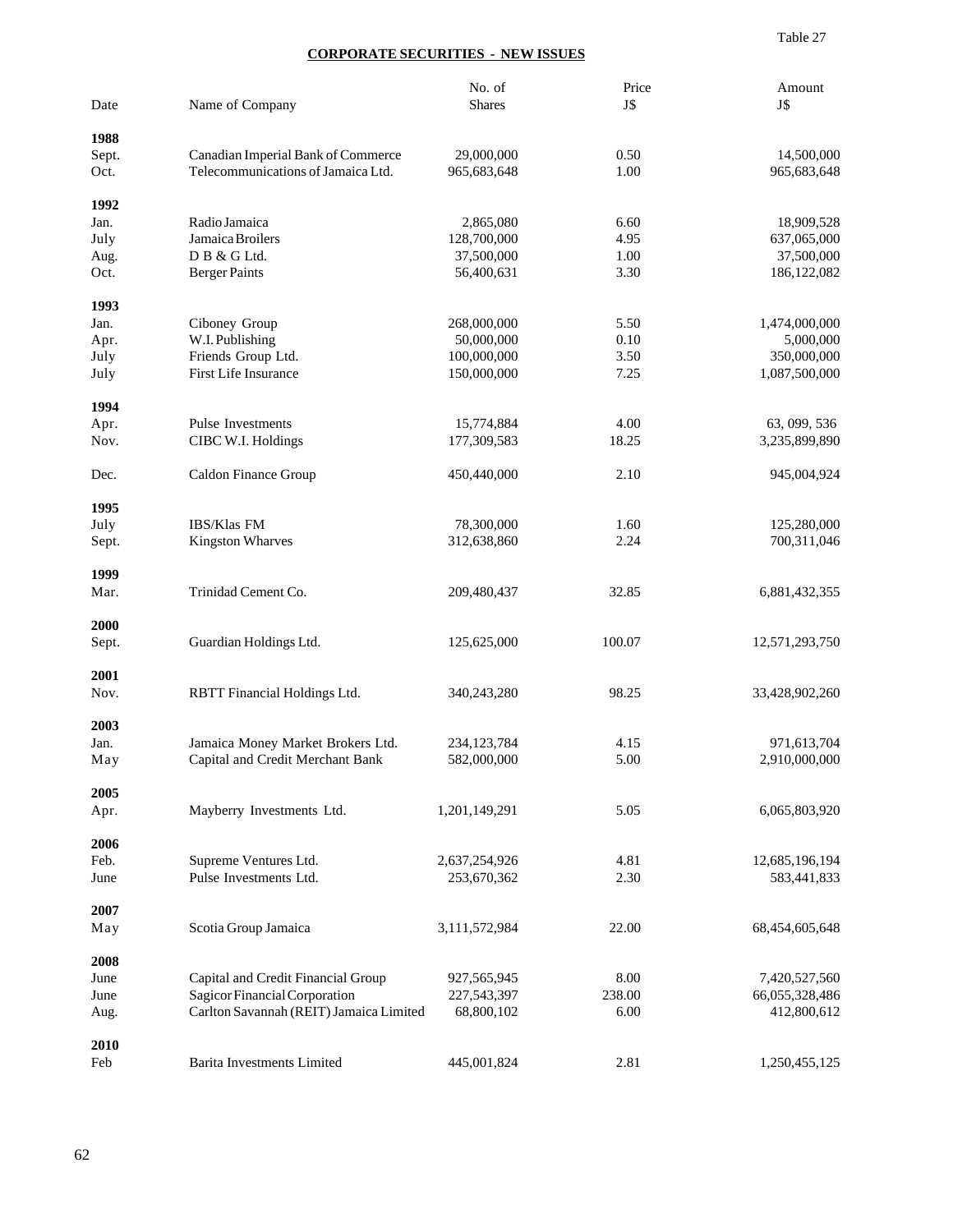Table 27

## CORPORATE SECURITIES - NEW ISSUES

| Date | Name of Company | No. of Shares | Price J$ | Amount J$ |
|---|---|---|---|---|
| **1988** | | | | |
| Sept. | Canadian Imperial Bank of Commerce | 29,000,000 | 0.50 | 14,500,000 |
| Oct. | Telecommunications of Jamaica Ltd. | 965,683,648 | 1.00 | 965,683,648 |
| **1992** | | | | |
| Jan. | Radio Jamaica | 2,865,080 | 6.60 | 18,909,528 |
| July | Jamaica Broilers | 128,700,000 | 4.95 | 637,065,000 |
| Aug. | D B & G Ltd. | 37,500,000 | 1.00 | 37,500,000 |
| Oct. | Berger Paints | 56,400,631 | 3.30 | 186,122,082 |
| **1993** | | | | |
| Jan. | Ciboney Group | 268,000,000 | 5.50 | 1,474,000,000 |
| Apr. | W.I. Publishing | 50,000,000 | 0.10 | 5,000,000 |
| July | Friends Group Ltd. | 100,000,000 | 3.50 | 350,000,000 |
| July | First Life Insurance | 150,000,000 | 7.25 | 1,087,500,000 |
| **1994** | | | | |
| Apr. | Pulse Investments | 15,774,884 | 4.00 | 63, 099, 536 |
| Nov. | CIBC W.I. Holdings | 177,309,583 | 18.25 | 3,235,899,890 |
| Dec. | Caldon Finance Group | 450,440,000 | 2.10 | 945,004,924 |
| **1995** | | | | |
| July | IBS/Klas FM | 78,300,000 | 1.60 | 125,280,000 |
| Sept. | Kingston Wharves | 312,638,860 | 2.24 | 700,311,046 |
| **1999** | | | | |
| Mar. | Trinidad Cement Co. | 209,480,437 | 32.85 | 6,881,432,355 |
| **2000** | | | | |
| Sept. | Guardian Holdings Ltd. | 125,625,000 | 100.07 | 12,571,293,750 |
| **2001** | | | | |
| Nov. | RBTT Financial Holdings Ltd. | 340,243,280 | 98.25 | 33,428,902,260 |
| **2003** | | | | |
| Jan. | Jamaica Money Market Brokers Ltd. | 234,123,784 | 4.15 | 971,613,704 |
| May | Capital and Credit Merchant Bank | 582,000,000 | 5.00 | 2,910,000,000 |
| **2005** | | | | |
| Apr. | Mayberry Investments Ltd. | 1,201,149,291 | 5.05 | 6,065,803,920 |
| **2006** | | | | |
| Feb. | Supreme Ventures Ltd. | 2,637,254,926 | 4.81 | 12,685,196,194 |
| June | Pulse Investments Ltd. | 253,670,362 | 2.30 | 583,441,833 |
| **2007** | | | | |
| May | Scotia Group Jamaica | 3,111,572,984 | 22.00 | 68,454,605,648 |
| **2008** | | | | |
| June | Capital and Credit Financial Group | 927,565,945 | 8.00 | 7,420,527,560 |
| June | Sagicor Financial Corporation | 227,543,397 | 238.00 | 66,055,328,486 |
| Aug. | Carlton Savannah (REIT) Jamaica Limited | 68,800,102 | 6.00 | 412,800,612 |
| **2010** | | | | |
| Feb | Barita Investments Limited | 445,001,824 | 2.81 | 1,250,455,125 |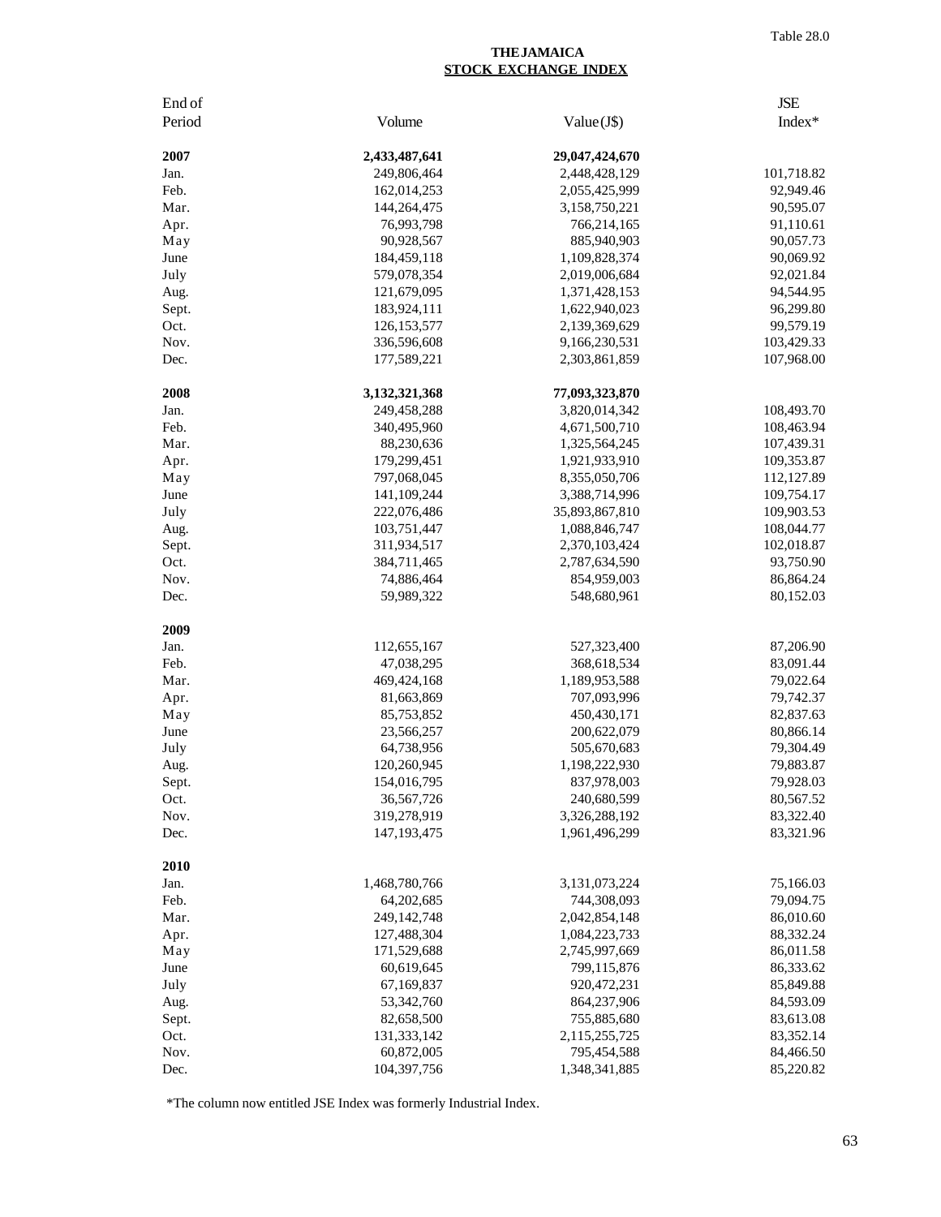Table 28.0

## THE JAMAICA STOCK EXCHANGE INDEX

| End of Period | Volume | Value (J$) | JSE Index* |
|---|---|---|---|
| **2007** | **2,433,487,641** | **29,047,424,670** | |
| Jan. | 249,806,464 | 2,448,428,129 | 101,718.82 |
| Feb. | 162,014,253 | 2,055,425,999 | 92,949.46 |
| Mar. | 144,264,475 | 3,158,750,221 | 90,595.07 |
| Apr. | 76,993,798 | 766,214,165 | 91,110.61 |
| May | 90,928,567 | 885,940,903 | 90,057.73 |
| June | 184,459,118 | 1,109,828,374 | 90,069.92 |
| July | 579,078,354 | 2,019,006,684 | 92,021.84 |
| Aug. | 121,679,095 | 1,371,428,153 | 94,544.95 |
| Sept. | 183,924,111 | 1,622,940,023 | 96,299.80 |
| Oct. | 126,153,577 | 2,139,369,629 | 99,579.19 |
| Nov. | 336,596,608 | 9,166,230,531 | 103,429.33 |
| Dec. | 177,589,221 | 2,303,861,859 | 107,968.00 |
| **2008** | **3,132,321,368** | **77,093,323,870** | |
| Jan. | 249,458,288 | 3,820,014,342 | 108,493.70 |
| Feb. | 340,495,960 | 4,671,500,710 | 108,463.94 |
| Mar. | 88,230,636 | 1,325,564,245 | 107,439.31 |
| Apr. | 179,299,451 | 1,921,933,910 | 109,353.87 |
| May | 797,068,045 | 8,355,050,706 | 112,127.89 |
| June | 141,109,244 | 3,388,714,996 | 109,754.17 |
| July | 222,076,486 | 35,893,867,810 | 109,903.53 |
| Aug. | 103,751,447 | 1,088,846,747 | 108,044.77 |
| Sept. | 311,934,517 | 2,370,103,424 | 102,018.87 |
| Oct. | 384,711,465 | 2,787,634,590 | 93,750.90 |
| Nov. | 74,886,464 | 854,959,003 | 86,864.24 |
| Dec. | 59,989,322 | 548,680,961 | 80,152.03 |
| **2009** | | | |
| Jan. | 112,655,167 | 527,323,400 | 87,206.90 |
| Feb. | 47,038,295 | 368,618,534 | 83,091.44 |
| Mar. | 469,424,168 | 1,189,953,588 | 79,022.64 |
| Apr. | 81,663,869 | 707,093,996 | 79,742.37 |
| May | 85,753,852 | 450,430,171 | 82,837.63 |
| June | 23,566,257 | 200,622,079 | 80,866.14 |
| July | 64,738,956 | 505,670,683 | 79,304.49 |
| Aug. | 120,260,945 | 1,198,222,930 | 79,883.87 |
| Sept. | 154,016,795 | 837,978,003 | 79,928.03 |
| Oct. | 36,567,726 | 240,680,599 | 80,567.52 |
| Nov. | 319,278,919 | 3,326,288,192 | 83,322.40 |
| Dec. | 147,193,475 | 1,961,496,299 | 83,321.96 |
| **2010** | | | |
| Jan. | 1,468,780,766 | 3,131,073,224 | 75,166.03 |
| Feb. | 64,202,685 | 744,308,093 | 79,094.75 |
| Mar. | 249,142,748 | 2,042,854,148 | 86,010.60 |
| Apr. | 127,488,304 | 1,084,223,733 | 88,332.24 |
| May | 171,529,688 | 2,745,997,669 | 86,011.58 |
| June | 60,619,645 | 799,115,876 | 86,333.62 |
| July | 67,169,837 | 920,472,231 | 85,849.88 |
| Aug. | 53,342,760 | 864,237,906 | 84,593.09 |
| Sept. | 82,658,500 | 755,885,680 | 83,613.08 |
| Oct. | 131,333,142 | 2,115,255,725 | 83,352.14 |
| Nov. | 60,872,005 | 795,454,588 | 84,466.50 |
| Dec. | 104,397,756 | 1,348,341,885 | 85,220.82 |

*The column now entitled JSE Index was formerly Industrial Index.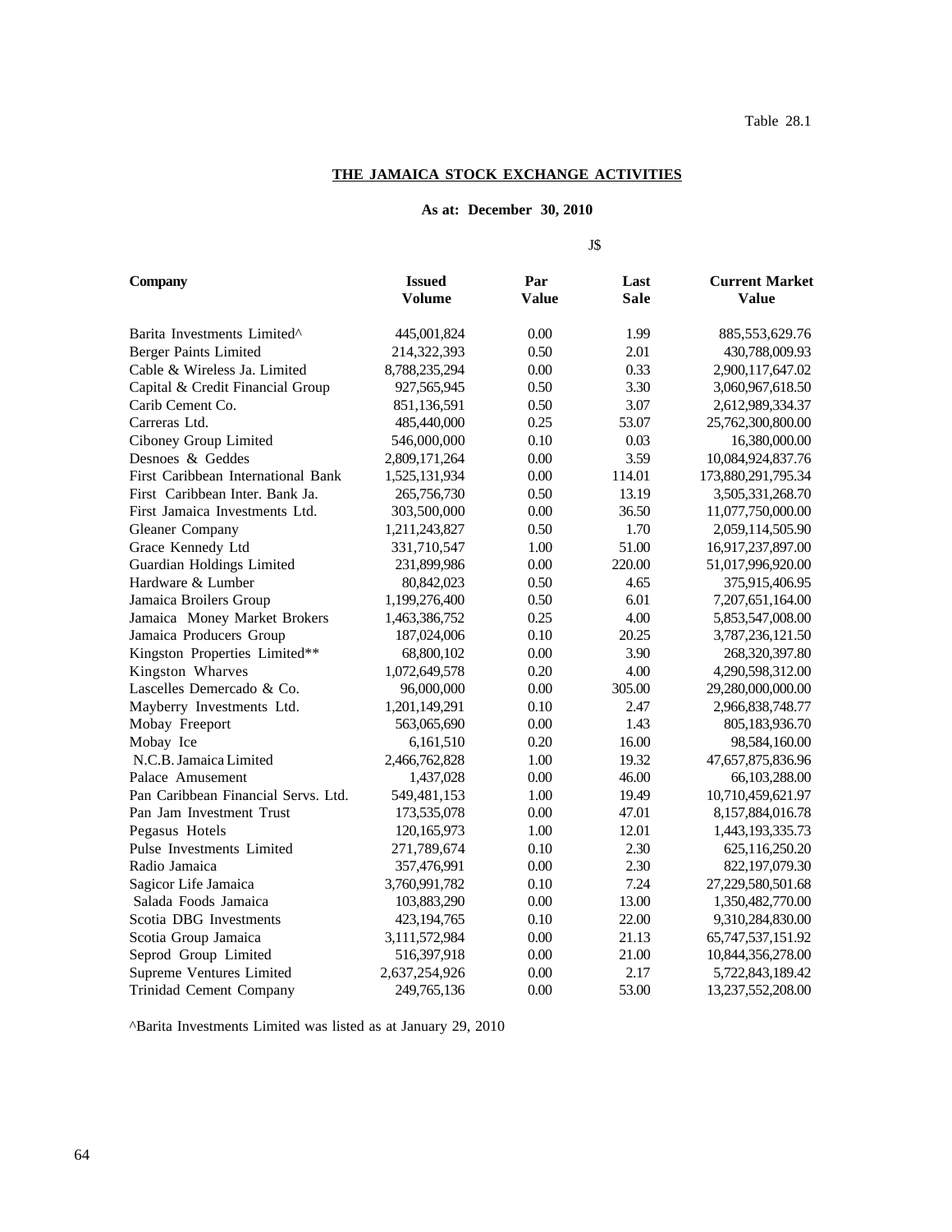Table 28.1

## THE JAMAICA STOCK EXCHANGE ACTIVITIES

**As at: December 30, 2010**

J$

| Company | Issued Volume | Par Value | Last Sale | Current Market Value |
|---|---|---|---|---|
| Barita Investments Limited^ | 445,001,824 | 0.00 | 1.99 | 885,553,629.76 |
| Berger Paints Limited | 214,322,393 | 0.50 | 2.01 | 430,788,009.93 |
| Cable & Wireless Ja. Limited | 8,788,235,294 | 0.00 | 0.33 | 2,900,117,647.02 |
| Capital & Credit Financial Group | 927,565,945 | 0.50 | 3.30 | 3,060,967,618.50 |
| Carib Cement Co. | 851,136,591 | 0.50 | 3.07 | 2,612,989,334.37 |
| Carreras Ltd. | 485,440,000 | 0.25 | 53.07 | 25,762,300,800.00 |
| Ciboney Group Limited | 546,000,000 | 0.10 | 0.03 | 16,380,000.00 |
| Desnoes & Geddes | 2,809,171,264 | 0.00 | 3.59 | 10,084,924,837.76 |
| First Caribbean International Bank | 1,525,131,934 | 0.00 | 114.01 | 173,880,291,795.34 |
| First Caribbean Inter. Bank Ja. | 265,756,730 | 0.50 | 13.19 | 3,505,331,268.70 |
| First Jamaica Investments Ltd. | 303,500,000 | 0.00 | 36.50 | 11,077,750,000.00 |
| Gleaner Company | 1,211,243,827 | 0.50 | 1.70 | 2,059,114,505.90 |
| Grace Kennedy Ltd | 331,710,547 | 1.00 | 51.00 | 16,917,237,897.00 |
| Guardian Holdings Limited | 231,899,986 | 0.00 | 220.00 | 51,017,996,920.00 |
| Hardware & Lumber | 80,842,023 | 0.50 | 4.65 | 375,915,406.95 |
| Jamaica Broilers Group | 1,199,276,400 | 0.50 | 6.01 | 7,207,651,164.00 |
| Jamaica Money Market Brokers | 1,463,386,752 | 0.25 | 4.00 | 5,853,547,008.00 |
| Jamaica Producers Group | 187,024,006 | 0.10 | 20.25 | 3,787,236,121.50 |
| Kingston Properties Limited** | 68,800,102 | 0.00 | 3.90 | 268,320,397.80 |
| Kingston Wharves | 1,072,649,578 | 0.20 | 4.00 | 4,290,598,312.00 |
| Lascelles Demercado & Co. | 96,000,000 | 0.00 | 305.00 | 29,280,000,000.00 |
| Mayberry Investments Ltd. | 1,201,149,291 | 0.10 | 2.47 | 2,966,838,748.77 |
| Mobay Freeport | 563,065,690 | 0.00 | 1.43 | 805,183,936.70 |
| Mobay Ice | 6,161,510 | 0.20 | 16.00 | 98,584,160.00 |
| N.C.B. Jamaica Limited | 2,466,762,828 | 1.00 | 19.32 | 47,657,875,836.96 |
| Palace Amusement | 1,437,028 | 0.00 | 46.00 | 66,103,288.00 |
| Pan Caribbean Financial Servs. Ltd. | 549,481,153 | 1.00 | 19.49 | 10,710,459,621.97 |
| Pan Jam Investment Trust | 173,535,078 | 0.00 | 47.01 | 8,157,884,016.78 |
| Pegasus Hotels | 120,165,973 | 1.00 | 12.01 | 1,443,193,335.73 |
| Pulse Investments Limited | 271,789,674 | 0.10 | 2.30 | 625,116,250.20 |
| Radio Jamaica | 357,476,991 | 0.00 | 2.30 | 822,197,079.30 |
| Sagicor Life Jamaica | 3,760,991,782 | 0.10 | 7.24 | 27,229,580,501.68 |
| Salada Foods Jamaica | 103,883,290 | 0.00 | 13.00 | 1,350,482,770.00 |
| Scotia DBG Investments | 423,194,765 | 0.10 | 22.00 | 9,310,284,830.00 |
| Scotia Group Jamaica | 3,111,572,984 | 0.00 | 21.13 | 65,747,537,151.92 |
| Seprod Group Limited | 516,397,918 | 0.00 | 21.00 | 10,844,356,278.00 |
| Supreme Ventures Limited | 2,637,254,926 | 0.00 | 2.17 | 5,722,843,189.42 |
| Trinidad Cement Company | 249,765,136 | 0.00 | 53.00 | 13,237,552,208.00 |

^Barita Investments Limited was listed as at January 29, 2010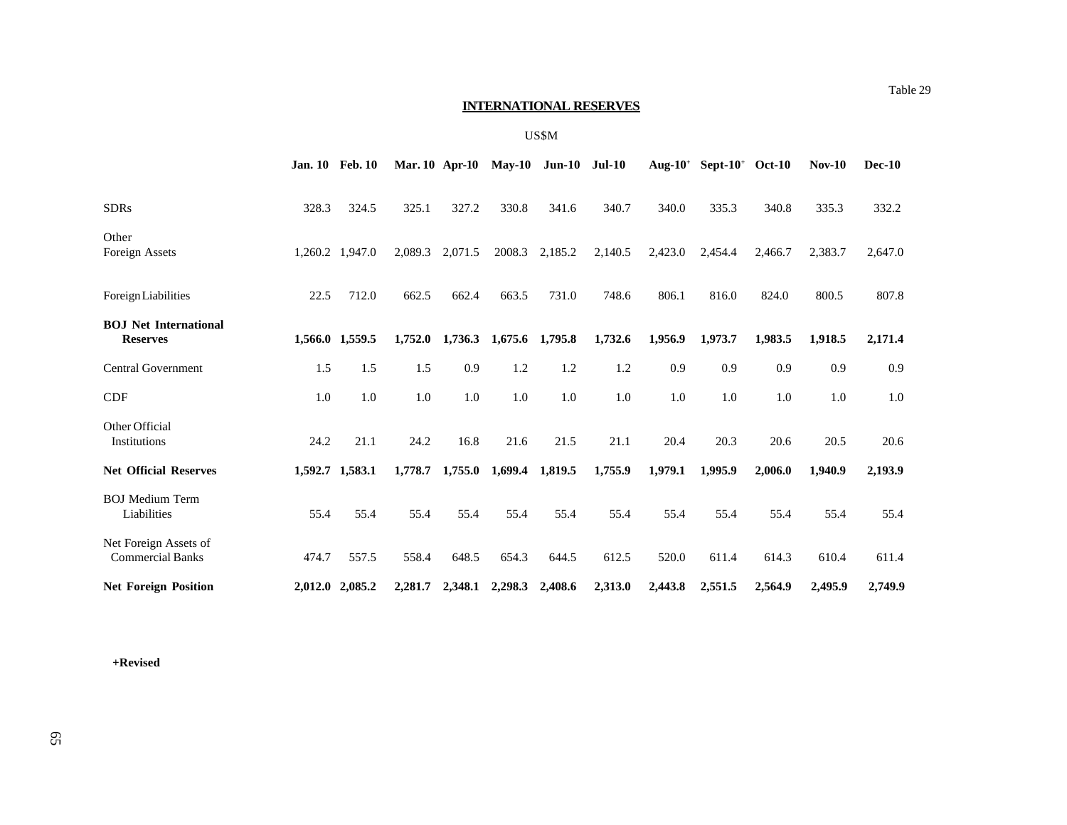Table 29

# INTERNATIONAL RESERVES

US$M

| | Jan. 10 | Feb. 10 | Mar. 10 | Apr-10 | May-10 | Jun-10 | Jul-10 | Aug-10+ | Sept-10+ | Oct-10 | Nov-10 | Dec-10 |
|---|---|---|---|---|---|---|---|---|---|---|---|---|
| SDRs | 328.3 | 324.5 | 325.1 | 327.2 | 330.8 | 341.6 | 340.7 | 340.0 | 335.3 | 340.8 | 335.3 | 332.2 |
| Other Foreign Assets | 1,260.2 | 1,947.0 | 2,089.3 | 2,071.5 | 2008.3 | 2,185.2 | 2,140.5 | 2,423.0 | 2,454.4 | 2,466.7 | 2,383.7 | 2,647.0 |
| Foreign Liabilities | 22.5 | 712.0 | 662.5 | 662.4 | 663.5 | 731.0 | 748.6 | 806.1 | 816.0 | 824.0 | 800.5 | 807.8 |
| **BOJ Net International Reserves** | **1,566.0** | **1,559.5** | **1,752.0** | **1,736.3** | **1,675.6** | **1,795.8** | **1,732.6** | **1,956.9** | **1,973.7** | **1,983.5** | **1,918.5** | **2,171.4** |
| Central Government | 1.5 | 1.5 | 1.5 | 0.9 | 1.2 | 1.2 | 1.2 | 0.9 | 0.9 | 0.9 | 0.9 | 0.9 |
| CDF | 1.0 | 1.0 | 1.0 | 1.0 | 1.0 | 1.0 | 1.0 | 1.0 | 1.0 | 1.0 | 1.0 | 1.0 |
| Other Official Institutions | 24.2 | 21.1 | 24.2 | 16.8 | 21.6 | 21.5 | 21.1 | 20.4 | 20.3 | 20.6 | 20.5 | 20.6 |
| **Net Official Reserves** | **1,592.7** | **1,583.1** | **1,778.7** | **1,755.0** | **1,699.4** | **1,819.5** | **1,755.9** | **1,979.1** | **1,995.9** | **2,006.0** | **1,940.9** | **2,193.9** |
| BOJ Medium Term Liabilities | 55.4 | 55.4 | 55.4 | 55.4 | 55.4 | 55.4 | 55.4 | 55.4 | 55.4 | 55.4 | 55.4 | 55.4 |
| Net Foreign Assets of Commercial Banks | 474.7 | 557.5 | 558.4 | 648.5 | 654.3 | 644.5 | 612.5 | 520.0 | 611.4 | 614.3 | 610.4 | 611.4 |
| **Net Foreign Position** | **2,012.0** | **2,085.2** | **2,281.7** | **2,348.1** | **2,298.3** | **2,408.6** | **2,313.0** | **2,443.8** | **2,551.5** | **2,564.9** | **2,495.9** | **2,749.9** |

**+Revised**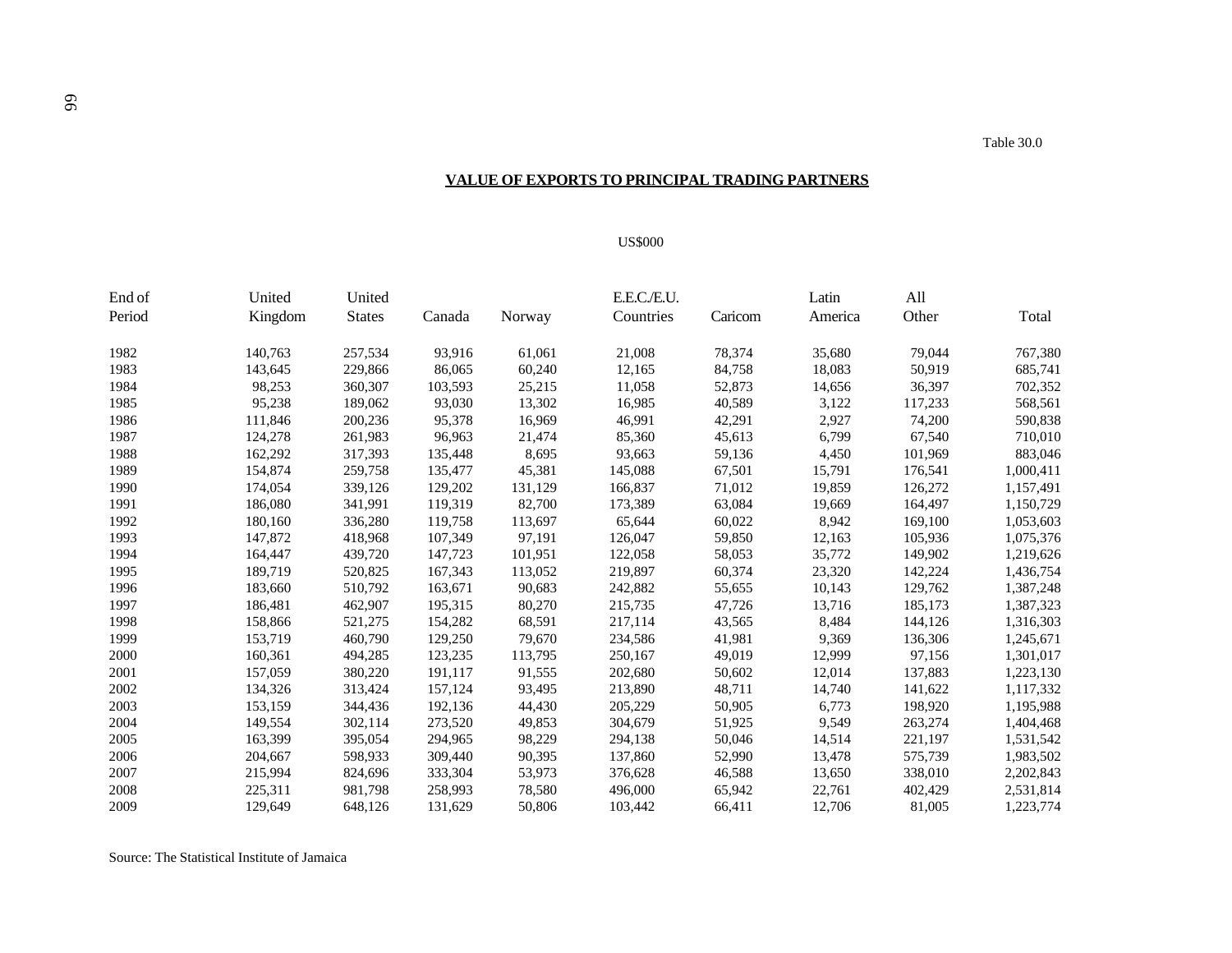Table 30.0

## VALUE OF EXPORTS TO PRINCIPAL TRADING PARTNERS

US$000

| End of Period | United Kingdom | United States | Canada | Norway | E.E.C./E.U. Countries | Caricom | Latin America | All Other | Total |
|---|---|---|---|---|---|---|---|---|---|
| 1982 | 140,763 | 257,534 | 93,916 | 61,061 | 21,008 | 78,374 | 35,680 | 79,044 | 767,380 |
| 1983 | 143,645 | 229,866 | 86,065 | 60,240 | 12,165 | 84,758 | 18,083 | 50,919 | 685,741 |
| 1984 | 98,253 | 360,307 | 103,593 | 25,215 | 11,058 | 52,873 | 14,656 | 36,397 | 702,352 |
| 1985 | 95,238 | 189,062 | 93,030 | 13,302 | 16,985 | 40,589 | 3,122 | 117,233 | 568,561 |
| 1986 | 111,846 | 200,236 | 95,378 | 16,969 | 46,991 | 42,291 | 2,927 | 74,200 | 590,838 |
| 1987 | 124,278 | 261,983 | 96,963 | 21,474 | 85,360 | 45,613 | 6,799 | 67,540 | 710,010 |
| 1988 | 162,292 | 317,393 | 135,448 | 8,695 | 93,663 | 59,136 | 4,450 | 101,969 | 883,046 |
| 1989 | 154,874 | 259,758 | 135,477 | 45,381 | 145,088 | 67,501 | 15,791 | 176,541 | 1,000,411 |
| 1990 | 174,054 | 339,126 | 129,202 | 131,129 | 166,837 | 71,012 | 19,859 | 126,272 | 1,157,491 |
| 1991 | 186,080 | 341,991 | 119,319 | 82,700 | 173,389 | 63,084 | 19,669 | 164,497 | 1,150,729 |
| 1992 | 180,160 | 336,280 | 119,758 | 113,697 | 65,644 | 60,022 | 8,942 | 169,100 | 1,053,603 |
| 1993 | 147,872 | 418,968 | 107,349 | 97,191 | 126,047 | 59,850 | 12,163 | 105,936 | 1,075,376 |
| 1994 | 164,447 | 439,720 | 147,723 | 101,951 | 122,058 | 58,053 | 35,772 | 149,902 | 1,219,626 |
| 1995 | 189,719 | 520,825 | 167,343 | 113,052 | 219,897 | 60,374 | 23,320 | 142,224 | 1,436,754 |
| 1996 | 183,660 | 510,792 | 163,671 | 90,683 | 242,882 | 55,655 | 10,143 | 129,762 | 1,387,248 |
| 1997 | 186,481 | 462,907 | 195,315 | 80,270 | 215,735 | 47,726 | 13,716 | 185,173 | 1,387,323 |
| 1998 | 158,866 | 521,275 | 154,282 | 68,591 | 217,114 | 43,565 | 8,484 | 144,126 | 1,316,303 |
| 1999 | 153,719 | 460,790 | 129,250 | 79,670 | 234,586 | 41,981 | 9,369 | 136,306 | 1,245,671 |
| 2000 | 160,361 | 494,285 | 123,235 | 113,795 | 250,167 | 49,019 | 12,999 | 97,156 | 1,301,017 |
| 2001 | 157,059 | 380,220 | 191,117 | 91,555 | 202,680 | 50,602 | 12,014 | 137,883 | 1,223,130 |
| 2002 | 134,326 | 313,424 | 157,124 | 93,495 | 213,890 | 48,711 | 14,740 | 141,622 | 1,117,332 |
| 2003 | 153,159 | 344,436 | 192,136 | 44,430 | 205,229 | 50,905 | 6,773 | 198,920 | 1,195,988 |
| 2004 | 149,554 | 302,114 | 273,520 | 49,853 | 304,679 | 51,925 | 9,549 | 263,274 | 1,404,468 |
| 2005 | 163,399 | 395,054 | 294,965 | 98,229 | 294,138 | 50,046 | 14,514 | 221,197 | 1,531,542 |
| 2006 | 204,667 | 598,933 | 309,440 | 90,395 | 137,860 | 52,990 | 13,478 | 575,739 | 1,983,502 |
| 2007 | 215,994 | 824,696 | 333,304 | 53,973 | 376,628 | 46,588 | 13,650 | 338,010 | 2,202,843 |
| 2008 | 225,311 | 981,798 | 258,993 | 78,580 | 496,000 | 65,942 | 22,761 | 402,429 | 2,531,814 |
| 2009 | 129,649 | 648,126 | 131,629 | 50,806 | 103,442 | 66,411 | 12,706 | 81,005 | 1,223,774 |

Source: The Statistical Institute of Jamaica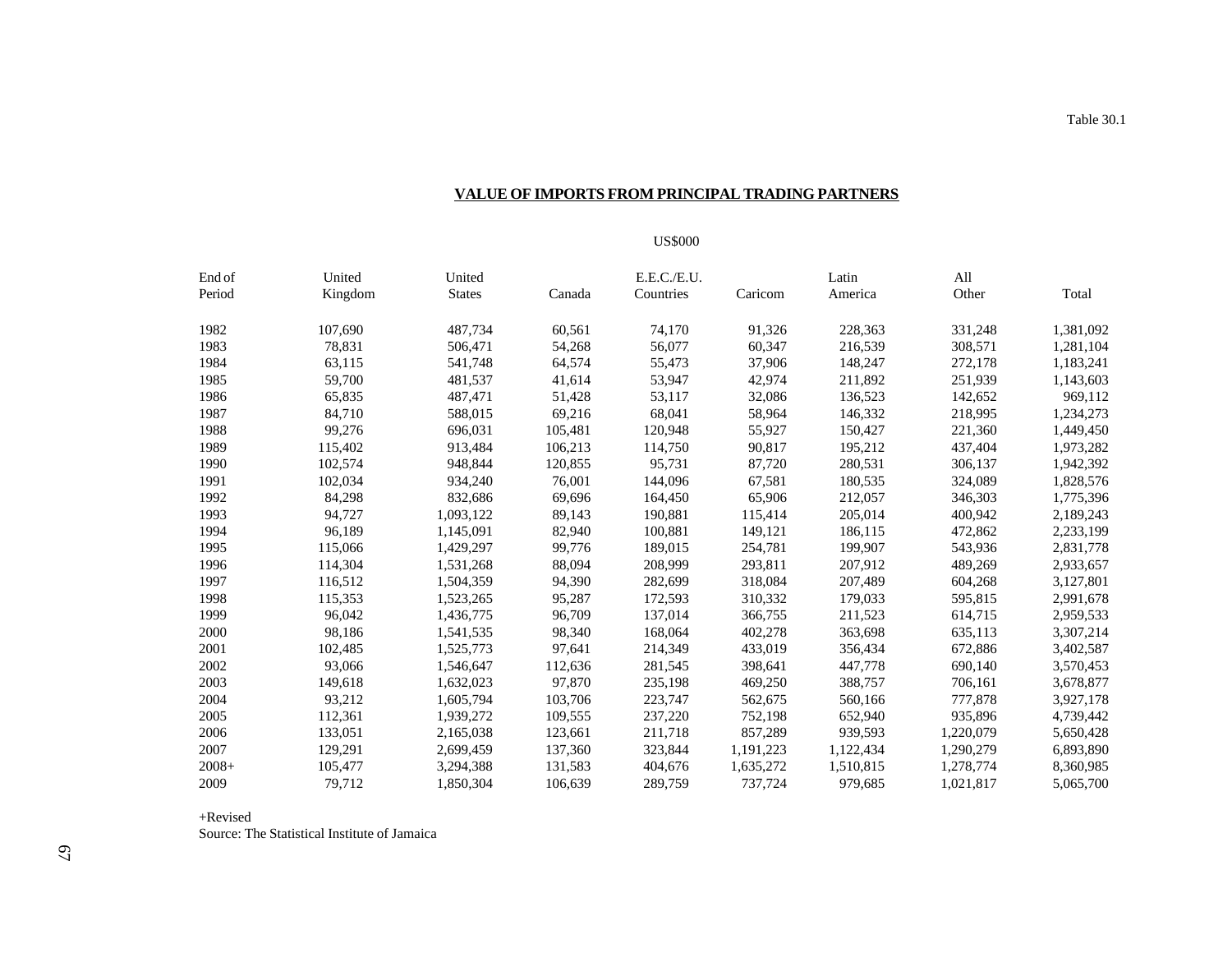Table 30.1

## VALUE OF IMPORTS FROM PRINCIPAL TRADING PARTNERS

US$000

| End of Period | United Kingdom | United States | Canada | E.E.C./E.U. Countries | Caricom | Latin America | All Other | Total |
|---|---|---|---|---|---|---|---|---|
| 1982 | 107,690 | 487,734 | 60,561 | 74,170 | 91,326 | 228,363 | 331,248 | 1,381,092 |
| 1983 | 78,831 | 506,471 | 54,268 | 56,077 | 60,347 | 216,539 | 308,571 | 1,281,104 |
| 1984 | 63,115 | 541,748 | 64,574 | 55,473 | 37,906 | 148,247 | 272,178 | 1,183,241 |
| 1985 | 59,700 | 481,537 | 41,614 | 53,947 | 42,974 | 211,892 | 251,939 | 1,143,603 |
| 1986 | 65,835 | 487,471 | 51,428 | 53,117 | 32,086 | 136,523 | 142,652 | 969,112 |
| 1987 | 84,710 | 588,015 | 69,216 | 68,041 | 58,964 | 146,332 | 218,995 | 1,234,273 |
| 1988 | 99,276 | 696,031 | 105,481 | 120,948 | 55,927 | 150,427 | 221,360 | 1,449,450 |
| 1989 | 115,402 | 913,484 | 106,213 | 114,750 | 90,817 | 195,212 | 437,404 | 1,973,282 |
| 1990 | 102,574 | 948,844 | 120,855 | 95,731 | 87,720 | 280,531 | 306,137 | 1,942,392 |
| 1991 | 102,034 | 934,240 | 76,001 | 144,096 | 67,581 | 180,535 | 324,089 | 1,828,576 |
| 1992 | 84,298 | 832,686 | 69,696 | 164,450 | 65,906 | 212,057 | 346,303 | 1,775,396 |
| 1993 | 94,727 | 1,093,122 | 89,143 | 190,881 | 115,414 | 205,014 | 400,942 | 2,189,243 |
| 1994 | 96,189 | 1,145,091 | 82,940 | 100,881 | 149,121 | 186,115 | 472,862 | 2,233,199 |
| 1995 | 115,066 | 1,429,297 | 99,776 | 189,015 | 254,781 | 199,907 | 543,936 | 2,831,778 |
| 1996 | 114,304 | 1,531,268 | 88,094 | 208,999 | 293,811 | 207,912 | 489,269 | 2,933,657 |
| 1997 | 116,512 | 1,504,359 | 94,390 | 282,699 | 318,084 | 207,489 | 604,268 | 3,127,801 |
| 1998 | 115,353 | 1,523,265 | 95,287 | 172,593 | 310,332 | 179,033 | 595,815 | 2,991,678 |
| 1999 | 96,042 | 1,436,775 | 96,709 | 137,014 | 366,755 | 211,523 | 614,715 | 2,959,533 |
| 2000 | 98,186 | 1,541,535 | 98,340 | 168,064 | 402,278 | 363,698 | 635,113 | 3,307,214 |
| 2001 | 102,485 | 1,525,773 | 97,641 | 214,349 | 433,019 | 356,434 | 672,886 | 3,402,587 |
| 2002 | 93,066 | 1,546,647 | 112,636 | 281,545 | 398,641 | 447,778 | 690,140 | 3,570,453 |
| 2003 | 149,618 | 1,632,023 | 97,870 | 235,198 | 469,250 | 388,757 | 706,161 | 3,678,877 |
| 2004 | 93,212 | 1,605,794 | 103,706 | 223,747 | 562,675 | 560,166 | 777,878 | 3,927,178 |
| 2005 | 112,361 | 1,939,272 | 109,555 | 237,220 | 752,198 | 652,940 | 935,896 | 4,739,442 |
| 2006 | 133,051 | 2,165,038 | 123,661 | 211,718 | 857,289 | 939,593 | 1,220,079 | 5,650,428 |
| 2007 | 129,291 | 2,699,459 | 137,360 | 323,844 | 1,191,223 | 1,122,434 | 1,290,279 | 6,893,890 |
| 2008+ | 105,477 | 3,294,388 | 131,583 | 404,676 | 1,635,272 | 1,510,815 | 1,278,774 | 8,360,985 |
| 2009 | 79,712 | 1,850,304 | 106,639 | 289,759 | 737,724 | 979,685 | 1,021,817 | 5,065,700 |

+Revised

Source: The Statistical Institute of Jamaica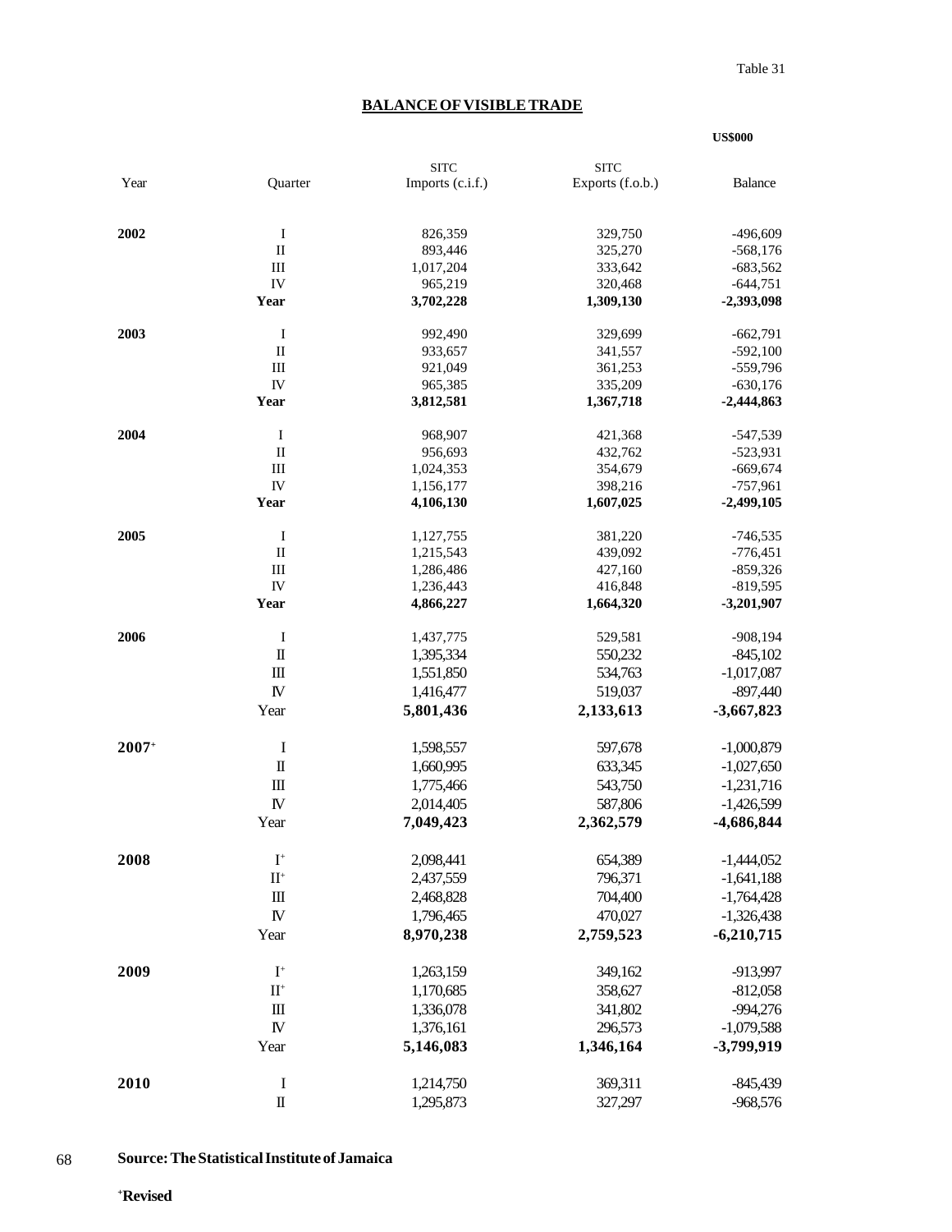Table 31

## BALANCE OF VISIBLE TRADE

**US$000**

| Year | Quarter | SITC Imports (c.i.f.) | SITC Exports (f.o.b.) | Balance |
|---|---|---|---|---|
| **2002** | I | 826,359 | 329,750 | -496,609 |
| | II | 893,446 | 325,270 | -568,176 |
| | III | 1,017,204 | 333,642 | -683,562 |
| | IV | 965,219 | 320,468 | -644,751 |
| | **Year** | **3,702,228** | **1,309,130** | **-2,393,098** |
| **2003** | I | 992,490 | 329,699 | -662,791 |
| | II | 933,657 | 341,557 | -592,100 |
| | III | 921,049 | 361,253 | -559,796 |
| | IV | 965,385 | 335,209 | -630,176 |
| | **Year** | **3,812,581** | **1,367,718** | **-2,444,863** |
| **2004** | I | 968,907 | 421,368 | -547,539 |
| | II | 956,693 | 432,762 | -523,931 |
| | III | 1,024,353 | 354,679 | -669,674 |
| | IV | 1,156,177 | 398,216 | -757,961 |
| | **Year** | **4,106,130** | **1,607,025** | **-2,499,105** |
| **2005** | I | 1,127,755 | 381,220 | -746,535 |
| | II | 1,215,543 | 439,092 | -776,451 |
| | III | 1,286,486 | 427,160 | -859,326 |
| | IV | 1,236,443 | 416,848 | -819,595 |
| | **Year** | **4,866,227** | **1,664,320** | **-3,201,907** |
| **2006** | I | 1,437,775 | 529,581 | -908,194 |
| | II | 1,395,334 | 550,232 | -845,102 |
| | III | 1,551,850 | 534,763 | -1,017,087 |
| | IV | 1,416,477 | 519,037 | -897,440 |
| | Year | **5,801,436** | **2,133,613** | **-3,667,823** |
| **2007+** | I | 1,598,557 | 597,678 | -1,000,879 |
| | II | 1,660,995 | 633,345 | -1,027,650 |
| | III | 1,775,466 | 543,750 | -1,231,716 |
| | IV | 2,014,405 | 587,806 | -1,426,599 |
| | Year | **7,049,423** | **2,362,579** | **-4,686,844** |
| **2008** | I+ | 2,098,441 | 654,389 | -1,444,052 |
| | II+ | 2,437,559 | 796,371 | -1,641,188 |
| | III | 2,468,828 | 704,400 | -1,764,428 |
| | IV | 1,796,465 | 470,027 | -1,326,438 |
| | Year | **8,970,238** | **2,759,523** | **-6,210,715** |
| **2009** | I+ | 1,263,159 | 349,162 | -913,997 |
| | II+ | 1,170,685 | 358,627 | -812,058 |
| | III | 1,336,078 | 341,802 | -994,276 |
| | IV | 1,376,161 | 296,573 | -1,079,588 |
| | Year | **5,146,083** | **1,346,164** | **-3,799,919** |
| **2010** | I | 1,214,750 | 369,311 | -845,439 |
| | II | 1,295,873 | 327,297 | -968,576 |

**Source: The Statistical Institute of Jamaica**

**+Revised**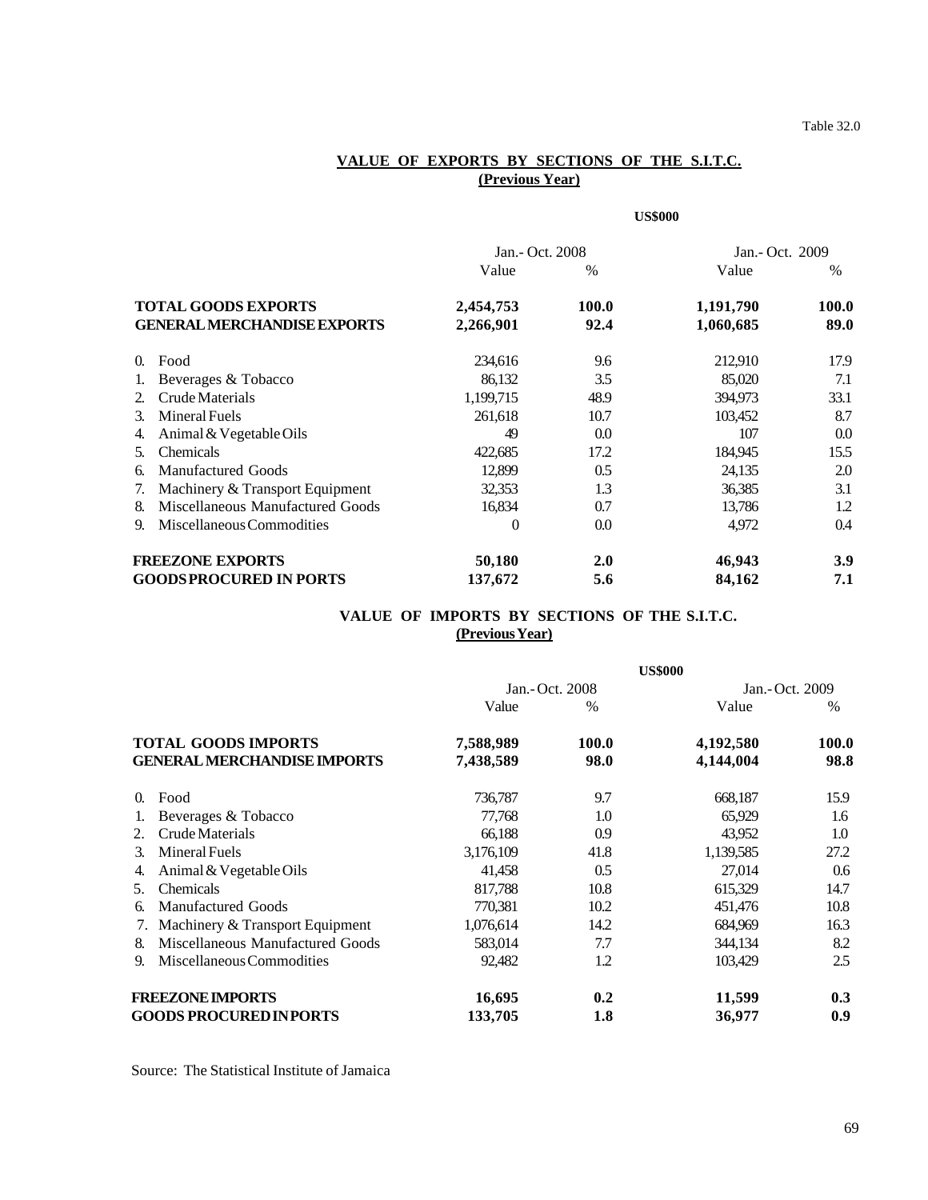Table 32.0

## VALUE OF EXPORTS BY SECTIONS OF THE S.I.T.C.
**(Previous Year)**

**US$000**

| | Jan.- Oct. 2008 | | Jan.- Oct. 2009 | |
|---|---|---|---|---|
| | Value | % | Value | % |
| **TOTAL GOODS EXPORTS** | **2,454,753** | **100.0** | **1,191,790** | **100.0** |
| **GENERAL MERCHANDISE EXPORTS** | **2,266,901** | **92.4** | **1,060,685** | **89.0** |
| 0. Food | 234,616 | 9.6 | 212,910 | 17.9 |
| 1. Beverages & Tobacco | 86,132 | 3.5 | 85,020 | 7.1 |
| 2. Crude Materials | 1,199,715 | 48.9 | 394,973 | 33.1 |
| 3. Mineral Fuels | 261,618 | 10.7 | 103,452 | 8.7 |
| 4. Animal & Vegetable Oils | 49 | 0.0 | 107 | 0.0 |
| 5. Chemicals | 422,685 | 17.2 | 184,945 | 15.5 |
| 6. Manufactured Goods | 12,899 | 0.5 | 24,135 | 2.0 |
| 7. Machinery & Transport Equipment | 32,353 | 1.3 | 36,385 | 3.1 |
| 8. Miscellaneous Manufactured Goods | 16,834 | 0.7 | 13,786 | 1.2 |
| 9. Miscellaneous Commodities | 0 | 0.0 | 4,972 | 0.4 |
| **FREEZONE EXPORTS** | **50,180** | **2.0** | **46,943** | **3.9** |
| **GOODS PROCURED IN PORTS** | **137,672** | **5.6** | **84,162** | **7.1** |

## VALUE OF IMPORTS BY SECTIONS OF THE S.I.T.C.
**(Previous Year)**

**US$000**

| | Jan.- Oct. 2008 | | Jan.- Oct. 2009 | |
|---|---|---|---|---|
| | Value | % | Value | % |
| **TOTAL GOODS IMPORTS** | **7,588,989** | **100.0** | **4,192,580** | **100.0** |
| **GENERAL MERCHANDISE IMPORTS** | **7,438,589** | **98.0** | **4,144,004** | **98.8** |
| 0. Food | 736,787 | 9.7 | 668,187 | 15.9 |
| 1. Beverages & Tobacco | 77,768 | 1.0 | 65,929 | 1.6 |
| 2. Crude Materials | 66,188 | 0.9 | 43,952 | 1.0 |
| 3. Mineral Fuels | 3,176,109 | 41.8 | 1,139,585 | 27.2 |
| 4. Animal & Vegetable Oils | 41,458 | 0.5 | 27,014 | 0.6 |
| 5. Chemicals | 817,788 | 10.8 | 615,329 | 14.7 |
| 6. Manufactured Goods | 770,381 | 10.2 | 451,476 | 10.8 |
| 7. Machinery & Transport Equipment | 1,076,614 | 14.2 | 684,969 | 16.3 |
| 8. Miscellaneous Manufactured Goods | 583,014 | 7.7 | 344,134 | 8.2 |
| 9. Miscellaneous Commodities | 92,482 | 1.2 | 103,429 | 2.5 |
| **FREEZONE IMPORTS** | **16,695** | **0.2** | **11,599** | **0.3** |
| **GOODS PROCURED IN PORTS** | **133,705** | **1.8** | **36,977** | **0.9** |

Source: The Statistical Institute of Jamaica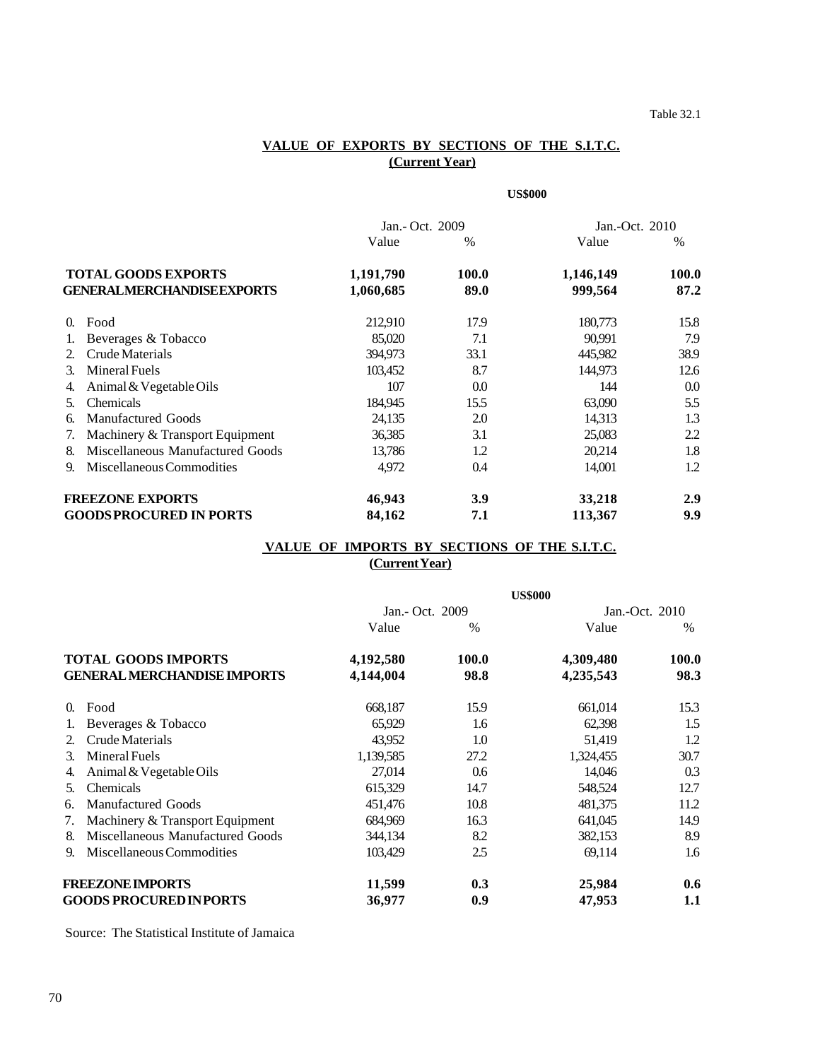Table 32.1

## VALUE OF EXPORTS BY SECTIONS OF THE S.I.T.C.
## (Current Year)

US$000

| | Jan.- Oct. 2009 | | Jan.-Oct. 2010 | |
|---|---|---|---|---|
| | Value | % | Value | % |
| **TOTAL GOODS EXPORTS** | **1,191,790** | **100.0** | **1,146,149** | **100.0** |
| **GENERAL MERCHANDISE EXPORTS** | **1,060,685** | **89.0** | **999,564** | **87.2** |
| 0. Food | 212,910 | 17.9 | 180,773 | 15.8 |
| 1. Beverages & Tobacco | 85,020 | 7.1 | 90,991 | 7.9 |
| 2. Crude Materials | 394,973 | 33.1 | 445,982 | 38.9 |
| 3. Mineral Fuels | 103,452 | 8.7 | 144,973 | 12.6 |
| 4. Animal & Vegetable Oils | 107 | 0.0 | 144 | 0.0 |
| 5. Chemicals | 184,945 | 15.5 | 63,090 | 5.5 |
| 6. Manufactured Goods | 24,135 | 2.0 | 14,313 | 1.3 |
| 7. Machinery & Transport Equipment | 36,385 | 3.1 | 25,083 | 2.2 |
| 8. Miscellaneous Manufactured Goods | 13,786 | 1.2 | 20,214 | 1.8 |
| 9. Miscellaneous Commodities | 4,972 | 0.4 | 14,001 | 1.2 |
| **FREEZONE EXPORTS** | **46,943** | **3.9** | **33,218** | **2.9** |
| **GOODS PROCURED IN PORTS** | **84,162** | **7.1** | **113,367** | **9.9** |

## VALUE OF IMPORTS BY SECTIONS OF THE S.I.T.C.
## (Current Year)

US$000

| | Jan.- Oct. 2009 | | Jan.-Oct. 2010 | |
|---|---|---|---|---|
| | Value | % | Value | % |
| **TOTAL GOODS IMPORTS** | **4,192,580** | **100.0** | **4,309,480** | **100.0** |
| **GENERAL MERCHANDISE IMPORTS** | **4,144,004** | **98.8** | **4,235,543** | **98.3** |
| 0. Food | 668,187 | 15.9 | 661,014 | 15.3 |
| 1. Beverages & Tobacco | 65,929 | 1.6 | 62,398 | 1.5 |
| 2. Crude Materials | 43,952 | 1.0 | 51,419 | 1.2 |
| 3. Mineral Fuels | 1,139,585 | 27.2 | 1,324,455 | 30.7 |
| 4. Animal & Vegetable Oils | 27,014 | 0.6 | 14,046 | 0.3 |
| 5. Chemicals | 615,329 | 14.7 | 548,524 | 12.7 |
| 6. Manufactured Goods | 451,476 | 10.8 | 481,375 | 11.2 |
| 7. Machinery & Transport Equipment | 684,969 | 16.3 | 641,045 | 14.9 |
| 8. Miscellaneous Manufactured Goods | 344,134 | 8.2 | 382,153 | 8.9 |
| 9. Miscellaneous Commodities | 103,429 | 2.5 | 69,114 | 1.6 |
| **FREEZONE IMPORTS** | **11,599** | **0.3** | **25,984** | **0.6** |
| **GOODS PROCURED IN PORTS** | **36,977** | **0.9** | **47,953** | **1.1** |

Source: The Statistical Institute of Jamaica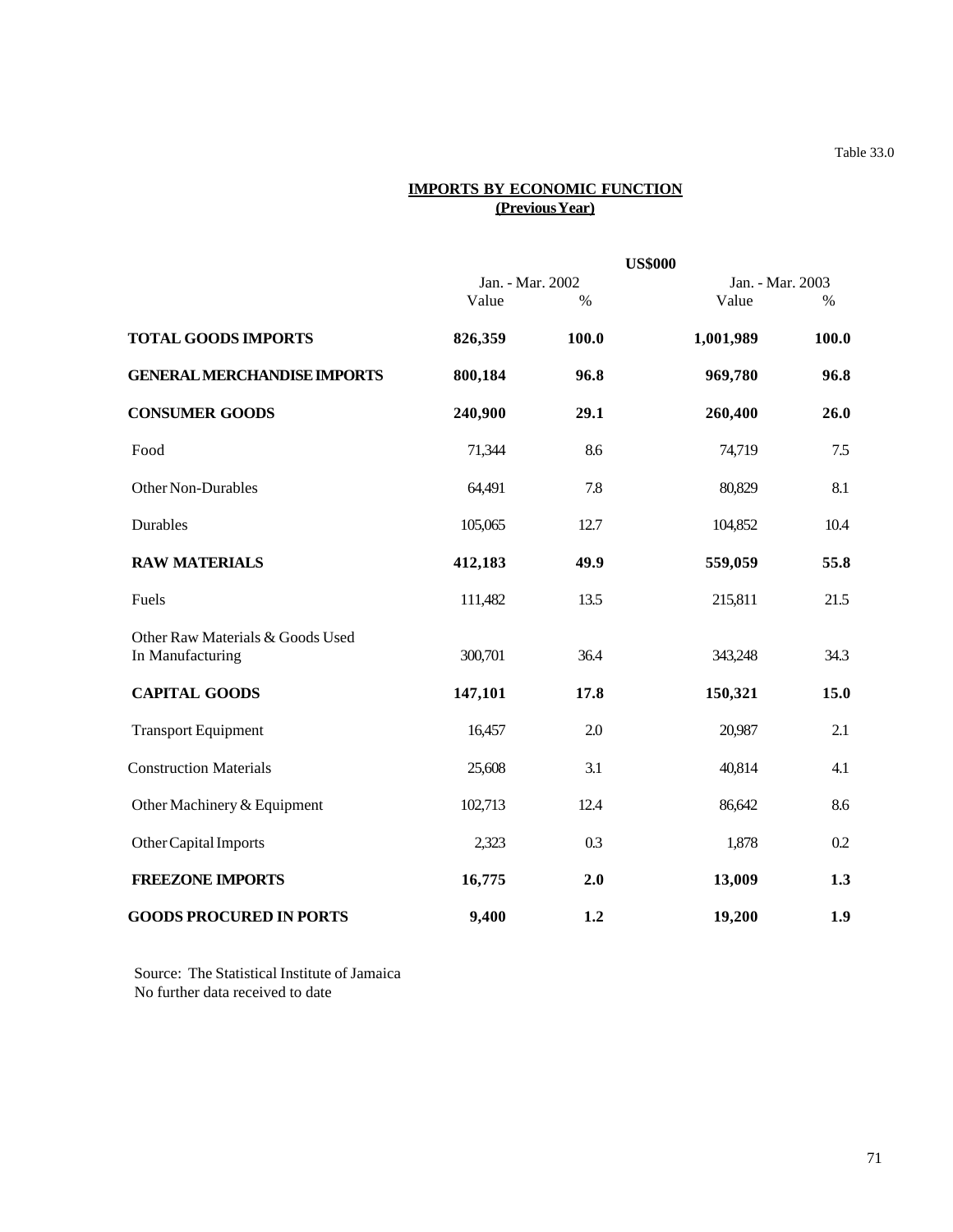Table 33.0

## IMPORTS BY ECONOMIC FUNCTION
### (Previous Year)

| | US$000 | | | |
|---|---|---|---|---|
| | Jan. - Mar. 2002 | | Jan. - Mar. 2003 | |
| | Value | % | Value | % |
| **TOTAL GOODS IMPORTS** | **826,359** | **100.0** | **1,001,989** | **100.0** |
| **GENERAL MERCHANDISE IMPORTS** | **800,184** | **96.8** | **969,780** | **96.8** |
| **CONSUMER GOODS** | **240,900** | **29.1** | **260,400** | **26.0** |
| Food | 71,344 | 8.6 | 74,719 | 7.5 |
| Other Non-Durables | 64,491 | 7.8 | 80,829 | 8.1 |
| Durables | 105,065 | 12.7 | 104,852 | 10.4 |
| **RAW MATERIALS** | **412,183** | **49.9** | **559,059** | **55.8** |
| Fuels | 111,482 | 13.5 | 215,811 | 21.5 |
| Other Raw Materials & Goods Used In Manufacturing | 300,701 | 36.4 | 343,248 | 34.3 |
| **CAPITAL GOODS** | **147,101** | **17.8** | **150,321** | **15.0** |
| Transport Equipment | 16,457 | 2.0 | 20,987 | 2.1 |
| Construction Materials | 25,608 | 3.1 | 40,814 | 4.1 |
| Other Machinery & Equipment | 102,713 | 12.4 | 86,642 | 8.6 |
| Other Capital Imports | 2,323 | 0.3 | 1,878 | 0.2 |
| **FREEZONE IMPORTS** | **16,775** | **2.0** | **13,009** | **1.3** |
| **GOODS PROCURED IN PORTS** | **9,400** | **1.2** | **19,200** | **1.9** |

Source: The Statistical Institute of Jamaica
No further data received to date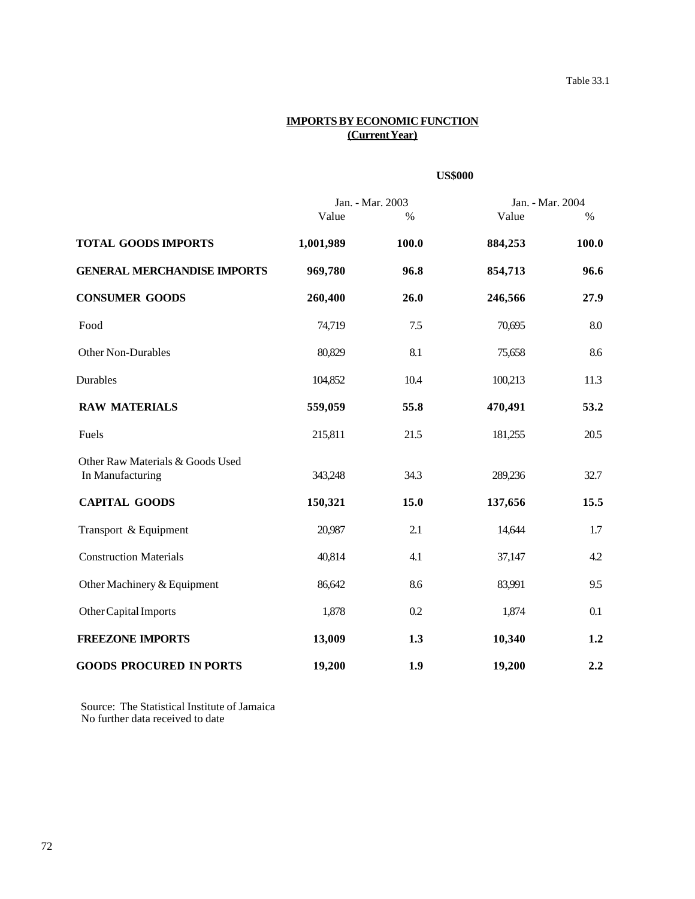Table 33.1

## IMPORTS BY ECONOMIC FUNCTION
## (Current Year)

**US$000**

| | Jan. - Mar. 2003 | | Jan. - Mar. 2004 | |
|---|---|---|---|---|
| | Value | % | Value | % |
| **TOTAL GOODS IMPORTS** | **1,001,989** | **100.0** | **884,253** | **100.0** |
| **GENERAL MERCHANDISE IMPORTS** | **969,780** | **96.8** | **854,713** | **96.6** |
| **CONSUMER GOODS** | **260,400** | **26.0** | **246,566** | **27.9** |
| Food | 74,719 | 7.5 | 70,695 | 8.0 |
| Other Non-Durables | 80,829 | 8.1 | 75,658 | 8.6 |
| Durables | 104,852 | 10.4 | 100,213 | 11.3 |
| **RAW MATERIALS** | **559,059** | **55.8** | **470,491** | **53.2** |
| Fuels | 215,811 | 21.5 | 181,255 | 20.5 |
| Other Raw Materials & Goods Used In Manufacturing | 343,248 | 34.3 | 289,236 | 32.7 |
| **CAPITAL GOODS** | **150,321** | **15.0** | **137,656** | **15.5** |
| Transport & Equipment | 20,987 | 2.1 | 14,644 | 1.7 |
| Construction Materials | 40,814 | 4.1 | 37,147 | 4.2 |
| Other Machinery & Equipment | 86,642 | 8.6 | 83,991 | 9.5 |
| Other Capital Imports | 1,878 | 0.2 | 1,874 | 0.1 |
| **FREEZONE IMPORTS** | **13,009** | **1.3** | **10,340** | **1.2** |
| **GOODS PROCURED IN PORTS** | **19,200** | **1.9** | **19,200** | **2.2** |

Source: The Statistical Institute of Jamaica
No further data received to date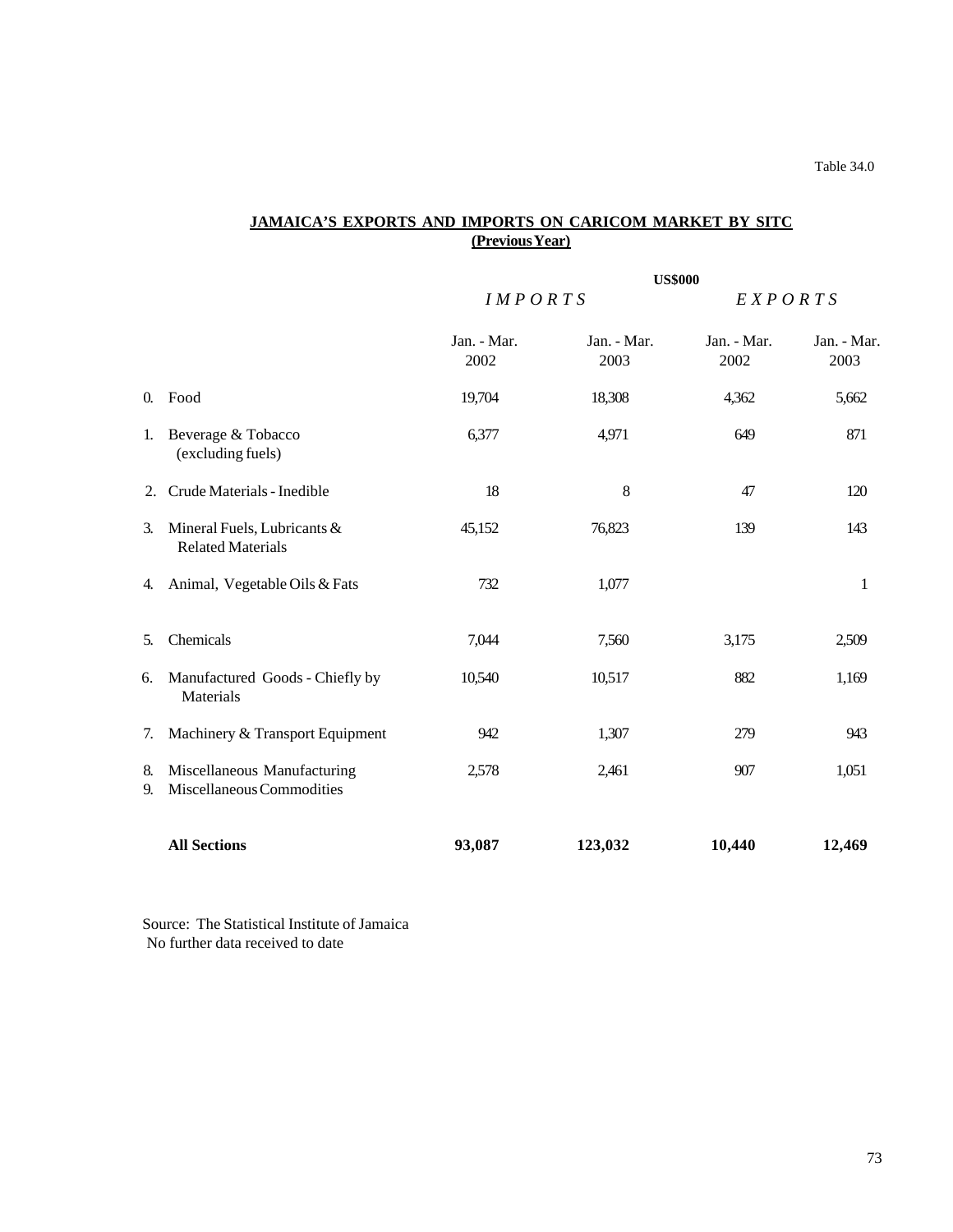Table 34.0

**JAMAICA'S EXPORTS AND IMPORTS ON CARICOM MARKET BY SITC**
**(Previous Year)**

**US$000**

| | | *IMPORTS* | | *EXPORTS* | |
|---|---|---|---|---|---|
| | | Jan. - Mar. 2002 | Jan. - Mar. 2003 | Jan. - Mar. 2002 | Jan. - Mar. 2003 |
| 0. | Food | 19,704 | 18,308 | 4,362 | 5,662 |
| 1. | Beverage & Tobacco (excluding fuels) | 6,377 | 4,971 | 649 | 871 |
| 2. | Crude Materials - Inedible | 18 | 8 | 47 | 120 |
| 3. | Mineral Fuels, Lubricants & Related Materials | 45,152 | 76,823 | 139 | 143 |
| 4. | Animal, Vegetable Oils & Fats | 732 | 1,077 | | 1 |
| 5. | Chemicals | 7,044 | 7,560 | 3,175 | 2,509 |
| 6. | Manufactured Goods - Chiefly by Materials | 10,540 | 10,517 | 882 | 1,169 |
| 7. | Machinery & Transport Equipment | 942 | 1,307 | 279 | 943 |
| 8. 9. | Miscellaneous Manufacturing Miscellaneous Commodities | 2,578 | 2,461 | 907 | 1,051 |
| | **All Sections** | **93,087** | **123,032** | **10,440** | **12,469** |

Source: The Statistical Institute of Jamaica
No further data received to date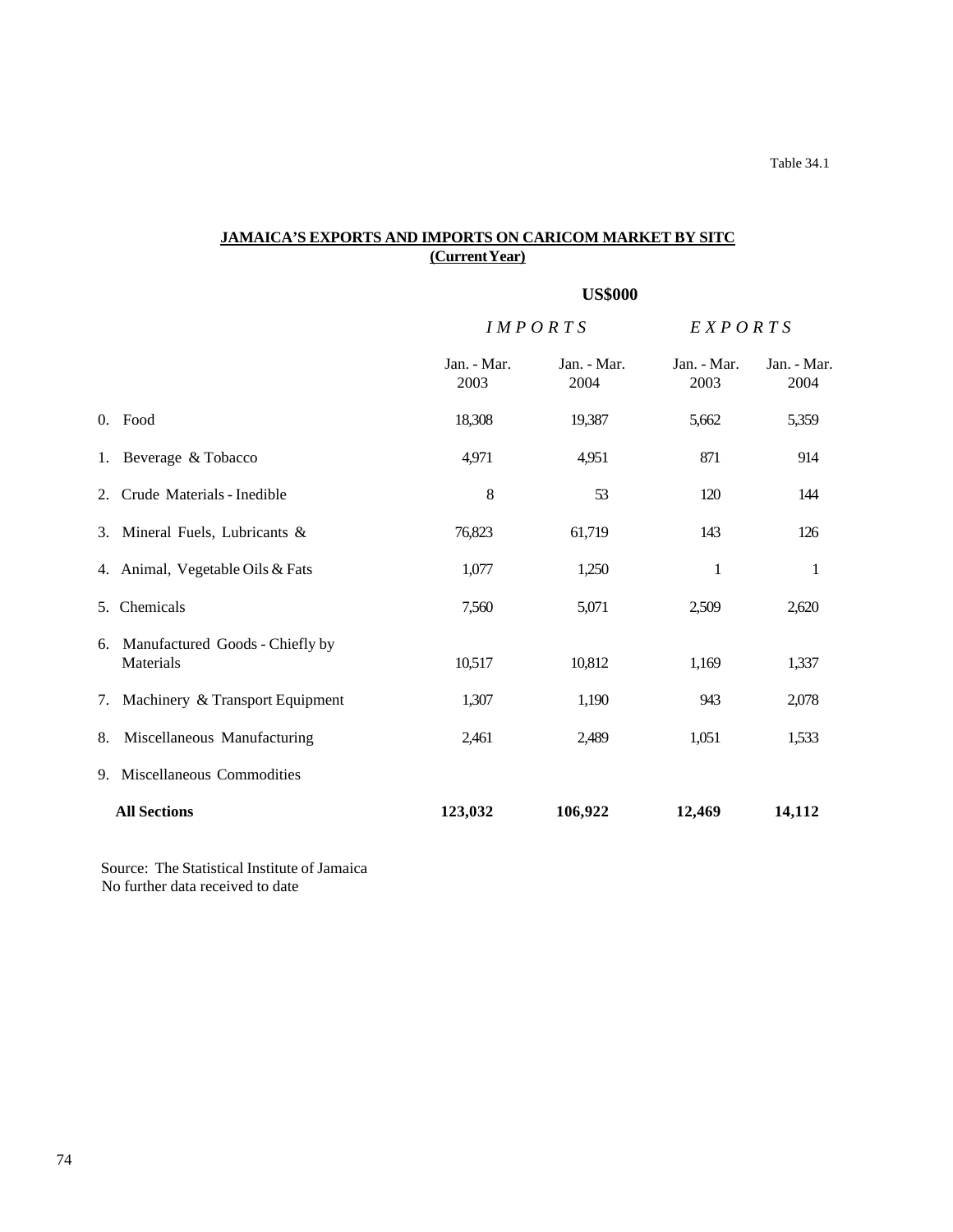Table 34.1

## JAMAICA'S EXPORTS AND IMPORTS ON CARICOM MARKET BY SITC
**(Current Year)**

| | US$000 | | | |
|---|---|---|---|---|
| | *IMPORTS* | | *EXPORTS* | |
| | Jan. - Mar. 2003 | Jan. - Mar. 2004 | Jan. - Mar. 2003 | Jan. - Mar. 2004 |
| 0. Food | 18,308 | 19,387 | 5,662 | 5,359 |
| 1. Beverage & Tobacco | 4,971 | 4,951 | 871 | 914 |
| 2. Crude Materials - Inedible | 8 | 53 | 120 | 144 |
| 3. Mineral Fuels, Lubricants & | 76,823 | 61,719 | 143 | 126 |
| 4. Animal, Vegetable Oils & Fats | 1,077 | 1,250 | 1 | 1 |
| 5. Chemicals | 7,560 | 5,071 | 2,509 | 2,620 |
| 6. Manufactured Goods - Chiefly by Materials | 10,517 | 10,812 | 1,169 | 1,337 |
| 7. Machinery & Transport Equipment | 1,307 | 1,190 | 943 | 2,078 |
| 8. Miscellaneous Manufacturing | 2,461 | 2,489 | 1,051 | 1,533 |
| 9. Miscellaneous Commodities | | | | |
| **All Sections** | **123,032** | **106,922** | **12,469** | **14,112** |

Source: The Statistical Institute of Jamaica
No further data received to date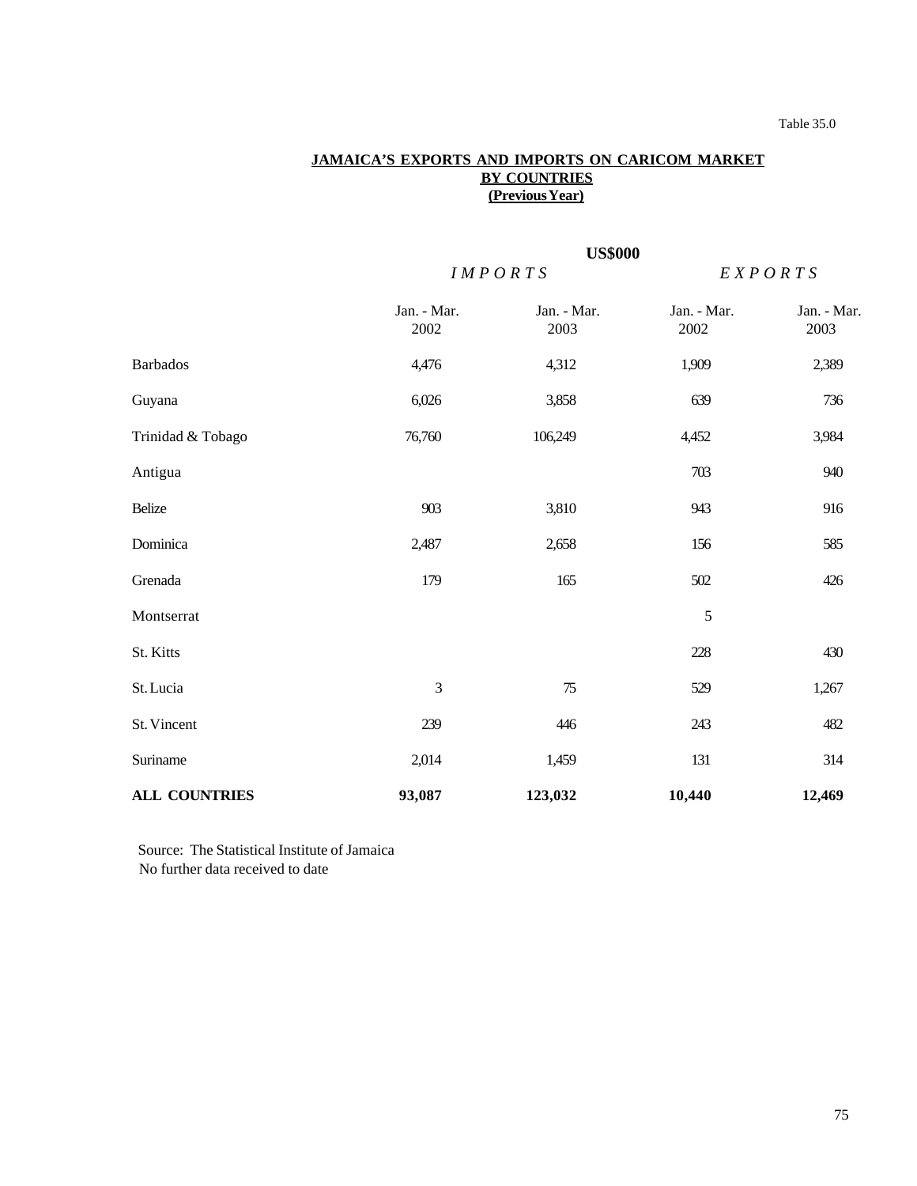Table 35.0

## JAMAICA'S EXPORTS AND IMPORTS ON CARICOM MARKET BY COUNTRIES (Previous Year)

**US$000**

| | *IMPORTS* | | *EXPORTS* | |
|---|---|---|---|---|
| | Jan. - Mar. 2002 | Jan. - Mar. 2003 | Jan. - Mar. 2002 | Jan. - Mar. 2003 |
| Barbados | 4,476 | 4,312 | 1,909 | 2,389 |
| Guyana | 6,026 | 3,858 | 639 | 736 |
| Trinidad & Tobago | 76,760 | 106,249 | 4,452 | 3,984 |
| Antigua | | | 703 | 940 |
| Belize | 903 | 3,810 | 943 | 916 |
| Dominica | 2,487 | 2,658 | 156 | 585 |
| Grenada | 179 | 165 | 502 | 426 |
| Montserrat | | | 5 | |
| St. Kitts | | | 228 | 430 |
| St. Lucia | 3 | 75 | 529 | 1,267 |
| St. Vincent | 239 | 446 | 243 | 482 |
| Suriname | 2,014 | 1,459 | 131 | 314 |
| **ALL COUNTRIES** | **93,087** | **123,032** | **10,440** | **12,469** |

Source: The Statistical Institute of Jamaica
No further data received to date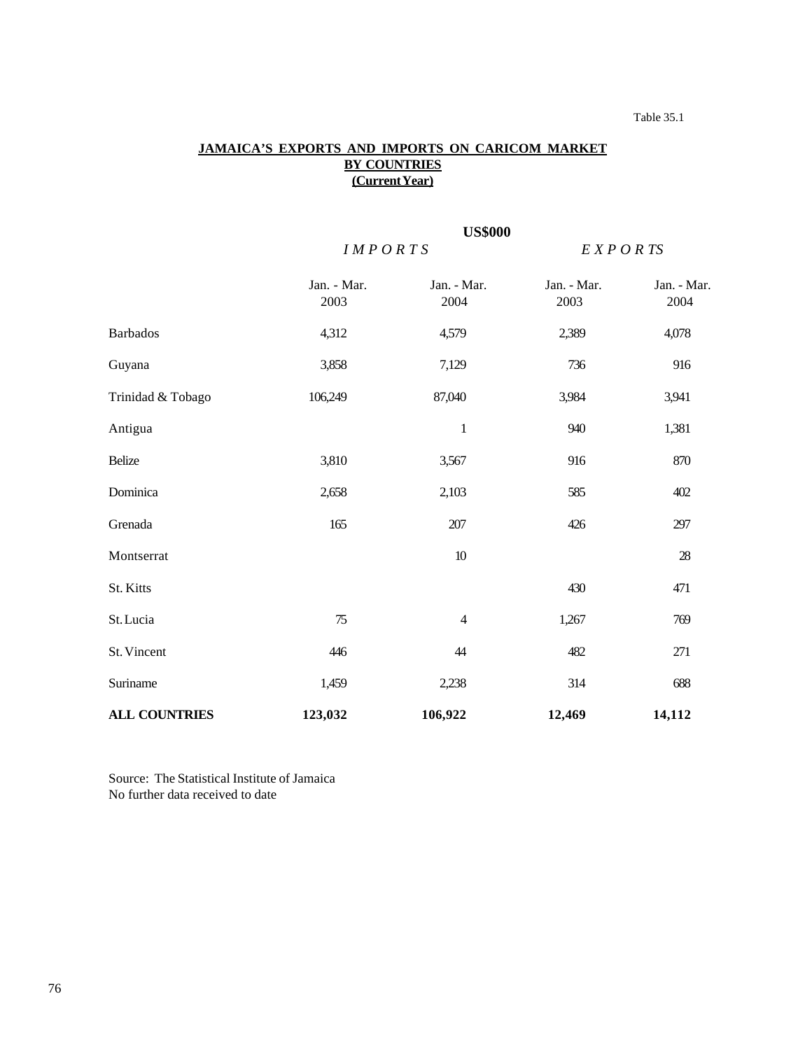Table 35.1

**JAMAICA'S EXPORTS AND IMPORTS ON CARICOM MARKET BY COUNTRIES (Current Year)**

| | **US$000** | | | |
|---|---|---|---|---|
| | *IMPORTS* | | *EXPORTS* | |
| | Jan. - Mar. 2003 | Jan. - Mar. 2004 | Jan. - Mar. 2003 | Jan. - Mar. 2004 |
| Barbados | 4,312 | 4,579 | 2,389 | 4,078 |
| Guyana | 3,858 | 7,129 | 736 | 916 |
| Trinidad & Tobago | 106,249 | 87,040 | 3,984 | 3,941 |
| Antigua | | 1 | 940 | 1,381 |
| Belize | 3,810 | 3,567 | 916 | 870 |
| Dominica | 2,658 | 2,103 | 585 | 402 |
| Grenada | 165 | 207 | 426 | 297 |
| Montserrat | | 10 | | 28 |
| St. Kitts | | | 430 | 471 |
| St. Lucia | 75 | 4 | 1,267 | 769 |
| St. Vincent | 446 | 44 | 482 | 271 |
| Suriname | 1,459 | 2,238 | 314 | 688 |
| **ALL COUNTRIES** | **123,032** | **106,922** | **12,469** | **14,112** |

Source: The Statistical Institute of Jamaica
No further data received to date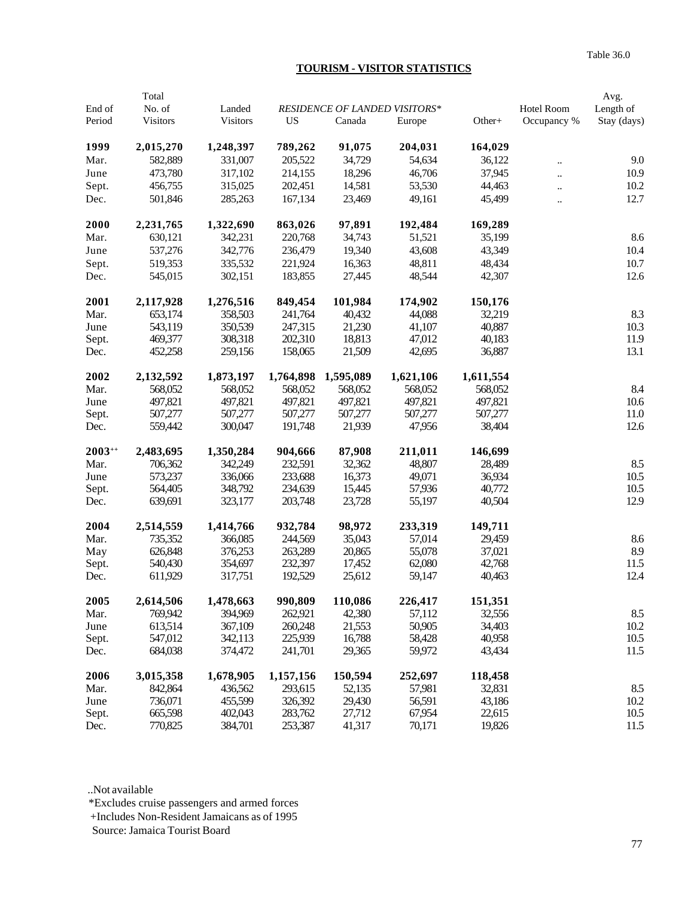Table 36.0

## TOURISM - VISITOR STATISTICS

| End of Period | Total No. of Visitors | Landed Visitors | *RESIDENCE OF LANDED VISITORS** US | Canada | Europe | Other+ | Hotel Room Occupancy % | Avg. Length of Stay (days) |
|---|---|---|---|---|---|---|---|---|
| **1999** | **2,015,270** | **1,248,397** | **789,262** | **91,075** | **204,031** | **164,029** | | |
| Mar. | 582,889 | 331,007 | 205,522 | 34,729 | 54,634 | 36,122 | .. | 9.0 |
| June | 473,780 | 317,102 | 214,155 | 18,296 | 46,706 | 37,945 | .. | 10.9 |
| Sept. | 456,755 | 315,025 | 202,451 | 14,581 | 53,530 | 44,463 | .. | 10.2 |
| Dec. | 501,846 | 285,263 | 167,134 | 23,469 | 49,161 | 45,499 | .. | 12.7 |
| **2000** | **2,231,765** | **1,322,690** | **863,026** | **97,891** | **192,484** | **169,289** | | |
| Mar. | 630,121 | 342,231 | 220,768 | 34,743 | 51,521 | 35,199 | | 8.6 |
| June | 537,276 | 342,776 | 236,479 | 19,340 | 43,608 | 43,349 | | 10.4 |
| Sept. | 519,353 | 335,532 | 221,924 | 16,363 | 48,811 | 48,434 | | 10.7 |
| Dec. | 545,015 | 302,151 | 183,855 | 27,445 | 48,544 | 42,307 | | 12.6 |
| **2001** | **2,117,928** | **1,276,516** | **849,454** | **101,984** | **174,902** | **150,176** | | |
| Mar. | 653,174 | 358,503 | 241,764 | 40,432 | 44,088 | 32,219 | | 8.3 |
| June | 543,119 | 350,539 | 247,315 | 21,230 | 41,107 | 40,887 | | 10.3 |
| Sept. | 469,377 | 308,318 | 202,310 | 18,813 | 47,012 | 40,183 | | 11.9 |
| Dec. | 452,258 | 259,156 | 158,065 | 21,509 | 42,695 | 36,887 | | 13.1 |
| **2002** | **2,132,592** | **1,873,197** | **1,764,898** | **1,595,089** | **1,621,106** | **1,611,554** | | |
| Mar. | 568,052 | 568,052 | 568,052 | 568,052 | 568,052 | 568,052 | | 8.4 |
| June | 497,821 | 497,821 | 497,821 | 497,821 | 497,821 | 497,821 | | 10.6 |
| Sept. | 507,277 | 507,277 | 507,277 | 507,277 | 507,277 | 507,277 | | 11.0 |
| Dec. | 559,442 | 300,047 | 191,748 | 21,939 | 47,956 | 38,404 | | 12.6 |
| **2003++** | **2,483,695** | **1,350,284** | **904,666** | **87,908** | **211,011** | **146,699** | | |
| Mar. | 706,362 | 342,249 | 232,591 | 32,362 | 48,807 | 28,489 | | 8.5 |
| June | 573,237 | 336,066 | 233,688 | 16,373 | 49,071 | 36,934 | | 10.5 |
| Sept. | 564,405 | 348,792 | 234,639 | 15,445 | 57,936 | 40,772 | | 10.5 |
| Dec. | 639,691 | 323,177 | 203,748 | 23,728 | 55,197 | 40,504 | | 12.9 |
| **2004** | **2,514,559** | **1,414,766** | **932,784** | **98,972** | **233,319** | **149,711** | | |
| Mar. | 735,352 | 366,085 | 244,569 | 35,043 | 57,014 | 29,459 | | 8.6 |
| May | 626,848 | 376,253 | 263,289 | 20,865 | 55,078 | 37,021 | | 8.9 |
| Sept. | 540,430 | 354,697 | 232,397 | 17,452 | 62,080 | 42,768 | | 11.5 |
| Dec. | 611,929 | 317,751 | 192,529 | 25,612 | 59,147 | 40,463 | | 12.4 |
| **2005** | **2,614,506** | **1,478,663** | **990,809** | **110,086** | **226,417** | **151,351** | | |
| Mar. | 769,942 | 394,969 | 262,921 | 42,380 | 57,112 | 32,556 | | 8.5 |
| June | 613,514 | 367,109 | 260,248 | 21,553 | 50,905 | 34,403 | | 10.2 |
| Sept. | 547,012 | 342,113 | 225,939 | 16,788 | 58,428 | 40,958 | | 10.5 |
| Dec. | 684,038 | 374,472 | 241,701 | 29,365 | 59,972 | 43,434 | | 11.5 |
| **2006** | **3,015,358** | **1,678,905** | **1,157,156** | **150,594** | **252,697** | **118,458** | | |
| Mar. | 842,864 | 436,562 | 293,615 | 52,135 | 57,981 | 32,831 | | 8.5 |
| June | 736,071 | 455,599 | 326,392 | 29,430 | 56,591 | 43,186 | | 10.2 |
| Sept. | 665,598 | 402,043 | 283,762 | 27,712 | 67,954 | 22,615 | | 10.5 |
| Dec. | 770,825 | 384,701 | 253,387 | 41,317 | 70,171 | 19,826 | | 11.5 |

..Not available
*Excludes cruise passengers and armed forces
+Includes Non-Resident Jamaicans as of 1995
Source: Jamaica Tourist Board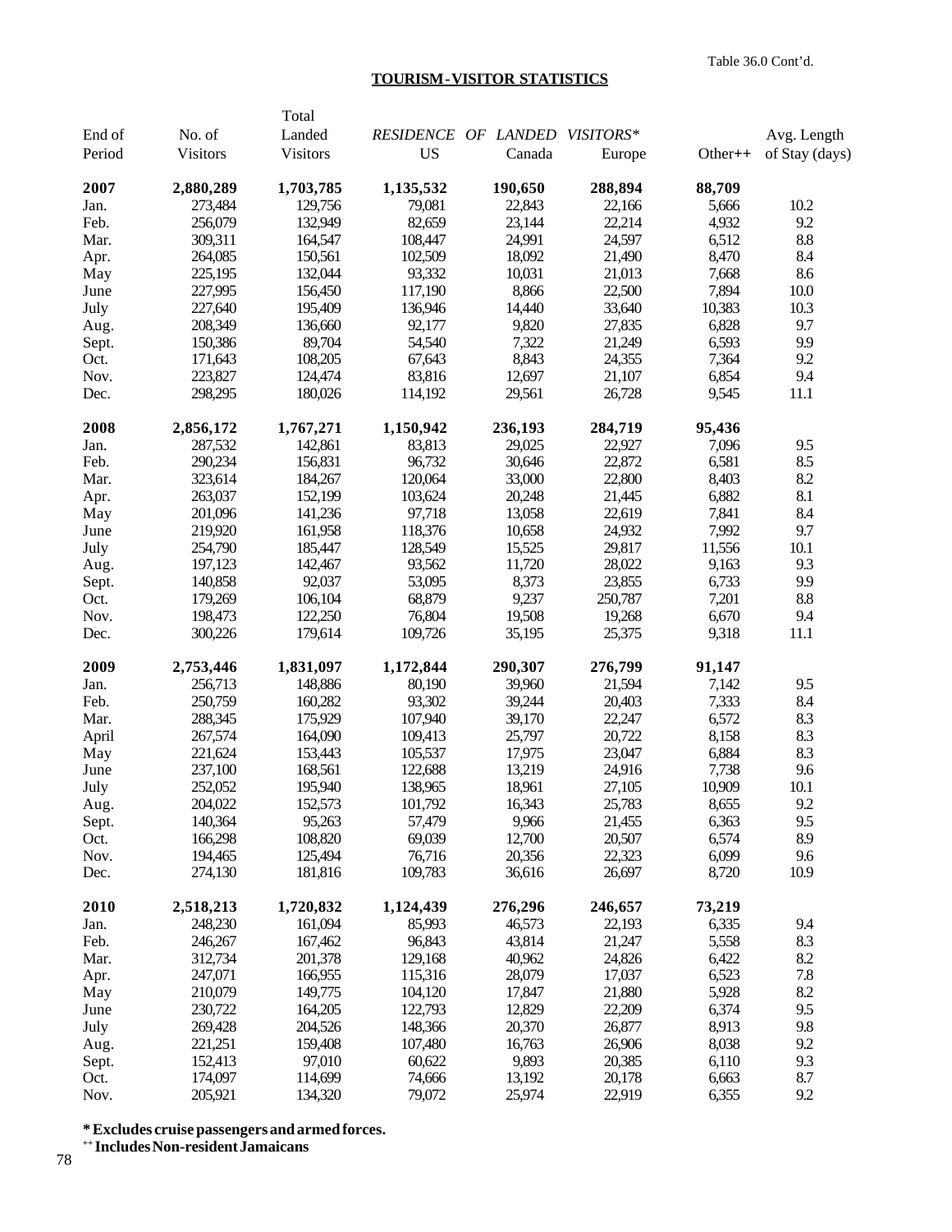Table 36.0 Cont'd.

**TOURISM - VISITOR STATISTICS**

| End of Period | No. of Visitors | Total Landed Visitors | *RESIDENCE OF LANDED VISITORS** US | Canada | Europe | Other++ | Avg. Length of Stay (days) |
|---|---|---|---|---|---|---|---|
| **2007** | **2,880,289** | **1,703,785** | **1,135,532** | **190,650** | **288,894** | **88,709** | |
| Jan. | 273,484 | 129,756 | 79,081 | 22,843 | 22,166 | 5,666 | 10.2 |
| Feb. | 256,079 | 132,949 | 82,659 | 23,144 | 22,214 | 4,932 | 9.2 |
| Mar. | 309,311 | 164,547 | 108,447 | 24,991 | 24,597 | 6,512 | 8.8 |
| Apr. | 264,085 | 150,561 | 102,509 | 18,092 | 21,490 | 8,470 | 8.4 |
| May | 225,195 | 132,044 | 93,332 | 10,031 | 21,013 | 7,668 | 8.6 |
| June | 227,995 | 156,450 | 117,190 | 8,866 | 22,500 | 7,894 | 10.0 |
| July | 227,640 | 195,409 | 136,946 | 14,440 | 33,640 | 10,383 | 10.3 |
| Aug. | 208,349 | 136,660 | 92,177 | 9,820 | 27,835 | 6,828 | 9.7 |
| Sept. | 150,386 | 89,704 | 54,540 | 7,322 | 21,249 | 6,593 | 9.9 |
| Oct. | 171,643 | 108,205 | 67,643 | 8,843 | 24,355 | 7,364 | 9.2 |
| Nov. | 223,827 | 124,474 | 83,816 | 12,697 | 21,107 | 6,854 | 9.4 |
| Dec. | 298,295 | 180,026 | 114,192 | 29,561 | 26,728 | 9,545 | 11.1 |
| **2008** | **2,856,172** | **1,767,271** | **1,150,942** | **236,193** | **284,719** | **95,436** | |
| Jan. | 287,532 | 142,861 | 83,813 | 29,025 | 22,927 | 7,096 | 9.5 |
| Feb. | 290,234 | 156,831 | 96,732 | 30,646 | 22,872 | 6,581 | 8.5 |
| Mar. | 323,614 | 184,267 | 120,064 | 33,000 | 22,800 | 8,403 | 8.2 |
| Apr. | 263,037 | 152,199 | 103,624 | 20,248 | 21,445 | 6,882 | 8.1 |
| May | 201,096 | 141,236 | 97,718 | 13,058 | 22,619 | 7,841 | 8.4 |
| June | 219,920 | 161,958 | 118,376 | 10,658 | 24,932 | 7,992 | 9.7 |
| July | 254,790 | 185,447 | 128,549 | 15,525 | 29,817 | 11,556 | 10.1 |
| Aug. | 197,123 | 142,467 | 93,562 | 11,720 | 28,022 | 9,163 | 9.3 |
| Sept. | 140,858 | 92,037 | 53,095 | 8,373 | 23,855 | 6,733 | 9.9 |
| Oct. | 179,269 | 106,104 | 68,879 | 9,237 | 250,787 | 7,201 | 8.8 |
| Nov. | 198,473 | 122,250 | 76,804 | 19,508 | 19,268 | 6,670 | 9.4 |
| Dec. | 300,226 | 179,614 | 109,726 | 35,195 | 25,375 | 9,318 | 11.1 |
| **2009** | **2,753,446** | **1,831,097** | **1,172,844** | **290,307** | **276,799** | **91,147** | |
| Jan. | 256,713 | 148,886 | 80,190 | 39,960 | 21,594 | 7,142 | 9.5 |
| Feb. | 250,759 | 160,282 | 93,302 | 39,244 | 20,403 | 7,333 | 8.4 |
| Mar. | 288,345 | 175,929 | 107,940 | 39,170 | 22,247 | 6,572 | 8.3 |
| April | 267,574 | 164,090 | 109,413 | 25,797 | 20,722 | 8,158 | 8.3 |
| May | 221,624 | 153,443 | 105,537 | 17,975 | 23,047 | 6,884 | 8.3 |
| June | 237,100 | 168,561 | 122,688 | 13,219 | 24,916 | 7,738 | 9.6 |
| July | 252,052 | 195,940 | 138,965 | 18,961 | 27,105 | 10,909 | 10.1 |
| Aug. | 204,022 | 152,573 | 101,792 | 16,343 | 25,783 | 8,655 | 9.2 |
| Sept. | 140,364 | 95,263 | 57,479 | 9,966 | 21,455 | 6,363 | 9.5 |
| Oct. | 166,298 | 108,820 | 69,039 | 12,700 | 20,507 | 6,574 | 8.9 |
| Nov. | 194,465 | 125,494 | 76,716 | 20,356 | 22,323 | 6,099 | 9.6 |
| Dec. | 274,130 | 181,816 | 109,783 | 36,616 | 26,697 | 8,720 | 10.9 |
| **2010** | **2,518,213** | **1,720,832** | **1,124,439** | **276,296** | **246,657** | **73,219** | |
| Jan. | 248,230 | 161,094 | 85,993 | 46,573 | 22,193 | 6,335 | 9.4 |
| Feb. | 246,267 | 167,462 | 96,843 | 43,814 | 21,247 | 5,558 | 8.3 |
| Mar. | 312,734 | 201,378 | 129,168 | 40,962 | 24,826 | 6,422 | 8.2 |
| Apr. | 247,071 | 166,955 | 115,316 | 28,079 | 17,037 | 6,523 | 7.8 |
| May | 210,079 | 149,775 | 104,120 | 17,847 | 21,880 | 5,928 | 8.2 |
| June | 230,722 | 164,205 | 122,793 | 12,829 | 22,209 | 6,374 | 9.5 |
| July | 269,428 | 204,526 | 148,366 | 20,370 | 26,877 | 8,913 | 9.8 |
| Aug. | 221,251 | 159,408 | 107,480 | 16,763 | 26,906 | 8,038 | 9.2 |
| Sept. | 152,413 | 97,010 | 60,622 | 9,893 | 20,385 | 6,110 | 9.3 |
| Oct. | 174,097 | 114,699 | 74,666 | 13,192 | 20,178 | 6,663 | 8.7 |
| Nov. | 205,921 | 134,320 | 79,072 | 25,974 | 22,919 | 6,355 | 9.2 |

**\* Excludes cruise passengers and armed forces.**
**++ Includes Non-resident Jamaicans**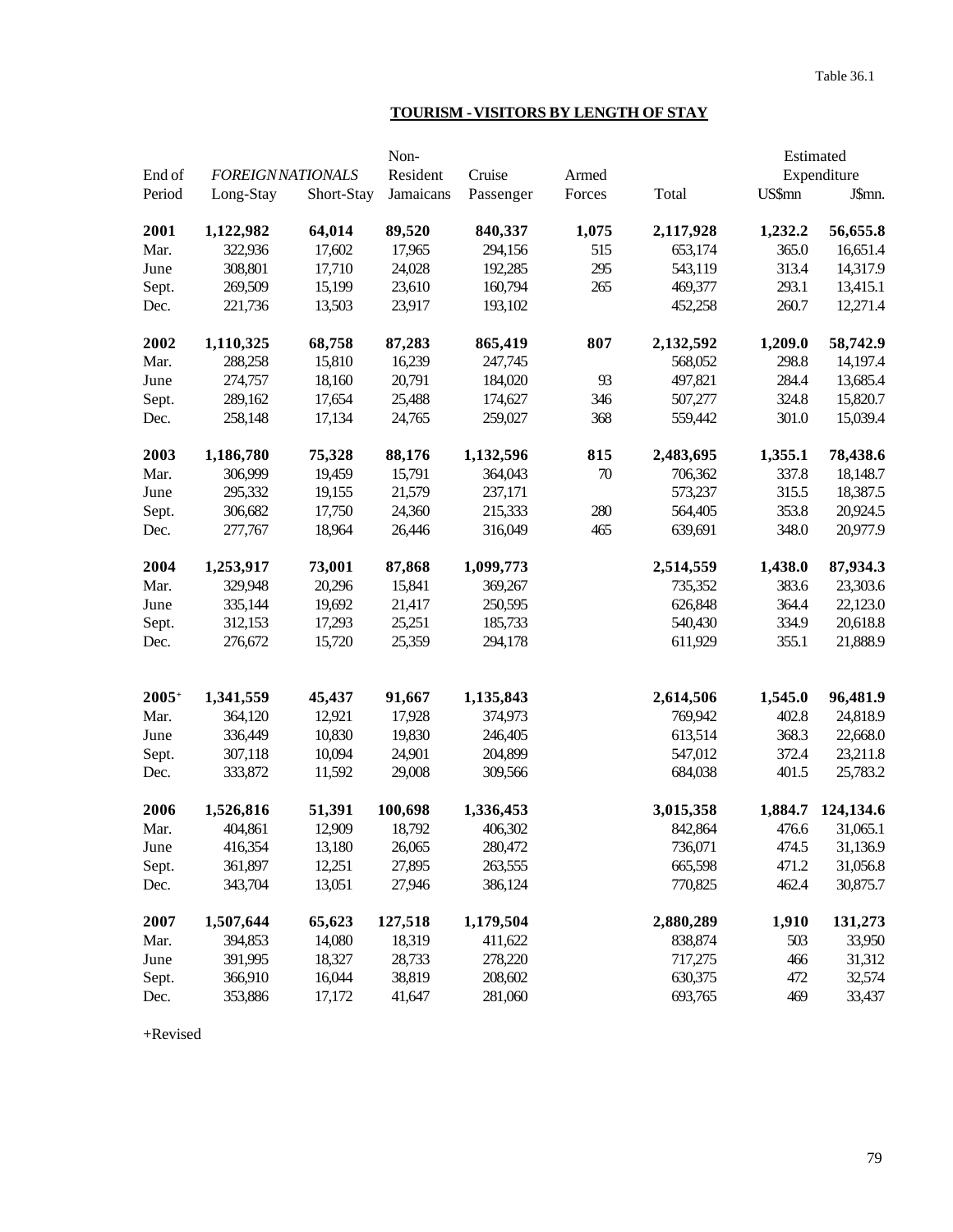Table 36.1

## TOURISM - VISITORS BY LENGTH OF STAY

| End of Period | *FOREIGN NATIONALS* Long-Stay | Short-Stay | Non-Resident Jamaicans | Cruise Passenger | Armed Forces | Total | Estimated Expenditure US$mn | J$mn. |
|---|---|---|---|---|---|---|---|---|
| **2001** | **1,122,982** | **64,014** | **89,520** | **840,337** | **1,075** | **2,117,928** | **1,232.2** | **56,655.8** |
| Mar. | 322,936 | 17,602 | 17,965 | 294,156 | 515 | 653,174 | 365.0 | 16,651.4 |
| June | 308,801 | 17,710 | 24,028 | 192,285 | 295 | 543,119 | 313.4 | 14,317.9 |
| Sept. | 269,509 | 15,199 | 23,610 | 160,794 | 265 | 469,377 | 293.1 | 13,415.1 |
| Dec. | 221,736 | 13,503 | 23,917 | 193,102 | | 452,258 | 260.7 | 12,271.4 |
| **2002** | **1,110,325** | **68,758** | **87,283** | **865,419** | **807** | **2,132,592** | **1,209.0** | **58,742.9** |
| Mar. | 288,258 | 15,810 | 16,239 | 247,745 | | 568,052 | 298.8 | 14,197.4 |
| June | 274,757 | 18,160 | 20,791 | 184,020 | 93 | 497,821 | 284.4 | 13,685.4 |
| Sept. | 289,162 | 17,654 | 25,488 | 174,627 | 346 | 507,277 | 324.8 | 15,820.7 |
| Dec. | 258,148 | 17,134 | 24,765 | 259,027 | 368 | 559,442 | 301.0 | 15,039.4 |
| **2003** | **1,186,780** | **75,328** | **88,176** | **1,132,596** | **815** | **2,483,695** | **1,355.1** | **78,438.6** |
| Mar. | 306,999 | 19,459 | 15,791 | 364,043 | 70 | 706,362 | 337.8 | 18,148.7 |
| June | 295,332 | 19,155 | 21,579 | 237,171 | | 573,237 | 315.5 | 18,387.5 |
| Sept. | 306,682 | 17,750 | 24,360 | 215,333 | 280 | 564,405 | 353.8 | 20,924.5 |
| Dec. | 277,767 | 18,964 | 26,446 | 316,049 | 465 | 639,691 | 348.0 | 20,977.9 |
| **2004** | **1,253,917** | **73,001** | **87,868** | **1,099,773** | | **2,514,559** | **1,438.0** | **87,934.3** |
| Mar. | 329,948 | 20,296 | 15,841 | 369,267 | | 735,352 | 383.6 | 23,303.6 |
| June | 335,144 | 19,692 | 21,417 | 250,595 | | 626,848 | 364.4 | 22,123.0 |
| Sept. | 312,153 | 17,293 | 25,251 | 185,733 | | 540,430 | 334.9 | 20,618.8 |
| Dec. | 276,672 | 15,720 | 25,359 | 294,178 | | 611,929 | 355.1 | 21,888.9 |
| **2005+** | **1,341,559** | **45,437** | **91,667** | **1,135,843** | | **2,614,506** | **1,545.0** | **96,481.9** |
| Mar. | 364,120 | 12,921 | 17,928 | 374,973 | | 769,942 | 402.8 | 24,818.9 |
| June | 336,449 | 10,830 | 19,830 | 246,405 | | 613,514 | 368.3 | 22,668.0 |
| Sept. | 307,118 | 10,094 | 24,901 | 204,899 | | 547,012 | 372.4 | 23,211.8 |
| Dec. | 333,872 | 11,592 | 29,008 | 309,566 | | 684,038 | 401.5 | 25,783.2 |
| **2006** | **1,526,816** | **51,391** | **100,698** | **1,336,453** | | **3,015,358** | **1,884.7** | **124,134.6** |
| Mar. | 404,861 | 12,909 | 18,792 | 406,302 | | 842,864 | 476.6 | 31,065.1 |
| June | 416,354 | 13,180 | 26,065 | 280,472 | | 736,071 | 474.5 | 31,136.9 |
| Sept. | 361,897 | 12,251 | 27,895 | 263,555 | | 665,598 | 471.2 | 31,056.8 |
| Dec. | 343,704 | 13,051 | 27,946 | 386,124 | | 770,825 | 462.4 | 30,875.7 |
| **2007** | **1,507,644** | **65,623** | **127,518** | **1,179,504** | | **2,880,289** | **1,910** | **131,273** |
| Mar. | 394,853 | 14,080 | 18,319 | 411,622 | | 838,874 | 503 | 33,950 |
| June | 391,995 | 18,327 | 28,733 | 278,220 | | 717,275 | 466 | 31,312 |
| Sept. | 366,910 | 16,044 | 38,819 | 208,602 | | 630,375 | 472 | 32,574 |
| Dec. | 353,886 | 17,172 | 41,647 | 281,060 | | 693,765 | 469 | 33,437 |

+Revised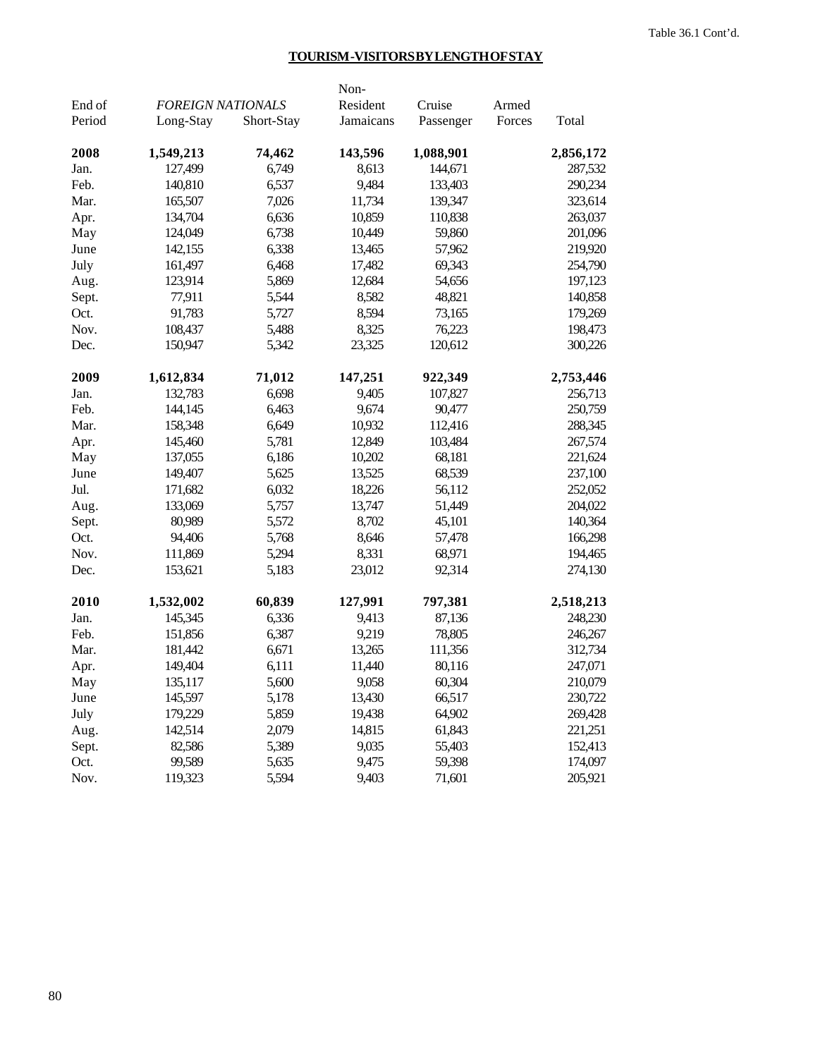Table 36.1 Cont'd.

## TOURISM-VISITORS BY LENGTH OF STAY

| End of Period | *FOREIGN NATIONALS* Long-Stay | Short-Stay | Non-Resident Jamaicans | Cruise Passenger | Armed Forces | Total |
|---|---|---|---|---|---|---|
| **2008** | **1,549,213** | **74,462** | **143,596** | **1,088,901** | | **2,856,172** |
| Jan. | 127,499 | 6,749 | 8,613 | 144,671 | | 287,532 |
| Feb. | 140,810 | 6,537 | 9,484 | 133,403 | | 290,234 |
| Mar. | 165,507 | 7,026 | 11,734 | 139,347 | | 323,614 |
| Apr. | 134,704 | 6,636 | 10,859 | 110,838 | | 263,037 |
| May | 124,049 | 6,738 | 10,449 | 59,860 | | 201,096 |
| June | 142,155 | 6,338 | 13,465 | 57,962 | | 219,920 |
| July | 161,497 | 6,468 | 17,482 | 69,343 | | 254,790 |
| Aug. | 123,914 | 5,869 | 12,684 | 54,656 | | 197,123 |
| Sept. | 77,911 | 5,544 | 8,582 | 48,821 | | 140,858 |
| Oct. | 91,783 | 5,727 | 8,594 | 73,165 | | 179,269 |
| Nov. | 108,437 | 5,488 | 8,325 | 76,223 | | 198,473 |
| Dec. | 150,947 | 5,342 | 23,325 | 120,612 | | 300,226 |
| **2009** | **1,612,834** | **71,012** | **147,251** | **922,349** | | **2,753,446** |
| Jan. | 132,783 | 6,698 | 9,405 | 107,827 | | 256,713 |
| Feb. | 144,145 | 6,463 | 9,674 | 90,477 | | 250,759 |
| Mar. | 158,348 | 6,649 | 10,932 | 112,416 | | 288,345 |
| Apr. | 145,460 | 5,781 | 12,849 | 103,484 | | 267,574 |
| May | 137,055 | 6,186 | 10,202 | 68,181 | | 221,624 |
| June | 149,407 | 5,625 | 13,525 | 68,539 | | 237,100 |
| Jul. | 171,682 | 6,032 | 18,226 | 56,112 | | 252,052 |
| Aug. | 133,069 | 5,757 | 13,747 | 51,449 | | 204,022 |
| Sept. | 80,989 | 5,572 | 8,702 | 45,101 | | 140,364 |
| Oct. | 94,406 | 5,768 | 8,646 | 57,478 | | 166,298 |
| Nov. | 111,869 | 5,294 | 8,331 | 68,971 | | 194,465 |
| Dec. | 153,621 | 5,183 | 23,012 | 92,314 | | 274,130 |
| **2010** | **1,532,002** | **60,839** | **127,991** | **797,381** | | **2,518,213** |
| Jan. | 145,345 | 6,336 | 9,413 | 87,136 | | 248,230 |
| Feb. | 151,856 | 6,387 | 9,219 | 78,805 | | 246,267 |
| Mar. | 181,442 | 6,671 | 13,265 | 111,356 | | 312,734 |
| Apr. | 149,404 | 6,111 | 11,440 | 80,116 | | 247,071 |
| May | 135,117 | 5,600 | 9,058 | 60,304 | | 210,079 |
| June | 145,597 | 5,178 | 13,430 | 66,517 | | 230,722 |
| July | 179,229 | 5,859 | 19,438 | 64,902 | | 269,428 |
| Aug. | 142,514 | 2,079 | 14,815 | 61,843 | | 221,251 |
| Sept. | 82,586 | 5,389 | 9,035 | 55,403 | | 152,413 |
| Oct. | 99,589 | 5,635 | 9,475 | 59,398 | | 174,097 |
| Nov. | 119,323 | 5,594 | 9,403 | 71,601 | | 205,921 |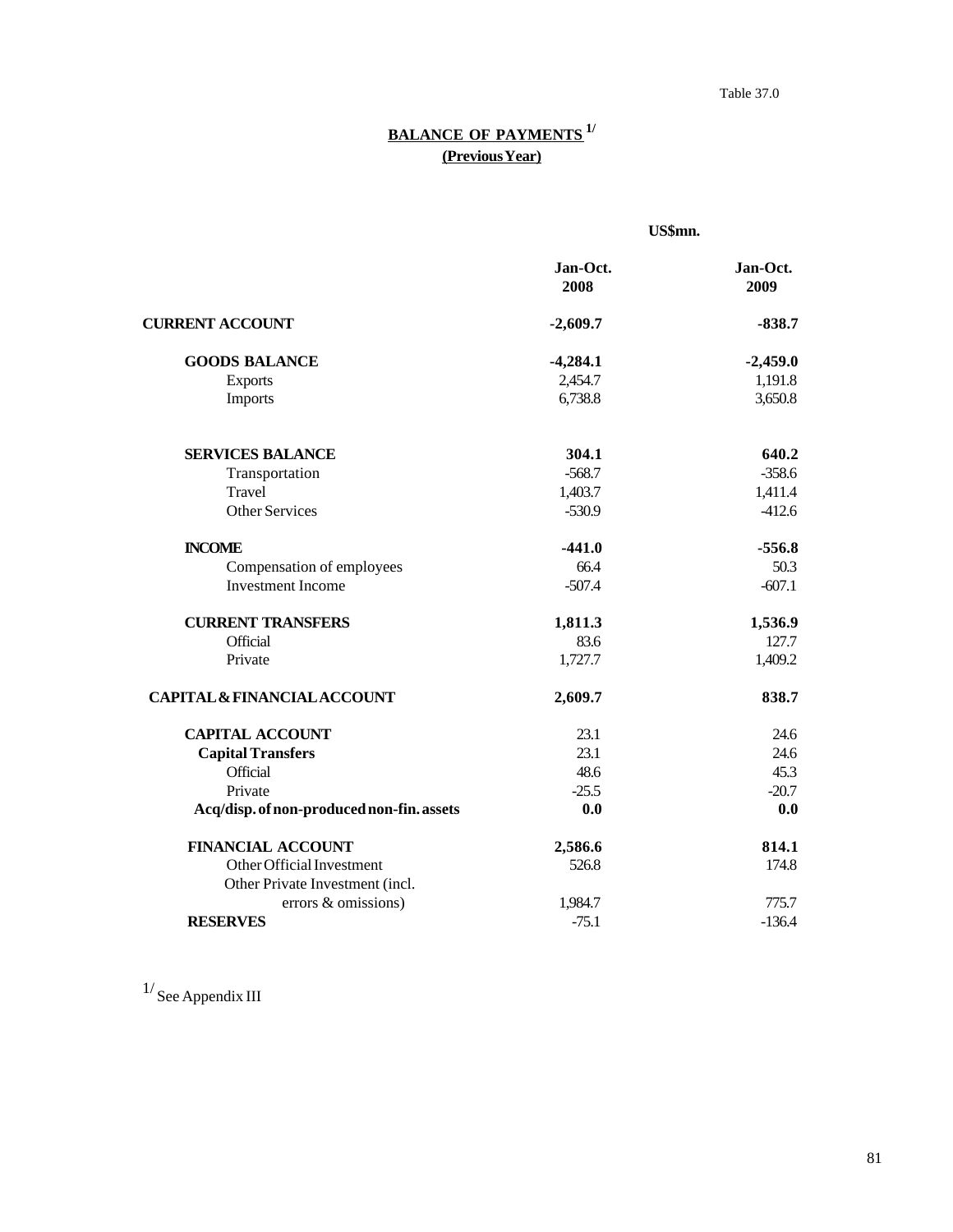Table 37.0

# BALANCE OF PAYMENTS [1/]

## (Previous Year)

US$mn.

| | Jan-Oct. 2008 | Jan-Oct. 2009 |
|---|---|---|
| **CURRENT ACCOUNT** | **-2,609.7** | **-838.7** |
| **GOODS BALANCE** | **-4,284.1** | **-2,459.0** |
| Exports | 2,454.7 | 1,191.8 |
| Imports | 6,738.8 | 3,650.8 |
| **SERVICES BALANCE** | **304.1** | **640.2** |
| Transportation | -568.7 | -358.6 |
| Travel | 1,403.7 | 1,411.4 |
| Other Services | -530.9 | -412.6 |
| **INCOME** | **-441.0** | **-556.8** |
| Compensation of employees | 66.4 | 50.3 |
| Investment Income | -507.4 | -607.1 |
| **CURRENT TRANSFERS** | **1,811.3** | **1,536.9** |
| Official | 83.6 | 127.7 |
| Private | 1,727.7 | 1,409.2 |
| **CAPITAL & FINANCIAL ACCOUNT** | **2,609.7** | **838.7** |
| **CAPITAL ACCOUNT** | 23.1 | 24.6 |
| **Capital Transfers** | 23.1 | 24.6 |
| Official | 48.6 | 45.3 |
| Private | -25.5 | -20.7 |
| **Acq/disp. of non-produced non-fin. assets** | **0.0** | **0.0** |
| **FINANCIAL ACCOUNT** | **2,586.6** | **814.1** |
| Other Official Investment | 526.8 | 174.8 |
| Other Private Investment (incl. errors & omissions) | 1,984.7 | 775.7 |
| **RESERVES** | -75.1 | -136.4 |

[1/] See Appendix III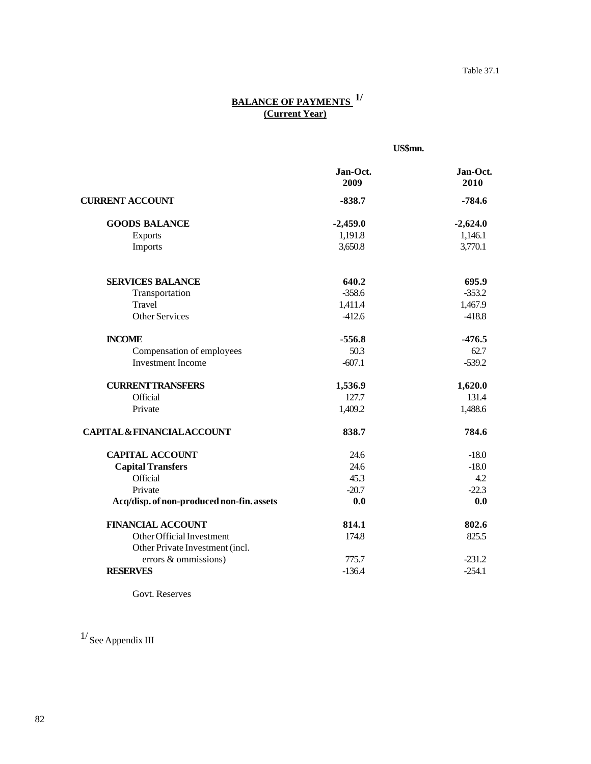Table 37.1

## BALANCE OF PAYMENTS [1/]
## (Current Year)

| | US$mn. | |
|---|---|---|
| | **Jan-Oct. 2009** | **Jan-Oct. 2010** |
| **CURRENT ACCOUNT** | **-838.7** | **-784.6** |
| **GOODS BALANCE** | **-2,459.0** | **-2,624.0** |
| Exports | 1,191.8 | 1,146.1 |
| Imports | 3,650.8 | 3,770.1 |
| **SERVICES BALANCE** | **640.2** | **695.9** |
| Transportation | -358.6 | -353.2 |
| Travel | 1,411.4 | 1,467.9 |
| Other Services | -412.6 | -418.8 |
| **INCOME** | **-556.8** | **-476.5** |
| Compensation of employees | 50.3 | 62.7 |
| Investment Income | -607.1 | -539.2 |
| **CURRENT TRANSFERS** | **1,536.9** | **1,620.0** |
| Official | 127.7 | 131.4 |
| Private | 1,409.2 | 1,488.6 |
| **CAPITAL & FINANCIAL ACCOUNT** | **838.7** | **784.6** |
| **CAPITAL ACCOUNT** | 24.6 | -18.0 |
| **Capital Transfers** | 24.6 | -18.0 |
| Official | 45.3 | 4.2 |
| Private | -20.7 | -22.3 |
| **Acq/disp. of non-produced non-fin. assets** | **0.0** | **0.0** |
| **FINANCIAL ACCOUNT** | **814.1** | **802.6** |
| Other Official Investment | 174.8 | 825.5 |
| Other Private Investment (incl. errors & ommissions) | 775.7 | -231.2 |
| **RESERVES** | -136.4 | -254.1 |
| Govt. Reserves | | |

[1/] See Appendix III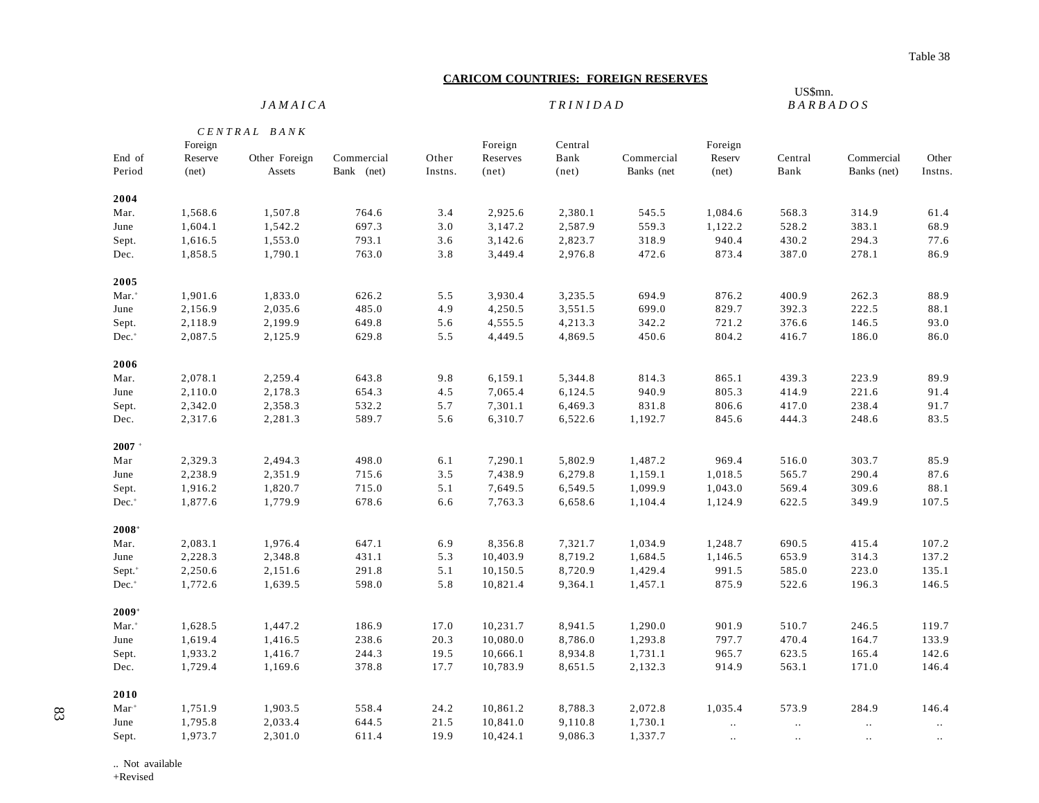Table 38

**CARICOM COUNTRIES: FOREIGN RESERVES**

US$mn.

| | *JAMAICA* | | | | *TRINIDAD* | | | *BARBADOS* | | | |
|---|---|---|---|---|---|---|---|---|---|---|---|
| | *CENTRAL BANK* | | | | | | | | | | |
| End of Period | Foreign Reserve (net) | Other Foreign Assets | Commercial Bank (net) | Other Instns. | Foreign Reserves (net) | Central Bank (net) | Commercial Banks (net | Foreign Reserv (net) | Central Bank | Commercial Banks (net) | Other Instns. |
| **2004** | | | | | | | | | | | |
| Mar. | 1,568.6 | 1,507.8 | 764.6 | 3.4 | 2,925.6 | 2,380.1 | 545.5 | 1,084.6 | 568.3 | 314.9 | 61.4 |
| June | 1,604.1 | 1,542.2 | 697.3 | 3.0 | 3,147.2 | 2,587.9 | 559.3 | 1,122.2 | 528.2 | 383.1 | 68.9 |
| Sept. | 1,616.5 | 1,553.0 | 793.1 | 3.6 | 3,142.6 | 2,823.7 | 318.9 | 940.4 | 430.2 | 294.3 | 77.6 |
| Dec. | 1,858.5 | 1,790.1 | 763.0 | 3.8 | 3,449.4 | 2,976.8 | 472.6 | 873.4 | 387.0 | 278.1 | 86.9 |
| **2005** | | | | | | | | | | | |
| Mar.+ | 1,901.6 | 1,833.0 | 626.2 | 5.5 | 3,930.4 | 3,235.5 | 694.9 | 876.2 | 400.9 | 262.3 | 88.9 |
| June | 2,156.9 | 2,035.6 | 485.0 | 4.9 | 4,250.5 | 3,551.5 | 699.0 | 829.7 | 392.3 | 222.5 | 88.1 |
| Sept. | 2,118.9 | 2,199.9 | 649.8 | 5.6 | 4,555.5 | 4,213.3 | 342.2 | 721.2 | 376.6 | 146.5 | 93.0 |
| Dec.+ | 2,087.5 | 2,125.9 | 629.8 | 5.5 | 4,449.5 | 4,869.5 | 450.6 | 804.2 | 416.7 | 186.0 | 86.0 |
| **2006** | | | | | | | | | | | |
| Mar. | 2,078.1 | 2,259.4 | 643.8 | 9.8 | 6,159.1 | 5,344.8 | 814.3 | 865.1 | 439.3 | 223.9 | 89.9 |
| June | 2,110.0 | 2,178.3 | 654.3 | 4.5 | 7,065.4 | 6,124.5 | 940.9 | 805.3 | 414.9 | 221.6 | 91.4 |
| Sept. | 2,342.0 | 2,358.3 | 532.2 | 5.7 | 7,301.1 | 6,469.3 | 831.8 | 806.6 | 417.0 | 238.4 | 91.7 |
| Dec. | 2,317.6 | 2,281.3 | 589.7 | 5.6 | 6,310.7 | 6,522.6 | 1,192.7 | 845.6 | 444.3 | 248.6 | 83.5 |
| **2007** + | | | | | | | | | | | |
| Mar | 2,329.3 | 2,494.3 | 498.0 | 6.1 | 7,290.1 | 5,802.9 | 1,487.2 | 969.4 | 516.0 | 303.7 | 85.9 |
| June | 2,238.9 | 2,351.9 | 715.6 | 3.5 | 7,438.9 | 6,279.8 | 1,159.1 | 1,018.5 | 565.7 | 290.4 | 87.6 |
| Sept. | 1,916.2 | 1,820.7 | 715.0 | 5.1 | 7,649.5 | 6,549.5 | 1,099.9 | 1,043.0 | 569.4 | 309.6 | 88.1 |
| Dec.+ | 1,877.6 | 1,779.9 | 678.6 | 6.6 | 7,763.3 | 6,658.6 | 1,104.4 | 1,124.9 | 622.5 | 349.9 | 107.5 |
| **2008**+ | | | | | | | | | | | |
| Mar. | 2,083.1 | 1,976.4 | 647.1 | 6.9 | 8,356.8 | 7,321.7 | 1,034.9 | 1,248.7 | 690.5 | 415.4 | 107.2 |
| June | 2,228.3 | 2,348.8 | 431.1 | 5.3 | 10,403.9 | 8,719.2 | 1,684.5 | 1,146.5 | 653.9 | 314.3 | 137.2 |
| Sept.+ | 2,250.6 | 2,151.6 | 291.8 | 5.1 | 10,150.5 | 8,720.9 | 1,429.4 | 991.5 | 585.0 | 223.0 | 135.1 |
| Dec.+ | 1,772.6 | 1,639.5 | 598.0 | 5.8 | 10,821.4 | 9,364.1 | 1,457.1 | 875.9 | 522.6 | 196.3 | 146.5 |
| **2009**+ | | | | | | | | | | | |
| Mar.+ | 1,628.5 | 1,447.2 | 186.9 | 17.0 | 10,231.7 | 8,941.5 | 1,290.0 | 901.9 | 510.7 | 246.5 | 119.7 |
| June | 1,619.4 | 1,416.5 | 238.6 | 20.3 | 10,080.0 | 8,786.0 | 1,293.8 | 797.7 | 470.4 | 164.7 | 133.9 |
| Sept. | 1,933.2 | 1,416.7 | 244.3 | 19.5 | 10,666.1 | 8,934.8 | 1,731.1 | 965.7 | 623.5 | 165.4 | 142.6 |
| Dec. | 1,729.4 | 1,169.6 | 378.8 | 17.7 | 10,783.9 | 8,651.5 | 2,132.3 | 914.9 | 563.1 | 171.0 | 146.4 |
| **2010** | | | | | | | | | | | |
| Mar+ | 1,751.9 | 1,903.5 | 558.4 | 24.2 | 10,861.2 | 8,788.3 | 2,072.8 | 1,035.4 | 573.9 | 284.9 | 146.4 |
| June | 1,795.8 | 2,033.4 | 644.5 | 21.5 | 10,841.0 | 9,110.8 | 1,730.1 | .. | .. | .. | .. |
| Sept. | 1,973.7 | 2,301.0 | 611.4 | 19.9 | 10,424.1 | 9,086.3 | 1,337.7 | .. | .. | .. | .. |

.. Not available
+Revised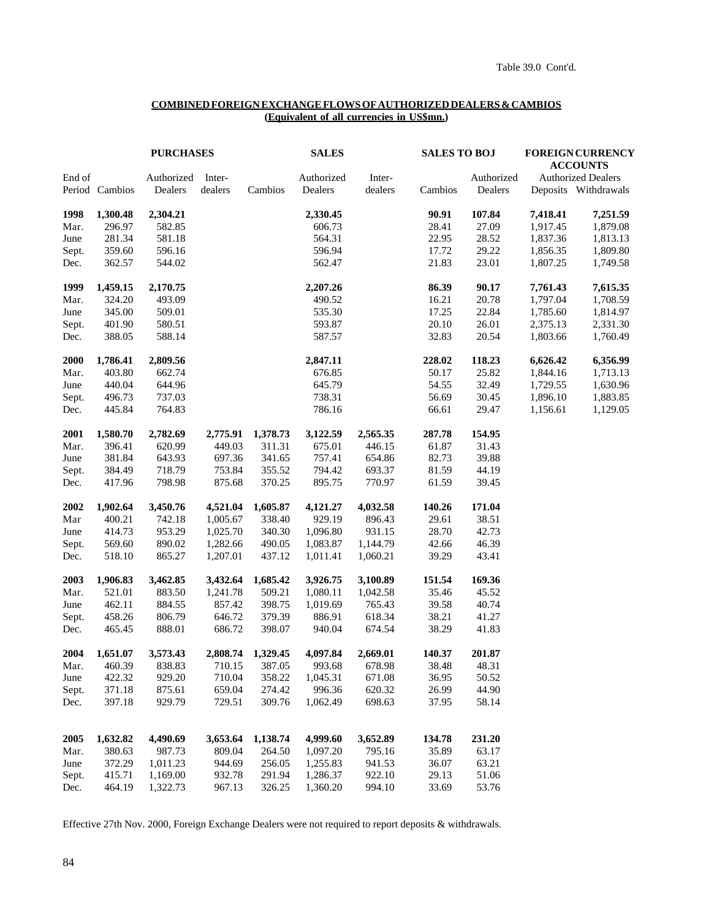Table 39.0 Cont'd.

**COMBINED FOREIGN EXCHANGE FLOWS OF AUTHORIZED DEALERS & CAMBIOS**
**(Equivalent of all currencies in US$mn.)**

| | PURCHASES | | | SALES | | | SALES TO BOJ | | FOREIGN CURRENCY ACCOUNTS | |
|---|---|---|---|---|---|---|---|---|---|---|
| | | | | | | | | | Authorized Dealers | |
| End of Period | Cambios | Authorized Dealers | Inter-dealers | Cambios | Authorized Dealers | Inter-dealers | Cambios | Authorized Dealers | Deposits | Withdrawals |
| **1998** | **1,300.48** | **2,304.21** | | | **2,330.45** | | **90.91** | **107.84** | **7,418.41** | **7,251.59** |
| Mar. | 296.97 | 582.85 | | | 606.73 | | 28.41 | 27.09 | 1,917.45 | 1,879.08 |
| June | 281.34 | 581.18 | | | 564.31 | | 22.95 | 28.52 | 1,837.36 | 1,813.13 |
| Sept. | 359.60 | 596.16 | | | 596.94 | | 17.72 | 29.22 | 1,856.35 | 1,809.80 |
| Dec. | 362.57 | 544.02 | | | 562.47 | | 21.83 | 23.01 | 1,807.25 | 1,749.58 |
| **1999** | **1,459.15** | **2,170.75** | | | **2,207.26** | | **86.39** | **90.17** | **7,761.43** | **7,615.35** |
| Mar. | 324.20 | 493.09 | | | 490.52 | | 16.21 | 20.78 | 1,797.04 | 1,708.59 |
| June | 345.00 | 509.01 | | | 535.30 | | 17.25 | 22.84 | 1,785.60 | 1,814.97 |
| Sept. | 401.90 | 580.51 | | | 593.87 | | 20.10 | 26.01 | 2,375.13 | 2,331.30 |
| Dec. | 388.05 | 588.14 | | | 587.57 | | 32.83 | 20.54 | 1,803.66 | 1,760.49 |
| **2000** | **1,786.41** | **2,809.56** | | | **2,847.11** | | **228.02** | **118.23** | **6,626.42** | **6,356.99** |
| Mar. | 403.80 | 662.74 | | | 676.85 | | 50.17 | 25.82 | 1,844.16 | 1,713.13 |
| June | 440.04 | 644.96 | | | 645.79 | | 54.55 | 32.49 | 1,729.55 | 1,630.96 |
| Sept. | 496.73 | 737.03 | | | 738.31 | | 56.69 | 30.45 | 1,896.10 | 1,883.85 |
| Dec. | 445.84 | 764.83 | | | 786.16 | | 66.61 | 29.47 | 1,156.61 | 1,129.05 |
| **2001** | **1,580.70** | **2,782.69** | **2,775.91** | **1,378.73** | **3,122.59** | **2,565.35** | **287.78** | **154.95** | | |
| Mar. | 396.41 | 620.99 | 449.03 | 311.31 | 675.01 | 446.15 | 61.87 | 31.43 | | |
| June | 381.84 | 643.93 | 697.36 | 341.65 | 757.41 | 654.86 | 82.73 | 39.88 | | |
| Sept. | 384.49 | 718.79 | 753.84 | 355.52 | 794.42 | 693.37 | 81.59 | 44.19 | | |
| Dec. | 417.96 | 798.98 | 875.68 | 370.25 | 895.75 | 770.97 | 61.59 | 39.45 | | |
| **2002** | **1,902.64** | **3,450.76** | **4,521.04** | **1,605.87** | **4,121.27** | **4,032.58** | **140.26** | **171.04** | | |
| Mar | 400.21 | 742.18 | 1,005.67 | 338.40 | 929.19 | 896.43 | 29.61 | 38.51 | | |
| June | 414.73 | 953.29 | 1,025.70 | 340.30 | 1,096.80 | 931.15 | 28.70 | 42.73 | | |
| Sept. | 569.60 | 890.02 | 1,282.66 | 490.05 | 1,083.87 | 1,144.79 | 42.66 | 46.39 | | |
| Dec. | 518.10 | 865.27 | 1,207.01 | 437.12 | 1,011.41 | 1,060.21 | 39.29 | 43.41 | | |
| **2003** | **1,906.83** | **3,462.85** | **3,432.64** | **1,685.42** | **3,926.75** | **3,100.89** | **151.54** | **169.36** | | |
| Mar. | 521.01 | 883.50 | 1,241.78 | 509.21 | 1,080.11 | 1,042.58 | 35.46 | 45.52 | | |
| June | 462.11 | 884.55 | 857.42 | 398.75 | 1,019.69 | 765.43 | 39.58 | 40.74 | | |
| Sept. | 458.26 | 806.79 | 646.72 | 379.39 | 886.91 | 618.34 | 38.21 | 41.27 | | |
| Dec. | 465.45 | 888.01 | 686.72 | 398.07 | 940.04 | 674.54 | 38.29 | 41.83 | | |
| **2004** | **1,651.07** | **3,573.43** | **2,808.74** | **1,329.45** | **4,097.84** | **2,669.01** | **140.37** | **201.87** | | |
| Mar. | 460.39 | 838.83 | 710.15 | 387.05 | 993.68 | 678.98 | 38.48 | 48.31 | | |
| June | 422.32 | 929.20 | 710.04 | 358.22 | 1,045.31 | 671.08 | 36.95 | 50.52 | | |
| Sept. | 371.18 | 875.61 | 659.04 | 274.42 | 996.36 | 620.32 | 26.99 | 44.90 | | |
| Dec. | 397.18 | 929.79 | 729.51 | 309.76 | 1,062.49 | 698.63 | 37.95 | 58.14 | | |
| **2005** | **1,632.82** | **4,490.69** | **3,653.64** | **1,138.74** | **4,999.60** | **3,652.89** | **134.78** | **231.20** | | |
| Mar. | 380.63 | 987.73 | 809.04 | 264.50 | 1,097.20 | 795.16 | 35.89 | 63.17 | | |
| June | 372.29 | 1,011.23 | 944.69 | 256.05 | 1,255.83 | 941.53 | 36.07 | 63.21 | | |
| Sept. | 415.71 | 1,169.00 | 932.78 | 291.94 | 1,286.37 | 922.10 | 29.13 | 51.06 | | |
| Dec. | 464.19 | 1,322.73 | 967.13 | 326.25 | 1,360.20 | 994.10 | 33.69 | 53.76 | | |

Effective 27th Nov. 2000, Foreign Exchange Dealers were not required to report deposits & withdrawals.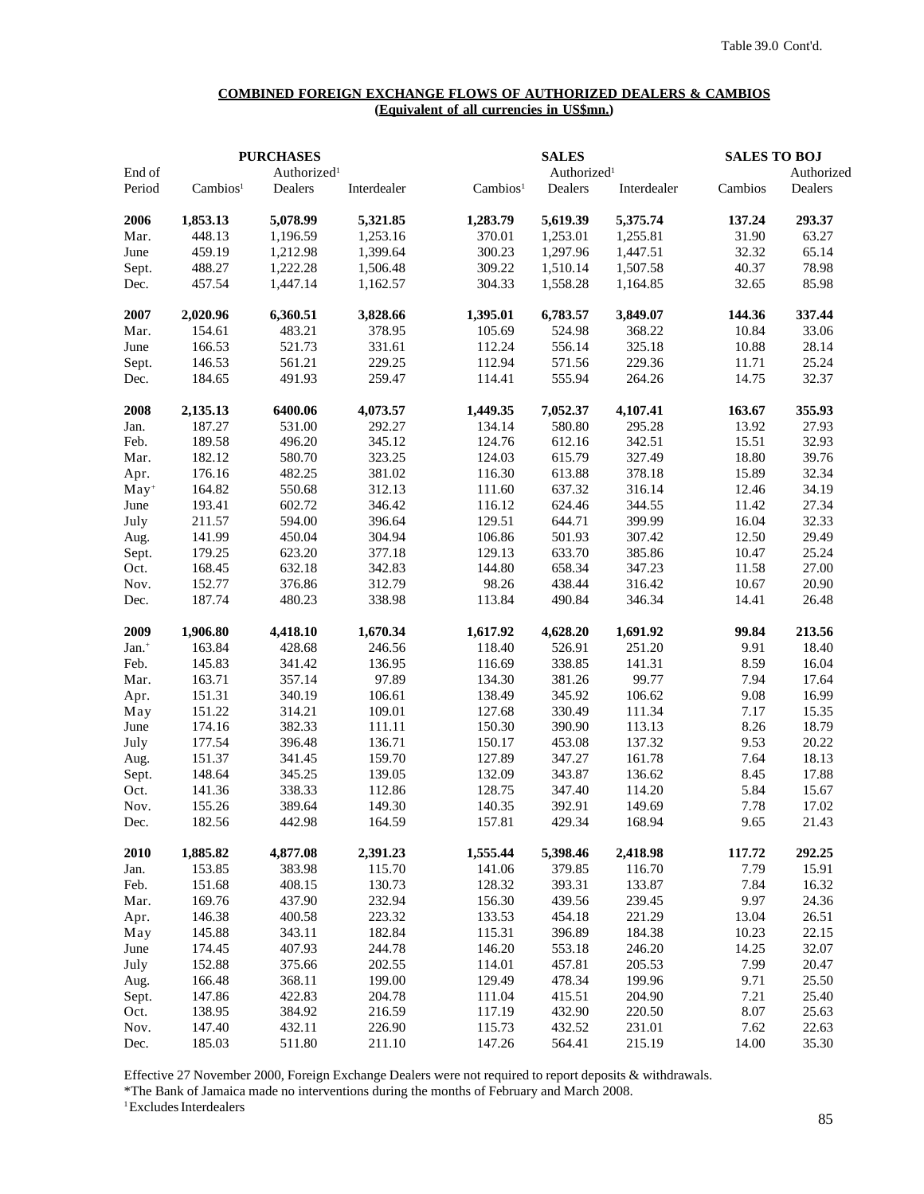Table 39.0 Cont'd.

## COMBINED FOREIGN EXCHANGE FLOWS OF AUTHORIZED DEALERS & CAMBIOS
### (Equivalent of all currencies in US$mn.)

| End of Period | PURCHASES Cambios[1] | PURCHASES Authorized[1] Dealers | PURCHASES Interdealer | SALES Cambios[1] | SALES Authorized[1] Dealers | SALES Interdealer | SALES TO BOJ Cambios | SALES TO BOJ Authorized Dealers |
|---|---|---|---|---|---|---|---|---|
| **2006** | **1,853.13** | **5,078.99** | **5,321.85** | **1,283.79** | **5,619.39** | **5,375.74** | **137.24** | **293.37** |
| Mar. | 448.13 | 1,196.59 | 1,253.16 | 370.01 | 1,253.01 | 1,255.81 | 31.90 | 63.27 |
| June | 459.19 | 1,212.98 | 1,399.64 | 300.23 | 1,297.96 | 1,447.51 | 32.32 | 65.14 |
| Sept. | 488.27 | 1,222.28 | 1,506.48 | 309.22 | 1,510.14 | 1,507.58 | 40.37 | 78.98 |
| Dec. | 457.54 | 1,447.14 | 1,162.57 | 304.33 | 1,558.28 | 1,164.85 | 32.65 | 85.98 |
| **2007** | **2,020.96** | **6,360.51** | **3,828.66** | **1,395.01** | **6,783.57** | **3,849.07** | **144.36** | **337.44** |
| Mar. | 154.61 | 483.21 | 378.95 | 105.69 | 524.98 | 368.22 | 10.84 | 33.06 |
| June | 166.53 | 521.73 | 331.61 | 112.24 | 556.14 | 325.18 | 10.88 | 28.14 |
| Sept. | 146.53 | 561.21 | 229.25 | 112.94 | 571.56 | 229.36 | 11.71 | 25.24 |
| Dec. | 184.65 | 491.93 | 259.47 | 114.41 | 555.94 | 264.26 | 14.75 | 32.37 |
| **2008** | **2,135.13** | **6400.06** | **4,073.57** | **1,449.35** | **7,052.37** | **4,107.41** | **163.67** | **355.93** |
| Jan. | 187.27 | 531.00 | 292.27 | 134.14 | 580.80 | 295.28 | 13.92 | 27.93 |
| Feb. | 189.58 | 496.20 | 345.12 | 124.76 | 612.16 | 342.51 | 15.51 | 32.93 |
| Mar. | 182.12 | 580.70 | 323.25 | 124.03 | 615.79 | 327.49 | 18.80 | 39.76 |
| Apr. | 176.16 | 482.25 | 381.02 | 116.30 | 613.88 | 378.18 | 15.89 | 32.34 |
| May+ | 164.82 | 550.68 | 312.13 | 111.60 | 637.32 | 316.14 | 12.46 | 34.19 |
| June | 193.41 | 602.72 | 346.42 | 116.12 | 624.46 | 344.55 | 11.42 | 27.34 |
| July | 211.57 | 594.00 | 396.64 | 129.51 | 644.71 | 399.99 | 16.04 | 32.33 |
| Aug. | 141.99 | 450.04 | 304.94 | 106.86 | 501.93 | 307.42 | 12.50 | 29.49 |
| Sept. | 179.25 | 623.20 | 377.18 | 129.13 | 633.70 | 385.86 | 10.47 | 25.24 |
| Oct. | 168.45 | 632.18 | 342.83 | 144.80 | 658.34 | 347.23 | 11.58 | 27.00 |
| Nov. | 152.77 | 376.86 | 312.79 | 98.26 | 438.44 | 316.42 | 10.67 | 20.90 |
| Dec. | 187.74 | 480.23 | 338.98 | 113.84 | 490.84 | 346.34 | 14.41 | 26.48 |
| **2009** | **1,906.80** | **4,418.10** | **1,670.34** | **1,617.92** | **4,628.20** | **1,691.92** | **99.84** | **213.56** |
| Jan.+ | 163.84 | 428.68 | 246.56 | 118.40 | 526.91 | 251.20 | 9.91 | 18.40 |
| Feb. | 145.83 | 341.42 | 136.95 | 116.69 | 338.85 | 141.31 | 8.59 | 16.04 |
| Mar. | 163.71 | 357.14 | 97.89 | 134.30 | 381.26 | 99.77 | 7.94 | 17.64 |
| Apr. | 151.31 | 340.19 | 106.61 | 138.49 | 345.92 | 106.62 | 9.08 | 16.99 |
| May | 151.22 | 314.21 | 109.01 | 127.68 | 330.49 | 111.34 | 7.17 | 15.35 |
| June | 174.16 | 382.33 | 111.11 | 150.30 | 390.90 | 113.13 | 8.26 | 18.79 |
| July | 177.54 | 396.48 | 136.71 | 150.17 | 453.08 | 137.32 | 9.53 | 20.22 |
| Aug. | 151.37 | 341.45 | 159.70 | 127.89 | 347.27 | 161.78 | 7.64 | 18.13 |
| Sept. | 148.64 | 345.25 | 139.05 | 132.09 | 343.87 | 136.62 | 8.45 | 17.88 |
| Oct. | 141.36 | 338.33 | 112.86 | 128.75 | 347.40 | 114.20 | 5.84 | 15.67 |
| Nov. | 155.26 | 389.64 | 149.30 | 140.35 | 392.91 | 149.69 | 7.78 | 17.02 |
| Dec. | 182.56 | 442.98 | 164.59 | 157.81 | 429.34 | 168.94 | 9.65 | 21.43 |
| **2010** | **1,885.82** | **4,877.08** | **2,391.23** | **1,555.44** | **5,398.46** | **2,418.98** | **117.72** | **292.25** |
| Jan. | 153.85 | 383.98 | 115.70 | 141.06 | 379.85 | 116.70 | 7.79 | 15.91 |
| Feb. | 151.68 | 408.15 | 130.73 | 128.32 | 393.31 | 133.87 | 7.84 | 16.32 |
| Mar. | 169.76 | 437.90 | 232.94 | 156.30 | 439.56 | 239.45 | 9.97 | 24.36 |
| Apr. | 146.38 | 400.58 | 223.32 | 133.53 | 454.18 | 221.29 | 13.04 | 26.51 |
| May | 145.88 | 343.11 | 182.84 | 115.31 | 396.89 | 184.38 | 10.23 | 22.15 |
| June | 174.45 | 407.93 | 244.78 | 146.20 | 553.18 | 246.20 | 14.25 | 32.07 |
| July | 152.88 | 375.66 | 202.55 | 114.01 | 457.81 | 205.53 | 7.99 | 20.47 |
| Aug. | 166.48 | 368.11 | 199.00 | 129.49 | 478.34 | 199.96 | 9.71 | 25.50 |
| Sept. | 147.86 | 422.83 | 204.78 | 111.04 | 415.51 | 204.90 | 7.21 | 25.40 |
| Oct. | 138.95 | 384.92 | 216.59 | 117.19 | 432.90 | 220.50 | 8.07 | 25.63 |
| Nov. | 147.40 | 432.11 | 226.90 | 115.73 | 432.52 | 231.01 | 7.62 | 22.63 |
| Dec. | 185.03 | 511.80 | 211.10 | 147.26 | 564.41 | 215.19 | 14.00 | 35.30 |

Effective 27 November 2000, Foreign Exchange Dealers were not required to report deposits & withdrawals.

*The Bank of Jamaica made no interventions during the months of February and March 2008.

[1] Excludes Interdealers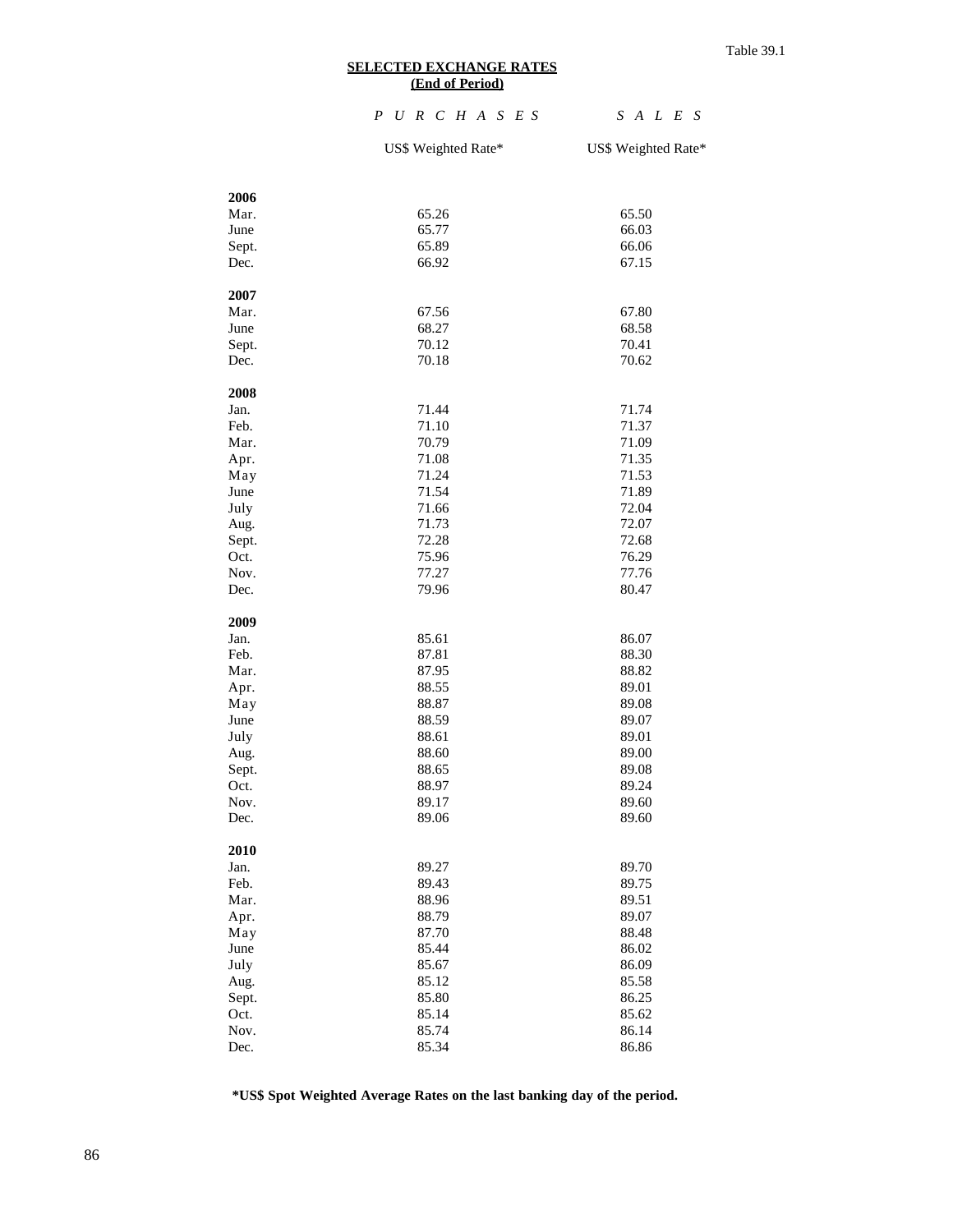Table 39.1

## SELECTED EXCHANGE RATES
**(End of Period)**

| | *PURCHASES* | *SALES* |
|---|---|---|
| | US$ Weighted Rate* | US$ Weighted Rate* |
| **2006** | | |
| Mar. | 65.26 | 65.50 |
| June | 65.77 | 66.03 |
| Sept. | 65.89 | 66.06 |
| Dec. | 66.92 | 67.15 |
| **2007** | | |
| Mar. | 67.56 | 67.80 |
| June | 68.27 | 68.58 |
| Sept. | 70.12 | 70.41 |
| Dec. | 70.18 | 70.62 |
| **2008** | | |
| Jan. | 71.44 | 71.74 |
| Feb. | 71.10 | 71.37 |
| Mar. | 70.79 | 71.09 |
| Apr. | 71.08 | 71.35 |
| May | 71.24 | 71.53 |
| June | 71.54 | 71.89 |
| July | 71.66 | 72.04 |
| Aug. | 71.73 | 72.07 |
| Sept. | 72.28 | 72.68 |
| Oct. | 75.96 | 76.29 |
| Nov. | 77.27 | 77.76 |
| Dec. | 79.96 | 80.47 |
| **2009** | | |
| Jan. | 85.61 | 86.07 |
| Feb. | 87.81 | 88.30 |
| Mar. | 87.95 | 88.82 |
| Apr. | 88.55 | 89.01 |
| May | 88.87 | 89.08 |
| June | 88.59 | 89.07 |
| July | 88.61 | 89.01 |
| Aug. | 88.60 | 89.00 |
| Sept. | 88.65 | 89.08 |
| Oct. | 88.97 | 89.24 |
| Nov. | 89.17 | 89.60 |
| Dec. | 89.06 | 89.60 |
| **2010** | | |
| Jan. | 89.27 | 89.70 |
| Feb. | 89.43 | 89.75 |
| Mar. | 88.96 | 89.51 |
| Apr. | 88.79 | 89.07 |
| May | 87.70 | 88.48 |
| June | 85.44 | 86.02 |
| July | 85.67 | 86.09 |
| Aug. | 85.12 | 85.58 |
| Sept. | 85.80 | 86.25 |
| Oct. | 85.14 | 85.62 |
| Nov. | 85.74 | 86.14 |
| Dec. | 85.34 | 86.86 |

**\*US$ Spot Weighted Average Rates on the last banking day of the period.**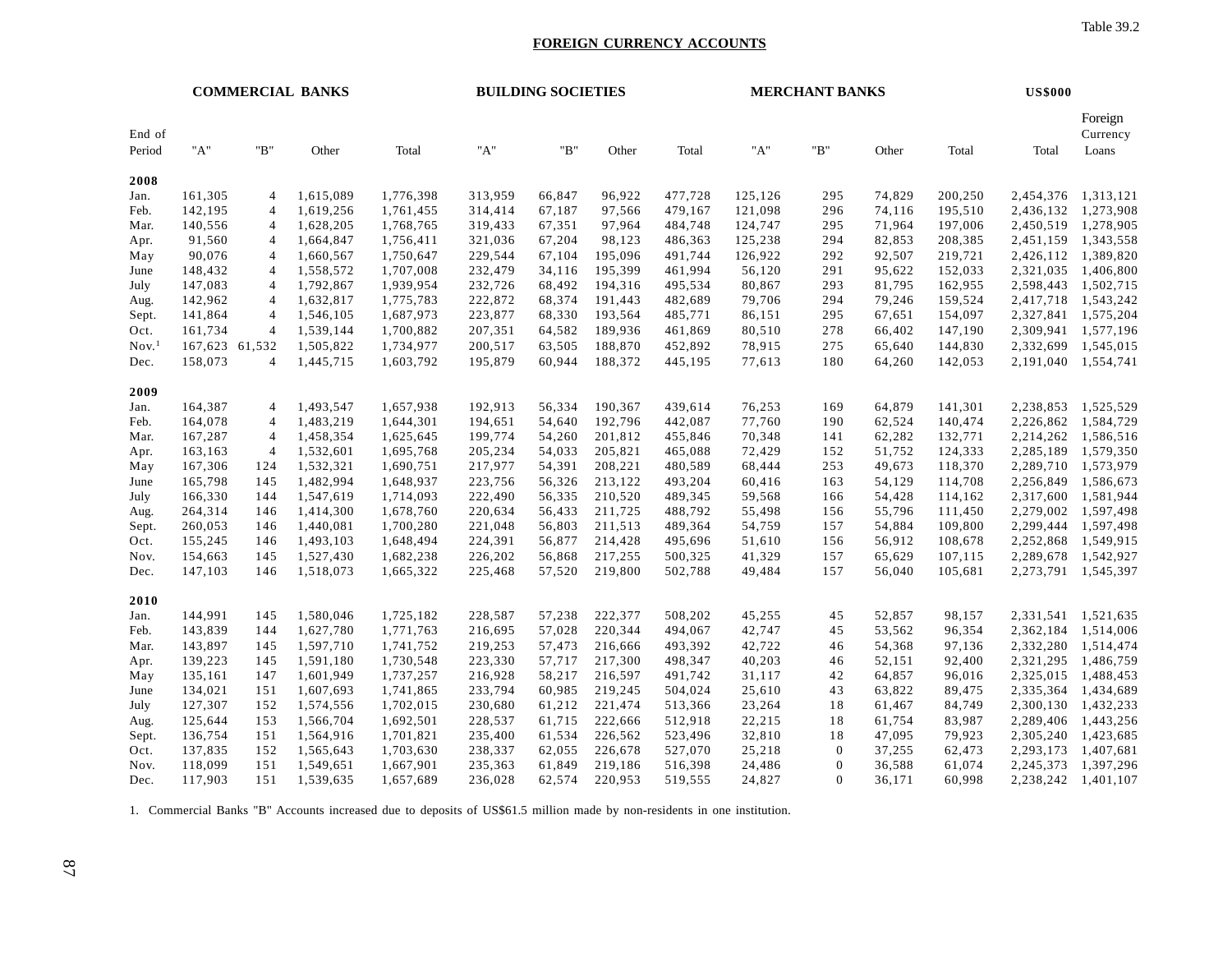Table 39.2

## FOREIGN CURRENCY ACCOUNTS

US$000

| End of Period | COMMERCIAL BANKS "A" | "B" | Other | Total | BUILDING SOCIETIES "A" | "B" | Other | Total | MERCHANT BANKS "A" | "B" | Other | Total | Total | Foreign Currency Loans |
|---|---|---|---|---|---|---|---|---|---|---|---|---|---|---|
| **2008** | | | | | | | | | | | | | | |
| Jan. | 161,305 | 4 | 1,615,089 | 1,776,398 | 313,959 | 66,847 | 96,922 | 477,728 | 125,126 | 295 | 74,829 | 200,250 | 2,454,376 | 1,313,121 |
| Feb. | 142,195 | 4 | 1,619,256 | 1,761,455 | 314,414 | 67,187 | 97,566 | 479,167 | 121,098 | 296 | 74,116 | 195,510 | 2,436,132 | 1,273,908 |
| Mar. | 140,556 | 4 | 1,628,205 | 1,768,765 | 319,433 | 67,351 | 97,964 | 484,748 | 124,747 | 295 | 71,964 | 197,006 | 2,450,519 | 1,278,905 |
| Apr. | 91,560 | 4 | 1,664,847 | 1,756,411 | 321,036 | 67,204 | 98,123 | 486,363 | 125,238 | 294 | 82,853 | 208,385 | 2,451,159 | 1,343,558 |
| May | 90,076 | 4 | 1,660,567 | 1,750,647 | 229,544 | 67,104 | 195,096 | 491,744 | 126,922 | 292 | 92,507 | 219,721 | 2,426,112 | 1,389,820 |
| June | 148,432 | 4 | 1,558,572 | 1,707,008 | 232,479 | 34,116 | 195,399 | 461,994 | 56,120 | 291 | 95,622 | 152,033 | 2,321,035 | 1,406,800 |
| July | 147,083 | 4 | 1,792,867 | 1,939,954 | 232,726 | 68,492 | 194,316 | 495,534 | 80,867 | 293 | 81,795 | 162,955 | 2,598,443 | 1,502,715 |
| Aug. | 142,962 | 4 | 1,632,817 | 1,775,783 | 222,872 | 68,374 | 191,443 | 482,689 | 79,706 | 294 | 79,246 | 159,524 | 2,417,718 | 1,543,242 |
| Sept. | 141,864 | 4 | 1,546,105 | 1,687,973 | 223,877 | 68,330 | 193,564 | 485,771 | 86,151 | 295 | 67,651 | 154,097 | 2,327,841 | 1,575,204 |
| Oct. | 161,734 | 4 | 1,539,144 | 1,700,882 | 207,351 | 64,582 | 189,936 | 461,869 | 80,510 | 278 | 66,402 | 147,190 | 2,309,941 | 1,577,196 |
| Nov.[1] | 167,623 | 61,532 | 1,505,822 | 1,734,977 | 200,517 | 63,505 | 188,870 | 452,892 | 78,915 | 275 | 65,640 | 144,830 | 2,332,699 | 1,545,015 |
| Dec. | 158,073 | 4 | 1,445,715 | 1,603,792 | 195,879 | 60,944 | 188,372 | 445,195 | 77,613 | 180 | 64,260 | 142,053 | 2,191,040 | 1,554,741 |
| **2009** | | | | | | | | | | | | | | |
| Jan. | 164,387 | 4 | 1,493,547 | 1,657,938 | 192,913 | 56,334 | 190,367 | 439,614 | 76,253 | 169 | 64,879 | 141,301 | 2,238,853 | 1,525,529 |
| Feb. | 164,078 | 4 | 1,483,219 | 1,644,301 | 194,651 | 54,640 | 192,796 | 442,087 | 77,760 | 190 | 62,524 | 140,474 | 2,226,862 | 1,584,729 |
| Mar. | 167,287 | 4 | 1,458,354 | 1,625,645 | 199,774 | 54,260 | 201,812 | 455,846 | 70,348 | 141 | 62,282 | 132,771 | 2,214,262 | 1,586,516 |
| Apr. | 163,163 | 4 | 1,532,601 | 1,695,768 | 205,234 | 54,033 | 205,821 | 465,088 | 72,429 | 152 | 51,752 | 124,333 | 2,285,189 | 1,579,350 |
| May | 167,306 | 124 | 1,532,321 | 1,690,751 | 217,977 | 54,391 | 208,221 | 480,589 | 68,444 | 253 | 49,673 | 118,370 | 2,289,710 | 1,573,979 |
| June | 165,798 | 145 | 1,482,994 | 1,648,937 | 223,756 | 56,326 | 213,122 | 493,204 | 60,416 | 163 | 54,129 | 114,708 | 2,256,849 | 1,586,673 |
| July | 166,330 | 144 | 1,547,619 | 1,714,093 | 222,490 | 56,335 | 210,520 | 489,345 | 59,568 | 166 | 54,428 | 114,162 | 2,317,600 | 1,581,944 |
| Aug. | 264,314 | 146 | 1,414,300 | 1,678,760 | 220,634 | 56,433 | 211,725 | 488,792 | 55,498 | 156 | 55,796 | 111,450 | 2,279,002 | 1,597,498 |
| Sept. | 260,053 | 146 | 1,440,081 | 1,700,280 | 221,048 | 56,803 | 211,513 | 489,364 | 54,759 | 157 | 54,884 | 109,800 | 2,299,444 | 1,597,498 |
| Oct. | 155,245 | 146 | 1,493,103 | 1,648,494 | 224,391 | 56,877 | 214,428 | 495,696 | 51,610 | 156 | 56,912 | 108,678 | 2,252,868 | 1,549,915 |
| Nov. | 154,663 | 145 | 1,527,430 | 1,682,238 | 226,202 | 56,868 | 217,255 | 500,325 | 41,329 | 157 | 65,629 | 107,115 | 2,289,678 | 1,542,927 |
| Dec. | 147,103 | 146 | 1,518,073 | 1,665,322 | 225,468 | 57,520 | 219,800 | 502,788 | 49,484 | 157 | 56,040 | 105,681 | 2,273,791 | 1,545,397 |
| **2010** | | | | | | | | | | | | | | |
| Jan. | 144,991 | 145 | 1,580,046 | 1,725,182 | 228,587 | 57,238 | 222,377 | 508,202 | 45,255 | 45 | 52,857 | 98,157 | 2,331,541 | 1,521,635 |
| Feb. | 143,839 | 144 | 1,627,780 | 1,771,763 | 216,695 | 57,028 | 220,344 | 494,067 | 42,747 | 45 | 53,562 | 96,354 | 2,362,184 | 1,514,006 |
| Mar. | 143,897 | 145 | 1,597,710 | 1,741,752 | 219,253 | 57,473 | 216,666 | 493,392 | 42,722 | 46 | 54,368 | 97,136 | 2,332,280 | 1,514,474 |
| Apr. | 139,223 | 145 | 1,591,180 | 1,730,548 | 223,330 | 57,717 | 217,300 | 498,347 | 40,203 | 46 | 52,151 | 92,400 | 2,321,295 | 1,486,759 |
| May | 135,161 | 147 | 1,601,949 | 1,737,257 | 216,928 | 58,217 | 216,597 | 491,742 | 31,117 | 42 | 64,857 | 96,016 | 2,325,015 | 1,488,453 |
| June | 134,021 | 151 | 1,607,693 | 1,741,865 | 233,794 | 60,985 | 219,245 | 504,024 | 25,610 | 43 | 63,822 | 89,475 | 2,335,364 | 1,434,689 |
| July | 127,307 | 152 | 1,574,556 | 1,702,015 | 230,680 | 61,212 | 221,474 | 513,366 | 23,264 | 18 | 61,467 | 84,749 | 2,300,130 | 1,432,233 |
| Aug. | 125,644 | 153 | 1,566,704 | 1,692,501 | 228,537 | 61,715 | 222,666 | 512,918 | 22,215 | 18 | 61,754 | 83,987 | 2,289,406 | 1,443,256 |
| Sept. | 136,754 | 151 | 1,564,916 | 1,701,821 | 235,400 | 61,534 | 226,562 | 523,496 | 32,810 | 18 | 47,095 | 79,923 | 2,305,240 | 1,423,685 |
| Oct. | 137,835 | 152 | 1,565,643 | 1,703,630 | 238,337 | 62,055 | 226,678 | 527,070 | 25,218 | 0 | 37,255 | 62,473 | 2,293,173 | 1,407,681 |
| Nov. | 118,099 | 151 | 1,549,651 | 1,667,901 | 235,363 | 61,849 | 219,186 | 516,398 | 24,486 | 0 | 36,588 | 61,074 | 2,245,373 | 1,397,296 |
| Dec. | 117,903 | 151 | 1,539,635 | 1,657,689 | 236,028 | 62,574 | 220,953 | 519,555 | 24,827 | 0 | 36,171 | 60,998 | 2,238,242 | 1,401,107 |

1. Commercial Banks "B" Accounts increased due to deposits of US$61.5 million made by non-residents in one institution.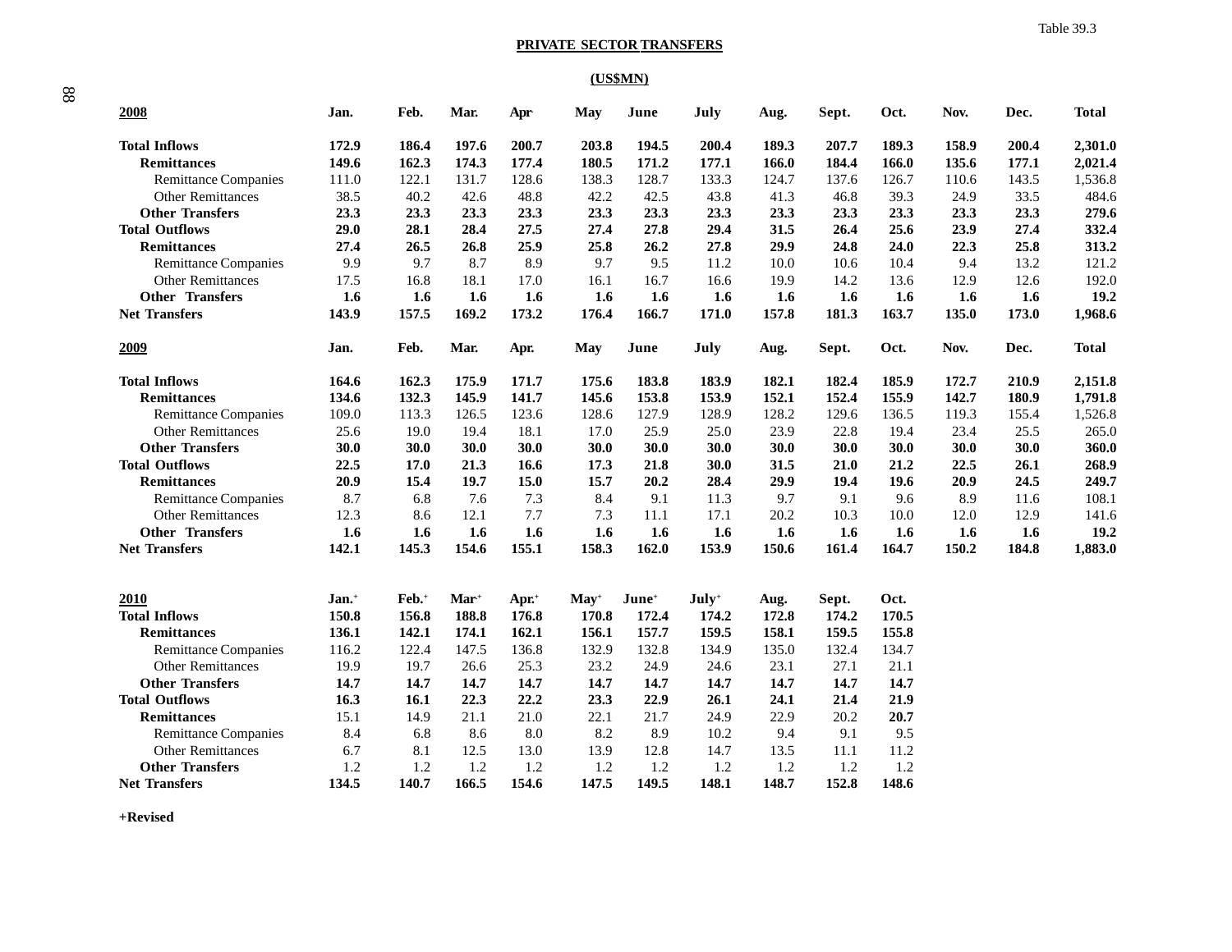Table 39.3

**PRIVATE SECTOR TRANSFERS**

**(US$MN)**

| **2008** | Jan. | Feb. | Mar. | Apr. | May | June | July | Aug. | Sept. | Oct. | Nov. | Dec. | Total |
|---|---|---|---|---|---|---|---|---|---|---|---|---|---|
| **Total Inflows** | **172.9** | **186.4** | **197.6** | **200.7** | **203.8** | **194.5** | **200.4** | **189.3** | **207.7** | **189.3** | **158.9** | **200.4** | **2,301.0** |
| **Remittances** | **149.6** | **162.3** | **174.3** | **177.4** | **180.5** | **171.2** | **177.1** | **166.0** | **184.4** | **166.0** | **135.6** | **177.1** | **2,021.4** |
| Remittance Companies | 111.0 | 122.1 | 131.7 | 128.6 | 138.3 | 128.7 | 133.3 | 124.7 | 137.6 | 126.7 | 110.6 | 143.5 | 1,536.8 |
| Other Remittances | 38.5 | 40.2 | 42.6 | 48.8 | 42.2 | 42.5 | 43.8 | 41.3 | 46.8 | 39.3 | 24.9 | 33.5 | 484.6 |
| **Other Transfers** | **23.3** | **23.3** | **23.3** | **23.3** | **23.3** | **23.3** | **23.3** | **23.3** | **23.3** | **23.3** | **23.3** | **23.3** | **279.6** |
| **Total Outflows** | **29.0** | **28.1** | **28.4** | **27.5** | **27.4** | **27.8** | **29.4** | **31.5** | **26.4** | **25.6** | **23.9** | **27.4** | **332.4** |
| **Remittances** | **27.4** | **26.5** | **26.8** | **25.9** | **25.8** | **26.2** | **27.8** | **29.9** | **24.8** | **24.0** | **22.3** | **25.8** | **313.2** |
| Remittance Companies | 9.9 | 9.7 | 8.7 | 8.9 | 9.7 | 9.5 | 11.2 | 10.0 | 10.6 | 10.4 | 9.4 | 13.2 | 121.2 |
| Other Remittances | 17.5 | 16.8 | 18.1 | 17.0 | 16.1 | 16.7 | 16.6 | 19.9 | 14.2 | 13.6 | 12.9 | 12.6 | 192.0 |
| **Other Transfers** | **1.6** | **1.6** | **1.6** | **1.6** | **1.6** | **1.6** | **1.6** | **1.6** | **1.6** | **1.6** | **1.6** | **1.6** | **19.2** |
| **Net Transfers** | **143.9** | **157.5** | **169.2** | **173.2** | **176.4** | **166.7** | **171.0** | **157.8** | **181.3** | **163.7** | **135.0** | **173.0** | **1,968.6** |
| **2009** | **Jan.** | **Feb.** | **Mar.** | **Apr.** | **May** | **June** | **July** | **Aug.** | **Sept.** | **Oct.** | **Nov.** | **Dec.** | **Total** |
| **Total Inflows** | **164.6** | **162.3** | **175.9** | **171.7** | **175.6** | **183.8** | **183.9** | **182.1** | **182.4** | **185.9** | **172.7** | **210.9** | **2,151.8** |
| **Remittances** | **134.6** | **132.3** | **145.9** | **141.7** | **145.6** | **153.8** | **153.9** | **152.1** | **152.4** | **155.9** | **142.7** | **180.9** | **1,791.8** |
| Remittance Companies | 109.0 | 113.3 | 126.5 | 123.6 | 128.6 | 127.9 | 128.9 | 128.2 | 129.6 | 136.5 | 119.3 | 155.4 | 1,526.8 |
| Other Remittances | 25.6 | 19.0 | 19.4 | 18.1 | 17.0 | 25.9 | 25.0 | 23.9 | 22.8 | 19.4 | 23.4 | 25.5 | 265.0 |
| **Other Transfers** | **30.0** | **30.0** | **30.0** | **30.0** | **30.0** | **30.0** | **30.0** | **30.0** | **30.0** | **30.0** | **30.0** | **30.0** | **360.0** |
| **Total Outflows** | **22.5** | **17.0** | **21.3** | **16.6** | **17.3** | **21.8** | **30.0** | **31.5** | **21.0** | **21.2** | **22.5** | **26.1** | **268.9** |
| **Remittances** | **20.9** | **15.4** | **19.7** | **15.0** | **15.7** | **20.2** | **28.4** | **29.9** | **19.4** | **19.6** | **20.9** | **24.5** | **249.7** |
| Remittance Companies | 8.7 | 6.8 | 7.6 | 7.3 | 8.4 | 9.1 | 11.3 | 9.7 | 9.1 | 9.6 | 8.9 | 11.6 | 108.1 |
| Other Remittances | 12.3 | 8.6 | 12.1 | 7.7 | 7.3 | 11.1 | 17.1 | 20.2 | 10.3 | 10.0 | 12.0 | 12.9 | 141.6 |
| **Other Transfers** | **1.6** | **1.6** | **1.6** | **1.6** | **1.6** | **1.6** | **1.6** | **1.6** | **1.6** | **1.6** | **1.6** | **1.6** | **19.2** |
| **Net Transfers** | **142.1** | **145.3** | **154.6** | **155.1** | **158.3** | **162.0** | **153.9** | **150.6** | **161.4** | **164.7** | **150.2** | **184.8** | **1,883.0** |
| **2010** | **Jan.+** | **Feb.+** | **Mar+** | **Apr.+** | **May+** | **June+** | **July+** | **Aug.** | **Sept.** | **Oct.** | | | |
| **Total Inflows** | **150.8** | **156.8** | **188.8** | **176.8** | **170.8** | **172.4** | **174.2** | **172.8** | **174.2** | **170.5** | | | |
| **Remittances** | **136.1** | **142.1** | **174.1** | **162.1** | **156.1** | **157.7** | **159.5** | **158.1** | **159.5** | **155.8** | | | |
| Remittance Companies | 116.2 | 122.4 | 147.5 | 136.8 | 132.9 | 132.8 | 134.9 | 135.0 | 132.4 | 134.7 | | | |
| Other Remittances | 19.9 | 19.7 | 26.6 | 25.3 | 23.2 | 24.9 | 24.6 | 23.1 | 27.1 | 21.1 | | | |
| **Other Transfers** | **14.7** | **14.7** | **14.7** | **14.7** | **14.7** | **14.7** | **14.7** | **14.7** | **14.7** | **14.7** | | | |
| **Total Outflows** | **16.3** | **16.1** | **22.3** | **22.2** | **23.3** | **22.9** | **26.1** | **24.1** | **21.4** | **21.9** | | | |
| **Remittances** | 15.1 | 14.9 | 21.1 | 21.0 | 22.1 | 21.7 | 24.9 | 22.9 | 20.2 | **20.7** | | | |
| Remittance Companies | 8.4 | 6.8 | 8.6 | 8.0 | 8.2 | 8.9 | 10.2 | 9.4 | 9.1 | 9.5 | | | |
| Other Remittances | 6.7 | 8.1 | 12.5 | 13.0 | 13.9 | 12.8 | 14.7 | 13.5 | 11.1 | 11.2 | | | |
| **Other Transfers** | 1.2 | 1.2 | 1.2 | 1.2 | 1.2 | 1.2 | 1.2 | 1.2 | 1.2 | 1.2 | | | |
| **Net Transfers** | **134.5** | **140.7** | **166.5** | **154.6** | **147.5** | **149.5** | **148.1** | **148.7** | **152.8** | **148.6** | | | |

**+Revised**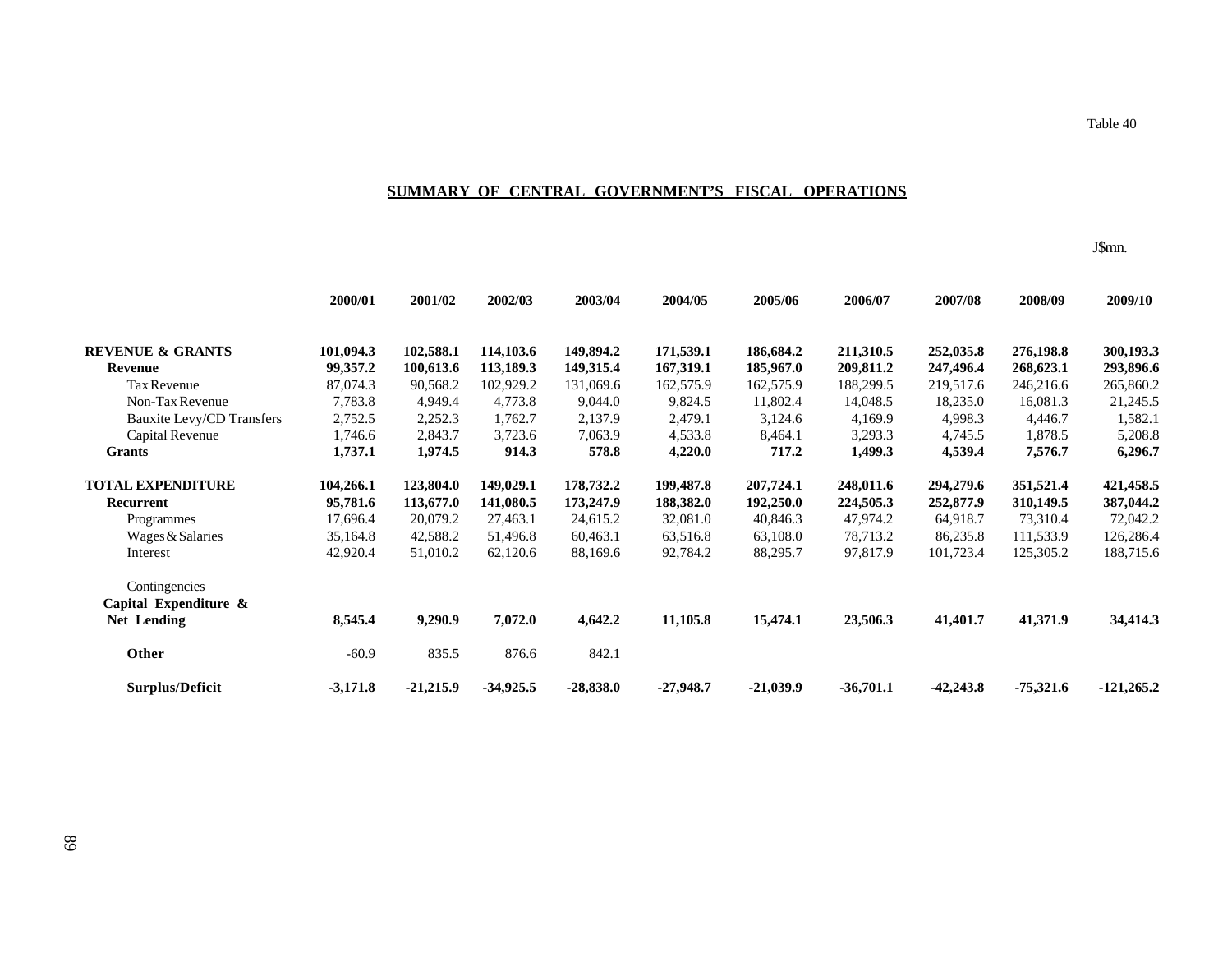Table 40

## SUMMARY OF CENTRAL GOVERNMENT'S FISCAL OPERATIONS

J$mn.

| | 2000/01 | 2001/02 | 2002/03 | 2003/04 | 2004/05 | 2005/06 | 2006/07 | 2007/08 | 2008/09 | 2009/10 |
|---|---|---|---|---|---|---|---|---|---|---|
| **REVENUE & GRANTS** | **101,094.3** | **102,588.1** | **114,103.6** | **149,894.2** | **171,539.1** | **186,684.2** | **211,310.5** | **252,035.8** | **276,198.8** | **300,193.3** |
| **Revenue** | **99,357.2** | **100,613.6** | **113,189.3** | **149,315.4** | **167,319.1** | **185,967.0** | **209,811.2** | **247,496.4** | **268,623.1** | **293,896.6** |
| Tax Revenue | 87,074.3 | 90,568.2 | 102,929.2 | 131,069.6 | 162,575.9 | 162,575.9 | 188,299.5 | 219,517.6 | 246,216.6 | 265,860.2 |
| Non-Tax Revenue | 7,783.8 | 4,949.4 | 4,773.8 | 9,044.0 | 9,824.5 | 11,802.4 | 14,048.5 | 18,235.0 | 16,081.3 | 21,245.5 |
| Bauxite Levy/CD Transfers | 2,752.5 | 2,252.3 | 1,762.7 | 2,137.9 | 2,479.1 | 3,124.6 | 4,169.9 | 4,998.3 | 4,446.7 | 1,582.1 |
| Capital Revenue | 1,746.6 | 2,843.7 | 3,723.6 | 7,063.9 | 4,533.8 | 8,464.1 | 3,293.3 | 4,745.5 | 1,878.5 | 5,208.8 |
| **Grants** | **1,737.1** | **1,974.5** | **914.3** | **578.8** | **4,220.0** | **717.2** | **1,499.3** | **4,539.4** | **7,576.7** | **6,296.7** |
| **TOTAL EXPENDITURE** | **104,266.1** | **123,804.0** | **149,029.1** | **178,732.2** | **199,487.8** | **207,724.1** | **248,011.6** | **294,279.6** | **351,521.4** | **421,458.5** |
| **Recurrent** | **95,781.6** | **113,677.0** | **141,080.5** | **173,247.9** | **188,382.0** | **192,250.0** | **224,505.3** | **252,877.9** | **310,149.5** | **387,044.2** |
| Programmes | 17,696.4 | 20,079.2 | 27,463.1 | 24,615.2 | 32,081.0 | 40,846.3 | 47,974.2 | 64,918.7 | 73,310.4 | 72,042.2 |
| Wages & Salaries | 35,164.8 | 42,588.2 | 51,496.8 | 60,463.1 | 63,516.8 | 63,108.0 | 78,713.2 | 86,235.8 | 111,533.9 | 126,286.4 |
| Interest | 42,920.4 | 51,010.2 | 62,120.6 | 88,169.6 | 92,784.2 | 88,295.7 | 97,817.9 | 101,723.4 | 125,305.2 | 188,715.6 |
| Contingencies | | | | | | | | | | |
| **Capital Expenditure & Net Lending** | **8,545.4** | **9,290.9** | **7,072.0** | **4,642.2** | **11,105.8** | **15,474.1** | **23,506.3** | **41,401.7** | **41,371.9** | **34,414.3** |
| **Other** | -60.9 | 835.5 | 876.6 | 842.1 | | | | | | |
| **Surplus/Deficit** | **-3,171.8** | **-21,215.9** | **-34,925.5** | **-28,838.0** | **-27,948.7** | **-21,039.9** | **-36,701.1** | **-42,243.8** | **-75,321.6** | **-121,265.2** |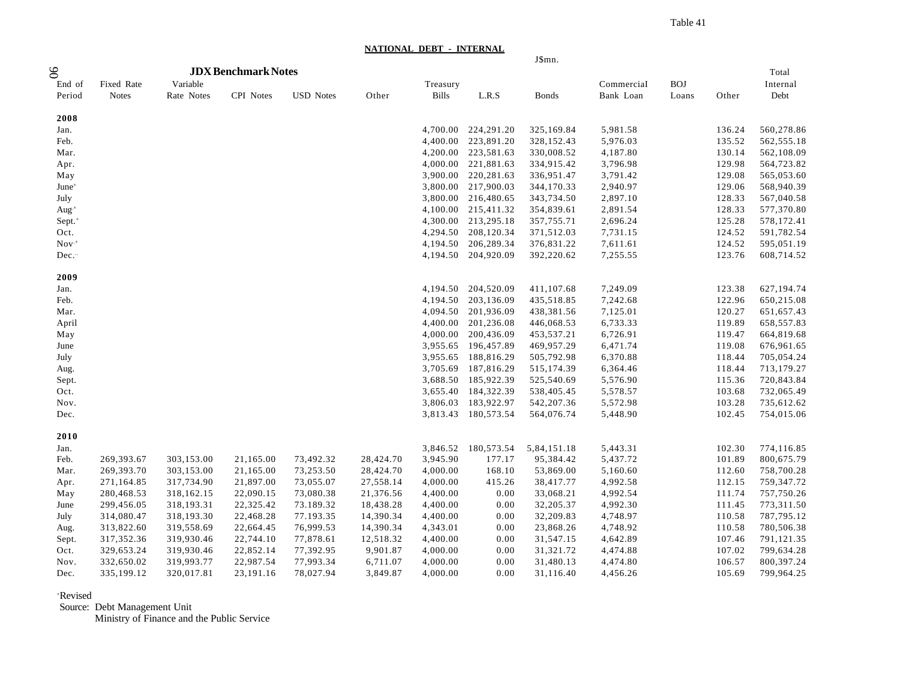Table 41

**NATIONAL DEBT - INTERNAL**

J$mn.

| End of Period | JDX Benchmark Notes Fixed Rate Notes | Variable Rate Notes | CPI Notes | USD Notes | Other | Treasury Bills | L.R.S | Bonds | Commercial Bank Loan | BOJ Loans | Other | Total Internal Debt |
|---|---|---|---|---|---|---|---|---|---|---|---|---|
| **2008** | | | | | | | | | | | | |
| Jan. | | | | | | 4,700.00 | 224,291.20 | 325,169.84 | 5,981.58 | | 136.24 | 560,278.86 |
| Feb. | | | | | | 4,400.00 | 223,891.20 | 328,152.43 | 5,976.03 | | 135.52 | 562,555.18 |
| Mar. | | | | | | 4,200.00 | 223,581.63 | 330,008.52 | 4,187.80 | | 130.14 | 562,108.09 |
| Apr. | | | | | | 4,000.00 | 221,881.63 | 334,915.42 | 3,796.98 | | 129.98 | 564,723.82 |
| May | | | | | | 3,900.00 | 220,281.63 | 336,951.47 | 3,791.42 | | 129.08 | 565,053.60 |
| June+ | | | | | | 3,800.00 | 217,900.03 | 344,170.33 | 2,940.97 | | 129.06 | 568,940.39 |
| July | | | | | | 3,800.00 | 216,480.65 | 343,734.50 | 2,897.10 | | 128.33 | 567,040.58 |
| Aug.+ | | | | | | 4,100.00 | 215,411.32 | 354,839.61 | 2,891.54 | | 128.33 | 577,370.80 |
| Sept.+ | | | | | | 4,300.00 | 213,295.18 | 357,755.71 | 2,696.24 | | 125.28 | 578,172.41 |
| Oct. | | | | | | 4,294.50 | 208,120.34 | 371,512.03 | 7,731.15 | | 124.52 | 591,782.54 |
| Nov.+ | | | | | | 4,194.50 | 206,289.34 | 376,831.22 | 7,611.61 | | 124.52 | 595,051.19 |
| Dec.+ | | | | | | 4,194.50 | 204,920.09 | 392,220.62 | 7,255.55 | | 123.76 | 608,714.52 |
| **2009** | | | | | | | | | | | | |
| Jan. | | | | | | 4,194.50 | 204,520.09 | 411,107.68 | 7,249.09 | | 123.38 | 627,194.74 |
| Feb. | | | | | | 4,194.50 | 203,136.09 | 435,518.85 | 7,242.68 | | 122.96 | 650,215.08 |
| Mar. | | | | | | 4,094.50 | 201,936.09 | 438,381.56 | 7,125.01 | | 120.27 | 651,657.43 |
| April | | | | | | 4,400.00 | 201,236.08 | 446,068.53 | 6,733.33 | | 119.89 | 658,557.83 |
| May | | | | | | 4,000.00 | 200,436.09 | 453,537.21 | 6,726.91 | | 119.47 | 664,819.68 |
| June | | | | | | 3,955.65 | 196,457.89 | 469,957.29 | 6,471.74 | | 119.08 | 676,961.65 |
| July | | | | | | 3,955.65 | 188,816.29 | 505,792.98 | 6,370.88 | | 118.44 | 705,054.24 |
| Aug. | | | | | | 3,705.69 | 187,816.29 | 515,174.39 | 6,364.46 | | 118.44 | 713,179.27 |
| Sept. | | | | | | 3,688.50 | 185,922.39 | 525,540.69 | 5,576.90 | | 115.36 | 720,843.84 |
| Oct. | | | | | | 3,655.40 | 184,322.39 | 538,405.45 | 5,578.57 | | 103.68 | 732,065.49 |
| Nov. | | | | | | 3,806.03 | 183,922.97 | 542,207.36 | 5,572.98 | | 103.28 | 735,612.62 |
| Dec. | | | | | | 3,813.43 | 180,573.54 | 564,076.74 | 5,448.90 | | 102.45 | 754,015.06 |
| **2010** | | | | | | | | | | | | |
| Jan. | | | | | | 3,846.52 | 180,573.54 | 5,84,151.18 | 5,443.31 | | 102.30 | 774,116.85 |
| Feb. | 269,393.67 | 303,153.00 | 21,165.00 | 73,492.32 | 28,424.70 | 3,945.90 | 177.17 | 95,384.42 | 5,437.72 | | 101.89 | 800,675.79 |
| Mar. | 269,393.70 | 303,153.00 | 21,165.00 | 73,253.50 | 28,424.70 | 4,000.00 | 168.10 | 53,869.00 | 5,160.60 | | 112.60 | 758,700.28 |
| Apr. | 271,164.85 | 317,734.90 | 21,897.00 | 73,055.07 | 27,558.14 | 4,000.00 | 415.26 | 38,417.77 | 4,992.58 | | 112.15 | 759,347.72 |
| May | 280,468.53 | 318,162.15 | 22,090.15 | 73,080.38 | 21,376.56 | 4,400.00 | 0.00 | 33,068.21 | 4,992.54 | | 111.74 | 757,750.26 |
| June | 299,456.05 | 318,193.31 | 22,325.42 | 73.189.32 | 18,438.28 | 4,400.00 | 0.00 | 32,205.37 | 4,992.30 | | 111.45 | 773,311.50 |
| July | 314,080.47 | 318,193.30 | 22,468.28 | 77.193.35 | 14,390.34 | 4,400.00 | 0.00 | 32,209.83 | 4,748.97 | | 110.58 | 787,795.12 |
| Aug. | 313,822.60 | 319,558.69 | 22,664.45 | 76,999.53 | 14,390.34 | 4,343.01 | 0.00 | 23,868.26 | 4,748.92 | | 110.58 | 780,506.38 |
| Sept. | 317,352.36 | 319,930.46 | 22,744.10 | 77,878.61 | 12,518.32 | 4,400.00 | 0.00 | 31,547.15 | 4,642.89 | | 107.46 | 791,121.35 |
| Oct. | 329,653.24 | 319,930.46 | 22,852.14 | 77,392.95 | 9,901.87 | 4,000.00 | 0.00 | 31,321.72 | 4,474.88 | | 107.02 | 799,634.28 |
| Nov. | 332,650.02 | 319,993.77 | 22,987.54 | 77,993.34 | 6,711.07 | 4,000.00 | 0.00 | 31,480.13 | 4,474.80 | | 106.57 | 800,397.24 |
| Dec. | 335,199.12 | 320,017.81 | 23,191.16 | 78,027.94 | 3,849.87 | 4,000.00 | 0.00 | 31,116.40 | 4,456.26 | | 105.69 | 799,964.25 |

+Revised

Source: Debt Management Unit
Ministry of Finance and the Public Service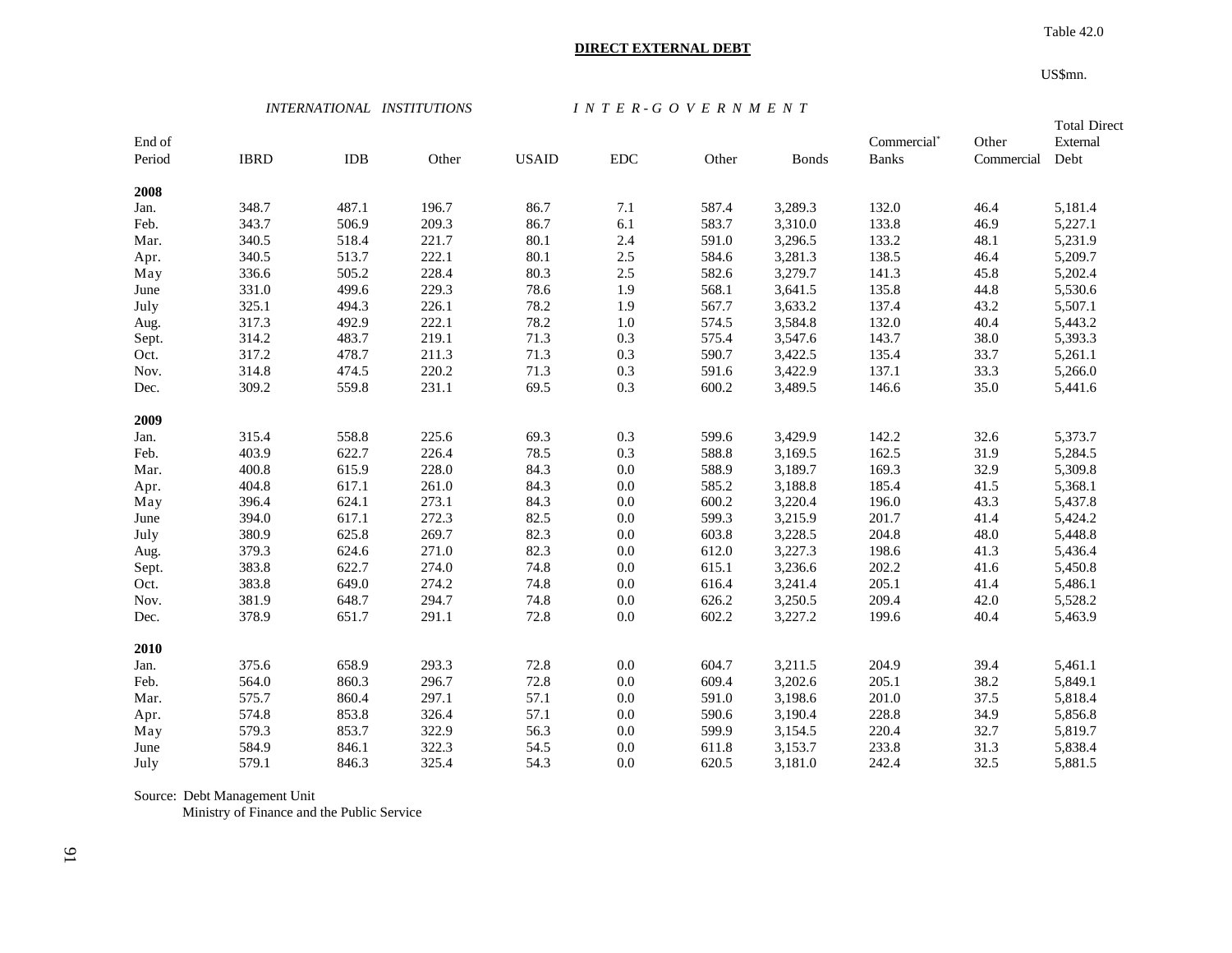Table 42.0

**DIRECT EXTERNAL DEBT**

US$mn.

| End of Period | *INTERNATIONAL INSTITUTIONS* IBRD | IDB | Other | *INTER-GOVERNMENT* USAID | EDC | Other | Bonds | Commercial* Banks | Other Commercial | Total Direct External Debt |
|---|---|---|---|---|---|---|---|---|---|---|
| **2008** | | | | | | | | | | |
| Jan. | 348.7 | 487.1 | 196.7 | 86.7 | 7.1 | 587.4 | 3,289.3 | 132.0 | 46.4 | 5,181.4 |
| Feb. | 343.7 | 506.9 | 209.3 | 86.7 | 6.1 | 583.7 | 3,310.0 | 133.8 | 46.9 | 5,227.1 |
| Mar. | 340.5 | 518.4 | 221.7 | 80.1 | 2.4 | 591.0 | 3,296.5 | 133.2 | 48.1 | 5,231.9 |
| Apr. | 340.5 | 513.7 | 222.1 | 80.1 | 2.5 | 584.6 | 3,281.3 | 138.5 | 46.4 | 5,209.7 |
| May | 336.6 | 505.2 | 228.4 | 80.3 | 2.5 | 582.6 | 3,279.7 | 141.3 | 45.8 | 5,202.4 |
| June | 331.0 | 499.6 | 229.3 | 78.6 | 1.9 | 568.1 | 3,641.5 | 135.8 | 44.8 | 5,530.6 |
| July | 325.1 | 494.3 | 226.1 | 78.2 | 1.9 | 567.7 | 3,633.2 | 137.4 | 43.2 | 5,507.1 |
| Aug. | 317.3 | 492.9 | 222.1 | 78.2 | 1.0 | 574.5 | 3,584.8 | 132.0 | 40.4 | 5,443.2 |
| Sept. | 314.2 | 483.7 | 219.1 | 71.3 | 0.3 | 575.4 | 3,547.6 | 143.7 | 38.0 | 5,393.3 |
| Oct. | 317.2 | 478.7 | 211.3 | 71.3 | 0.3 | 590.7 | 3,422.5 | 135.4 | 33.7 | 5,261.1 |
| Nov. | 314.8 | 474.5 | 220.2 | 71.3 | 0.3 | 591.6 | 3,422.9 | 137.1 | 33.3 | 5,266.0 |
| Dec. | 309.2 | 559.8 | 231.1 | 69.5 | 0.3 | 600.2 | 3,489.5 | 146.6 | 35.0 | 5,441.6 |
| **2009** | | | | | | | | | | |
| Jan. | 315.4 | 558.8 | 225.6 | 69.3 | 0.3 | 599.6 | 3,429.9 | 142.2 | 32.6 | 5,373.7 |
| Feb. | 403.9 | 622.7 | 226.4 | 78.5 | 0.3 | 588.8 | 3,169.5 | 162.5 | 31.9 | 5,284.5 |
| Mar. | 400.8 | 615.9 | 228.0 | 84.3 | 0.0 | 588.9 | 3,189.7 | 169.3 | 32.9 | 5,309.8 |
| Apr. | 404.8 | 617.1 | 261.0 | 84.3 | 0.0 | 585.2 | 3,188.8 | 185.4 | 41.5 | 5,368.1 |
| May | 396.4 | 624.1 | 273.1 | 84.3 | 0.0 | 600.2 | 3,220.4 | 196.0 | 43.3 | 5,437.8 |
| June | 394.0 | 617.1 | 272.3 | 82.5 | 0.0 | 599.3 | 3,215.9 | 201.7 | 41.4 | 5,424.2 |
| July | 380.9 | 625.8 | 269.7 | 82.3 | 0.0 | 603.8 | 3,228.5 | 204.8 | 48.0 | 5,448.8 |
| Aug. | 379.3 | 624.6 | 271.0 | 82.3 | 0.0 | 612.0 | 3,227.3 | 198.6 | 41.3 | 5,436.4 |
| Sept. | 383.8 | 622.7 | 274.0 | 74.8 | 0.0 | 615.1 | 3,236.6 | 202.2 | 41.6 | 5,450.8 |
| Oct. | 383.8 | 649.0 | 274.2 | 74.8 | 0.0 | 616.4 | 3,241.4 | 205.1 | 41.4 | 5,486.1 |
| Nov. | 381.9 | 648.7 | 294.7 | 74.8 | 0.0 | 626.2 | 3,250.5 | 209.4 | 42.0 | 5,528.2 |
| Dec. | 378.9 | 651.7 | 291.1 | 72.8 | 0.0 | 602.2 | 3,227.2 | 199.6 | 40.4 | 5,463.9 |
| **2010** | | | | | | | | | | |
| Jan. | 375.6 | 658.9 | 293.3 | 72.8 | 0.0 | 604.7 | 3,211.5 | 204.9 | 39.4 | 5,461.1 |
| Feb. | 564.0 | 860.3 | 296.7 | 72.8 | 0.0 | 609.4 | 3,202.6 | 205.1 | 38.2 | 5,849.1 |
| Mar. | 575.7 | 860.4 | 297.1 | 57.1 | 0.0 | 591.0 | 3,198.6 | 201.0 | 37.5 | 5,818.4 |
| Apr. | 574.8 | 853.8 | 326.4 | 57.1 | 0.0 | 590.6 | 3,190.4 | 228.8 | 34.9 | 5,856.8 |
| May | 579.3 | 853.7 | 322.9 | 56.3 | 0.0 | 599.9 | 3,154.5 | 220.4 | 32.7 | 5,819.7 |
| June | 584.9 | 846.1 | 322.3 | 54.5 | 0.0 | 611.8 | 3,153.7 | 233.8 | 31.3 | 5,838.4 |
| July | 579.1 | 846.3 | 325.4 | 54.3 | 0.0 | 620.5 | 3,181.0 | 242.4 | 32.5 | 5,881.5 |

Source: Debt Management Unit
Ministry of Finance and the Public Service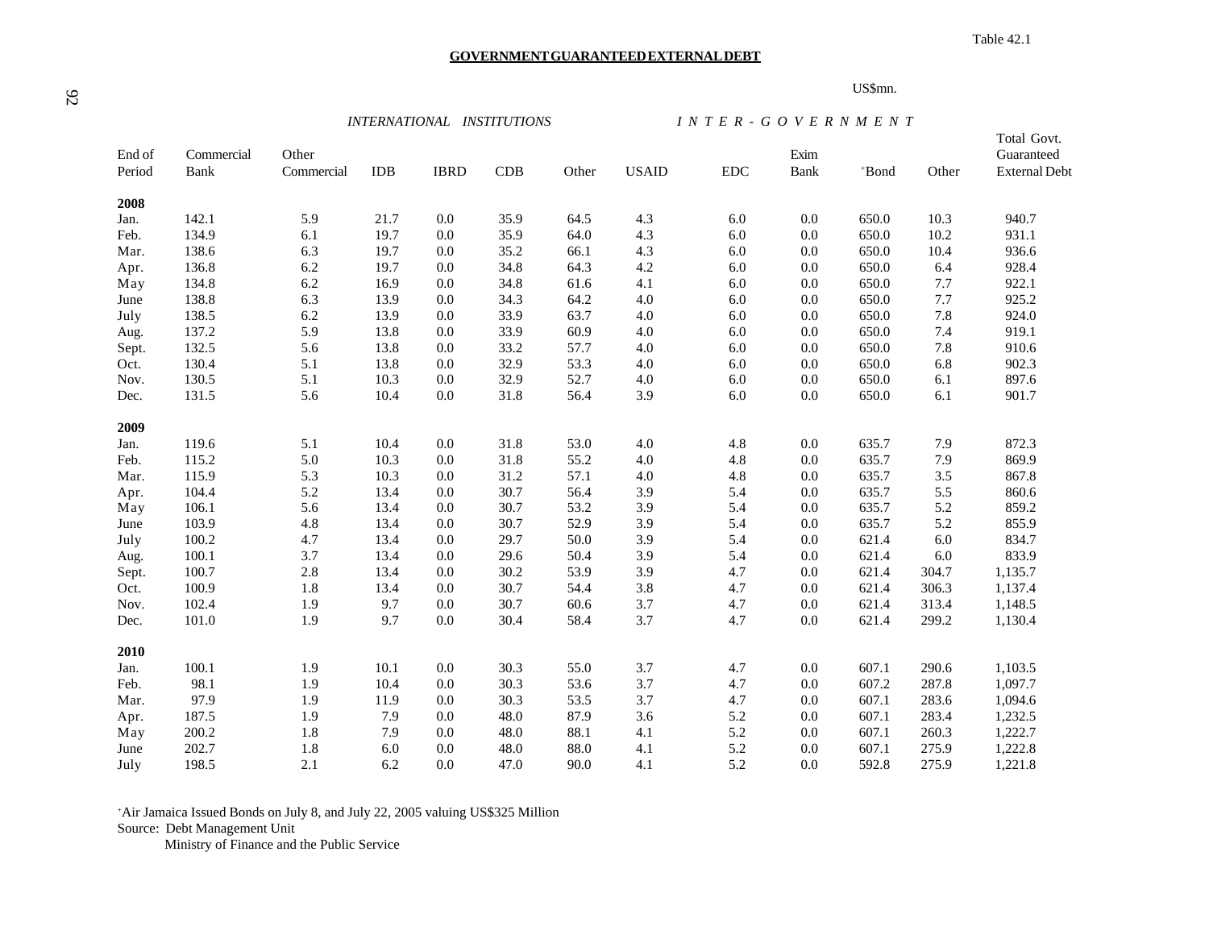Table 42.1

## GOVERNMENT GUARANTEED EXTERNAL DEBT

US$mn.

| | | | INTERNATIONAL INSTITUTIONS | | | | INTER-GOVERNMENT | | | | | |
|---|---|---|---|---|---|---|---|---|---|---|---|---|
| End of Period | Commercial Bank | Other Commercial | IDB | IBRD | CDB | Other | USAID | EDC | Exim Bank | +Bond | Other | Total Govt. Guaranteed External Debt |
| **2008** | | | | | | | | | | | | |
| Jan. | 142.1 | 5.9 | 21.7 | 0.0 | 35.9 | 64.5 | 4.3 | 6.0 | 0.0 | 650.0 | 10.3 | 940.7 |
| Feb. | 134.9 | 6.1 | 19.7 | 0.0 | 35.9 | 64.0 | 4.3 | 6.0 | 0.0 | 650.0 | 10.2 | 931.1 |
| Mar. | 138.6 | 6.3 | 19.7 | 0.0 | 35.2 | 66.1 | 4.3 | 6.0 | 0.0 | 650.0 | 10.4 | 936.6 |
| Apr. | 136.8 | 6.2 | 19.7 | 0.0 | 34.8 | 64.3 | 4.2 | 6.0 | 0.0 | 650.0 | 6.4 | 928.4 |
| May | 134.8 | 6.2 | 16.9 | 0.0 | 34.8 | 61.6 | 4.1 | 6.0 | 0.0 | 650.0 | 7.7 | 922.1 |
| June | 138.8 | 6.3 | 13.9 | 0.0 | 34.3 | 64.2 | 4.0 | 6.0 | 0.0 | 650.0 | 7.7 | 925.2 |
| July | 138.5 | 6.2 | 13.9 | 0.0 | 33.9 | 63.7 | 4.0 | 6.0 | 0.0 | 650.0 | 7.8 | 924.0 |
| Aug. | 137.2 | 5.9 | 13.8 | 0.0 | 33.9 | 60.9 | 4.0 | 6.0 | 0.0 | 650.0 | 7.4 | 919.1 |
| Sept. | 132.5 | 5.6 | 13.8 | 0.0 | 33.2 | 57.7 | 4.0 | 6.0 | 0.0 | 650.0 | 7.8 | 910.6 |
| Oct. | 130.4 | 5.1 | 13.8 | 0.0 | 32.9 | 53.3 | 4.0 | 6.0 | 0.0 | 650.0 | 6.8 | 902.3 |
| Nov. | 130.5 | 5.1 | 10.3 | 0.0 | 32.9 | 52.7 | 4.0 | 6.0 | 0.0 | 650.0 | 6.1 | 897.6 |
| Dec. | 131.5 | 5.6 | 10.4 | 0.0 | 31.8 | 56.4 | 3.9 | 6.0 | 0.0 | 650.0 | 6.1 | 901.7 |
| **2009** | | | | | | | | | | | | |
| Jan. | 119.6 | 5.1 | 10.4 | 0.0 | 31.8 | 53.0 | 4.0 | 4.8 | 0.0 | 635.7 | 7.9 | 872.3 |
| Feb. | 115.2 | 5.0 | 10.3 | 0.0 | 31.8 | 55.2 | 4.0 | 4.8 | 0.0 | 635.7 | 7.9 | 869.9 |
| Mar. | 115.9 | 5.3 | 10.3 | 0.0 | 31.2 | 57.1 | 4.0 | 4.8 | 0.0 | 635.7 | 3.5 | 867.8 |
| Apr. | 104.4 | 5.2 | 13.4 | 0.0 | 30.7 | 56.4 | 3.9 | 5.4 | 0.0 | 635.7 | 5.5 | 860.6 |
| May | 106.1 | 5.6 | 13.4 | 0.0 | 30.7 | 53.2 | 3.9 | 5.4 | 0.0 | 635.7 | 5.2 | 859.2 |
| June | 103.9 | 4.8 | 13.4 | 0.0 | 30.7 | 52.9 | 3.9 | 5.4 | 0.0 | 635.7 | 5.2 | 855.9 |
| July | 100.2 | 4.7 | 13.4 | 0.0 | 29.7 | 50.0 | 3.9 | 5.4 | 0.0 | 621.4 | 6.0 | 834.7 |
| Aug. | 100.1 | 3.7 | 13.4 | 0.0 | 29.6 | 50.4 | 3.9 | 5.4 | 0.0 | 621.4 | 6.0 | 833.9 |
| Sept. | 100.7 | 2.8 | 13.4 | 0.0 | 30.2 | 53.9 | 3.9 | 4.7 | 0.0 | 621.4 | 304.7 | 1,135.7 |
| Oct. | 100.9 | 1.8 | 13.4 | 0.0 | 30.7 | 54.4 | 3.8 | 4.7 | 0.0 | 621.4 | 306.3 | 1,137.4 |
| Nov. | 102.4 | 1.9 | 9.7 | 0.0 | 30.7 | 60.6 | 3.7 | 4.7 | 0.0 | 621.4 | 313.4 | 1,148.5 |
| Dec. | 101.0 | 1.9 | 9.7 | 0.0 | 30.4 | 58.4 | 3.7 | 4.7 | 0.0 | 621.4 | 299.2 | 1,130.4 |
| **2010** | | | | | | | | | | | | |
| Jan. | 100.1 | 1.9 | 10.1 | 0.0 | 30.3 | 55.0 | 3.7 | 4.7 | 0.0 | 607.1 | 290.6 | 1,103.5 |
| Feb. | 98.1 | 1.9 | 10.4 | 0.0 | 30.3 | 53.6 | 3.7 | 4.7 | 0.0 | 607.2 | 287.8 | 1,097.7 |
| Mar. | 97.9 | 1.9 | 11.9 | 0.0 | 30.3 | 53.5 | 3.7 | 4.7 | 0.0 | 607.1 | 283.6 | 1,094.6 |
| Apr. | 187.5 | 1.9 | 7.9 | 0.0 | 48.0 | 87.9 | 3.6 | 5.2 | 0.0 | 607.1 | 283.4 | 1,232.5 |
| May | 200.2 | 1.8 | 7.9 | 0.0 | 48.0 | 88.1 | 4.1 | 5.2 | 0.0 | 607.1 | 260.3 | 1,222.7 |
| June | 202.7 | 1.8 | 6.0 | 0.0 | 48.0 | 88.0 | 4.1 | 5.2 | 0.0 | 607.1 | 275.9 | 1,222.8 |
| July | 198.5 | 2.1 | 6.2 | 0.0 | 47.0 | 90.0 | 4.1 | 5.2 | 0.0 | 592.8 | 275.9 | 1,221.8 |

+Air Jamaica Issued Bonds on July 8, and July 22, 2005 valuing US$325 Million

Source: Debt Management Unit
Ministry of Finance and the Public Service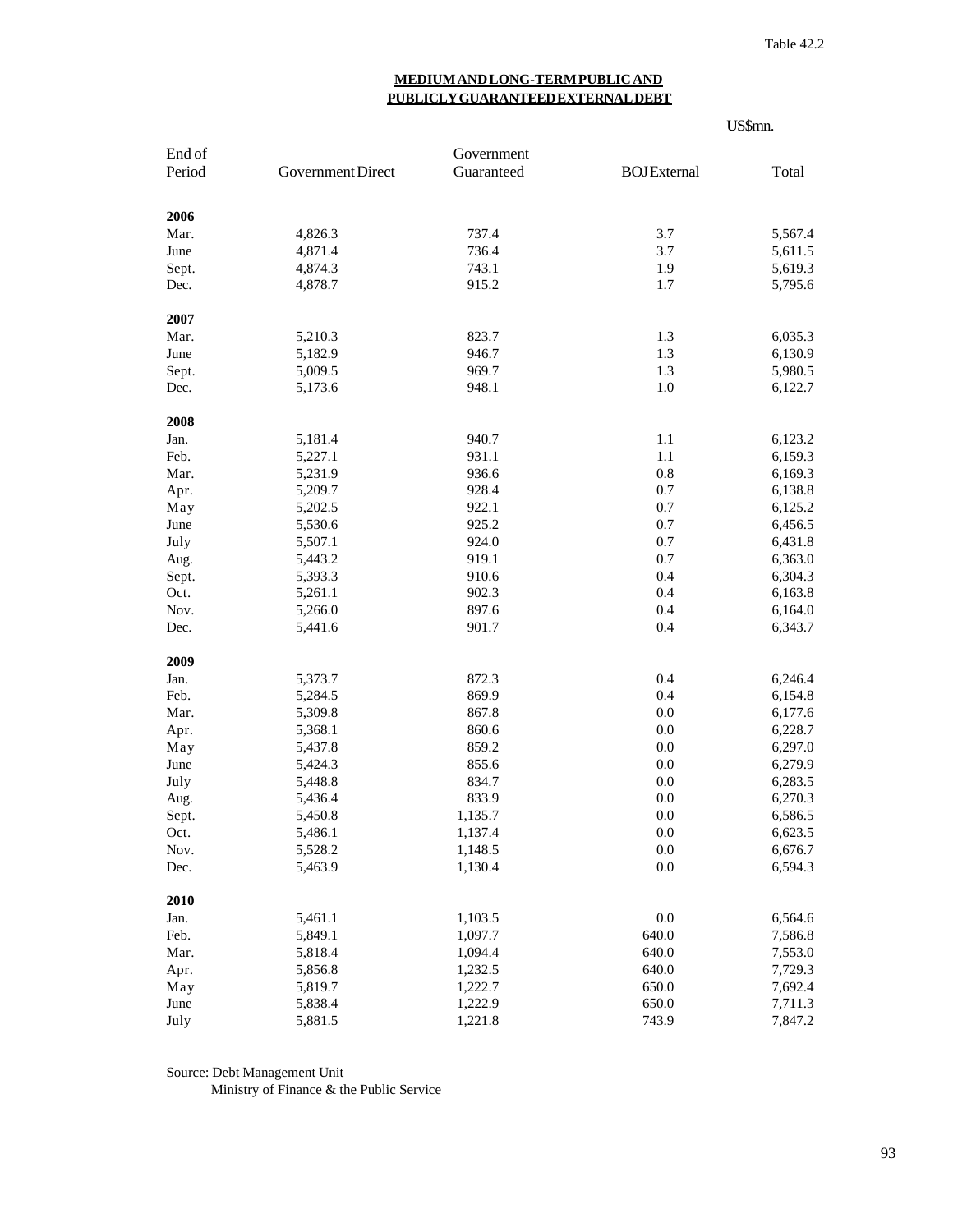Table 42.2

## MEDIUM AND LONG-TERM PUBLIC AND PUBLICLY GUARANTEED EXTERNAL DEBT

US$mn.

| End of Period | Government Direct | Government Guaranteed | BOJ External | Total |
|---|---|---|---|---|
| **2006** | | | | |
| Mar. | 4,826.3 | 737.4 | 3.7 | 5,567.4 |
| June | 4,871.4 | 736.4 | 3.7 | 5,611.5 |
| Sept. | 4,874.3 | 743.1 | 1.9 | 5,619.3 |
| Dec. | 4,878.7 | 915.2 | 1.7 | 5,795.6 |
| **2007** | | | | |
| Mar. | 5,210.3 | 823.7 | 1.3 | 6,035.3 |
| June | 5,182.9 | 946.7 | 1.3 | 6,130.9 |
| Sept. | 5,009.5 | 969.7 | 1.3 | 5,980.5 |
| Dec. | 5,173.6 | 948.1 | 1.0 | 6,122.7 |
| **2008** | | | | |
| Jan. | 5,181.4 | 940.7 | 1.1 | 6,123.2 |
| Feb. | 5,227.1 | 931.1 | 1.1 | 6,159.3 |
| Mar. | 5,231.9 | 936.6 | 0.8 | 6,169.3 |
| Apr. | 5,209.7 | 928.4 | 0.7 | 6,138.8 |
| May | 5,202.5 | 922.1 | 0.7 | 6,125.2 |
| June | 5,530.6 | 925.2 | 0.7 | 6,456.5 |
| July | 5,507.1 | 924.0 | 0.7 | 6,431.8 |
| Aug. | 5,443.2 | 919.1 | 0.7 | 6,363.0 |
| Sept. | 5,393.3 | 910.6 | 0.4 | 6,304.3 |
| Oct. | 5,261.1 | 902.3 | 0.4 | 6,163.8 |
| Nov. | 5,266.0 | 897.6 | 0.4 | 6,164.0 |
| Dec. | 5,441.6 | 901.7 | 0.4 | 6,343.7 |
| **2009** | | | | |
| Jan. | 5,373.7 | 872.3 | 0.4 | 6,246.4 |
| Feb. | 5,284.5 | 869.9 | 0.4 | 6,154.8 |
| Mar. | 5,309.8 | 867.8 | 0.0 | 6,177.6 |
| Apr. | 5,368.1 | 860.6 | 0.0 | 6,228.7 |
| May | 5,437.8 | 859.2 | 0.0 | 6,297.0 |
| June | 5,424.3 | 855.6 | 0.0 | 6,279.9 |
| July | 5,448.8 | 834.7 | 0.0 | 6,283.5 |
| Aug. | 5,436.4 | 833.9 | 0.0 | 6,270.3 |
| Sept. | 5,450.8 | 1,135.7 | 0.0 | 6,586.5 |
| Oct. | 5,486.1 | 1,137.4 | 0.0 | 6,623.5 |
| Nov. | 5,528.2 | 1,148.5 | 0.0 | 6,676.7 |
| Dec. | 5,463.9 | 1,130.4 | 0.0 | 6,594.3 |
| **2010** | | | | |
| Jan. | 5,461.1 | 1,103.5 | 0.0 | 6,564.6 |
| Feb. | 5,849.1 | 1,097.7 | 640.0 | 7,586.8 |
| Mar. | 5,818.4 | 1,094.4 | 640.0 | 7,553.0 |
| Apr. | 5,856.8 | 1,232.5 | 640.0 | 7,729.3 |
| May | 5,819.7 | 1,222.7 | 650.0 | 7,692.4 |
| June | 5,838.4 | 1,222.9 | 650.0 | 7,711.3 |
| July | 5,881.5 | 1,221.8 | 743.9 | 7,847.2 |

Source: Debt Management Unit
Ministry of Finance & the Public Service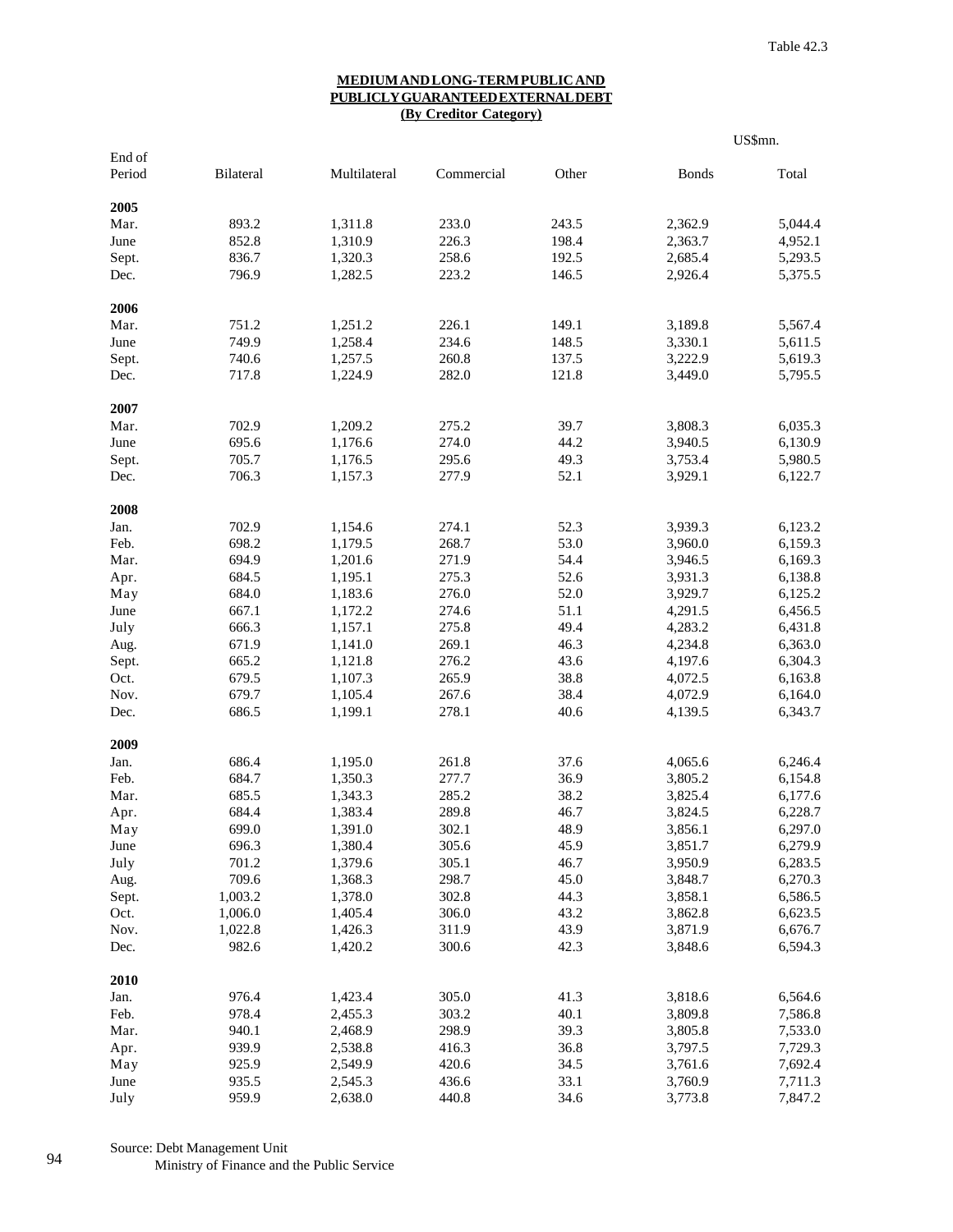Table 42.3

## MEDIUM AND LONG-TERM PUBLIC AND PUBLICLY GUARANTEED EXTERNAL DEBT
### (By Creditor Category)

US$mn.

| End of Period | Bilateral | Multilateral | Commercial | Other | Bonds | Total |
|---|---|---|---|---|---|---|
| **2005** | | | | | | |
| Mar. | 893.2 | 1,311.8 | 233.0 | 243.5 | 2,362.9 | 5,044.4 |
| June | 852.8 | 1,310.9 | 226.3 | 198.4 | 2,363.7 | 4,952.1 |
| Sept. | 836.7 | 1,320.3 | 258.6 | 192.5 | 2,685.4 | 5,293.5 |
| Dec. | 796.9 | 1,282.5 | 223.2 | 146.5 | 2,926.4 | 5,375.5 |
| **2006** | | | | | | |
| Mar. | 751.2 | 1,251.2 | 226.1 | 149.1 | 3,189.8 | 5,567.4 |
| June | 749.9 | 1,258.4 | 234.6 | 148.5 | 3,330.1 | 5,611.5 |
| Sept. | 740.6 | 1,257.5 | 260.8 | 137.5 | 3,222.9 | 5,619.3 |
| Dec. | 717.8 | 1,224.9 | 282.0 | 121.8 | 3,449.0 | 5,795.5 |
| **2007** | | | | | | |
| Mar. | 702.9 | 1,209.2 | 275.2 | 39.7 | 3,808.3 | 6,035.3 |
| June | 695.6 | 1,176.6 | 274.0 | 44.2 | 3,940.5 | 6,130.9 |
| Sept. | 705.7 | 1,176.5 | 295.6 | 49.3 | 3,753.4 | 5,980.5 |
| Dec. | 706.3 | 1,157.3 | 277.9 | 52.1 | 3,929.1 | 6,122.7 |
| **2008** | | | | | | |
| Jan. | 702.9 | 1,154.6 | 274.1 | 52.3 | 3,939.3 | 6,123.2 |
| Feb. | 698.2 | 1,179.5 | 268.7 | 53.0 | 3,960.0 | 6,159.3 |
| Mar. | 694.9 | 1,201.6 | 271.9 | 54.4 | 3,946.5 | 6,169.3 |
| Apr. | 684.5 | 1,195.1 | 275.3 | 52.6 | 3,931.3 | 6,138.8 |
| May | 684.0 | 1,183.6 | 276.0 | 52.0 | 3,929.7 | 6,125.2 |
| June | 667.1 | 1,172.2 | 274.6 | 51.1 | 4,291.5 | 6,456.5 |
| July | 666.3 | 1,157.1 | 275.8 | 49.4 | 4,283.2 | 6,431.8 |
| Aug. | 671.9 | 1,141.0 | 269.1 | 46.3 | 4,234.8 | 6,363.0 |
| Sept. | 665.2 | 1,121.8 | 276.2 | 43.6 | 4,197.6 | 6,304.3 |
| Oct. | 679.5 | 1,107.3 | 265.9 | 38.8 | 4,072.5 | 6,163.8 |
| Nov. | 679.7 | 1,105.4 | 267.6 | 38.4 | 4,072.9 | 6,164.0 |
| Dec. | 686.5 | 1,199.1 | 278.1 | 40.6 | 4,139.5 | 6,343.7 |
| **2009** | | | | | | |
| Jan. | 686.4 | 1,195.0 | 261.8 | 37.6 | 4,065.6 | 6,246.4 |
| Feb. | 684.7 | 1,350.3 | 277.7 | 36.9 | 3,805.2 | 6,154.8 |
| Mar. | 685.5 | 1,343.3 | 285.2 | 38.2 | 3,825.4 | 6,177.6 |
| Apr. | 684.4 | 1,383.4 | 289.8 | 46.7 | 3,824.5 | 6,228.7 |
| May | 699.0 | 1,391.0 | 302.1 | 48.9 | 3,856.1 | 6,297.0 |
| June | 696.3 | 1,380.4 | 305.6 | 45.9 | 3,851.7 | 6,279.9 |
| July | 701.2 | 1,379.6 | 305.1 | 46.7 | 3,950.9 | 6,283.5 |
| Aug. | 709.6 | 1,368.3 | 298.7 | 45.0 | 3,848.7 | 6,270.3 |
| Sept. | 1,003.2 | 1,378.0 | 302.8 | 44.3 | 3,858.1 | 6,586.5 |
| Oct. | 1,006.0 | 1,405.4 | 306.0 | 43.2 | 3,862.8 | 6,623.5 |
| Nov. | 1,022.8 | 1,426.3 | 311.9 | 43.9 | 3,871.9 | 6,676.7 |
| Dec. | 982.6 | 1,420.2 | 300.6 | 42.3 | 3,848.6 | 6,594.3 |
| **2010** | | | | | | |
| Jan. | 976.4 | 1,423.4 | 305.0 | 41.3 | 3,818.6 | 6,564.6 |
| Feb. | 978.4 | 2,455.3 | 303.2 | 40.1 | 3,809.8 | 7,586.8 |
| Mar. | 940.1 | 2,468.9 | 298.9 | 39.3 | 3,805.8 | 7,533.0 |
| Apr. | 939.9 | 2,538.8 | 416.3 | 36.8 | 3,797.5 | 7,729.3 |
| May | 925.9 | 2,549.9 | 420.6 | 34.5 | 3,761.6 | 7,692.4 |
| June | 935.5 | 2,545.3 | 436.6 | 33.1 | 3,760.9 | 7,711.3 |
| July | 959.9 | 2,638.0 | 440.8 | 34.6 | 3,773.8 | 7,847.2 |

Source: Debt Management Unit
Ministry of Finance and the Public Service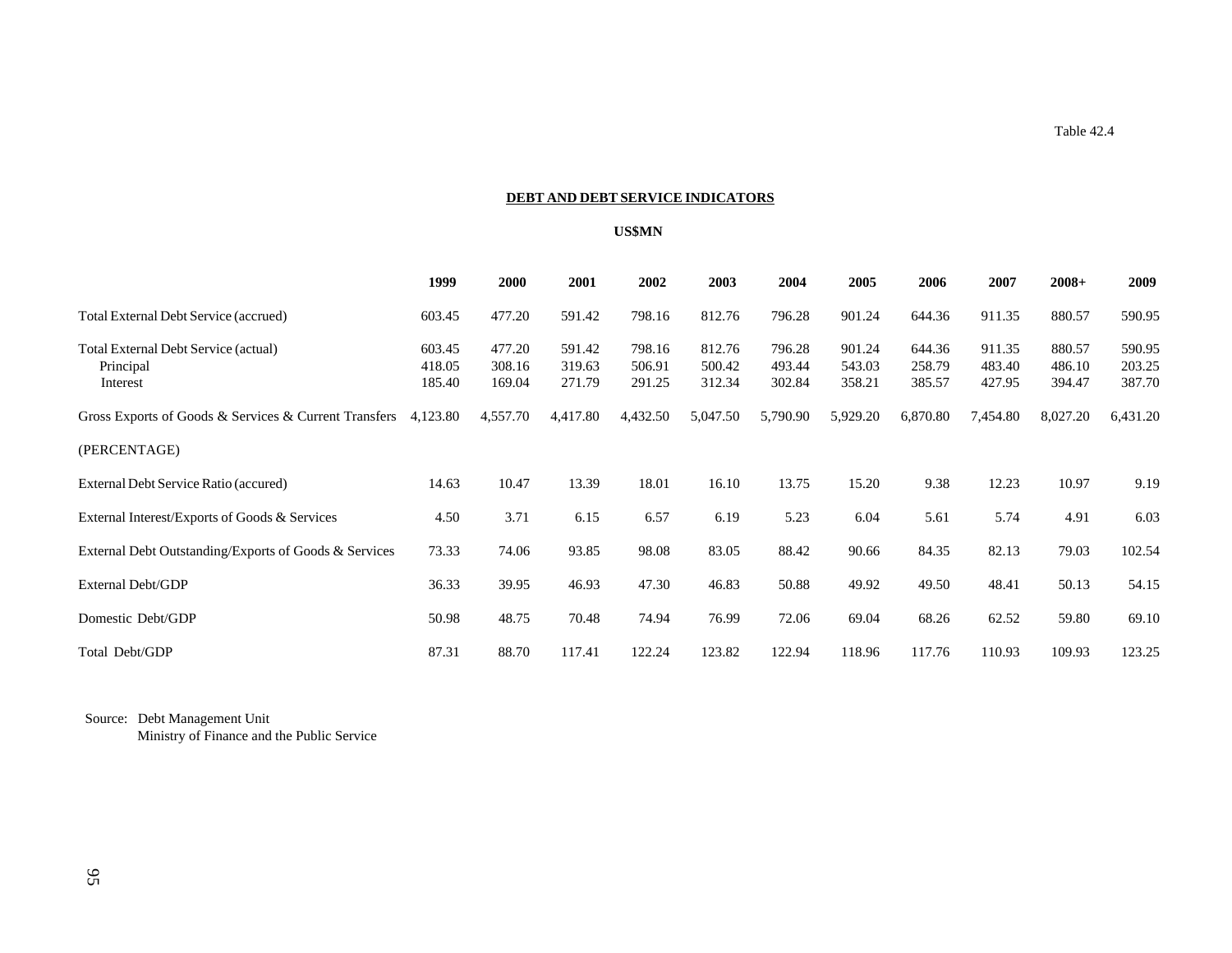Table 42.4

## DEBT AND DEBT SERVICE INDICATORS

**US$MN**

| | 1999 | 2000 | 2001 | 2002 | 2003 | 2004 | 2005 | 2006 | 2007 | 2008+ | 2009 |
|---|---|---|---|---|---|---|---|---|---|---|---|
| Total External Debt Service (accrued) | 603.45 | 477.20 | 591.42 | 798.16 | 812.76 | 796.28 | 901.24 | 644.36 | 911.35 | 880.57 | 590.95 |
| Total External Debt Service (actual) | 603.45 | 477.20 | 591.42 | 798.16 | 812.76 | 796.28 | 901.24 | 644.36 | 911.35 | 880.57 | 590.95 |
| Principal | 418.05 | 308.16 | 319.63 | 506.91 | 500.42 | 493.44 | 543.03 | 258.79 | 483.40 | 486.10 | 203.25 |
| Interest | 185.40 | 169.04 | 271.79 | 291.25 | 312.34 | 302.84 | 358.21 | 385.57 | 427.95 | 394.47 | 387.70 |
| Gross Exports of Goods & Services & Current Transfers | 4,123.80 | 4,557.70 | 4,417.80 | 4,432.50 | 5,047.50 | 5,790.90 | 5,929.20 | 6,870.80 | 7,454.80 | 8,027.20 | 6,431.20 |
| (PERCENTAGE) | | | | | | | | | | | |
| External Debt Service Ratio (accured) | 14.63 | 10.47 | 13.39 | 18.01 | 16.10 | 13.75 | 15.20 | 9.38 | 12.23 | 10.97 | 9.19 |
| External Interest/Exports of Goods & Services | 4.50 | 3.71 | 6.15 | 6.57 | 6.19 | 5.23 | 6.04 | 5.61 | 5.74 | 4.91 | 6.03 |
| External Debt Outstanding/Exports of Goods & Services | 73.33 | 74.06 | 93.85 | 98.08 | 83.05 | 88.42 | 90.66 | 84.35 | 82.13 | 79.03 | 102.54 |
| External Debt/GDP | 36.33 | 39.95 | 46.93 | 47.30 | 46.83 | 50.88 | 49.92 | 49.50 | 48.41 | 50.13 | 54.15 |
| Domestic Debt/GDP | 50.98 | 48.75 | 70.48 | 74.94 | 76.99 | 72.06 | 69.04 | 68.26 | 62.52 | 59.80 | 69.10 |
| Total Debt/GDP | 87.31 | 88.70 | 117.41 | 122.24 | 123.82 | 122.94 | 118.96 | 117.76 | 110.93 | 109.93 | 123.25 |

Source: Debt Management Unit
Ministry of Finance and the Public Service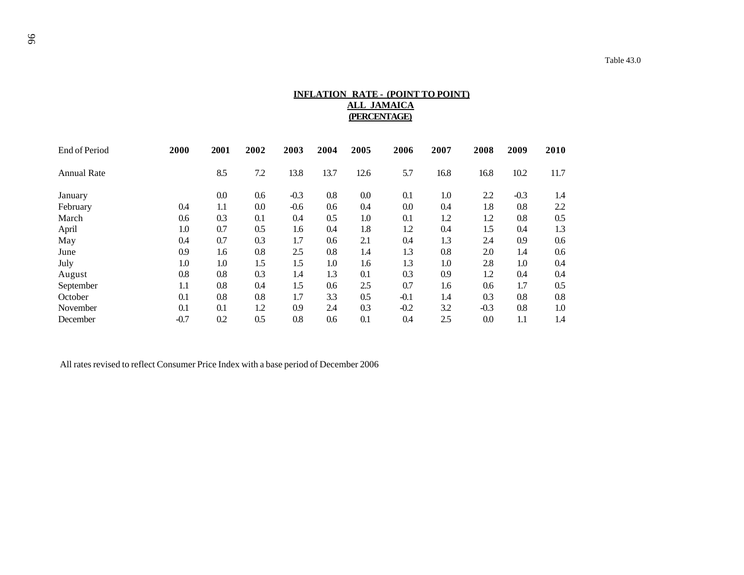Table 43.0

**INFLATION RATE - (POINT TO POINT)**
**ALL JAMAICA**
**(PERCENTAGE)**

| End of Period | 2000 | 2001 | 2002 | 2003 | 2004 | 2005 | 2006 | 2007 | 2008 | 2009 | 2010 |
|---|---|---|---|---|---|---|---|---|---|---|---|
| Annual Rate | | 8.5 | 7.2 | 13.8 | 13.7 | 12.6 | 5.7 | 16.8 | 16.8 | 10.2 | 11.7 |
| January | | 0.0 | 0.6 | -0.3 | 0.8 | 0.0 | 0.1 | 1.0 | 2.2 | -0.3 | 1.4 |
| February | 0.4 | 1.1 | 0.0 | -0.6 | 0.6 | 0.4 | 0.0 | 0.4 | 1.8 | 0.8 | 2.2 |
| March | 0.6 | 0.3 | 0.1 | 0.4 | 0.5 | 1.0 | 0.1 | 1.2 | 1.2 | 0.8 | 0.5 |
| April | 1.0 | 0.7 | 0.5 | 1.6 | 0.4 | 1.8 | 1.2 | 0.4 | 1.5 | 0.4 | 1.3 |
| May | 0.4 | 0.7 | 0.3 | 1.7 | 0.6 | 2.1 | 0.4 | 1.3 | 2.4 | 0.9 | 0.6 |
| June | 0.9 | 1.6 | 0.8 | 2.5 | 0.8 | 1.4 | 1.3 | 0.8 | 2.0 | 1.4 | 0.6 |
| July | 1.0 | 1.0 | 1.5 | 1.5 | 1.0 | 1.6 | 1.3 | 1.0 | 2.8 | 1.0 | 0.4 |
| August | 0.8 | 0.8 | 0.3 | 1.4 | 1.3 | 0.1 | 0.3 | 0.9 | 1.2 | 0.4 | 0.4 |
| September | 1.1 | 0.8 | 0.4 | 1.5 | 0.6 | 2.5 | 0.7 | 1.6 | 0.6 | 1.7 | 0.5 |
| October | 0.1 | 0.8 | 0.8 | 1.7 | 3.3 | 0.5 | -0.1 | 1.4 | 0.3 | 0.8 | 0.8 |
| November | 0.1 | 0.1 | 1.2 | 0.9 | 2.4 | 0.3 | -0.2 | 3.2 | -0.3 | 0.8 | 1.0 |
| December | -0.7 | 0.2 | 0.5 | 0.8 | 0.6 | 0.1 | 0.4 | 2.5 | 0.0 | 1.1 | 1.4 |

All rates revised to reflect Consumer Price Index with a base period of December 2006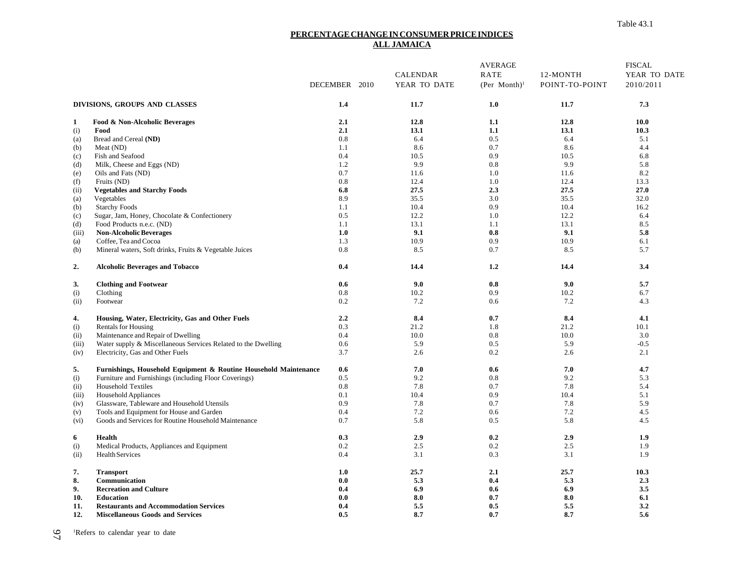Table 43.1

## PERCENTAGE CHANGE IN CONSUMER PRICE INDICES
## ALL JAMAICA

| | | DECEMBER 2010 | CALENDAR YEAR TO DATE | AVERAGE RATE (Per Month)[1] | 12-MONTH POINT-TO-POINT | FISCAL YEAR TO DATE 2010/2011 |
|---|---|---|---|---|---|---|
| | **DIVISIONS, GROUPS AND CLASSES** | **1.4** | **11.7** | **1.0** | **11.7** | **7.3** |
| **1** | **Food & Non-Alcoholic Beverages** | **2.1** | **12.8** | **1.1** | **12.8** | **10.0** |
| (i) | **Food** | **2.1** | **13.1** | **1.1** | **13.1** | **10.3** |
| (a) | Bread and Cereal **(ND)** | 0.8 | 6.4 | 0.5 | 6.4 | 5.1 |
| (b) | Meat (ND) | 1.1 | 8.6 | 0.7 | 8.6 | 4.4 |
| (c) | Fish and Seafood | 0.4 | 10.5 | 0.9 | 10.5 | 6.8 |
| (d) | Milk, Cheese and Eggs (ND) | 1.2 | 9.9 | 0.8 | 9.9 | 5.8 |
| (e) | Oils and Fats (ND) | 0.7 | 11.6 | 1.0 | 11.6 | 8.2 |
| (f) | Fruits (ND) | 0.8 | 12.4 | 1.0 | 12.4 | 13.3 |
| (ii) | **Vegetables and Starchy Foods** | **6.8** | **27.5** | **2.3** | **27.5** | **27.0** |
| (a) | Vegetables | 8.9 | 35.5 | 3.0 | 35.5 | 32.0 |
| (b) | Starchy Foods | 1.1 | 10.4 | 0.9 | 10.4 | 16.2 |
| (c) | Sugar, Jam, Honey, Chocolate & Confectionery | 0.5 | 12.2 | 1.0 | 12.2 | 6.4 |
| (d) | Food Products n.e.c. (ND) | 1.1 | 13.1 | 1.1 | 13.1 | 8.5 |
| (iii) | **Non-Alcoholic Beverages** | **1.0** | **9.1** | **0.8** | **9.1** | **5.8** |
| (a) | Coffee, Tea and Cocoa | 1.3 | 10.9 | 0.9 | 10.9 | 6.1 |
| (b) | Mineral waters, Soft drinks, Fruits & Vegetable Juices | 0.8 | 8.5 | 0.7 | 8.5 | 5.7 |
| **2.** | **Alcoholic Beverages and Tobacco** | **0.4** | **14.4** | **1.2** | **14.4** | **3.4** |
| **3.** | **Clothing and Footwear** | **0.6** | **9.0** | **0.8** | **9.0** | **5.7** |
| (i) | Clothing | 0.8 | 10.2 | 0.9 | 10.2 | 6.7 |
| (ii) | Footwear | 0.2 | 7.2 | 0.6 | 7.2 | 4.3 |
| **4.** | **Housing, Water, Electricity, Gas and Other Fuels** | **2.2** | **8.4** | **0.7** | **8.4** | **4.1** |
| (i) | Rentals for Housing | 0.3 | 21.2 | 1.8 | 21.2 | 10.1 |
| (ii) | Maintenance and Repair of Dwelling | 0.4 | 10.0 | 0.8 | 10.0 | 3.0 |
| (iii) | Water supply & Miscellaneous Services Related to the Dwelling | 0.6 | 5.9 | 0.5 | 5.9 | -0.5 |
| (iv) | Electricity, Gas and Other Fuels | 3.7 | 2.6 | 0.2 | 2.6 | 2.1 |
| **5.** | **Furnishings, Household Equipment & Routine Household Maintenance** | **0.6** | **7.0** | **0.6** | **7.0** | **4.7** |
| (i) | Furniture and Furnishings (including Floor Coverings) | 0.5 | 9.2 | 0.8 | 9.2 | 5.3 |
| (ii) | Household Textiles | 0.8 | 7.8 | 0.7 | 7.8 | 5.4 |
| (iii) | Household Appliances | 0.1 | 10.4 | 0.9 | 10.4 | 5.1 |
| (iv) | Glassware, Tableware and Household Utensils | 0.9 | 7.8 | 0.7 | 7.8 | 5.9 |
| (v) | Tools and Equipment for House and Garden | 0.4 | 7.2 | 0.6 | 7.2 | 4.5 |
| (vi) | Goods and Services for Routine Household Maintenance | 0.7 | 5.8 | 0.5 | 5.8 | 4.5 |
| **6** | **Health** | **0.3** | **2.9** | **0.2** | **2.9** | **1.9** |
| (i) | Medical Products, Appliances and Equipment | 0.2 | 2.5 | 0.2 | 2.5 | 1.9 |
| (ii) | Health Services | 0.4 | 3.1 | 0.3 | 3.1 | 1.9 |
| **7.** | **Transport** | **1.0** | **25.7** | **2.1** | **25.7** | **10.3** |
| **8.** | **Communication** | **0.0** | **5.3** | **0.4** | **5.3** | **2.3** |
| **9.** | **Recreation and Culture** | **0.4** | **6.9** | **0.6** | **6.9** | **3.5** |
| **10.** | **Education** | **0.0** | **8.0** | **0.7** | **8.0** | **6.1** |
| **11.** | **Restaurants and Accommodation Services** | **0.4** | **5.5** | **0.5** | **5.5** | **3.2** |
| **12.** | **Miscellaneous Goods and Services** | **0.5** | **8.7** | **0.7** | **8.7** | **5.6** |

[1]Refers to calendar year to date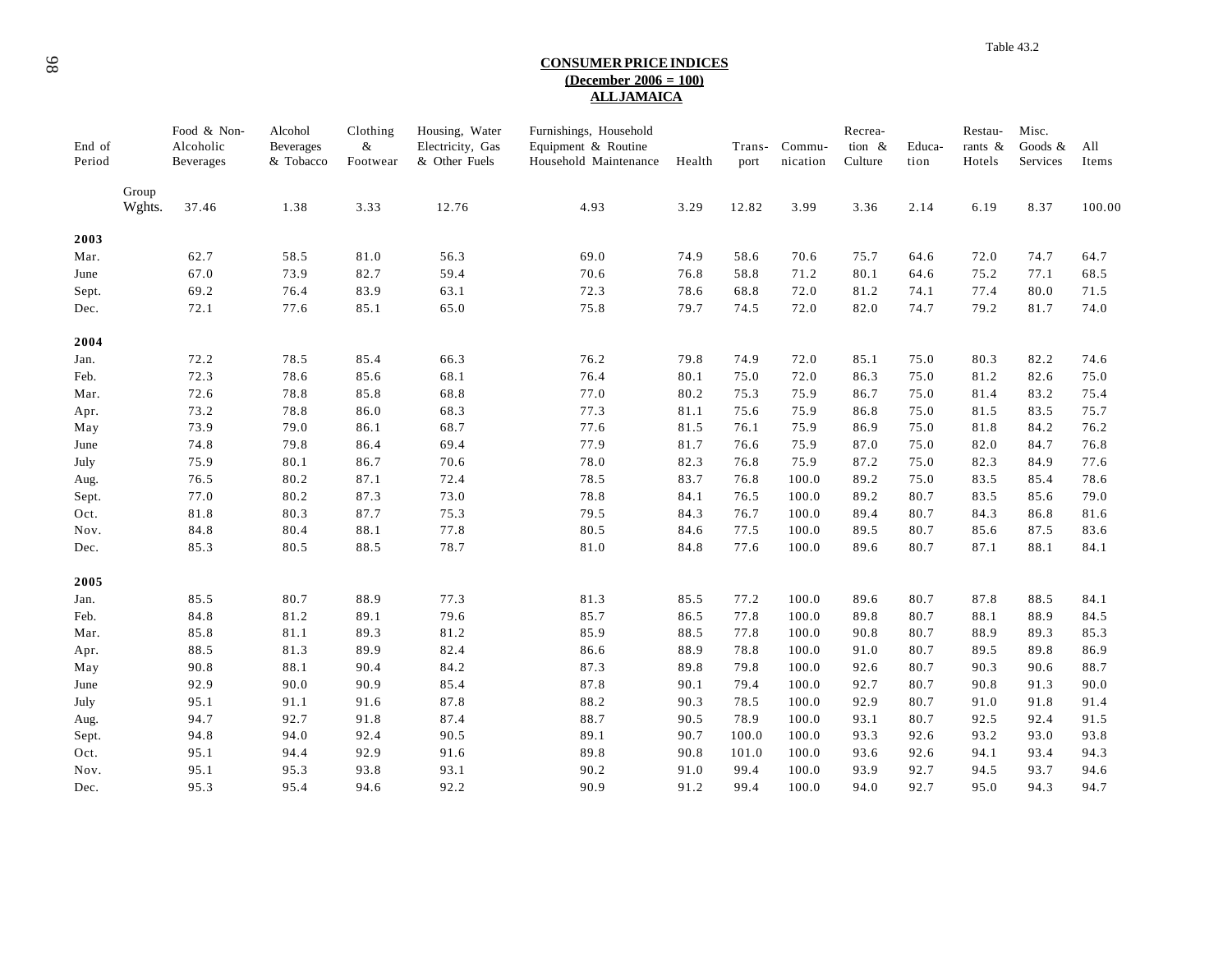Table 43.2

## CONSUMER PRICE INDICES
**(December 2006 = 100)**
**ALL JAMAICA**

| End of Period | | Food & Non-Alcoholic Beverages | Alcohol Beverages & Tobacco | Clothing & Footwear | Housing, Water Electricity, Gas & Other Fuels | Furnishings, Household Equipment & Routine Household Maintenance | Health | Trans-port | Commu-nication | Recrea-tion & Culture | Educa-tion | Restau-rants & Hotels | Misc. Goods & Services | All Items |
|---|---|---|---|---|---|---|---|---|---|---|---|---|---|---|
| | Group Wghts. | 37.46 | 1.38 | 3.33 | 12.76 | 4.93 | 3.29 | 12.82 | 3.99 | 3.36 | 2.14 | 6.19 | 8.37 | 100.00 |
| **2003** | | | | | | | | | | | | | | |
| Mar. | | 62.7 | 58.5 | 81.0 | 56.3 | 69.0 | 74.9 | 58.6 | 70.6 | 75.7 | 64.6 | 72.0 | 74.7 | 64.7 |
| June | | 67.0 | 73.9 | 82.7 | 59.4 | 70.6 | 76.8 | 58.8 | 71.2 | 80.1 | 64.6 | 75.2 | 77.1 | 68.5 |
| Sept. | | 69.2 | 76.4 | 83.9 | 63.1 | 72.3 | 78.6 | 68.8 | 72.0 | 81.2 | 74.1 | 77.4 | 80.0 | 71.5 |
| Dec. | | 72.1 | 77.6 | 85.1 | 65.0 | 75.8 | 79.7 | 74.5 | 72.0 | 82.0 | 74.7 | 79.2 | 81.7 | 74.0 |
| **2004** | | | | | | | | | | | | | | |
| Jan. | | 72.2 | 78.5 | 85.4 | 66.3 | 76.2 | 79.8 | 74.9 | 72.0 | 85.1 | 75.0 | 80.3 | 82.2 | 74.6 |
| Feb. | | 72.3 | 78.6 | 85.6 | 68.1 | 76.4 | 80.1 | 75.0 | 72.0 | 86.3 | 75.0 | 81.2 | 82.6 | 75.0 |
| Mar. | | 72.6 | 78.8 | 85.8 | 68.8 | 77.0 | 80.2 | 75.3 | 75.9 | 86.7 | 75.0 | 81.4 | 83.2 | 75.4 |
| Apr. | | 73.2 | 78.8 | 86.0 | 68.3 | 77.3 | 81.1 | 75.6 | 75.9 | 86.8 | 75.0 | 81.5 | 83.5 | 75.7 |
| May | | 73.9 | 79.0 | 86.1 | 68.7 | 77.6 | 81.5 | 76.1 | 75.9 | 86.9 | 75.0 | 81.8 | 84.2 | 76.2 |
| June | | 74.8 | 79.8 | 86.4 | 69.4 | 77.9 | 81.7 | 76.6 | 75.9 | 87.0 | 75.0 | 82.0 | 84.7 | 76.8 |
| July | | 75.9 | 80.1 | 86.7 | 70.6 | 78.0 | 82.3 | 76.8 | 75.9 | 87.2 | 75.0 | 82.3 | 84.9 | 77.6 |
| Aug. | | 76.5 | 80.2 | 87.1 | 72.4 | 78.5 | 83.7 | 76.8 | 100.0 | 89.2 | 75.0 | 83.5 | 85.4 | 78.6 |
| Sept. | | 77.0 | 80.2 | 87.3 | 73.0 | 78.8 | 84.1 | 76.5 | 100.0 | 89.2 | 80.7 | 83.5 | 85.6 | 79.0 |
| Oct. | | 81.8 | 80.3 | 87.7 | 75.3 | 79.5 | 84.3 | 76.7 | 100.0 | 89.4 | 80.7 | 84.3 | 86.8 | 81.6 |
| Nov. | | 84.8 | 80.4 | 88.1 | 77.8 | 80.5 | 84.6 | 77.5 | 100.0 | 89.5 | 80.7 | 85.6 | 87.5 | 83.6 |
| Dec. | | 85.3 | 80.5 | 88.5 | 78.7 | 81.0 | 84.8 | 77.6 | 100.0 | 89.6 | 80.7 | 87.1 | 88.1 | 84.1 |
| **2005** | | | | | | | | | | | | | | |
| Jan. | | 85.5 | 80.7 | 88.9 | 77.3 | 81.3 | 85.5 | 77.2 | 100.0 | 89.6 | 80.7 | 87.8 | 88.5 | 84.1 |
| Feb. | | 84.8 | 81.2 | 89.1 | 79.6 | 85.7 | 86.5 | 77.8 | 100.0 | 89.8 | 80.7 | 88.1 | 88.9 | 84.5 |
| Mar. | | 85.8 | 81.1 | 89.3 | 81.2 | 85.9 | 88.5 | 77.8 | 100.0 | 90.8 | 80.7 | 88.9 | 89.3 | 85.3 |
| Apr. | | 88.5 | 81.3 | 89.9 | 82.4 | 86.6 | 88.9 | 78.8 | 100.0 | 91.0 | 80.7 | 89.5 | 89.8 | 86.9 |
| May | | 90.8 | 88.1 | 90.4 | 84.2 | 87.3 | 89.8 | 79.8 | 100.0 | 92.6 | 80.7 | 90.3 | 90.6 | 88.7 |
| June | | 92.9 | 90.0 | 90.9 | 85.4 | 87.8 | 90.1 | 79.4 | 100.0 | 92.7 | 80.7 | 90.8 | 91.3 | 90.0 |
| July | | 95.1 | 91.1 | 91.6 | 87.8 | 88.2 | 90.3 | 78.5 | 100.0 | 92.9 | 80.7 | 91.0 | 91.8 | 91.4 |
| Aug. | | 94.7 | 92.7 | 91.8 | 87.4 | 88.7 | 90.5 | 78.9 | 100.0 | 93.1 | 80.7 | 92.5 | 92.4 | 91.5 |
| Sept. | | 94.8 | 94.0 | 92.4 | 90.5 | 89.1 | 90.7 | 100.0 | 100.0 | 93.3 | 92.6 | 93.2 | 93.0 | 93.8 |
| Oct. | | 95.1 | 94.4 | 92.9 | 91.6 | 89.8 | 90.8 | 101.0 | 100.0 | 93.6 | 92.6 | 94.1 | 93.4 | 94.3 |
| Nov. | | 95.1 | 95.3 | 93.8 | 93.1 | 90.2 | 91.0 | 99.4 | 100.0 | 93.9 | 92.7 | 94.5 | 93.7 | 94.6 |
| Dec. | | 95.3 | 95.4 | 94.6 | 92.2 | 90.9 | 91.2 | 99.4 | 100.0 | 94.0 | 92.7 | 95.0 | 94.3 | 94.7 |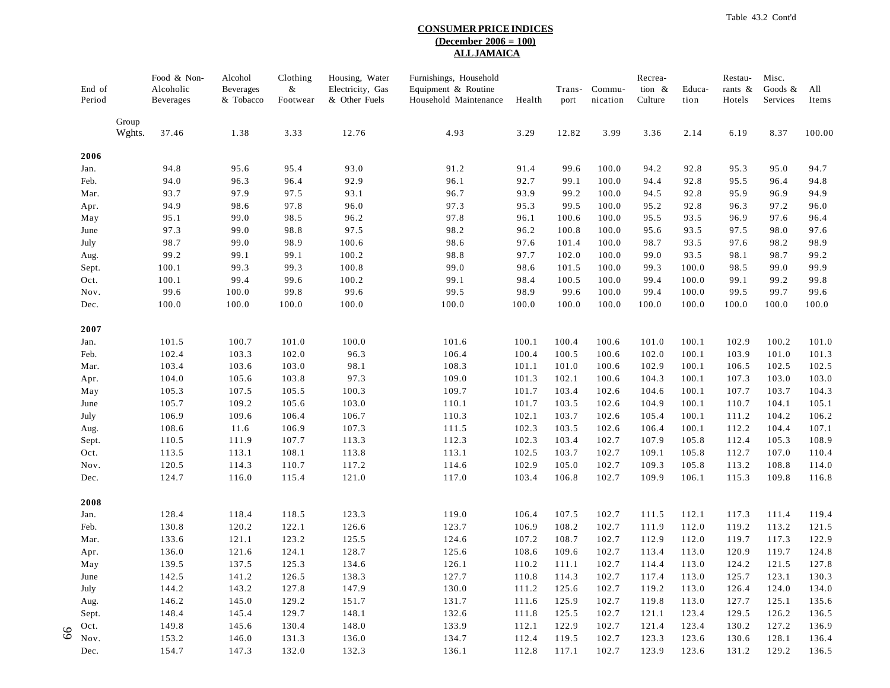Table 43.2 Cont'd

**CONSUMER PRICE INDICES**
**(December 2006 = 100)**
**ALL JAMAICA**

| End of Period | | Food & Non-Alcoholic Beverages | Alcohol Beverages & Tobacco | Clothing & Footwear | Housing, Water Electricity, Gas & Other Fuels | Furnishings, Household Equipment & Routine Household Maintenance | Health | Trans-port | Commu-nication | Recrea-tion & Culture | Educa-tion | Restau-rants & Hotels | Misc. Goods & Services | All Items |
|---|---|---|---|---|---|---|---|---|---|---|---|---|---|---|
| | Group Wghts. | 37.46 | 1.38 | 3.33 | 12.76 | 4.93 | 3.29 | 12.82 | 3.99 | 3.36 | 2.14 | 6.19 | 8.37 | 100.00 |
| **2006** | | | | | | | | | | | | | | |
| Jan. | | 94.8 | 95.6 | 95.4 | 93.0 | 91.2 | 91.4 | 99.6 | 100.0 | 94.2 | 92.8 | 95.3 | 95.0 | 94.7 |
| Feb. | | 94.0 | 96.3 | 96.4 | 92.9 | 96.1 | 92.7 | 99.1 | 100.0 | 94.4 | 92.8 | 95.5 | 96.4 | 94.8 |
| Mar. | | 93.7 | 97.9 | 97.5 | 93.1 | 96.7 | 93.9 | 99.2 | 100.0 | 94.5 | 92.8 | 95.9 | 96.9 | 94.9 |
| Apr. | | 94.9 | 98.6 | 97.8 | 96.0 | 97.3 | 95.3 | 99.5 | 100.0 | 95.2 | 92.8 | 96.3 | 97.2 | 96.0 |
| May | | 95.1 | 99.0 | 98.5 | 96.2 | 97.8 | 96.1 | 100.6 | 100.0 | 95.5 | 93.5 | 96.9 | 97.6 | 96.4 |
| June | | 97.3 | 99.0 | 98.8 | 97.5 | 98.2 | 96.2 | 100.8 | 100.0 | 95.6 | 93.5 | 97.5 | 98.0 | 97.6 |
| July | | 98.7 | 99.0 | 98.9 | 100.6 | 98.6 | 97.6 | 101.4 | 100.0 | 98.7 | 93.5 | 97.6 | 98.2 | 98.9 |
| Aug. | | 99.2 | 99.1 | 99.1 | 100.2 | 98.8 | 97.7 | 102.0 | 100.0 | 99.0 | 93.5 | 98.1 | 98.7 | 99.2 |
| Sept. | | 100.1 | 99.3 | 99.3 | 100.8 | 99.0 | 98.6 | 101.5 | 100.0 | 99.3 | 100.0 | 98.5 | 99.0 | 99.9 |
| Oct. | | 100.1 | 99.4 | 99.6 | 100.2 | 99.1 | 98.4 | 100.5 | 100.0 | 99.4 | 100.0 | 99.1 | 99.2 | 99.8 |
| Nov. | | 99.6 | 100.0 | 99.8 | 99.6 | 99.5 | 98.9 | 99.6 | 100.0 | 99.4 | 100.0 | 99.5 | 99.7 | 99.6 |
| Dec. | | 100.0 | 100.0 | 100.0 | 100.0 | 100.0 | 100.0 | 100.0 | 100.0 | 100.0 | 100.0 | 100.0 | 100.0 | 100.0 |
| **2007** | | | | | | | | | | | | | | |
| Jan. | | 101.5 | 100.7 | 101.0 | 100.0 | 101.6 | 100.1 | 100.4 | 100.6 | 101.0 | 100.1 | 102.9 | 100.2 | 101.0 |
| Feb. | | 102.4 | 103.3 | 102.0 | 96.3 | 106.4 | 100.4 | 100.5 | 100.6 | 102.0 | 100.1 | 103.9 | 101.0 | 101.3 |
| Mar. | | 103.4 | 103.6 | 103.0 | 98.1 | 108.3 | 101.1 | 101.0 | 100.6 | 102.9 | 100.1 | 106.5 | 102.5 | 102.5 |
| Apr. | | 104.0 | 105.6 | 103.8 | 97.3 | 109.0 | 101.3 | 102.1 | 100.6 | 104.3 | 100.1 | 107.3 | 103.0 | 103.0 |
| May | | 105.3 | 107.5 | 105.5 | 100.3 | 109.7 | 101.7 | 103.4 | 102.6 | 104.6 | 100.1 | 107.7 | 103.7 | 104.3 |
| June | | 105.7 | 109.2 | 105.6 | 103.0 | 110.1 | 101.7 | 103.5 | 102.6 | 104.9 | 100.1 | 110.7 | 104.1 | 105.1 |
| July | | 106.9 | 109.6 | 106.4 | 106.7 | 110.3 | 102.1 | 103.7 | 102.6 | 105.4 | 100.1 | 111.2 | 104.2 | 106.2 |
| Aug. | | 108.6 | 11.6 | 106.9 | 107.3 | 111.5 | 102.3 | 103.5 | 102.6 | 106.4 | 100.1 | 112.2 | 104.4 | 107.1 |
| Sept. | | 110.5 | 111.9 | 107.7 | 113.3 | 112.3 | 102.3 | 103.4 | 102.7 | 107.9 | 105.8 | 112.4 | 105.3 | 108.9 |
| Oct. | | 113.5 | 113.1 | 108.1 | 113.8 | 113.1 | 102.5 | 103.7 | 102.7 | 109.1 | 105.8 | 112.7 | 107.0 | 110.4 |
| Nov. | | 120.5 | 114.3 | 110.7 | 117.2 | 114.6 | 102.9 | 105.0 | 102.7 | 109.3 | 105.8 | 113.2 | 108.8 | 114.0 |
| Dec. | | 124.7 | 116.0 | 115.4 | 121.0 | 117.0 | 103.4 | 106.8 | 102.7 | 109.9 | 106.1 | 115.3 | 109.8 | 116.8 |
| **2008** | | | | | | | | | | | | | | |
| Jan. | | 128.4 | 118.4 | 118.5 | 123.3 | 119.0 | 106.4 | 107.5 | 102.7 | 111.5 | 112.1 | 117.3 | 111.4 | 119.4 |
| Feb. | | 130.8 | 120.2 | 122.1 | 126.6 | 123.7 | 106.9 | 108.2 | 102.7 | 111.9 | 112.0 | 119.2 | 113.2 | 121.5 |
| Mar. | | 133.6 | 121.1 | 123.2 | 125.5 | 124.6 | 107.2 | 108.7 | 102.7 | 112.9 | 112.0 | 119.7 | 117.3 | 122.9 |
| Apr. | | 136.0 | 121.6 | 124.1 | 128.7 | 125.6 | 108.6 | 109.6 | 102.7 | 113.4 | 113.0 | 120.9 | 119.7 | 124.8 |
| May | | 139.5 | 137.5 | 125.3 | 134.6 | 126.1 | 110.2 | 111.1 | 102.7 | 114.4 | 113.0 | 124.2 | 121.5 | 127.8 |
| June | | 142.5 | 141.2 | 126.5 | 138.3 | 127.7 | 110.8 | 114.3 | 102.7 | 117.4 | 113.0 | 125.7 | 123.1 | 130.3 |
| July | | 144.2 | 143.2 | 127.8 | 147.9 | 130.0 | 111.2 | 125.6 | 102.7 | 119.2 | 113.0 | 126.4 | 124.0 | 134.0 |
| Aug. | | 146.2 | 145.0 | 129.2 | 151.7 | 131.7 | 111.6 | 125.9 | 102.7 | 119.8 | 113.0 | 127.7 | 125.1 | 135.6 |
| Sept. | | 148.4 | 145.4 | 129.7 | 148.1 | 132.6 | 111.8 | 125.5 | 102.7 | 121.1 | 123.4 | 129.5 | 126.2 | 136.5 |
| Oct. | | 149.8 | 145.6 | 130.4 | 148.0 | 133.9 | 112.1 | 122.9 | 102.7 | 121.4 | 123.4 | 130.2 | 127.2 | 136.9 |
| Nov. | | 153.2 | 146.0 | 131.3 | 136.0 | 134.7 | 112.4 | 119.5 | 102.7 | 123.3 | 123.6 | 130.6 | 128.1 | 136.4 |
| Dec. | | 154.7 | 147.3 | 132.0 | 132.3 | 136.1 | 112.8 | 117.1 | 102.7 | 123.9 | 123.6 | 131.2 | 129.2 | 136.5 |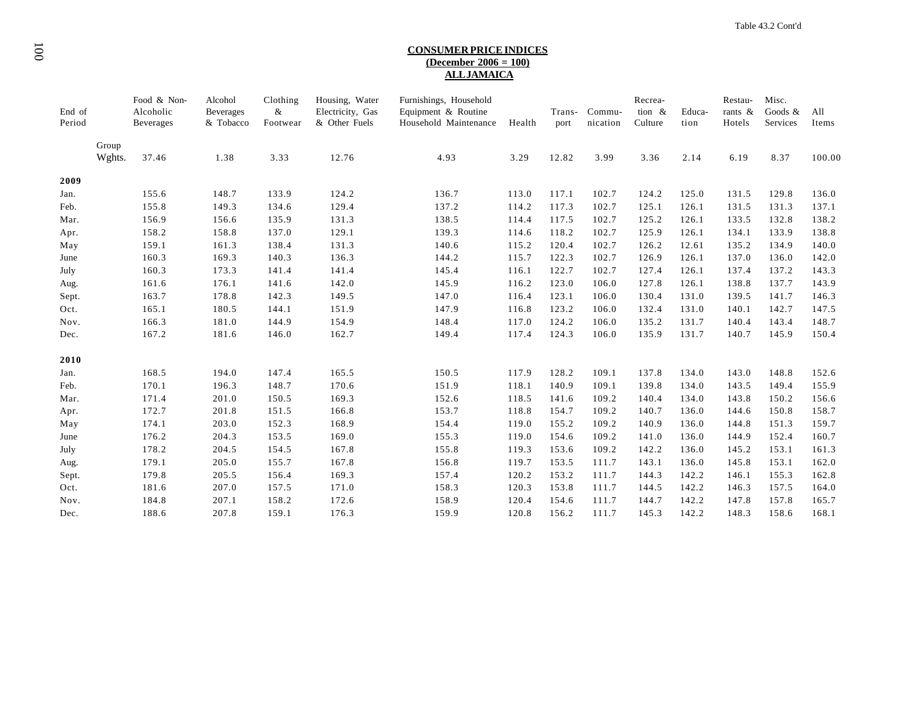Table 43.2 Cont'd

**CONSUMER PRICE INDICES**
**(December 2006 = 100)**
**ALL JAMAICA**

| End of Period | | Food & Non-Alcoholic Beverages | Alcohol Beverages & Tobacco | Clothing & Footwear | Housing, Water Electricity, Gas & Other Fuels | Furnishings, Household Equipment & Routine Household Maintenance | Health | Trans-port | Commu-nication | Recrea-tion & Culture | Educa-tion | Restau-rants & Hotels | Misc. Goods & Services | All Items |
|---|---|---|---|---|---|---|---|---|---|---|---|---|---|---|
| | Group Wghts. | 37.46 | 1.38 | 3.33 | 12.76 | 4.93 | 3.29 | 12.82 | 3.99 | 3.36 | 2.14 | 6.19 | 8.37 | 100.00 |
| **2009** | | | | | | | | | | | | | | |
| Jan. | | 155.6 | 148.7 | 133.9 | 124.2 | 136.7 | 113.0 | 117.1 | 102.7 | 124.2 | 125.0 | 131.5 | 129.8 | 136.0 |
| Feb. | | 155.8 | 149.3 | 134.6 | 129.4 | 137.2 | 114.2 | 117.3 | 102.7 | 125.1 | 126.1 | 131.5 | 131.3 | 137.1 |
| Mar. | | 156.9 | 156.6 | 135.9 | 131.3 | 138.5 | 114.4 | 117.5 | 102.7 | 125.2 | 126.1 | 133.5 | 132.8 | 138.2 |
| Apr. | | 158.2 | 158.8 | 137.0 | 129.1 | 139.3 | 114.6 | 118.2 | 102.7 | 125.9 | 126.1 | 134.1 | 133.9 | 138.8 |
| May | | 159.1 | 161.3 | 138.4 | 131.3 | 140.6 | 115.2 | 120.4 | 102.7 | 126.2 | 12.61 | 135.2 | 134.9 | 140.0 |
| June | | 160.3 | 169.3 | 140.3 | 136.3 | 144.2 | 115.7 | 122.3 | 102.7 | 126.9 | 126.1 | 137.0 | 136.0 | 142.0 |
| July | | 160.3 | 173.3 | 141.4 | 141.4 | 145.4 | 116.1 | 122.7 | 102.7 | 127.4 | 126.1 | 137.4 | 137.2 | 143.3 |
| Aug. | | 161.6 | 176.1 | 141.6 | 142.0 | 145.9 | 116.2 | 123.0 | 106.0 | 127.8 | 126.1 | 138.8 | 137.7 | 143.9 |
| Sept. | | 163.7 | 178.8 | 142.3 | 149.5 | 147.0 | 116.4 | 123.1 | 106.0 | 130.4 | 131.0 | 139.5 | 141.7 | 146.3 |
| Oct. | | 165.1 | 180.5 | 144.1 | 151.9 | 147.9 | 116.8 | 123.2 | 106.0 | 132.4 | 131.0 | 140.1 | 142.7 | 147.5 |
| Nov. | | 166.3 | 181.0 | 144.9 | 154.9 | 148.4 | 117.0 | 124.2 | 106.0 | 135.2 | 131.7 | 140.4 | 143.4 | 148.7 |
| Dec. | | 167.2 | 181.6 | 146.0 | 162.7 | 149.4 | 117.4 | 124.3 | 106.0 | 135.9 | 131.7 | 140.7 | 145.9 | 150.4 |
| **2010** | | | | | | | | | | | | | | |
| Jan. | | 168.5 | 194.0 | 147.4 | 165.5 | 150.5 | 117.9 | 128.2 | 109.1 | 137.8 | 134.0 | 143.0 | 148.8 | 152.6 |
| Feb. | | 170.1 | 196.3 | 148.7 | 170.6 | 151.9 | 118.1 | 140.9 | 109.1 | 139.8 | 134.0 | 143.5 | 149.4 | 155.9 |
| Mar. | | 171.4 | 201.0 | 150.5 | 169.3 | 152.6 | 118.5 | 141.6 | 109.2 | 140.4 | 134.0 | 143.8 | 150.2 | 156.6 |
| Apr. | | 172.7 | 201.8 | 151.5 | 166.8 | 153.7 | 118.8 | 154.7 | 109.2 | 140.7 | 136.0 | 144.6 | 150.8 | 158.7 |
| May | | 174.1 | 203.0 | 152.3 | 168.9 | 154.4 | 119.0 | 155.2 | 109.2 | 140.9 | 136.0 | 144.8 | 151.3 | 159.7 |
| June | | 176.2 | 204.3 | 153.5 | 169.0 | 155.3 | 119.0 | 154.6 | 109.2 | 141.0 | 136.0 | 144.9 | 152.4 | 160.7 |
| July | | 178.2 | 204.5 | 154.5 | 167.8 | 155.8 | 119.3 | 153.6 | 109.2 | 142.2 | 136.0 | 145.2 | 153.1 | 161.3 |
| Aug. | | 179.1 | 205.0 | 155.7 | 167.8 | 156.8 | 119.7 | 153.5 | 111.7 | 143.1 | 136.0 | 145.8 | 153.1 | 162.0 |
| Sept. | | 179.8 | 205.5 | 156.4 | 169.3 | 157.4 | 120.2 | 153.2 | 111.7 | 144.3 | 142.2 | 146.1 | 155.3 | 162.8 |
| Oct. | | 181.6 | 207.0 | 157.5 | 171.0 | 158.3 | 120.3 | 153.8 | 111.7 | 144.5 | 142.2 | 146.3 | 157.5 | 164.0 |
| Nov. | | 184.8 | 207.1 | 158.2 | 172.6 | 158.9 | 120.4 | 154.6 | 111.7 | 144.7 | 142.2 | 147.8 | 157.8 | 165.7 |
| Dec. | | 188.6 | 207.8 | 159.1 | 176.3 | 159.9 | 120.8 | 156.2 | 111.7 | 145.3 | 142.2 | 148.3 | 158.6 | 168.1 |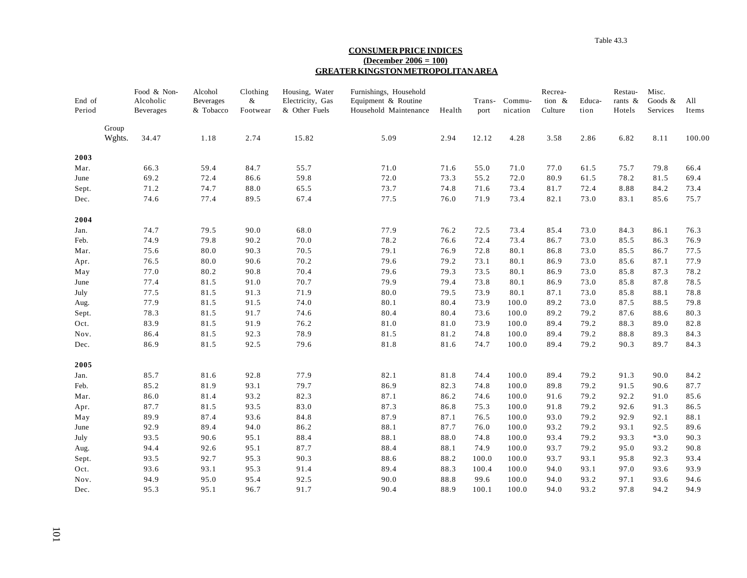Table 43.3

**CONSUMER PRICE INDICES**
**(December 2006 = 100)**
**GREATER KINGSTON METROPOLITAN AREA**

| End of Period | | Food & Non-Alcoholic Beverages | Alcohol Beverages & Tobacco | Clothing & Footwear | Housing, Water Electricity, Gas & Other Fuels | Furnishings, Household Equipment & Routine Household Maintenance | Health | Trans-port | Commu-nication | Recrea-tion & Culture | Educa-tion | Restau-rants & Hotels | Misc. Goods & Services | All Items |
|---|---|---|---|---|---|---|---|---|---|---|---|---|---|---|
| | Group Wghts. | 34.47 | 1.18 | 2.74 | 15.82 | 5.09 | 2.94 | 12.12 | 4.28 | 3.58 | 2.86 | 6.82 | 8.11 | 100.00 |
| **2003** | | | | | | | | | | | | | | |
| Mar. | | 66.3 | 59.4 | 84.7 | 55.7 | 71.0 | 71.6 | 55.0 | 71.0 | 77.0 | 61.5 | 75.7 | 79.8 | 66.4 |
| June | | 69.2 | 72.4 | 86.6 | 59.8 | 72.0 | 73.3 | 55.2 | 72.0 | 80.9 | 61.5 | 78.2 | 81.5 | 69.4 |
| Sept. | | 71.2 | 74.7 | 88.0 | 65.5 | 73.7 | 74.8 | 71.6 | 73.4 | 81.7 | 72.4 | 8.88 | 84.2 | 73.4 |
| Dec. | | 74.6 | 77.4 | 89.5 | 67.4 | 77.5 | 76.0 | 71.9 | 73.4 | 82.1 | 73.0 | 83.1 | 85.6 | 75.7 |
| **2004** | | | | | | | | | | | | | | |
| Jan. | | 74.7 | 79.5 | 90.0 | 68.0 | 77.9 | 76.2 | 72.5 | 73.4 | 85.4 | 73.0 | 84.3 | 86.1 | 76.3 |
| Feb. | | 74.9 | 79.8 | 90.2 | 70.0 | 78.2 | 76.6 | 72.4 | 73.4 | 86.7 | 73.0 | 85.5 | 86.3 | 76.9 |
| Mar. | | 75.6 | 80.0 | 90.3 | 70.5 | 79.1 | 76.9 | 72.8 | 80.1 | 86.8 | 73.0 | 85.5 | 86.7 | 77.5 |
| Apr. | | 76.5 | 80.0 | 90.6 | 70.2 | 79.6 | 79.2 | 73.1 | 80.1 | 86.9 | 73.0 | 85.6 | 87.1 | 77.9 |
| May | | 77.0 | 80.2 | 90.8 | 70.4 | 79.6 | 79.3 | 73.5 | 80.1 | 86.9 | 73.0 | 85.8 | 87.3 | 78.2 |
| June | | 77.4 | 81.5 | 91.0 | 70.7 | 79.9 | 79.4 | 73.8 | 80.1 | 86.9 | 73.0 | 85.8 | 87.8 | 78.5 |
| July | | 77.5 | 81.5 | 91.3 | 71.9 | 80.0 | 79.5 | 73.9 | 80.1 | 87.1 | 73.0 | 85.8 | 88.1 | 78.8 |
| Aug. | | 77.9 | 81.5 | 91.5 | 74.0 | 80.1 | 80.4 | 73.9 | 100.0 | 89.2 | 73.0 | 87.5 | 88.5 | 79.8 |
| Sept. | | 78.3 | 81.5 | 91.7 | 74.6 | 80.4 | 80.4 | 73.6 | 100.0 | 89.2 | 79.2 | 87.6 | 88.6 | 80.3 |
| Oct. | | 83.9 | 81.5 | 91.9 | 76.2 | 81.0 | 81.0 | 73.9 | 100.0 | 89.4 | 79.2 | 88.3 | 89.0 | 82.8 |
| Nov. | | 86.4 | 81.5 | 92.3 | 78.9 | 81.5 | 81.2 | 74.8 | 100.0 | 89.4 | 79.2 | 88.8 | 89.3 | 84.3 |
| Dec. | | 86.9 | 81.5 | 92.5 | 79.6 | 81.8 | 81.6 | 74.7 | 100.0 | 89.4 | 79.2 | 90.3 | 89.7 | 84.3 |
| **2005** | | | | | | | | | | | | | | |
| Jan. | | 85.7 | 81.6 | 92.8 | 77.9 | 82.1 | 81.8 | 74.4 | 100.0 | 89.4 | 79.2 | 91.3 | 90.0 | 84.2 |
| Feb. | | 85.2 | 81.9 | 93.1 | 79.7 | 86.9 | 82.3 | 74.8 | 100.0 | 89.8 | 79.2 | 91.5 | 90.6 | 87.7 |
| Mar. | | 86.0 | 81.4 | 93.2 | 82.3 | 87.1 | 86.2 | 74.6 | 100.0 | 91.6 | 79.2 | 92.2 | 91.0 | 85.6 |
| Apr. | | 87.7 | 81.5 | 93.5 | 83.0 | 87.3 | 86.8 | 75.3 | 100.0 | 91.8 | 79.2 | 92.6 | 91.3 | 86.5 |
| May | | 89.9 | 87.4 | 93.6 | 84.8 | 87.9 | 87.1 | 76.5 | 100.0 | 93.0 | 79.2 | 92.9 | 92.1 | 88.1 |
| June | | 92.9 | 89.4 | 94.0 | 86.2 | 88.1 | 87.7 | 76.0 | 100.0 | 93.2 | 79.2 | 93.1 | 92.5 | 89.6 |
| July | | 93.5 | 90.6 | 95.1 | 88.4 | 88.1 | 88.0 | 74.8 | 100.0 | 93.4 | 79.2 | 93.3 | *3.0 | 90.3 |
| Aug. | | 94.4 | 92.6 | 95.1 | 87.7 | 88.4 | 88.1 | 74.9 | 100.0 | 93.7 | 79.2 | 95.0 | 93.2 | 90.8 |
| Sept. | | 93.5 | 92.7 | 95.3 | 90.3 | 88.6 | 88.2 | 100.0 | 100.0 | 93.7 | 93.1 | 95.8 | 92.3 | 93.4 |
| Oct. | | 93.6 | 93.1 | 95.3 | 91.4 | 89.4 | 88.3 | 100.4 | 100.0 | 94.0 | 93.1 | 97.0 | 93.6 | 93.9 |
| Nov. | | 94.9 | 95.0 | 95.4 | 92.5 | 90.0 | 88.8 | 99.6 | 100.0 | 94.0 | 93.2 | 97.1 | 93.6 | 94.6 |
| Dec. | | 95.3 | 95.1 | 96.7 | 91.7 | 90.4 | 88.9 | 100.1 | 100.0 | 94.0 | 93.2 | 97.8 | 94.2 | 94.9 |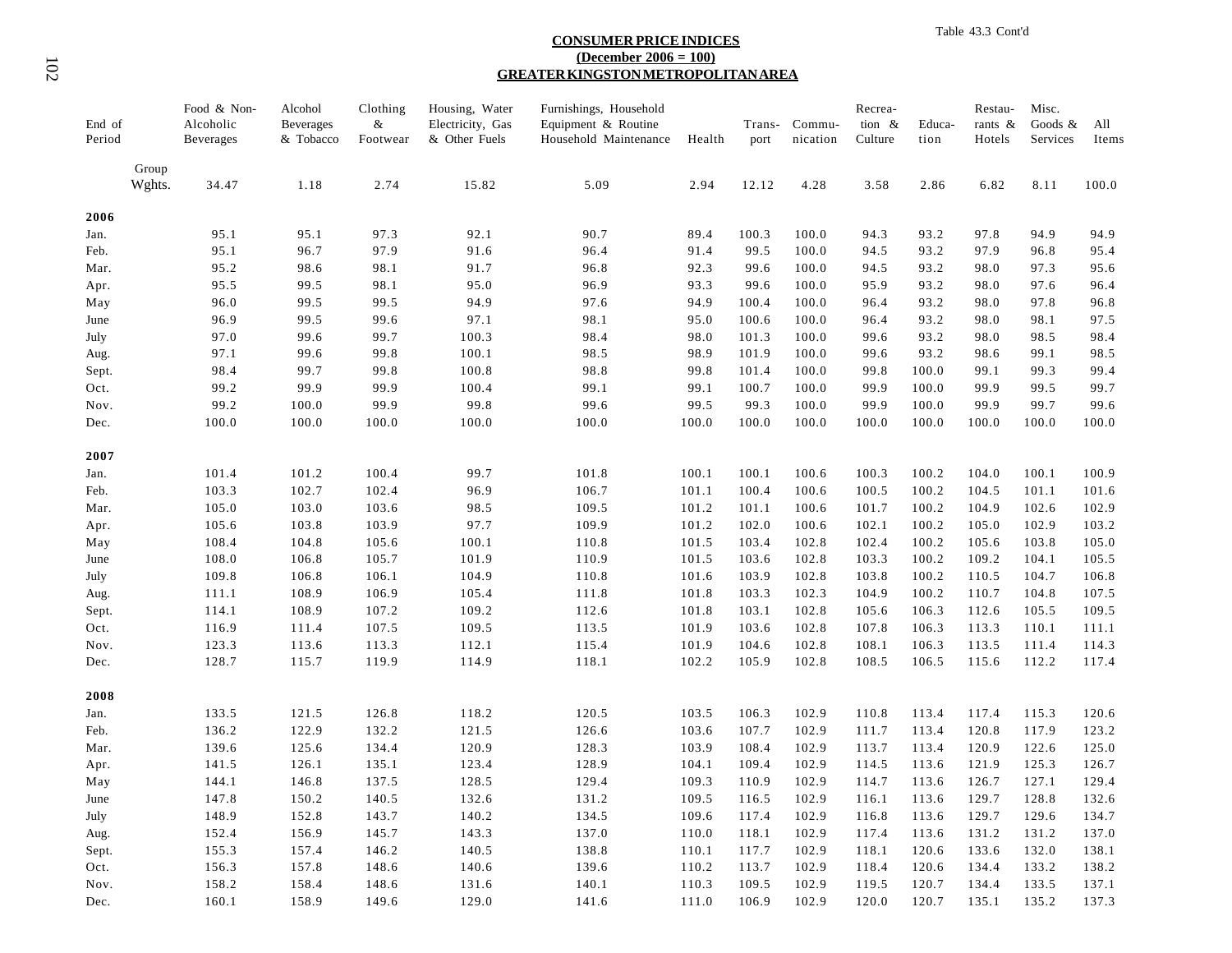Table 43.3 Cont'd

## CONSUMER PRICE INDICES
## (December 2006 = 100)
## GREATER KINGSTON METROPOLITAN AREA

| End of Period | Food & Non-Alcoholic Beverages | Alcohol Beverages & Tobacco | Clothing & Footwear | Housing, Water Electricity, Gas & Other Fuels | Furnishings, Household Equipment & Routine Household Maintenance | Health | Trans-port | Commu-nication | Recrea-tion & Culture | Educa-tion | Restau-rants & Hotels | Misc. Goods & Services | All Items |
|---|---|---|---|---|---|---|---|---|---|---|---|---|---|
| Group Wghts. | 34.47 | 1.18 | 2.74 | 15.82 | 5.09 | 2.94 | 12.12 | 4.28 | 3.58 | 2.86 | 6.82 | 8.11 | 100.0 |
| **2006** | | | | | | | | | | | | | |
| Jan. | 95.1 | 95.1 | 97.3 | 92.1 | 90.7 | 89.4 | 100.3 | 100.0 | 94.3 | 93.2 | 97.8 | 94.9 | 94.9 |
| Feb. | 95.1 | 96.7 | 97.9 | 91.6 | 96.4 | 91.4 | 99.5 | 100.0 | 94.5 | 93.2 | 97.9 | 96.8 | 95.4 |
| Mar. | 95.2 | 98.6 | 98.1 | 91.7 | 96.8 | 92.3 | 99.6 | 100.0 | 94.5 | 93.2 | 98.0 | 97.3 | 95.6 |
| Apr. | 95.5 | 99.5 | 98.1 | 95.0 | 96.9 | 93.3 | 99.6 | 100.0 | 95.9 | 93.2 | 98.0 | 97.6 | 96.4 |
| May | 96.0 | 99.5 | 99.5 | 94.9 | 97.6 | 94.9 | 100.4 | 100.0 | 96.4 | 93.2 | 98.0 | 97.8 | 96.8 |
| June | 96.9 | 99.5 | 99.6 | 97.1 | 98.1 | 95.0 | 100.6 | 100.0 | 96.4 | 93.2 | 98.0 | 98.1 | 97.5 |
| July | 97.0 | 99.6 | 99.7 | 100.3 | 98.4 | 98.0 | 101.3 | 100.0 | 99.6 | 93.2 | 98.0 | 98.5 | 98.4 |
| Aug. | 97.1 | 99.6 | 99.8 | 100.1 | 98.5 | 98.9 | 101.9 | 100.0 | 99.6 | 93.2 | 98.6 | 99.1 | 98.5 |
| Sept. | 98.4 | 99.7 | 99.8 | 100.8 | 98.8 | 99.8 | 101.4 | 100.0 | 99.8 | 100.0 | 99.1 | 99.3 | 99.4 |
| Oct. | 99.2 | 99.9 | 99.9 | 100.4 | 99.1 | 99.1 | 100.7 | 100.0 | 99.9 | 100.0 | 99.9 | 99.5 | 99.7 |
| Nov. | 99.2 | 100.0 | 99.9 | 99.8 | 99.6 | 99.5 | 99.3 | 100.0 | 99.9 | 100.0 | 99.9 | 99.7 | 99.6 |
| Dec. | 100.0 | 100.0 | 100.0 | 100.0 | 100.0 | 100.0 | 100.0 | 100.0 | 100.0 | 100.0 | 100.0 | 100.0 | 100.0 |
| **2007** | | | | | | | | | | | | | |
| Jan. | 101.4 | 101.2 | 100.4 | 99.7 | 101.8 | 100.1 | 100.1 | 100.6 | 100.3 | 100.2 | 104.0 | 100.1 | 100.9 |
| Feb. | 103.3 | 102.7 | 102.4 | 96.9 | 106.7 | 101.1 | 100.4 | 100.6 | 100.5 | 100.2 | 104.5 | 101.1 | 101.6 |
| Mar. | 105.0 | 103.0 | 103.6 | 98.5 | 109.5 | 101.2 | 101.1 | 100.6 | 101.7 | 100.2 | 104.9 | 102.6 | 102.9 |
| Apr. | 105.6 | 103.8 | 103.9 | 97.7 | 109.9 | 101.2 | 102.0 | 100.6 | 102.1 | 100.2 | 105.0 | 102.9 | 103.2 |
| May | 108.4 | 104.8 | 105.6 | 100.1 | 110.8 | 101.5 | 103.4 | 102.8 | 102.4 | 100.2 | 105.6 | 103.8 | 105.0 |
| June | 108.0 | 106.8 | 105.7 | 101.9 | 110.9 | 101.5 | 103.6 | 102.8 | 103.3 | 100.2 | 109.2 | 104.1 | 105.5 |
| July | 109.8 | 106.8 | 106.1 | 104.9 | 110.8 | 101.6 | 103.9 | 102.8 | 103.8 | 100.2 | 110.5 | 104.7 | 106.8 |
| Aug. | 111.1 | 108.9 | 106.9 | 105.4 | 111.8 | 101.8 | 103.3 | 102.3 | 104.9 | 100.2 | 110.7 | 104.8 | 107.5 |
| Sept. | 114.1 | 108.9 | 107.2 | 109.2 | 112.6 | 101.8 | 103.1 | 102.8 | 105.6 | 106.3 | 112.6 | 105.5 | 109.5 |
| Oct. | 116.9 | 111.4 | 107.5 | 109.5 | 113.5 | 101.9 | 103.6 | 102.8 | 107.8 | 106.3 | 113.3 | 110.1 | 111.1 |
| Nov. | 123.3 | 113.6 | 113.3 | 112.1 | 115.4 | 101.9 | 104.6 | 102.8 | 108.1 | 106.3 | 113.5 | 111.4 | 114.3 |
| Dec. | 128.7 | 115.7 | 119.9 | 114.9 | 118.1 | 102.2 | 105.9 | 102.8 | 108.5 | 106.5 | 115.6 | 112.2 | 117.4 |
| **2008** | | | | | | | | | | | | | |
| Jan. | 133.5 | 121.5 | 126.8 | 118.2 | 120.5 | 103.5 | 106.3 | 102.9 | 110.8 | 113.4 | 117.4 | 115.3 | 120.6 |
| Feb. | 136.2 | 122.9 | 132.2 | 121.5 | 126.6 | 103.6 | 107.7 | 102.9 | 111.7 | 113.4 | 120.8 | 117.9 | 123.2 |
| Mar. | 139.6 | 125.6 | 134.4 | 120.9 | 128.3 | 103.9 | 108.4 | 102.9 | 113.7 | 113.4 | 120.9 | 122.6 | 125.0 |
| Apr. | 141.5 | 126.1 | 135.1 | 123.4 | 128.9 | 104.1 | 109.4 | 102.9 | 114.5 | 113.6 | 121.9 | 125.3 | 126.7 |
| May | 144.1 | 146.8 | 137.5 | 128.5 | 129.4 | 109.3 | 110.9 | 102.9 | 114.7 | 113.6 | 126.7 | 127.1 | 129.4 |
| June | 147.8 | 150.2 | 140.5 | 132.6 | 131.2 | 109.5 | 116.5 | 102.9 | 116.1 | 113.6 | 129.7 | 128.8 | 132.6 |
| July | 148.9 | 152.8 | 143.7 | 140.2 | 134.5 | 109.6 | 117.4 | 102.9 | 116.8 | 113.6 | 129.7 | 129.6 | 134.7 |
| Aug. | 152.4 | 156.9 | 145.7 | 143.3 | 137.0 | 110.0 | 118.1 | 102.9 | 117.4 | 113.6 | 131.2 | 131.2 | 137.0 |
| Sept. | 155.3 | 157.4 | 146.2 | 140.5 | 138.8 | 110.1 | 117.7 | 102.9 | 118.1 | 120.6 | 133.6 | 132.0 | 138.1 |
| Oct. | 156.3 | 157.8 | 148.6 | 140.6 | 139.6 | 110.2 | 113.7 | 102.9 | 118.4 | 120.6 | 134.4 | 133.2 | 138.2 |
| Nov. | 158.2 | 158.4 | 148.6 | 131.6 | 140.1 | 110.3 | 109.5 | 102.9 | 119.5 | 120.7 | 134.4 | 133.5 | 137.1 |
| Dec. | 160.1 | 158.9 | 149.6 | 129.0 | 141.6 | 111.0 | 106.9 | 102.9 | 120.0 | 120.7 | 135.1 | 135.2 | 137.3 |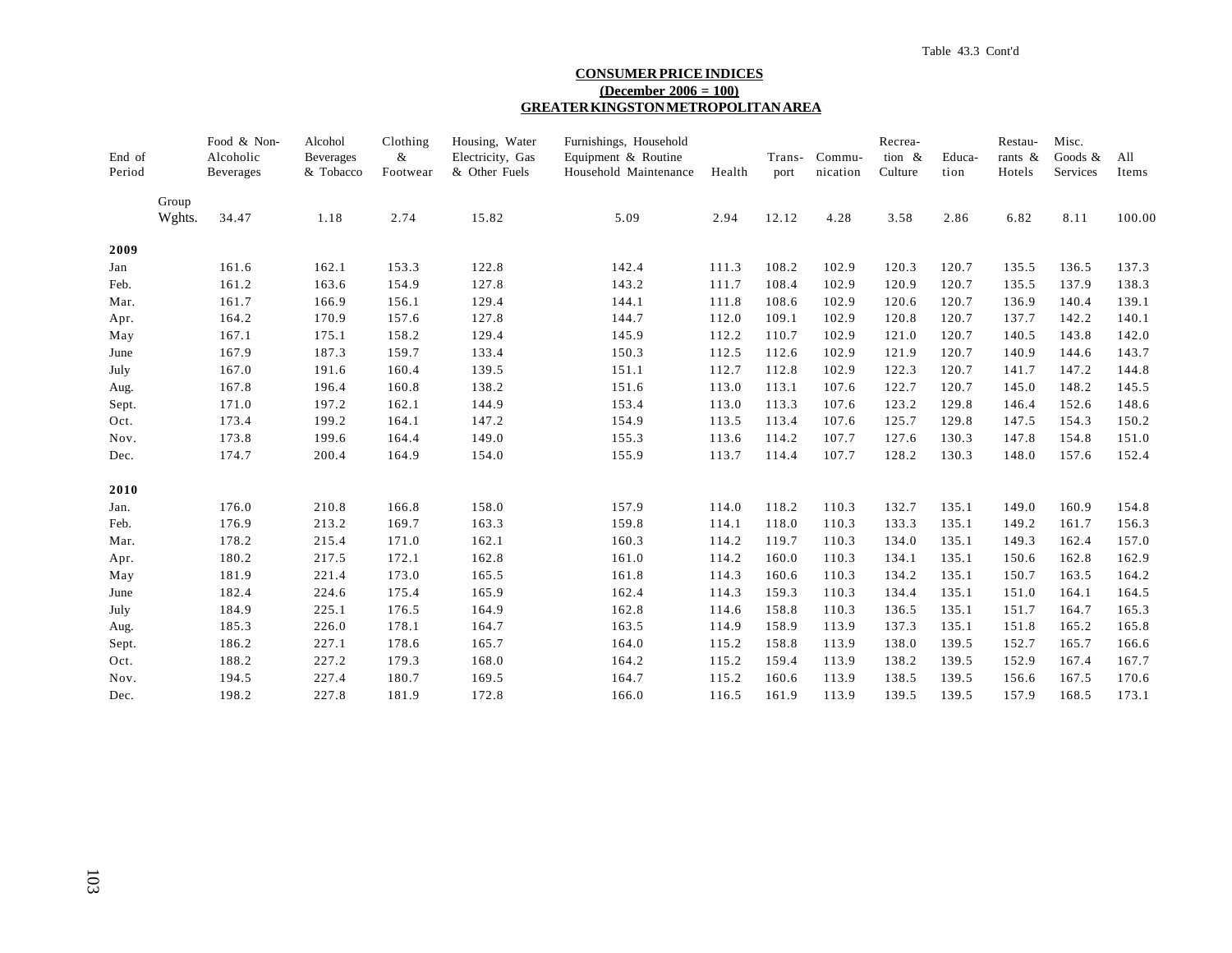Table 43.3 Cont'd

**CONSUMER PRICE INDICES**
**(December 2006 = 100)**
**GREATER KINGSTON METROPOLITAN AREA**

| End of Period | | Food & Non-Alcoholic Beverages | Alcohol Beverages & Tobacco | Clothing & Footwear | Housing, Water Electricity, Gas & Other Fuels | Furnishings, Household Equipment & Routine Household Maintenance | Health | Trans-port | Commu-nication | Recrea-tion & Culture | Educa-tion | Restau-rants & Hotels | Misc. Goods & Services | All Items |
|---|---|---|---|---|---|---|---|---|---|---|---|---|---|---|
| | Group Wghts. | 34.47 | 1.18 | 2.74 | 15.82 | 5.09 | 2.94 | 12.12 | 4.28 | 3.58 | 2.86 | 6.82 | 8.11 | 100.00 |
| **2009** | | | | | | | | | | | | | | |
| Jan | | 161.6 | 162.1 | 153.3 | 122.8 | 142.4 | 111.3 | 108.2 | 102.9 | 120.3 | 120.7 | 135.5 | 136.5 | 137.3 |
| Feb. | | 161.2 | 163.6 | 154.9 | 127.8 | 143.2 | 111.7 | 108.4 | 102.9 | 120.9 | 120.7 | 135.5 | 137.9 | 138.3 |
| Mar. | | 161.7 | 166.9 | 156.1 | 129.4 | 144.1 | 111.8 | 108.6 | 102.9 | 120.6 | 120.7 | 136.9 | 140.4 | 139.1 |
| Apr. | | 164.2 | 170.9 | 157.6 | 127.8 | 144.7 | 112.0 | 109.1 | 102.9 | 120.8 | 120.7 | 137.7 | 142.2 | 140.1 |
| May | | 167.1 | 175.1 | 158.2 | 129.4 | 145.9 | 112.2 | 110.7 | 102.9 | 121.0 | 120.7 | 140.5 | 143.8 | 142.0 |
| June | | 167.9 | 187.3 | 159.7 | 133.4 | 150.3 | 112.5 | 112.6 | 102.9 | 121.9 | 120.7 | 140.9 | 144.6 | 143.7 |
| July | | 167.0 | 191.6 | 160.4 | 139.5 | 151.1 | 112.7 | 112.8 | 102.9 | 122.3 | 120.7 | 141.7 | 147.2 | 144.8 |
| Aug. | | 167.8 | 196.4 | 160.8 | 138.2 | 151.6 | 113.0 | 113.1 | 107.6 | 122.7 | 120.7 | 145.0 | 148.2 | 145.5 |
| Sept. | | 171.0 | 197.2 | 162.1 | 144.9 | 153.4 | 113.0 | 113.3 | 107.6 | 123.2 | 129.8 | 146.4 | 152.6 | 148.6 |
| Oct. | | 173.4 | 199.2 | 164.1 | 147.2 | 154.9 | 113.5 | 113.4 | 107.6 | 125.7 | 129.8 | 147.5 | 154.3 | 150.2 |
| Nov. | | 173.8 | 199.6 | 164.4 | 149.0 | 155.3 | 113.6 | 114.2 | 107.7 | 127.6 | 130.3 | 147.8 | 154.8 | 151.0 |
| Dec. | | 174.7 | 200.4 | 164.9 | 154.0 | 155.9 | 113.7 | 114.4 | 107.7 | 128.2 | 130.3 | 148.0 | 157.6 | 152.4 |
| **2010** | | | | | | | | | | | | | | |
| Jan. | | 176.0 | 210.8 | 166.8 | 158.0 | 157.9 | 114.0 | 118.2 | 110.3 | 132.7 | 135.1 | 149.0 | 160.9 | 154.8 |
| Feb. | | 176.9 | 213.2 | 169.7 | 163.3 | 159.8 | 114.1 | 118.0 | 110.3 | 133.3 | 135.1 | 149.2 | 161.7 | 156.3 |
| Mar. | | 178.2 | 215.4 | 171.0 | 162.1 | 160.3 | 114.2 | 119.7 | 110.3 | 134.0 | 135.1 | 149.3 | 162.4 | 157.0 |
| Apr. | | 180.2 | 217.5 | 172.1 | 162.8 | 161.0 | 114.2 | 160.0 | 110.3 | 134.1 | 135.1 | 150.6 | 162.8 | 162.9 |
| May | | 181.9 | 221.4 | 173.0 | 165.5 | 161.8 | 114.3 | 160.6 | 110.3 | 134.2 | 135.1 | 150.7 | 163.5 | 164.2 |
| June | | 182.4 | 224.6 | 175.4 | 165.9 | 162.4 | 114.3 | 159.3 | 110.3 | 134.4 | 135.1 | 151.0 | 164.1 | 164.5 |
| July | | 184.9 | 225.1 | 176.5 | 164.9 | 162.8 | 114.6 | 158.8 | 110.3 | 136.5 | 135.1 | 151.7 | 164.7 | 165.3 |
| Aug. | | 185.3 | 226.0 | 178.1 | 164.7 | 163.5 | 114.9 | 158.9 | 113.9 | 137.3 | 135.1 | 151.8 | 165.2 | 165.8 |
| Sept. | | 186.2 | 227.1 | 178.6 | 165.7 | 164.0 | 115.2 | 158.8 | 113.9 | 138.0 | 139.5 | 152.7 | 165.7 | 166.6 |
| Oct. | | 188.2 | 227.2 | 179.3 | 168.0 | 164.2 | 115.2 | 159.4 | 113.9 | 138.2 | 139.5 | 152.9 | 167.4 | 167.7 |
| Nov. | | 194.5 | 227.4 | 180.7 | 169.5 | 164.7 | 115.2 | 160.6 | 113.9 | 138.5 | 139.5 | 156.6 | 167.5 | 170.6 |
| Dec. | | 198.2 | 227.8 | 181.9 | 172.8 | 166.0 | 116.5 | 161.9 | 113.9 | 139.5 | 139.5 | 157.9 | 168.5 | 173.1 |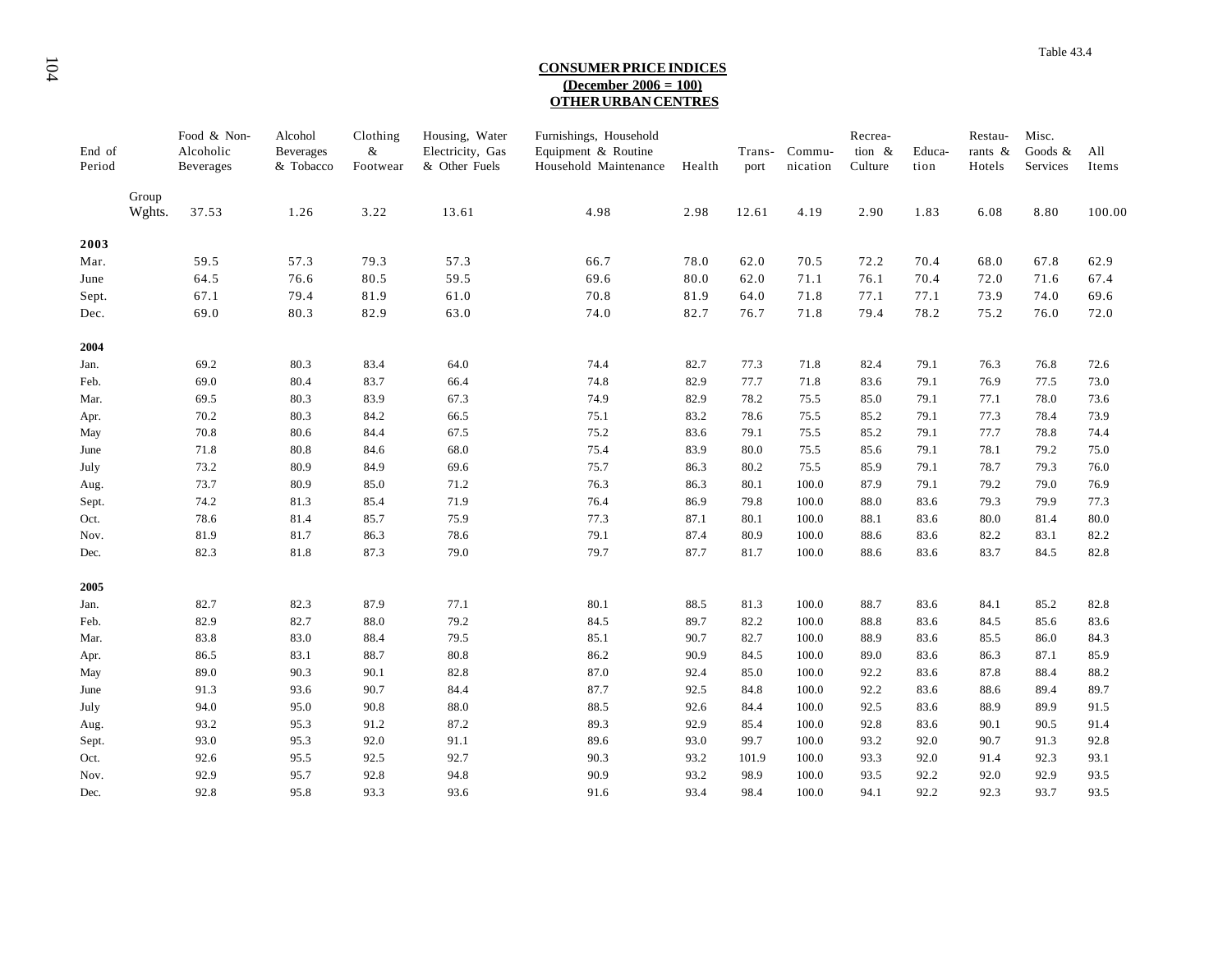Table 43.4

## CONSUMER PRICE INDICES
## (December 2006 = 100)
## OTHER URBAN CENTRES

| End of Period | | Food & Non-Alcoholic Beverages | Alcohol Beverages & Tobacco | Clothing & Footwear | Housing, Water Electricity, Gas & Other Fuels | Furnishings, Household Equipment & Routine Household Maintenance | Health | Trans-port | Commu-nication | Recrea-tion & Culture | Educa-tion | Restau-rants & Hotels | Misc. Goods & Services | All Items |
|---|---|---|---|---|---|---|---|---|---|---|---|---|---|---|
| | Group Wghts. | 37.53 | 1.26 | 3.22 | 13.61 | 4.98 | 2.98 | 12.61 | 4.19 | 2.90 | 1.83 | 6.08 | 8.80 | 100.00 |
| **2003** | | | | | | | | | | | | | | |
| Mar. | | 59.5 | 57.3 | 79.3 | 57.3 | 66.7 | 78.0 | 62.0 | 70.5 | 72.2 | 70.4 | 68.0 | 67.8 | 62.9 |
| June | | 64.5 | 76.6 | 80.5 | 59.5 | 69.6 | 80.0 | 62.0 | 71.1 | 76.1 | 70.4 | 72.0 | 71.6 | 67.4 |
| Sept. | | 67.1 | 79.4 | 81.9 | 61.0 | 70.8 | 81.9 | 64.0 | 71.8 | 77.1 | 77.1 | 73.9 | 74.0 | 69.6 |
| Dec. | | 69.0 | 80.3 | 82.9 | 63.0 | 74.0 | 82.7 | 76.7 | 71.8 | 79.4 | 78.2 | 75.2 | 76.0 | 72.0 |
| **2004** | | | | | | | | | | | | | | |
| Jan. | | 69.2 | 80.3 | 83.4 | 64.0 | 74.4 | 82.7 | 77.3 | 71.8 | 82.4 | 79.1 | 76.3 | 76.8 | 72.6 |
| Feb. | | 69.0 | 80.4 | 83.7 | 66.4 | 74.8 | 82.9 | 77.7 | 71.8 | 83.6 | 79.1 | 76.9 | 77.5 | 73.0 |
| Mar. | | 69.5 | 80.3 | 83.9 | 67.3 | 74.9 | 82.9 | 78.2 | 75.5 | 85.0 | 79.1 | 77.1 | 78.0 | 73.6 |
| Apr. | | 70.2 | 80.3 | 84.2 | 66.5 | 75.1 | 83.2 | 78.6 | 75.5 | 85.2 | 79.1 | 77.3 | 78.4 | 73.9 |
| May | | 70.8 | 80.6 | 84.4 | 67.5 | 75.2 | 83.6 | 79.1 | 75.5 | 85.2 | 79.1 | 77.7 | 78.8 | 74.4 |
| June | | 71.8 | 80.8 | 84.6 | 68.0 | 75.4 | 83.9 | 80.0 | 75.5 | 85.6 | 79.1 | 78.1 | 79.2 | 75.0 |
| July | | 73.2 | 80.9 | 84.9 | 69.6 | 75.7 | 86.3 | 80.2 | 75.5 | 85.9 | 79.1 | 78.7 | 79.3 | 76.0 |
| Aug. | | 73.7 | 80.9 | 85.0 | 71.2 | 76.3 | 86.3 | 80.1 | 100.0 | 87.9 | 79.1 | 79.2 | 79.0 | 76.9 |
| Sept. | | 74.2 | 81.3 | 85.4 | 71.9 | 76.4 | 86.9 | 79.8 | 100.0 | 88.0 | 83.6 | 79.3 | 79.9 | 77.3 |
| Oct. | | 78.6 | 81.4 | 85.7 | 75.9 | 77.3 | 87.1 | 80.1 | 100.0 | 88.1 | 83.6 | 80.0 | 81.4 | 80.0 |
| Nov. | | 81.9 | 81.7 | 86.3 | 78.6 | 79.1 | 87.4 | 80.9 | 100.0 | 88.6 | 83.6 | 82.2 | 83.1 | 82.2 |
| Dec. | | 82.3 | 81.8 | 87.3 | 79.0 | 79.7 | 87.7 | 81.7 | 100.0 | 88.6 | 83.6 | 83.7 | 84.5 | 82.8 |
| **2005** | | | | | | | | | | | | | | |
| Jan. | | 82.7 | 82.3 | 87.9 | 77.1 | 80.1 | 88.5 | 81.3 | 100.0 | 88.7 | 83.6 | 84.1 | 85.2 | 82.8 |
| Feb. | | 82.9 | 82.7 | 88.0 | 79.2 | 84.5 | 89.7 | 82.2 | 100.0 | 88.8 | 83.6 | 84.5 | 85.6 | 83.6 |
| Mar. | | 83.8 | 83.0 | 88.4 | 79.5 | 85.1 | 90.7 | 82.7 | 100.0 | 88.9 | 83.6 | 85.5 | 86.0 | 84.3 |
| Apr. | | 86.5 | 83.1 | 88.7 | 80.8 | 86.2 | 90.9 | 84.5 | 100.0 | 89.0 | 83.6 | 86.3 | 87.1 | 85.9 |
| May | | 89.0 | 90.3 | 90.1 | 82.8 | 87.0 | 92.4 | 85.0 | 100.0 | 92.2 | 83.6 | 87.8 | 88.4 | 88.2 |
| June | | 91.3 | 93.6 | 90.7 | 84.4 | 87.7 | 92.5 | 84.8 | 100.0 | 92.2 | 83.6 | 88.6 | 89.4 | 89.7 |
| July | | 94.0 | 95.0 | 90.8 | 88.0 | 88.5 | 92.6 | 84.4 | 100.0 | 92.5 | 83.6 | 88.9 | 89.9 | 91.5 |
| Aug. | | 93.2 | 95.3 | 91.2 | 87.2 | 89.3 | 92.9 | 85.4 | 100.0 | 92.8 | 83.6 | 90.1 | 90.5 | 91.4 |
| Sept. | | 93.0 | 95.3 | 92.0 | 91.1 | 89.6 | 93.0 | 99.7 | 100.0 | 93.2 | 92.0 | 90.7 | 91.3 | 92.8 |
| Oct. | | 92.6 | 95.5 | 92.5 | 92.7 | 90.3 | 93.2 | 101.9 | 100.0 | 93.3 | 92.0 | 91.4 | 92.3 | 93.1 |
| Nov. | | 92.9 | 95.7 | 92.8 | 94.8 | 90.9 | 93.2 | 98.9 | 100.0 | 93.5 | 92.2 | 92.0 | 92.9 | 93.5 |
| Dec. | | 92.8 | 95.8 | 93.3 | 93.6 | 91.6 | 93.4 | 98.4 | 100.0 | 94.1 | 92.2 | 92.3 | 93.7 | 93.5 |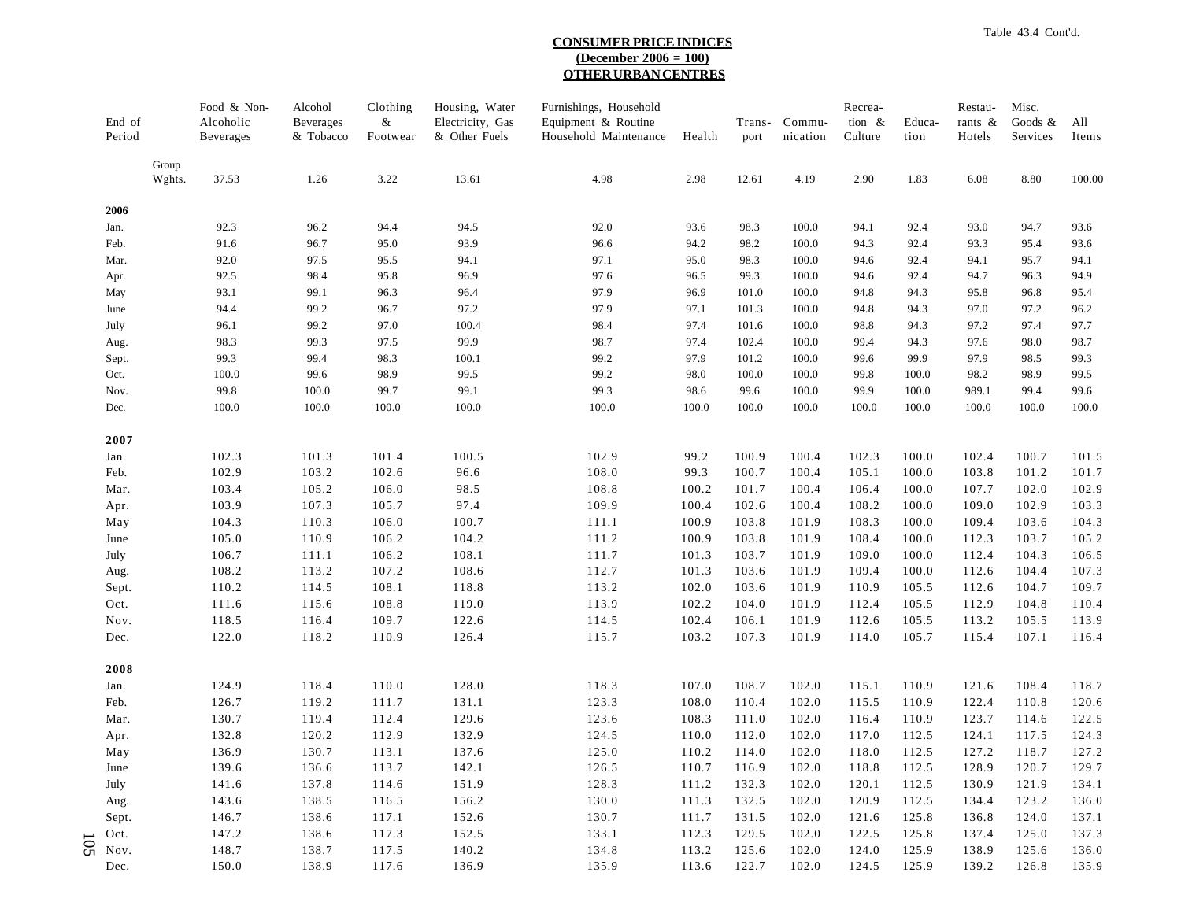Table 43.4 Cont'd.

**CONSUMER PRICE INDICES**
**(December 2006 = 100)**
**OTHER URBAN CENTRES**

| End of Period | | Food & Non-Alcoholic Beverages | Alcohol Beverages & Tobacco | Clothing & Footwear | Housing, Water Electricity, Gas & Other Fuels | Furnishings, Household Equipment & Routine Household Maintenance | Health | Trans-port | Commu-nication | Recrea-tion & Culture | Educa-tion | Restau-rants & Hotels | Misc. Goods & Services | All Items |
|---|---|---|---|---|---|---|---|---|---|---|---|---|---|---|
| | Group Wghts. | 37.53 | 1.26 | 3.22 | 13.61 | 4.98 | 2.98 | 12.61 | 4.19 | 2.90 | 1.83 | 6.08 | 8.80 | 100.00 |
| **2006** | | | | | | | | | | | | | | |
| Jan. | | 92.3 | 96.2 | 94.4 | 94.5 | 92.0 | 93.6 | 98.3 | 100.0 | 94.1 | 92.4 | 93.0 | 94.7 | 93.6 |
| Feb. | | 91.6 | 96.7 | 95.0 | 93.9 | 96.6 | 94.2 | 98.2 | 100.0 | 94.3 | 92.4 | 93.3 | 95.4 | 93.6 |
| Mar. | | 92.0 | 97.5 | 95.5 | 94.1 | 97.1 | 95.0 | 98.3 | 100.0 | 94.6 | 92.4 | 94.1 | 95.7 | 94.1 |
| Apr. | | 92.5 | 98.4 | 95.8 | 96.9 | 97.6 | 96.5 | 99.3 | 100.0 | 94.6 | 92.4 | 94.7 | 96.3 | 94.9 |
| May | | 93.1 | 99.1 | 96.3 | 96.4 | 97.9 | 96.9 | 101.0 | 100.0 | 94.8 | 94.3 | 95.8 | 96.8 | 95.4 |
| June | | 94.4 | 99.2 | 96.7 | 97.2 | 97.9 | 97.1 | 101.3 | 100.0 | 94.8 | 94.3 | 97.0 | 97.2 | 96.2 |
| July | | 96.1 | 99.2 | 97.0 | 100.4 | 98.4 | 97.4 | 101.6 | 100.0 | 98.8 | 94.3 | 97.2 | 97.4 | 97.7 |
| Aug. | | 98.3 | 99.3 | 97.5 | 99.9 | 98.7 | 97.4 | 102.4 | 100.0 | 99.4 | 94.3 | 97.6 | 98.0 | 98.7 |
| Sept. | | 99.3 | 99.4 | 98.3 | 100.1 | 99.2 | 97.9 | 101.2 | 100.0 | 99.6 | 99.9 | 97.9 | 98.5 | 99.3 |
| Oct. | | 100.0 | 99.6 | 98.9 | 99.5 | 99.2 | 98.0 | 100.0 | 100.0 | 99.8 | 100.0 | 98.2 | 98.9 | 99.5 |
| Nov. | | 99.8 | 100.0 | 99.7 | 99.1 | 99.3 | 98.6 | 99.6 | 100.0 | 99.9 | 100.0 | 989.1 | 99.4 | 99.6 |
| Dec. | | 100.0 | 100.0 | 100.0 | 100.0 | 100.0 | 100.0 | 100.0 | 100.0 | 100.0 | 100.0 | 100.0 | 100.0 | 100.0 |
| **2007** | | | | | | | | | | | | | | |
| Jan. | | 102.3 | 101.3 | 101.4 | 100.5 | 102.9 | 99.2 | 100.9 | 100.4 | 102.3 | 100.0 | 102.4 | 100.7 | 101.5 |
| Feb. | | 102.9 | 103.2 | 102.6 | 96.6 | 108.0 | 99.3 | 100.7 | 100.4 | 105.1 | 100.0 | 103.8 | 101.2 | 101.7 |
| Mar. | | 103.4 | 105.2 | 106.0 | 98.5 | 108.8 | 100.2 | 101.7 | 100.4 | 106.4 | 100.0 | 107.7 | 102.0 | 102.9 |
| Apr. | | 103.9 | 107.3 | 105.7 | 97.4 | 109.9 | 100.4 | 102.6 | 100.4 | 108.2 | 100.0 | 109.0 | 102.9 | 103.3 |
| May | | 104.3 | 110.3 | 106.0 | 100.7 | 111.1 | 100.9 | 103.8 | 101.9 | 108.3 | 100.0 | 109.4 | 103.6 | 104.3 |
| June | | 105.0 | 110.9 | 106.2 | 104.2 | 111.2 | 100.9 | 103.8 | 101.9 | 108.4 | 100.0 | 112.3 | 103.7 | 105.2 |
| July | | 106.7 | 111.1 | 106.2 | 108.1 | 111.7 | 101.3 | 103.7 | 101.9 | 109.0 | 100.0 | 112.4 | 104.3 | 106.5 |
| Aug. | | 108.2 | 113.2 | 107.2 | 108.6 | 112.7 | 101.3 | 103.6 | 101.9 | 109.4 | 100.0 | 112.6 | 104.4 | 107.3 |
| Sept. | | 110.2 | 114.5 | 108.1 | 118.8 | 113.2 | 102.0 | 103.6 | 101.9 | 110.9 | 105.5 | 112.6 | 104.7 | 109.7 |
| Oct. | | 111.6 | 115.6 | 108.8 | 119.0 | 113.9 | 102.2 | 104.0 | 101.9 | 112.4 | 105.5 | 112.9 | 104.8 | 110.4 |
| Nov. | | 118.5 | 116.4 | 109.7 | 122.6 | 114.5 | 102.4 | 106.1 | 101.9 | 112.6 | 105.5 | 113.2 | 105.5 | 113.9 |
| Dec. | | 122.0 | 118.2 | 110.9 | 126.4 | 115.7 | 103.2 | 107.3 | 101.9 | 114.0 | 105.7 | 115.4 | 107.1 | 116.4 |
| **2008** | | | | | | | | | | | | | | |
| Jan. | | 124.9 | 118.4 | 110.0 | 128.0 | 118.3 | 107.0 | 108.7 | 102.0 | 115.1 | 110.9 | 121.6 | 108.4 | 118.7 |
| Feb. | | 126.7 | 119.2 | 111.7 | 131.1 | 123.3 | 108.0 | 110.4 | 102.0 | 115.5 | 110.9 | 122.4 | 110.8 | 120.6 |
| Mar. | | 130.7 | 119.4 | 112.4 | 129.6 | 123.6 | 108.3 | 111.0 | 102.0 | 116.4 | 110.9 | 123.7 | 114.6 | 122.5 |
| Apr. | | 132.8 | 120.2 | 112.9 | 132.9 | 124.5 | 110.0 | 112.0 | 102.0 | 117.0 | 112.5 | 124.1 | 117.5 | 124.3 |
| May | | 136.9 | 130.7 | 113.1 | 137.6 | 125.0 | 110.2 | 114.0 | 102.0 | 118.0 | 112.5 | 127.2 | 118.7 | 127.2 |
| June | | 139.6 | 136.6 | 113.7 | 142.1 | 126.5 | 110.7 | 116.9 | 102.0 | 118.8 | 112.5 | 128.9 | 120.7 | 129.7 |
| July | | 141.6 | 137.8 | 114.6 | 151.9 | 128.3 | 111.2 | 132.3 | 102.0 | 120.1 | 112.5 | 130.9 | 121.9 | 134.1 |
| Aug. | | 143.6 | 138.5 | 116.5 | 156.2 | 130.0 | 111.3 | 132.5 | 102.0 | 120.9 | 112.5 | 134.4 | 123.2 | 136.0 |
| Sept. | | 146.7 | 138.6 | 117.1 | 152.6 | 130.7 | 111.7 | 131.5 | 102.0 | 121.6 | 125.8 | 136.8 | 124.0 | 137.1 |
| Oct. | | 147.2 | 138.6 | 117.3 | 152.5 | 133.1 | 112.3 | 129.5 | 102.0 | 122.5 | 125.8 | 137.4 | 125.0 | 137.3 |
| Nov. | | 148.7 | 138.7 | 117.5 | 140.2 | 134.8 | 113.2 | 125.6 | 102.0 | 124.0 | 125.9 | 138.9 | 125.6 | 136.0 |
| Dec. | | 150.0 | 138.9 | 117.6 | 136.9 | 135.9 | 113.6 | 122.7 | 102.0 | 124.5 | 125.9 | 139.2 | 126.8 | 135.9 |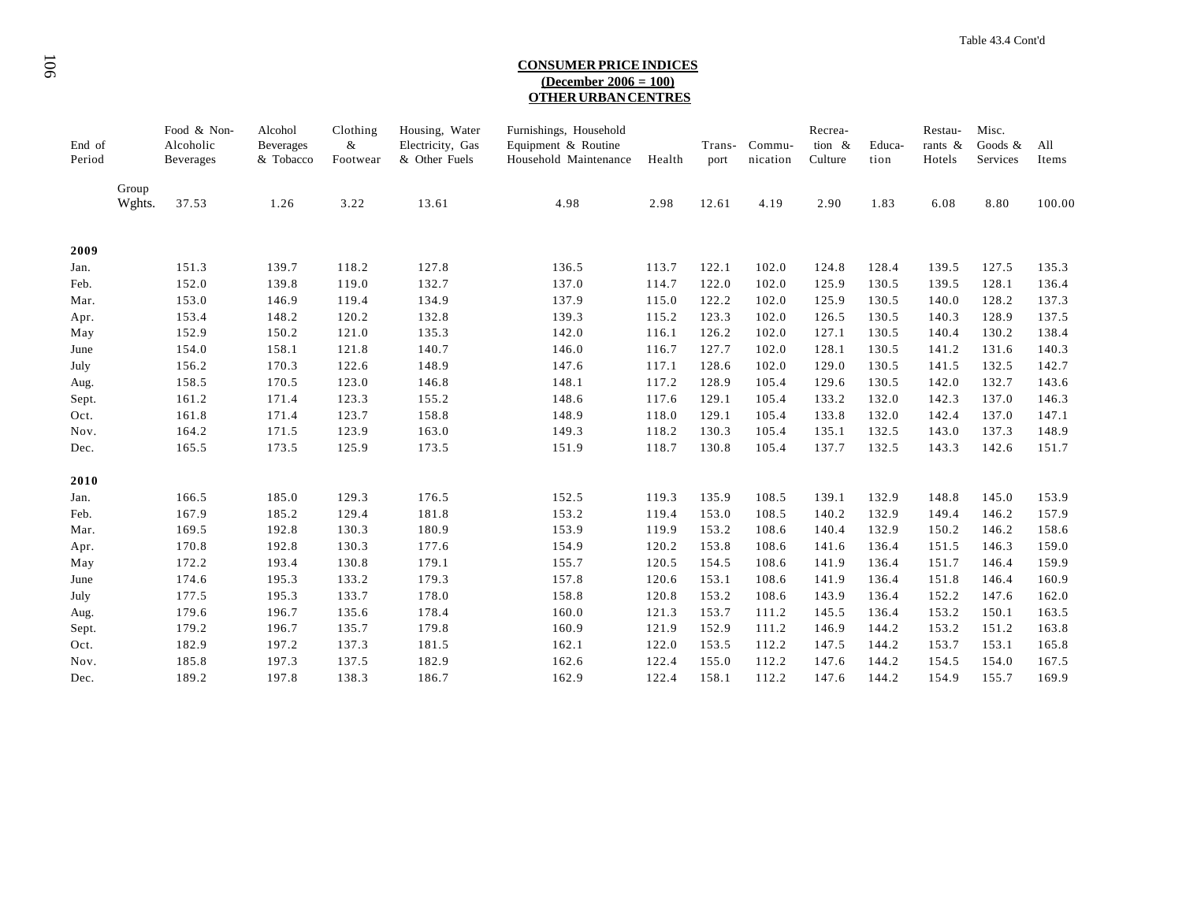Table 43.4 Cont'd

## CONSUMER PRICE INDICES
### (December 2006 = 100)
### OTHER URBAN CENTRES

| End of Period | | Food & Non-Alcoholic Beverages | Alcohol Beverages & Tobacco | Clothing & Footwear | Housing, Water Electricity, Gas & Other Fuels | Furnishings, Household Equipment & Routine Household Maintenance | Health | Trans-port | Commu-nication | Recrea-tion & Culture | Educa-tion | Restau-rants & Hotels | Misc. Goods & Services | All Items |
|---|---|---|---|---|---|---|---|---|---|---|---|---|---|---|
| | Group Wghts. | 37.53 | 1.26 | 3.22 | 13.61 | 4.98 | 2.98 | 12.61 | 4.19 | 2.90 | 1.83 | 6.08 | 8.80 | 100.00 |
| **2009** | | | | | | | | | | | | | | |
| Jan. | | 151.3 | 139.7 | 118.2 | 127.8 | 136.5 | 113.7 | 122.1 | 102.0 | 124.8 | 128.4 | 139.5 | 127.5 | 135.3 |
| Feb. | | 152.0 | 139.8 | 119.0 | 132.7 | 137.0 | 114.7 | 122.0 | 102.0 | 125.9 | 130.5 | 139.5 | 128.1 | 136.4 |
| Mar. | | 153.0 | 146.9 | 119.4 | 134.9 | 137.9 | 115.0 | 122.2 | 102.0 | 125.9 | 130.5 | 140.0 | 128.2 | 137.3 |
| Apr. | | 153.4 | 148.2 | 120.2 | 132.8 | 139.3 | 115.2 | 123.3 | 102.0 | 126.5 | 130.5 | 140.3 | 128.9 | 137.5 |
| May | | 152.9 | 150.2 | 121.0 | 135.3 | 142.0 | 116.1 | 126.2 | 102.0 | 127.1 | 130.5 | 140.4 | 130.2 | 138.4 |
| June | | 154.0 | 158.1 | 121.8 | 140.7 | 146.0 | 116.7 | 127.7 | 102.0 | 128.1 | 130.5 | 141.2 | 131.6 | 140.3 |
| July | | 156.2 | 170.3 | 122.6 | 148.9 | 147.6 | 117.1 | 128.6 | 102.0 | 129.0 | 130.5 | 141.5 | 132.5 | 142.7 |
| Aug. | | 158.5 | 170.5 | 123.0 | 146.8 | 148.1 | 117.2 | 128.9 | 105.4 | 129.6 | 130.5 | 142.0 | 132.7 | 143.6 |
| Sept. | | 161.2 | 171.4 | 123.3 | 155.2 | 148.6 | 117.6 | 129.1 | 105.4 | 133.2 | 132.0 | 142.3 | 137.0 | 146.3 |
| Oct. | | 161.8 | 171.4 | 123.7 | 158.8 | 148.9 | 118.0 | 129.1 | 105.4 | 133.8 | 132.0 | 142.4 | 137.0 | 147.1 |
| Nov. | | 164.2 | 171.5 | 123.9 | 163.0 | 149.3 | 118.2 | 130.3 | 105.4 | 135.1 | 132.5 | 143.0 | 137.3 | 148.9 |
| Dec. | | 165.5 | 173.5 | 125.9 | 173.5 | 151.9 | 118.7 | 130.8 | 105.4 | 137.7 | 132.5 | 143.3 | 142.6 | 151.7 |
| **2010** | | | | | | | | | | | | | | |
| Jan. | | 166.5 | 185.0 | 129.3 | 176.5 | 152.5 | 119.3 | 135.9 | 108.5 | 139.1 | 132.9 | 148.8 | 145.0 | 153.9 |
| Feb. | | 167.9 | 185.2 | 129.4 | 181.8 | 153.2 | 119.4 | 153.0 | 108.5 | 140.2 | 132.9 | 149.4 | 146.2 | 157.9 |
| Mar. | | 169.5 | 192.8 | 130.3 | 180.9 | 153.9 | 119.9 | 153.2 | 108.6 | 140.4 | 132.9 | 150.2 | 146.2 | 158.6 |
| Apr. | | 170.8 | 192.8 | 130.3 | 177.6 | 154.9 | 120.2 | 153.8 | 108.6 | 141.6 | 136.4 | 151.5 | 146.3 | 159.0 |
| May | | 172.2 | 193.4 | 130.8 | 179.1 | 155.7 | 120.5 | 154.5 | 108.6 | 141.9 | 136.4 | 151.7 | 146.4 | 159.9 |
| June | | 174.6 | 195.3 | 133.2 | 179.3 | 157.8 | 120.6 | 153.1 | 108.6 | 141.9 | 136.4 | 151.8 | 146.4 | 160.9 |
| July | | 177.5 | 195.3 | 133.7 | 178.0 | 158.8 | 120.8 | 153.2 | 108.6 | 143.9 | 136.4 | 152.2 | 147.6 | 162.0 |
| Aug. | | 179.6 | 196.7 | 135.6 | 178.4 | 160.0 | 121.3 | 153.7 | 111.2 | 145.5 | 136.4 | 153.2 | 150.1 | 163.5 |
| Sept. | | 179.2 | 196.7 | 135.7 | 179.8 | 160.9 | 121.9 | 152.9 | 111.2 | 146.9 | 144.2 | 153.2 | 151.2 | 163.8 |
| Oct. | | 182.9 | 197.2 | 137.3 | 181.5 | 162.1 | 122.0 | 153.5 | 112.2 | 147.5 | 144.2 | 153.7 | 153.1 | 165.8 |
| Nov. | | 185.8 | 197.3 | 137.5 | 182.9 | 162.6 | 122.4 | 155.0 | 112.2 | 147.6 | 144.2 | 154.5 | 154.0 | 167.5 |
| Dec. | | 189.2 | 197.8 | 138.3 | 186.7 | 162.9 | 122.4 | 158.1 | 112.2 | 147.6 | 144.2 | 154.9 | 155.7 | 169.9 |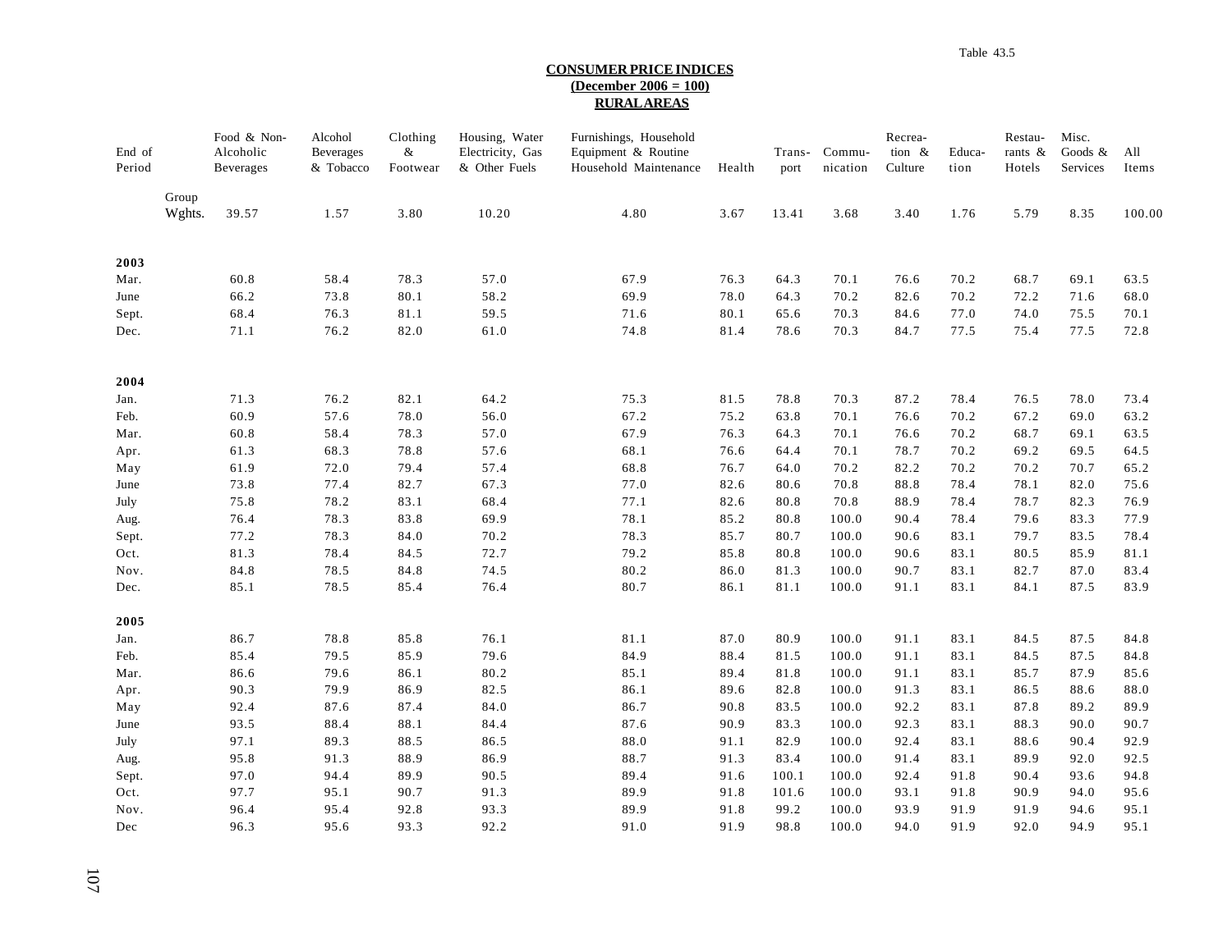Table 43.5

**CONSUMER PRICE INDICES**
**(December 2006 = 100)**
**RURAL AREAS**

| End of Period | | Food & Non-Alcoholic Beverages | Alcohol Beverages & Tobacco | Clothing & Footwear | Housing, Water Electricity, Gas & Other Fuels | Furnishings, Household Equipment & Routine Household Maintenance | Health | Trans-port | Commu-nication | Recrea-tion & Culture | Educa-tion | Restau-rants & Hotels | Misc. Goods & Services | All Items |
|---|---|---|---|---|---|---|---|---|---|---|---|---|---|---|
| | Group Wghts. | 39.57 | 1.57 | 3.80 | 10.20 | 4.80 | 3.67 | 13.41 | 3.68 | 3.40 | 1.76 | 5.79 | 8.35 | 100.00 |
| **2003** | | | | | | | | | | | | | | |
| Mar. | | 60.8 | 58.4 | 78.3 | 57.0 | 67.9 | 76.3 | 64.3 | 70.1 | 76.6 | 70.2 | 68.7 | 69.1 | 63.5 |
| June | | 66.2 | 73.8 | 80.1 | 58.2 | 69.9 | 78.0 | 64.3 | 70.2 | 82.6 | 70.2 | 72.2 | 71.6 | 68.0 |
| Sept. | | 68.4 | 76.3 | 81.1 | 59.5 | 71.6 | 80.1 | 65.6 | 70.3 | 84.6 | 77.0 | 74.0 | 75.5 | 70.1 |
| Dec. | | 71.1 | 76.2 | 82.0 | 61.0 | 74.8 | 81.4 | 78.6 | 70.3 | 84.7 | 77.5 | 75.4 | 77.5 | 72.8 |
| **2004** | | | | | | | | | | | | | | |
| Jan. | | 71.3 | 76.2 | 82.1 | 64.2 | 75.3 | 81.5 | 78.8 | 70.3 | 87.2 | 78.4 | 76.5 | 78.0 | 73.4 |
| Feb. | | 60.9 | 57.6 | 78.0 | 56.0 | 67.2 | 75.2 | 63.8 | 70.1 | 76.6 | 70.2 | 67.2 | 69.0 | 63.2 |
| Mar. | | 60.8 | 58.4 | 78.3 | 57.0 | 67.9 | 76.3 | 64.3 | 70.1 | 76.6 | 70.2 | 68.7 | 69.1 | 63.5 |
| Apr. | | 61.3 | 68.3 | 78.8 | 57.6 | 68.1 | 76.6 | 64.4 | 70.1 | 78.7 | 70.2 | 69.2 | 69.5 | 64.5 |
| May | | 61.9 | 72.0 | 79.4 | 57.4 | 68.8 | 76.7 | 64.0 | 70.2 | 82.2 | 70.2 | 70.2 | 70.7 | 65.2 |
| June | | 73.8 | 77.4 | 82.7 | 67.3 | 77.0 | 82.6 | 80.6 | 70.8 | 88.8 | 78.4 | 78.1 | 82.0 | 75.6 |
| July | | 75.8 | 78.2 | 83.1 | 68.4 | 77.1 | 82.6 | 80.8 | 70.8 | 88.9 | 78.4 | 78.7 | 82.3 | 76.9 |
| Aug. | | 76.4 | 78.3 | 83.8 | 69.9 | 78.1 | 85.2 | 80.8 | 100.0 | 90.4 | 78.4 | 79.6 | 83.3 | 77.9 |
| Sept. | | 77.2 | 78.3 | 84.0 | 70.2 | 78.3 | 85.7 | 80.7 | 100.0 | 90.6 | 83.1 | 79.7 | 83.5 | 78.4 |
| Oct. | | 81.3 | 78.4 | 84.5 | 72.7 | 79.2 | 85.8 | 80.8 | 100.0 | 90.6 | 83.1 | 80.5 | 85.9 | 81.1 |
| Nov. | | 84.8 | 78.5 | 84.8 | 74.5 | 80.2 | 86.0 | 81.3 | 100.0 | 90.7 | 83.1 | 82.7 | 87.0 | 83.4 |
| Dec. | | 85.1 | 78.5 | 85.4 | 76.4 | 80.7 | 86.1 | 81.1 | 100.0 | 91.1 | 83.1 | 84.1 | 87.5 | 83.9 |
| **2005** | | | | | | | | | | | | | | |
| Jan. | | 86.7 | 78.8 | 85.8 | 76.1 | 81.1 | 87.0 | 80.9 | 100.0 | 91.1 | 83.1 | 84.5 | 87.5 | 84.8 |
| Feb. | | 85.4 | 79.5 | 85.9 | 79.6 | 84.9 | 88.4 | 81.5 | 100.0 | 91.1 | 83.1 | 84.5 | 87.5 | 84.8 |
| Mar. | | 86.6 | 79.6 | 86.1 | 80.2 | 85.1 | 89.4 | 81.8 | 100.0 | 91.1 | 83.1 | 85.7 | 87.9 | 85.6 |
| Apr. | | 90.3 | 79.9 | 86.9 | 82.5 | 86.1 | 89.6 | 82.8 | 100.0 | 91.3 | 83.1 | 86.5 | 88.6 | 88.0 |
| May | | 92.4 | 87.6 | 87.4 | 84.0 | 86.7 | 90.8 | 83.5 | 100.0 | 92.2 | 83.1 | 87.8 | 89.2 | 89.9 |
| June | | 93.5 | 88.4 | 88.1 | 84.4 | 87.6 | 90.9 | 83.3 | 100.0 | 92.3 | 83.1 | 88.3 | 90.0 | 90.7 |
| July | | 97.1 | 89.3 | 88.5 | 86.5 | 88.0 | 91.1 | 82.9 | 100.0 | 92.4 | 83.1 | 88.6 | 90.4 | 92.9 |
| Aug. | | 95.8 | 91.3 | 88.9 | 86.9 | 88.7 | 91.3 | 83.4 | 100.0 | 91.4 | 83.1 | 89.9 | 92.0 | 92.5 |
| Sept. | | 97.0 | 94.4 | 89.9 | 90.5 | 89.4 | 91.6 | 100.1 | 100.0 | 92.4 | 91.8 | 90.4 | 93.6 | 94.8 |
| Oct. | | 97.7 | 95.1 | 90.7 | 91.3 | 89.9 | 91.8 | 101.6 | 100.0 | 93.1 | 91.8 | 90.9 | 94.0 | 95.6 |
| Nov. | | 96.4 | 95.4 | 92.8 | 93.3 | 89.9 | 91.8 | 99.2 | 100.0 | 93.9 | 91.9 | 91.9 | 94.6 | 95.1 |
| Dec | | 96.3 | 95.6 | 93.3 | 92.2 | 91.0 | 91.9 | 98.8 | 100.0 | 94.0 | 91.9 | 92.0 | 94.9 | 95.1 |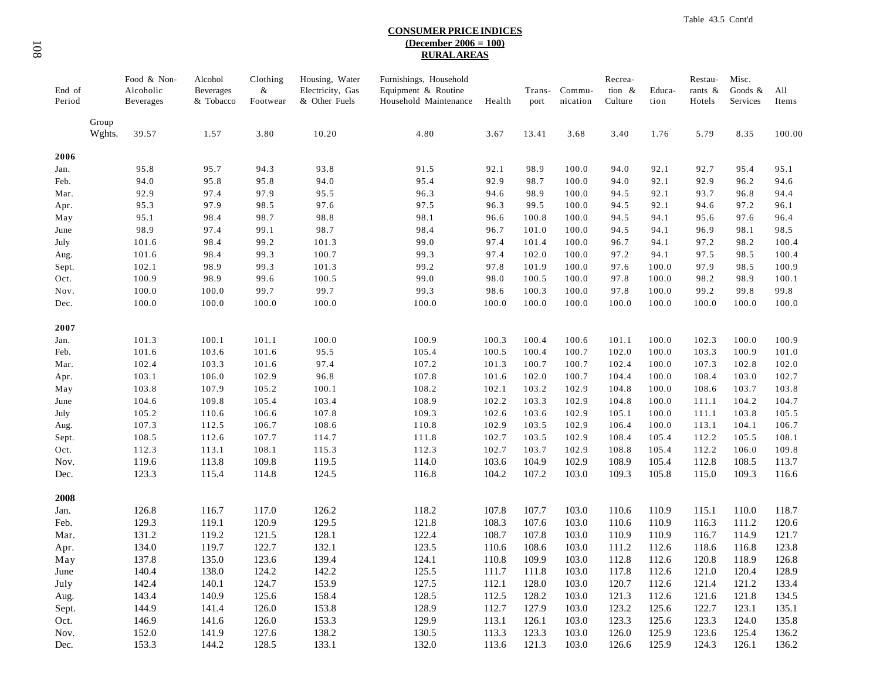Table 43.5 Cont'd

## CONSUMER PRICE INDICES
### (December 2006 = 100)
### RURAL AREAS

| End of Period | | Food & Non-Alcoholic Beverages | Alcohol Beverages & Tobacco | Clothing & Footwear | Housing, Water Electricity, Gas & Other Fuels | Furnishings, Household Equipment & Routine Household Maintenance | Health | Trans-port | Commu-nication | Recrea-tion & Culture | Educa-tion | Restau-rants & Hotels | Misc. Goods & Services | All Items |
|---|---|---|---|---|---|---|---|---|---|---|---|---|---|---|
| | Group Wghts. | 39.57 | 1.57 | 3.80 | 10.20 | 4.80 | 3.67 | 13.41 | 3.68 | 3.40 | 1.76 | 5.79 | 8.35 | 100.00 |
| **2006** | | | | | | | | | | | | | | |
| Jan. | | 95.8 | 95.7 | 94.3 | 93.8 | 91.5 | 92.1 | 98.9 | 100.0 | 94.0 | 92.1 | 92.7 | 95.4 | 95.1 |
| Feb. | | 94.0 | 95.8 | 95.8 | 94.0 | 95.4 | 92.9 | 98.7 | 100.0 | 94.0 | 92.1 | 92.9 | 96.2 | 94.6 |
| Mar. | | 92.9 | 97.4 | 97.9 | 95.5 | 96.3 | 94.6 | 98.9 | 100.0 | 94.5 | 92.1 | 93.7 | 96.8 | 94.4 |
| Apr. | | 95.3 | 97.9 | 98.5 | 97.6 | 97.5 | 96.3 | 99.5 | 100.0 | 94.5 | 92.1 | 94.6 | 97.2 | 96.1 |
| May | | 95.1 | 98.4 | 98.7 | 98.8 | 98.1 | 96.6 | 100.8 | 100.0 | 94.5 | 94.1 | 95.6 | 97.6 | 96.4 |
| June | | 98.9 | 97.4 | 99.1 | 98.7 | 98.4 | 96.7 | 101.0 | 100.0 | 94.5 | 94.1 | 96.9 | 98.1 | 98.5 |
| July | | 101.6 | 98.4 | 99.2 | 101.3 | 99.0 | 97.4 | 101.4 | 100.0 | 96.7 | 94.1 | 97.2 | 98.2 | 100.4 |
| Aug. | | 101.6 | 98.4 | 99.3 | 100.7 | 99.3 | 97.4 | 102.0 | 100.0 | 97.2 | 94.1 | 97.5 | 98.5 | 100.4 |
| Sept. | | 102.1 | 98.9 | 99.3 | 101.3 | 99.2 | 97.8 | 101.9 | 100.0 | 97.6 | 100.0 | 97.9 | 98.5 | 100.9 |
| Oct. | | 100.9 | 98.9 | 99.6 | 100.5 | 99.0 | 98.0 | 100.5 | 100.0 | 97.8 | 100.0 | 98.2 | 98.9 | 100.1 |
| Nov. | | 100.0 | 100.0 | 99.7 | 99.7 | 99.3 | 98.6 | 100.3 | 100.0 | 97.8 | 100.0 | 99.2 | 99.8 | 99.8 |
| Dec. | | 100.0 | 100.0 | 100.0 | 100.0 | 100.0 | 100.0 | 100.0 | 100.0 | 100.0 | 100.0 | 100.0 | 100.0 | 100.0 |
| **2007** | | | | | | | | | | | | | | |
| Jan. | | 101.3 | 100.1 | 101.1 | 100.0 | 100.9 | 100.3 | 100.4 | 100.6 | 101.1 | 100.0 | 102.3 | 100.0 | 100.9 |
| Feb. | | 101.6 | 103.6 | 101.6 | 95.5 | 105.4 | 100.5 | 100.4 | 100.7 | 102.0 | 100.0 | 103.3 | 100.9 | 101.0 |
| Mar. | | 102.4 | 103.3 | 101.6 | 97.4 | 107.2 | 101.3 | 100.7 | 100.7 | 102.4 | 100.0 | 107.3 | 102.8 | 102.0 |
| Apr. | | 103.1 | 106.0 | 102.9 | 96.8 | 107.8 | 101.6 | 102.0 | 100.7 | 104.4 | 100.0 | 108.4 | 103.0 | 102.7 |
| May | | 103.8 | 107.9 | 105.2 | 100.1 | 108.2 | 102.1 | 103.2 | 102.9 | 104.8 | 100.0 | 108.6 | 103.7 | 103.8 |
| June | | 104.6 | 109.8 | 105.4 | 103.4 | 108.9 | 102.2 | 103.3 | 102.9 | 104.8 | 100.0 | 111.1 | 104.2 | 104.7 |
| July | | 105.2 | 110.6 | 106.6 | 107.8 | 109.3 | 102.6 | 103.6 | 102.9 | 105.1 | 100.0 | 111.1 | 103.8 | 105.5 |
| Aug. | | 107.3 | 112.5 | 106.7 | 108.6 | 110.8 | 102.9 | 103.5 | 102.9 | 106.4 | 100.0 | 113.1 | 104.1 | 106.7 |
| Sept. | | 108.5 | 112.6 | 107.7 | 114.7 | 111.8 | 102.7 | 103.5 | 102.9 | 108.4 | 105.4 | 112.2 | 105.5 | 108.1 |
| Oct. | | 112.3 | 113.1 | 108.1 | 115.3 | 112.3 | 102.7 | 103.7 | 102.9 | 108.8 | 105.4 | 112.2 | 106.0 | 109.8 |
| Nov. | | 119.6 | 113.8 | 109.8 | 119.5 | 114.0 | 103.6 | 104.9 | 102.9 | 108.9 | 105.4 | 112.8 | 108.5 | 113.7 |
| Dec. | | 123.3 | 115.4 | 114.8 | 124.5 | 116.8 | 104.2 | 107.2 | 103.0 | 109.3 | 105.8 | 115.0 | 109.3 | 116.6 |
| **2008** | | | | | | | | | | | | | | |
| Jan. | | 126.8 | 116.7 | 117.0 | 126.2 | 118.2 | 107.8 | 107.7 | 103.0 | 110.6 | 110.9 | 115.1 | 110.0 | 118.7 |
| Feb. | | 129.3 | 119.1 | 120.9 | 129.5 | 121.8 | 108.3 | 107.6 | 103.0 | 110.6 | 110.9 | 116.3 | 111.2 | 120.6 |
| Mar. | | 131.2 | 119.2 | 121.5 | 128.1 | 122.4 | 108.7 | 107.8 | 103.0 | 110.9 | 110.9 | 116.7 | 114.9 | 121.7 |
| Apr. | | 134.0 | 119.7 | 122.7 | 132.1 | 123.5 | 110.6 | 108.6 | 103.0 | 111.2 | 112.6 | 118.6 | 116.8 | 123.8 |
| May | | 137.8 | 135.0 | 123.6 | 139.4 | 124.1 | 110.8 | 109.9 | 103.0 | 112.8 | 112.6 | 120.8 | 118.9 | 126.8 |
| June | | 140.4 | 138.0 | 124.2 | 142.2 | 125.5 | 111.7 | 111.8 | 103.0 | 117.8 | 112.6 | 121.0 | 120.4 | 128.9 |
| July | | 142.4 | 140.1 | 124.7 | 153.9 | 127.5 | 112.1 | 128.0 | 103.0 | 120.7 | 112.6 | 121.4 | 121.2 | 133.4 |
| Aug. | | 143.4 | 140.9 | 125.6 | 158.4 | 128.5 | 112.5 | 128.2 | 103.0 | 121.3 | 112.6 | 121.6 | 121.8 | 134.5 |
| Sept. | | 144.9 | 141.4 | 126.0 | 153.8 | 128.9 | 112.7 | 127.9 | 103.0 | 123.2 | 125.6 | 122.7 | 123.1 | 135.1 |
| Oct. | | 146.9 | 141.6 | 126.0 | 153.3 | 129.9 | 113.1 | 126.1 | 103.0 | 123.3 | 125.6 | 123.3 | 124.0 | 135.8 |
| Nov. | | 152.0 | 141.9 | 127.6 | 138.2 | 130.5 | 113.3 | 123.3 | 103.0 | 126.0 | 125.9 | 123.6 | 125.4 | 136.2 |
| Dec. | | 153.3 | 144.2 | 128.5 | 133.1 | 132.0 | 113.6 | 121.3 | 103.0 | 126.6 | 125.9 | 124.3 | 126.1 | 136.2 |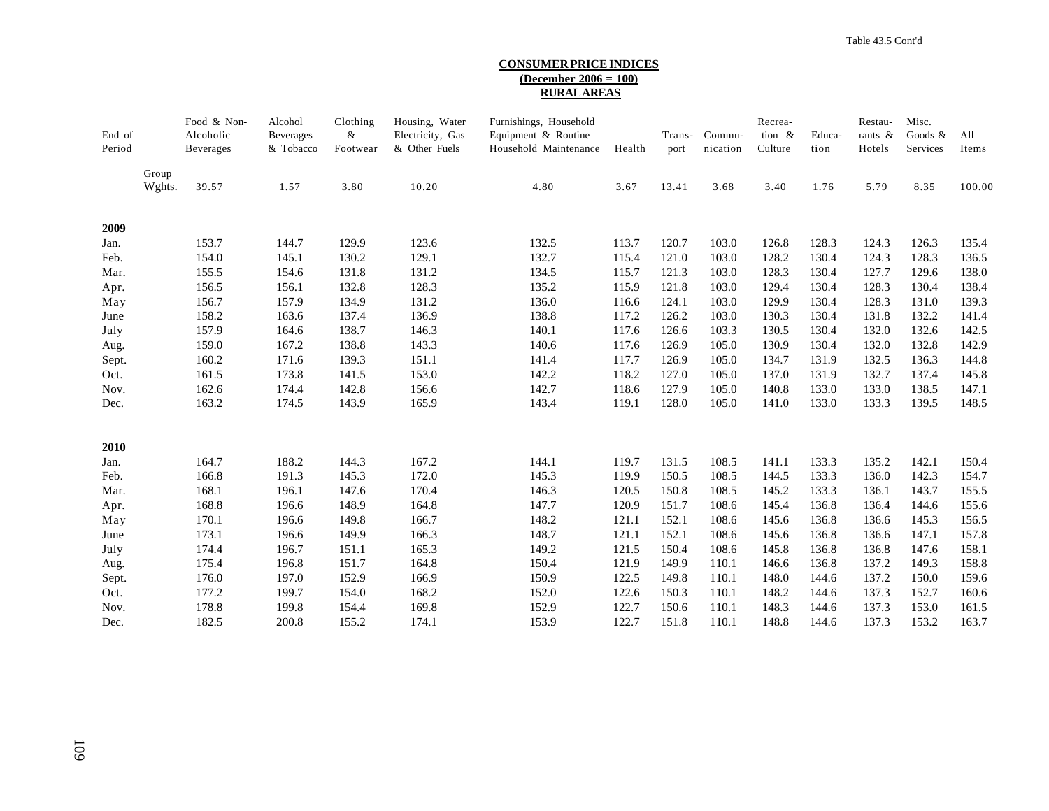Table 43.5 Cont'd

**CONSUMER PRICE INDICES**
**(December 2006 = 100)**
**RURAL AREAS**

| End of Period | | Food & Non-Alcoholic Beverages | Alcohol Beverages & Tobacco | Clothing & Footwear | Housing, Water Electricity, Gas & Other Fuels | Furnishings, Household Equipment & Routine Household Maintenance | Health | Trans-port | Commu-nication | Recrea-tion & Culture | Educa-tion | Restau-rants & Hotels | Misc. Goods & Services | All Items |
|---|---|---|---|---|---|---|---|---|---|---|---|---|---|---|
| | Group Wghts. | 39.57 | 1.57 | 3.80 | 10.20 | 4.80 | 3.67 | 13.41 | 3.68 | 3.40 | 1.76 | 5.79 | 8.35 | 100.00 |
| **2009** | | | | | | | | | | | | | | |
| Jan. | | 153.7 | 144.7 | 129.9 | 123.6 | 132.5 | 113.7 | 120.7 | 103.0 | 126.8 | 128.3 | 124.3 | 126.3 | 135.4 |
| Feb. | | 154.0 | 145.1 | 130.2 | 129.1 | 132.7 | 115.4 | 121.0 | 103.0 | 128.2 | 130.4 | 124.3 | 128.3 | 136.5 |
| Mar. | | 155.5 | 154.6 | 131.8 | 131.2 | 134.5 | 115.7 | 121.3 | 103.0 | 128.3 | 130.4 | 127.7 | 129.6 | 138.0 |
| Apr. | | 156.5 | 156.1 | 132.8 | 128.3 | 135.2 | 115.9 | 121.8 | 103.0 | 129.4 | 130.4 | 128.3 | 130.4 | 138.4 |
| May | | 156.7 | 157.9 | 134.9 | 131.2 | 136.0 | 116.6 | 124.1 | 103.0 | 129.9 | 130.4 | 128.3 | 131.0 | 139.3 |
| June | | 158.2 | 163.6 | 137.4 | 136.9 | 138.8 | 117.2 | 126.2 | 103.0 | 130.3 | 130.4 | 131.8 | 132.2 | 141.4 |
| July | | 157.9 | 164.6 | 138.7 | 146.3 | 140.1 | 117.6 | 126.6 | 103.3 | 130.5 | 130.4 | 132.0 | 132.6 | 142.5 |
| Aug. | | 159.0 | 167.2 | 138.8 | 143.3 | 140.6 | 117.6 | 126.9 | 105.0 | 130.9 | 130.4 | 132.0 | 132.8 | 142.9 |
| Sept. | | 160.2 | 171.6 | 139.3 | 151.1 | 141.4 | 117.7 | 126.9 | 105.0 | 134.7 | 131.9 | 132.5 | 136.3 | 144.8 |
| Oct. | | 161.5 | 173.8 | 141.5 | 153.0 | 142.2 | 118.2 | 127.0 | 105.0 | 137.0 | 131.9 | 132.7 | 137.4 | 145.8 |
| Nov. | | 162.6 | 174.4 | 142.8 | 156.6 | 142.7 | 118.6 | 127.9 | 105.0 | 140.8 | 133.0 | 133.0 | 138.5 | 147.1 |
| Dec. | | 163.2 | 174.5 | 143.9 | 165.9 | 143.4 | 119.1 | 128.0 | 105.0 | 141.0 | 133.0 | 133.3 | 139.5 | 148.5 |
| **2010** | | | | | | | | | | | | | | |
| Jan. | | 164.7 | 188.2 | 144.3 | 167.2 | 144.1 | 119.7 | 131.5 | 108.5 | 141.1 | 133.3 | 135.2 | 142.1 | 150.4 |
| Feb. | | 166.8 | 191.3 | 145.3 | 172.0 | 145.3 | 119.9 | 150.5 | 108.5 | 144.5 | 133.3 | 136.0 | 142.3 | 154.7 |
| Mar. | | 168.1 | 196.1 | 147.6 | 170.4 | 146.3 | 120.5 | 150.8 | 108.5 | 145.2 | 133.3 | 136.1 | 143.7 | 155.5 |
| Apr. | | 168.8 | 196.6 | 148.9 | 164.8 | 147.7 | 120.9 | 151.7 | 108.6 | 145.4 | 136.8 | 136.4 | 144.6 | 155.6 |
| May | | 170.1 | 196.6 | 149.8 | 166.7 | 148.2 | 121.1 | 152.1 | 108.6 | 145.6 | 136.8 | 136.6 | 145.3 | 156.5 |
| June | | 173.1 | 196.6 | 149.9 | 166.3 | 148.7 | 121.1 | 152.1 | 108.6 | 145.6 | 136.8 | 136.6 | 147.1 | 157.8 |
| July | | 174.4 | 196.7 | 151.1 | 165.3 | 149.2 | 121.5 | 150.4 | 108.6 | 145.8 | 136.8 | 136.8 | 147.6 | 158.1 |
| Aug. | | 175.4 | 196.8 | 151.7 | 164.8 | 150.4 | 121.9 | 149.9 | 110.1 | 146.6 | 136.8 | 137.2 | 149.3 | 158.8 |
| Sept. | | 176.0 | 197.0 | 152.9 | 166.9 | 150.9 | 122.5 | 149.8 | 110.1 | 148.0 | 144.6 | 137.2 | 150.0 | 159.6 |
| Oct. | | 177.2 | 199.7 | 154.0 | 168.2 | 152.0 | 122.6 | 150.3 | 110.1 | 148.2 | 144.6 | 137.3 | 152.7 | 160.6 |
| Nov. | | 178.8 | 199.8 | 154.4 | 169.8 | 152.9 | 122.7 | 150.6 | 110.1 | 148.3 | 144.6 | 137.3 | 153.0 | 161.5 |
| Dec. | | 182.5 | 200.8 | 155.2 | 174.1 | 153.9 | 122.7 | 151.8 | 110.1 | 148.8 | 144.6 | 137.3 | 153.2 | 163.7 |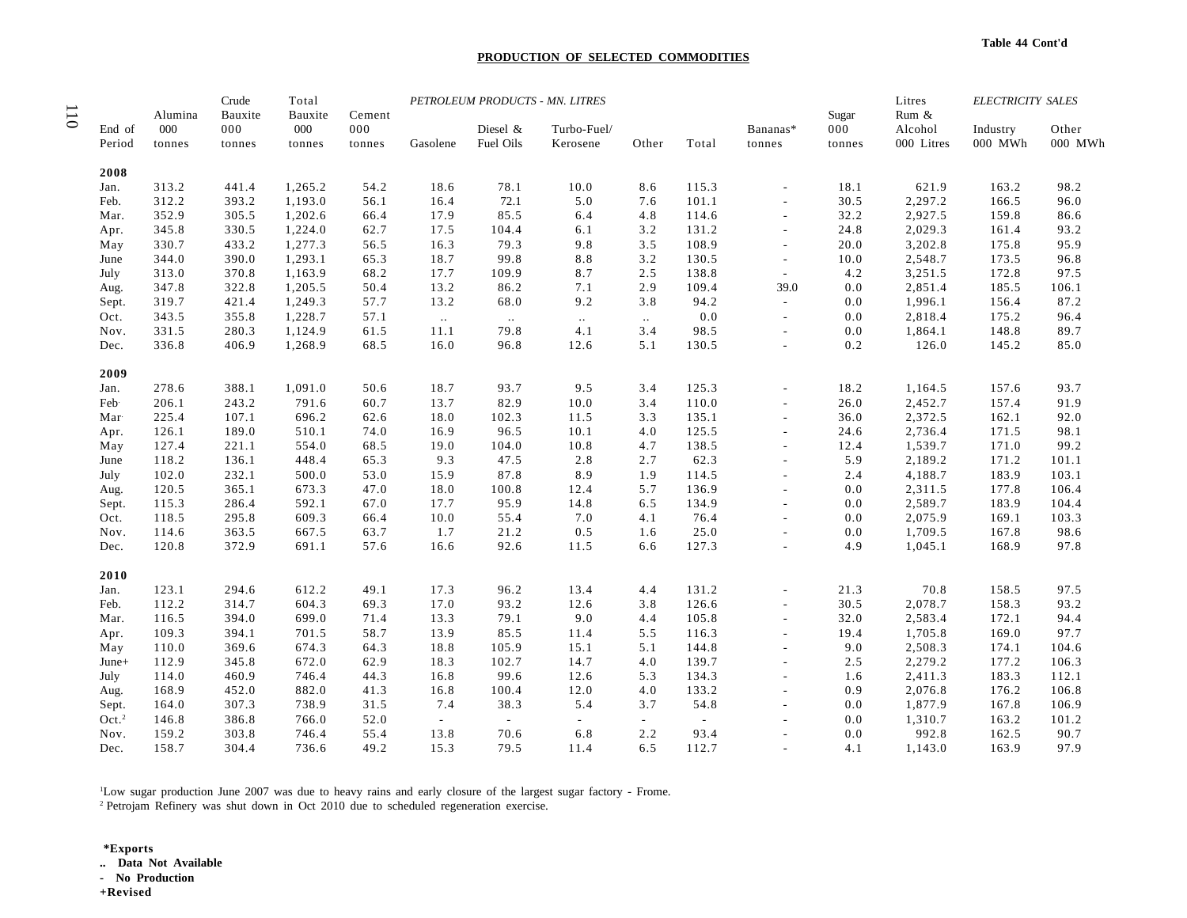Table 44 Cont'd

## PRODUCTION OF SELECTED COMMODITIES

| End of Period | Alumina 000 tonnes | Crude Bauxite 000 tonnes | Total Bauxite 000 tonnes | Cement 000 tonnes | *PETROLEUM PRODUCTS - MN. LITRES* Gasolene | Diesel & Fuel Oils | Turbo-Fuel/ Kerosene | Other | Total | Bananas* tonnes | Sugar 000 tonnes | Litres Rum & Alcohol 000 Litres | *ELECTRICITY SALES* Industry 000 MWh | Other 000 MWh |
|---|---|---|---|---|---|---|---|---|---|---|---|---|---|---|
| **2008** | | | | | | | | | | | | | | |
| Jan. | 313.2 | 441.4 | 1,265.2 | 54.2 | 18.6 | 78.1 | 10.0 | 8.6 | 115.3 | - | 18.1 | 621.9 | 163.2 | 98.2 |
| Feb. | 312.2 | 393.2 | 1,193.0 | 56.1 | 16.4 | 72.1 | 5.0 | 7.6 | 101.1 | - | 30.5 | 2,297.2 | 166.5 | 96.0 |
| Mar. | 352.9 | 305.5 | 1,202.6 | 66.4 | 17.9 | 85.5 | 6.4 | 4.8 | 114.6 | - | 32.2 | 2,927.5 | 159.8 | 86.6 |
| Apr. | 345.8 | 330.5 | 1,224.0 | 62.7 | 17.5 | 104.4 | 6.1 | 3.2 | 131.2 | - | 24.8 | 2,029.3 | 161.4 | 93.2 |
| May | 330.7 | 433.2 | 1,277.3 | 56.5 | 16.3 | 79.3 | 9.8 | 3.5 | 108.9 | - | 20.0 | 3,202.8 | 175.8 | 95.9 |
| June | 344.0 | 390.0 | 1,293.1 | 65.3 | 18.7 | 99.8 | 8.8 | 3.2 | 130.5 | - | 10.0 | 2,548.7 | 173.5 | 96.8 |
| July | 313.0 | 370.8 | 1,163.9 | 68.2 | 17.7 | 109.9 | 8.7 | 2.5 | 138.8 | - | 4.2 | 3,251.5 | 172.8 | 97.5 |
| Aug. | 347.8 | 322.8 | 1,205.5 | 50.4 | 13.2 | 86.2 | 7.1 | 2.9 | 109.4 | 39.0 | 0.0 | 2,851.4 | 185.5 | 106.1 |
| Sept. | 319.7 | 421.4 | 1,249.3 | 57.7 | 13.2 | 68.0 | 9.2 | 3.8 | 94.2 | - | 0.0 | 1,996.1 | 156.4 | 87.2 |
| Oct. | 343.5 | 355.8 | 1,228.7 | 57.1 | .. | .. | .. | .. | 0.0 | - | 0.0 | 2,818.4 | 175.2 | 96.4 |
| Nov. | 331.5 | 280.3 | 1,124.9 | 61.5 | 11.1 | 79.8 | 4.1 | 3.4 | 98.5 | - | 0.0 | 1,864.1 | 148.8 | 89.7 |
| Dec. | 336.8 | 406.9 | 1,268.9 | 68.5 | 16.0 | 96.8 | 12.6 | 5.1 | 130.5 | - | 0.2 | 126.0 | 145.2 | 85.0 |
| **2009** | | | | | | | | | | | | | | |
| Jan. | 278.6 | 388.1 | 1,091.0 | 50.6 | 18.7 | 93.7 | 9.5 | 3.4 | 125.3 | - | 18.2 | 1,164.5 | 157.6 | 93.7 |
| Feb. | 206.1 | 243.2 | 791.6 | 60.7 | 13.7 | 82.9 | 10.0 | 3.4 | 110.0 | - | 26.0 | 2,452.7 | 157.4 | 91.9 |
| Mar. | 225.4 | 107.1 | 696.2 | 62.6 | 18.0 | 102.3 | 11.5 | 3.3 | 135.1 | - | 36.0 | 2,372.5 | 162.1 | 92.0 |
| Apr. | 126.1 | 189.0 | 510.1 | 74.0 | 16.9 | 96.5 | 10.1 | 4.0 | 125.5 | - | 24.6 | 2,736.4 | 171.5 | 98.1 |
| May | 127.4 | 221.1 | 554.0 | 68.5 | 19.0 | 104.0 | 10.8 | 4.7 | 138.5 | - | 12.4 | 1,539.7 | 171.0 | 99.2 |
| June | 118.2 | 136.1 | 448.4 | 65.3 | 9.3 | 47.5 | 2.8 | 2.7 | 62.3 | - | 5.9 | 2,189.2 | 171.2 | 101.1 |
| July | 102.0 | 232.1 | 500.0 | 53.0 | 15.9 | 87.8 | 8.9 | 1.9 | 114.5 | - | 2.4 | 4,188.7 | 183.9 | 103.1 |
| Aug. | 120.5 | 365.1 | 673.3 | 47.0 | 18.0 | 100.8 | 12.4 | 5.7 | 136.9 | - | 0.0 | 2,311.5 | 177.8 | 106.4 |
| Sept. | 115.3 | 286.4 | 592.1 | 67.0 | 17.7 | 95.9 | 14.8 | 6.5 | 134.9 | - | 0.0 | 2,589.7 | 183.9 | 104.4 |
| Oct. | 118.5 | 295.8 | 609.3 | 66.4 | 10.0 | 55.4 | 7.0 | 4.1 | 76.4 | - | 0.0 | 2,075.9 | 169.1 | 103.3 |
| Nov. | 114.6 | 363.5 | 667.5 | 63.7 | 1.7 | 21.2 | 0.5 | 1.6 | 25.0 | - | 0.0 | 1,709.5 | 167.8 | 98.6 |
| Dec. | 120.8 | 372.9 | 691.1 | 57.6 | 16.6 | 92.6 | 11.5 | 6.6 | 127.3 | - | 4.9 | 1,045.1 | 168.9 | 97.8 |
| **2010** | | | | | | | | | | | | | | |
| Jan. | 123.1 | 294.6 | 612.2 | 49.1 | 17.3 | 96.2 | 13.4 | 4.4 | 131.2 | - | 21.3 | 70.8 | 158.5 | 97.5 |
| Feb. | 112.2 | 314.7 | 604.3 | 69.3 | 17.0 | 93.2 | 12.6 | 3.8 | 126.6 | - | 30.5 | 2,078.7 | 158.3 | 93.2 |
| Mar. | 116.5 | 394.0 | 699.0 | 71.4 | 13.3 | 79.1 | 9.0 | 4.4 | 105.8 | - | 32.0 | 2,583.4 | 172.1 | 94.4 |
| Apr. | 109.3 | 394.1 | 701.5 | 58.7 | 13.9 | 85.5 | 11.4 | 5.5 | 116.3 | - | 19.4 | 1,705.8 | 169.0 | 97.7 |
| May | 110.0 | 369.6 | 674.3 | 64.3 | 18.8 | 105.9 | 15.1 | 5.1 | 144.8 | - | 9.0 | 2,508.3 | 174.1 | 104.6 |
| June+ | 112.9 | 345.8 | 672.0 | 62.9 | 18.3 | 102.7 | 14.7 | 4.0 | 139.7 | - | 2.5 | 2,279.2 | 177.2 | 106.3 |
| July | 114.0 | 460.9 | 746.4 | 44.3 | 16.8 | 99.6 | 12.6 | 5.3 | 134.3 | - | 1.6 | 2,411.3 | 183.3 | 112.1 |
| Aug. | 168.9 | 452.0 | 882.0 | 41.3 | 16.8 | 100.4 | 12.0 | 4.0 | 133.2 | - | 0.9 | 2,076.8 | 176.2 | 106.8 |
| Sept. | 164.0 | 307.3 | 738.9 | 31.5 | 7.4 | 38.3 | 5.4 | 3.7 | 54.8 | - | 0.0 | 1,877.9 | 167.8 | 106.9 |
| Oct.[2] | 146.8 | 386.8 | 766.0 | 52.0 | - | - | - | - | - | - | 0.0 | 1,310.7 | 163.2 | 101.2 |
| Nov. | 159.2 | 303.8 | 746.4 | 55.4 | 13.8 | 70.6 | 6.8 | 2.2 | 93.4 | - | 0.0 | 992.8 | 162.5 | 90.7 |
| Dec. | 158.7 | 304.4 | 736.6 | 49.2 | 15.3 | 79.5 | 11.4 | 6.5 | 112.7 | - | 4.1 | 1,143.0 | 163.9 | 97.9 |

[1]Low sugar production June 2007 was due to heavy rains and early closure of the largest sugar factory - Frome.
[2] Petrojam Refinery was shut down in Oct 2010 due to scheduled regeneration exercise.

**\*Exports**
**.. Data Not Available**
**- No Production**
**+Revised**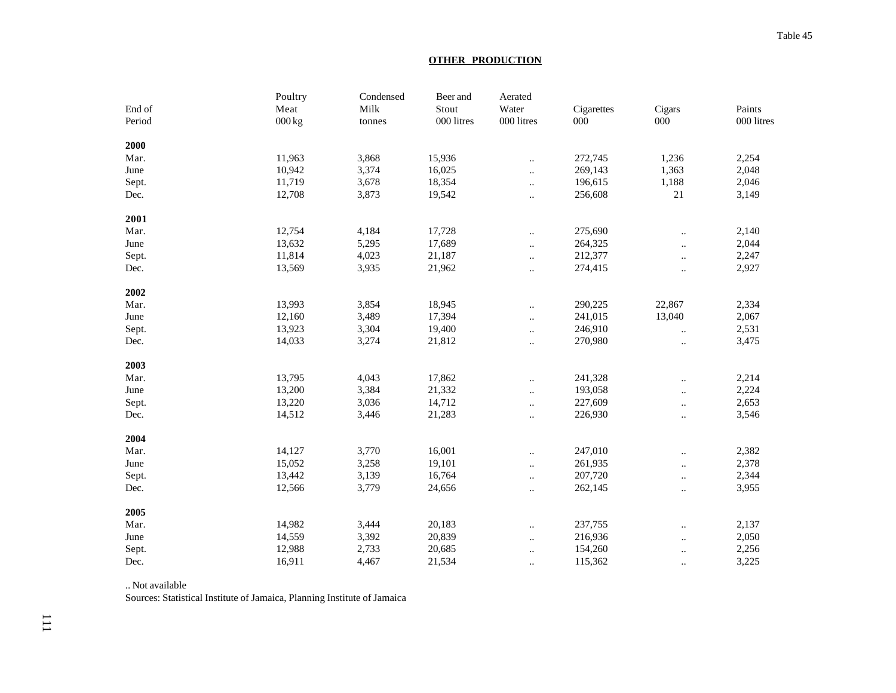Table 45

## OTHER PRODUCTION

| End of Period | Poultry Meat 000 kg | Condensed Milk tonnes | Beer and Stout 000 litres | Aerated Water 000 litres | Cigarettes 000 | Cigars 000 | Paints 000 litres |
|---|---|---|---|---|---|---|---|
| **2000** | | | | | | | |
| Mar. | 11,963 | 3,868 | 15,936 | .. | 272,745 | 1,236 | 2,254 |
| June | 10,942 | 3,374 | 16,025 | .. | 269,143 | 1,363 | 2,048 |
| Sept. | 11,719 | 3,678 | 18,354 | .. | 196,615 | 1,188 | 2,046 |
| Dec. | 12,708 | 3,873 | 19,542 | .. | 256,608 | 21 | 3,149 |
| **2001** | | | | | | | |
| Mar. | 12,754 | 4,184 | 17,728 | .. | 275,690 | .. | 2,140 |
| June | 13,632 | 5,295 | 17,689 | .. | 264,325 | .. | 2,044 |
| Sept. | 11,814 | 4,023 | 21,187 | .. | 212,377 | .. | 2,247 |
| Dec. | 13,569 | 3,935 | 21,962 | .. | 274,415 | .. | 2,927 |
| **2002** | | | | | | | |
| Mar. | 13,993 | 3,854 | 18,945 | .. | 290,225 | 22,867 | 2,334 |
| June | 12,160 | 3,489 | 17,394 | .. | 241,015 | 13,040 | 2,067 |
| Sept. | 13,923 | 3,304 | 19,400 | .. | 246,910 | .. | 2,531 |
| Dec. | 14,033 | 3,274 | 21,812 | .. | 270,980 | .. | 3,475 |
| **2003** | | | | | | | |
| Mar. | 13,795 | 4,043 | 17,862 | .. | 241,328 | .. | 2,214 |
| June | 13,200 | 3,384 | 21,332 | .. | 193,058 | .. | 2,224 |
| Sept. | 13,220 | 3,036 | 14,712 | .. | 227,609 | .. | 2,653 |
| Dec. | 14,512 | 3,446 | 21,283 | .. | 226,930 | .. | 3,546 |
| **2004** | | | | | | | |
| Mar. | 14,127 | 3,770 | 16,001 | .. | 247,010 | .. | 2,382 |
| June | 15,052 | 3,258 | 19,101 | .. | 261,935 | .. | 2,378 |
| Sept. | 13,442 | 3,139 | 16,764 | .. | 207,720 | .. | 2,344 |
| Dec. | 12,566 | 3,779 | 24,656 | .. | 262,145 | .. | 3,955 |
| **2005** | | | | | | | |
| Mar. | 14,982 | 3,444 | 20,183 | .. | 237,755 | .. | 2,137 |
| June | 14,559 | 3,392 | 20,839 | .. | 216,936 | .. | 2,050 |
| Sept. | 12,988 | 2,733 | 20,685 | .. | 154,260 | .. | 2,256 |
| Dec. | 16,911 | 4,467 | 21,534 | .. | 115,362 | .. | 3,225 |

.. Not available

Sources: Statistical Institute of Jamaica, Planning Institute of Jamaica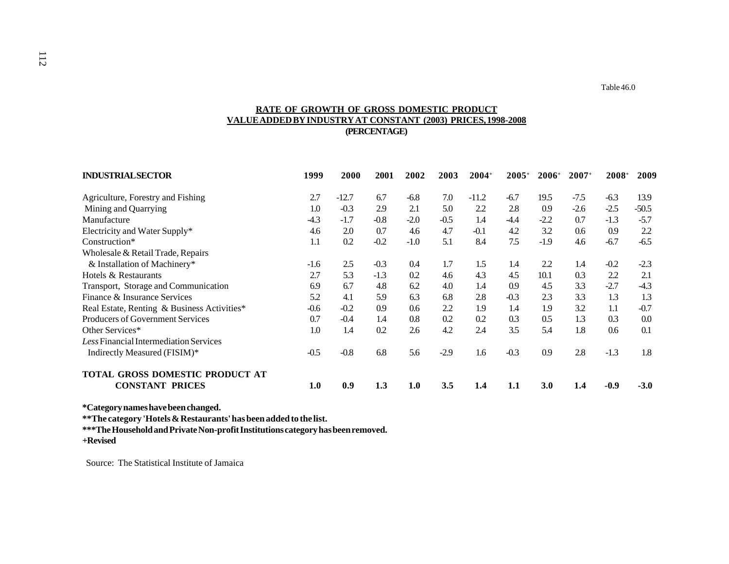Table 46.0

**RATE OF GROWTH OF GROSS DOMESTIC PRODUCT**
**VALUE ADDED BY INDUSTRY AT CONSTANT (2003) PRICES, 1998-2008**
**(PERCENTAGE)**

| INDUSTRIAL SECTOR | 1999 | 2000 | 2001 | 2002 | 2003 | 2004+ | 2005+ | 2006+ | 2007+ | 2008+ | 2009 |
|---|---|---|---|---|---|---|---|---|---|---|---|
| Agriculture, Forestry and Fishing | 2.7 | -12.7 | 6.7 | -6.8 | 7.0 | -11.2 | -6.7 | 19.5 | -7.5 | -6.3 | 13.9 |
| Mining and Quarrying | 1.0 | -0.3 | 2.9 | 2.1 | 5.0 | 2.2 | 2.8 | 0.9 | -2.6 | -2.5 | -50.5 |
| Manufacture | -4.3 | -1.7 | -0.8 | -2.0 | -0.5 | 1.4 | -4.4 | -2.2 | 0.7 | -1.3 | -5.7 |
| Electricity and Water Supply* | 4.6 | 2.0 | 0.7 | 4.6 | 4.7 | -0.1 | 4.2 | 3.2 | 0.6 | 0.9 | 2.2 |
| Construction* | 1.1 | 0.2 | -0.2 | -1.0 | 5.1 | 8.4 | 7.5 | -1.9 | 4.6 | -6.7 | -6.5 |
| Wholesale & Retail Trade, Repairs & Installation of Machinery* | -1.6 | 2.5 | -0.3 | 0.4 | 1.7 | 1.5 | 1.4 | 2.2 | 1.4 | -0.2 | -2.3 |
| Hotels & Restaurants | 2.7 | 5.3 | -1.3 | 0.2 | 4.6 | 4.3 | 4.5 | 10.1 | 0.3 | 2.2 | 2.1 |
| Transport, Storage and Communication | 6.9 | 6.7 | 4.8 | 6.2 | 4.0 | 1.4 | 0.9 | 4.5 | 3.3 | -2.7 | -4.3 |
| Finance & Insurance Services | 5.2 | 4.1 | 5.9 | 6.3 | 6.8 | 2.8 | -0.3 | 2.3 | 3.3 | 1.3 | 1.3 |
| Real Estate, Renting & Business Activities* | -0.6 | -0.2 | 0.9 | 0.6 | 2.2 | 1.9 | 1.4 | 1.9 | 3.2 | 1.1 | -0.7 |
| Producers of Government Services | 0.7 | -0.4 | 1.4 | 0.8 | 0.2 | 0.2 | 0.3 | 0.5 | 1.3 | 0.3 | 0.0 |
| Other Services* | 1.0 | 1.4 | 0.2 | 2.6 | 4.2 | 2.4 | 3.5 | 5.4 | 1.8 | 0.6 | 0.1 |
| *Less* Financial Intermediation Services Indirectly Measured (FISIM)* | -0.5 | -0.8 | 6.8 | 5.6 | -2.9 | 1.6 | -0.3 | 0.9 | 2.8 | -1.3 | 1.8 |
| **TOTAL GROSS DOMESTIC PRODUCT AT CONSTANT PRICES** | **1.0** | **0.9** | **1.3** | **1.0** | **3.5** | **1.4** | **1.1** | **3.0** | **1.4** | **-0.9** | **-3.0** |

**\*Category names have been changed.**
**\*\*The category 'Hotels & Restaurants' has been added to the list.**
**\*\*\*The Household and Private Non-profit Institutions category has been removed.**
**+Revised**

Source: The Statistical Institute of Jamaica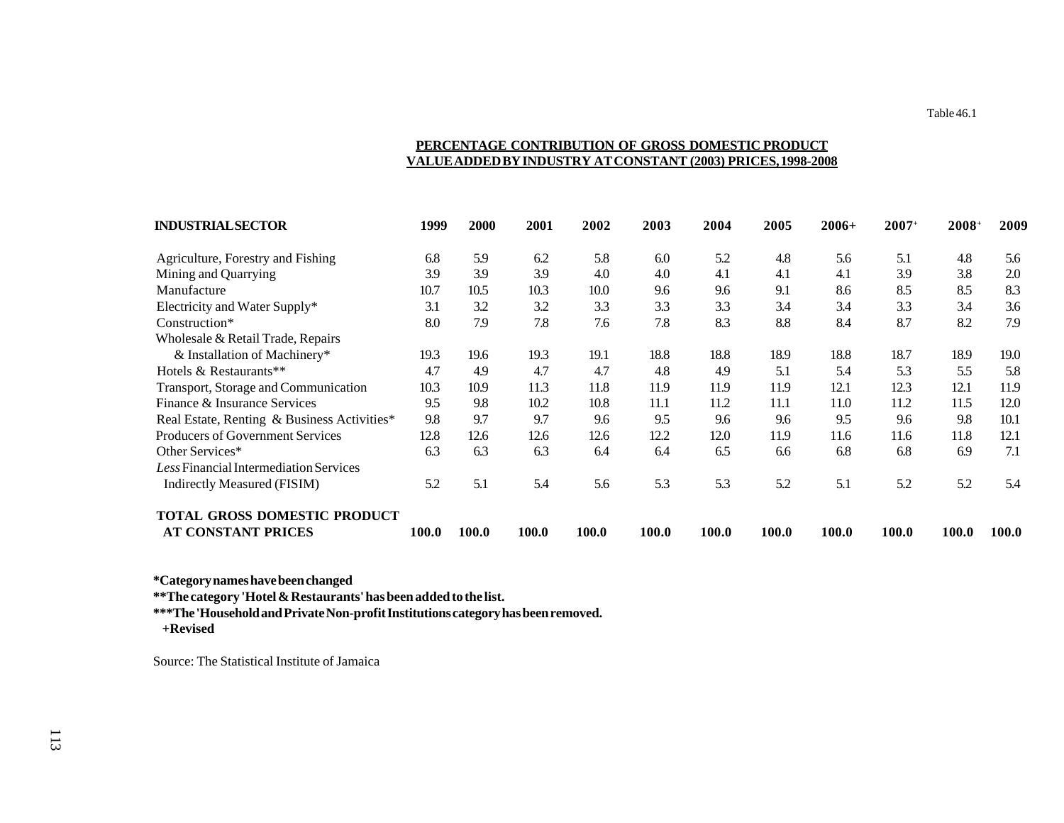Table 46.1

**PERCENTAGE CONTRIBUTION OF GROSS DOMESTIC PRODUCT VALUE ADDED BY INDUSTRY AT CONSTANT (2003) PRICES, 1998-2008**

| INDUSTRIAL SECTOR | 1999 | 2000 | 2001 | 2002 | 2003 | 2004 | 2005 | 2006+ | 2007+ | 2008+ | 2009 |
|---|---|---|---|---|---|---|---|---|---|---|---|
| Agriculture, Forestry and Fishing | 6.8 | 5.9 | 6.2 | 5.8 | 6.0 | 5.2 | 4.8 | 5.6 | 5.1 | 4.8 | 5.6 |
| Mining and Quarrying | 3.9 | 3.9 | 3.9 | 4.0 | 4.0 | 4.1 | 4.1 | 4.1 | 3.9 | 3.8 | 2.0 |
| Manufacture | 10.7 | 10.5 | 10.3 | 10.0 | 9.6 | 9.6 | 9.1 | 8.6 | 8.5 | 8.5 | 8.3 |
| Electricity and Water Supply* | 3.1 | 3.2 | 3.2 | 3.3 | 3.3 | 3.3 | 3.4 | 3.4 | 3.3 | 3.4 | 3.6 |
| Construction* | 8.0 | 7.9 | 7.8 | 7.6 | 7.8 | 8.3 | 8.8 | 8.4 | 8.7 | 8.2 | 7.9 |
| Wholesale & Retail Trade, Repairs & Installation of Machinery* | 19.3 | 19.6 | 19.3 | 19.1 | 18.8 | 18.8 | 18.9 | 18.8 | 18.7 | 18.9 | 19.0 |
| Hotels & Restaurants** | 4.7 | 4.9 | 4.7 | 4.7 | 4.8 | 4.9 | 5.1 | 5.4 | 5.3 | 5.5 | 5.8 |
| Transport, Storage and Communication | 10.3 | 10.9 | 11.3 | 11.8 | 11.9 | 11.9 | 11.9 | 12.1 | 12.3 | 12.1 | 11.9 |
| Finance & Insurance Services | 9.5 | 9.8 | 10.2 | 10.8 | 11.1 | 11.2 | 11.1 | 11.0 | 11.2 | 11.5 | 12.0 |
| Real Estate, Renting & Business Activities* | 9.8 | 9.7 | 9.7 | 9.6 | 9.5 | 9.6 | 9.6 | 9.5 | 9.6 | 9.8 | 10.1 |
| Producers of Government Services | 12.8 | 12.6 | 12.6 | 12.6 | 12.2 | 12.0 | 11.9 | 11.6 | 11.6 | 11.8 | 12.1 |
| Other Services* | 6.3 | 6.3 | 6.3 | 6.4 | 6.4 | 6.5 | 6.6 | 6.8 | 6.8 | 6.9 | 7.1 |
| *Less* Financial Intermediation Services Indirectly Measured (FISIM) | 5.2 | 5.1 | 5.4 | 5.6 | 5.3 | 5.3 | 5.2 | 5.1 | 5.2 | 5.2 | 5.4 |
| **TOTAL GROSS DOMESTIC PRODUCT AT CONSTANT PRICES** | **100.0** | **100.0** | **100.0** | **100.0** | **100.0** | **100.0** | **100.0** | **100.0** | **100.0** | **100.0** | **100.0** |

**\*Category names have been changed**

**\*\*The category 'Hotel & Restaurants' has been added to the list.**

**\*\*\*The 'Household and Private Non-profit Institutions category has been removed.**

**+Revised**

Source: The Statistical Institute of Jamaica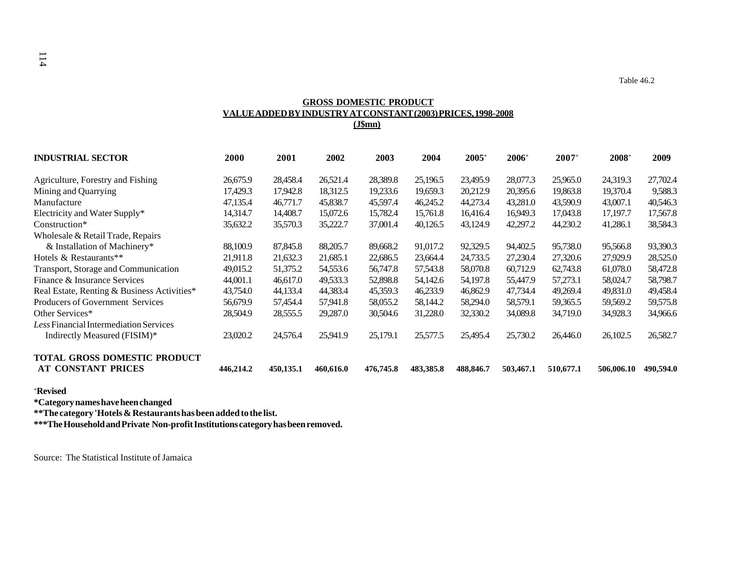Table 46.2

**GROSS DOMESTIC PRODUCT**
**VALUE ADDED BY INDUSTRY AT CONSTANT (2003) PRICES, 1998-2008**
**(J$mn)**

| INDUSTRIAL SECTOR | 2000 | 2001 | 2002 | 2003 | 2004 | 2005⁺ | 2006⁺ | 2007⁺ | 2008⁺ | 2009 |
|---|---|---|---|---|---|---|---|---|---|---|
| Agriculture, Forestry and Fishing | 26,675.9 | 28,458.4 | 26,521.4 | 28,389.8 | 25,196.5 | 23,495.9 | 28,077.3 | 25,965.0 | 24,319.3 | 27,702.4 |
| Mining and Quarrying | 17,429.3 | 17,942.8 | 18,312.5 | 19,233.6 | 19,659.3 | 20,212.9 | 20,395.6 | 19,863.8 | 19,370.4 | 9,588.3 |
| Manufacture | 47,135.4 | 46,771.7 | 45,838.7 | 45,597.4 | 46,245.2 | 44,273.4 | 43,281.0 | 43,590.9 | 43,007.1 | 40,546.3 |
| Electricity and Water Supply* | 14,314.7 | 14,408.7 | 15,072.6 | 15,782.4 | 15,761.8 | 16,416.4 | 16,949.3 | 17,043.8 | 17,197.7 | 17,567.8 |
| Construction* | 35,632.2 | 35,570.3 | 35,222.7 | 37,001.4 | 40,126.5 | 43,124.9 | 42,297.2 | 44,230.2 | 41,286.1 | 38,584.3 |
| Wholesale & Retail Trade, Repairs & Installation of Machinery* | 88,100.9 | 87,845.8 | 88,205.7 | 89,668.2 | 91,017.2 | 92,329.5 | 94,402.5 | 95,738.0 | 95,566.8 | 93,390.3 |
| Hotels & Restaurants** | 21,911.8 | 21,632.3 | 21,685.1 | 22,686.5 | 23,664.4 | 24,733.5 | 27,230.4 | 27,320.6 | 27,929.9 | 28,525.0 |
| Transport, Storage and Communication | 49,015.2 | 51,375.2 | 54,553.6 | 56,747.8 | 57,543.8 | 58,070.8 | 60,712.9 | 62,743.8 | 61,078.0 | 58,472.8 |
| Finance & Insurance Services | 44,001.1 | 46,617.0 | 49,533.3 | 52,898.8 | 54,142.6 | 54,197.8 | 55,447.9 | 57,273.1 | 58,024.7 | 58,798.7 |
| Real Estate, Renting & Business Activities* | 43,754.0 | 44,133.4 | 44,383.4 | 45,359.3 | 46,233.9 | 46,862.9 | 47,734.4 | 49,269.4 | 49,831.0 | 49,458.4 |
| Producers of Government Services | 56,679.9 | 57,454.4 | 57,941.8 | 58,055.2 | 58,144.2 | 58,294.0 | 58,579.1 | 59,365.5 | 59,569.2 | 59,575.8 |
| Other Services* | 28,504.9 | 28,555.5 | 29,287.0 | 30,504.6 | 31,228.0 | 32,330.2 | 34,089.8 | 34,719.0 | 34,928.3 | 34,966.6 |
| *Less* Financial Intermediation Services Indirectly Measured (FISIM)* | 23,020.2 | 24,576.4 | 25,941.9 | 25,179.1 | 25,577.5 | 25,495.4 | 25,730.2 | 26,446.0 | 26,102.5 | 26,582.7 |
| **TOTAL GROSS DOMESTIC PRODUCT AT CONSTANT PRICES** | **446,214.2** | **450,135.1** | **460,616.0** | **476,745.8** | **483,385.8** | **488,846.7** | **503,467.1** | **510,677.1** | **506,006.10** | **490,594.0** |

**⁺Revised**
**\*Category names have heen changed**
**\*\*The category 'Hotels & Restaurants has been added to the list.**
**\*\*\*The Household and Private Non-profit Institutions category has been removed.**

Source: The Statistical Institute of Jamaica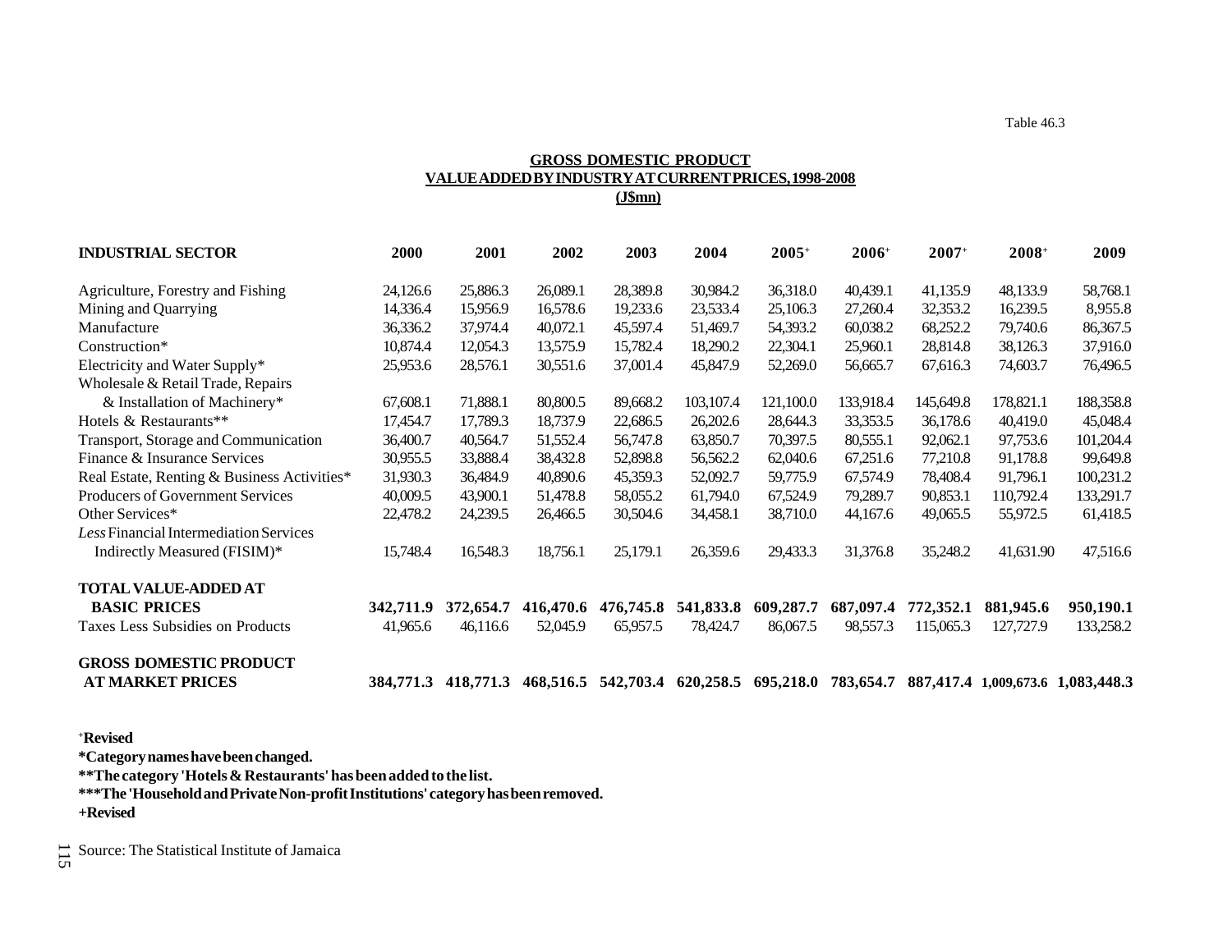Table 46.3

**GROSS DOMESTIC PRODUCT**
**VALUE ADDED BY INDUSTRY AT CURRENT PRICES, 1998-2008**
**(J$mn)**

| INDUSTRIAL SECTOR | 2000 | 2001 | 2002 | 2003 | 2004 | 2005+ | 2006+ | 2007+ | 2008+ | 2009 |
|---|---|---|---|---|---|---|---|---|---|---|
| Agriculture, Forestry and Fishing | 24,126.6 | 25,886.3 | 26,089.1 | 28,389.8 | 30,984.2 | 36,318.0 | 40,439.1 | 41,135.9 | 48,133.9 | 58,768.1 |
| Mining and Quarrying | 14,336.4 | 15,956.9 | 16,578.6 | 19,233.6 | 23,533.4 | 25,106.3 | 27,260.4 | 32,353.2 | 16,239.5 | 8,955.8 |
| Manufacture | 36,336.2 | 37,974.4 | 40,072.1 | 45,597.4 | 51,469.7 | 54,393.2 | 60,038.2 | 68,252.2 | 79,740.6 | 86,367.5 |
| Construction* | 10,874.4 | 12,054.3 | 13,575.9 | 15,782.4 | 18,290.2 | 22,304.1 | 25,960.1 | 28,814.8 | 38,126.3 | 37,916.0 |
| Electricity and Water Supply* | 25,953.6 | 28,576.1 | 30,551.6 | 37,001.4 | 45,847.9 | 52,269.0 | 56,665.7 | 67,616.3 | 74,603.7 | 76,496.5 |
| Wholesale & Retail Trade, Repairs & Installation of Machinery* | 67,608.1 | 71,888.1 | 80,800.5 | 89,668.2 | 103,107.4 | 121,100.0 | 133,918.4 | 145,649.8 | 178,821.1 | 188,358.8 |
| Hotels & Restaurants** | 17,454.7 | 17,789.3 | 18,737.9 | 22,686.5 | 26,202.6 | 28,644.3 | 33,353.5 | 36,178.6 | 40,419.0 | 45,048.4 |
| Transport, Storage and Communication | 36,400.7 | 40,564.7 | 51,552.4 | 56,747.8 | 63,850.7 | 70,397.5 | 80,555.1 | 92,062.1 | 97,753.6 | 101,204.4 |
| Finance & Insurance Services | 30,955.5 | 33,888.4 | 38,432.8 | 52,898.8 | 56,562.2 | 62,040.6 | 67,251.6 | 77,210.8 | 91,178.8 | 99,649.8 |
| Real Estate, Renting & Business Activities* | 31,930.3 | 36,484.9 | 40,890.6 | 45,359.3 | 52,092.7 | 59,775.9 | 67,574.9 | 78,408.4 | 91,796.1 | 100,231.2 |
| Producers of Government Services | 40,009.5 | 43,900.1 | 51,478.8 | 58,055.2 | 61,794.0 | 67,524.9 | 79,289.7 | 90,853.1 | 110,792.4 | 133,291.7 |
| Other Services* | 22,478.2 | 24,239.5 | 26,466.5 | 30,504.6 | 34,458.1 | 38,710.0 | 44,167.6 | 49,065.5 | 55,972.5 | 61,418.5 |
| *Less* Financial Intermediation Services Indirectly Measured (FISIM)* | 15,748.4 | 16,548.3 | 18,756.1 | 25,179.1 | 26,359.6 | 29,433.3 | 31,376.8 | 35,248.2 | 41,631.90 | 47,516.6 |
| **TOTAL VALUE-ADDED AT BASIC PRICES** | **342,711.9** | **372,654.7** | **416,470.6** | **476,745.8** | **541,833.8** | **609,287.7** | **687,097.4** | **772,352.1** | **881,945.6** | **950,190.1** |
| Taxes Less Subsidies on Products | 41,965.6 | 46,116.6 | 52,045.9 | 65,957.5 | 78,424.7 | 86,067.5 | 98,557.3 | 115,065.3 | 127,727.9 | 133,258.2 |
| **GROSS DOMESTIC PRODUCT AT MARKET PRICES** | **384,771.3** | **418,771.3** | **468,516.5** | **542,703.4** | **620,258.5** | **695,218.0** | **783,654.7** | **887,417.4** | **1,009,673.6** | **1,083,448.3** |

**+Revised**

**\*Category names have been changed.**

**\*\*The category 'Hotels & Restaurants' has been added to the list.**

**\*\*\*The 'Household and Private Non-profit Institutions' category has been removed.**

**+Revised**

Source: The Statistical Institute of Jamaica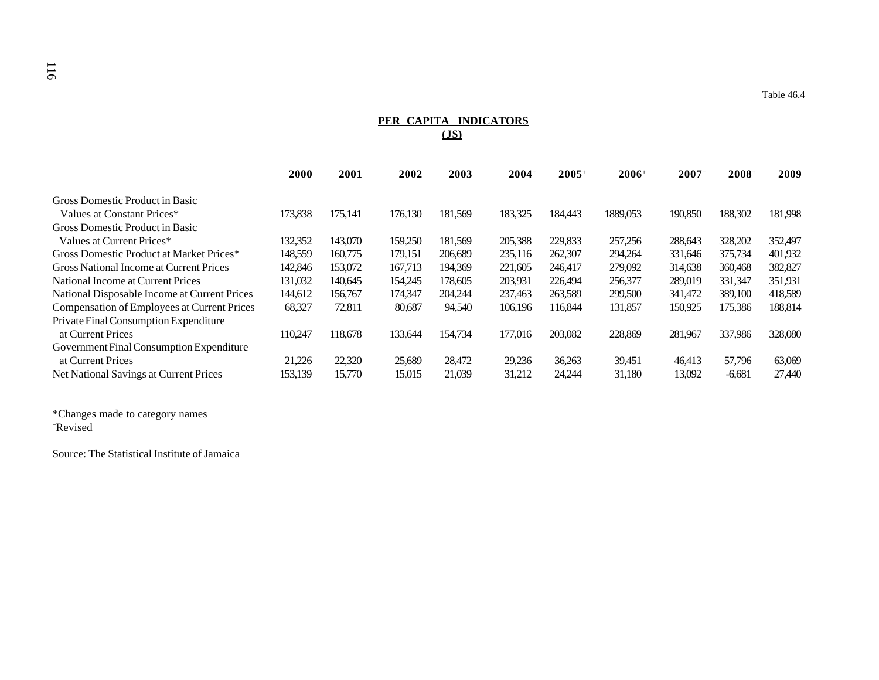Table 46.4

**PER CAPITA INDICATORS**
**(J$)**

| | 2000 | 2001 | 2002 | 2003 | 2004+ | 2005+ | 2006+ | 2007+ | 2008+ | 2009 |
|---|---|---|---|---|---|---|---|---|---|---|
| Gross Domestic Product in Basic Values at Constant Prices* | 173,838 | 175,141 | 176,130 | 181,569 | 183,325 | 184,443 | 1889,053 | 190,850 | 188,302 | 181,998 |
| Gross Domestic Product in Basic Values at Current Prices* | 132,352 | 143,070 | 159,250 | 181,569 | 205,388 | 229,833 | 257,256 | 288,643 | 328,202 | 352,497 |
| Gross Domestic Product at Market Prices* | 148,559 | 160,775 | 179,151 | 206,689 | 235,116 | 262,307 | 294,264 | 331,646 | 375,734 | 401,932 |
| Gross National Income at Current Prices | 142,846 | 153,072 | 167,713 | 194,369 | 221,605 | 246,417 | 279,092 | 314,638 | 360,468 | 382,827 |
| National Income at Current Prices | 131,032 | 140,645 | 154,245 | 178,605 | 203,931 | 226,494 | 256,377 | 289,019 | 331,347 | 351,931 |
| National Disposable Income at Current Prices | 144,612 | 156,767 | 174,347 | 204,244 | 237,463 | 263,589 | 299,500 | 341,472 | 389,100 | 418,589 |
| Compensation of Employees at Current Prices | 68,327 | 72,811 | 80,687 | 94,540 | 106,196 | 116,844 | 131,857 | 150,925 | 175,386 | 188,814 |
| Private Final Consumption Expenditure at Current Prices | 110,247 | 118,678 | 133,644 | 154,734 | 177,016 | 203,082 | 228,869 | 281,967 | 337,986 | 328,080 |
| Government Final Consumption Expenditure at Current Prices | 21,226 | 22,320 | 25,689 | 28,472 | 29,236 | 36,263 | 39,451 | 46,413 | 57,796 | 63,069 |
| Net National Savings at Current Prices | 153,139 | 15,770 | 15,015 | 21,039 | 31,212 | 24,244 | 31,180 | 13,092 | -6,681 | 27,440 |

*Changes made to category names
+Revised

Source: The Statistical Institute of Jamaica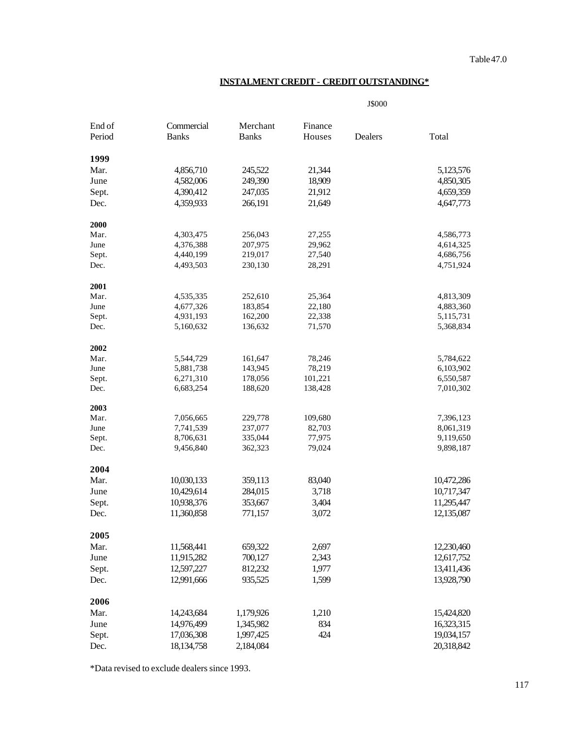Table 47.0

## INSTALMENT CREDIT - CREDIT OUTSTANDING*

J$000

| End of Period | Commercial Banks | Merchant Banks | Finance Houses | Dealers | Total |
|---|---|---|---|---|---|
| **1999** | | | | | |
| Mar. | 4,856,710 | 245,522 | 21,344 | | 5,123,576 |
| June | 4,582,006 | 249,390 | 18,909 | | 4,850,305 |
| Sept. | 4,390,412 | 247,035 | 21,912 | | 4,659,359 |
| Dec. | 4,359,933 | 266,191 | 21,649 | | 4,647,773 |
| **2000** | | | | | |
| Mar. | 4,303,475 | 256,043 | 27,255 | | 4,586,773 |
| June | 4,376,388 | 207,975 | 29,962 | | 4,614,325 |
| Sept. | 4,440,199 | 219,017 | 27,540 | | 4,686,756 |
| Dec. | 4,493,503 | 230,130 | 28,291 | | 4,751,924 |
| **2001** | | | | | |
| Mar. | 4,535,335 | 252,610 | 25,364 | | 4,813,309 |
| June | 4,677,326 | 183,854 | 22,180 | | 4,883,360 |
| Sept. | 4,931,193 | 162,200 | 22,338 | | 5,115,731 |
| Dec. | 5,160,632 | 136,632 | 71,570 | | 5,368,834 |
| **2002** | | | | | |
| Mar. | 5,544,729 | 161,647 | 78,246 | | 5,784,622 |
| June | 5,881,738 | 143,945 | 78,219 | | 6,103,902 |
| Sept. | 6,271,310 | 178,056 | 101,221 | | 6,550,587 |
| Dec. | 6,683,254 | 188,620 | 138,428 | | 7,010,302 |
| **2003** | | | | | |
| Mar. | 7,056,665 | 229,778 | 109,680 | | 7,396,123 |
| June | 7,741,539 | 237,077 | 82,703 | | 8,061,319 |
| Sept. | 8,706,631 | 335,044 | 77,975 | | 9,119,650 |
| Dec. | 9,456,840 | 362,323 | 79,024 | | 9,898,187 |
| **2004** | | | | | |
| Mar. | 10,030,133 | 359,113 | 83,040 | | 10,472,286 |
| June | 10,429,614 | 284,015 | 3,718 | | 10,717,347 |
| Sept. | 10,938,376 | 353,667 | 3,404 | | 11,295,447 |
| Dec. | 11,360,858 | 771,157 | 3,072 | | 12,135,087 |
| **2005** | | | | | |
| Mar. | 11,568,441 | 659,322 | 2,697 | | 12,230,460 |
| June | 11,915,282 | 700,127 | 2,343 | | 12,617,752 |
| Sept. | 12,597,227 | 812,232 | 1,977 | | 13,411,436 |
| Dec. | 12,991,666 | 935,525 | 1,599 | | 13,928,790 |
| **2006** | | | | | |
| Mar. | 14,243,684 | 1,179,926 | 1,210 | | 15,424,820 |
| June | 14,976,499 | 1,345,982 | 834 | | 16,323,315 |
| Sept. | 17,036,308 | 1,997,425 | 424 | | 19,034,157 |
| Dec. | 18,134,758 | 2,184,084 | | | 20,318,842 |

*Data revised to exclude dealers since 1993.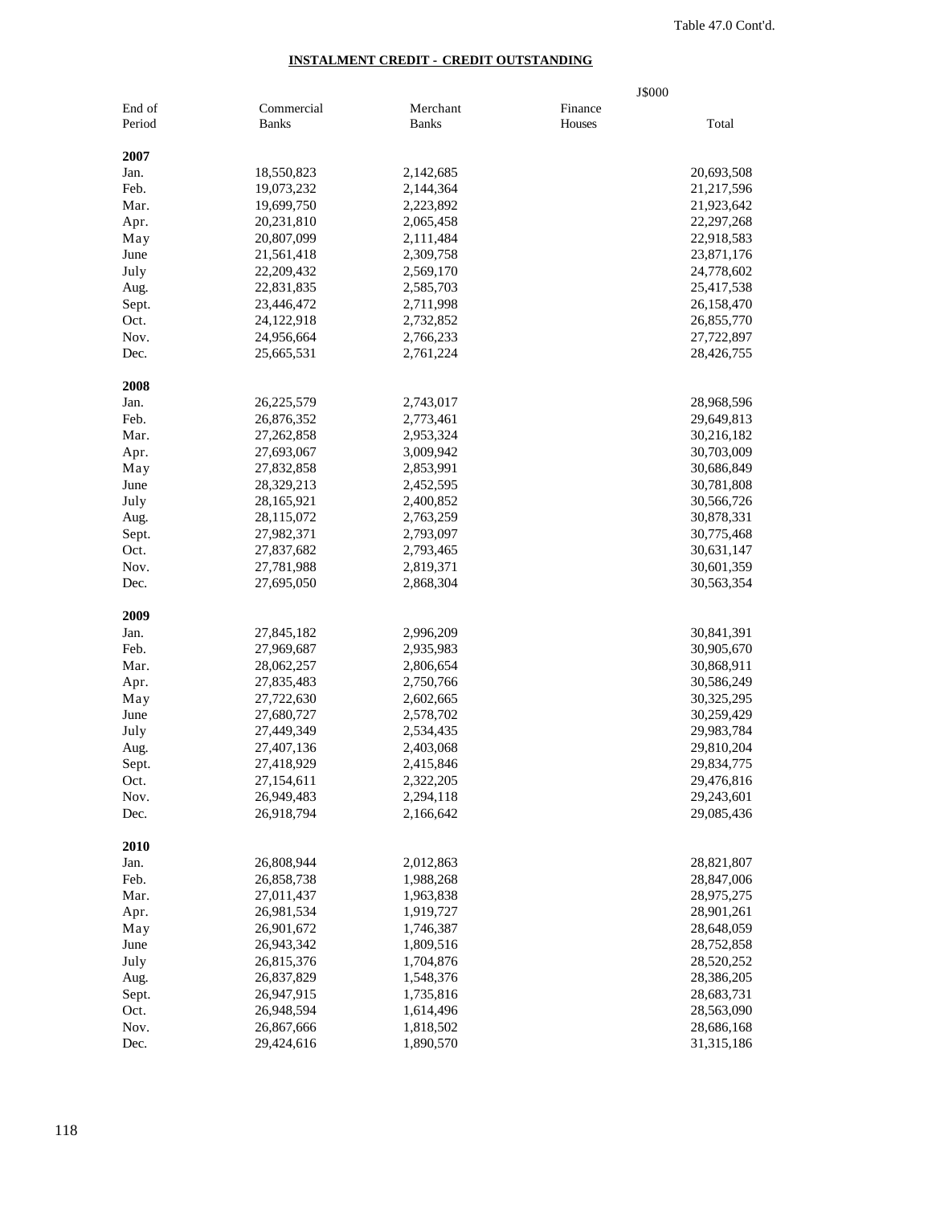Table 47.0 Cont'd.

## INSTALMENT CREDIT - CREDIT OUTSTANDING

J$000

| End of Period | Commercial Banks | Merchant Banks | Finance Houses | Total |
|---|---|---|---|---|
| **2007** | | | | |
| Jan. | 18,550,823 | 2,142,685 | | 20,693,508 |
| Feb. | 19,073,232 | 2,144,364 | | 21,217,596 |
| Mar. | 19,699,750 | 2,223,892 | | 21,923,642 |
| Apr. | 20,231,810 | 2,065,458 | | 22,297,268 |
| May | 20,807,099 | 2,111,484 | | 22,918,583 |
| June | 21,561,418 | 2,309,758 | | 23,871,176 |
| July | 22,209,432 | 2,569,170 | | 24,778,602 |
| Aug. | 22,831,835 | 2,585,703 | | 25,417,538 |
| Sept. | 23,446,472 | 2,711,998 | | 26,158,470 |
| Oct. | 24,122,918 | 2,732,852 | | 26,855,770 |
| Nov. | 24,956,664 | 2,766,233 | | 27,722,897 |
| Dec. | 25,665,531 | 2,761,224 | | 28,426,755 |
| **2008** | | | | |
| Jan. | 26,225,579 | 2,743,017 | | 28,968,596 |
| Feb. | 26,876,352 | 2,773,461 | | 29,649,813 |
| Mar. | 27,262,858 | 2,953,324 | | 30,216,182 |
| Apr. | 27,693,067 | 3,009,942 | | 30,703,009 |
| May | 27,832,858 | 2,853,991 | | 30,686,849 |
| June | 28,329,213 | 2,452,595 | | 30,781,808 |
| July | 28,165,921 | 2,400,852 | | 30,566,726 |
| Aug. | 28,115,072 | 2,763,259 | | 30,878,331 |
| Sept. | 27,982,371 | 2,793,097 | | 30,775,468 |
| Oct. | 27,837,682 | 2,793,465 | | 30,631,147 |
| Nov. | 27,781,988 | 2,819,371 | | 30,601,359 |
| Dec. | 27,695,050 | 2,868,304 | | 30,563,354 |
| **2009** | | | | |
| Jan. | 27,845,182 | 2,996,209 | | 30,841,391 |
| Feb. | 27,969,687 | 2,935,983 | | 30,905,670 |
| Mar. | 28,062,257 | 2,806,654 | | 30,868,911 |
| Apr. | 27,835,483 | 2,750,766 | | 30,586,249 |
| May | 27,722,630 | 2,602,665 | | 30,325,295 |
| June | 27,680,727 | 2,578,702 | | 30,259,429 |
| July | 27,449,349 | 2,534,435 | | 29,983,784 |
| Aug. | 27,407,136 | 2,403,068 | | 29,810,204 |
| Sept. | 27,418,929 | 2,415,846 | | 29,834,775 |
| Oct. | 27,154,611 | 2,322,205 | | 29,476,816 |
| Nov. | 26,949,483 | 2,294,118 | | 29,243,601 |
| Dec. | 26,918,794 | 2,166,642 | | 29,085,436 |
| **2010** | | | | |
| Jan. | 26,808,944 | 2,012,863 | | 28,821,807 |
| Feb. | 26,858,738 | 1,988,268 | | 28,847,006 |
| Mar. | 27,011,437 | 1,963,838 | | 28,975,275 |
| Apr. | 26,981,534 | 1,919,727 | | 28,901,261 |
| May | 26,901,672 | 1,746,387 | | 28,648,059 |
| June | 26,943,342 | 1,809,516 | | 28,752,858 |
| July | 26,815,376 | 1,704,876 | | 28,520,252 |
| Aug. | 26,837,829 | 1,548,376 | | 28,386,205 |
| Sept. | 26,947,915 | 1,735,816 | | 28,683,731 |
| Oct. | 26,948,594 | 1,614,496 | | 28,563,090 |
| Nov. | 26,867,666 | 1,818,502 | | 28,686,168 |
| Dec. | 29,424,616 | 1,890,570 | | 31,315,186 |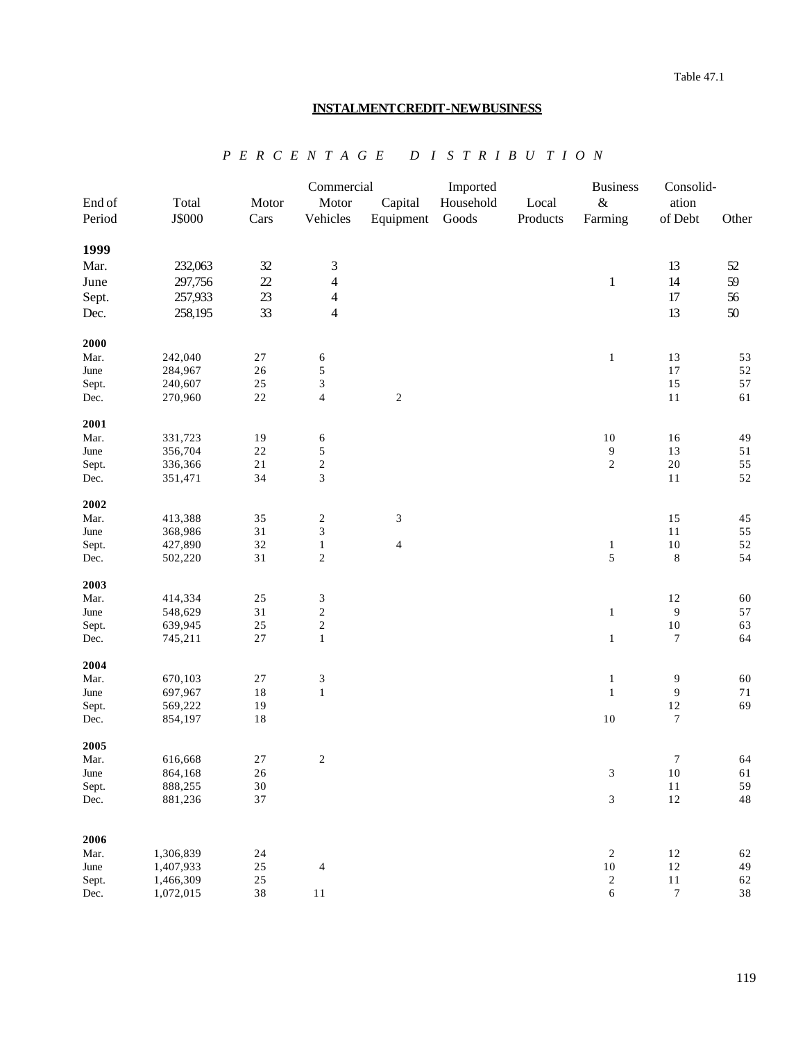Table 47.1

## INSTALMENT CREDIT - NEW BUSINESS

*P E R C E N T A G E   D I S T R I B U T I O N*

| End of Period | Total J$000 | Motor Cars | Commercial Motor Vehicles | Capital Equipment | Imported Household Goods | Local Products | Business & Farming | Consolidation of Debt | Other |
|---|---|---|---|---|---|---|---|---|---|
| **1999** | | | | | | | | | |
| Mar. | 232,063 | 32 | 3 | | | | | 13 | 52 |
| June | 297,756 | 22 | 4 | | | | 1 | 14 | 59 |
| Sept. | 257,933 | 23 | 4 | | | | | 17 | 56 |
| Dec. | 258,195 | 33 | 4 | | | | | 13 | 50 |
| **2000** | | | | | | | | | |
| Mar. | 242,040 | 27 | 6 | | | | 1 | 13 | 53 |
| June | 284,967 | 26 | 5 | | | | | 17 | 52 |
| Sept. | 240,607 | 25 | 3 | | | | | 15 | 57 |
| Dec. | 270,960 | 22 | 4 | 2 | | | | 11 | 61 |
| **2001** | | | | | | | | | |
| Mar. | 331,723 | 19 | 6 | | | | 10 | 16 | 49 |
| June | 356,704 | 22 | 5 | | | | 9 | 13 | 51 |
| Sept. | 336,366 | 21 | 2 | | | | 2 | 20 | 55 |
| Dec. | 351,471 | 34 | 3 | | | | | 11 | 52 |
| **2002** | | | | | | | | | |
| Mar. | 413,388 | 35 | 2 | 3 | | | | 15 | 45 |
| June | 368,986 | 31 | 3 | | | | | 11 | 55 |
| Sept. | 427,890 | 32 | 1 | 4 | | | 1 | 10 | 52 |
| Dec. | 502,220 | 31 | 2 | | | | 5 | 8 | 54 |
| **2003** | | | | | | | | | |
| Mar. | 414,334 | 25 | 3 | | | | | 12 | 60 |
| June | 548,629 | 31 | 2 | | | | 1 | 9 | 57 |
| Sept. | 639,945 | 25 | 2 | | | | | 10 | 63 |
| Dec. | 745,211 | 27 | 1 | | | | 1 | 7 | 64 |
| **2004** | | | | | | | | | |
| Mar. | 670,103 | 27 | 3 | | | | 1 | 9 | 60 |
| June | 697,967 | 18 | 1 | | | | 1 | 9 | 71 |
| Sept. | 569,222 | 19 | | | | | | 12 | 69 |
| Dec. | 854,197 | 18 | | | | | 10 | 7 | |
| **2005** | | | | | | | | | |
| Mar. | 616,668 | 27 | 2 | | | | | 7 | 64 |
| June | 864,168 | 26 | | | | | 3 | 10 | 61 |
| Sept. | 888,255 | 30 | | | | | | 11 | 59 |
| Dec. | 881,236 | 37 | | | | | 3 | 12 | 48 |
| **2006** | | | | | | | | | |
| Mar. | 1,306,839 | 24 | | | | | 2 | 12 | 62 |
| June | 1,407,933 | 25 | 4 | | | | 10 | 12 | 49 |
| Sept. | 1,466,309 | 25 | | | | | 2 | 11 | 62 |
| Dec. | 1,072,015 | 38 | 11 | | | | 6 | 7 | 38 |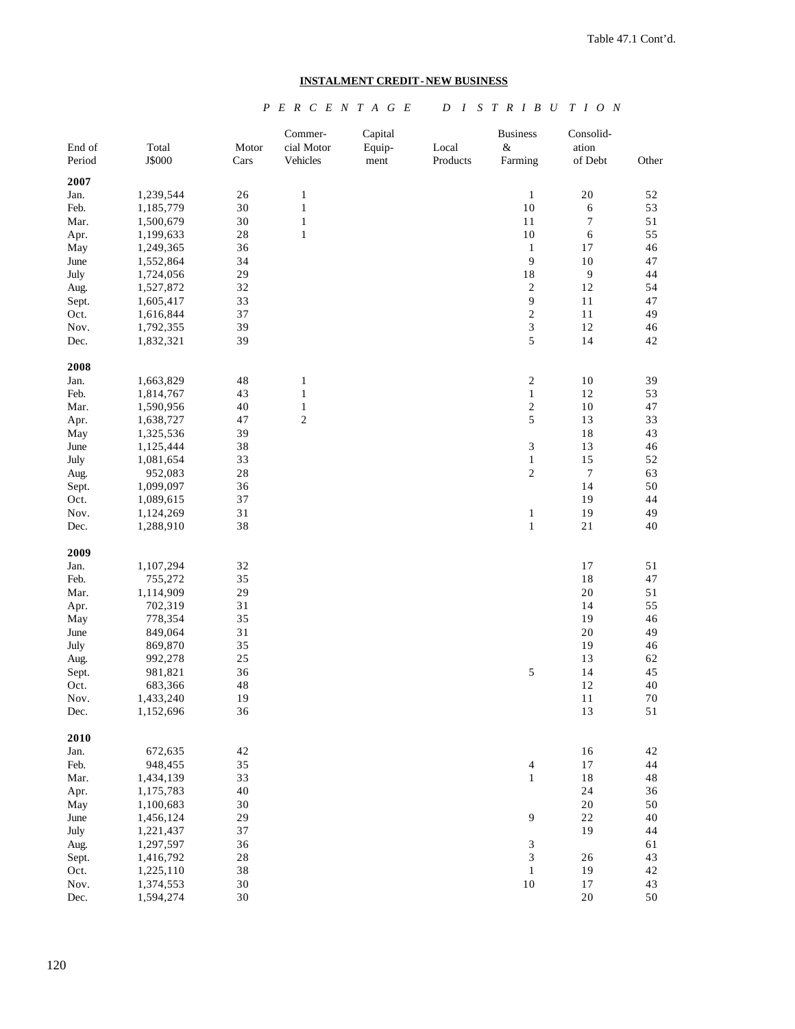Table 47.1 Cont'd.

**INSTALMENT CREDIT - NEW BUSINESS**

*P E R C E N T A G E   D I S T R I B U T I O N*

| End of Period | Total J$000 | Motor Cars | Commercial Motor Vehicles | Capital Equipment | Local Products | Business & Farming | Consolidation of Debt | Other |
|---|---|---|---|---|---|---|---|---|
| **2007** | | | | | | | | |
| Jan. | 1,239,544 | 26 | 1 | | | 1 | 20 | 52 |
| Feb. | 1,185,779 | 30 | 1 | | | 10 | 6 | 53 |
| Mar. | 1,500,679 | 30 | 1 | | | 11 | 7 | 51 |
| Apr. | 1,199,633 | 28 | 1 | | | 10 | 6 | 55 |
| May | 1,249,365 | 36 | | | | 1 | 17 | 46 |
| June | 1,552,864 | 34 | | | | 9 | 10 | 47 |
| July | 1,724,056 | 29 | | | | 18 | 9 | 44 |
| Aug. | 1,527,872 | 32 | | | | 2 | 12 | 54 |
| Sept. | 1,605,417 | 33 | | | | 9 | 11 | 47 |
| Oct. | 1,616,844 | 37 | | | | 2 | 11 | 49 |
| Nov. | 1,792,355 | 39 | | | | 3 | 12 | 46 |
| Dec. | 1,832,321 | 39 | | | | 5 | 14 | 42 |
| **2008** | | | | | | | | |
| Jan. | 1,663,829 | 48 | 1 | | | 2 | 10 | 39 |
| Feb. | 1,814,767 | 43 | 1 | | | 1 | 12 | 53 |
| Mar. | 1,590,956 | 40 | 1 | | | 2 | 10 | 47 |
| Apr. | 1,638,727 | 47 | 2 | | | 5 | 13 | 33 |
| May | 1,325,536 | 39 | | | | | 18 | 43 |
| June | 1,125,444 | 38 | | | | 3 | 13 | 46 |
| July | 1,081,654 | 33 | | | | 1 | 15 | 52 |
| Aug. | 952,083 | 28 | | | | 2 | 7 | 63 |
| Sept. | 1,099,097 | 36 | | | | | 14 | 50 |
| Oct. | 1,089,615 | 37 | | | | | 19 | 44 |
| Nov. | 1,124,269 | 31 | | | | 1 | 19 | 49 |
| Dec. | 1,288,910 | 38 | | | | 1 | 21 | 40 |
| **2009** | | | | | | | | |
| Jan. | 1,107,294 | 32 | | | | | 17 | 51 |
| Feb. | 755,272 | 35 | | | | | 18 | 47 |
| Mar. | 1,114,909 | 29 | | | | | 20 | 51 |
| Apr. | 702,319 | 31 | | | | | 14 | 55 |
| May | 778,354 | 35 | | | | | 19 | 46 |
| June | 849,064 | 31 | | | | | 20 | 49 |
| July | 869,870 | 35 | | | | | 19 | 46 |
| Aug. | 992,278 | 25 | | | | | 13 | 62 |
| Sept. | 981,821 | 36 | | | | 5 | 14 | 45 |
| Oct. | 683,366 | 48 | | | | | 12 | 40 |
| Nov. | 1,433,240 | 19 | | | | | 11 | 70 |
| Dec. | 1,152,696 | 36 | | | | | 13 | 51 |
| **2010** | | | | | | | | |
| Jan. | 672,635 | 42 | | | | | 16 | 42 |
| Feb. | 948,455 | 35 | | | | 4 | 17 | 44 |
| Mar. | 1,434,139 | 33 | | | | 1 | 18 | 48 |
| Apr. | 1,175,783 | 40 | | | | | 24 | 36 |
| May | 1,100,683 | 30 | | | | | 20 | 50 |
| June | 1,456,124 | 29 | | | | 9 | 22 | 40 |
| July | 1,221,437 | 37 | | | | | 19 | 44 |
| Aug. | 1,297,597 | 36 | | | | 3 | | 61 |
| Sept. | 1,416,792 | 28 | | | | 3 | 26 | 43 |
| Oct. | 1,225,110 | 38 | | | | 1 | 19 | 42 |
| Nov. | 1,374,553 | 30 | | | | 10 | 17 | 43 |
| Dec. | 1,594,274 | 30 | | | | | 20 | 50 |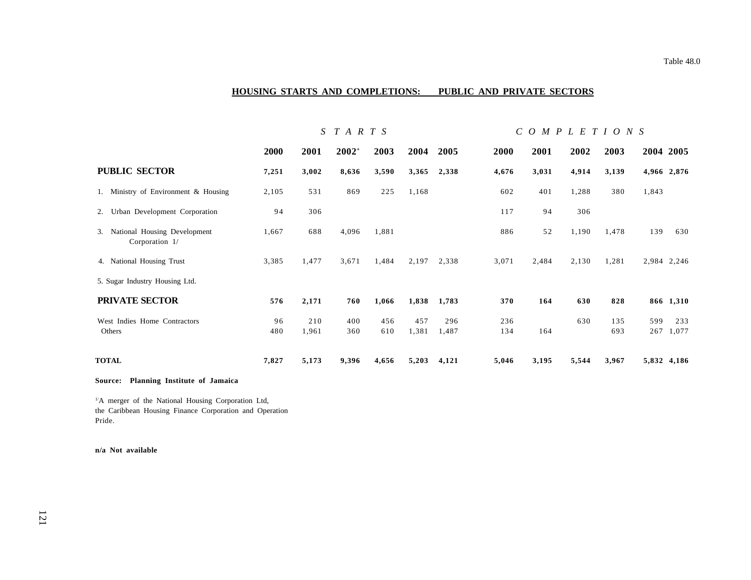Table 48.0

## HOUSING STARTS AND COMPLETIONS: PUBLIC AND PRIVATE SECTORS

| | STARTS | | | | | | COMPLETIONS | | | | | |
|---|---|---|---|---|---|---|---|---|---|---|---|---|
| | **2000** | **2001** | **2002[+]** | **2003** | **2004** | **2005** | **2000** | **2001** | **2002** | **2003** | **2004** | **2005** |
| **PUBLIC SECTOR** | **7,251** | **3,002** | **8,636** | **3,590** | **3,365** | **2,338** | **4,676** | **3,031** | **4,914** | **3,139** | **4,966** | **2,876** |
| 1. Ministry of Environment & Housing | 2,105 | 531 | 869 | 225 | 1,168 | | 602 | 401 | 1,288 | 380 | 1,843 | |
| 2. Urban Development Corporation | 94 | 306 | | | | | 117 | 94 | 306 | | | |
| 3. National Housing Development Corporation 1/ | 1,667 | 688 | 4,096 | 1,881 | | | 886 | 52 | 1,190 | 1,478 | 139 | 630 |
| 4. National Housing Trust | 3,385 | 1,477 | 3,671 | 1,484 | 2,197 | 2,338 | 3,071 | 2,484 | 2,130 | 1,281 | 2,984 | 2,246 |
| 5. Sugar Industry Housing Ltd. | | | | | | | | | | | | |
| **PRIVATE SECTOR** | **576** | **2,171** | **760** | **1,066** | **1,838** | **1,783** | **370** | **164** | **630** | **828** | **866** | **1,310** |
| West Indies Home Contractors | 96 | 210 | 400 | 456 | 457 | 296 | 236 | | 630 | 135 | 599 | 233 |
| Others | 480 | 1,961 | 360 | 610 | 1,381 | 1,487 | 134 | 164 | | 693 | 267 | 1,077 |
| **TOTAL** | **7,827** | **5,173** | **9,396** | **4,656** | **5,203** | **4,121** | **5,046** | **3,195** | **5,544** | **3,967** | **5,832** | **4,186** |

**Source: Planning Institute of Jamaica**

1/ A merger of the National Housing Corporation Ltd, the Caribbean Housing Finance Corporation and Operation Pride.

**n/a Not available**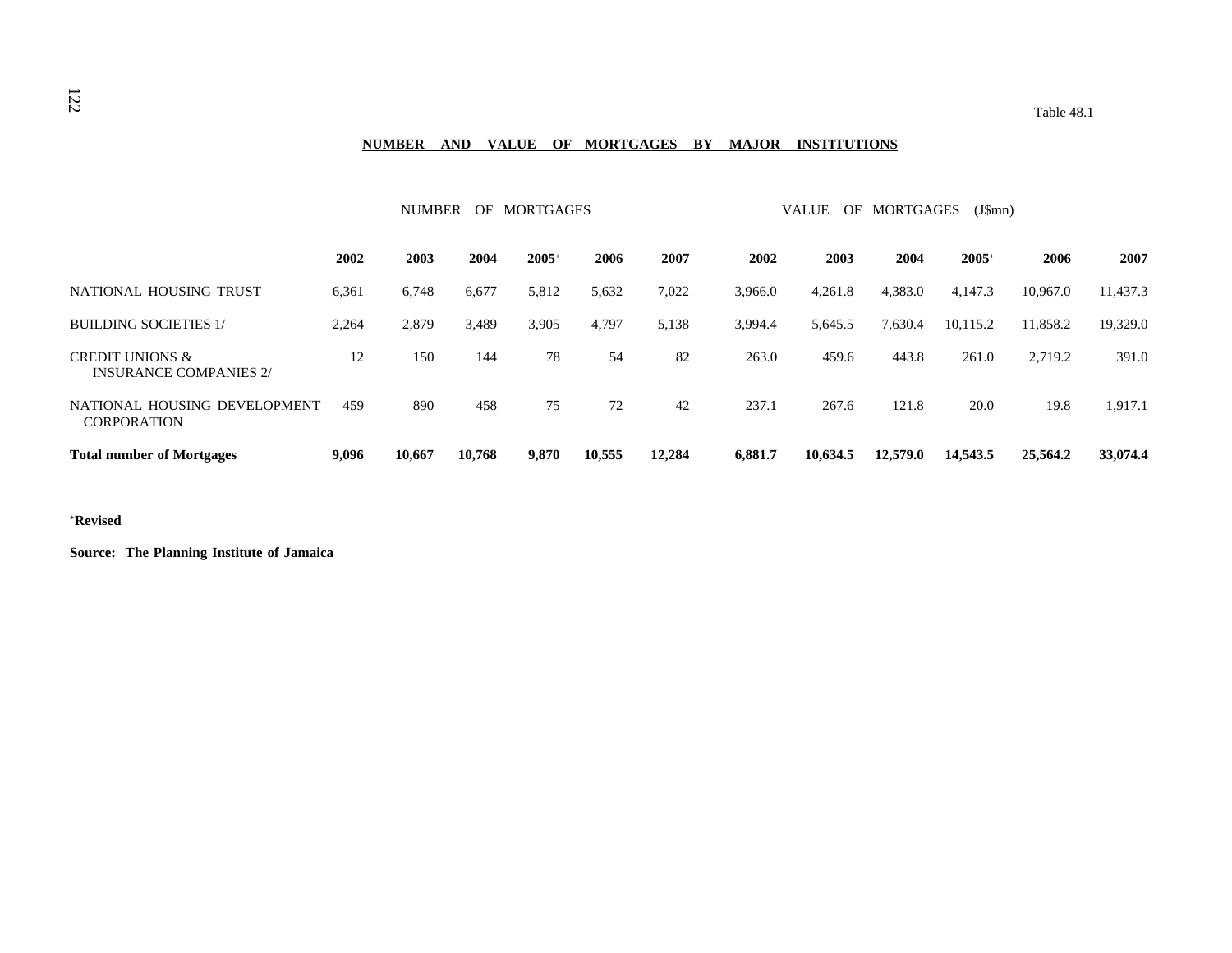Table 48.1

## NUMBER AND VALUE OF MORTGAGES BY MAJOR INSTITUTIONS

| | NUMBER OF MORTGAGES | | | | | | VALUE OF MORTGAGES (J$mn) | | | | | |
|---|---|---|---|---|---|---|---|---|---|---|---|---|
| | **2002** | **2003** | **2004** | **2005+** | **2006** | **2007** | **2002** | **2003** | **2004** | **2005+** | **2006** | **2007** |
| NATIONAL HOUSING TRUST | 6,361 | 6,748 | 6,677 | 5,812 | 5,632 | 7,022 | 3,966.0 | 4,261.8 | 4,383.0 | 4,147.3 | 10,967.0 | 11,437.3 |
| BUILDING SOCIETIES 1/ | 2,264 | 2,879 | 3,489 | 3,905 | 4,797 | 5,138 | 3,994.4 | 5,645.5 | 7,630.4 | 10,115.2 | 11,858.2 | 19,329.0 |
| CREDIT UNIONS & INSURANCE COMPANIES 2/ | 12 | 150 | 144 | 78 | 54 | 82 | 263.0 | 459.6 | 443.8 | 261.0 | 2,719.2 | 391.0 |
| NATIONAL HOUSING DEVELOPMENT CORPORATION | 459 | 890 | 458 | 75 | 72 | 42 | 237.1 | 267.6 | 121.8 | 20.0 | 19.8 | 1,917.1 |
| **Total number of Mortgages** | **9,096** | **10,667** | **10,768** | **9,870** | **10,555** | **12,284** | **6,881.7** | **10,634.5** | **12,579.0** | **14,543.5** | **25,564.2** | **33,074.4** |

**+Revised**

**Source: The Planning Institute of Jamaica**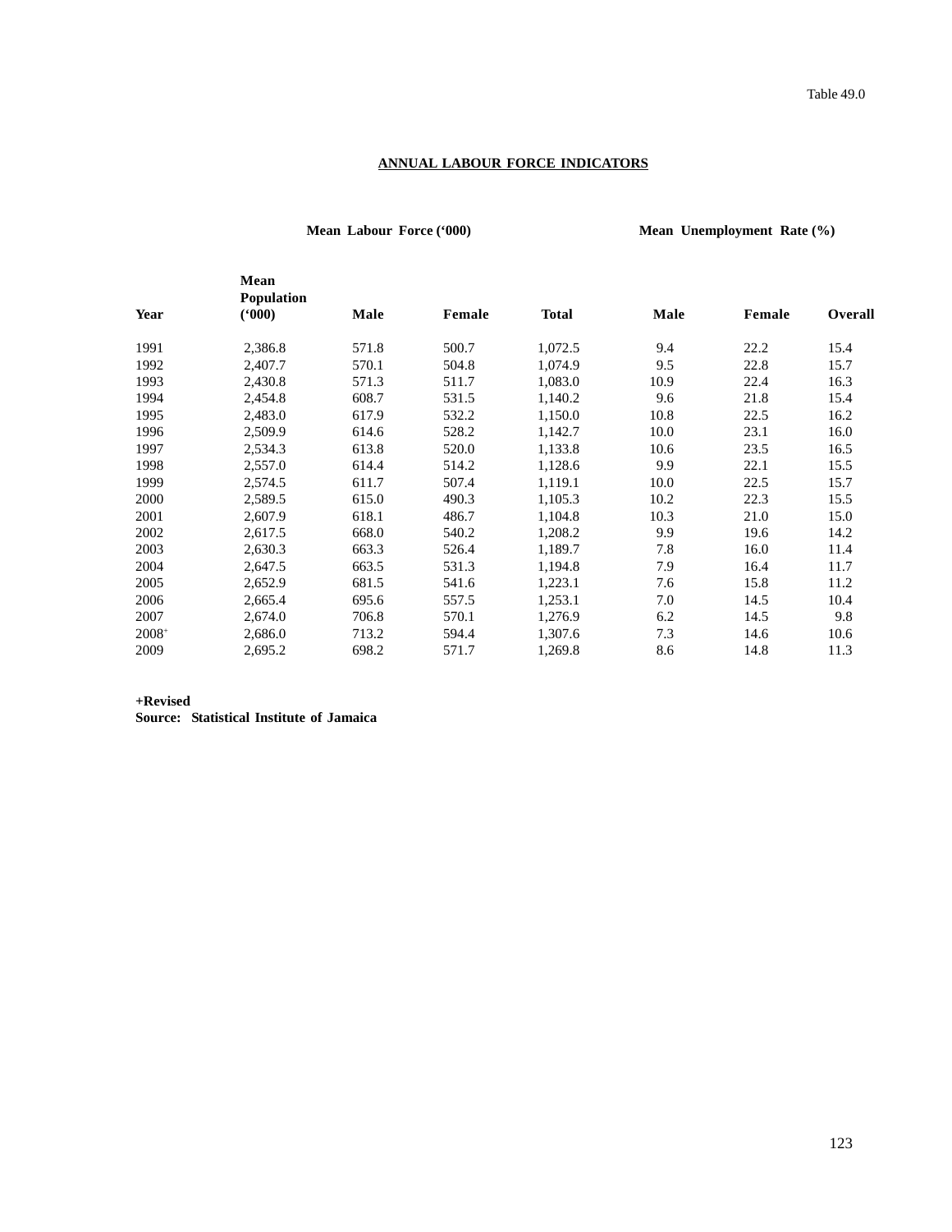Table 49.0

## ANNUAL LABOUR FORCE INDICATORS

| Year | Mean Population ('000) | Mean Labour Force ('000) | | | Mean Unemployment Rate (%) | | |
|---|---|---|---|---|---|---|---|
| | | Male | Female | Total | Male | Female | Overall |
| 1991 | 2,386.8 | 571.8 | 500.7 | 1,072.5 | 9.4 | 22.2 | 15.4 |
| 1992 | 2,407.7 | 570.1 | 504.8 | 1,074.9 | 9.5 | 22.8 | 15.7 |
| 1993 | 2,430.8 | 571.3 | 511.7 | 1,083.0 | 10.9 | 22.4 | 16.3 |
| 1994 | 2,454.8 | 608.7 | 531.5 | 1,140.2 | 9.6 | 21.8 | 15.4 |
| 1995 | 2,483.0 | 617.9 | 532.2 | 1,150.0 | 10.8 | 22.5 | 16.2 |
| 1996 | 2,509.9 | 614.6 | 528.2 | 1,142.7 | 10.0 | 23.1 | 16.0 |
| 1997 | 2,534.3 | 613.8 | 520.0 | 1,133.8 | 10.6 | 23.5 | 16.5 |
| 1998 | 2,557.0 | 614.4 | 514.2 | 1,128.6 | 9.9 | 22.1 | 15.5 |
| 1999 | 2,574.5 | 611.7 | 507.4 | 1,119.1 | 10.0 | 22.5 | 15.7 |
| 2000 | 2,589.5 | 615.0 | 490.3 | 1,105.3 | 10.2 | 22.3 | 15.5 |
| 2001 | 2,607.9 | 618.1 | 486.7 | 1,104.8 | 10.3 | 21.0 | 15.0 |
| 2002 | 2,617.5 | 668.0 | 540.2 | 1,208.2 | 9.9 | 19.6 | 14.2 |
| 2003 | 2,630.3 | 663.3 | 526.4 | 1,189.7 | 7.8 | 16.0 | 11.4 |
| 2004 | 2,647.5 | 663.5 | 531.3 | 1,194.8 | 7.9 | 16.4 | 11.7 |
| 2005 | 2,652.9 | 681.5 | 541.6 | 1,223.1 | 7.6 | 15.8 | 11.2 |
| 2006 | 2,665.4 | 695.6 | 557.5 | 1,253.1 | 7.0 | 14.5 | 10.4 |
| 2007 | 2,674.0 | 706.8 | 570.1 | 1,276.9 | 6.2 | 14.5 | 9.8 |
| 2008+ | 2,686.0 | 713.2 | 594.4 | 1,307.6 | 7.3 | 14.6 | 10.6 |
| 2009 | 2,695.2 | 698.2 | 571.7 | 1,269.8 | 8.6 | 14.8 | 11.3 |

**+Revised**
**Source: Statistical Institute of Jamaica**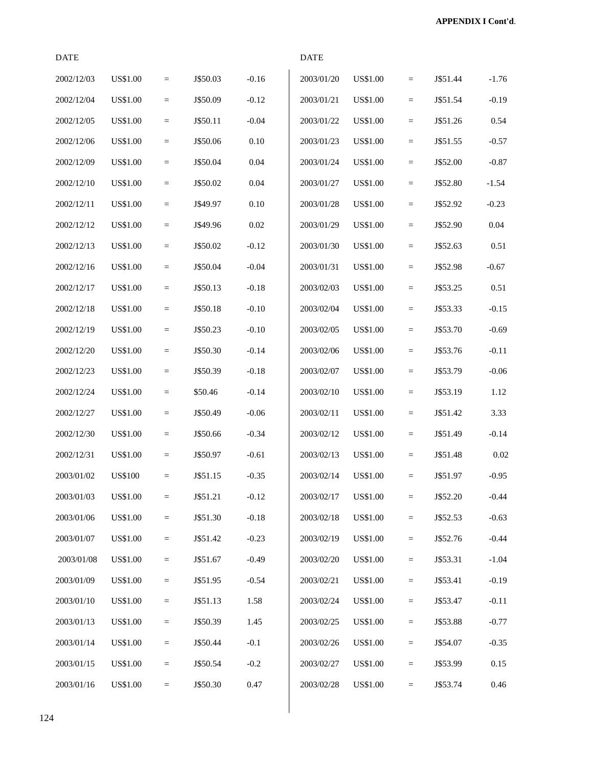**APPENDIX I Cont'd.**

| DATE | | | | |
|---|---|---|---|---|
| 2002/12/03 | US$1.00 | = | J$50.03 | -0.16 |
| 2002/12/04 | US$1.00 | = | J$50.09 | -0.12 |
| 2002/12/05 | US$1.00 | = | J$50.11 | -0.04 |
| 2002/12/06 | US$1.00 | = | J$50.06 | 0.10 |
| 2002/12/09 | US$1.00 | = | J$50.04 | 0.04 |
| 2002/12/10 | US$1.00 | = | J$50.02 | 0.04 |
| 2002/12/11 | US$1.00 | = | J$49.97 | 0.10 |
| 2002/12/12 | US$1.00 | = | J$49.96 | 0.02 |
| 2002/12/13 | US$1.00 | = | J$50.02 | -0.12 |
| 2002/12/16 | US$1.00 | = | J$50.04 | -0.04 |
| 2002/12/17 | US$1.00 | = | J$50.13 | -0.18 |
| 2002/12/18 | US$1.00 | = | J$50.18 | -0.10 |
| 2002/12/19 | US$1.00 | = | J$50.23 | -0.10 |
| 2002/12/20 | US$1.00 | = | J$50.30 | -0.14 |
| 2002/12/23 | US$1.00 | = | J$50.39 | -0.18 |
| 2002/12/24 | US$1.00 | = | $50.46 | -0.14 |
| 2002/12/27 | US$1.00 | = | J$50.49 | -0.06 |
| 2002/12/30 | US$1.00 | = | J$50.66 | -0.34 |
| 2002/12/31 | US$1.00 | = | J$50.97 | -0.61 |
| 2003/01/02 | US$100 | = | J$51.15 | -0.35 |
| 2003/01/03 | US$1.00 | = | J$51.21 | -0.12 |
| 2003/01/06 | US$1.00 | = | J$51.30 | -0.18 |
| 2003/01/07 | US$1.00 | = | J$51.42 | -0.23 |
| 2003/01/08 | US$1.00 | = | J$51.67 | -0.49 |
| 2003/01/09 | US$1.00 | = | J$51.95 | -0.54 |
| 2003/01/10 | US$1.00 | = | J$51.13 | 1.58 |
| 2003/01/13 | US$1.00 | = | J$50.39 | 1.45 |
| 2003/01/14 | US$1.00 | = | J$50.44 | -0.1 |
| 2003/01/15 | US$1.00 | = | J$50.54 | -0.2 |
| 2003/01/16 | US$1.00 | = | J$50.30 | 0.47 |

| DATE | | | | |
|---|---|---|---|---|
| 2003/01/20 | US$1.00 | = | J$51.44 | -1.76 |
| 2003/01/21 | US$1.00 | = | J$51.54 | -0.19 |
| 2003/01/22 | US$1.00 | = | J$51.26 | 0.54 |
| 2003/01/23 | US$1.00 | = | J$51.55 | -0.57 |
| 2003/01/24 | US$1.00 | = | J$52.00 | -0.87 |
| 2003/01/27 | US$1.00 | = | J$52.80 | -1.54 |
| 2003/01/28 | US$1.00 | = | J$52.92 | -0.23 |
| 2003/01/29 | US$1.00 | = | J$52.90 | 0.04 |
| 2003/01/30 | US$1.00 | = | J$52.63 | 0.51 |
| 2003/01/31 | US$1.00 | = | J$52.98 | -0.67 |
| 2003/02/03 | US$1.00 | = | J$53.25 | 0.51 |
| 2003/02/04 | US$1.00 | = | J$53.33 | -0.15 |
| 2003/02/05 | US$1.00 | = | J$53.70 | -0.69 |
| 2003/02/06 | US$1.00 | = | J$53.76 | -0.11 |
| 2003/02/07 | US$1.00 | = | J$53.79 | -0.06 |
| 2003/02/10 | US$1.00 | = | J$53.19 | 1.12 |
| 2003/02/11 | US$1.00 | = | J$51.42 | 3.33 |
| 2003/02/12 | US$1.00 | = | J$51.49 | -0.14 |
| 2003/02/13 | US$1.00 | = | J$51.48 | 0.02 |
| 2003/02/14 | US$1.00 | = | J$51.97 | -0.95 |
| 2003/02/17 | US$1.00 | = | J$52.20 | -0.44 |
| 2003/02/18 | US$1.00 | = | J$52.53 | -0.63 |
| 2003/02/19 | US$1.00 | = | J$52.76 | -0.44 |
| 2003/02/20 | US$1.00 | = | J$53.31 | -1.04 |
| 2003/02/21 | US$1.00 | = | J$53.41 | -0.19 |
| 2003/02/24 | US$1.00 | = | J$53.47 | -0.11 |
| 2003/02/25 | US$1.00 | = | J$53.88 | -0.77 |
| 2003/02/26 | US$1.00 | = | J$54.07 | -0.35 |
| 2003/02/27 | US$1.00 | = | J$53.99 | 0.15 |
| 2003/02/28 | US$1.00 | = | J$53.74 | 0.46 |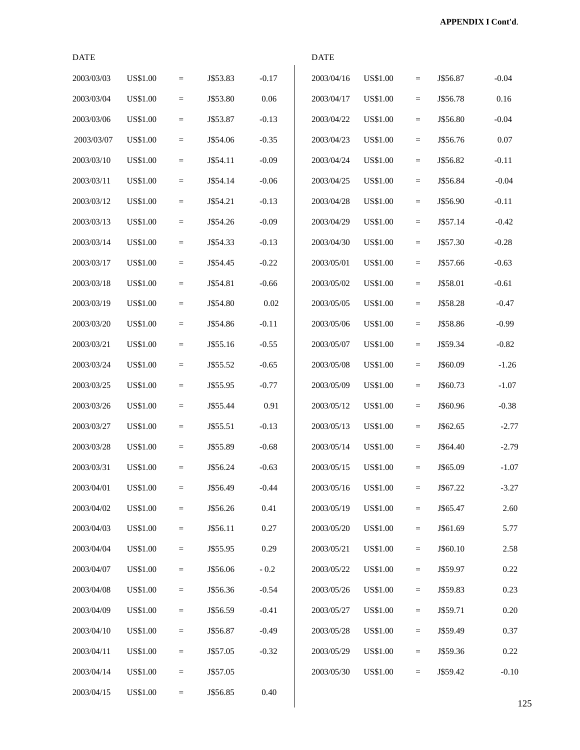**APPENDIX I Cont'd**.

| DATE | | | | |
|---|---|---|---|---|
| 2003/03/03 | US$1.00 | = | J$53.83 | -0.17 |
| 2003/03/04 | US$1.00 | = | J$53.80 | 0.06 |
| 2003/03/06 | US$1.00 | = | J$53.87 | -0.13 |
| 2003/03/07 | US$1.00 | = | J$54.06 | -0.35 |
| 2003/03/10 | US$1.00 | = | J$54.11 | -0.09 |
| 2003/03/11 | US$1.00 | = | J$54.14 | -0.06 |
| 2003/03/12 | US$1.00 | = | J$54.21 | -0.13 |
| 2003/03/13 | US$1.00 | = | J$54.26 | -0.09 |
| 2003/03/14 | US$1.00 | = | J$54.33 | -0.13 |
| 2003/03/17 | US$1.00 | = | J$54.45 | -0.22 |
| 2003/03/18 | US$1.00 | = | J$54.81 | -0.66 |
| 2003/03/19 | US$1.00 | = | J$54.80 | 0.02 |
| 2003/03/20 | US$1.00 | = | J$54.86 | -0.11 |
| 2003/03/21 | US$1.00 | = | J$55.16 | -0.55 |
| 2003/03/24 | US$1.00 | = | J$55.52 | -0.65 |
| 2003/03/25 | US$1.00 | = | J$55.95 | -0.77 |
| 2003/03/26 | US$1.00 | = | J$55.44 | 0.91 |
| 2003/03/27 | US$1.00 | = | J$55.51 | -0.13 |
| 2003/03/28 | US$1.00 | = | J$55.89 | -0.68 |
| 2003/03/31 | US$1.00 | = | J$56.24 | -0.63 |
| 2003/04/01 | US$1.00 | = | J$56.49 | -0.44 |
| 2003/04/02 | US$1.00 | = | J$56.26 | 0.41 |
| 2003/04/03 | US$1.00 | = | J$56.11 | 0.27 |
| 2003/04/04 | US$1.00 | = | J$55.95 | 0.29 |
| 2003/04/07 | US$1.00 | = | J$56.06 | - 0.2 |
| 2003/04/08 | US$1.00 | = | J$56.36 | -0.54 |
| 2003/04/09 | US$1.00 | = | J$56.59 | -0.41 |
| 2003/04/10 | US$1.00 | = | J$56.87 | -0.49 |
| 2003/04/11 | US$1.00 | = | J$57.05 | -0.32 |
| 2003/04/14 | US$1.00 | = | J$57.05 | |
| 2003/04/15 | US$1.00 | = | J$56.85 | 0.40 |

| DATE | | | | |
|---|---|---|---|---|
| 2003/04/16 | US$1.00 | = | J$56.87 | -0.04 |
| 2003/04/17 | US$1.00 | = | J$56.78 | 0.16 |
| 2003/04/22 | US$1.00 | = | J$56.80 | -0.04 |
| 2003/04/23 | US$1.00 | = | J$56.76 | 0.07 |
| 2003/04/24 | US$1.00 | = | J$56.82 | -0.11 |
| 2003/04/25 | US$1.00 | = | J$56.84 | -0.04 |
| 2003/04/28 | US$1.00 | = | J$56.90 | -0.11 |
| 2003/04/29 | US$1.00 | = | J$57.14 | -0.42 |
| 2003/04/30 | US$1.00 | = | J$57.30 | -0.28 |
| 2003/05/01 | US$1.00 | = | J$57.66 | -0.63 |
| 2003/05/02 | US$1.00 | = | J$58.01 | -0.61 |
| 2003/05/05 | US$1.00 | = | J$58.28 | -0.47 |
| 2003/05/06 | US$1.00 | = | J$58.86 | -0.99 |
| 2003/05/07 | US$1.00 | = | J$59.34 | -0.82 |
| 2003/05/08 | US$1.00 | = | J$60.09 | -1.26 |
| 2003/05/09 | US$1.00 | = | J$60.73 | -1.07 |
| 2003/05/12 | US$1.00 | = | J$60.96 | -0.38 |
| 2003/05/13 | US$1.00 | = | J$62.65 | -2.77 |
| 2003/05/14 | US$1.00 | = | J$64.40 | -2.79 |
| 2003/05/15 | US$1.00 | = | J$65.09 | -1.07 |
| 2003/05/16 | US$1.00 | = | J$67.22 | -3.27 |
| 2003/05/19 | US$1.00 | = | J$65.47 | 2.60 |
| 2003/05/20 | US$1.00 | = | J$61.69 | 5.77 |
| 2003/05/21 | US$1.00 | = | J$60.10 | 2.58 |
| 2003/05/22 | US$1.00 | = | J$59.97 | 0.22 |
| 2003/05/26 | US$1.00 | = | J$59.83 | 0.23 |
| 2003/05/27 | US$1.00 | = | J$59.71 | 0.20 |
| 2003/05/28 | US$1.00 | = | J$59.49 | 0.37 |
| 2003/05/29 | US$1.00 | = | J$59.36 | 0.22 |
| 2003/05/30 | US$1.00 | = | J$59.42 | -0.10 |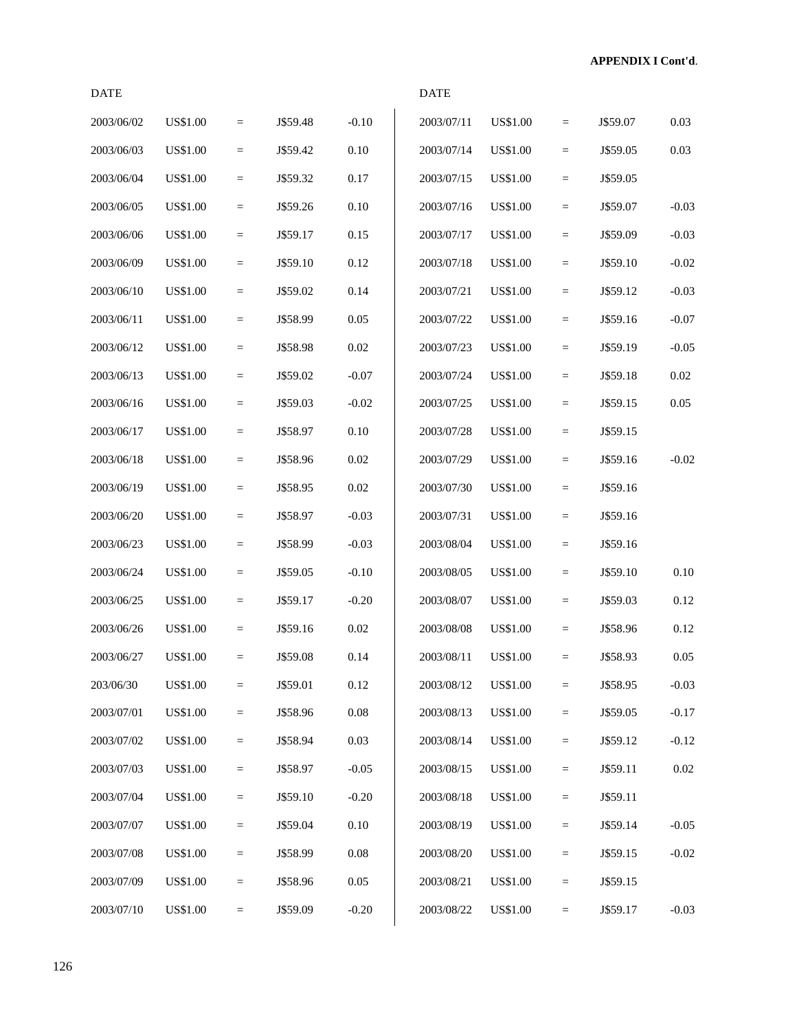**APPENDIX I Cont'd**.

| DATE | | | | | DATE | | | | |
|---|---|---|---|---|---|---|---|---|---|
| 2003/06/02 | US$1.00 | = | J$59.48 | -0.10 | 2003/07/11 | US$1.00 | = | J$59.07 | 0.03 |
| 2003/06/03 | US$1.00 | = | J$59.42 | 0.10 | 2003/07/14 | US$1.00 | = | J$59.05 | 0.03 |
| 2003/06/04 | US$1.00 | = | J$59.32 | 0.17 | 2003/07/15 | US$1.00 | = | J$59.05 | |
| 2003/06/05 | US$1.00 | = | J$59.26 | 0.10 | 2003/07/16 | US$1.00 | = | J$59.07 | -0.03 |
| 2003/06/06 | US$1.00 | = | J$59.17 | 0.15 | 2003/07/17 | US$1.00 | = | J$59.09 | -0.03 |
| 2003/06/09 | US$1.00 | = | J$59.10 | 0.12 | 2003/07/18 | US$1.00 | = | J$59.10 | -0.02 |
| 2003/06/10 | US$1.00 | = | J$59.02 | 0.14 | 2003/07/21 | US$1.00 | = | J$59.12 | -0.03 |
| 2003/06/11 | US$1.00 | = | J$58.99 | 0.05 | 2003/07/22 | US$1.00 | = | J$59.16 | -0.07 |
| 2003/06/12 | US$1.00 | = | J$58.98 | 0.02 | 2003/07/23 | US$1.00 | = | J$59.19 | -0.05 |
| 2003/06/13 | US$1.00 | = | J$59.02 | -0.07 | 2003/07/24 | US$1.00 | = | J$59.18 | 0.02 |
| 2003/06/16 | US$1.00 | = | J$59.03 | -0.02 | 2003/07/25 | US$1.00 | = | J$59.15 | 0.05 |
| 2003/06/17 | US$1.00 | = | J$58.97 | 0.10 | 2003/07/28 | US$1.00 | = | J$59.15 | |
| 2003/06/18 | US$1.00 | = | J$58.96 | 0.02 | 2003/07/29 | US$1.00 | = | J$59.16 | -0.02 |
| 2003/06/19 | US$1.00 | = | J$58.95 | 0.02 | 2003/07/30 | US$1.00 | = | J$59.16 | |
| 2003/06/20 | US$1.00 | = | J$58.97 | -0.03 | 2003/07/31 | US$1.00 | = | J$59.16 | |
| 2003/06/23 | US$1.00 | = | J$58.99 | -0.03 | 2003/08/04 | US$1.00 | = | J$59.16 | |
| 2003/06/24 | US$1.00 | = | J$59.05 | -0.10 | 2003/08/05 | US$1.00 | = | J$59.10 | 0.10 |
| 2003/06/25 | US$1.00 | = | J$59.17 | -0.20 | 2003/08/07 | US$1.00 | = | J$59.03 | 0.12 |
| 2003/06/26 | US$1.00 | = | J$59.16 | 0.02 | 2003/08/08 | US$1.00 | = | J$58.96 | 0.12 |
| 2003/06/27 | US$1.00 | = | J$59.08 | 0.14 | 2003/08/11 | US$1.00 | = | J$58.93 | 0.05 |
| 203/06/30 | US$1.00 | = | J$59.01 | 0.12 | 2003/08/12 | US$1.00 | = | J$58.95 | -0.03 |
| 2003/07/01 | US$1.00 | = | J$58.96 | 0.08 | 2003/08/13 | US$1.00 | = | J$59.05 | -0.17 |
| 2003/07/02 | US$1.00 | = | J$58.94 | 0.03 | 2003/08/14 | US$1.00 | = | J$59.12 | -0.12 |
| 2003/07/03 | US$1.00 | = | J$58.97 | -0.05 | 2003/08/15 | US$1.00 | = | J$59.11 | 0.02 |
| 2003/07/04 | US$1.00 | = | J$59.10 | -0.20 | 2003/08/18 | US$1.00 | = | J$59.11 | |
| 2003/07/07 | US$1.00 | = | J$59.04 | 0.10 | 2003/08/19 | US$1.00 | = | J$59.14 | -0.05 |
| 2003/07/08 | US$1.00 | = | J$58.99 | 0.08 | 2003/08/20 | US$1.00 | = | J$59.15 | -0.02 |
| 2003/07/09 | US$1.00 | = | J$58.96 | 0.05 | 2003/08/21 | US$1.00 | = | J$59.15 | |
| 2003/07/10 | US$1.00 | = | J$59.09 | -0.20 | 2003/08/22 | US$1.00 | = | J$59.17 | -0.03 |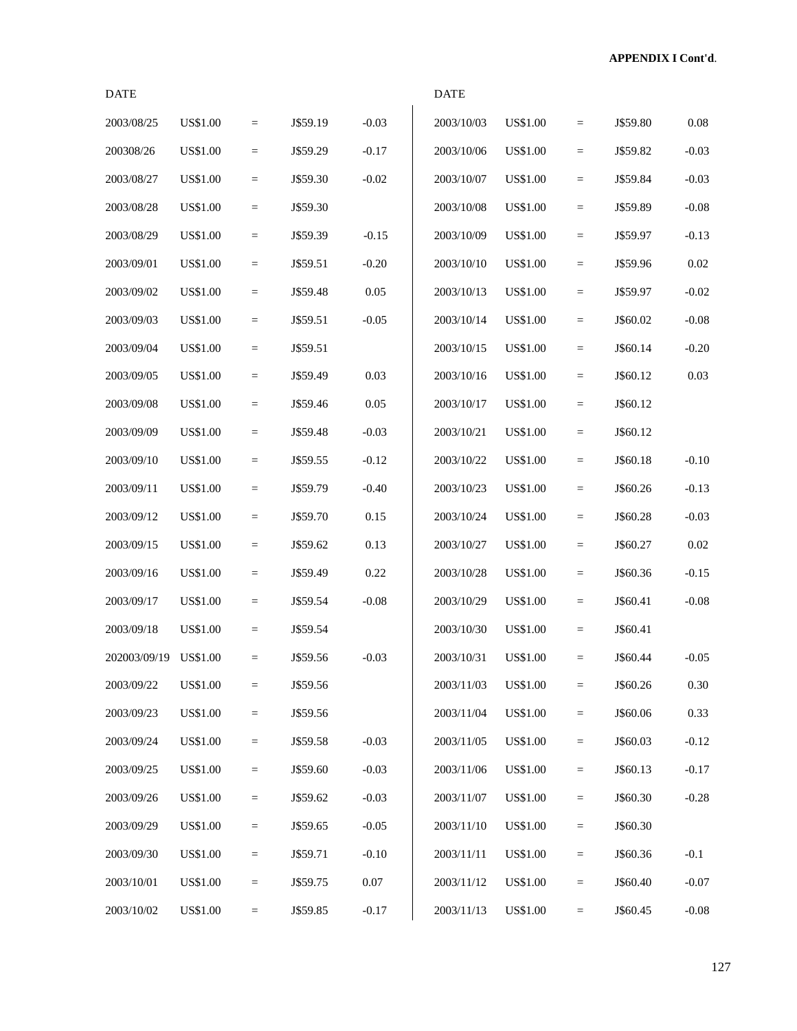**APPENDIX I Cont'd**.

| DATE | | | | |
|---|---|---|---|---|
| 2003/08/25 | US$1.00 | = | J$59.19 | -0.03 |
| 200308/26 | US$1.00 | = | J$59.29 | -0.17 |
| 2003/08/27 | US$1.00 | = | J$59.30 | -0.02 |
| 2003/08/28 | US$1.00 | = | J$59.30 | |
| 2003/08/29 | US$1.00 | = | J$59.39 | -0.15 |
| 2003/09/01 | US$1.00 | = | J$59.51 | -0.20 |
| 2003/09/02 | US$1.00 | = | J$59.48 | 0.05 |
| 2003/09/03 | US$1.00 | = | J$59.51 | -0.05 |
| 2003/09/04 | US$1.00 | = | J$59.51 | |
| 2003/09/05 | US$1.00 | = | J$59.49 | 0.03 |
| 2003/09/08 | US$1.00 | = | J$59.46 | 0.05 |
| 2003/09/09 | US$1.00 | = | J$59.48 | -0.03 |
| 2003/09/10 | US$1.00 | = | J$59.55 | -0.12 |
| 2003/09/11 | US$1.00 | = | J$59.79 | -0.40 |
| 2003/09/12 | US$1.00 | = | J$59.70 | 0.15 |
| 2003/09/15 | US$1.00 | = | J$59.62 | 0.13 |
| 2003/09/16 | US$1.00 | = | J$59.49 | 0.22 |
| 2003/09/17 | US$1.00 | = | J$59.54 | -0.08 |
| 2003/09/18 | US$1.00 | = | J$59.54 | |
| 202003/09/19 | US$1.00 | = | J$59.56 | -0.03 |
| 2003/09/22 | US$1.00 | = | J$59.56 | |
| 2003/09/23 | US$1.00 | = | J$59.56 | |
| 2003/09/24 | US$1.00 | = | J$59.58 | -0.03 |
| 2003/09/25 | US$1.00 | = | J$59.60 | -0.03 |
| 2003/09/26 | US$1.00 | = | J$59.62 | -0.03 |
| 2003/09/29 | US$1.00 | = | J$59.65 | -0.05 |
| 2003/09/30 | US$1.00 | = | J$59.71 | -0.10 |
| 2003/10/01 | US$1.00 | = | J$59.75 | 0.07 |
| 2003/10/02 | US$1.00 | = | J$59.85 | -0.17 |
| 2003/10/03 | US$1.00 | = | J$59.80 | 0.08 |
| 2003/10/06 | US$1.00 | = | J$59.82 | -0.03 |
| 2003/10/07 | US$1.00 | = | J$59.84 | -0.03 |
| 2003/10/08 | US$1.00 | = | J$59.89 | -0.08 |
| 2003/10/09 | US$1.00 | = | J$59.97 | -0.13 |
| 2003/10/10 | US$1.00 | = | J$59.96 | 0.02 |
| 2003/10/13 | US$1.00 | = | J$59.97 | -0.02 |
| 2003/10/14 | US$1.00 | = | J$60.02 | -0.08 |
| 2003/10/15 | US$1.00 | = | J$60.14 | -0.20 |
| 2003/10/16 | US$1.00 | = | J$60.12 | 0.03 |
| 2003/10/17 | US$1.00 | = | J$60.12 | |
| 2003/10/21 | US$1.00 | = | J$60.12 | |
| 2003/10/22 | US$1.00 | = | J$60.18 | -0.10 |
| 2003/10/23 | US$1.00 | = | J$60.26 | -0.13 |
| 2003/10/24 | US$1.00 | = | J$60.28 | -0.03 |
| 2003/10/27 | US$1.00 | = | J$60.27 | 0.02 |
| 2003/10/28 | US$1.00 | = | J$60.36 | -0.15 |
| 2003/10/29 | US$1.00 | = | J$60.41 | -0.08 |
| 2003/10/30 | US$1.00 | = | J$60.41 | |
| 2003/10/31 | US$1.00 | = | J$60.44 | -0.05 |
| 2003/11/03 | US$1.00 | = | J$60.26 | 0.30 |
| 2003/11/04 | US$1.00 | = | J$60.06 | 0.33 |
| 2003/11/05 | US$1.00 | = | J$60.03 | -0.12 |
| 2003/11/06 | US$1.00 | = | J$60.13 | -0.17 |
| 2003/11/07 | US$1.00 | = | J$60.30 | -0.28 |
| 2003/11/10 | US$1.00 | = | J$60.30 | |
| 2003/11/11 | US$1.00 | = | J$60.36 | -0.1 |
| 2003/11/12 | US$1.00 | = | J$60.40 | -0.07 |
| 2003/11/13 | US$1.00 | = | J$60.45 | -0.08 |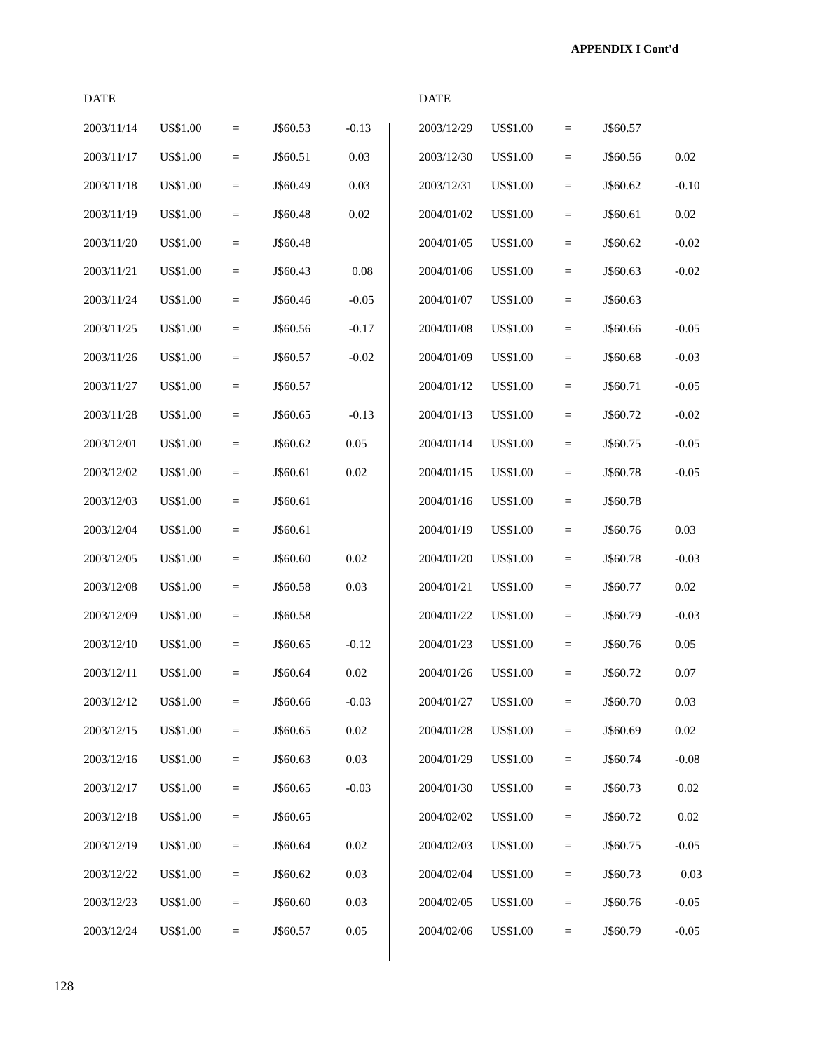**APPENDIX I Cont'd**

| DATE | | | | |
|---|---|---|---|---|
| 2003/11/14 | US$1.00 | = | J$60.53 | -0.13 |
| 2003/11/17 | US$1.00 | = | J$60.51 | 0.03 |
| 2003/11/18 | US$1.00 | = | J$60.49 | 0.03 |
| 2003/11/19 | US$1.00 | = | J$60.48 | 0.02 |
| 2003/11/20 | US$1.00 | = | J$60.48 | |
| 2003/11/21 | US$1.00 | = | J$60.43 | 0.08 |
| 2003/11/24 | US$1.00 | = | J$60.46 | -0.05 |
| 2003/11/25 | US$1.00 | = | J$60.56 | -0.17 |
| 2003/11/26 | US$1.00 | = | J$60.57 | -0.02 |
| 2003/11/27 | US$1.00 | = | J$60.57 | |
| 2003/11/28 | US$1.00 | = | J$60.65 | -0.13 |
| 2003/12/01 | US$1.00 | = | J$60.62 | 0.05 |
| 2003/12/02 | US$1.00 | = | J$60.61 | 0.02 |
| 2003/12/03 | US$1.00 | = | J$60.61 | |
| 2003/12/04 | US$1.00 | = | J$60.61 | |
| 2003/12/05 | US$1.00 | = | J$60.60 | 0.02 |
| 2003/12/08 | US$1.00 | = | J$60.58 | 0.03 |
| 2003/12/09 | US$1.00 | = | J$60.58 | |
| 2003/12/10 | US$1.00 | = | J$60.65 | -0.12 |
| 2003/12/11 | US$1.00 | = | J$60.64 | 0.02 |
| 2003/12/12 | US$1.00 | = | J$60.66 | -0.03 |
| 2003/12/15 | US$1.00 | = | J$60.65 | 0.02 |
| 2003/12/16 | US$1.00 | = | J$60.63 | 0.03 |
| 2003/12/17 | US$1.00 | = | J$60.65 | -0.03 |
| 2003/12/18 | US$1.00 | = | J$60.65 | |
| 2003/12/19 | US$1.00 | = | J$60.64 | 0.02 |
| 2003/12/22 | US$1.00 | = | J$60.62 | 0.03 |
| 2003/12/23 | US$1.00 | = | J$60.60 | 0.03 |
| 2003/12/24 | US$1.00 | = | J$60.57 | 0.05 |
| 2003/12/29 | US$1.00 | = | J$60.57 | |
| 2003/12/30 | US$1.00 | = | J$60.56 | 0.02 |
| 2003/12/31 | US$1.00 | = | J$60.62 | -0.10 |
| 2004/01/02 | US$1.00 | = | J$60.61 | 0.02 |
| 2004/01/05 | US$1.00 | = | J$60.62 | -0.02 |
| 2004/01/06 | US$1.00 | = | J$60.63 | -0.02 |
| 2004/01/07 | US$1.00 | = | J$60.63 | |
| 2004/01/08 | US$1.00 | = | J$60.66 | -0.05 |
| 2004/01/09 | US$1.00 | = | J$60.68 | -0.03 |
| 2004/01/12 | US$1.00 | = | J$60.71 | -0.05 |
| 2004/01/13 | US$1.00 | = | J$60.72 | -0.02 |
| 2004/01/14 | US$1.00 | = | J$60.75 | -0.05 |
| 2004/01/15 | US$1.00 | = | J$60.78 | -0.05 |
| 2004/01/16 | US$1.00 | = | J$60.78 | |
| 2004/01/19 | US$1.00 | = | J$60.76 | 0.03 |
| 2004/01/20 | US$1.00 | = | J$60.78 | -0.03 |
| 2004/01/21 | US$1.00 | = | J$60.77 | 0.02 |
| 2004/01/22 | US$1.00 | = | J$60.79 | -0.03 |
| 2004/01/23 | US$1.00 | = | J$60.76 | 0.05 |
| 2004/01/26 | US$1.00 | = | J$60.72 | 0.07 |
| 2004/01/27 | US$1.00 | = | J$60.70 | 0.03 |
| 2004/01/28 | US$1.00 | = | J$60.69 | 0.02 |
| 2004/01/29 | US$1.00 | = | J$60.74 | -0.08 |
| 2004/01/30 | US$1.00 | = | J$60.73 | 0.02 |
| 2004/02/02 | US$1.00 | = | J$60.72 | 0.02 |
| 2004/02/03 | US$1.00 | = | J$60.75 | -0.05 |
| 2004/02/04 | US$1.00 | = | J$60.73 | 0.03 |
| 2004/02/05 | US$1.00 | = | J$60.76 | -0.05 |
| 2004/02/06 | US$1.00 | = | J$60.79 | -0.05 |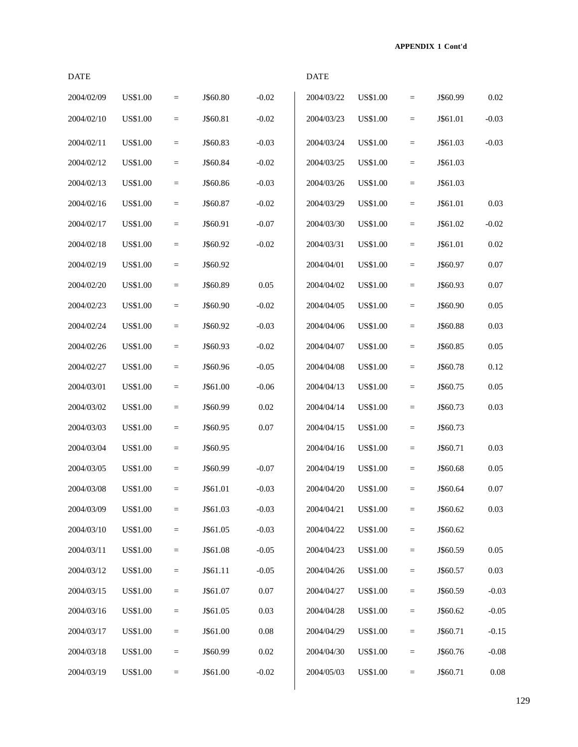**APPENDIX 1 Cont'd**

| DATE | | | | |
|---|---|---|---|---|
| 2004/02/09 | US$1.00 | = | J$60.80 | -0.02 |
| 2004/02/10 | US$1.00 | = | J$60.81 | -0.02 |
| 2004/02/11 | US$1.00 | = | J$60.83 | -0.03 |
| 2004/02/12 | US$1.00 | = | J$60.84 | -0.02 |
| 2004/02/13 | US$1.00 | = | J$60.86 | -0.03 |
| 2004/02/16 | US$1.00 | = | J$60.87 | -0.02 |
| 2004/02/17 | US$1.00 | = | J$60.91 | -0.07 |
| 2004/02/18 | US$1.00 | = | J$60.92 | -0.02 |
| 2004/02/19 | US$1.00 | = | J$60.92 | |
| 2004/02/20 | US$1.00 | = | J$60.89 | 0.05 |
| 2004/02/23 | US$1.00 | = | J$60.90 | -0.02 |
| 2004/02/24 | US$1.00 | = | J$60.92 | -0.03 |
| 2004/02/26 | US$1.00 | = | J$60.93 | -0.02 |
| 2004/02/27 | US$1.00 | = | J$60.96 | -0.05 |
| 2004/03/01 | US$1.00 | = | J$61.00 | -0.06 |
| 2004/03/02 | US$1.00 | = | J$60.99 | 0.02 |
| 2004/03/03 | US$1.00 | = | J$60.95 | 0.07 |
| 2004/03/04 | US$1.00 | = | J$60.95 | |
| 2004/03/05 | US$1.00 | = | J$60.99 | -0.07 |
| 2004/03/08 | US$1.00 | = | J$61.01 | -0.03 |
| 2004/03/09 | US$1.00 | = | J$61.03 | -0.03 |
| 2004/03/10 | US$1.00 | = | J$61.05 | -0.03 |
| 2004/03/11 | US$1.00 | = | J$61.08 | -0.05 |
| 2004/03/12 | US$1.00 | = | J$61.11 | -0.05 |
| 2004/03/15 | US$1.00 | = | J$61.07 | 0.07 |
| 2004/03/16 | US$1.00 | = | J$61.05 | 0.03 |
| 2004/03/17 | US$1.00 | = | J$61.00 | 0.08 |
| 2004/03/18 | US$1.00 | = | J$60.99 | 0.02 |
| 2004/03/19 | US$1.00 | = | J$61.00 | -0.02 |

| DATE | | | | |
|---|---|---|---|---|
| 2004/03/22 | US$1.00 | = | J$60.99 | 0.02 |
| 2004/03/23 | US$1.00 | = | J$61.01 | -0.03 |
| 2004/03/24 | US$1.00 | = | J$61.03 | -0.03 |
| 2004/03/25 | US$1.00 | = | J$61.03 | |
| 2004/03/26 | US$1.00 | = | J$61.03 | |
| 2004/03/29 | US$1.00 | = | J$61.01 | 0.03 |
| 2004/03/30 | US$1.00 | = | J$61.02 | -0.02 |
| 2004/03/31 | US$1.00 | = | J$61.01 | 0.02 |
| 2004/04/01 | US$1.00 | = | J$60.97 | 0.07 |
| 2004/04/02 | US$1.00 | = | J$60.93 | 0.07 |
| 2004/04/05 | US$1.00 | = | J$60.90 | 0.05 |
| 2004/04/06 | US$1.00 | = | J$60.88 | 0.03 |
| 2004/04/07 | US$1.00 | = | J$60.85 | 0.05 |
| 2004/04/08 | US$1.00 | = | J$60.78 | 0.12 |
| 2004/04/13 | US$1.00 | = | J$60.75 | 0.05 |
| 2004/04/14 | US$1.00 | = | J$60.73 | 0.03 |
| 2004/04/15 | US$1.00 | = | J$60.73 | |
| 2004/04/16 | US$1.00 | = | J$60.71 | 0.03 |
| 2004/04/19 | US$1.00 | = | J$60.68 | 0.05 |
| 2004/04/20 | US$1.00 | = | J$60.64 | 0.07 |
| 2004/04/21 | US$1.00 | = | J$60.62 | 0.03 |
| 2004/04/22 | US$1.00 | = | J$60.62 | |
| 2004/04/23 | US$1.00 | = | J$60.59 | 0.05 |
| 2004/04/26 | US$1.00 | = | J$60.57 | 0.03 |
| 2004/04/27 | US$1.00 | = | J$60.59 | -0.03 |
| 2004/04/28 | US$1.00 | = | J$60.62 | -0.05 |
| 2004/04/29 | US$1.00 | = | J$60.71 | -0.15 |
| 2004/04/30 | US$1.00 | = | J$60.76 | -0.08 |
| 2004/05/03 | US$1.00 | = | J$60.71 | 0.08 |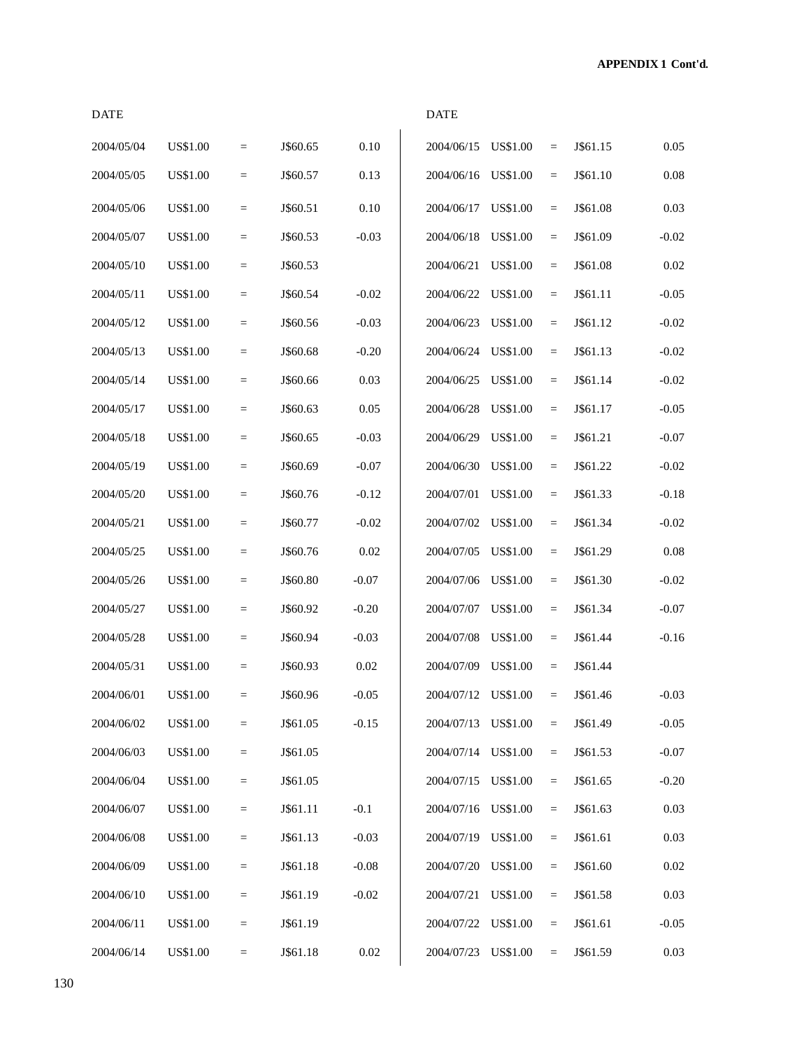**APPENDIX 1 Cont'd.**

| DATE | | | | | DATE | | | | |
|---|---|---|---|---|---|---|---|---|---|
| 2004/05/04 | US$1.00 | = | J$60.65 | 0.10 | 2004/06/15 | US$1.00 | = | J$61.15 | 0.05 |
| 2004/05/05 | US$1.00 | = | J$60.57 | 0.13 | 2004/06/16 | US$1.00 | = | J$61.10 | 0.08 |
| 2004/05/06 | US$1.00 | = | J$60.51 | 0.10 | 2004/06/17 | US$1.00 | = | J$61.08 | 0.03 |
| 2004/05/07 | US$1.00 | = | J$60.53 | -0.03 | 2004/06/18 | US$1.00 | = | J$61.09 | -0.02 |
| 2004/05/10 | US$1.00 | = | J$60.53 | | 2004/06/21 | US$1.00 | = | J$61.08 | 0.02 |
| 2004/05/11 | US$1.00 | = | J$60.54 | -0.02 | 2004/06/22 | US$1.00 | = | J$61.11 | -0.05 |
| 2004/05/12 | US$1.00 | = | J$60.56 | -0.03 | 2004/06/23 | US$1.00 | = | J$61.12 | -0.02 |
| 2004/05/13 | US$1.00 | = | J$60.68 | -0.20 | 2004/06/24 | US$1.00 | = | J$61.13 | -0.02 |
| 2004/05/14 | US$1.00 | = | J$60.66 | 0.03 | 2004/06/25 | US$1.00 | = | J$61.14 | -0.02 |
| 2004/05/17 | US$1.00 | = | J$60.63 | 0.05 | 2004/06/28 | US$1.00 | = | J$61.17 | -0.05 |
| 2004/05/18 | US$1.00 | = | J$60.65 | -0.03 | 2004/06/29 | US$1.00 | = | J$61.21 | -0.07 |
| 2004/05/19 | US$1.00 | = | J$60.69 | -0.07 | 2004/06/30 | US$1.00 | = | J$61.22 | -0.02 |
| 2004/05/20 | US$1.00 | = | J$60.76 | -0.12 | 2004/07/01 | US$1.00 | = | J$61.33 | -0.18 |
| 2004/05/21 | US$1.00 | = | J$60.77 | -0.02 | 2004/07/02 | US$1.00 | = | J$61.34 | -0.02 |
| 2004/05/25 | US$1.00 | = | J$60.76 | 0.02 | 2004/07/05 | US$1.00 | = | J$61.29 | 0.08 |
| 2004/05/26 | US$1.00 | = | J$60.80 | -0.07 | 2004/07/06 | US$1.00 | = | J$61.30 | -0.02 |
| 2004/05/27 | US$1.00 | = | J$60.92 | -0.20 | 2004/07/07 | US$1.00 | = | J$61.34 | -0.07 |
| 2004/05/28 | US$1.00 | = | J$60.94 | -0.03 | 2004/07/08 | US$1.00 | = | J$61.44 | -0.16 |
| 2004/05/31 | US$1.00 | = | J$60.93 | 0.02 | 2004/07/09 | US$1.00 | = | J$61.44 | |
| 2004/06/01 | US$1.00 | = | J$60.96 | -0.05 | 2004/07/12 | US$1.00 | = | J$61.46 | -0.03 |
| 2004/06/02 | US$1.00 | = | J$61.05 | -0.15 | 2004/07/13 | US$1.00 | = | J$61.49 | -0.05 |
| 2004/06/03 | US$1.00 | = | J$61.05 | | 2004/07/14 | US$1.00 | = | J$61.53 | -0.07 |
| 2004/06/04 | US$1.00 | = | J$61.05 | | 2004/07/15 | US$1.00 | = | J$61.65 | -0.20 |
| 2004/06/07 | US$1.00 | = | J$61.11 | -0.1 | 2004/07/16 | US$1.00 | = | J$61.63 | 0.03 |
| 2004/06/08 | US$1.00 | = | J$61.13 | -0.03 | 2004/07/19 | US$1.00 | = | J$61.61 | 0.03 |
| 2004/06/09 | US$1.00 | = | J$61.18 | -0.08 | 2004/07/20 | US$1.00 | = | J$61.60 | 0.02 |
| 2004/06/10 | US$1.00 | = | J$61.19 | -0.02 | 2004/07/21 | US$1.00 | = | J$61.58 | 0.03 |
| 2004/06/11 | US$1.00 | = | J$61.19 | | 2004/07/22 | US$1.00 | = | J$61.61 | -0.05 |
| 2004/06/14 | US$1.00 | = | J$61.18 | 0.02 | 2004/07/23 | US$1.00 | = | J$61.59 | 0.03 |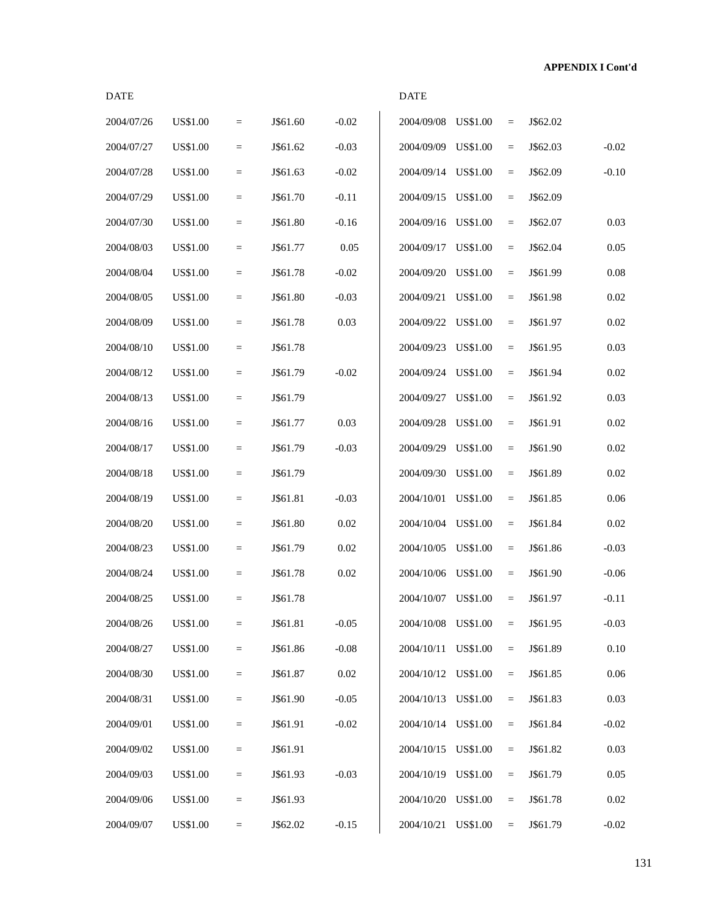**APPENDIX I Cont'd**

| DATE | | | | | DATE | | | | |
|---|---|---|---|---|---|---|---|---|---|
| 2004/07/26 | US$1.00 | = | J$61.60 | -0.02 | 2004/09/08 | US$1.00 | = | J$62.02 | |
| 2004/07/27 | US$1.00 | = | J$61.62 | -0.03 | 2004/09/09 | US$1.00 | = | J$62.03 | -0.02 |
| 2004/07/28 | US$1.00 | = | J$61.63 | -0.02 | 2004/09/14 | US$1.00 | = | J$62.09 | -0.10 |
| 2004/07/29 | US$1.00 | = | J$61.70 | -0.11 | 2004/09/15 | US$1.00 | = | J$62.09 | |
| 2004/07/30 | US$1.00 | = | J$61.80 | -0.16 | 2004/09/16 | US$1.00 | = | J$62.07 | 0.03 |
| 2004/08/03 | US$1.00 | = | J$61.77 | 0.05 | 2004/09/17 | US$1.00 | = | J$62.04 | 0.05 |
| 2004/08/04 | US$1.00 | = | J$61.78 | -0.02 | 2004/09/20 | US$1.00 | = | J$61.99 | 0.08 |
| 2004/08/05 | US$1.00 | = | J$61.80 | -0.03 | 2004/09/21 | US$1.00 | = | J$61.98 | 0.02 |
| 2004/08/09 | US$1.00 | = | J$61.78 | 0.03 | 2004/09/22 | US$1.00 | = | J$61.97 | 0.02 |
| 2004/08/10 | US$1.00 | = | J$61.78 | | 2004/09/23 | US$1.00 | = | J$61.95 | 0.03 |
| 2004/08/12 | US$1.00 | = | J$61.79 | -0.02 | 2004/09/24 | US$1.00 | = | J$61.94 | 0.02 |
| 2004/08/13 | US$1.00 | = | J$61.79 | | 2004/09/27 | US$1.00 | = | J$61.92 | 0.03 |
| 2004/08/16 | US$1.00 | = | J$61.77 | 0.03 | 2004/09/28 | US$1.00 | = | J$61.91 | 0.02 |
| 2004/08/17 | US$1.00 | = | J$61.79 | -0.03 | 2004/09/29 | US$1.00 | = | J$61.90 | 0.02 |
| 2004/08/18 | US$1.00 | = | J$61.79 | | 2004/09/30 | US$1.00 | = | J$61.89 | 0.02 |
| 2004/08/19 | US$1.00 | = | J$61.81 | -0.03 | 2004/10/01 | US$1.00 | = | J$61.85 | 0.06 |
| 2004/08/20 | US$1.00 | = | J$61.80 | 0.02 | 2004/10/04 | US$1.00 | = | J$61.84 | 0.02 |
| 2004/08/23 | US$1.00 | = | J$61.79 | 0.02 | 2004/10/05 | US$1.00 | = | J$61.86 | -0.03 |
| 2004/08/24 | US$1.00 | = | J$61.78 | 0.02 | 2004/10/06 | US$1.00 | = | J$61.90 | -0.06 |
| 2004/08/25 | US$1.00 | = | J$61.78 | | 2004/10/07 | US$1.00 | = | J$61.97 | -0.11 |
| 2004/08/26 | US$1.00 | = | J$61.81 | -0.05 | 2004/10/08 | US$1.00 | = | J$61.95 | -0.03 |
| 2004/08/27 | US$1.00 | = | J$61.86 | -0.08 | 2004/10/11 | US$1.00 | = | J$61.89 | 0.10 |
| 2004/08/30 | US$1.00 | = | J$61.87 | 0.02 | 2004/10/12 | US$1.00 | = | J$61.85 | 0.06 |
| 2004/08/31 | US$1.00 | = | J$61.90 | -0.05 | 2004/10/13 | US$1.00 | = | J$61.83 | 0.03 |
| 2004/09/01 | US$1.00 | = | J$61.91 | -0.02 | 2004/10/14 | US$1.00 | = | J$61.84 | -0.02 |
| 2004/09/02 | US$1.00 | = | J$61.91 | | 2004/10/15 | US$1.00 | = | J$61.82 | 0.03 |
| 2004/09/03 | US$1.00 | = | J$61.93 | -0.03 | 2004/10/19 | US$1.00 | = | J$61.79 | 0.05 |
| 2004/09/06 | US$1.00 | = | J$61.93 | | 2004/10/20 | US$1.00 | = | J$61.78 | 0.02 |
| 2004/09/07 | US$1.00 | = | J$62.02 | -0.15 | 2004/10/21 | US$1.00 | = | J$61.79 | -0.02 |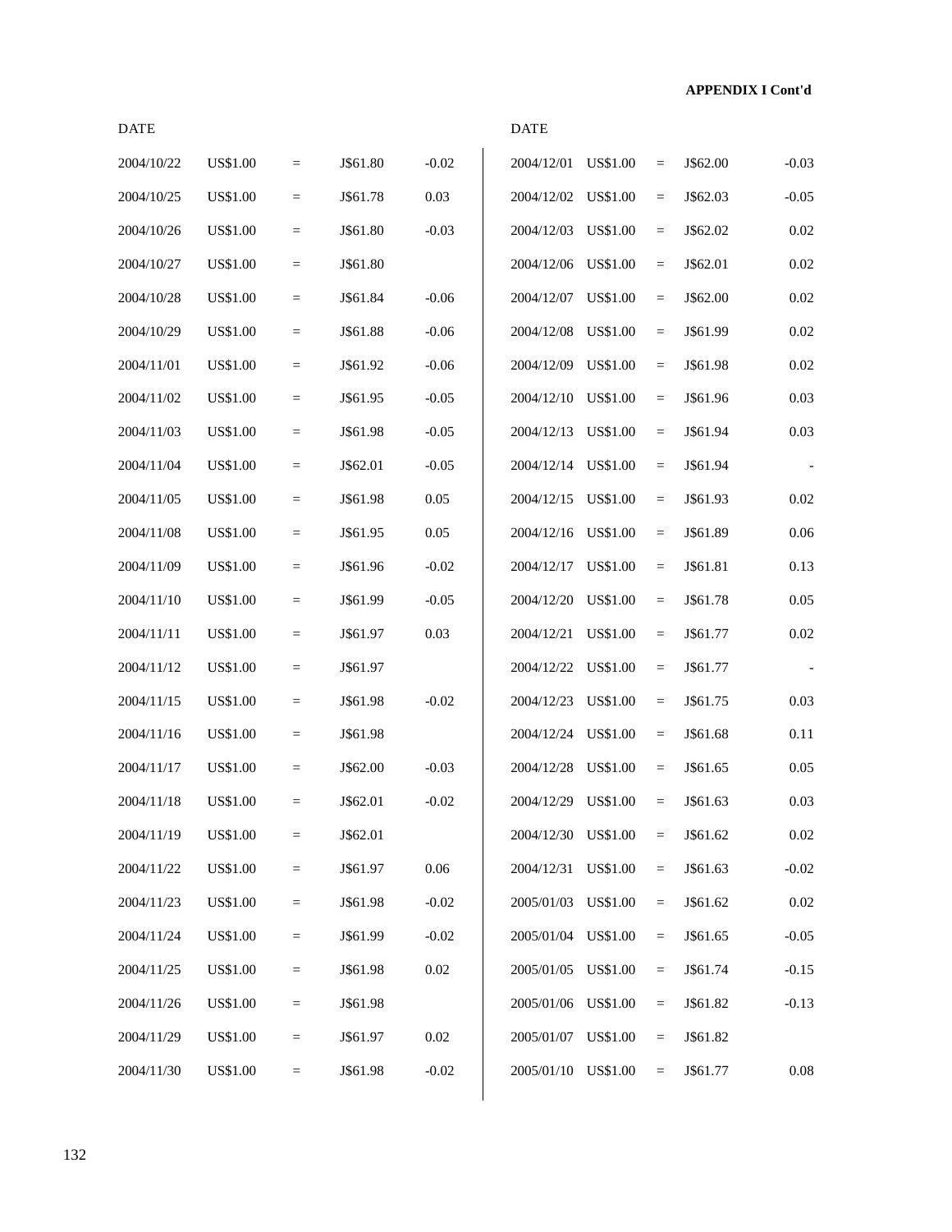**APPENDIX I Cont'd**

| DATE | | | | |
|---|---|---|---|---|
| 2004/10/22 | US$1.00 | = | J$61.80 | -0.02 |
| 2004/10/25 | US$1.00 | = | J$61.78 | 0.03 |
| 2004/10/26 | US$1.00 | = | J$61.80 | -0.03 |
| 2004/10/27 | US$1.00 | = | J$61.80 | |
| 2004/10/28 | US$1.00 | = | J$61.84 | -0.06 |
| 2004/10/29 | US$1.00 | = | J$61.88 | -0.06 |
| 2004/11/01 | US$1.00 | = | J$61.92 | -0.06 |
| 2004/11/02 | US$1.00 | = | J$61.95 | -0.05 |
| 2004/11/03 | US$1.00 | = | J$61.98 | -0.05 |
| 2004/11/04 | US$1.00 | = | J$62.01 | -0.05 |
| 2004/11/05 | US$1.00 | = | J$61.98 | 0.05 |
| 2004/11/08 | US$1.00 | = | J$61.95 | 0.05 |
| 2004/11/09 | US$1.00 | = | J$61.96 | -0.02 |
| 2004/11/10 | US$1.00 | = | J$61.99 | -0.05 |
| 2004/11/11 | US$1.00 | = | J$61.97 | 0.03 |
| 2004/11/12 | US$1.00 | = | J$61.97 | |
| 2004/11/15 | US$1.00 | = | J$61.98 | -0.02 |
| 2004/11/16 | US$1.00 | = | J$61.98 | |
| 2004/11/17 | US$1.00 | = | J$62.00 | -0.03 |
| 2004/11/18 | US$1.00 | = | J$62.01 | -0.02 |
| 2004/11/19 | US$1.00 | = | J$62.01 | |
| 2004/11/22 | US$1.00 | = | J$61.97 | 0.06 |
| 2004/11/23 | US$1.00 | = | J$61.98 | -0.02 |
| 2004/11/24 | US$1.00 | = | J$61.99 | -0.02 |
| 2004/11/25 | US$1.00 | = | J$61.98 | 0.02 |
| 2004/11/26 | US$1.00 | = | J$61.98 | |
| 2004/11/29 | US$1.00 | = | J$61.97 | 0.02 |
| 2004/11/30 | US$1.00 | = | J$61.98 | -0.02 |

| DATE | | | | |
|---|---|---|---|---|
| 2004/12/01 | US$1.00 | = | J$62.00 | -0.03 |
| 2004/12/02 | US$1.00 | = | J$62.03 | -0.05 |
| 2004/12/03 | US$1.00 | = | J$62.02 | 0.02 |
| 2004/12/06 | US$1.00 | = | J$62.01 | 0.02 |
| 2004/12/07 | US$1.00 | = | J$62.00 | 0.02 |
| 2004/12/08 | US$1.00 | = | J$61.99 | 0.02 |
| 2004/12/09 | US$1.00 | = | J$61.98 | 0.02 |
| 2004/12/10 | US$1.00 | = | J$61.96 | 0.03 |
| 2004/12/13 | US$1.00 | = | J$61.94 | 0.03 |
| 2004/12/14 | US$1.00 | = | J$61.94 | - |
| 2004/12/15 | US$1.00 | = | J$61.93 | 0.02 |
| 2004/12/16 | US$1.00 | = | J$61.89 | 0.06 |
| 2004/12/17 | US$1.00 | = | J$61.81 | 0.13 |
| 2004/12/20 | US$1.00 | = | J$61.78 | 0.05 |
| 2004/12/21 | US$1.00 | = | J$61.77 | 0.02 |
| 2004/12/22 | US$1.00 | = | J$61.77 | - |
| 2004/12/23 | US$1.00 | = | J$61.75 | 0.03 |
| 2004/12/24 | US$1.00 | = | J$61.68 | 0.11 |
| 2004/12/28 | US$1.00 | = | J$61.65 | 0.05 |
| 2004/12/29 | US$1.00 | = | J$61.63 | 0.03 |
| 2004/12/30 | US$1.00 | = | J$61.62 | 0.02 |
| 2004/12/31 | US$1.00 | = | J$61.63 | -0.02 |
| 2005/01/03 | US$1.00 | = | J$61.62 | 0.02 |
| 2005/01/04 | US$1.00 | = | J$61.65 | -0.05 |
| 2005/01/05 | US$1.00 | = | J$61.74 | -0.15 |
| 2005/01/06 | US$1.00 | = | J$61.82 | -0.13 |
| 2005/01/07 | US$1.00 | = | J$61.82 | |
| 2005/01/10 | US$1.00 | = | J$61.77 | 0.08 |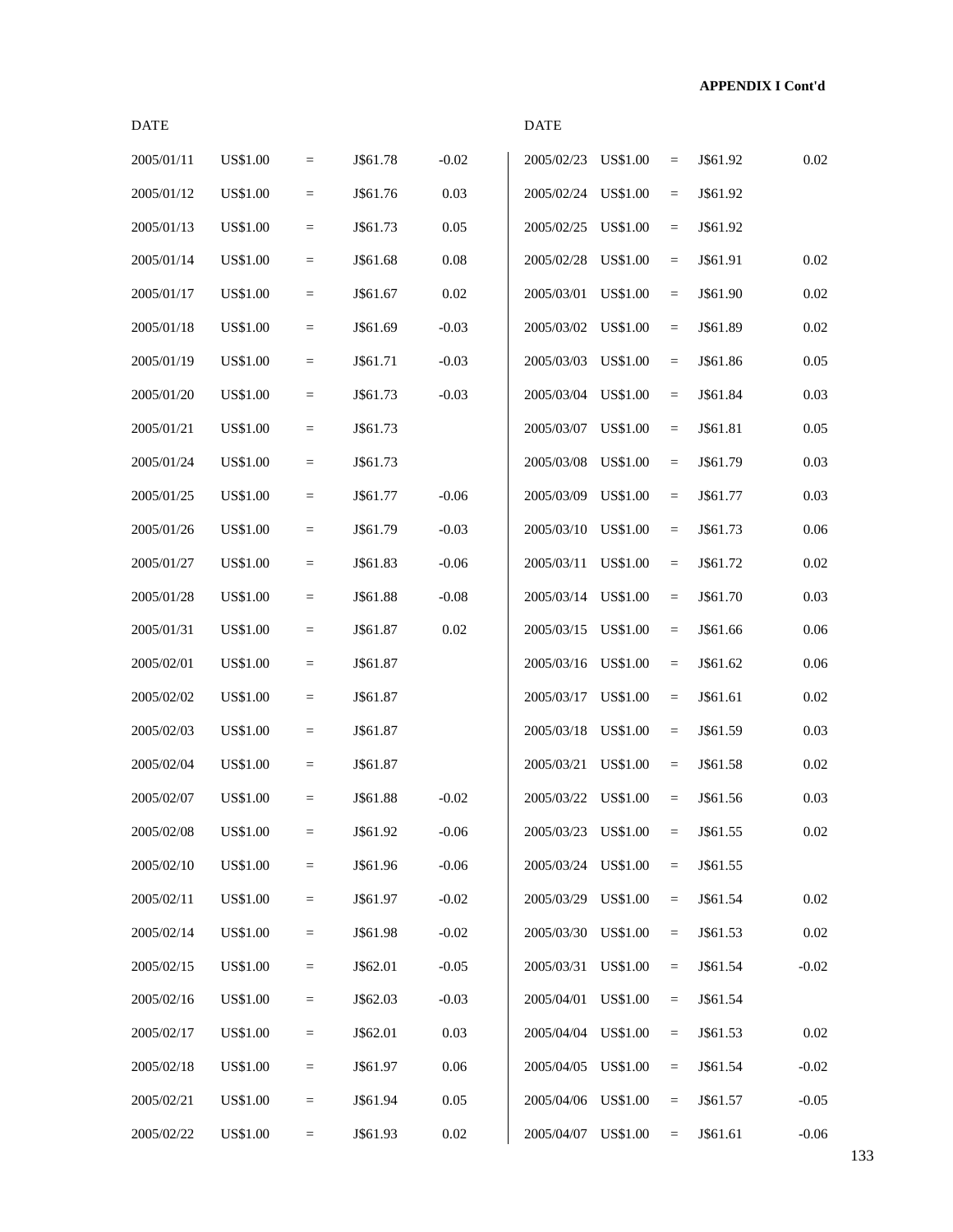**APPENDIX I Cont'd**

| DATE | | | | |
|---|---|---|---|---|
| 2005/01/11 | US$1.00 | = | J$61.78 | -0.02 |
| 2005/01/12 | US$1.00 | = | J$61.76 | 0.03 |
| 2005/01/13 | US$1.00 | = | J$61.73 | 0.05 |
| 2005/01/14 | US$1.00 | = | J$61.68 | 0.08 |
| 2005/01/17 | US$1.00 | = | J$61.67 | 0.02 |
| 2005/01/18 | US$1.00 | = | J$61.69 | -0.03 |
| 2005/01/19 | US$1.00 | = | J$61.71 | -0.03 |
| 2005/01/20 | US$1.00 | = | J$61.73 | -0.03 |
| 2005/01/21 | US$1.00 | = | J$61.73 | |
| 2005/01/24 | US$1.00 | = | J$61.73 | |
| 2005/01/25 | US$1.00 | = | J$61.77 | -0.06 |
| 2005/01/26 | US$1.00 | = | J$61.79 | -0.03 |
| 2005/01/27 | US$1.00 | = | J$61.83 | -0.06 |
| 2005/01/28 | US$1.00 | = | J$61.88 | -0.08 |
| 2005/01/31 | US$1.00 | = | J$61.87 | 0.02 |
| 2005/02/01 | US$1.00 | = | J$61.87 | |
| 2005/02/02 | US$1.00 | = | J$61.87 | |
| 2005/02/03 | US$1.00 | = | J$61.87 | |
| 2005/02/04 | US$1.00 | = | J$61.87 | |
| 2005/02/07 | US$1.00 | = | J$61.88 | -0.02 |
| 2005/02/08 | US$1.00 | = | J$61.92 | -0.06 |
| 2005/02/10 | US$1.00 | = | J$61.96 | -0.06 |
| 2005/02/11 | US$1.00 | = | J$61.97 | -0.02 |
| 2005/02/14 | US$1.00 | = | J$61.98 | -0.02 |
| 2005/02/15 | US$1.00 | = | J$62.01 | -0.05 |
| 2005/02/16 | US$1.00 | = | J$62.03 | -0.03 |
| 2005/02/17 | US$1.00 | = | J$62.01 | 0.03 |
| 2005/02/18 | US$1.00 | = | J$61.97 | 0.06 |
| 2005/02/21 | US$1.00 | = | J$61.94 | 0.05 |
| 2005/02/22 | US$1.00 | = | J$61.93 | 0.02 |

| DATE | | | | |
|---|---|---|---|---|
| 2005/02/23 | US$1.00 | = | J$61.92 | 0.02 |
| 2005/02/24 | US$1.00 | = | J$61.92 | |
| 2005/02/25 | US$1.00 | = | J$61.92 | |
| 2005/02/28 | US$1.00 | = | J$61.91 | 0.02 |
| 2005/03/01 | US$1.00 | = | J$61.90 | 0.02 |
| 2005/03/02 | US$1.00 | = | J$61.89 | 0.02 |
| 2005/03/03 | US$1.00 | = | J$61.86 | 0.05 |
| 2005/03/04 | US$1.00 | = | J$61.84 | 0.03 |
| 2005/03/07 | US$1.00 | = | J$61.81 | 0.05 |
| 2005/03/08 | US$1.00 | = | J$61.79 | 0.03 |
| 2005/03/09 | US$1.00 | = | J$61.77 | 0.03 |
| 2005/03/10 | US$1.00 | = | J$61.73 | 0.06 |
| 2005/03/11 | US$1.00 | = | J$61.72 | 0.02 |
| 2005/03/14 | US$1.00 | = | J$61.70 | 0.03 |
| 2005/03/15 | US$1.00 | = | J$61.66 | 0.06 |
| 2005/03/16 | US$1.00 | = | J$61.62 | 0.06 |
| 2005/03/17 | US$1.00 | = | J$61.61 | 0.02 |
| 2005/03/18 | US$1.00 | = | J$61.59 | 0.03 |
| 2005/03/21 | US$1.00 | = | J$61.58 | 0.02 |
| 2005/03/22 | US$1.00 | = | J$61.56 | 0.03 |
| 2005/03/23 | US$1.00 | = | J$61.55 | 0.02 |
| 2005/03/24 | US$1.00 | = | J$61.55 | |
| 2005/03/29 | US$1.00 | = | J$61.54 | 0.02 |
| 2005/03/30 | US$1.00 | = | J$61.53 | 0.02 |
| 2005/03/31 | US$1.00 | = | J$61.54 | -0.02 |
| 2005/04/01 | US$1.00 | = | J$61.54 | |
| 2005/04/04 | US$1.00 | = | J$61.53 | 0.02 |
| 2005/04/05 | US$1.00 | = | J$61.54 | -0.02 |
| 2005/04/06 | US$1.00 | = | J$61.57 | -0.05 |
| 2005/04/07 | US$1.00 | = | J$61.61 | -0.06 |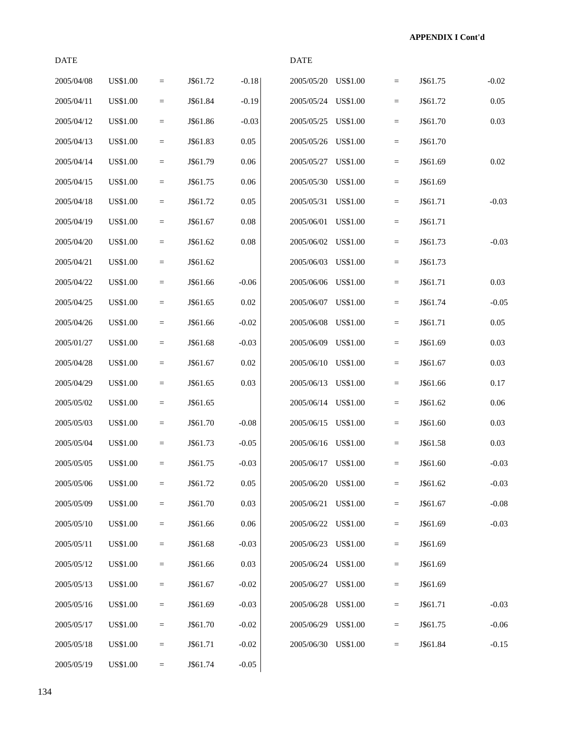**APPENDIX I Cont'd**

| DATE | | | | |
|---|---|---|---|---|
| 2005/04/08 | US$1.00 | = | J$61.72 | -0.18 |
| 2005/04/11 | US$1.00 | = | J$61.84 | -0.19 |
| 2005/04/12 | US$1.00 | = | J$61.86 | -0.03 |
| 2005/04/13 | US$1.00 | = | J$61.83 | 0.05 |
| 2005/04/14 | US$1.00 | = | J$61.79 | 0.06 |
| 2005/04/15 | US$1.00 | = | J$61.75 | 0.06 |
| 2005/04/18 | US$1.00 | = | J$61.72 | 0.05 |
| 2005/04/19 | US$1.00 | = | J$61.67 | 0.08 |
| 2005/04/20 | US$1.00 | = | J$61.62 | 0.08 |
| 2005/04/21 | US$1.00 | = | J$61.62 | |
| 2005/04/22 | US$1.00 | = | J$61.66 | -0.06 |
| 2005/04/25 | US$1.00 | = | J$61.65 | 0.02 |
| 2005/04/26 | US$1.00 | = | J$61.66 | -0.02 |
| 2005/01/27 | US$1.00 | = | J$61.68 | -0.03 |
| 2005/04/28 | US$1.00 | = | J$61.67 | 0.02 |
| 2005/04/29 | US$1.00 | = | J$61.65 | 0.03 |
| 2005/05/02 | US$1.00 | = | J$61.65 | |
| 2005/05/03 | US$1.00 | = | J$61.70 | -0.08 |
| 2005/05/04 | US$1.00 | = | J$61.73 | -0.05 |
| 2005/05/05 | US$1.00 | = | J$61.75 | -0.03 |
| 2005/05/06 | US$1.00 | = | J$61.72 | 0.05 |
| 2005/05/09 | US$1.00 | = | J$61.70 | 0.03 |
| 2005/05/10 | US$1.00 | = | J$61.66 | 0.06 |
| 2005/05/11 | US$1.00 | = | J$61.68 | -0.03 |
| 2005/05/12 | US$1.00 | = | J$61.66 | 0.03 |
| 2005/05/13 | US$1.00 | = | J$61.67 | -0.02 |
| 2005/05/16 | US$1.00 | = | J$61.69 | -0.03 |
| 2005/05/17 | US$1.00 | = | J$61.70 | -0.02 |
| 2005/05/18 | US$1.00 | = | J$61.71 | -0.02 |
| 2005/05/19 | US$1.00 | = | J$61.74 | -0.05 |

| DATE | | | | |
|---|---|---|---|---|
| 2005/05/20 | US$1.00 | = | J$61.75 | -0.02 |
| 2005/05/24 | US$1.00 | = | J$61.72 | 0.05 |
| 2005/05/25 | US$1.00 | = | J$61.70 | 0.03 |
| 2005/05/26 | US$1.00 | = | J$61.70 | |
| 2005/05/27 | US$1.00 | = | J$61.69 | 0.02 |
| 2005/05/30 | US$1.00 | = | J$61.69 | |
| 2005/05/31 | US$1.00 | = | J$61.71 | -0.03 |
| 2005/06/01 | US$1.00 | = | J$61.71 | |
| 2005/06/02 | US$1.00 | = | J$61.73 | -0.03 |
| 2005/06/03 | US$1.00 | = | J$61.73 | |
| 2005/06/06 | US$1.00 | = | J$61.71 | 0.03 |
| 2005/06/07 | US$1.00 | = | J$61.74 | -0.05 |
| 2005/06/08 | US$1.00 | = | J$61.71 | 0.05 |
| 2005/06/09 | US$1.00 | = | J$61.69 | 0.03 |
| 2005/06/10 | US$1.00 | = | J$61.67 | 0.03 |
| 2005/06/13 | US$1.00 | = | J$61.66 | 0.17 |
| 2005/06/14 | US$1.00 | = | J$61.62 | 0.06 |
| 2005/06/15 | US$1.00 | = | J$61.60 | 0.03 |
| 2005/06/16 | US$1.00 | = | J$61.58 | 0.03 |
| 2005/06/17 | US$1.00 | = | J$61.60 | -0.03 |
| 2005/06/20 | US$1.00 | = | J$61.62 | -0.03 |
| 2005/06/21 | US$1.00 | = | J$61.67 | -0.08 |
| 2005/06/22 | US$1.00 | = | J$61.69 | -0.03 |
| 2005/06/23 | US$1.00 | = | J$61.69 | |
| 2005/06/24 | US$1.00 | = | J$61.69 | |
| 2005/06/27 | US$1.00 | = | J$61.69 | |
| 2005/06/28 | US$1.00 | = | J$61.71 | -0.03 |
| 2005/06/29 | US$1.00 | = | J$61.75 | -0.06 |
| 2005/06/30 | US$1.00 | = | J$61.84 | -0.15 |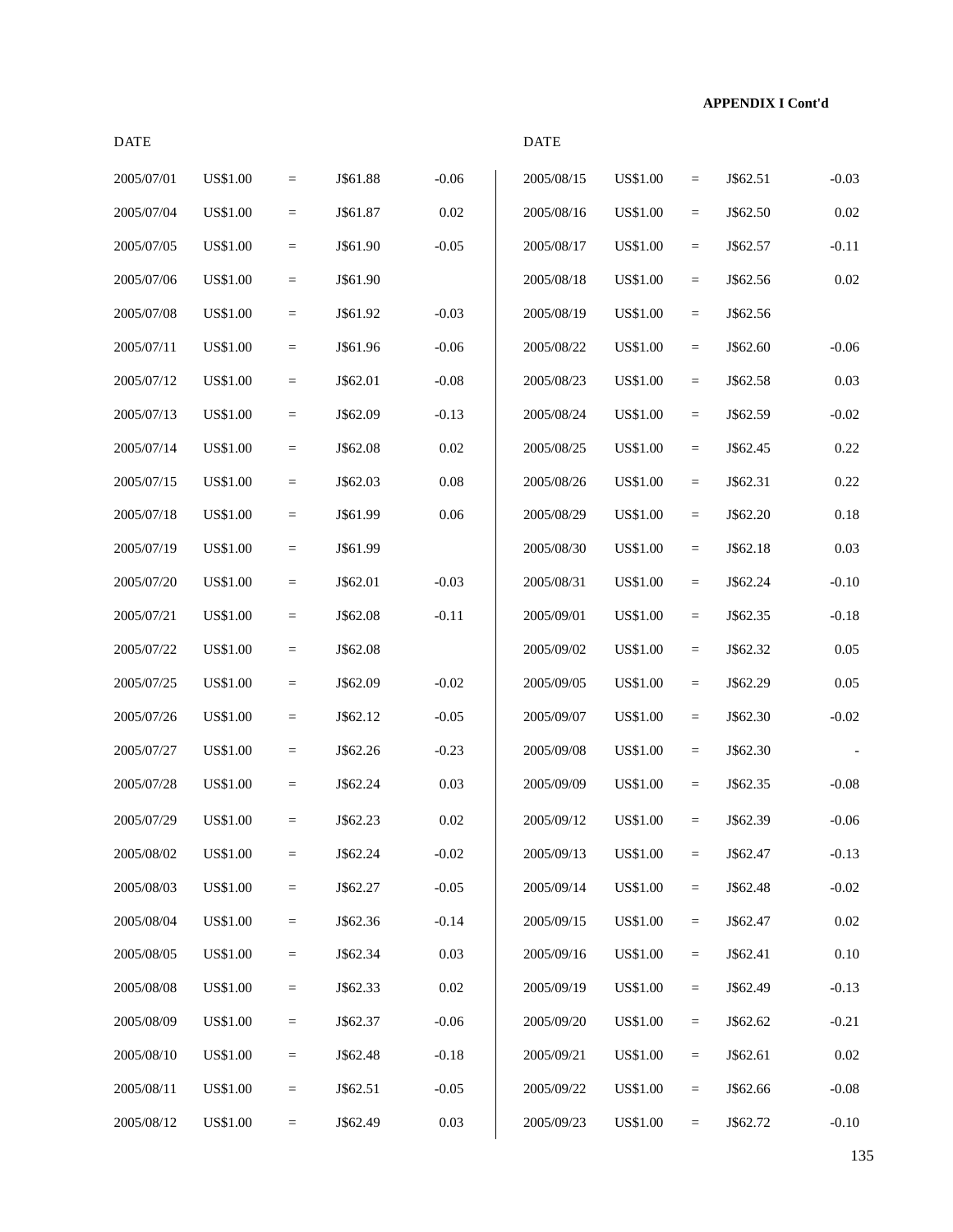**APPENDIX I Cont'd**

| DATE | | | | | DATE | | | | |
|---|---|---|---|---|---|---|---|---|---|
| 2005/07/01 | US$1.00 | = | J$61.88 | -0.06 | 2005/08/15 | US$1.00 | = | J$62.51 | -0.03 |
| 2005/07/04 | US$1.00 | = | J$61.87 | 0.02 | 2005/08/16 | US$1.00 | = | J$62.50 | 0.02 |
| 2005/07/05 | US$1.00 | = | J$61.90 | -0.05 | 2005/08/17 | US$1.00 | = | J$62.57 | -0.11 |
| 2005/07/06 | US$1.00 | = | J$61.90 | | 2005/08/18 | US$1.00 | = | J$62.56 | 0.02 |
| 2005/07/08 | US$1.00 | = | J$61.92 | -0.03 | 2005/08/19 | US$1.00 | = | J$62.56 | |
| 2005/07/11 | US$1.00 | = | J$61.96 | -0.06 | 2005/08/22 | US$1.00 | = | J$62.60 | -0.06 |
| 2005/07/12 | US$1.00 | = | J$62.01 | -0.08 | 2005/08/23 | US$1.00 | = | J$62.58 | 0.03 |
| 2005/07/13 | US$1.00 | = | J$62.09 | -0.13 | 2005/08/24 | US$1.00 | = | J$62.59 | -0.02 |
| 2005/07/14 | US$1.00 | = | J$62.08 | 0.02 | 2005/08/25 | US$1.00 | = | J$62.45 | 0.22 |
| 2005/07/15 | US$1.00 | = | J$62.03 | 0.08 | 2005/08/26 | US$1.00 | = | J$62.31 | 0.22 |
| 2005/07/18 | US$1.00 | = | J$61.99 | 0.06 | 2005/08/29 | US$1.00 | = | J$62.20 | 0.18 |
| 2005/07/19 | US$1.00 | = | J$61.99 | | 2005/08/30 | US$1.00 | = | J$62.18 | 0.03 |
| 2005/07/20 | US$1.00 | = | J$62.01 | -0.03 | 2005/08/31 | US$1.00 | = | J$62.24 | -0.10 |
| 2005/07/21 | US$1.00 | = | J$62.08 | -0.11 | 2005/09/01 | US$1.00 | = | J$62.35 | -0.18 |
| 2005/07/22 | US$1.00 | = | J$62.08 | | 2005/09/02 | US$1.00 | = | J$62.32 | 0.05 |
| 2005/07/25 | US$1.00 | = | J$62.09 | -0.02 | 2005/09/05 | US$1.00 | = | J$62.29 | 0.05 |
| 2005/07/26 | US$1.00 | = | J$62.12 | -0.05 | 2005/09/07 | US$1.00 | = | J$62.30 | -0.02 |
| 2005/07/27 | US$1.00 | = | J$62.26 | -0.23 | 2005/09/08 | US$1.00 | = | J$62.30 | - |
| 2005/07/28 | US$1.00 | = | J$62.24 | 0.03 | 2005/09/09 | US$1.00 | = | J$62.35 | -0.08 |
| 2005/07/29 | US$1.00 | = | J$62.23 | 0.02 | 2005/09/12 | US$1.00 | = | J$62.39 | -0.06 |
| 2005/08/02 | US$1.00 | = | J$62.24 | -0.02 | 2005/09/13 | US$1.00 | = | J$62.47 | -0.13 |
| 2005/08/03 | US$1.00 | = | J$62.27 | -0.05 | 2005/09/14 | US$1.00 | = | J$62.48 | -0.02 |
| 2005/08/04 | US$1.00 | = | J$62.36 | -0.14 | 2005/09/15 | US$1.00 | = | J$62.47 | 0.02 |
| 2005/08/05 | US$1.00 | = | J$62.34 | 0.03 | 2005/09/16 | US$1.00 | = | J$62.41 | 0.10 |
| 2005/08/08 | US$1.00 | = | J$62.33 | 0.02 | 2005/09/19 | US$1.00 | = | J$62.49 | -0.13 |
| 2005/08/09 | US$1.00 | = | J$62.37 | -0.06 | 2005/09/20 | US$1.00 | = | J$62.62 | -0.21 |
| 2005/08/10 | US$1.00 | = | J$62.48 | -0.18 | 2005/09/21 | US$1.00 | = | J$62.61 | 0.02 |
| 2005/08/11 | US$1.00 | = | J$62.51 | -0.05 | 2005/09/22 | US$1.00 | = | J$62.66 | -0.08 |
| 2005/08/12 | US$1.00 | = | J$62.49 | 0.03 | 2005/09/23 | US$1.00 | = | J$62.72 | -0.10 |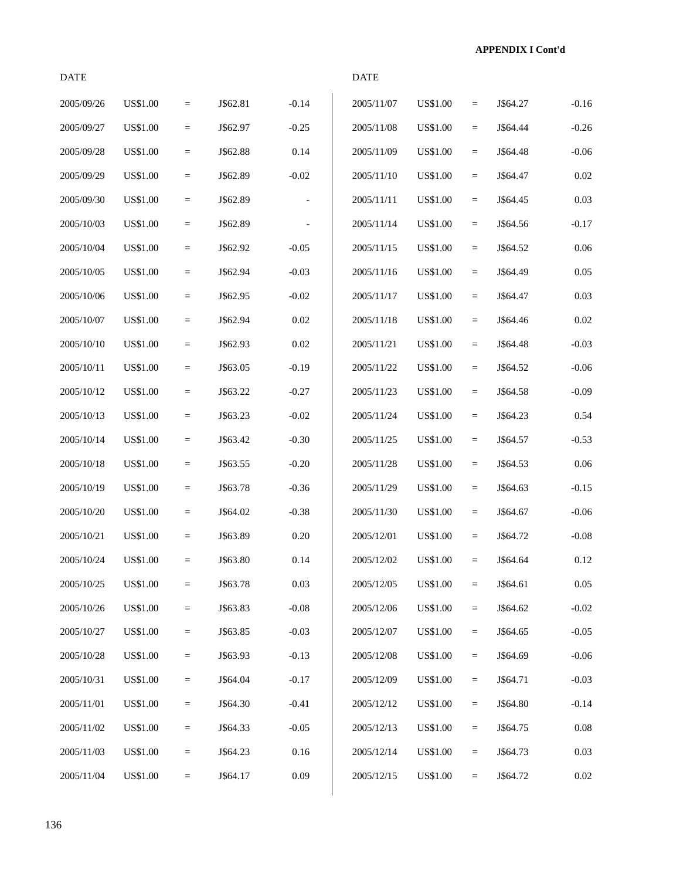**APPENDIX I Cont'd**

| DATE | | | | |
|---|---|---|---|---|
| 2005/09/26 | US$1.00 | = | J$62.81 | -0.14 |
| 2005/09/27 | US$1.00 | = | J$62.97 | -0.25 |
| 2005/09/28 | US$1.00 | = | J$62.88 | 0.14 |
| 2005/09/29 | US$1.00 | = | J$62.89 | -0.02 |
| 2005/09/30 | US$1.00 | = | J$62.89 | - |
| 2005/10/03 | US$1.00 | = | J$62.89 | - |
| 2005/10/04 | US$1.00 | = | J$62.92 | -0.05 |
| 2005/10/05 | US$1.00 | = | J$62.94 | -0.03 |
| 2005/10/06 | US$1.00 | = | J$62.95 | -0.02 |
| 2005/10/07 | US$1.00 | = | J$62.94 | 0.02 |
| 2005/10/10 | US$1.00 | = | J$62.93 | 0.02 |
| 2005/10/11 | US$1.00 | = | J$63.05 | -0.19 |
| 2005/10/12 | US$1.00 | = | J$63.22 | -0.27 |
| 2005/10/13 | US$1.00 | = | J$63.23 | -0.02 |
| 2005/10/14 | US$1.00 | = | J$63.42 | -0.30 |
| 2005/10/18 | US$1.00 | = | J$63.55 | -0.20 |
| 2005/10/19 | US$1.00 | = | J$63.78 | -0.36 |
| 2005/10/20 | US$1.00 | = | J$64.02 | -0.38 |
| 2005/10/21 | US$1.00 | = | J$63.89 | 0.20 |
| 2005/10/24 | US$1.00 | = | J$63.80 | 0.14 |
| 2005/10/25 | US$1.00 | = | J$63.78 | 0.03 |
| 2005/10/26 | US$1.00 | = | J$63.83 | -0.08 |
| 2005/10/27 | US$1.00 | = | J$63.85 | -0.03 |
| 2005/10/28 | US$1.00 | = | J$63.93 | -0.13 |
| 2005/10/31 | US$1.00 | = | J$64.04 | -0.17 |
| 2005/11/01 | US$1.00 | = | J$64.30 | -0.41 |
| 2005/11/02 | US$1.00 | = | J$64.33 | -0.05 |
| 2005/11/03 | US$1.00 | = | J$64.23 | 0.16 |
| 2005/11/04 | US$1.00 | = | J$64.17 | 0.09 |

| DATE | | | | |
|---|---|---|---|---|
| 2005/11/07 | US$1.00 | = | J$64.27 | -0.16 |
| 2005/11/08 | US$1.00 | = | J$64.44 | -0.26 |
| 2005/11/09 | US$1.00 | = | J$64.48 | -0.06 |
| 2005/11/10 | US$1.00 | = | J$64.47 | 0.02 |
| 2005/11/11 | US$1.00 | = | J$64.45 | 0.03 |
| 2005/11/14 | US$1.00 | = | J$64.56 | -0.17 |
| 2005/11/15 | US$1.00 | = | J$64.52 | 0.06 |
| 2005/11/16 | US$1.00 | = | J$64.49 | 0.05 |
| 2005/11/17 | US$1.00 | = | J$64.47 | 0.03 |
| 2005/11/18 | US$1.00 | = | J$64.46 | 0.02 |
| 2005/11/21 | US$1.00 | = | J$64.48 | -0.03 |
| 2005/11/22 | US$1.00 | = | J$64.52 | -0.06 |
| 2005/11/23 | US$1.00 | = | J$64.58 | -0.09 |
| 2005/11/24 | US$1.00 | = | J$64.23 | 0.54 |
| 2005/11/25 | US$1.00 | = | J$64.57 | -0.53 |
| 2005/11/28 | US$1.00 | = | J$64.53 | 0.06 |
| 2005/11/29 | US$1.00 | = | J$64.63 | -0.15 |
| 2005/11/30 | US$1.00 | = | J$64.67 | -0.06 |
| 2005/12/01 | US$1.00 | = | J$64.72 | -0.08 |
| 2005/12/02 | US$1.00 | = | J$64.64 | 0.12 |
| 2005/12/05 | US$1.00 | = | J$64.61 | 0.05 |
| 2005/12/06 | US$1.00 | = | J$64.62 | -0.02 |
| 2005/12/07 | US$1.00 | = | J$64.65 | -0.05 |
| 2005/12/08 | US$1.00 | = | J$64.69 | -0.06 |
| 2005/12/09 | US$1.00 | = | J$64.71 | -0.03 |
| 2005/12/12 | US$1.00 | = | J$64.80 | -0.14 |
| 2005/12/13 | US$1.00 | = | J$64.75 | 0.08 |
| 2005/12/14 | US$1.00 | = | J$64.73 | 0.03 |
| 2005/12/15 | US$1.00 | = | J$64.72 | 0.02 |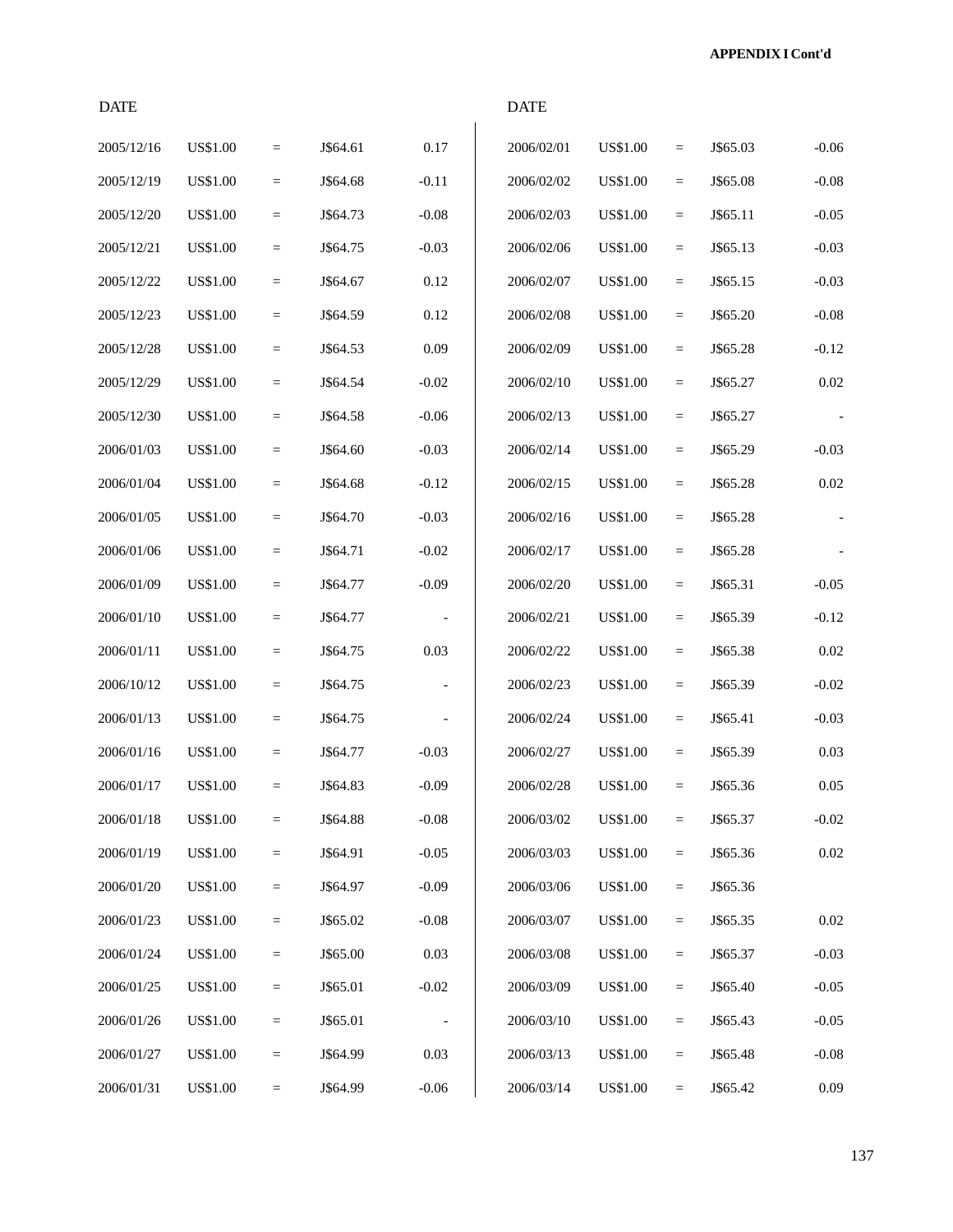**APPENDIX I Cont'd**

| DATE | | | | | DATE | | | | |
|---|---|---|---|---|---|---|---|---|---|
| 2005/12/16 | US$1.00 | = | J$64.61 | 0.17 | 2006/02/01 | US$1.00 | = | J$65.03 | -0.06 |
| 2005/12/19 | US$1.00 | = | J$64.68 | -0.11 | 2006/02/02 | US$1.00 | = | J$65.08 | -0.08 |
| 2005/12/20 | US$1.00 | = | J$64.73 | -0.08 | 2006/02/03 | US$1.00 | = | J$65.11 | -0.05 |
| 2005/12/21 | US$1.00 | = | J$64.75 | -0.03 | 2006/02/06 | US$1.00 | = | J$65.13 | -0.03 |
| 2005/12/22 | US$1.00 | = | J$64.67 | 0.12 | 2006/02/07 | US$1.00 | = | J$65.15 | -0.03 |
| 2005/12/23 | US$1.00 | = | J$64.59 | 0.12 | 2006/02/08 | US$1.00 | = | J$65.20 | -0.08 |
| 2005/12/28 | US$1.00 | = | J$64.53 | 0.09 | 2006/02/09 | US$1.00 | = | J$65.28 | -0.12 |
| 2005/12/29 | US$1.00 | = | J$64.54 | -0.02 | 2006/02/10 | US$1.00 | = | J$65.27 | 0.02 |
| 2005/12/30 | US$1.00 | = | J$64.58 | -0.06 | 2006/02/13 | US$1.00 | = | J$65.27 | - |
| 2006/01/03 | US$1.00 | = | J$64.60 | -0.03 | 2006/02/14 | US$1.00 | = | J$65.29 | -0.03 |
| 2006/01/04 | US$1.00 | = | J$64.68 | -0.12 | 2006/02/15 | US$1.00 | = | J$65.28 | 0.02 |
| 2006/01/05 | US$1.00 | = | J$64.70 | -0.03 | 2006/02/16 | US$1.00 | = | J$65.28 | - |
| 2006/01/06 | US$1.00 | = | J$64.71 | -0.02 | 2006/02/17 | US$1.00 | = | J$65.28 | - |
| 2006/01/09 | US$1.00 | = | J$64.77 | -0.09 | 2006/02/20 | US$1.00 | = | J$65.31 | -0.05 |
| 2006/01/10 | US$1.00 | = | J$64.77 | - | 2006/02/21 | US$1.00 | = | J$65.39 | -0.12 |
| 2006/01/11 | US$1.00 | = | J$64.75 | 0.03 | 2006/02/22 | US$1.00 | = | J$65.38 | 0.02 |
| 2006/10/12 | US$1.00 | = | J$64.75 | - | 2006/02/23 | US$1.00 | = | J$65.39 | -0.02 |
| 2006/01/13 | US$1.00 | = | J$64.75 | - | 2006/02/24 | US$1.00 | = | J$65.41 | -0.03 |
| 2006/01/16 | US$1.00 | = | J$64.77 | -0.03 | 2006/02/27 | US$1.00 | = | J$65.39 | 0.03 |
| 2006/01/17 | US$1.00 | = | J$64.83 | -0.09 | 2006/02/28 | US$1.00 | = | J$65.36 | 0.05 |
| 2006/01/18 | US$1.00 | = | J$64.88 | -0.08 | 2006/03/02 | US$1.00 | = | J$65.37 | -0.02 |
| 2006/01/19 | US$1.00 | = | J$64.91 | -0.05 | 2006/03/03 | US$1.00 | = | J$65.36 | 0.02 |
| 2006/01/20 | US$1.00 | = | J$64.97 | -0.09 | 2006/03/06 | US$1.00 | = | J$65.36 | |
| 2006/01/23 | US$1.00 | = | J$65.02 | -0.08 | 2006/03/07 | US$1.00 | = | J$65.35 | 0.02 |
| 2006/01/24 | US$1.00 | = | J$65.00 | 0.03 | 2006/03/08 | US$1.00 | = | J$65.37 | -0.03 |
| 2006/01/25 | US$1.00 | = | J$65.01 | -0.02 | 2006/03/09 | US$1.00 | = | J$65.40 | -0.05 |
| 2006/01/26 | US$1.00 | = | J$65.01 | - | 2006/03/10 | US$1.00 | = | J$65.43 | -0.05 |
| 2006/01/27 | US$1.00 | = | J$64.99 | 0.03 | 2006/03/13 | US$1.00 | = | J$65.48 | -0.08 |
| 2006/01/31 | US$1.00 | = | J$64.99 | -0.06 | 2006/03/14 | US$1.00 | = | J$65.42 | 0.09 |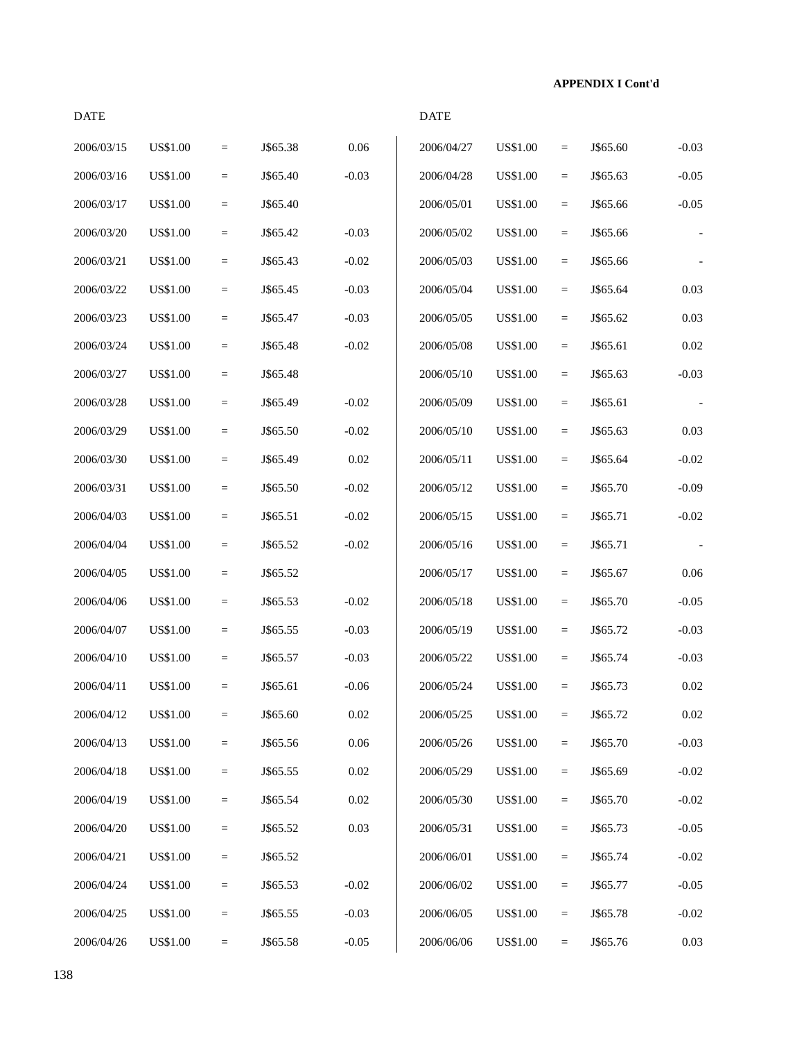**APPENDIX I Cont'd**

| DATE | | | | |
|---|---|---|---|---|
| 2006/03/15 | US$1.00 | = | J$65.38 | 0.06 |
| 2006/03/16 | US$1.00 | = | J$65.40 | -0.03 |
| 2006/03/17 | US$1.00 | = | J$65.40 | |
| 2006/03/20 | US$1.00 | = | J$65.42 | -0.03 |
| 2006/03/21 | US$1.00 | = | J$65.43 | -0.02 |
| 2006/03/22 | US$1.00 | = | J$65.45 | -0.03 |
| 2006/03/23 | US$1.00 | = | J$65.47 | -0.03 |
| 2006/03/24 | US$1.00 | = | J$65.48 | -0.02 |
| 2006/03/27 | US$1.00 | = | J$65.48 | |
| 2006/03/28 | US$1.00 | = | J$65.49 | -0.02 |
| 2006/03/29 | US$1.00 | = | J$65.50 | -0.02 |
| 2006/03/30 | US$1.00 | = | J$65.49 | 0.02 |
| 2006/03/31 | US$1.00 | = | J$65.50 | -0.02 |
| 2006/04/03 | US$1.00 | = | J$65.51 | -0.02 |
| 2006/04/04 | US$1.00 | = | J$65.52 | -0.02 |
| 2006/04/05 | US$1.00 | = | J$65.52 | |
| 2006/04/06 | US$1.00 | = | J$65.53 | -0.02 |
| 2006/04/07 | US$1.00 | = | J$65.55 | -0.03 |
| 2006/04/10 | US$1.00 | = | J$65.57 | -0.03 |
| 2006/04/11 | US$1.00 | = | J$65.61 | -0.06 |
| 2006/04/12 | US$1.00 | = | J$65.60 | 0.02 |
| 2006/04/13 | US$1.00 | = | J$65.56 | 0.06 |
| 2006/04/18 | US$1.00 | = | J$65.55 | 0.02 |
| 2006/04/19 | US$1.00 | = | J$65.54 | 0.02 |
| 2006/04/20 | US$1.00 | = | J$65.52 | 0.03 |
| 2006/04/21 | US$1.00 | = | J$65.52 | |
| 2006/04/24 | US$1.00 | = | J$65.53 | -0.02 |
| 2006/04/25 | US$1.00 | = | J$65.55 | -0.03 |
| 2006/04/26 | US$1.00 | = | J$65.58 | -0.05 |

| DATE | | | | |
|---|---|---|---|---|
| 2006/04/27 | US$1.00 | = | J$65.60 | -0.03 |
| 2006/04/28 | US$1.00 | = | J$65.63 | -0.05 |
| 2006/05/01 | US$1.00 | = | J$65.66 | -0.05 |
| 2006/05/02 | US$1.00 | = | J$65.66 | - |
| 2006/05/03 | US$1.00 | = | J$65.66 | - |
| 2006/05/04 | US$1.00 | = | J$65.64 | 0.03 |
| 2006/05/05 | US$1.00 | = | J$65.62 | 0.03 |
| 2006/05/08 | US$1.00 | = | J$65.61 | 0.02 |
| 2006/05/10 | US$1.00 | = | J$65.63 | -0.03 |
| 2006/05/09 | US$1.00 | = | J$65.61 | - |
| 2006/05/10 | US$1.00 | = | J$65.63 | 0.03 |
| 2006/05/11 | US$1.00 | = | J$65.64 | -0.02 |
| 2006/05/12 | US$1.00 | = | J$65.70 | -0.09 |
| 2006/05/15 | US$1.00 | = | J$65.71 | -0.02 |
| 2006/05/16 | US$1.00 | = | J$65.71 | - |
| 2006/05/17 | US$1.00 | = | J$65.67 | 0.06 |
| 2006/05/18 | US$1.00 | = | J$65.70 | -0.05 |
| 2006/05/19 | US$1.00 | = | J$65.72 | -0.03 |
| 2006/05/22 | US$1.00 | = | J$65.74 | -0.03 |
| 2006/05/24 | US$1.00 | = | J$65.73 | 0.02 |
| 2006/05/25 | US$1.00 | = | J$65.72 | 0.02 |
| 2006/05/26 | US$1.00 | = | J$65.70 | -0.03 |
| 2006/05/29 | US$1.00 | = | J$65.69 | -0.02 |
| 2006/05/30 | US$1.00 | = | J$65.70 | -0.02 |
| 2006/05/31 | US$1.00 | = | J$65.73 | -0.05 |
| 2006/06/01 | US$1.00 | = | J$65.74 | -0.02 |
| 2006/06/02 | US$1.00 | = | J$65.77 | -0.05 |
| 2006/06/05 | US$1.00 | = | J$65.78 | -0.02 |
| 2006/06/06 | US$1.00 | = | J$65.76 | 0.03 |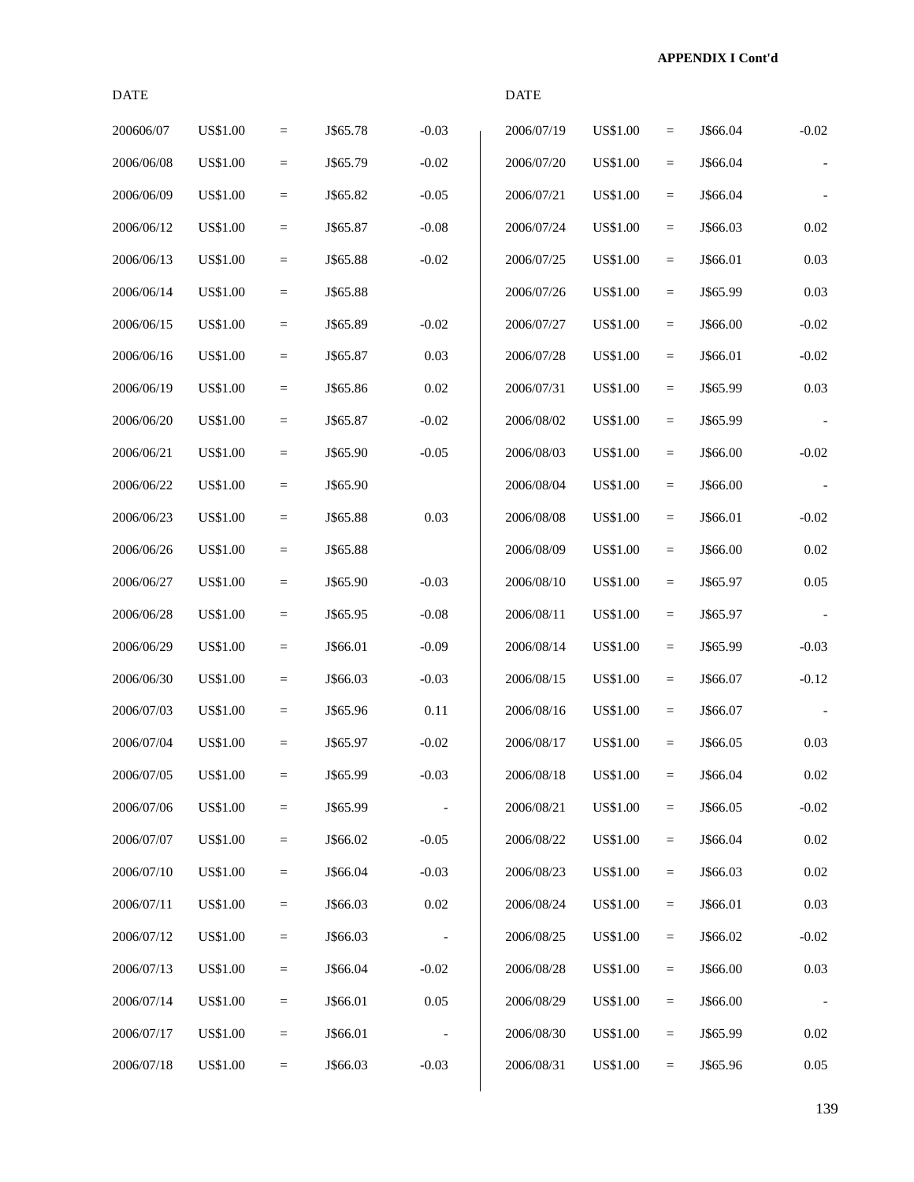**APPENDIX I Cont'd**

| DATE | | | | |
|---|---|---|---|---|
| 200606/07 | US$1.00 | = | J$65.78 | -0.03 |
| 2006/06/08 | US$1.00 | = | J$65.79 | -0.02 |
| 2006/06/09 | US$1.00 | = | J$65.82 | -0.05 |
| 2006/06/12 | US$1.00 | = | J$65.87 | -0.08 |
| 2006/06/13 | US$1.00 | = | J$65.88 | -0.02 |
| 2006/06/14 | US$1.00 | = | J$65.88 | |
| 2006/06/15 | US$1.00 | = | J$65.89 | -0.02 |
| 2006/06/16 | US$1.00 | = | J$65.87 | 0.03 |
| 2006/06/19 | US$1.00 | = | J$65.86 | 0.02 |
| 2006/06/20 | US$1.00 | = | J$65.87 | -0.02 |
| 2006/06/21 | US$1.00 | = | J$65.90 | -0.05 |
| 2006/06/22 | US$1.00 | = | J$65.90 | |
| 2006/06/23 | US$1.00 | = | J$65.88 | 0.03 |
| 2006/06/26 | US$1.00 | = | J$65.88 | |
| 2006/06/27 | US$1.00 | = | J$65.90 | -0.03 |
| 2006/06/28 | US$1.00 | = | J$65.95 | -0.08 |
| 2006/06/29 | US$1.00 | = | J$66.01 | -0.09 |
| 2006/06/30 | US$1.00 | = | J$66.03 | -0.03 |
| 2006/07/03 | US$1.00 | = | J$65.96 | 0.11 |
| 2006/07/04 | US$1.00 | = | J$65.97 | -0.02 |
| 2006/07/05 | US$1.00 | = | J$65.99 | -0.03 |
| 2006/07/06 | US$1.00 | = | J$65.99 | - |
| 2006/07/07 | US$1.00 | = | J$66.02 | -0.05 |
| 2006/07/10 | US$1.00 | = | J$66.04 | -0.03 |
| 2006/07/11 | US$1.00 | = | J$66.03 | 0.02 |
| 2006/07/12 | US$1.00 | = | J$66.03 | - |
| 2006/07/13 | US$1.00 | = | J$66.04 | -0.02 |
| 2006/07/14 | US$1.00 | = | J$66.01 | 0.05 |
| 2006/07/17 | US$1.00 | = | J$66.01 | - |
| 2006/07/18 | US$1.00 | = | J$66.03 | -0.03 |

| DATE | | | | |
|---|---|---|---|---|
| 2006/07/19 | US$1.00 | = | J$66.04 | -0.02 |
| 2006/07/20 | US$1.00 | = | J$66.04 | - |
| 2006/07/21 | US$1.00 | = | J$66.04 | - |
| 2006/07/24 | US$1.00 | = | J$66.03 | 0.02 |
| 2006/07/25 | US$1.00 | = | J$66.01 | 0.03 |
| 2006/07/26 | US$1.00 | = | J$65.99 | 0.03 |
| 2006/07/27 | US$1.00 | = | J$66.00 | -0.02 |
| 2006/07/28 | US$1.00 | = | J$66.01 | -0.02 |
| 2006/07/31 | US$1.00 | = | J$65.99 | 0.03 |
| 2006/08/02 | US$1.00 | = | J$65.99 | - |
| 2006/08/03 | US$1.00 | = | J$66.00 | -0.02 |
| 2006/08/04 | US$1.00 | = | J$66.00 | - |
| 2006/08/08 | US$1.00 | = | J$66.01 | -0.02 |
| 2006/08/09 | US$1.00 | = | J$66.00 | 0.02 |
| 2006/08/10 | US$1.00 | = | J$65.97 | 0.05 |
| 2006/08/11 | US$1.00 | = | J$65.97 | - |
| 2006/08/14 | US$1.00 | = | J$65.99 | -0.03 |
| 2006/08/15 | US$1.00 | = | J$66.07 | -0.12 |
| 2006/08/16 | US$1.00 | = | J$66.07 | - |
| 2006/08/17 | US$1.00 | = | J$66.05 | 0.03 |
| 2006/08/18 | US$1.00 | = | J$66.04 | 0.02 |
| 2006/08/21 | US$1.00 | = | J$66.05 | -0.02 |
| 2006/08/22 | US$1.00 | = | J$66.04 | 0.02 |
| 2006/08/23 | US$1.00 | = | J$66.03 | 0.02 |
| 2006/08/24 | US$1.00 | = | J$66.01 | 0.03 |
| 2006/08/25 | US$1.00 | = | J$66.02 | -0.02 |
| 2006/08/28 | US$1.00 | = | J$66.00 | 0.03 |
| 2006/08/29 | US$1.00 | = | J$66.00 | - |
| 2006/08/30 | US$1.00 | = | J$65.99 | 0.02 |
| 2006/08/31 | US$1.00 | = | J$65.96 | 0.05 |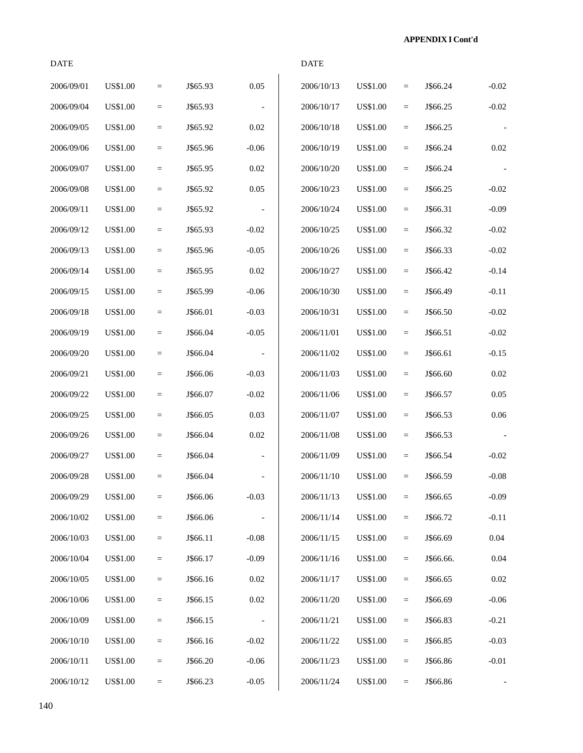**APPENDIX I Cont'd**

| DATE | | | | |
|---|---|---|---|---|
| 2006/09/01 | US$1.00 | = | J$65.93 | 0.05 |
| 2006/09/04 | US$1.00 | = | J$65.93 | - |
| 2006/09/05 | US$1.00 | = | J$65.92 | 0.02 |
| 2006/09/06 | US$1.00 | = | J$65.96 | -0.06 |
| 2006/09/07 | US$1.00 | = | J$65.95 | 0.02 |
| 2006/09/08 | US$1.00 | = | J$65.92 | 0.05 |
| 2006/09/11 | US$1.00 | = | J$65.92 | - |
| 2006/09/12 | US$1.00 | = | J$65.93 | -0.02 |
| 2006/09/13 | US$1.00 | = | J$65.96 | -0.05 |
| 2006/09/14 | US$1.00 | = | J$65.95 | 0.02 |
| 2006/09/15 | US$1.00 | = | J$65.99 | -0.06 |
| 2006/09/18 | US$1.00 | = | J$66.01 | -0.03 |
| 2006/09/19 | US$1.00 | = | J$66.04 | -0.05 |
| 2006/09/20 | US$1.00 | = | J$66.04 | - |
| 2006/09/21 | US$1.00 | = | J$66.06 | -0.03 |
| 2006/09/22 | US$1.00 | = | J$66.07 | -0.02 |
| 2006/09/25 | US$1.00 | = | J$66.05 | 0.03 |
| 2006/09/26 | US$1.00 | = | J$66.04 | 0.02 |
| 2006/09/27 | US$1.00 | = | J$66.04 | - |
| 2006/09/28 | US$1.00 | = | J$66.04 | - |
| 2006/09/29 | US$1.00 | = | J$66.06 | -0.03 |
| 2006/10/02 | US$1.00 | = | J$66.06 | - |
| 2006/10/03 | US$1.00 | = | J$66.11 | -0.08 |
| 2006/10/04 | US$1.00 | = | J$66.17 | -0.09 |
| 2006/10/05 | US$1.00 | = | J$66.16 | 0.02 |
| 2006/10/06 | US$1.00 | = | J$66.15 | 0.02 |
| 2006/10/09 | US$1.00 | = | J$66.15 | - |
| 2006/10/10 | US$1.00 | = | J$66.16 | -0.02 |
| 2006/10/11 | US$1.00 | = | J$66.20 | -0.06 |
| 2006/10/12 | US$1.00 | = | J$66.23 | -0.05 |
| 2006/10/13 | US$1.00 | = | J$66.24 | -0.02 |
| 2006/10/17 | US$1.00 | = | J$66.25 | -0.02 |
| 2006/10/18 | US$1.00 | = | J$66.25 | - |
| 2006/10/19 | US$1.00 | = | J$66.24 | 0.02 |
| 2006/10/20 | US$1.00 | = | J$66.24 | - |
| 2006/10/23 | US$1.00 | = | J$66.25 | -0.02 |
| 2006/10/24 | US$1.00 | = | J$66.31 | -0.09 |
| 2006/10/25 | US$1.00 | = | J$66.32 | -0.02 |
| 2006/10/26 | US$1.00 | = | J$66.33 | -0.02 |
| 2006/10/27 | US$1.00 | = | J$66.42 | -0.14 |
| 2006/10/30 | US$1.00 | = | J$66.49 | -0.11 |
| 2006/10/31 | US$1.00 | = | J$66.50 | -0.02 |
| 2006/11/01 | US$1.00 | = | J$66.51 | -0.02 |
| 2006/11/02 | US$1.00 | = | J$66.61 | -0.15 |
| 2006/11/03 | US$1.00 | = | J$66.60 | 0.02 |
| 2006/11/06 | US$1.00 | = | J$66.57 | 0.05 |
| 2006/11/07 | US$1.00 | = | J$66.53 | 0.06 |
| 2006/11/08 | US$1.00 | = | J$66.53 | - |
| 2006/11/09 | US$1.00 | = | J$66.54 | -0.02 |
| 2006/11/10 | US$1.00 | = | J$66.59 | -0.08 |
| 2006/11/13 | US$1.00 | = | J$66.65 | -0.09 |
| 2006/11/14 | US$1.00 | = | J$66.72 | -0.11 |
| 2006/11/15 | US$1.00 | = | J$66.69 | 0.04 |
| 2006/11/16 | US$1.00 | = | J$66.66. | 0.04 |
| 2006/11/17 | US$1.00 | = | J$66.65 | 0.02 |
| 2006/11/20 | US$1.00 | = | J$66.69 | -0.06 |
| 2006/11/21 | US$1.00 | = | J$66.83 | -0.21 |
| 2006/11/22 | US$1.00 | = | J$66.85 | -0.03 |
| 2006/11/23 | US$1.00 | = | J$66.86 | -0.01 |
| 2006/11/24 | US$1.00 | = | J$66.86 | - |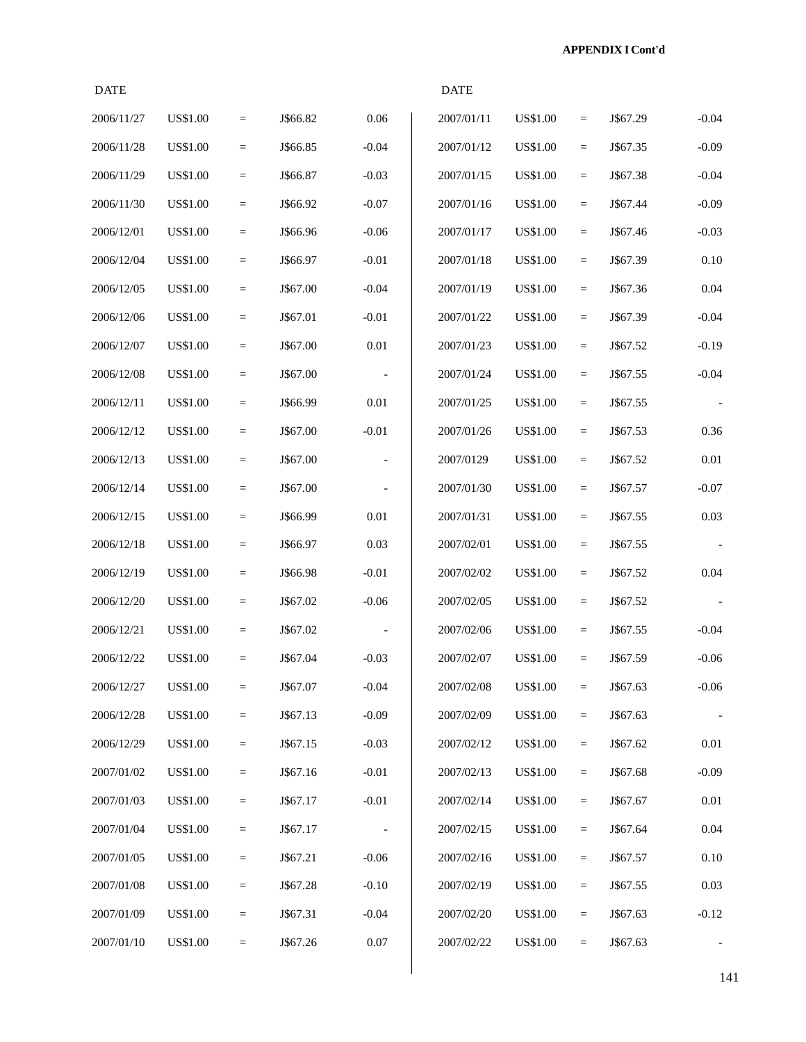**APPENDIX I Cont'd**

| DATE | | | | |
|---|---|---|---|---|
| 2006/11/27 | US$1.00 | = | J$66.82 | 0.06 |
| 2006/11/28 | US$1.00 | = | J$66.85 | -0.04 |
| 2006/11/29 | US$1.00 | = | J$66.87 | -0.03 |
| 2006/11/30 | US$1.00 | = | J$66.92 | -0.07 |
| 2006/12/01 | US$1.00 | = | J$66.96 | -0.06 |
| 2006/12/04 | US$1.00 | = | J$66.97 | -0.01 |
| 2006/12/05 | US$1.00 | = | J$67.00 | -0.04 |
| 2006/12/06 | US$1.00 | = | J$67.01 | -0.01 |
| 2006/12/07 | US$1.00 | = | J$67.00 | 0.01 |
| 2006/12/08 | US$1.00 | = | J$67.00 | - |
| 2006/12/11 | US$1.00 | = | J$66.99 | 0.01 |
| 2006/12/12 | US$1.00 | = | J$67.00 | -0.01 |
| 2006/12/13 | US$1.00 | = | J$67.00 | - |
| 2006/12/14 | US$1.00 | = | J$67.00 | - |
| 2006/12/15 | US$1.00 | = | J$66.99 | 0.01 |
| 2006/12/18 | US$1.00 | = | J$66.97 | 0.03 |
| 2006/12/19 | US$1.00 | = | J$66.98 | -0.01 |
| 2006/12/20 | US$1.00 | = | J$67.02 | -0.06 |
| 2006/12/21 | US$1.00 | = | J$67.02 | - |
| 2006/12/22 | US$1.00 | = | J$67.04 | -0.03 |
| 2006/12/27 | US$1.00 | = | J$67.07 | -0.04 |
| 2006/12/28 | US$1.00 | = | J$67.13 | -0.09 |
| 2006/12/29 | US$1.00 | = | J$67.15 | -0.03 |
| 2007/01/02 | US$1.00 | = | J$67.16 | -0.01 |
| 2007/01/03 | US$1.00 | = | J$67.17 | -0.01 |
| 2007/01/04 | US$1.00 | = | J$67.17 | - |
| 2007/01/05 | US$1.00 | = | J$67.21 | -0.06 |
| 2007/01/08 | US$1.00 | = | J$67.28 | -0.10 |
| 2007/01/09 | US$1.00 | = | J$67.31 | -0.04 |
| 2007/01/10 | US$1.00 | = | J$67.26 | 0.07 |

| DATE | | | | |
|---|---|---|---|---|
| 2007/01/11 | US$1.00 | = | J$67.29 | -0.04 |
| 2007/01/12 | US$1.00 | = | J$67.35 | -0.09 |
| 2007/01/15 | US$1.00 | = | J$67.38 | -0.04 |
| 2007/01/16 | US$1.00 | = | J$67.44 | -0.09 |
| 2007/01/17 | US$1.00 | = | J$67.46 | -0.03 |
| 2007/01/18 | US$1.00 | = | J$67.39 | 0.10 |
| 2007/01/19 | US$1.00 | = | J$67.36 | 0.04 |
| 2007/01/22 | US$1.00 | = | J$67.39 | -0.04 |
| 2007/01/23 | US$1.00 | = | J$67.52 | -0.19 |
| 2007/01/24 | US$1.00 | = | J$67.55 | -0.04 |
| 2007/01/25 | US$1.00 | = | J$67.55 | - |
| 2007/01/26 | US$1.00 | = | J$67.53 | 0.36 |
| 2007/0129 | US$1.00 | = | J$67.52 | 0.01 |
| 2007/01/30 | US$1.00 | = | J$67.57 | -0.07 |
| 2007/01/31 | US$1.00 | = | J$67.55 | 0.03 |
| 2007/02/01 | US$1.00 | = | J$67.55 | - |
| 2007/02/02 | US$1.00 | = | J$67.52 | 0.04 |
| 2007/02/05 | US$1.00 | = | J$67.52 | - |
| 2007/02/06 | US$1.00 | = | J$67.55 | -0.04 |
| 2007/02/07 | US$1.00 | = | J$67.59 | -0.06 |
| 2007/02/08 | US$1.00 | = | J$67.63 | -0.06 |
| 2007/02/09 | US$1.00 | = | J$67.63 | - |
| 2007/02/12 | US$1.00 | = | J$67.62 | 0.01 |
| 2007/02/13 | US$1.00 | = | J$67.68 | -0.09 |
| 2007/02/14 | US$1.00 | = | J$67.67 | 0.01 |
| 2007/02/15 | US$1.00 | = | J$67.64 | 0.04 |
| 2007/02/16 | US$1.00 | = | J$67.57 | 0.10 |
| 2007/02/19 | US$1.00 | = | J$67.55 | 0.03 |
| 2007/02/20 | US$1.00 | = | J$67.63 | -0.12 |
| 2007/02/22 | US$1.00 | = | J$67.63 | - |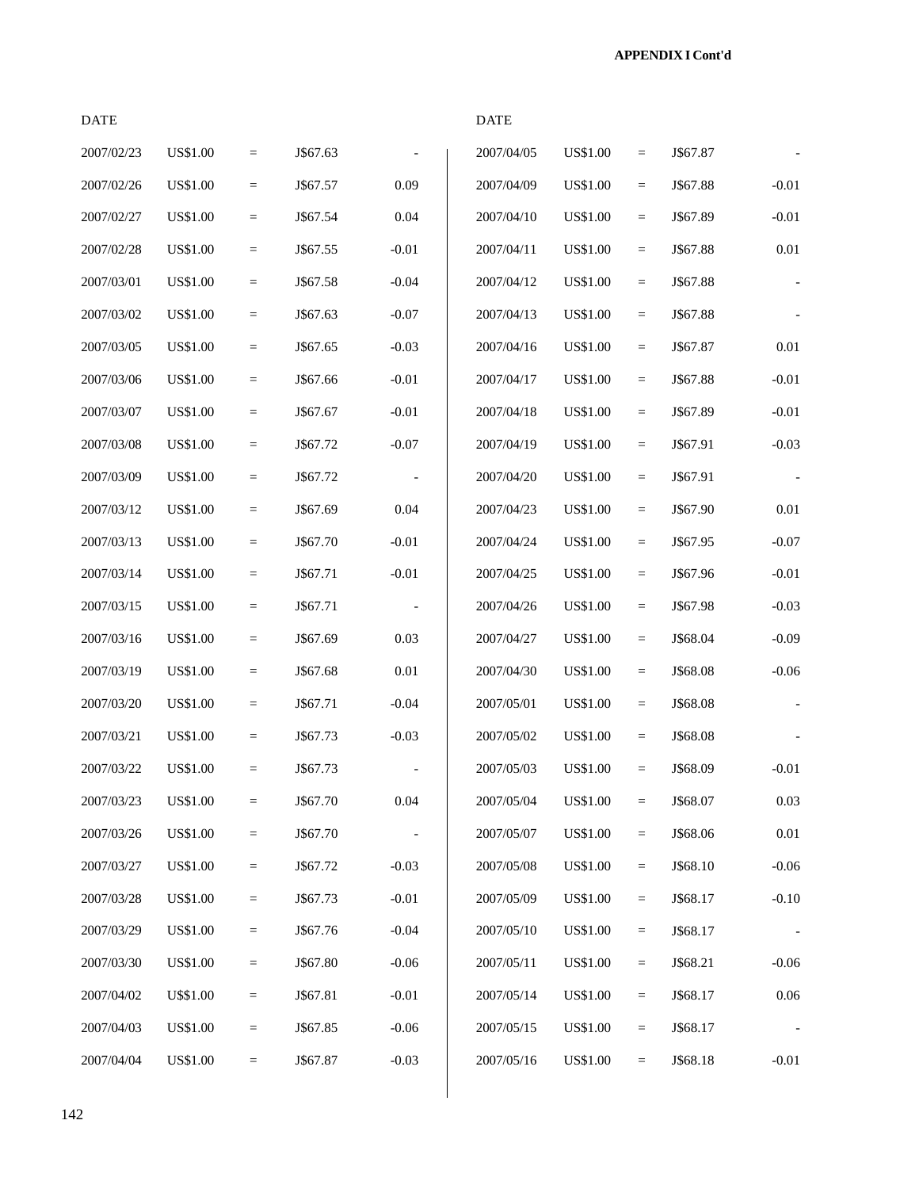**APPENDIX I Cont'd**

| DATE | | | | |
|---|---|---|---|---|
| 2007/02/23 | US$1.00 | = | J$67.63 | - |
| 2007/02/26 | US$1.00 | = | J$67.57 | 0.09 |
| 2007/02/27 | US$1.00 | = | J$67.54 | 0.04 |
| 2007/02/28 | US$1.00 | = | J$67.55 | -0.01 |
| 2007/03/01 | US$1.00 | = | J$67.58 | -0.04 |
| 2007/03/02 | US$1.00 | = | J$67.63 | -0.07 |
| 2007/03/05 | US$1.00 | = | J$67.65 | -0.03 |
| 2007/03/06 | US$1.00 | = | J$67.66 | -0.01 |
| 2007/03/07 | US$1.00 | = | J$67.67 | -0.01 |
| 2007/03/08 | US$1.00 | = | J$67.72 | -0.07 |
| 2007/03/09 | US$1.00 | = | J$67.72 | - |
| 2007/03/12 | US$1.00 | = | J$67.69 | 0.04 |
| 2007/03/13 | US$1.00 | = | J$67.70 | -0.01 |
| 2007/03/14 | US$1.00 | = | J$67.71 | -0.01 |
| 2007/03/15 | US$1.00 | = | J$67.71 | - |
| 2007/03/16 | US$1.00 | = | J$67.69 | 0.03 |
| 2007/03/19 | US$1.00 | = | J$67.68 | 0.01 |
| 2007/03/20 | US$1.00 | = | J$67.71 | -0.04 |
| 2007/03/21 | US$1.00 | = | J$67.73 | -0.03 |
| 2007/03/22 | US$1.00 | = | J$67.73 | - |
| 2007/03/23 | US$1.00 | = | J$67.70 | 0.04 |
| 2007/03/26 | US$1.00 | = | J$67.70 | - |
| 2007/03/27 | US$1.00 | = | J$67.72 | -0.03 |
| 2007/03/28 | US$1.00 | = | J$67.73 | -0.01 |
| 2007/03/29 | US$1.00 | = | J$67.76 | -0.04 |
| 2007/03/30 | US$1.00 | = | J$67.80 | -0.06 |
| 2007/04/02 | US$1.00 | = | J$67.81 | -0.01 |
| 2007/04/03 | US$1.00 | = | J$67.85 | -0.06 |
| 2007/04/04 | US$1.00 | = | J$67.87 | -0.03 |

| DATE | | | | |
|---|---|---|---|---|
| 2007/04/05 | US$1.00 | = | J$67.87 | - |
| 2007/04/09 | US$1.00 | = | J$67.88 | -0.01 |
| 2007/04/10 | US$1.00 | = | J$67.89 | -0.01 |
| 2007/04/11 | US$1.00 | = | J$67.88 | 0.01 |
| 2007/04/12 | US$1.00 | = | J$67.88 | - |
| 2007/04/13 | US$1.00 | = | J$67.88 | - |
| 2007/04/16 | US$1.00 | = | J$67.87 | 0.01 |
| 2007/04/17 | US$1.00 | = | J$67.88 | -0.01 |
| 2007/04/18 | US$1.00 | = | J$67.89 | -0.01 |
| 2007/04/19 | US$1.00 | = | J$67.91 | -0.03 |
| 2007/04/20 | US$1.00 | = | J$67.91 | - |
| 2007/04/23 | US$1.00 | = | J$67.90 | 0.01 |
| 2007/04/24 | US$1.00 | = | J$67.95 | -0.07 |
| 2007/04/25 | US$1.00 | = | J$67.96 | -0.01 |
| 2007/04/26 | US$1.00 | = | J$67.98 | -0.03 |
| 2007/04/27 | US$1.00 | = | J$68.04 | -0.09 |
| 2007/04/30 | US$1.00 | = | J$68.08 | -0.06 |
| 2007/05/01 | US$1.00 | = | J$68.08 | - |
| 2007/05/02 | US$1.00 | = | J$68.08 | - |
| 2007/05/03 | US$1.00 | = | J$68.09 | -0.01 |
| 2007/05/04 | US$1.00 | = | J$68.07 | 0.03 |
| 2007/05/07 | US$1.00 | = | J$68.06 | 0.01 |
| 2007/05/08 | US$1.00 | = | J$68.10 | -0.06 |
| 2007/05/09 | US$1.00 | = | J$68.17 | -0.10 |
| 2007/05/10 | US$1.00 | = | J$68.17 | - |
| 2007/05/11 | US$1.00 | = | J$68.21 | -0.06 |
| 2007/05/14 | US$1.00 | = | J$68.17 | 0.06 |
| 2007/05/15 | US$1.00 | = | J$68.17 | - |
| 2007/05/16 | US$1.00 | = | J$68.18 | -0.01 |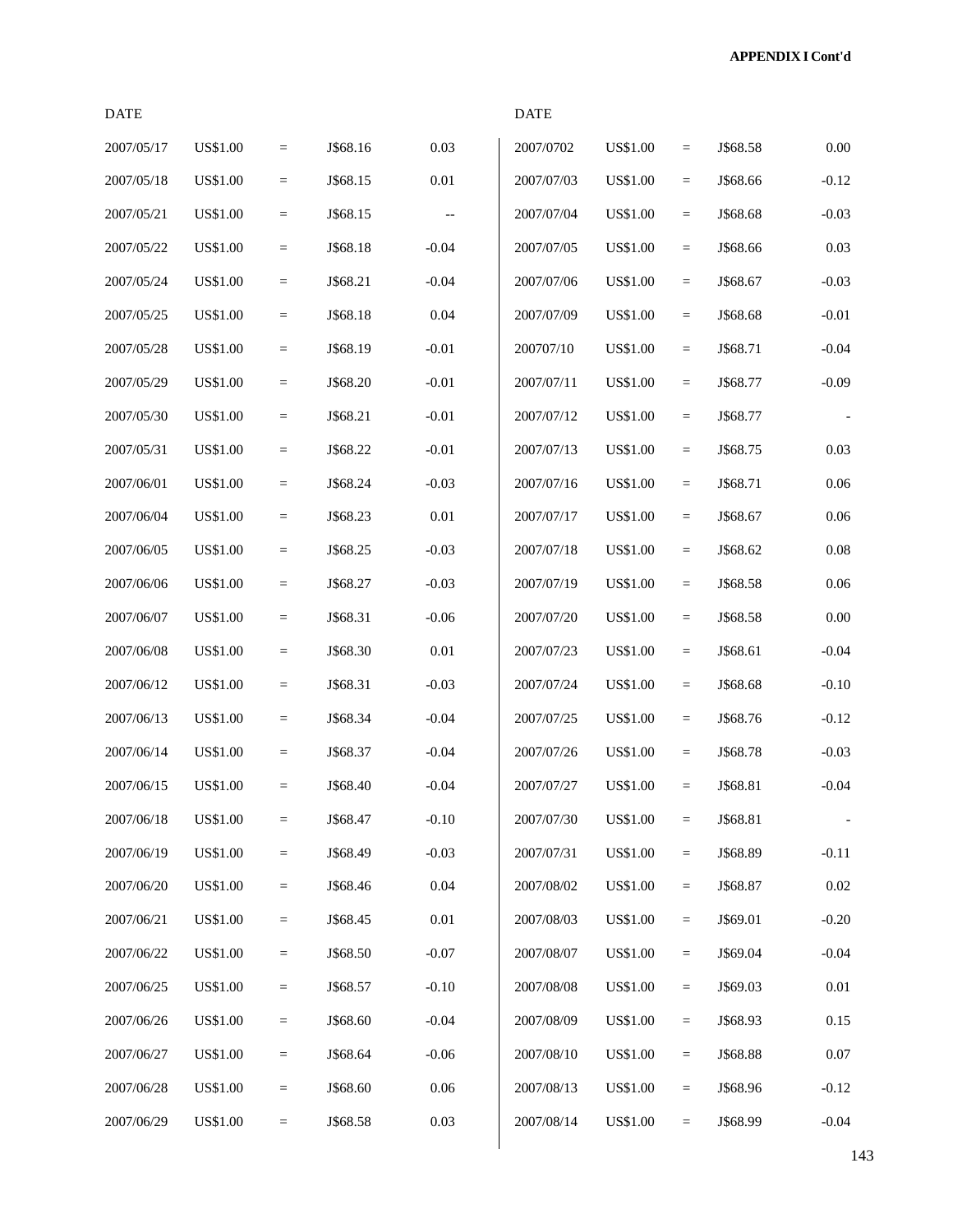**APPENDIX I Cont'd**

| DATE | | | | | DATE | | | | |
|---|---|---|---|---|---|---|---|---|---|
| 2007/05/17 | US$1.00 | = | J$68.16 | 0.03 | 2007/0702 | US$1.00 | = | J$68.58 | 0.00 |
| 2007/05/18 | US$1.00 | = | J$68.15 | 0.01 | 2007/07/03 | US$1.00 | = | J$68.66 | -0.12 |
| 2007/05/21 | US$1.00 | = | J$68.15 | -- | 2007/07/04 | US$1.00 | = | J$68.68 | -0.03 |
| 2007/05/22 | US$1.00 | = | J$68.18 | -0.04 | 2007/07/05 | US$1.00 | = | J$68.66 | 0.03 |
| 2007/05/24 | US$1.00 | = | J$68.21 | -0.04 | 2007/07/06 | US$1.00 | = | J$68.67 | -0.03 |
| 2007/05/25 | US$1.00 | = | J$68.18 | 0.04 | 2007/07/09 | US$1.00 | = | J$68.68 | -0.01 |
| 2007/05/28 | US$1.00 | = | J$68.19 | -0.01 | 200707/10 | US$1.00 | = | J$68.71 | -0.04 |
| 2007/05/29 | US$1.00 | = | J$68.20 | -0.01 | 2007/07/11 | US$1.00 | = | J$68.77 | -0.09 |
| 2007/05/30 | US$1.00 | = | J$68.21 | -0.01 | 2007/07/12 | US$1.00 | = | J$68.77 | - |
| 2007/05/31 | US$1.00 | = | J$68.22 | -0.01 | 2007/07/13 | US$1.00 | = | J$68.75 | 0.03 |
| 2007/06/01 | US$1.00 | = | J$68.24 | -0.03 | 2007/07/16 | US$1.00 | = | J$68.71 | 0.06 |
| 2007/06/04 | US$1.00 | = | J$68.23 | 0.01 | 2007/07/17 | US$1.00 | = | J$68.67 | 0.06 |
| 2007/06/05 | US$1.00 | = | J$68.25 | -0.03 | 2007/07/18 | US$1.00 | = | J$68.62 | 0.08 |
| 2007/06/06 | US$1.00 | = | J$68.27 | -0.03 | 2007/07/19 | US$1.00 | = | J$68.58 | 0.06 |
| 2007/06/07 | US$1.00 | = | J$68.31 | -0.06 | 2007/07/20 | US$1.00 | = | J$68.58 | 0.00 |
| 2007/06/08 | US$1.00 | = | J$68.30 | 0.01 | 2007/07/23 | US$1.00 | = | J$68.61 | -0.04 |
| 2007/06/12 | US$1.00 | = | J$68.31 | -0.03 | 2007/07/24 | US$1.00 | = | J$68.68 | -0.10 |
| 2007/06/13 | US$1.00 | = | J$68.34 | -0.04 | 2007/07/25 | US$1.00 | = | J$68.76 | -0.12 |
| 2007/06/14 | US$1.00 | = | J$68.37 | -0.04 | 2007/07/26 | US$1.00 | = | J$68.78 | -0.03 |
| 2007/06/15 | US$1.00 | = | J$68.40 | -0.04 | 2007/07/27 | US$1.00 | = | J$68.81 | -0.04 |
| 2007/06/18 | US$1.00 | = | J$68.47 | -0.10 | 2007/07/30 | US$1.00 | = | J$68.81 | - |
| 2007/06/19 | US$1.00 | = | J$68.49 | -0.03 | 2007/07/31 | US$1.00 | = | J$68.89 | -0.11 |
| 2007/06/20 | US$1.00 | = | J$68.46 | 0.04 | 2007/08/02 | US$1.00 | = | J$68.87 | 0.02 |
| 2007/06/21 | US$1.00 | = | J$68.45 | 0.01 | 2007/08/03 | US$1.00 | = | J$69.01 | -0.20 |
| 2007/06/22 | US$1.00 | = | J$68.50 | -0.07 | 2007/08/07 | US$1.00 | = | J$69.04 | -0.04 |
| 2007/06/25 | US$1.00 | = | J$68.57 | -0.10 | 2007/08/08 | US$1.00 | = | J$69.03 | 0.01 |
| 2007/06/26 | US$1.00 | = | J$68.60 | -0.04 | 2007/08/09 | US$1.00 | = | J$68.93 | 0.15 |
| 2007/06/27 | US$1.00 | = | J$68.64 | -0.06 | 2007/08/10 | US$1.00 | = | J$68.88 | 0.07 |
| 2007/06/28 | US$1.00 | = | J$68.60 | 0.06 | 2007/08/13 | US$1.00 | = | J$68.96 | -0.12 |
| 2007/06/29 | US$1.00 | = | J$68.58 | 0.03 | 2007/08/14 | US$1.00 | = | J$68.99 | -0.04 |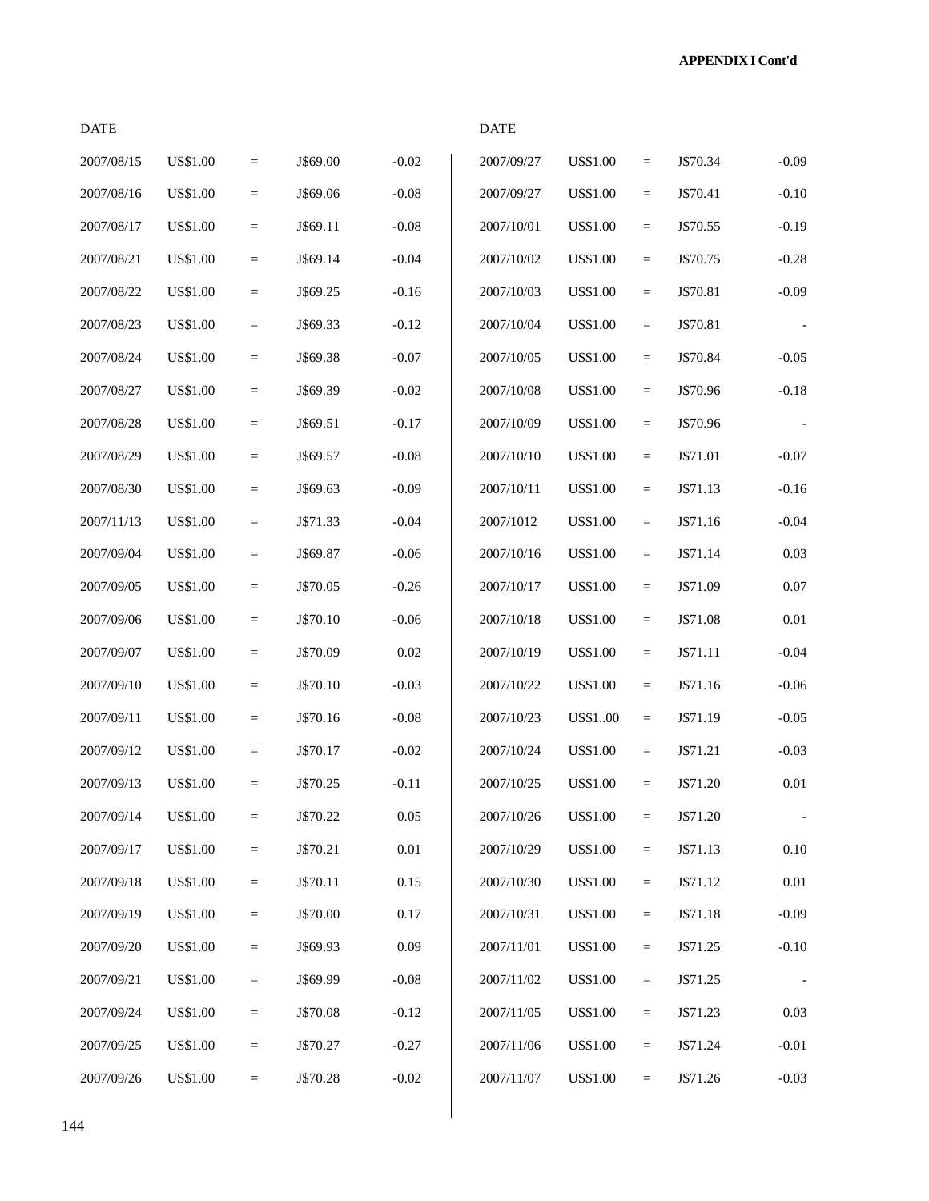**APPENDIX I Cont'd**

| DATE | | | | |
|---|---|---|---|---|
| 2007/08/15 | US$1.00 | = | J$69.00 | -0.02 |
| 2007/08/16 | US$1.00 | = | J$69.06 | -0.08 |
| 2007/08/17 | US$1.00 | = | J$69.11 | -0.08 |
| 2007/08/21 | US$1.00 | = | J$69.14 | -0.04 |
| 2007/08/22 | US$1.00 | = | J$69.25 | -0.16 |
| 2007/08/23 | US$1.00 | = | J$69.33 | -0.12 |
| 2007/08/24 | US$1.00 | = | J$69.38 | -0.07 |
| 2007/08/27 | US$1.00 | = | J$69.39 | -0.02 |
| 2007/08/28 | US$1.00 | = | J$69.51 | -0.17 |
| 2007/08/29 | US$1.00 | = | J$69.57 | -0.08 |
| 2007/08/30 | US$1.00 | = | J$69.63 | -0.09 |
| 2007/11/13 | US$1.00 | = | J$71.33 | -0.04 |
| 2007/09/04 | US$1.00 | = | J$69.87 | -0.06 |
| 2007/09/05 | US$1.00 | = | J$70.05 | -0.26 |
| 2007/09/06 | US$1.00 | = | J$70.10 | -0.06 |
| 2007/09/07 | US$1.00 | = | J$70.09 | 0.02 |
| 2007/09/10 | US$1.00 | = | J$70.10 | -0.03 |
| 2007/09/11 | US$1.00 | = | J$70.16 | -0.08 |
| 2007/09/12 | US$1.00 | = | J$70.17 | -0.02 |
| 2007/09/13 | US$1.00 | = | J$70.25 | -0.11 |
| 2007/09/14 | US$1.00 | = | J$70.22 | 0.05 |
| 2007/09/17 | US$1.00 | = | J$70.21 | 0.01 |
| 2007/09/18 | US$1.00 | = | J$70.11 | 0.15 |
| 2007/09/19 | US$1.00 | = | J$70.00 | 0.17 |
| 2007/09/20 | US$1.00 | = | J$69.93 | 0.09 |
| 2007/09/21 | US$1.00 | = | J$69.99 | -0.08 |
| 2007/09/24 | US$1.00 | = | J$70.08 | -0.12 |
| 2007/09/25 | US$1.00 | = | J$70.27 | -0.27 |
| 2007/09/26 | US$1.00 | = | J$70.28 | -0.02 |

| DATE | | | | |
|---|---|---|---|---|
| 2007/09/27 | US$1.00 | = | J$70.34 | -0.09 |
| 2007/09/27 | US$1.00 | = | J$70.41 | -0.10 |
| 2007/10/01 | US$1.00 | = | J$70.55 | -0.19 |
| 2007/10/02 | US$1.00 | = | J$70.75 | -0.28 |
| 2007/10/03 | US$1.00 | = | J$70.81 | -0.09 |
| 2007/10/04 | US$1.00 | = | J$70.81 | - |
| 2007/10/05 | US$1.00 | = | J$70.84 | -0.05 |
| 2007/10/08 | US$1.00 | = | J$70.96 | -0.18 |
| 2007/10/09 | US$1.00 | = | J$70.96 | - |
| 2007/10/10 | US$1.00 | = | J$71.01 | -0.07 |
| 2007/10/11 | US$1.00 | = | J$71.13 | -0.16 |
| 2007/1012 | US$1.00 | = | J$71.16 | -0.04 |
| 2007/10/16 | US$1.00 | = | J$71.14 | 0.03 |
| 2007/10/17 | US$1.00 | = | J$71.09 | 0.07 |
| 2007/10/18 | US$1.00 | = | J$71.08 | 0.01 |
| 2007/10/19 | US$1.00 | = | J$71.11 | -0.04 |
| 2007/10/22 | US$1.00 | = | J$71.16 | -0.06 |
| 2007/10/23 | US$1..00 | = | J$71.19 | -0.05 |
| 2007/10/24 | US$1.00 | = | J$71.21 | -0.03 |
| 2007/10/25 | US$1.00 | = | J$71.20 | 0.01 |
| 2007/10/26 | US$1.00 | = | J$71.20 | - |
| 2007/10/29 | US$1.00 | = | J$71.13 | 0.10 |
| 2007/10/30 | US$1.00 | = | J$71.12 | 0.01 |
| 2007/10/31 | US$1.00 | = | J$71.18 | -0.09 |
| 2007/11/01 | US$1.00 | = | J$71.25 | -0.10 |
| 2007/11/02 | US$1.00 | = | J$71.25 | - |
| 2007/11/05 | US$1.00 | = | J$71.23 | 0.03 |
| 2007/11/06 | US$1.00 | = | J$71.24 | -0.01 |
| 2007/11/07 | US$1.00 | = | J$71.26 | -0.03 |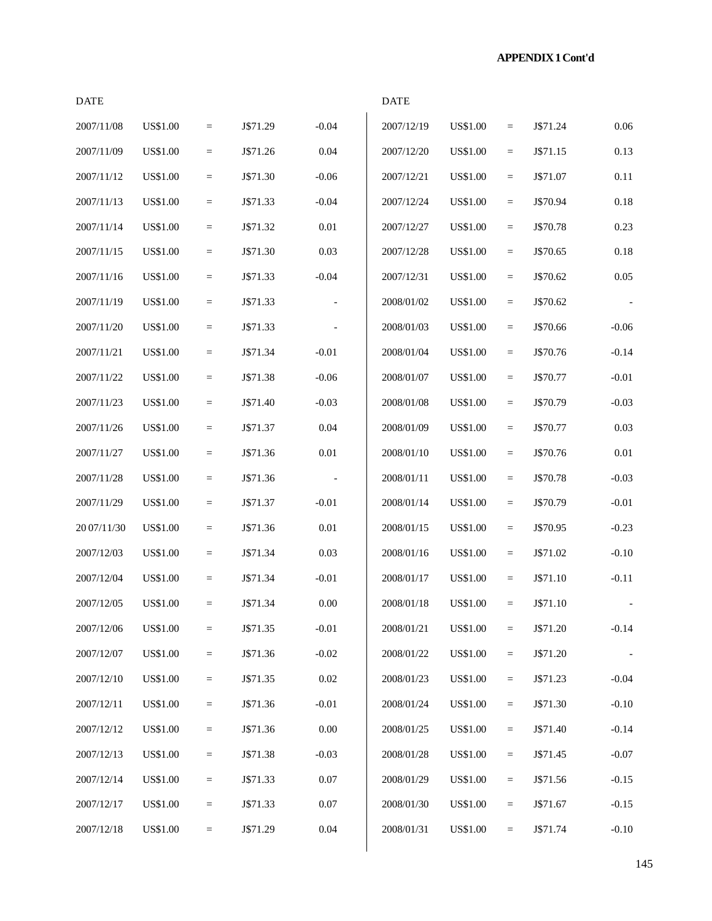**APPENDIX 1 Cont'd**

| DATE | | | | |
|---|---|---|---|---|
| 2007/11/08 | US$1.00 | = | J$71.29 | -0.04 |
| 2007/11/09 | US$1.00 | = | J$71.26 | 0.04 |
| 2007/11/12 | US$1.00 | = | J$71.30 | -0.06 |
| 2007/11/13 | US$1.00 | = | J$71.33 | -0.04 |
| 2007/11/14 | US$1.00 | = | J$71.32 | 0.01 |
| 2007/11/15 | US$1.00 | = | J$71.30 | 0.03 |
| 2007/11/16 | US$1.00 | = | J$71.33 | -0.04 |
| 2007/11/19 | US$1.00 | = | J$71.33 | - |
| 2007/11/20 | US$1.00 | = | J$71.33 | - |
| 2007/11/21 | US$1.00 | = | J$71.34 | -0.01 |
| 2007/11/22 | US$1.00 | = | J$71.38 | -0.06 |
| 2007/11/23 | US$1.00 | = | J$71.40 | -0.03 |
| 2007/11/26 | US$1.00 | = | J$71.37 | 0.04 |
| 2007/11/27 | US$1.00 | = | J$71.36 | 0.01 |
| 2007/11/28 | US$1.00 | = | J$71.36 | - |
| 2007/11/29 | US$1.00 | = | J$71.37 | -0.01 |
| 20 07/11/30 | US$1.00 | = | J$71.36 | 0.01 |
| 2007/12/03 | US$1.00 | = | J$71.34 | 0.03 |
| 2007/12/04 | US$1.00 | = | J$71.34 | -0.01 |
| 2007/12/05 | US$1.00 | = | J$71.34 | 0.00 |
| 2007/12/06 | US$1.00 | = | J$71.35 | -0.01 |
| 2007/12/07 | US$1.00 | = | J$71.36 | -0.02 |
| 2007/12/10 | US$1.00 | = | J$71.35 | 0.02 |
| 2007/12/11 | US$1.00 | = | J$71.36 | -0.01 |
| 2007/12/12 | US$1.00 | = | J$71.36 | 0.00 |
| 2007/12/13 | US$1.00 | = | J$71.38 | -0.03 |
| 2007/12/14 | US$1.00 | = | J$71.33 | 0.07 |
| 2007/12/17 | US$1.00 | = | J$71.33 | 0.07 |
| 2007/12/18 | US$1.00 | = | J$71.29 | 0.04 |

| DATE | | | | |
|---|---|---|---|---|
| 2007/12/19 | US$1.00 | = | J$71.24 | 0.06 |
| 2007/12/20 | US$1.00 | = | J$71.15 | 0.13 |
| 2007/12/21 | US$1.00 | = | J$71.07 | 0.11 |
| 2007/12/24 | US$1.00 | = | J$70.94 | 0.18 |
| 2007/12/27 | US$1.00 | = | J$70.78 | 0.23 |
| 2007/12/28 | US$1.00 | = | J$70.65 | 0.18 |
| 2007/12/31 | US$1.00 | = | J$70.62 | 0.05 |
| 2008/01/02 | US$1.00 | = | J$70.62 | - |
| 2008/01/03 | US$1.00 | = | J$70.66 | -0.06 |
| 2008/01/04 | US$1.00 | = | J$70.76 | -0.14 |
| 2008/01/07 | US$1.00 | = | J$70.77 | -0.01 |
| 2008/01/08 | US$1.00 | = | J$70.79 | -0.03 |
| 2008/01/09 | US$1.00 | = | J$70.77 | 0.03 |
| 2008/01/10 | US$1.00 | = | J$70.76 | 0.01 |
| 2008/01/11 | US$1.00 | = | J$70.78 | -0.03 |
| 2008/01/14 | US$1.00 | = | J$70.79 | -0.01 |
| 2008/01/15 | US$1.00 | = | J$70.95 | -0.23 |
| 2008/01/16 | US$1.00 | = | J$71.02 | -0.10 |
| 2008/01/17 | US$1.00 | = | J$71.10 | -0.11 |
| 2008/01/18 | US$1.00 | = | J$71.10 | - |
| 2008/01/21 | US$1.00 | = | J$71.20 | -0.14 |
| 2008/01/22 | US$1.00 | = | J$71.20 | - |
| 2008/01/23 | US$1.00 | = | J$71.23 | -0.04 |
| 2008/01/24 | US$1.00 | = | J$71.30 | -0.10 |
| 2008/01/25 | US$1.00 | = | J$71.40 | -0.14 |
| 2008/01/28 | US$1.00 | = | J$71.45 | -0.07 |
| 2008/01/29 | US$1.00 | = | J$71.56 | -0.15 |
| 2008/01/30 | US$1.00 | = | J$71.67 | -0.15 |
| 2008/01/31 | US$1.00 | = | J$71.74 | -0.10 |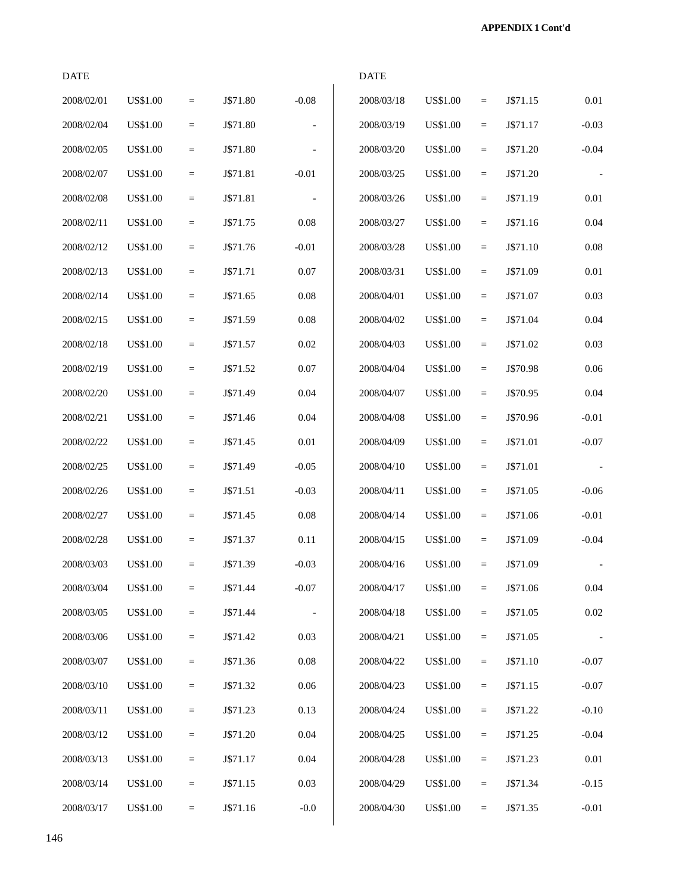**APPENDIX 1 Cont'd**

| DATE | | | | |
|---|---|---|---|---|
| 2008/02/01 | US$1.00 | = | J$71.80 | -0.08 |
| 2008/02/04 | US$1.00 | = | J$71.80 | - |
| 2008/02/05 | US$1.00 | = | J$71.80 | - |
| 2008/02/07 | US$1.00 | = | J$71.81 | -0.01 |
| 2008/02/08 | US$1.00 | = | J$71.81 | - |
| 2008/02/11 | US$1.00 | = | J$71.75 | 0.08 |
| 2008/02/12 | US$1.00 | = | J$71.76 | -0.01 |
| 2008/02/13 | US$1.00 | = | J$71.71 | 0.07 |
| 2008/02/14 | US$1.00 | = | J$71.65 | 0.08 |
| 2008/02/15 | US$1.00 | = | J$71.59 | 0.08 |
| 2008/02/18 | US$1.00 | = | J$71.57 | 0.02 |
| 2008/02/19 | US$1.00 | = | J$71.52 | 0.07 |
| 2008/02/20 | US$1.00 | = | J$71.49 | 0.04 |
| 2008/02/21 | US$1.00 | = | J$71.46 | 0.04 |
| 2008/02/22 | US$1.00 | = | J$71.45 | 0.01 |
| 2008/02/25 | US$1.00 | = | J$71.49 | -0.05 |
| 2008/02/26 | US$1.00 | = | J$71.51 | -0.03 |
| 2008/02/27 | US$1.00 | = | J$71.45 | 0.08 |
| 2008/02/28 | US$1.00 | = | J$71.37 | 0.11 |
| 2008/03/03 | US$1.00 | = | J$71.39 | -0.03 |
| 2008/03/04 | US$1.00 | = | J$71.44 | -0.07 |
| 2008/03/05 | US$1.00 | = | J$71.44 | - |
| 2008/03/06 | US$1.00 | = | J$71.42 | 0.03 |
| 2008/03/07 | US$1.00 | = | J$71.36 | 0.08 |
| 2008/03/10 | US$1.00 | = | J$71.32 | 0.06 |
| 2008/03/11 | US$1.00 | = | J$71.23 | 0.13 |
| 2008/03/12 | US$1.00 | = | J$71.20 | 0.04 |
| 2008/03/13 | US$1.00 | = | J$71.17 | 0.04 |
| 2008/03/14 | US$1.00 | = | J$71.15 | 0.03 |
| 2008/03/17 | US$1.00 | = | J$71.16 | -0.0 |
| 2008/03/18 | US$1.00 | = | J$71.15 | 0.01 |
| 2008/03/19 | US$1.00 | = | J$71.17 | -0.03 |
| 2008/03/20 | US$1.00 | = | J$71.20 | -0.04 |
| 2008/03/25 | US$1.00 | = | J$71.20 | - |
| 2008/03/26 | US$1.00 | = | J$71.19 | 0.01 |
| 2008/03/27 | US$1.00 | = | J$71.16 | 0.04 |
| 2008/03/28 | US$1.00 | = | J$71.10 | 0.08 |
| 2008/03/31 | US$1.00 | = | J$71.09 | 0.01 |
| 2008/04/01 | US$1.00 | = | J$71.07 | 0.03 |
| 2008/04/02 | US$1.00 | = | J$71.04 | 0.04 |
| 2008/04/03 | US$1.00 | = | J$71.02 | 0.03 |
| 2008/04/04 | US$1.00 | = | J$70.98 | 0.06 |
| 2008/04/07 | US$1.00 | = | J$70.95 | 0.04 |
| 2008/04/08 | US$1.00 | = | J$70.96 | -0.01 |
| 2008/04/09 | US$1.00 | = | J$71.01 | -0.07 |
| 2008/04/10 | US$1.00 | = | J$71.01 | - |
| 2008/04/11 | US$1.00 | = | J$71.05 | -0.06 |
| 2008/04/14 | US$1.00 | = | J$71.06 | -0.01 |
| 2008/04/15 | US$1.00 | = | J$71.09 | -0.04 |
| 2008/04/16 | US$1.00 | = | J$71.09 | - |
| 2008/04/17 | US$1.00 | = | J$71.06 | 0.04 |
| 2008/04/18 | US$1.00 | = | J$71.05 | 0.02 |
| 2008/04/21 | US$1.00 | = | J$71.05 | - |
| 2008/04/22 | US$1.00 | = | J$71.10 | -0.07 |
| 2008/04/23 | US$1.00 | = | J$71.15 | -0.07 |
| 2008/04/24 | US$1.00 | = | J$71.22 | -0.10 |
| 2008/04/25 | US$1.00 | = | J$71.25 | -0.04 |
| 2008/04/28 | US$1.00 | = | J$71.23 | 0.01 |
| 2008/04/29 | US$1.00 | = | J$71.34 | -0.15 |
| 2008/04/30 | US$1.00 | = | J$71.35 | -0.01 |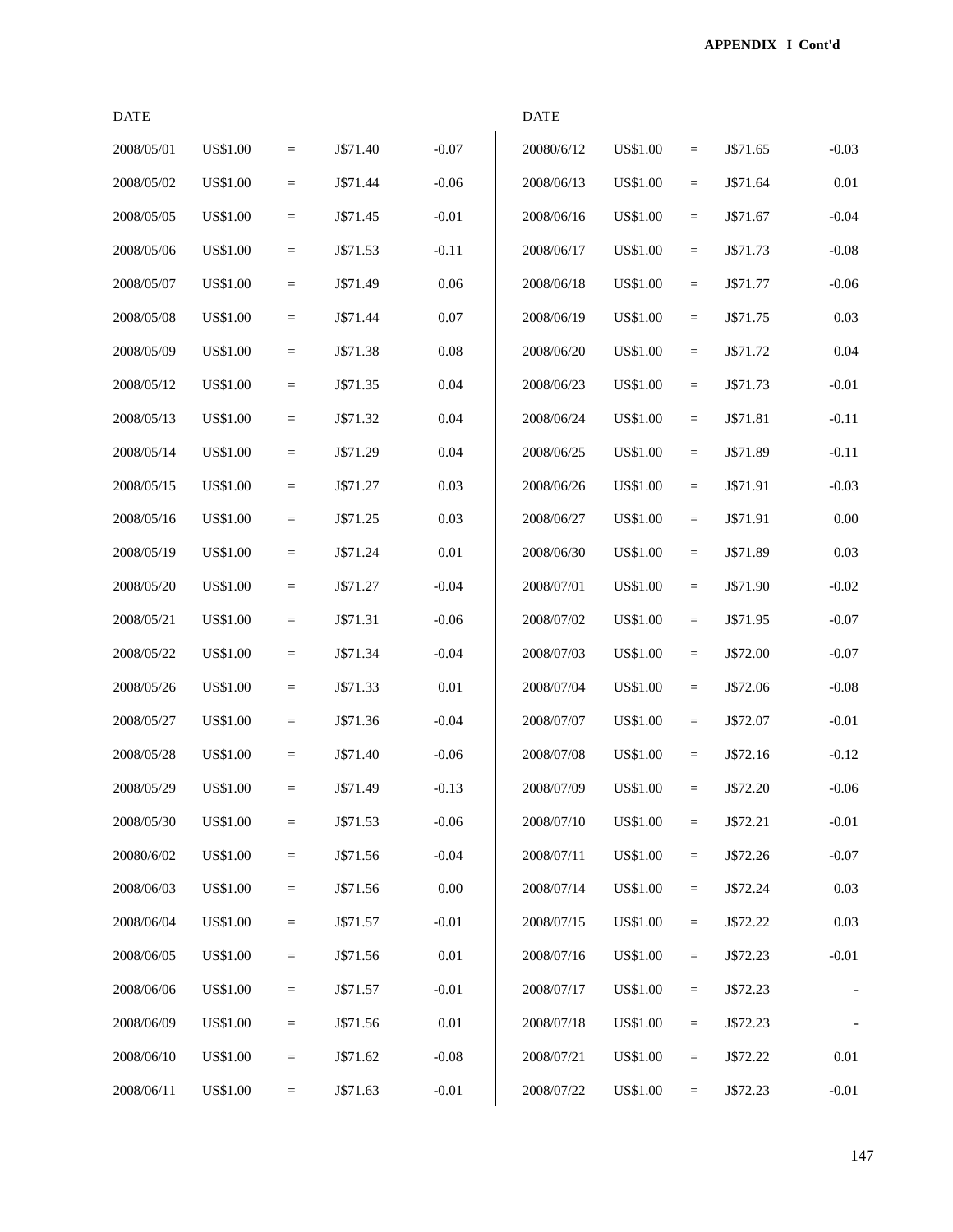**APPENDIX I Cont'd**

| DATE | | | | |
|---|---|---|---|---|
| 2008/05/01 | US$1.00 | = | J$71.40 | -0.07 |
| 2008/05/02 | US$1.00 | = | J$71.44 | -0.06 |
| 2008/05/05 | US$1.00 | = | J$71.45 | -0.01 |
| 2008/05/06 | US$1.00 | = | J$71.53 | -0.11 |
| 2008/05/07 | US$1.00 | = | J$71.49 | 0.06 |
| 2008/05/08 | US$1.00 | = | J$71.44 | 0.07 |
| 2008/05/09 | US$1.00 | = | J$71.38 | 0.08 |
| 2008/05/12 | US$1.00 | = | J$71.35 | 0.04 |
| 2008/05/13 | US$1.00 | = | J$71.32 | 0.04 |
| 2008/05/14 | US$1.00 | = | J$71.29 | 0.04 |
| 2008/05/15 | US$1.00 | = | J$71.27 | 0.03 |
| 2008/05/16 | US$1.00 | = | J$71.25 | 0.03 |
| 2008/05/19 | US$1.00 | = | J$71.24 | 0.01 |
| 2008/05/20 | US$1.00 | = | J$71.27 | -0.04 |
| 2008/05/21 | US$1.00 | = | J$71.31 | -0.06 |
| 2008/05/22 | US$1.00 | = | J$71.34 | -0.04 |
| 2008/05/26 | US$1.00 | = | J$71.33 | 0.01 |
| 2008/05/27 | US$1.00 | = | J$71.36 | -0.04 |
| 2008/05/28 | US$1.00 | = | J$71.40 | -0.06 |
| 2008/05/29 | US$1.00 | = | J$71.49 | -0.13 |
| 2008/05/30 | US$1.00 | = | J$71.53 | -0.06 |
| 20080/6/02 | US$1.00 | = | J$71.56 | -0.04 |
| 2008/06/03 | US$1.00 | = | J$71.56 | 0.00 |
| 2008/06/04 | US$1.00 | = | J$71.57 | -0.01 |
| 2008/06/05 | US$1.00 | = | J$71.56 | 0.01 |
| 2008/06/06 | US$1.00 | = | J$71.57 | -0.01 |
| 2008/06/09 | US$1.00 | = | J$71.56 | 0.01 |
| 2008/06/10 | US$1.00 | = | J$71.62 | -0.08 |
| 2008/06/11 | US$1.00 | = | J$71.63 | -0.01 |

| DATE | | | | |
|---|---|---|---|---|
| 20080/6/12 | US$1.00 | = | J$71.65 | -0.03 |
| 2008/06/13 | US$1.00 | = | J$71.64 | 0.01 |
| 2008/06/16 | US$1.00 | = | J$71.67 | -0.04 |
| 2008/06/17 | US$1.00 | = | J$71.73 | -0.08 |
| 2008/06/18 | US$1.00 | = | J$71.77 | -0.06 |
| 2008/06/19 | US$1.00 | = | J$71.75 | 0.03 |
| 2008/06/20 | US$1.00 | = | J$71.72 | 0.04 |
| 2008/06/23 | US$1.00 | = | J$71.73 | -0.01 |
| 2008/06/24 | US$1.00 | = | J$71.81 | -0.11 |
| 2008/06/25 | US$1.00 | = | J$71.89 | -0.11 |
| 2008/06/26 | US$1.00 | = | J$71.91 | -0.03 |
| 2008/06/27 | US$1.00 | = | J$71.91 | 0.00 |
| 2008/06/30 | US$1.00 | = | J$71.89 | 0.03 |
| 2008/07/01 | US$1.00 | = | J$71.90 | -0.02 |
| 2008/07/02 | US$1.00 | = | J$71.95 | -0.07 |
| 2008/07/03 | US$1.00 | = | J$72.00 | -0.07 |
| 2008/07/04 | US$1.00 | = | J$72.06 | -0.08 |
| 2008/07/07 | US$1.00 | = | J$72.07 | -0.01 |
| 2008/07/08 | US$1.00 | = | J$72.16 | -0.12 |
| 2008/07/09 | US$1.00 | = | J$72.20 | -0.06 |
| 2008/07/10 | US$1.00 | = | J$72.21 | -0.01 |
| 2008/07/11 | US$1.00 | = | J$72.26 | -0.07 |
| 2008/07/14 | US$1.00 | = | J$72.24 | 0.03 |
| 2008/07/15 | US$1.00 | = | J$72.22 | 0.03 |
| 2008/07/16 | US$1.00 | = | J$72.23 | -0.01 |
| 2008/07/17 | US$1.00 | = | J$72.23 | - |
| 2008/07/18 | US$1.00 | = | J$72.23 | - |
| 2008/07/21 | US$1.00 | = | J$72.22 | 0.01 |
| 2008/07/22 | US$1.00 | = | J$72.23 | -0.01 |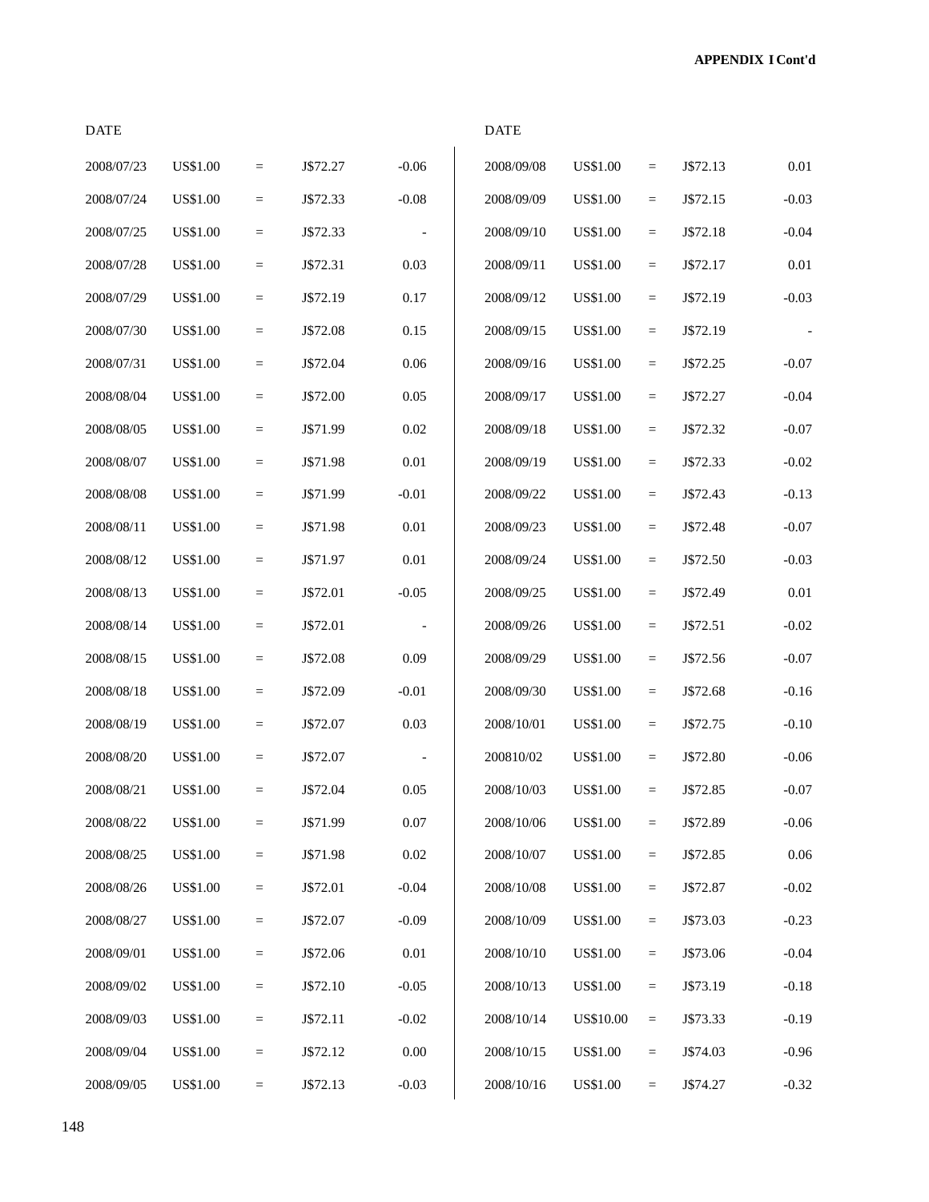**APPENDIX I Cont'd**

| DATE | | | | | DATE | | | | |
|---|---|---|---|---|---|---|---|---|---|
| 2008/07/23 | US$1.00 | = | J$72.27 | -0.06 | 2008/09/08 | US$1.00 | = | J$72.13 | 0.01 |
| 2008/07/24 | US$1.00 | = | J$72.33 | -0.08 | 2008/09/09 | US$1.00 | = | J$72.15 | -0.03 |
| 2008/07/25 | US$1.00 | = | J$72.33 | - | 2008/09/10 | US$1.00 | = | J$72.18 | -0.04 |
| 2008/07/28 | US$1.00 | = | J$72.31 | 0.03 | 2008/09/11 | US$1.00 | = | J$72.17 | 0.01 |
| 2008/07/29 | US$1.00 | = | J$72.19 | 0.17 | 2008/09/12 | US$1.00 | = | J$72.19 | -0.03 |
| 2008/07/30 | US$1.00 | = | J$72.08 | 0.15 | 2008/09/15 | US$1.00 | = | J$72.19 | - |
| 2008/07/31 | US$1.00 | = | J$72.04 | 0.06 | 2008/09/16 | US$1.00 | = | J$72.25 | -0.07 |
| 2008/08/04 | US$1.00 | = | J$72.00 | 0.05 | 2008/09/17 | US$1.00 | = | J$72.27 | -0.04 |
| 2008/08/05 | US$1.00 | = | J$71.99 | 0.02 | 2008/09/18 | US$1.00 | = | J$72.32 | -0.07 |
| 2008/08/07 | US$1.00 | = | J$71.98 | 0.01 | 2008/09/19 | US$1.00 | = | J$72.33 | -0.02 |
| 2008/08/08 | US$1.00 | = | J$71.99 | -0.01 | 2008/09/22 | US$1.00 | = | J$72.43 | -0.13 |
| 2008/08/11 | US$1.00 | = | J$71.98 | 0.01 | 2008/09/23 | US$1.00 | = | J$72.48 | -0.07 |
| 2008/08/12 | US$1.00 | = | J$71.97 | 0.01 | 2008/09/24 | US$1.00 | = | J$72.50 | -0.03 |
| 2008/08/13 | US$1.00 | = | J$72.01 | -0.05 | 2008/09/25 | US$1.00 | = | J$72.49 | 0.01 |
| 2008/08/14 | US$1.00 | = | J$72.01 | - | 2008/09/26 | US$1.00 | = | J$72.51 | -0.02 |
| 2008/08/15 | US$1.00 | = | J$72.08 | 0.09 | 2008/09/29 | US$1.00 | = | J$72.56 | -0.07 |
| 2008/08/18 | US$1.00 | = | J$72.09 | -0.01 | 2008/09/30 | US$1.00 | = | J$72.68 | -0.16 |
| 2008/08/19 | US$1.00 | = | J$72.07 | 0.03 | 2008/10/01 | US$1.00 | = | J$72.75 | -0.10 |
| 2008/08/20 | US$1.00 | = | J$72.07 | - | 200810/02 | US$1.00 | = | J$72.80 | -0.06 |
| 2008/08/21 | US$1.00 | = | J$72.04 | 0.05 | 2008/10/03 | US$1.00 | = | J$72.85 | -0.07 |
| 2008/08/22 | US$1.00 | = | J$71.99 | 0.07 | 2008/10/06 | US$1.00 | = | J$72.89 | -0.06 |
| 2008/08/25 | US$1.00 | = | J$71.98 | 0.02 | 2008/10/07 | US$1.00 | = | J$72.85 | 0.06 |
| 2008/08/26 | US$1.00 | = | J$72.01 | -0.04 | 2008/10/08 | US$1.00 | = | J$72.87 | -0.02 |
| 2008/08/27 | US$1.00 | = | J$72.07 | -0.09 | 2008/10/09 | US$1.00 | = | J$73.03 | -0.23 |
| 2008/09/01 | US$1.00 | = | J$72.06 | 0.01 | 2008/10/10 | US$1.00 | = | J$73.06 | -0.04 |
| 2008/09/02 | US$1.00 | = | J$72.10 | -0.05 | 2008/10/13 | US$1.00 | = | J$73.19 | -0.18 |
| 2008/09/03 | US$1.00 | = | J$72.11 | -0.02 | 2008/10/14 | US$10.00 | = | J$73.33 | -0.19 |
| 2008/09/04 | US$1.00 | = | J$72.12 | 0.00 | 2008/10/15 | US$1.00 | = | J$74.03 | -0.96 |
| 2008/09/05 | US$1.00 | = | J$72.13 | -0.03 | 2008/10/16 | US$1.00 | = | J$74.27 | -0.32 |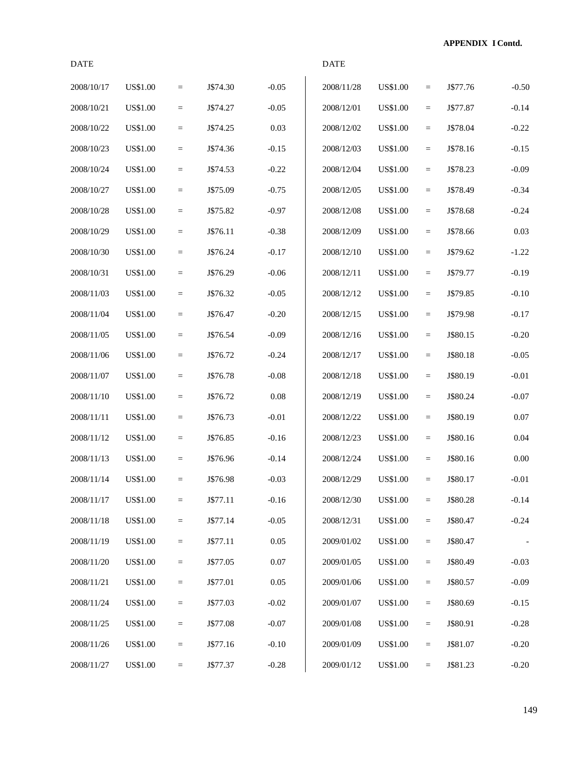**APPENDIX I Contd.**

| DATE | | | | |
|---|---|---|---|---|
| 2008/10/17 | US$1.00 | = | J$74.30 | -0.05 |
| 2008/10/21 | US$1.00 | = | J$74.27 | -0.05 |
| 2008/10/22 | US$1.00 | = | J$74.25 | 0.03 |
| 2008/10/23 | US$1.00 | = | J$74.36 | -0.15 |
| 2008/10/24 | US$1.00 | = | J$74.53 | -0.22 |
| 2008/10/27 | US$1.00 | = | J$75.09 | -0.75 |
| 2008/10/28 | US$1.00 | = | J$75.82 | -0.97 |
| 2008/10/29 | US$1.00 | = | J$76.11 | -0.38 |
| 2008/10/30 | US$1.00 | = | J$76.24 | -0.17 |
| 2008/10/31 | US$1.00 | = | J$76.29 | -0.06 |
| 2008/11/03 | US$1.00 | = | J$76.32 | -0.05 |
| 2008/11/04 | US$1.00 | = | J$76.47 | -0.20 |
| 2008/11/05 | US$1.00 | = | J$76.54 | -0.09 |
| 2008/11/06 | US$1.00 | = | J$76.72 | -0.24 |
| 2008/11/07 | US$1.00 | = | J$76.78 | -0.08 |
| 2008/11/10 | US$1.00 | = | J$76.72 | 0.08 |
| 2008/11/11 | US$1.00 | = | J$76.73 | -0.01 |
| 2008/11/12 | US$1.00 | = | J$76.85 | -0.16 |
| 2008/11/13 | US$1.00 | = | J$76.96 | -0.14 |
| 2008/11/14 | US$1.00 | = | J$76.98 | -0.03 |
| 2008/11/17 | US$1.00 | = | J$77.11 | -0.16 |
| 2008/11/18 | US$1.00 | = | J$77.14 | -0.05 |
| 2008/11/19 | US$1.00 | = | J$77.11 | 0.05 |
| 2008/11/20 | US$1.00 | = | J$77.05 | 0.07 |
| 2008/11/21 | US$1.00 | = | J$77.01 | 0.05 |
| 2008/11/24 | US$1.00 | = | J$77.03 | -0.02 |
| 2008/11/25 | US$1.00 | = | J$77.08 | -0.07 |
| 2008/11/26 | US$1.00 | = | J$77.16 | -0.10 |
| 2008/11/27 | US$1.00 | = | J$77.37 | -0.28 |

| DATE | | | | |
|---|---|---|---|---|
| 2008/11/28 | US$1.00 | = | J$77.76 | -0.50 |
| 2008/12/01 | US$1.00 | = | J$77.87 | -0.14 |
| 2008/12/02 | US$1.00 | = | J$78.04 | -0.22 |
| 2008/12/03 | US$1.00 | = | J$78.16 | -0.15 |
| 2008/12/04 | US$1.00 | = | J$78.23 | -0.09 |
| 2008/12/05 | US$1.00 | = | J$78.49 | -0.34 |
| 2008/12/08 | US$1.00 | = | J$78.68 | -0.24 |
| 2008/12/09 | US$1.00 | = | J$78.66 | 0.03 |
| 2008/12/10 | US$1.00 | = | J$79.62 | -1.22 |
| 2008/12/11 | US$1.00 | = | J$79.77 | -0.19 |
| 2008/12/12 | US$1.00 | = | J$79.85 | -0.10 |
| 2008/12/15 | US$1.00 | = | J$79.98 | -0.17 |
| 2008/12/16 | US$1.00 | = | J$80.15 | -0.20 |
| 2008/12/17 | US$1.00 | = | J$80.18 | -0.05 |
| 2008/12/18 | US$1.00 | = | J$80.19 | -0.01 |
| 2008/12/19 | US$1.00 | = | J$80.24 | -0.07 |
| 2008/12/22 | US$1.00 | = | J$80.19 | 0.07 |
| 2008/12/23 | US$1.00 | = | J$80.16 | 0.04 |
| 2008/12/24 | US$1.00 | = | J$80.16 | 0.00 |
| 2008/12/29 | US$1.00 | = | J$80.17 | -0.01 |
| 2008/12/30 | US$1.00 | = | J$80.28 | -0.14 |
| 2008/12/31 | US$1.00 | = | J$80.47 | -0.24 |
| 2009/01/02 | US$1.00 | = | J$80.47 | - |
| 2009/01/05 | US$1.00 | = | J$80.49 | -0.03 |
| 2009/01/06 | US$1.00 | = | J$80.57 | -0.09 |
| 2009/01/07 | US$1.00 | = | J$80.69 | -0.15 |
| 2009/01/08 | US$1.00 | = | J$80.91 | -0.28 |
| 2009/01/09 | US$1.00 | = | J$81.07 | -0.20 |
| 2009/01/12 | US$1.00 | = | J$81.23 | -0.20 |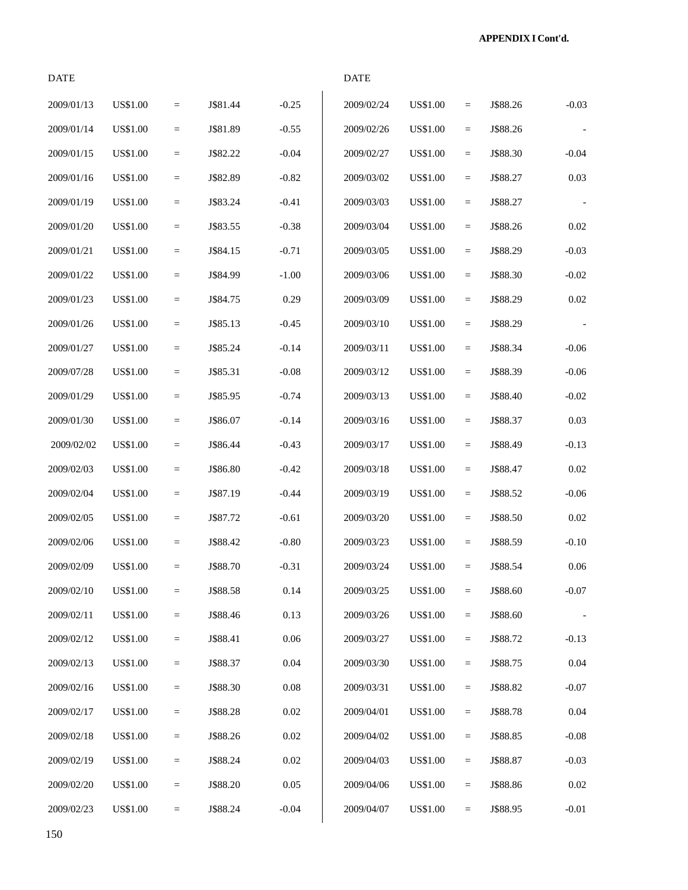**APPENDIX I Cont'd.**

| DATE | | | | |
|---|---|---|---|---|
| 2009/01/13 | US$1.00 | = | J$81.44 | -0.25 |
| 2009/01/14 | US$1.00 | = | J$81.89 | -0.55 |
| 2009/01/15 | US$1.00 | = | J$82.22 | -0.04 |
| 2009/01/16 | US$1.00 | = | J$82.89 | -0.82 |
| 2009/01/19 | US$1.00 | = | J$83.24 | -0.41 |
| 2009/01/20 | US$1.00 | = | J$83.55 | -0.38 |
| 2009/01/21 | US$1.00 | = | J$84.15 | -0.71 |
| 2009/01/22 | US$1.00 | = | J$84.99 | -1.00 |
| 2009/01/23 | US$1.00 | = | J$84.75 | 0.29 |
| 2009/01/26 | US$1.00 | = | J$85.13 | -0.45 |
| 2009/01/27 | US$1.00 | = | J$85.24 | -0.14 |
| 2009/07/28 | US$1.00 | = | J$85.31 | -0.08 |
| 2009/01/29 | US$1.00 | = | J$85.95 | -0.74 |
| 2009/01/30 | US$1.00 | = | J$86.07 | -0.14 |
| 2009/02/02 | US$1.00 | = | J$86.44 | -0.43 |
| 2009/02/03 | US$1.00 | = | J$86.80 | -0.42 |
| 2009/02/04 | US$1.00 | = | J$87.19 | -0.44 |
| 2009/02/05 | US$1.00 | = | J$87.72 | -0.61 |
| 2009/02/06 | US$1.00 | = | J$88.42 | -0.80 |
| 2009/02/09 | US$1.00 | = | J$88.70 | -0.31 |
| 2009/02/10 | US$1.00 | = | J$88.58 | 0.14 |
| 2009/02/11 | US$1.00 | = | J$88.46 | 0.13 |
| 2009/02/12 | US$1.00 | = | J$88.41 | 0.06 |
| 2009/02/13 | US$1.00 | = | J$88.37 | 0.04 |
| 2009/02/16 | US$1.00 | = | J$88.30 | 0.08 |
| 2009/02/17 | US$1.00 | = | J$88.28 | 0.02 |
| 2009/02/18 | US$1.00 | = | J$88.26 | 0.02 |
| 2009/02/19 | US$1.00 | = | J$88.24 | 0.02 |
| 2009/02/20 | US$1.00 | = | J$88.20 | 0.05 |
| 2009/02/23 | US$1.00 | = | J$88.24 | -0.04 |

| DATE | | | | |
|---|---|---|---|---|
| 2009/02/24 | US$1.00 | = | J$88.26 | -0.03 |
| 2009/02/26 | US$1.00 | = | J$88.26 | - |
| 2009/02/27 | US$1.00 | = | J$88.30 | -0.04 |
| 2009/03/02 | US$1.00 | = | J$88.27 | 0.03 |
| 2009/03/03 | US$1.00 | = | J$88.27 | - |
| 2009/03/04 | US$1.00 | = | J$88.26 | 0.02 |
| 2009/03/05 | US$1.00 | = | J$88.29 | -0.03 |
| 2009/03/06 | US$1.00 | = | J$88.30 | -0.02 |
| 2009/03/09 | US$1.00 | = | J$88.29 | 0.02 |
| 2009/03/10 | US$1.00 | = | J$88.29 | - |
| 2009/03/11 | US$1.00 | = | J$88.34 | -0.06 |
| 2009/03/12 | US$1.00 | = | J$88.39 | -0.06 |
| 2009/03/13 | US$1.00 | = | J$88.40 | -0.02 |
| 2009/03/16 | US$1.00 | = | J$88.37 | 0.03 |
| 2009/03/17 | US$1.00 | = | J$88.49 | -0.13 |
| 2009/03/18 | US$1.00 | = | J$88.47 | 0.02 |
| 2009/03/19 | US$1.00 | = | J$88.52 | -0.06 |
| 2009/03/20 | US$1.00 | = | J$88.50 | 0.02 |
| 2009/03/23 | US$1.00 | = | J$88.59 | -0.10 |
| 2009/03/24 | US$1.00 | = | J$88.54 | 0.06 |
| 2009/03/25 | US$1.00 | = | J$88.60 | -0.07 |
| 2009/03/26 | US$1.00 | = | J$88.60 | - |
| 2009/03/27 | US$1.00 | = | J$88.72 | -0.13 |
| 2009/03/30 | US$1.00 | = | J$88.75 | 0.04 |
| 2009/03/31 | US$1.00 | = | J$88.82 | -0.07 |
| 2009/04/01 | US$1.00 | = | J$88.78 | 0.04 |
| 2009/04/02 | US$1.00 | = | J$88.85 | -0.08 |
| 2009/04/03 | US$1.00 | = | J$88.87 | -0.03 |
| 2009/04/06 | US$1.00 | = | J$88.86 | 0.02 |
| 2009/04/07 | US$1.00 | = | J$88.95 | -0.01 |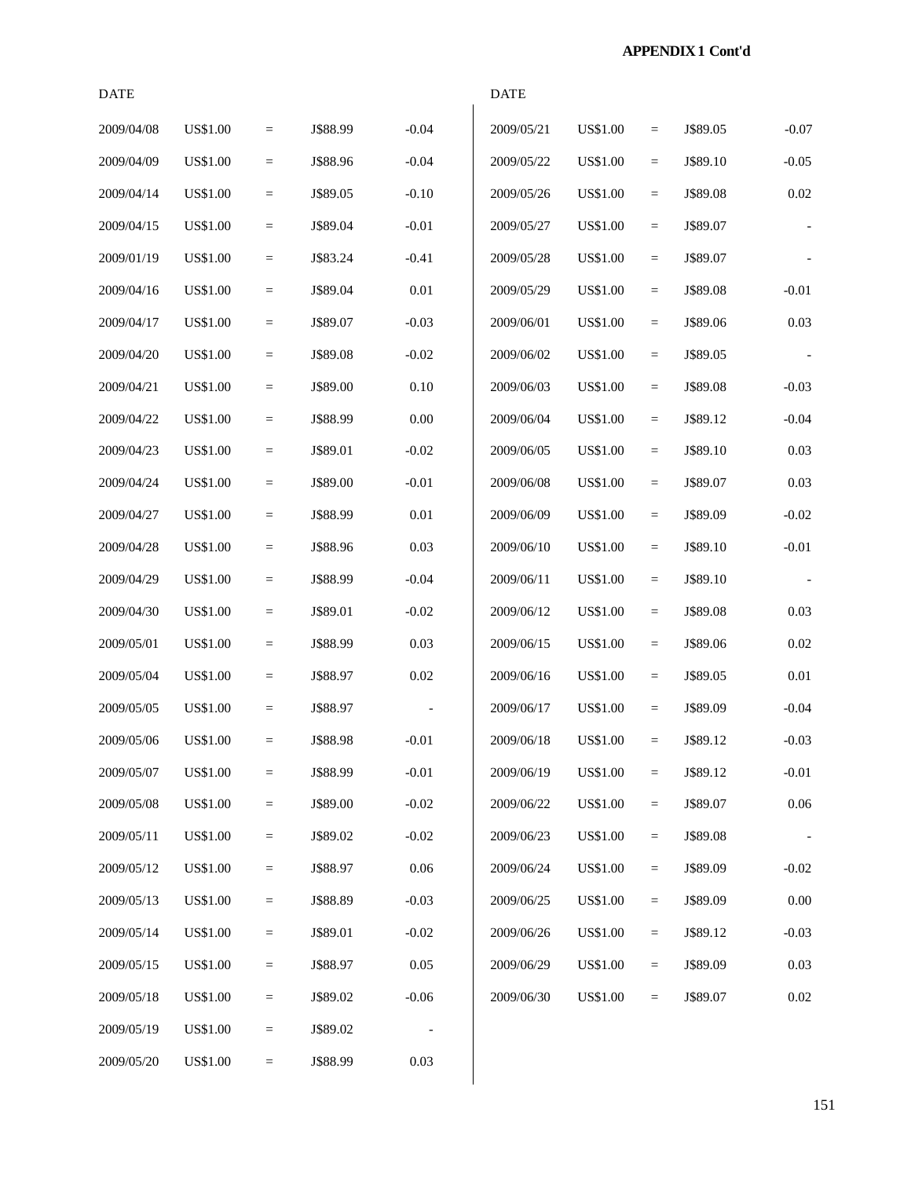**APPENDIX 1 Cont'd**

| DATE | | | | |
|---|---|---|---|---|
| 2009/04/08 | US$1.00 | = | J$88.99 | -0.04 |
| 2009/04/09 | US$1.00 | = | J$88.96 | -0.04 |
| 2009/04/14 | US$1.00 | = | J$89.05 | -0.10 |
| 2009/04/15 | US$1.00 | = | J$89.04 | -0.01 |
| 2009/01/19 | US$1.00 | = | J$83.24 | -0.41 |
| 2009/04/16 | US$1.00 | = | J$89.04 | 0.01 |
| 2009/04/17 | US$1.00 | = | J$89.07 | -0.03 |
| 2009/04/20 | US$1.00 | = | J$89.08 | -0.02 |
| 2009/04/21 | US$1.00 | = | J$89.00 | 0.10 |
| 2009/04/22 | US$1.00 | = | J$88.99 | 0.00 |
| 2009/04/23 | US$1.00 | = | J$89.01 | -0.02 |
| 2009/04/24 | US$1.00 | = | J$89.00 | -0.01 |
| 2009/04/27 | US$1.00 | = | J$88.99 | 0.01 |
| 2009/04/28 | US$1.00 | = | J$88.96 | 0.03 |
| 2009/04/29 | US$1.00 | = | J$88.99 | -0.04 |
| 2009/04/30 | US$1.00 | = | J$89.01 | -0.02 |
| 2009/05/01 | US$1.00 | = | J$88.99 | 0.03 |
| 2009/05/04 | US$1.00 | = | J$88.97 | 0.02 |
| 2009/05/05 | US$1.00 | = | J$88.97 | - |
| 2009/05/06 | US$1.00 | = | J$88.98 | -0.01 |
| 2009/05/07 | US$1.00 | = | J$88.99 | -0.01 |
| 2009/05/08 | US$1.00 | = | J$89.00 | -0.02 |
| 2009/05/11 | US$1.00 | = | J$89.02 | -0.02 |
| 2009/05/12 | US$1.00 | = | J$88.97 | 0.06 |
| 2009/05/13 | US$1.00 | = | J$88.89 | -0.03 |
| 2009/05/14 | US$1.00 | = | J$89.01 | -0.02 |
| 2009/05/15 | US$1.00 | = | J$88.97 | 0.05 |
| 2009/05/18 | US$1.00 | = | J$89.02 | -0.06 |
| 2009/05/19 | US$1.00 | = | J$89.02 | - |
| 2009/05/20 | US$1.00 | = | J$88.99 | 0.03 |
| 2009/05/21 | US$1.00 | = | J$89.05 | -0.07 |
| 2009/05/22 | US$1.00 | = | J$89.10 | -0.05 |
| 2009/05/26 | US$1.00 | = | J$89.08 | 0.02 |
| 2009/05/27 | US$1.00 | = | J$89.07 | - |
| 2009/05/28 | US$1.00 | = | J$89.07 | - |
| 2009/05/29 | US$1.00 | = | J$89.08 | -0.01 |
| 2009/06/01 | US$1.00 | = | J$89.06 | 0.03 |
| 2009/06/02 | US$1.00 | = | J$89.05 | - |
| 2009/06/03 | US$1.00 | = | J$89.08 | -0.03 |
| 2009/06/04 | US$1.00 | = | J$89.12 | -0.04 |
| 2009/06/05 | US$1.00 | = | J$89.10 | 0.03 |
| 2009/06/08 | US$1.00 | = | J$89.07 | 0.03 |
| 2009/06/09 | US$1.00 | = | J$89.09 | -0.02 |
| 2009/06/10 | US$1.00 | = | J$89.10 | -0.01 |
| 2009/06/11 | US$1.00 | = | J$89.10 | - |
| 2009/06/12 | US$1.00 | = | J$89.08 | 0.03 |
| 2009/06/15 | US$1.00 | = | J$89.06 | 0.02 |
| 2009/06/16 | US$1.00 | = | J$89.05 | 0.01 |
| 2009/06/17 | US$1.00 | = | J$89.09 | -0.04 |
| 2009/06/18 | US$1.00 | = | J$89.12 | -0.03 |
| 2009/06/19 | US$1.00 | = | J$89.12 | -0.01 |
| 2009/06/22 | US$1.00 | = | J$89.07 | 0.06 |
| 2009/06/23 | US$1.00 | = | J$89.08 | - |
| 2009/06/24 | US$1.00 | = | J$89.09 | -0.02 |
| 2009/06/25 | US$1.00 | = | J$89.09 | 0.00 |
| 2009/06/26 | US$1.00 | = | J$89.12 | -0.03 |
| 2009/06/29 | US$1.00 | = | J$89.09 | 0.03 |
| 2009/06/30 | US$1.00 | = | J$89.07 | 0.02 |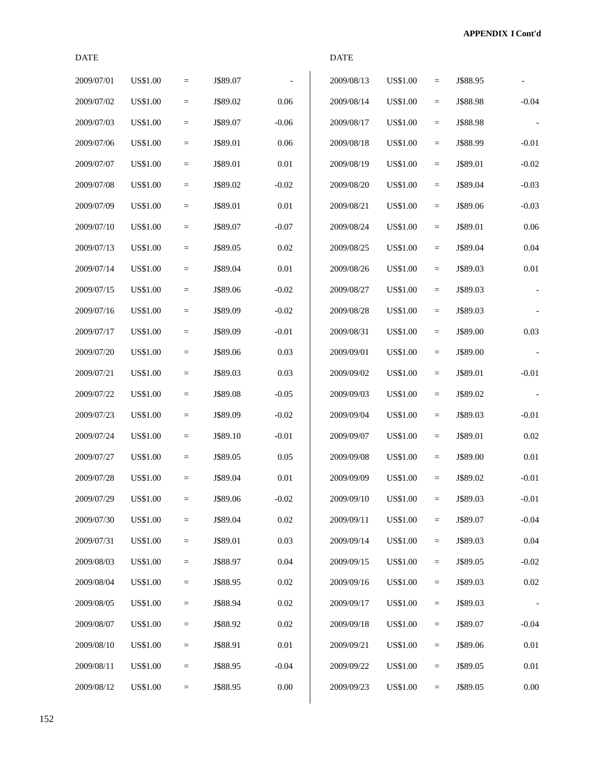**APPENDIX I Cont'd**

| DATE | | | | | DATE | | | | |
|---|---|---|---|---|---|---|---|---|---|
| 2009/07/01 | US$1.00 | = | J$89.07 | - | 2009/08/13 | US$1.00 | = | J$88.95 | - |
| 2009/07/02 | US$1.00 | = | J$89.02 | 0.06 | 2009/08/14 | US$1.00 | = | J$88.98 | -0.04 |
| 2009/07/03 | US$1.00 | = | J$89.07 | -0.06 | 2009/08/17 | US$1.00 | = | J$88.98 | - |
| 2009/07/06 | US$1.00 | = | J$89.01 | 0.06 | 2009/08/18 | US$1.00 | = | J$88.99 | -0.01 |
| 2009/07/07 | US$1.00 | = | J$89.01 | 0.01 | 2009/08/19 | US$1.00 | = | J$89.01 | -0.02 |
| 2009/07/08 | US$1.00 | = | J$89.02 | -0.02 | 2009/08/20 | US$1.00 | = | J$89.04 | -0.03 |
| 2009/07/09 | US$1.00 | = | J$89.01 | 0.01 | 2009/08/21 | US$1.00 | = | J$89.06 | -0.03 |
| 2009/07/10 | US$1.00 | = | J$89.07 | -0.07 | 2009/08/24 | US$1.00 | = | J$89.01 | 0.06 |
| 2009/07/13 | US$1.00 | = | J$89.05 | 0.02 | 2009/08/25 | US$1.00 | = | J$89.04 | 0.04 |
| 2009/07/14 | US$1.00 | = | J$89.04 | 0.01 | 2009/08/26 | US$1.00 | = | J$89.03 | 0.01 |
| 2009/07/15 | US$1.00 | = | J$89.06 | -0.02 | 2009/08/27 | US$1.00 | = | J$89.03 | - |
| 2009/07/16 | US$1.00 | = | J$89.09 | -0.02 | 2009/08/28 | US$1.00 | = | J$89.03 | - |
| 2009/07/17 | US$1.00 | = | J$89.09 | -0.01 | 2009/08/31 | US$1.00 | = | J$89.00 | 0.03 |
| 2009/07/20 | US$1.00 | = | J$89.06 | 0.03 | 2009/09/01 | US$1.00 | = | J$89.00 | - |
| 2009/07/21 | US$1.00 | = | J$89.03 | 0.03 | 2009/09/02 | US$1.00 | = | J$89.01 | -0.01 |
| 2009/07/22 | US$1.00 | = | J$89.08 | -0.05 | 2009/09/03 | US$1.00 | = | J$89.02 | - |
| 2009/07/23 | US$1.00 | = | J$89.09 | -0.02 | 2009/09/04 | US$1.00 | = | J$89.03 | -0.01 |
| 2009/07/24 | US$1.00 | = | J$89.10 | -0.01 | 2009/09/07 | US$1.00 | = | J$89.01 | 0.02 |
| 2009/07/27 | US$1.00 | = | J$89.05 | 0.05 | 2009/09/08 | US$1.00 | = | J$89.00 | 0.01 |
| 2009/07/28 | US$1.00 | = | J$89.04 | 0.01 | 2009/09/09 | US$1.00 | = | J$89.02 | -0.01 |
| 2009/07/29 | US$1.00 | = | J$89.06 | -0.02 | 2009/09/10 | US$1.00 | = | J$89.03 | -0.01 |
| 2009/07/30 | US$1.00 | = | J$89.04 | 0.02 | 2009/09/11 | US$1.00 | = | J$89.07 | -0.04 |
| 2009/07/31 | US$1.00 | = | J$89.01 | 0.03 | 2009/09/14 | US$1.00 | = | J$89.03 | 0.04 |
| 2009/08/03 | US$1.00 | = | J$88.97 | 0.04 | 2009/09/15 | US$1.00 | = | J$89.05 | -0.02 |
| 2009/08/04 | US$1.00 | = | J$88.95 | 0.02 | 2009/09/16 | US$1.00 | = | J$89.03 | 0.02 |
| 2009/08/05 | US$1.00 | = | J$88.94 | 0.02 | 2009/09/17 | US$1.00 | = | J$89.03 | - |
| 2009/08/07 | US$1.00 | = | J$88.92 | 0.02 | 2009/09/18 | US$1.00 | = | J$89.07 | -0.04 |
| 2009/08/10 | US$1.00 | = | J$88.91 | 0.01 | 2009/09/21 | US$1.00 | = | J$89.06 | 0.01 |
| 2009/08/11 | US$1.00 | = | J$88.95 | -0.04 | 2009/09/22 | US$1.00 | = | J$89.05 | 0.01 |
| 2009/08/12 | US$1.00 | = | J$88.95 | 0.00 | 2009/09/23 | US$1.00 | = | J$89.05 | 0.00 |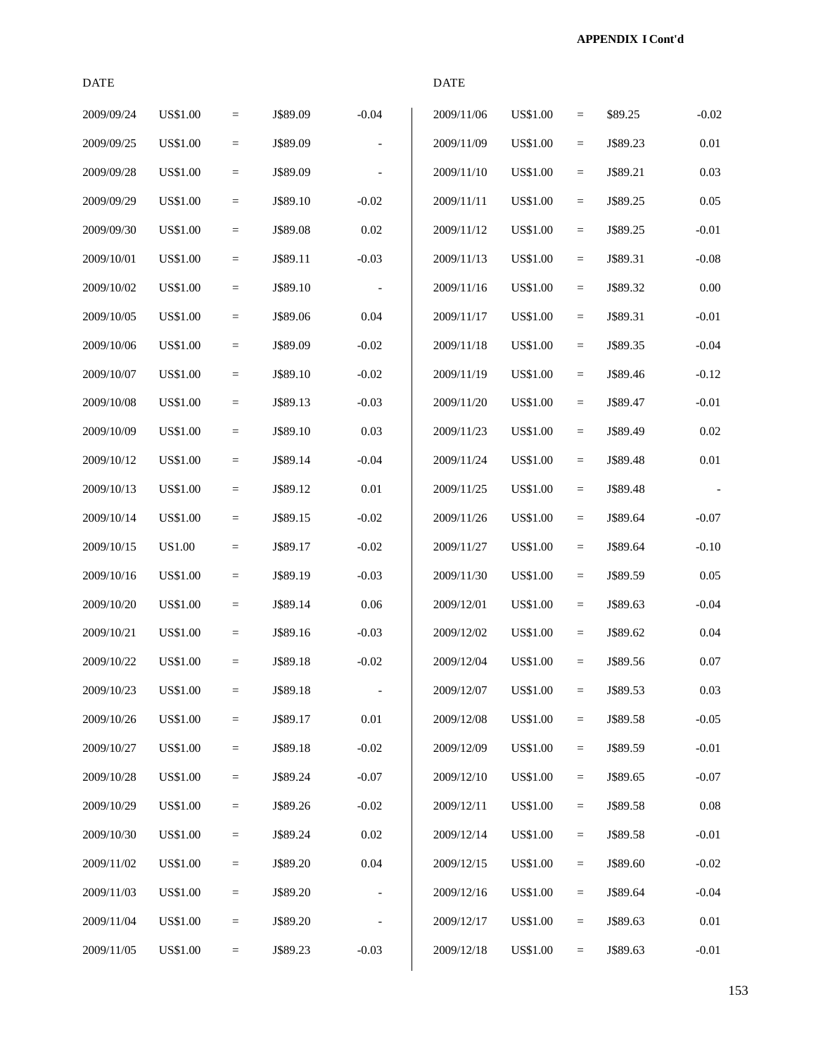**APPENDIX I Cont'd**

| DATE | | | | |
|---|---|---|---|---|
| 2009/09/24 | US$1.00 | = | J$89.09 | -0.04 |
| 2009/09/25 | US$1.00 | = | J$89.09 | - |
| 2009/09/28 | US$1.00 | = | J$89.09 | - |
| 2009/09/29 | US$1.00 | = | J$89.10 | -0.02 |
| 2009/09/30 | US$1.00 | = | J$89.08 | 0.02 |
| 2009/10/01 | US$1.00 | = | J$89.11 | -0.03 |
| 2009/10/02 | US$1.00 | = | J$89.10 | - |
| 2009/10/05 | US$1.00 | = | J$89.06 | 0.04 |
| 2009/10/06 | US$1.00 | = | J$89.09 | -0.02 |
| 2009/10/07 | US$1.00 | = | J$89.10 | -0.02 |
| 2009/10/08 | US$1.00 | = | J$89.13 | -0.03 |
| 2009/10/09 | US$1.00 | = | J$89.10 | 0.03 |
| 2009/10/12 | US$1.00 | = | J$89.14 | -0.04 |
| 2009/10/13 | US$1.00 | = | J$89.12 | 0.01 |
| 2009/10/14 | US$1.00 | = | J$89.15 | -0.02 |
| 2009/10/15 | US1.00 | = | J$89.17 | -0.02 |
| 2009/10/16 | US$1.00 | = | J$89.19 | -0.03 |
| 2009/10/20 | US$1.00 | = | J$89.14 | 0.06 |
| 2009/10/21 | US$1.00 | = | J$89.16 | -0.03 |
| 2009/10/22 | US$1.00 | = | J$89.18 | -0.02 |
| 2009/10/23 | US$1.00 | = | J$89.18 | - |
| 2009/10/26 | US$1.00 | = | J$89.17 | 0.01 |
| 2009/10/27 | US$1.00 | = | J$89.18 | -0.02 |
| 2009/10/28 | US$1.00 | = | J$89.24 | -0.07 |
| 2009/10/29 | US$1.00 | = | J$89.26 | -0.02 |
| 2009/10/30 | US$1.00 | = | J$89.24 | 0.02 |
| 2009/11/02 | US$1.00 | = | J$89.20 | 0.04 |
| 2009/11/03 | US$1.00 | = | J$89.20 | - |
| 2009/11/04 | US$1.00 | = | J$89.20 | - |
| 2009/11/05 | US$1.00 | = | J$89.23 | -0.03 |

| DATE | | | | |
|---|---|---|---|---|
| 2009/11/06 | US$1.00 | = | $89.25 | -0.02 |
| 2009/11/09 | US$1.00 | = | J$89.23 | 0.01 |
| 2009/11/10 | US$1.00 | = | J$89.21 | 0.03 |
| 2009/11/11 | US$1.00 | = | J$89.25 | 0.05 |
| 2009/11/12 | US$1.00 | = | J$89.25 | -0.01 |
| 2009/11/13 | US$1.00 | = | J$89.31 | -0.08 |
| 2009/11/16 | US$1.00 | = | J$89.32 | 0.00 |
| 2009/11/17 | US$1.00 | = | J$89.31 | -0.01 |
| 2009/11/18 | US$1.00 | = | J$89.35 | -0.04 |
| 2009/11/19 | US$1.00 | = | J$89.46 | -0.12 |
| 2009/11/20 | US$1.00 | = | J$89.47 | -0.01 |
| 2009/11/23 | US$1.00 | = | J$89.49 | 0.02 |
| 2009/11/24 | US$1.00 | = | J$89.48 | 0.01 |
| 2009/11/25 | US$1.00 | = | J$89.48 | - |
| 2009/11/26 | US$1.00 | = | J$89.64 | -0.07 |
| 2009/11/27 | US$1.00 | = | J$89.64 | -0.10 |
| 2009/11/30 | US$1.00 | = | J$89.59 | 0.05 |
| 2009/12/01 | US$1.00 | = | J$89.63 | -0.04 |
| 2009/12/02 | US$1.00 | = | J$89.62 | 0.04 |
| 2009/12/04 | US$1.00 | = | J$89.56 | 0.07 |
| 2009/12/07 | US$1.00 | = | J$89.53 | 0.03 |
| 2009/12/08 | US$1.00 | = | J$89.58 | -0.05 |
| 2009/12/09 | US$1.00 | = | J$89.59 | -0.01 |
| 2009/12/10 | US$1.00 | = | J$89.65 | -0.07 |
| 2009/12/11 | US$1.00 | = | J$89.58 | 0.08 |
| 2009/12/14 | US$1.00 | = | J$89.58 | -0.01 |
| 2009/12/15 | US$1.00 | = | J$89.60 | -0.02 |
| 2009/12/16 | US$1.00 | = | J$89.64 | -0.04 |
| 2009/12/17 | US$1.00 | = | J$89.63 | 0.01 |
| 2009/12/18 | US$1.00 | = | J$89.63 | -0.01 |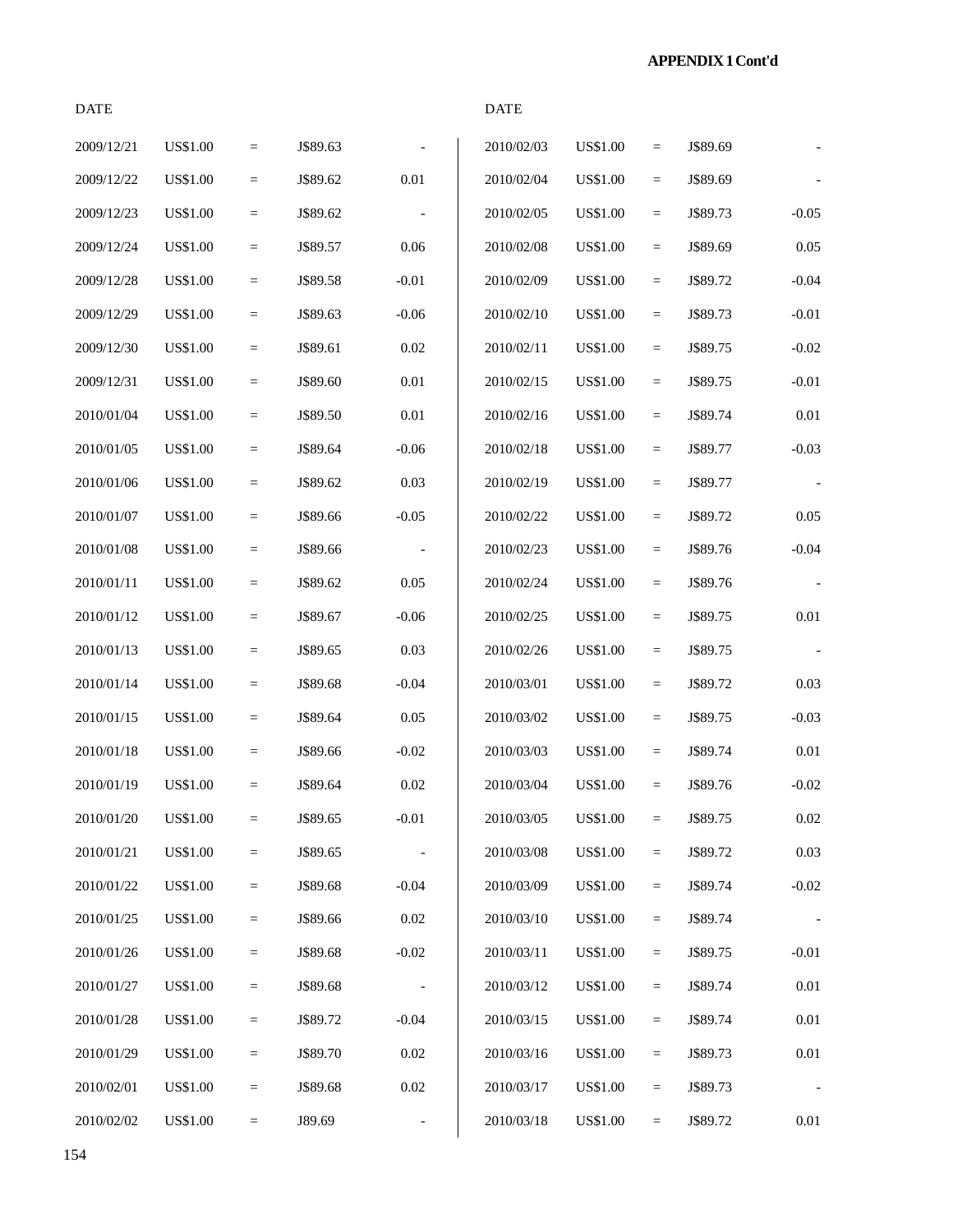**APPENDIX 1 Cont'd**

| DATE | | | | |
|---|---|---|---|---|
| 2009/12/21 | US$1.00 | = | J$89.63 | - |
| 2009/12/22 | US$1.00 | = | J$89.62 | 0.01 |
| 2009/12/23 | US$1.00 | = | J$89.62 | - |
| 2009/12/24 | US$1.00 | = | J$89.57 | 0.06 |
| 2009/12/28 | US$1.00 | = | J$89.58 | -0.01 |
| 2009/12/29 | US$1.00 | = | J$89.63 | -0.06 |
| 2009/12/30 | US$1.00 | = | J$89.61 | 0.02 |
| 2009/12/31 | US$1.00 | = | J$89.60 | 0.01 |
| 2010/01/04 | US$1.00 | = | J$89.50 | 0.01 |
| 2010/01/05 | US$1.00 | = | J$89.64 | -0.06 |
| 2010/01/06 | US$1.00 | = | J$89.62 | 0.03 |
| 2010/01/07 | US$1.00 | = | J$89.66 | -0.05 |
| 2010/01/08 | US$1.00 | = | J$89.66 | - |
| 2010/01/11 | US$1.00 | = | J$89.62 | 0.05 |
| 2010/01/12 | US$1.00 | = | J$89.67 | -0.06 |
| 2010/01/13 | US$1.00 | = | J$89.65 | 0.03 |
| 2010/01/14 | US$1.00 | = | J$89.68 | -0.04 |
| 2010/01/15 | US$1.00 | = | J$89.64 | 0.05 |
| 2010/01/18 | US$1.00 | = | J$89.66 | -0.02 |
| 2010/01/19 | US$1.00 | = | J$89.64 | 0.02 |
| 2010/01/20 | US$1.00 | = | J$89.65 | -0.01 |
| 2010/01/21 | US$1.00 | = | J$89.65 | - |
| 2010/01/22 | US$1.00 | = | J$89.68 | -0.04 |
| 2010/01/25 | US$1.00 | = | J$89.66 | 0.02 |
| 2010/01/26 | US$1.00 | = | J$89.68 | -0.02 |
| 2010/01/27 | US$1.00 | = | J$89.68 | - |
| 2010/01/28 | US$1.00 | = | J$89.72 | -0.04 |
| 2010/01/29 | US$1.00 | = | J$89.70 | 0.02 |
| 2010/02/01 | US$1.00 | = | J$89.68 | 0.02 |
| 2010/02/02 | US$1.00 | = | J89.69 | - |
| 2010/02/03 | US$1.00 | = | J$89.69 | - |
| 2010/02/04 | US$1.00 | = | J$89.69 | - |
| 2010/02/05 | US$1.00 | = | J$89.73 | -0.05 |
| 2010/02/08 | US$1.00 | = | J$89.69 | 0.05 |
| 2010/02/09 | US$1.00 | = | J$89.72 | -0.04 |
| 2010/02/10 | US$1.00 | = | J$89.73 | -0.01 |
| 2010/02/11 | US$1.00 | = | J$89.75 | -0.02 |
| 2010/02/15 | US$1.00 | = | J$89.75 | -0.01 |
| 2010/02/16 | US$1.00 | = | J$89.74 | 0.01 |
| 2010/02/18 | US$1.00 | = | J$89.77 | -0.03 |
| 2010/02/19 | US$1.00 | = | J$89.77 | - |
| 2010/02/22 | US$1.00 | = | J$89.72 | 0.05 |
| 2010/02/23 | US$1.00 | = | J$89.76 | -0.04 |
| 2010/02/24 | US$1.00 | = | J$89.76 | - |
| 2010/02/25 | US$1.00 | = | J$89.75 | 0.01 |
| 2010/02/26 | US$1.00 | = | J$89.75 | - |
| 2010/03/01 | US$1.00 | = | J$89.72 | 0.03 |
| 2010/03/02 | US$1.00 | = | J$89.75 | -0.03 |
| 2010/03/03 | US$1.00 | = | J$89.74 | 0.01 |
| 2010/03/04 | US$1.00 | = | J$89.76 | -0.02 |
| 2010/03/05 | US$1.00 | = | J$89.75 | 0.02 |
| 2010/03/08 | US$1.00 | = | J$89.72 | 0.03 |
| 2010/03/09 | US$1.00 | = | J$89.74 | -0.02 |
| 2010/03/10 | US$1.00 | = | J$89.74 | - |
| 2010/03/11 | US$1.00 | = | J$89.75 | -0.01 |
| 2010/03/12 | US$1.00 | = | J$89.74 | 0.01 |
| 2010/03/15 | US$1.00 | = | J$89.74 | 0.01 |
| 2010/03/16 | US$1.00 | = | J$89.73 | 0.01 |
| 2010/03/17 | US$1.00 | = | J$89.73 | - |
| 2010/03/18 | US$1.00 | = | J$89.72 | 0.01 |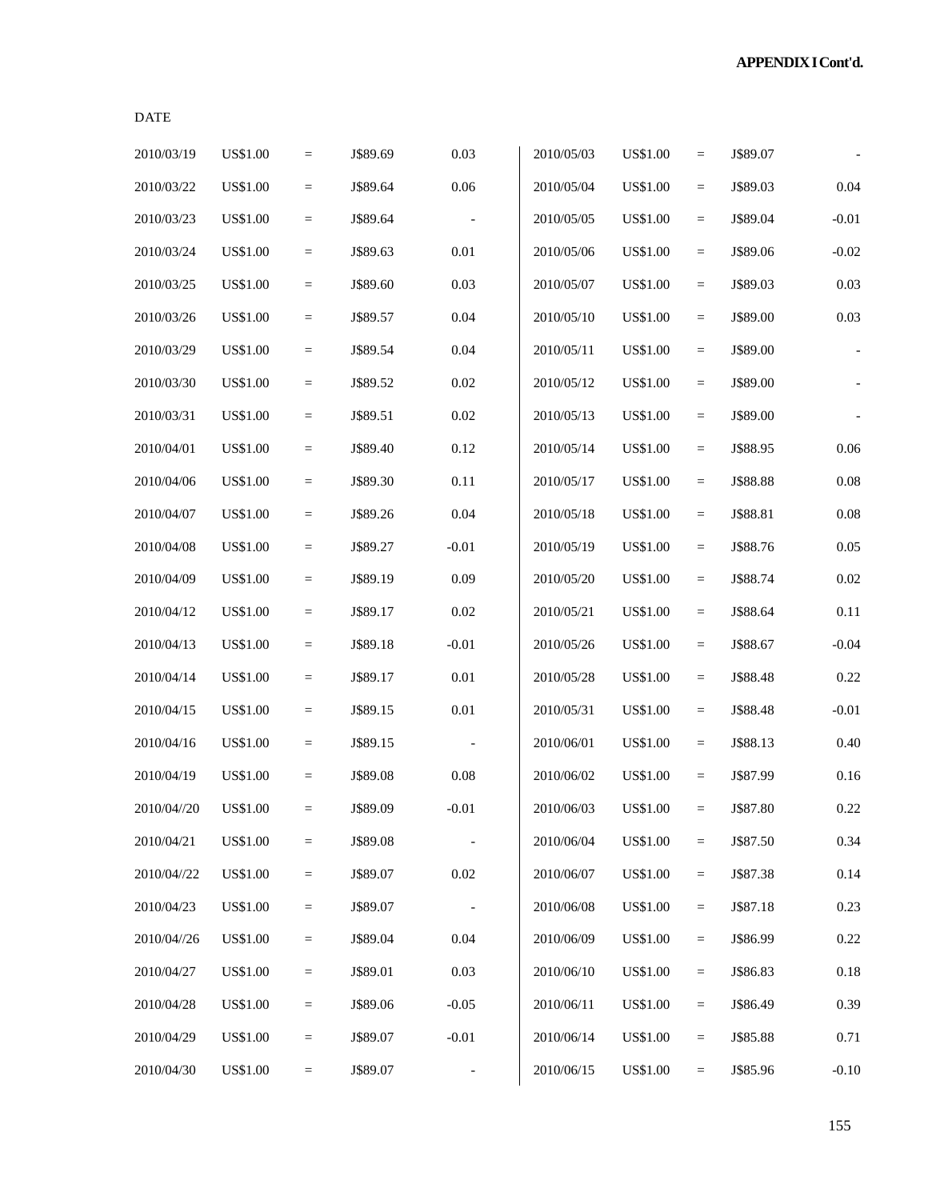**APPENDIX I Cont'd.**

| DATE | | | | | | | | | |
|---|---|---|---|---|---|---|---|---|---|
| 2010/03/19 | US$1.00 | = | J$89.69 | 0.03 | 2010/05/03 | US$1.00 | = | J$89.07 | - |
| 2010/03/22 | US$1.00 | = | J$89.64 | 0.06 | 2010/05/04 | US$1.00 | = | J$89.03 | 0.04 |
| 2010/03/23 | US$1.00 | = | J$89.64 | - | 2010/05/05 | US$1.00 | = | J$89.04 | -0.01 |
| 2010/03/24 | US$1.00 | = | J$89.63 | 0.01 | 2010/05/06 | US$1.00 | = | J$89.06 | -0.02 |
| 2010/03/25 | US$1.00 | = | J$89.60 | 0.03 | 2010/05/07 | US$1.00 | = | J$89.03 | 0.03 |
| 2010/03/26 | US$1.00 | = | J$89.57 | 0.04 | 2010/05/10 | US$1.00 | = | J$89.00 | 0.03 |
| 2010/03/29 | US$1.00 | = | J$89.54 | 0.04 | 2010/05/11 | US$1.00 | = | J$89.00 | - |
| 2010/03/30 | US$1.00 | = | J$89.52 | 0.02 | 2010/05/12 | US$1.00 | = | J$89.00 | - |
| 2010/03/31 | US$1.00 | = | J$89.51 | 0.02 | 2010/05/13 | US$1.00 | = | J$89.00 | - |
| 2010/04/01 | US$1.00 | = | J$89.40 | 0.12 | 2010/05/14 | US$1.00 | = | J$88.95 | 0.06 |
| 2010/04/06 | US$1.00 | = | J$89.30 | 0.11 | 2010/05/17 | US$1.00 | = | J$88.88 | 0.08 |
| 2010/04/07 | US$1.00 | = | J$89.26 | 0.04 | 2010/05/18 | US$1.00 | = | J$88.81 | 0.08 |
| 2010/04/08 | US$1.00 | = | J$89.27 | -0.01 | 2010/05/19 | US$1.00 | = | J$88.76 | 0.05 |
| 2010/04/09 | US$1.00 | = | J$89.19 | 0.09 | 2010/05/20 | US$1.00 | = | J$88.74 | 0.02 |
| 2010/04/12 | US$1.00 | = | J$89.17 | 0.02 | 2010/05/21 | US$1.00 | = | J$88.64 | 0.11 |
| 2010/04/13 | US$1.00 | = | J$89.18 | -0.01 | 2010/05/26 | US$1.00 | = | J$88.67 | -0.04 |
| 2010/04/14 | US$1.00 | = | J$89.17 | 0.01 | 2010/05/28 | US$1.00 | = | J$88.48 | 0.22 |
| 2010/04/15 | US$1.00 | = | J$89.15 | 0.01 | 2010/05/31 | US$1.00 | = | J$88.48 | -0.01 |
| 2010/04/16 | US$1.00 | = | J$89.15 | - | 2010/06/01 | US$1.00 | = | J$88.13 | 0.40 |
| 2010/04/19 | US$1.00 | = | J$89.08 | 0.08 | 2010/06/02 | US$1.00 | = | J$87.99 | 0.16 |
| 2010/04//20 | US$1.00 | = | J$89.09 | -0.01 | 2010/06/03 | US$1.00 | = | J$87.80 | 0.22 |
| 2010/04/21 | US$1.00 | = | J$89.08 | - | 2010/06/04 | US$1.00 | = | J$87.50 | 0.34 |
| 2010/04//22 | US$1.00 | = | J$89.07 | 0.02 | 2010/06/07 | US$1.00 | = | J$87.38 | 0.14 |
| 2010/04/23 | US$1.00 | = | J$89.07 | - | 2010/06/08 | US$1.00 | = | J$87.18 | 0.23 |
| 2010/04//26 | US$1.00 | = | J$89.04 | 0.04 | 2010/06/09 | US$1.00 | = | J$86.99 | 0.22 |
| 2010/04/27 | US$1.00 | = | J$89.01 | 0.03 | 2010/06/10 | US$1.00 | = | J$86.83 | 0.18 |
| 2010/04/28 | US$1.00 | = | J$89.06 | -0.05 | 2010/06/11 | US$1.00 | = | J$86.49 | 0.39 |
| 2010/04/29 | US$1.00 | = | J$89.07 | -0.01 | 2010/06/14 | US$1.00 | = | J$85.88 | 0.71 |
| 2010/04/30 | US$1.00 | = | J$89.07 | - | 2010/06/15 | US$1.00 | = | J$85.96 | -0.10 |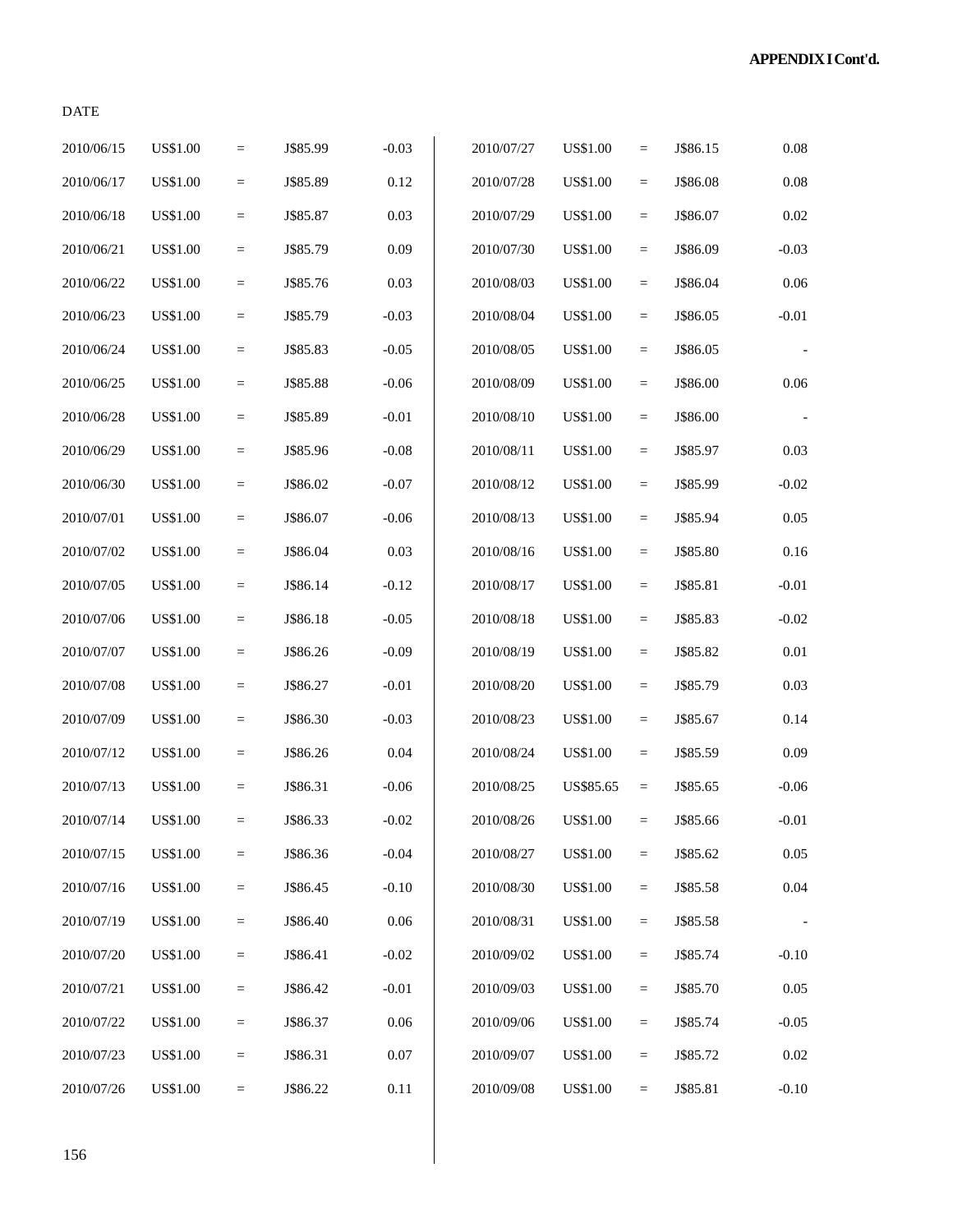**APPENDIX I Cont'd.**

| DATE | | | | |
|---|---|---|---|---|
| 2010/06/15 | US$1.00 | = | J$85.99 | -0.03 |
| 2010/06/17 | US$1.00 | = | J$85.89 | 0.12 |
| 2010/06/18 | US$1.00 | = | J$85.87 | 0.03 |
| 2010/06/21 | US$1.00 | = | J$85.79 | 0.09 |
| 2010/06/22 | US$1.00 | = | J$85.76 | 0.03 |
| 2010/06/23 | US$1.00 | = | J$85.79 | -0.03 |
| 2010/06/24 | US$1.00 | = | J$85.83 | -0.05 |
| 2010/06/25 | US$1.00 | = | J$85.88 | -0.06 |
| 2010/06/28 | US$1.00 | = | J$85.89 | -0.01 |
| 2010/06/29 | US$1.00 | = | J$85.96 | -0.08 |
| 2010/06/30 | US$1.00 | = | J$86.02 | -0.07 |
| 2010/07/01 | US$1.00 | = | J$86.07 | -0.06 |
| 2010/07/02 | US$1.00 | = | J$86.04 | 0.03 |
| 2010/07/05 | US$1.00 | = | J$86.14 | -0.12 |
| 2010/07/06 | US$1.00 | = | J$86.18 | -0.05 |
| 2010/07/07 | US$1.00 | = | J$86.26 | -0.09 |
| 2010/07/08 | US$1.00 | = | J$86.27 | -0.01 |
| 2010/07/09 | US$1.00 | = | J$86.30 | -0.03 |
| 2010/07/12 | US$1.00 | = | J$86.26 | 0.04 |
| 2010/07/13 | US$1.00 | = | J$86.31 | -0.06 |
| 2010/07/14 | US$1.00 | = | J$86.33 | -0.02 |
| 2010/07/15 | US$1.00 | = | J$86.36 | -0.04 |
| 2010/07/16 | US$1.00 | = | J$86.45 | -0.10 |
| 2010/07/19 | US$1.00 | = | J$86.40 | 0.06 |
| 2010/07/20 | US$1.00 | = | J$86.41 | -0.02 |
| 2010/07/21 | US$1.00 | = | J$86.42 | -0.01 |
| 2010/07/22 | US$1.00 | = | J$86.37 | 0.06 |
| 2010/07/23 | US$1.00 | = | J$86.31 | 0.07 |
| 2010/07/26 | US$1.00 | = | J$86.22 | 0.11 |
| 2010/07/27 | US$1.00 | = | J$86.15 | 0.08 |
| 2010/07/28 | US$1.00 | = | J$86.08 | 0.08 |
| 2010/07/29 | US$1.00 | = | J$86.07 | 0.02 |
| 2010/07/30 | US$1.00 | = | J$86.09 | -0.03 |
| 2010/08/03 | US$1.00 | = | J$86.04 | 0.06 |
| 2010/08/04 | US$1.00 | = | J$86.05 | -0.01 |
| 2010/08/05 | US$1.00 | = | J$86.05 | - |
| 2010/08/09 | US$1.00 | = | J$86.00 | 0.06 |
| 2010/08/10 | US$1.00 | = | J$86.00 | - |
| 2010/08/11 | US$1.00 | = | J$85.97 | 0.03 |
| 2010/08/12 | US$1.00 | = | J$85.99 | -0.02 |
| 2010/08/13 | US$1.00 | = | J$85.94 | 0.05 |
| 2010/08/16 | US$1.00 | = | J$85.80 | 0.16 |
| 2010/08/17 | US$1.00 | = | J$85.81 | -0.01 |
| 2010/08/18 | US$1.00 | = | J$85.83 | -0.02 |
| 2010/08/19 | US$1.00 | = | J$85.82 | 0.01 |
| 2010/08/20 | US$1.00 | = | J$85.79 | 0.03 |
| 2010/08/23 | US$1.00 | = | J$85.67 | 0.14 |
| 2010/08/24 | US$1.00 | = | J$85.59 | 0.09 |
| 2010/08/25 | US$85.65 | = | J$85.65 | -0.06 |
| 2010/08/26 | US$1.00 | = | J$85.66 | -0.01 |
| 2010/08/27 | US$1.00 | = | J$85.62 | 0.05 |
| 2010/08/30 | US$1.00 | = | J$85.58 | 0.04 |
| 2010/08/31 | US$1.00 | = | J$85.58 | - |
| 2010/09/02 | US$1.00 | = | J$85.74 | -0.10 |
| 2010/09/03 | US$1.00 | = | J$85.70 | 0.05 |
| 2010/09/06 | US$1.00 | = | J$85.74 | -0.05 |
| 2010/09/07 | US$1.00 | = | J$85.72 | 0.02 |
| 2010/09/08 | US$1.00 | = | J$85.81 | -0.10 |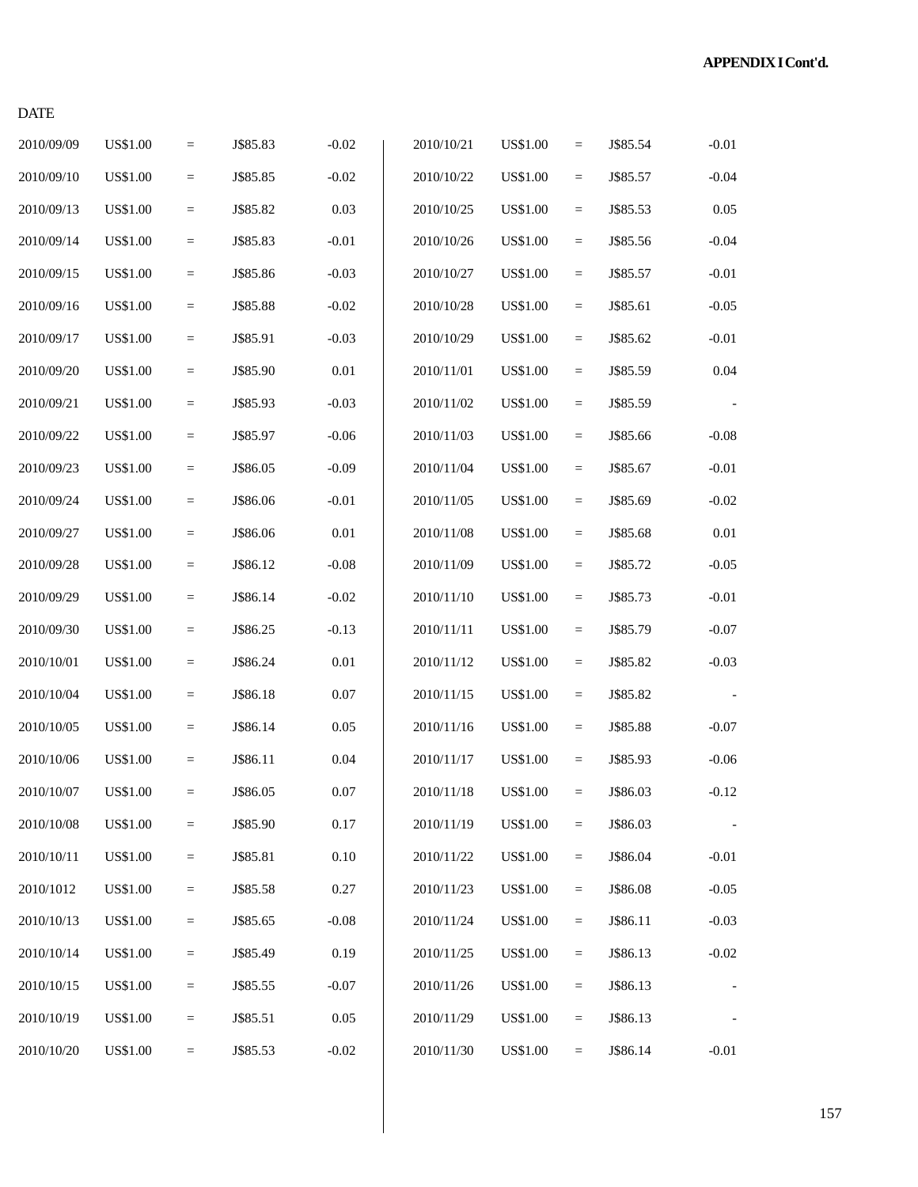**APPENDIX I Cont'd.**

| DATE | | | | | | | | | |
|---|---|---|---|---|---|---|---|---|---|
| 2010/09/09 | US$1.00 | = | J$85.83 | -0.02 | 2010/10/21 | US$1.00 | = | J$85.54 | -0.01 |
| 2010/09/10 | US$1.00 | = | J$85.85 | -0.02 | 2010/10/22 | US$1.00 | = | J$85.57 | -0.04 |
| 2010/09/13 | US$1.00 | = | J$85.82 | 0.03 | 2010/10/25 | US$1.00 | = | J$85.53 | 0.05 |
| 2010/09/14 | US$1.00 | = | J$85.83 | -0.01 | 2010/10/26 | US$1.00 | = | J$85.56 | -0.04 |
| 2010/09/15 | US$1.00 | = | J$85.86 | -0.03 | 2010/10/27 | US$1.00 | = | J$85.57 | -0.01 |
| 2010/09/16 | US$1.00 | = | J$85.88 | -0.02 | 2010/10/28 | US$1.00 | = | J$85.61 | -0.05 |
| 2010/09/17 | US$1.00 | = | J$85.91 | -0.03 | 2010/10/29 | US$1.00 | = | J$85.62 | -0.01 |
| 2010/09/20 | US$1.00 | = | J$85.90 | 0.01 | 2010/11/01 | US$1.00 | = | J$85.59 | 0.04 |
| 2010/09/21 | US$1.00 | = | J$85.93 | -0.03 | 2010/11/02 | US$1.00 | = | J$85.59 | - |
| 2010/09/22 | US$1.00 | = | J$85.97 | -0.06 | 2010/11/03 | US$1.00 | = | J$85.66 | -0.08 |
| 2010/09/23 | US$1.00 | = | J$86.05 | -0.09 | 2010/11/04 | US$1.00 | = | J$85.67 | -0.01 |
| 2010/09/24 | US$1.00 | = | J$86.06 | -0.01 | 2010/11/05 | US$1.00 | = | J$85.69 | -0.02 |
| 2010/09/27 | US$1.00 | = | J$86.06 | 0.01 | 2010/11/08 | US$1.00 | = | J$85.68 | 0.01 |
| 2010/09/28 | US$1.00 | = | J$86.12 | -0.08 | 2010/11/09 | US$1.00 | = | J$85.72 | -0.05 |
| 2010/09/29 | US$1.00 | = | J$86.14 | -0.02 | 2010/11/10 | US$1.00 | = | J$85.73 | -0.01 |
| 2010/09/30 | US$1.00 | = | J$86.25 | -0.13 | 2010/11/11 | US$1.00 | = | J$85.79 | -0.07 |
| 2010/10/01 | US$1.00 | = | J$86.24 | 0.01 | 2010/11/12 | US$1.00 | = | J$85.82 | -0.03 |
| 2010/10/04 | US$1.00 | = | J$86.18 | 0.07 | 2010/11/15 | US$1.00 | = | J$85.82 | - |
| 2010/10/05 | US$1.00 | = | J$86.14 | 0.05 | 2010/11/16 | US$1.00 | = | J$85.88 | -0.07 |
| 2010/10/06 | US$1.00 | = | J$86.11 | 0.04 | 2010/11/17 | US$1.00 | = | J$85.93 | -0.06 |
| 2010/10/07 | US$1.00 | = | J$86.05 | 0.07 | 2010/11/18 | US$1.00 | = | J$86.03 | -0.12 |
| 2010/10/08 | US$1.00 | = | J$85.90 | 0.17 | 2010/11/19 | US$1.00 | = | J$86.03 | - |
| 2010/10/11 | US$1.00 | = | J$85.81 | 0.10 | 2010/11/22 | US$1.00 | = | J$86.04 | -0.01 |
| 2010/1012 | US$1.00 | = | J$85.58 | 0.27 | 2010/11/23 | US$1.00 | = | J$86.08 | -0.05 |
| 2010/10/13 | US$1.00 | = | J$85.65 | -0.08 | 2010/11/24 | US$1.00 | = | J$86.11 | -0.03 |
| 2010/10/14 | US$1.00 | = | J$85.49 | 0.19 | 2010/11/25 | US$1.00 | = | J$86.13 | -0.02 |
| 2010/10/15 | US$1.00 | = | J$85.55 | -0.07 | 2010/11/26 | US$1.00 | = | J$86.13 | - |
| 2010/10/19 | US$1.00 | = | J$85.51 | 0.05 | 2010/11/29 | US$1.00 | = | J$86.13 | - |
| 2010/10/20 | US$1.00 | = | J$85.53 | -0.02 | 2010/11/30 | US$1.00 | = | J$86.14 | -0.01 |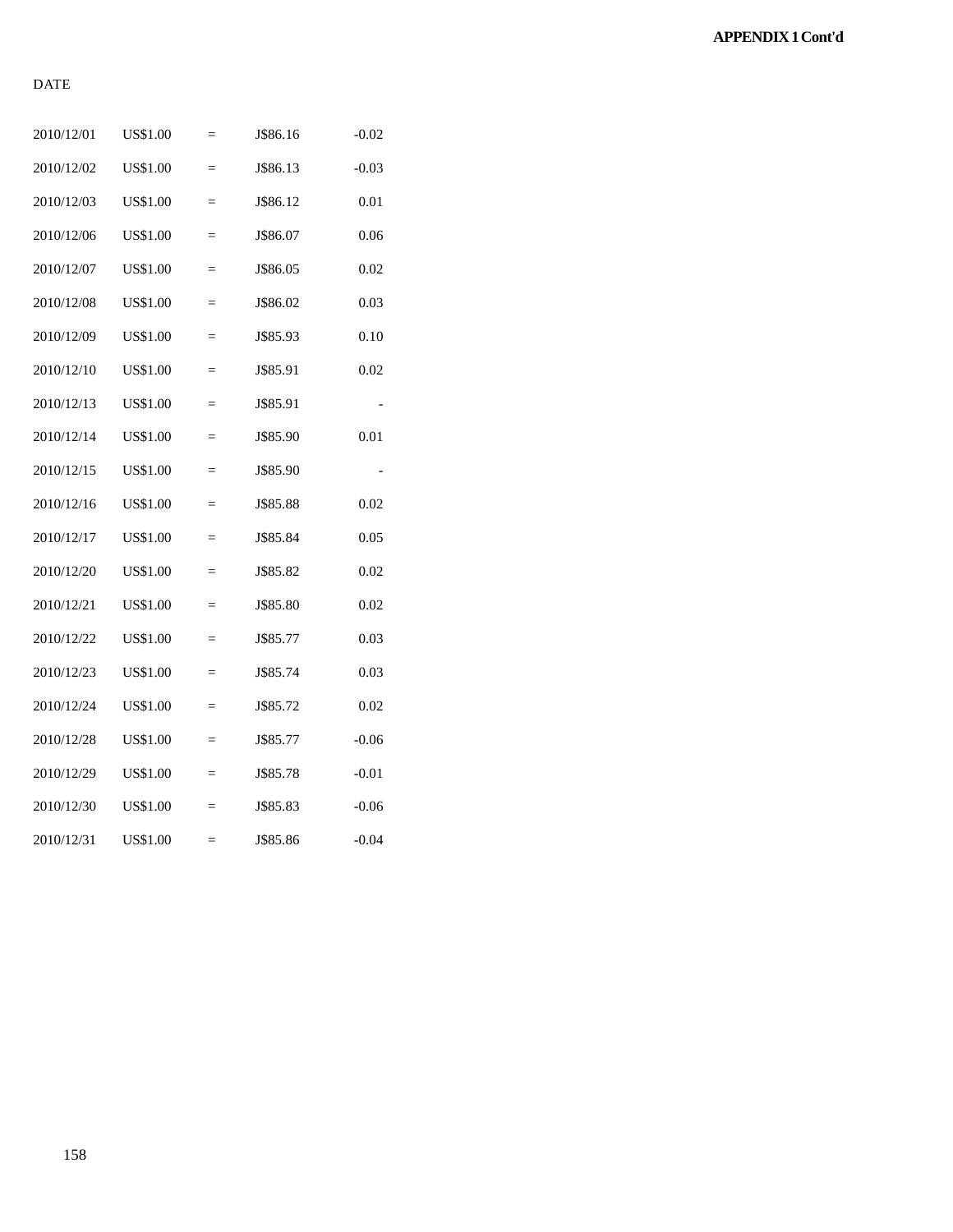**APPENDIX 1 Cont'd**

| DATE | | | | |
|---|---|---|---|---|
| 2010/12/01 | US$1.00 | = | J$86.16 | -0.02 |
| 2010/12/02 | US$1.00 | = | J$86.13 | -0.03 |
| 2010/12/03 | US$1.00 | = | J$86.12 | 0.01 |
| 2010/12/06 | US$1.00 | = | J$86.07 | 0.06 |
| 2010/12/07 | US$1.00 | = | J$86.05 | 0.02 |
| 2010/12/08 | US$1.00 | = | J$86.02 | 0.03 |
| 2010/12/09 | US$1.00 | = | J$85.93 | 0.10 |
| 2010/12/10 | US$1.00 | = | J$85.91 | 0.02 |
| 2010/12/13 | US$1.00 | = | J$85.91 | - |
| 2010/12/14 | US$1.00 | = | J$85.90 | 0.01 |
| 2010/12/15 | US$1.00 | = | J$85.90 | - |
| 2010/12/16 | US$1.00 | = | J$85.88 | 0.02 |
| 2010/12/17 | US$1.00 | = | J$85.84 | 0.05 |
| 2010/12/20 | US$1.00 | = | J$85.82 | 0.02 |
| 2010/12/21 | US$1.00 | = | J$85.80 | 0.02 |
| 2010/12/22 | US$1.00 | = | J$85.77 | 0.03 |
| 2010/12/23 | US$1.00 | = | J$85.74 | 0.03 |
| 2010/12/24 | US$1.00 | = | J$85.72 | 0.02 |
| 2010/12/28 | US$1.00 | = | J$85.77 | -0.06 |
| 2010/12/29 | US$1.00 | = | J$85.78 | -0.01 |
| 2010/12/30 | US$1.00 | = | J$85.83 | -0.06 |
| 2010/12/31 | US$1.00 | = | J$85.86 | -0.04 |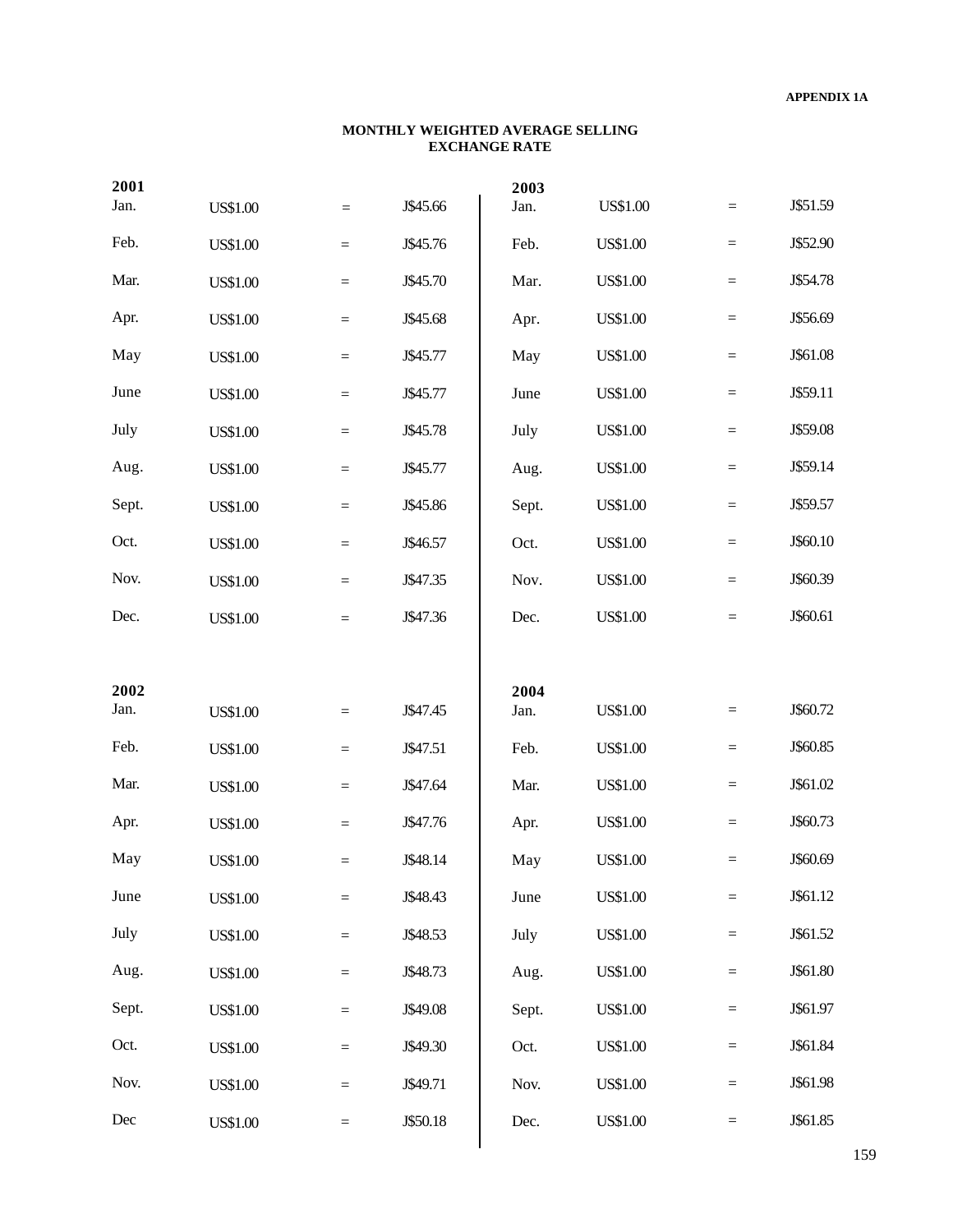APPENDIX 1A

**MONTHLY WEIGHTED AVERAGE SELLING EXCHANGE RATE**

| **2001** | | | | **2003** | | | |
|---|---|---|---|---|---|---|---|
| Jan. | US$1.00 | = | J$45.66 | Jan. | US$1.00 | = | J$51.59 |
| Feb. | US$1.00 | = | J$45.76 | Feb. | US$1.00 | = | J$52.90 |
| Mar. | US$1.00 | = | J$45.70 | Mar. | US$1.00 | = | J$54.78 |
| Apr. | US$1.00 | = | J$45.68 | Apr. | US$1.00 | = | J$56.69 |
| May | US$1.00 | = | J$45.77 | May | US$1.00 | = | J$61.08 |
| June | US$1.00 | = | J$45.77 | June | US$1.00 | = | J$59.11 |
| July | US$1.00 | = | J$45.78 | July | US$1.00 | = | J$59.08 |
| Aug. | US$1.00 | = | J$45.77 | Aug. | US$1.00 | = | J$59.14 |
| Sept. | US$1.00 | = | J$45.86 | Sept. | US$1.00 | = | J$59.57 |
| Oct. | US$1.00 | = | J$46.57 | Oct. | US$1.00 | = | J$60.10 |
| Nov. | US$1.00 | = | J$47.35 | Nov. | US$1.00 | = | J$60.39 |
| Dec. | US$1.00 | = | J$47.36 | Dec. | US$1.00 | = | J$60.61 |
| **2002** | | | | **2004** | | | |
| Jan. | US$1.00 | = | J$47.45 | Jan. | US$1.00 | = | J$60.72 |
| Feb. | US$1.00 | = | J$47.51 | Feb. | US$1.00 | = | J$60.85 |
| Mar. | US$1.00 | = | J$47.64 | Mar. | US$1.00 | = | J$61.02 |
| Apr. | US$1.00 | = | J$47.76 | Apr. | US$1.00 | = | J$60.73 |
| May | US$1.00 | = | J$48.14 | May | US$1.00 | = | J$60.69 |
| June | US$1.00 | = | J$48.43 | June | US$1.00 | = | J$61.12 |
| July | US$1.00 | = | J$48.53 | July | US$1.00 | = | J$61.52 |
| Aug. | US$1.00 | = | J$48.73 | Aug. | US$1.00 | = | J$61.80 |
| Sept. | US$1.00 | = | J$49.08 | Sept. | US$1.00 | = | J$61.97 |
| Oct. | US$1.00 | = | J$49.30 | Oct. | US$1.00 | = | J$61.84 |
| Nov. | US$1.00 | = | J$49.71 | Nov. | US$1.00 | = | J$61.98 |
| Dec | US$1.00 | = | J$50.18 | Dec. | US$1.00 | = | J$61.85 |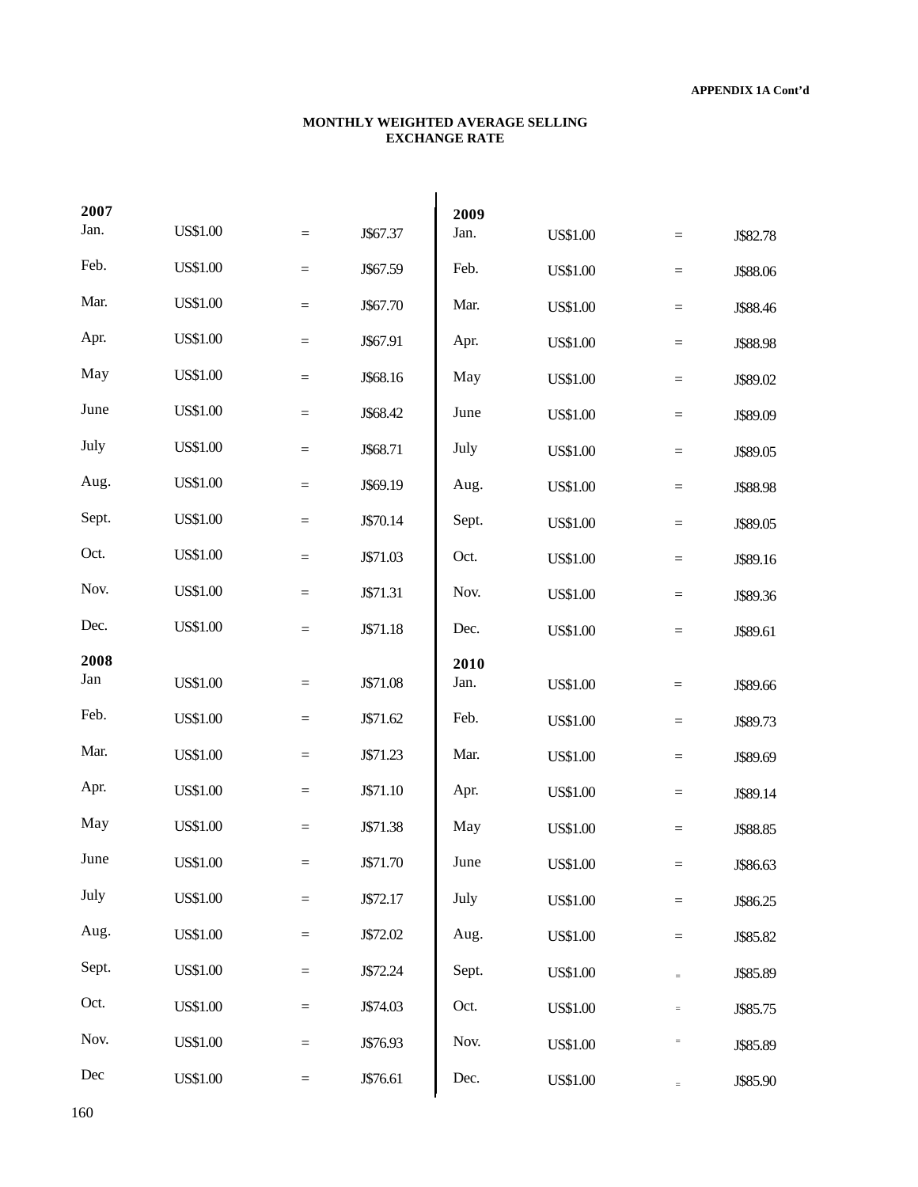**APPENDIX 1A Cont'd**

**MONTHLY WEIGHTED AVERAGE SELLING EXCHANGE RATE**

| | | | | | | | |
|---|---|---|---|---|---|---|---|
| **2007** | | | | **2009** | | | |
| Jan. | US$1.00 | = | J$67.37 | Jan. | US$1.00 | = | J$82.78 |
| Feb. | US$1.00 | = | J$67.59 | Feb. | US$1.00 | = | J$88.06 |
| Mar. | US$1.00 | = | J$67.70 | Mar. | US$1.00 | = | J$88.46 |
| Apr. | US$1.00 | = | J$67.91 | Apr. | US$1.00 | = | J$88.98 |
| May | US$1.00 | = | J$68.16 | May | US$1.00 | = | J$89.02 |
| June | US$1.00 | = | J$68.42 | June | US$1.00 | = | J$89.09 |
| July | US$1.00 | = | J$68.71 | July | US$1.00 | = | J$89.05 |
| Aug. | US$1.00 | = | J$69.19 | Aug. | US$1.00 | = | J$88.98 |
| Sept. | US$1.00 | = | J$70.14 | Sept. | US$1.00 | = | J$89.05 |
| Oct. | US$1.00 | = | J$71.03 | Oct. | US$1.00 | = | J$89.16 |
| Nov. | US$1.00 | = | J$71.31 | Nov. | US$1.00 | = | J$89.36 |
| Dec. | US$1.00 | = | J$71.18 | Dec. | US$1.00 | = | J$89.61 |
| **2008** | | | | **2010** | | | |
| Jan | US$1.00 | = | J$71.08 | Jan. | US$1.00 | = | J$89.66 |
| Feb. | US$1.00 | = | J$71.62 | Feb. | US$1.00 | = | J$89.73 |
| Mar. | US$1.00 | = | J$71.23 | Mar. | US$1.00 | = | J$89.69 |
| Apr. | US$1.00 | = | J$71.10 | Apr. | US$1.00 | = | J$89.14 |
| May | US$1.00 | = | J$71.38 | May | US$1.00 | = | J$88.85 |
| June | US$1.00 | = | J$71.70 | June | US$1.00 | = | J$86.63 |
| July | US$1.00 | = | J$72.17 | July | US$1.00 | = | J$86.25 |
| Aug. | US$1.00 | = | J$72.02 | Aug. | US$1.00 | = | J$85.82 |
| Sept. | US$1.00 | = | J$72.24 | Sept. | US$1.00 | = | J$85.89 |
| Oct. | US$1.00 | = | J$74.03 | Oct. | US$1.00 | = | J$85.75 |
| Nov. | US$1.00 | = | J$76.93 | Nov. | US$1.00 | = | J$85.89 |
| Dec | US$1.00 | = | J$76.61 | Dec. | US$1.00 | = | J$85.90 |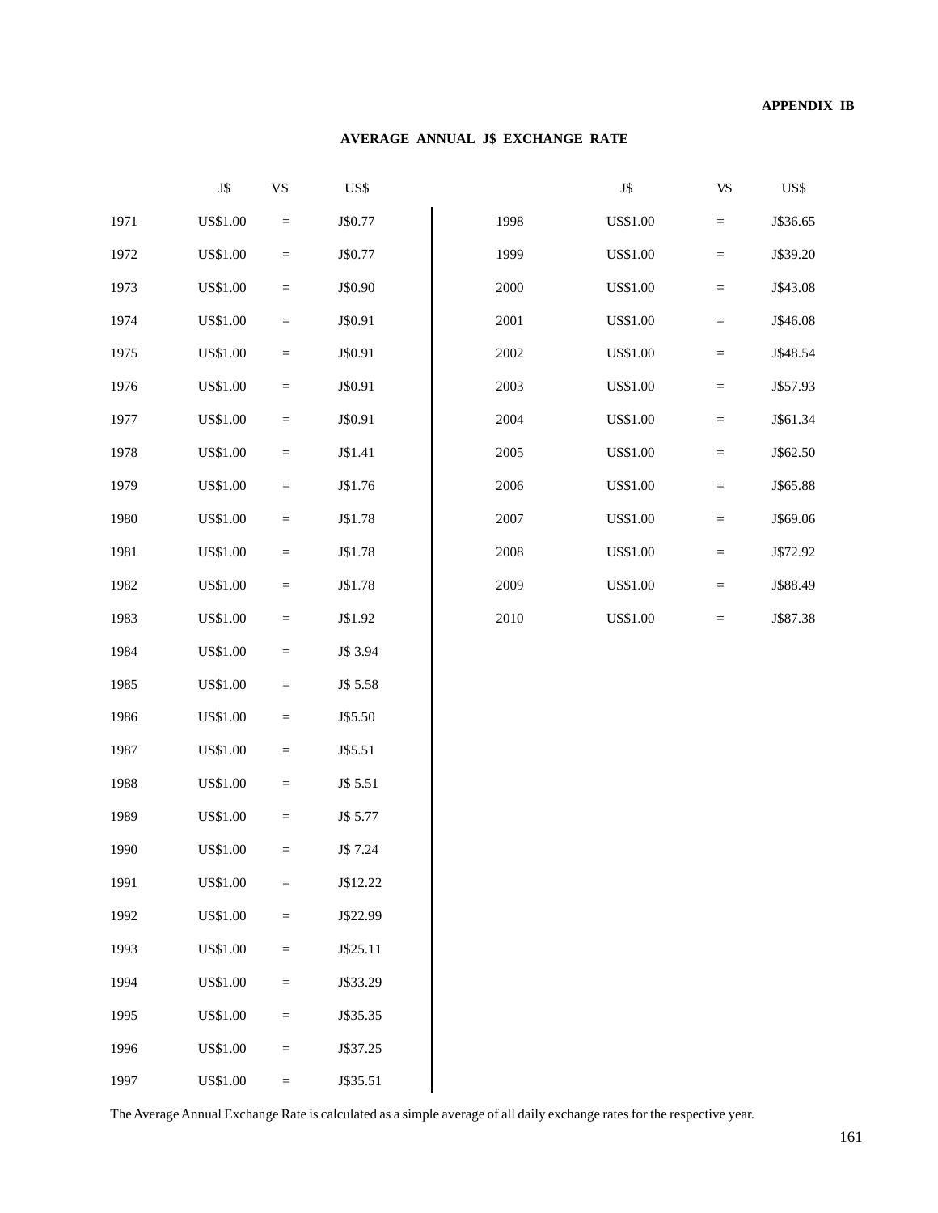**APPENDIX IB**

## AVERAGE ANNUAL J$ EXCHANGE RATE

| | J$ | VS | US$ |
|---|---|---|---|
| 1971 | US$1.00 | = | J$0.77 |
| 1972 | US$1.00 | = | J$0.77 |
| 1973 | US$1.00 | = | J$0.90 |
| 1974 | US$1.00 | = | J$0.91 |
| 1975 | US$1.00 | = | J$0.91 |
| 1976 | US$1.00 | = | J$0.91 |
| 1977 | US$1.00 | = | J$0.91 |
| 1978 | US$1.00 | = | J$1.41 |
| 1979 | US$1.00 | = | J$1.76 |
| 1980 | US$1.00 | = | J$1.78 |
| 1981 | US$1.00 | = | J$1.78 |
| 1982 | US$1.00 | = | J$1.78 |
| 1983 | US$1.00 | = | J$1.92 |
| 1984 | US$1.00 | = | J$ 3.94 |
| 1985 | US$1.00 | = | J$ 5.58 |
| 1986 | US$1.00 | = | J$5.50 |
| 1987 | US$1.00 | = | J$5.51 |
| 1988 | US$1.00 | = | J$ 5.51 |
| 1989 | US$1.00 | = | J$ 5.77 |
| 1990 | US$1.00 | = | J$ 7.24 |
| 1991 | US$1.00 | = | J$12.22 |
| 1992 | US$1.00 | = | J$22.99 |
| 1993 | US$1.00 | = | J$25.11 |
| 1994 | US$1.00 | = | J$33.29 |
| 1995 | US$1.00 | = | J$35.35 |
| 1996 | US$1.00 | = | J$37.25 |
| 1997 | US$1.00 | = | J$35.51 |
| 1998 | US$1.00 | = | J$36.65 |
| 1999 | US$1.00 | = | J$39.20 |
| 2000 | US$1.00 | = | J$43.08 |
| 2001 | US$1.00 | = | J$46.08 |
| 2002 | US$1.00 | = | J$48.54 |
| 2003 | US$1.00 | = | J$57.93 |
| 2004 | US$1.00 | = | J$61.34 |
| 2005 | US$1.00 | = | J$62.50 |
| 2006 | US$1.00 | = | J$65.88 |
| 2007 | US$1.00 | = | J$69.06 |
| 2008 | US$1.00 | = | J$72.92 |
| 2009 | US$1.00 | = | J$88.49 |
| 2010 | US$1.00 | = | J$87.38 |

The Average Annual Exchange Rate is calculated as a simple average of all daily exchange rates for the respective year.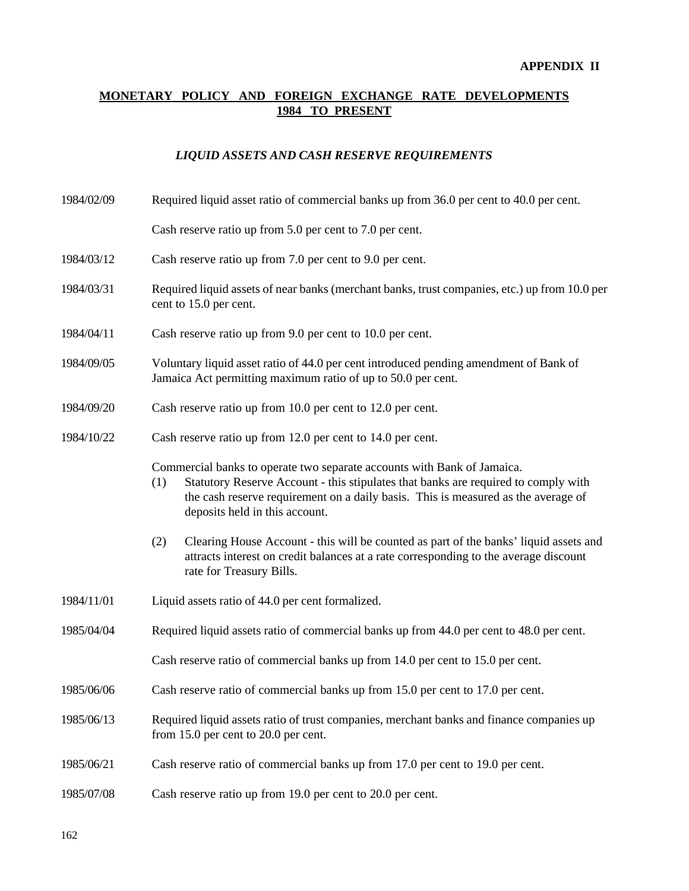**APPENDIX II**

## MONETARY POLICY AND FOREIGN EXCHANGE RATE DEVELOPMENTS 1984 TO PRESENT

### *LIQUID ASSETS AND CASH RESERVE REQUIREMENTS*

1984/02/09 Required liquid asset ratio of commercial banks up from 36.0 per cent to 40.0 per cent.

Cash reserve ratio up from 5.0 per cent to 7.0 per cent.

1984/03/12 Cash reserve ratio up from 7.0 per cent to 9.0 per cent.

1984/03/31 Required liquid assets of near banks (merchant banks, trust companies, etc.) up from 10.0 per cent to 15.0 per cent.

1984/04/11 Cash reserve ratio up from 9.0 per cent to 10.0 per cent.

1984/09/05 Voluntary liquid asset ratio of 44.0 per cent introduced pending amendment of Bank of Jamaica Act permitting maximum ratio of up to 50.0 per cent.

1984/09/20 Cash reserve ratio up from 10.0 per cent to 12.0 per cent.

1984/10/22 Cash reserve ratio up from 12.0 per cent to 14.0 per cent.

Commercial banks to operate two separate accounts with Bank of Jamaica.

(1) Statutory Reserve Account - this stipulates that banks are required to comply with the cash reserve requirement on a daily basis. This is measured as the average of deposits held in this account.

(2) Clearing House Account - this will be counted as part of the banks' liquid assets and attracts interest on credit balances at a rate corresponding to the average discount rate for Treasury Bills.

1984/11/01 Liquid assets ratio of 44.0 per cent formalized.

1985/04/04 Required liquid assets ratio of commercial banks up from 44.0 per cent to 48.0 per cent.

Cash reserve ratio of commercial banks up from 14.0 per cent to 15.0 per cent.

1985/06/06 Cash reserve ratio of commercial banks up from 15.0 per cent to 17.0 per cent.

1985/06/13 Required liquid assets ratio of trust companies, merchant banks and finance companies up from 15.0 per cent to 20.0 per cent.

1985/06/21 Cash reserve ratio of commercial banks up from 17.0 per cent to 19.0 per cent.

1985/07/08 Cash reserve ratio up from 19.0 per cent to 20.0 per cent.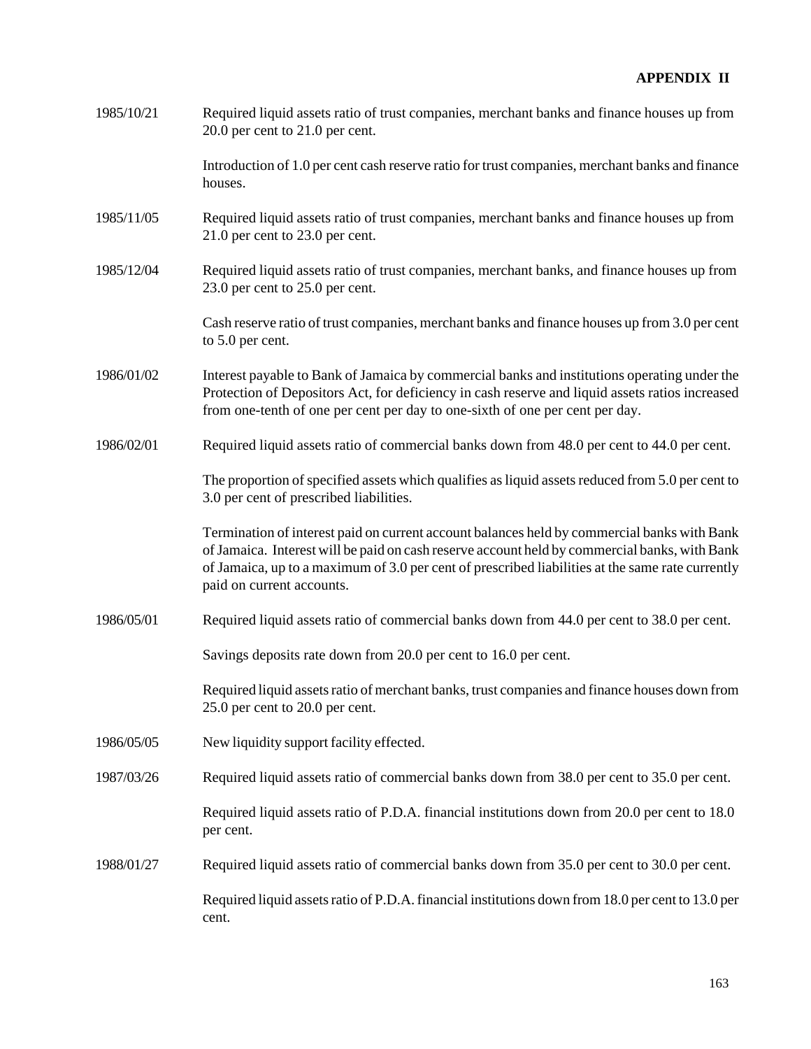## APPENDIX II

| | |
|---|---|
| 1985/10/21 | Required liquid assets ratio of trust companies, merchant banks and finance houses up from 20.0 per cent to 21.0 per cent. |
| | Introduction of 1.0 per cent cash reserve ratio for trust companies, merchant banks and finance houses. |
| 1985/11/05 | Required liquid assets ratio of trust companies, merchant banks and finance houses up from 21.0 per cent to 23.0 per cent. |
| 1985/12/04 | Required liquid assets ratio of trust companies, merchant banks, and finance houses up from 23.0 per cent to 25.0 per cent. |
| | Cash reserve ratio of trust companies, merchant banks and finance houses up from 3.0 per cent to 5.0 per cent. |
| 1986/01/02 | Interest payable to Bank of Jamaica by commercial banks and institutions operating under the Protection of Depositors Act, for deficiency in cash reserve and liquid assets ratios increased from one-tenth of one per cent per day to one-sixth of one per cent per day. |
| 1986/02/01 | Required liquid assets ratio of commercial banks down from 48.0 per cent to 44.0 per cent. |
| | The proportion of specified assets which qualifies as liquid assets reduced from 5.0 per cent to 3.0 per cent of prescribed liabilities. |
| | Termination of interest paid on current account balances held by commercial banks with Bank of Jamaica. Interest will be paid on cash reserve account held by commercial banks, with Bank of Jamaica, up to a maximum of 3.0 per cent of prescribed liabilities at the same rate currently paid on current accounts. |
| 1986/05/01 | Required liquid assets ratio of commercial banks down from 44.0 per cent to 38.0 per cent. |
| | Savings deposits rate down from 20.0 per cent to 16.0 per cent. |
| | Required liquid assets ratio of merchant banks, trust companies and finance houses down from 25.0 per cent to 20.0 per cent. |
| 1986/05/05 | New liquidity support facility effected. |
| 1987/03/26 | Required liquid assets ratio of commercial banks down from 38.0 per cent to 35.0 per cent. |
| | Required liquid assets ratio of P.D.A. financial institutions down from 20.0 per cent to 18.0 per cent. |
| 1988/01/27 | Required liquid assets ratio of commercial banks down from 35.0 per cent to 30.0 per cent. |
| | Required liquid assets ratio of P.D.A. financial institutions down from 18.0 per cent to 13.0 per cent. |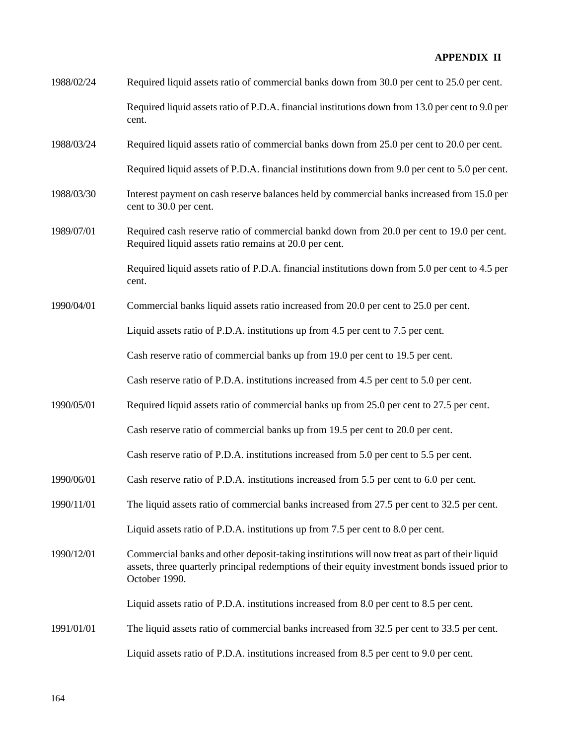**APPENDIX II**

| | |
|---|---|
| 1988/02/24 | Required liquid assets ratio of commercial banks down from 30.0 per cent to 25.0 per cent. |
| | Required liquid assets ratio of P.D.A. financial institutions down from 13.0 per cent to 9.0 per cent. |
| 1988/03/24 | Required liquid assets ratio of commercial banks down from 25.0 per cent to 20.0 per cent. |
| | Required liquid assets of P.D.A. financial institutions down from 9.0 per cent to 5.0 per cent. |
| 1988/03/30 | Interest payment on cash reserve balances held by commercial banks increased from 15.0 per cent to 30.0 per cent. |
| 1989/07/01 | Required cash reserve ratio of commercial bankd down from 20.0 per cent to 19.0 per cent. Required liquid assets ratio remains at 20.0 per cent. |
| | Required liquid assets ratio of P.D.A. financial institutions down from 5.0 per cent to 4.5 per cent. |
| 1990/04/01 | Commercial banks liquid assets ratio increased from 20.0 per cent to 25.0 per cent. |
| | Liquid assets ratio of P.D.A. institutions up from 4.5 per cent to 7.5 per cent. |
| | Cash reserve ratio of commercial banks up from 19.0 per cent to 19.5 per cent. |
| | Cash reserve ratio of P.D.A. institutions increased from 4.5 per cent to 5.0 per cent. |
| 1990/05/01 | Required liquid assets ratio of commercial banks up from 25.0 per cent to 27.5 per cent. |
| | Cash reserve ratio of commercial banks up from 19.5 per cent to 20.0 per cent. |
| | Cash reserve ratio of P.D.A. institutions increased from 5.0 per cent to 5.5 per cent. |
| 1990/06/01 | Cash reserve ratio of P.D.A. institutions increased from 5.5 per cent to 6.0 per cent. |
| 1990/11/01 | The liquid assets ratio of commercial banks increased from 27.5 per cent to 32.5 per cent. |
| | Liquid assets ratio of P.D.A. institutions up from 7.5 per cent to 8.0 per cent. |
| 1990/12/01 | Commercial banks and other deposit-taking institutions will now treat as part of their liquid assets, three quarterly principal redemptions of their equity investment bonds issued prior to October 1990. |
| | Liquid assets ratio of P.D.A. institutions increased from 8.0 per cent to 8.5 per cent. |
| 1991/01/01 | The liquid assets ratio of commercial banks increased from 32.5 per cent to 33.5 per cent. |
| | Liquid assets ratio of P.D.A. institutions increased from 8.5 per cent to 9.0 per cent. |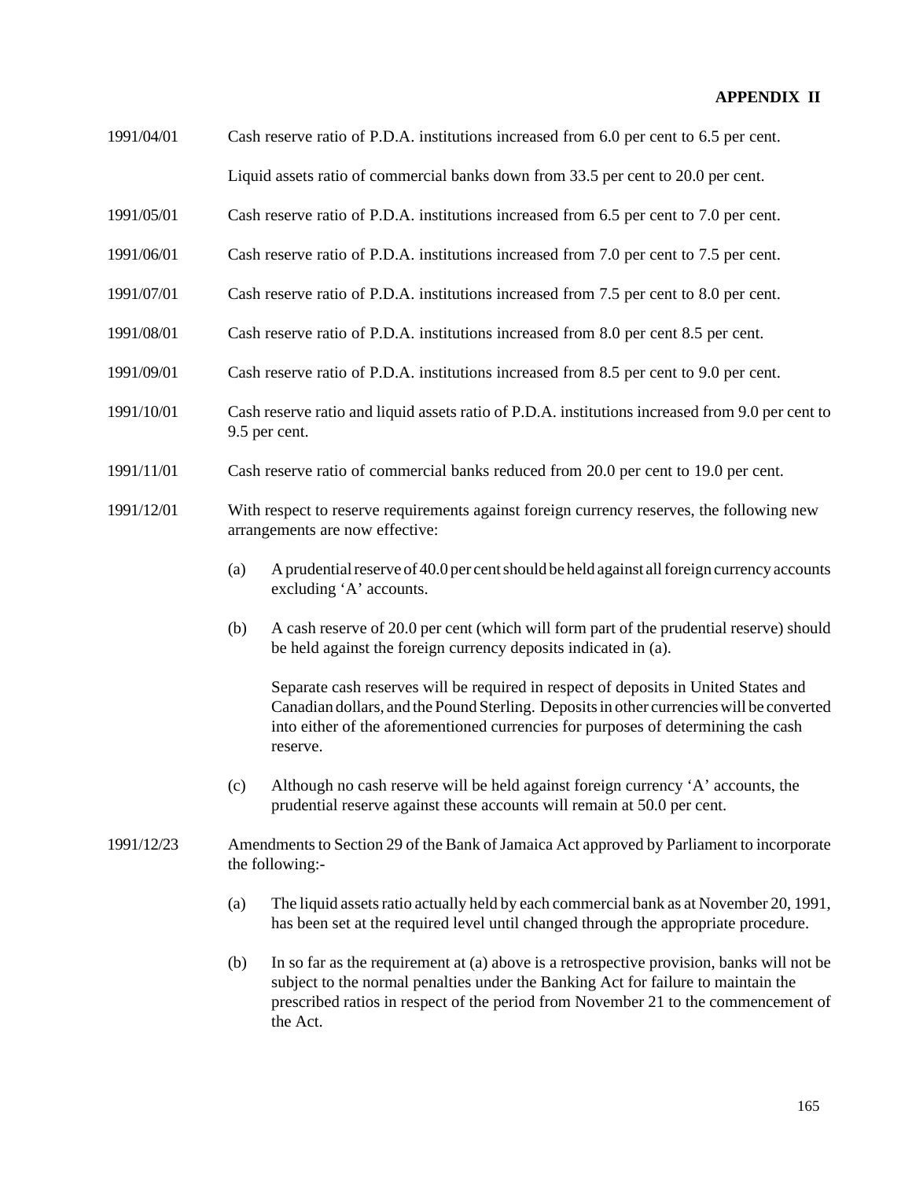## APPENDIX II

1991/04/01 Cash reserve ratio of P.D.A. institutions increased from 6.0 per cent to 6.5 per cent.

Liquid assets ratio of commercial banks down from 33.5 per cent to 20.0 per cent.

1991/05/01 Cash reserve ratio of P.D.A. institutions increased from 6.5 per cent to 7.0 per cent.

1991/06/01 Cash reserve ratio of P.D.A. institutions increased from 7.0 per cent to 7.5 per cent.

1991/07/01 Cash reserve ratio of P.D.A. institutions increased from 7.5 per cent to 8.0 per cent.

1991/08/01 Cash reserve ratio of P.D.A. institutions increased from 8.0 per cent 8.5 per cent.

1991/09/01 Cash reserve ratio of P.D.A. institutions increased from 8.5 per cent to 9.0 per cent.

1991/10/01 Cash reserve ratio and liquid assets ratio of P.D.A. institutions increased from 9.0 per cent to 9.5 per cent.

1991/11/01 Cash reserve ratio of commercial banks reduced from 20.0 per cent to 19.0 per cent.

1991/12/01 With respect to reserve requirements against foreign currency reserves, the following new arrangements are now effective:

(a) A prudential reserve of 40.0 per cent should be held against all foreign currency accounts excluding 'A' accounts.

(b) A cash reserve of 20.0 per cent (which will form part of the prudential reserve) should be held against the foreign currency deposits indicated in (a).

Separate cash reserves will be required in respect of deposits in United States and Canadian dollars, and the Pound Sterling. Deposits in other currencies will be converted into either of the aforementioned currencies for purposes of determining the cash reserve.

(c) Although no cash reserve will be held against foreign currency 'A' accounts, the prudential reserve against these accounts will remain at 50.0 per cent.

1991/12/23 Amendments to Section 29 of the Bank of Jamaica Act approved by Parliament to incorporate the following:-

(a) The liquid assets ratio actually held by each commercial bank as at November 20, 1991, has been set at the required level until changed through the appropriate procedure.

(b) In so far as the requirement at (a) above is a retrospective provision, banks will not be subject to the normal penalties under the Banking Act for failure to maintain the prescribed ratios in respect of the period from November 21 to the commencement of the Act.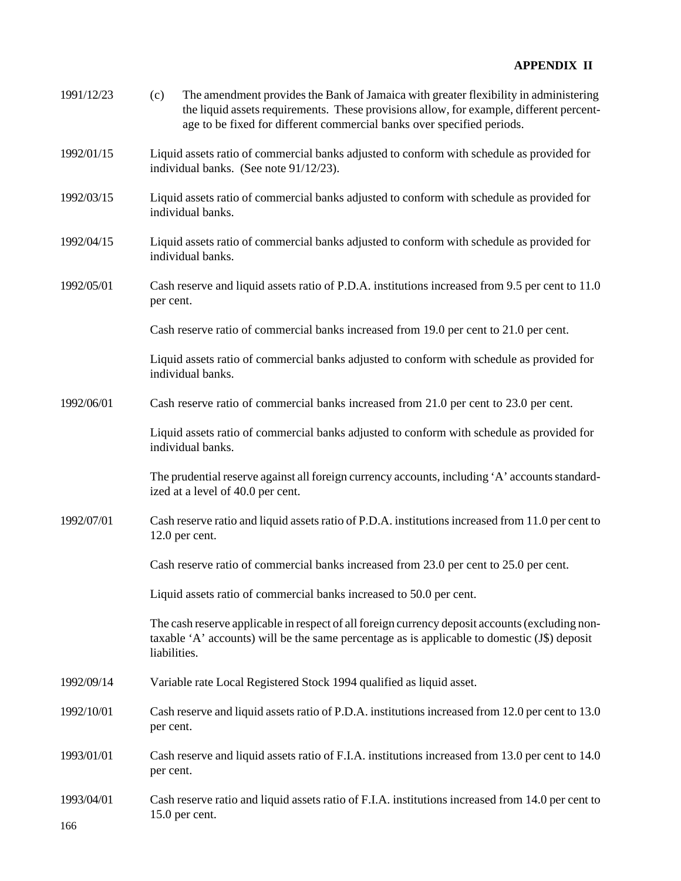**APPENDIX II**

1991/12/23 (c) The amendment provides the Bank of Jamaica with greater flexibility in administering the liquid assets requirements. These provisions allow, for example, different percentage to be fixed for different commercial banks over specified periods.

1992/01/15 Liquid assets ratio of commercial banks adjusted to conform with schedule as provided for individual banks. (See note 91/12/23).

1992/03/15 Liquid assets ratio of commercial banks adjusted to conform with schedule as provided for individual banks.

1992/04/15 Liquid assets ratio of commercial banks adjusted to conform with schedule as provided for individual banks.

1992/05/01 Cash reserve and liquid assets ratio of P.D.A. institutions increased from 9.5 per cent to 11.0 per cent.

Cash reserve ratio of commercial banks increased from 19.0 per cent to 21.0 per cent.

Liquid assets ratio of commercial banks adjusted to conform with schedule as provided for individual banks.

1992/06/01 Cash reserve ratio of commercial banks increased from 21.0 per cent to 23.0 per cent.

Liquid assets ratio of commercial banks adjusted to conform with schedule as provided for individual banks.

The prudential reserve against all foreign currency accounts, including 'A' accounts standardized at a level of 40.0 per cent.

1992/07/01 Cash reserve ratio and liquid assets ratio of P.D.A. institutions increased from 11.0 per cent to 12.0 per cent.

Cash reserve ratio of commercial banks increased from 23.0 per cent to 25.0 per cent.

Liquid assets ratio of commercial banks increased to 50.0 per cent.

The cash reserve applicable in respect of all foreign currency deposit accounts (excluding non-taxable 'A' accounts) will be the same percentage as is applicable to domestic (J$) deposit liabilities.

1992/09/14 Variable rate Local Registered Stock 1994 qualified as liquid asset.

1992/10/01 Cash reserve and liquid assets ratio of P.D.A. institutions increased from 12.0 per cent to 13.0 per cent.

1993/01/01 Cash reserve and liquid assets ratio of F.I.A. institutions increased from 13.0 per cent to 14.0 per cent.

1993/04/01 Cash reserve ratio and liquid assets ratio of F.I.A. institutions increased from 14.0 per cent to 15.0 per cent.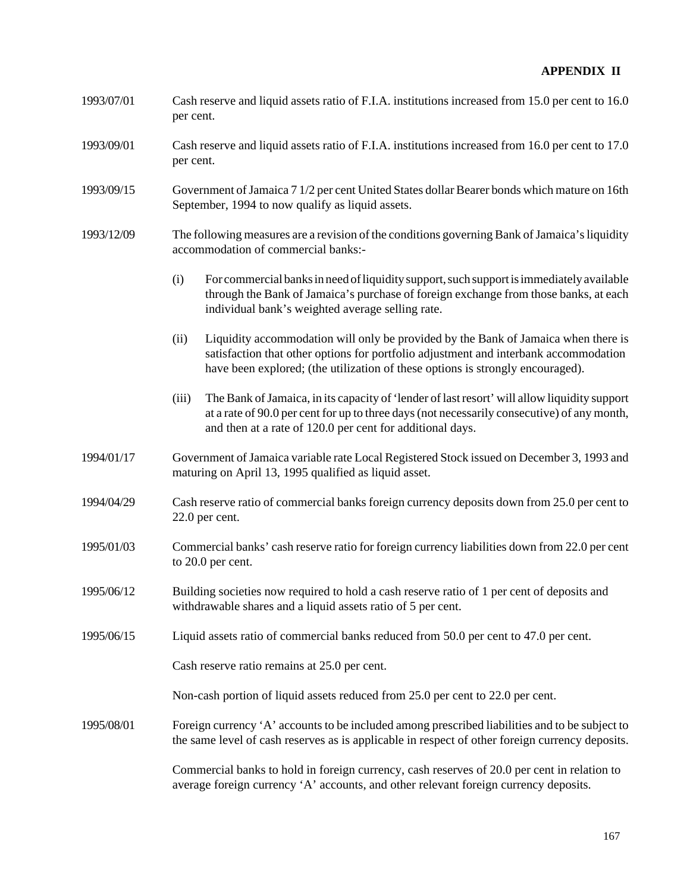**APPENDIX II**

| | |
|---|---|
| 1993/07/01 | Cash reserve and liquid assets ratio of F.I.A. institutions increased from 15.0 per cent to 16.0 per cent. |
| 1993/09/01 | Cash reserve and liquid assets ratio of F.I.A. institutions increased from 16.0 per cent to 17.0 per cent. |
| 1993/09/15 | Government of Jamaica 7 1/2 per cent United States dollar Bearer bonds which mature on 16th September, 1994 to now qualify as liquid assets. |
| 1993/12/09 | The following measures are a revision of the conditions governing Bank of Jamaica's liquidity accommodation of commercial banks:- |

(i) For commercial banks in need of liquidity support, such support is immediately available through the Bank of Jamaica's purchase of foreign exchange from those banks, at each individual bank's weighted average selling rate.

(ii) Liquidity accommodation will only be provided by the Bank of Jamaica when there is satisfaction that other options for portfolio adjustment and interbank accommodation have been explored; (the utilization of these options is strongly encouraged).

(iii) The Bank of Jamaica, in its capacity of 'lender of last resort' will allow liquidity support at a rate of 90.0 per cent for up to three days (not necessarily consecutive) of any month, and then at a rate of 120.0 per cent for additional days.

| | |
|---|---|
| 1994/01/17 | Government of Jamaica variable rate Local Registered Stock issued on December 3, 1993 and maturing on April 13, 1995 qualified as liquid asset. |
| 1994/04/29 | Cash reserve ratio of commercial banks foreign currency deposits down from 25.0 per cent to 22.0 per cent. |
| 1995/01/03 | Commercial banks' cash reserve ratio for foreign currency liabilities down from 22.0 per cent to 20.0 per cent. |
| 1995/06/12 | Building societies now required to hold a cash reserve ratio of 1 per cent of deposits and withdrawable shares and a liquid assets ratio of 5 per cent. |
| 1995/06/15 | Liquid assets ratio of commercial banks reduced from 50.0 per cent to 47.0 per cent. |
| | Cash reserve ratio remains at 25.0 per cent. |
| | Non-cash portion of liquid assets reduced from 25.0 per cent to 22.0 per cent. |
| 1995/08/01 | Foreign currency 'A' accounts to be included among prescribed liabilities and to be subject to the same level of cash reserves as is applicable in respect of other foreign currency deposits. |
| | Commercial banks to hold in foreign currency, cash reserves of 20.0 per cent in relation to average foreign currency 'A' accounts, and other relevant foreign currency deposits. |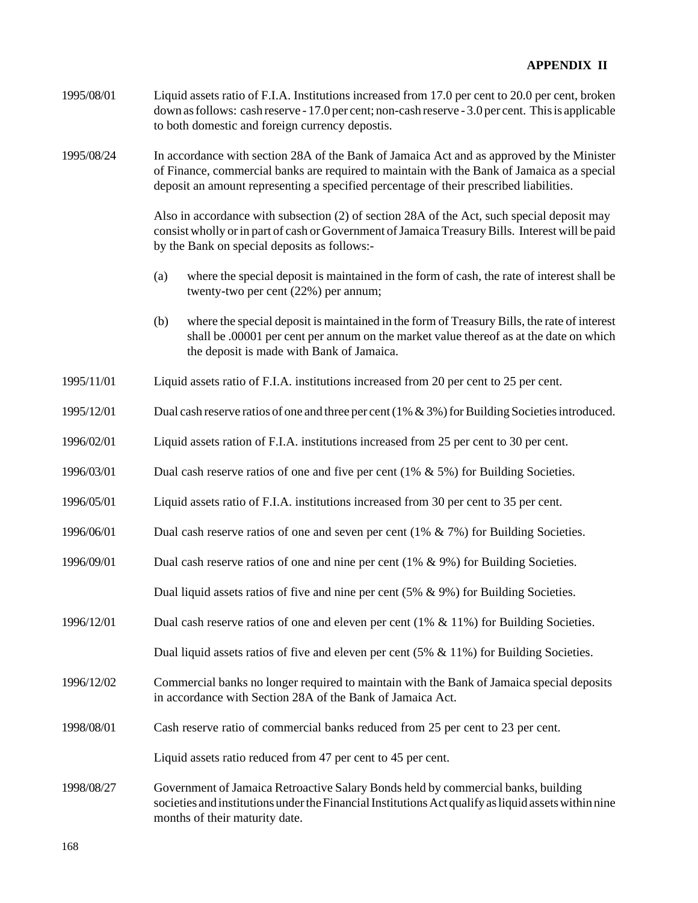**APPENDIX II**

1995/08/01 Liquid assets ratio of F.I.A. Institutions increased from 17.0 per cent to 20.0 per cent, broken down as follows: cash reserve - 17.0 per cent; non-cash reserve - 3.0 per cent. This is applicable to both domestic and foreign currency depostis.

1995/08/24 In accordance with section 28A of the Bank of Jamaica Act and as approved by the Minister of Finance, commercial banks are required to maintain with the Bank of Jamaica as a special deposit an amount representing a specified percentage of their prescribed liabilities.

Also in accordance with subsection (2) of section 28A of the Act, such special deposit may consist wholly or in part of cash or Government of Jamaica Treasury Bills. Interest will be paid by the Bank on special deposits as follows:-

(a) where the special deposit is maintained in the form of cash, the rate of interest shall be twenty-two per cent (22%) per annum;

(b) where the special deposit is maintained in the form of Treasury Bills, the rate of interest shall be .00001 per cent per annum on the market value thereof as at the date on which the deposit is made with Bank of Jamaica.

1995/11/01 Liquid assets ratio of F.I.A. institutions increased from 20 per cent to 25 per cent.

1995/12/01 Dual cash reserve ratios of one and three per cent (1% & 3%) for Building Societies introduced.

1996/02/01 Liquid assets ration of F.I.A. institutions increased from 25 per cent to 30 per cent.

1996/03/01 Dual cash reserve ratios of one and five per cent (1% & 5%) for Building Societies.

1996/05/01 Liquid assets ratio of F.I.A. institutions increased from 30 per cent to 35 per cent.

1996/06/01 Dual cash reserve ratios of one and seven per cent (1% & 7%) for Building Societies.

1996/09/01 Dual cash reserve ratios of one and nine per cent (1% & 9%) for Building Societies.

Dual liquid assets ratios of five and nine per cent (5% & 9%) for Building Societies.

1996/12/01 Dual cash reserve ratios of one and eleven per cent (1% & 11%) for Building Societies.

Dual liquid assets ratios of five and eleven per cent (5% & 11%) for Building Societies.

1996/12/02 Commercial banks no longer required to maintain with the Bank of Jamaica special deposits in accordance with Section 28A of the Bank of Jamaica Act.

1998/08/01 Cash reserve ratio of commercial banks reduced from 25 per cent to 23 per cent.

Liquid assets ratio reduced from 47 per cent to 45 per cent.

1998/08/27 Government of Jamaica Retroactive Salary Bonds held by commercial banks, building societies and institutions under the Financial Institutions Act qualify as liquid assets within nine months of their maturity date.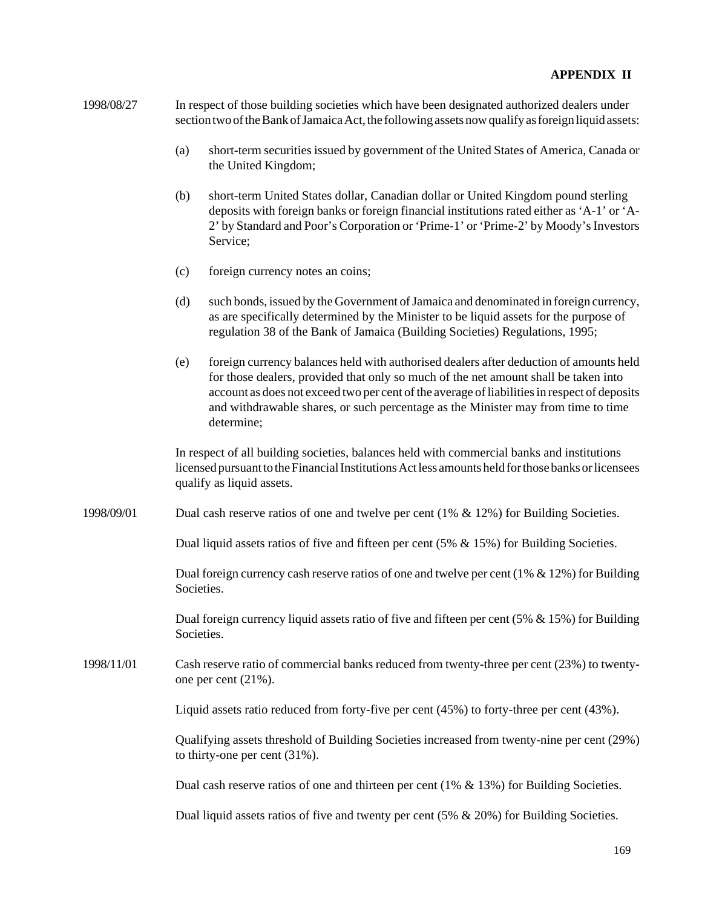**APPENDIX II**

1998/08/27 In respect of those building societies which have been designated authorized dealers under section two of the Bank of Jamaica Act, the following assets now qualify as foreign liquid assets:

(a) short-term securities issued by government of the United States of America, Canada or the United Kingdom;

(b) short-term United States dollar, Canadian dollar or United Kingdom pound sterling deposits with foreign banks or foreign financial institutions rated either as 'A-1' or 'A-2' by Standard and Poor's Corporation or 'Prime-1' or 'Prime-2' by Moody's Investors Service;

(c) foreign currency notes an coins;

(d) such bonds, issued by the Government of Jamaica and denominated in foreign currency, as are specifically determined by the Minister to be liquid assets for the purpose of regulation 38 of the Bank of Jamaica (Building Societies) Regulations, 1995;

(e) foreign currency balances held with authorised dealers after deduction of amounts held for those dealers, provided that only so much of the net amount shall be taken into account as does not exceed two per cent of the average of liabilities in respect of deposits and withdrawable shares, or such percentage as the Minister may from time to time determine;

In respect of all building societies, balances held with commercial banks and institutions licensed pursuant to the Financial Institutions Act less amounts held for those banks or licensees qualify as liquid assets.

1998/09/01 Dual cash reserve ratios of one and twelve per cent (1% & 12%) for Building Societies.

Dual liquid assets ratios of five and fifteen per cent (5% & 15%) for Building Societies.

Dual foreign currency cash reserve ratios of one and twelve per cent (1% & 12%) for Building Societies.

Dual foreign currency liquid assets ratio of five and fifteen per cent (5% & 15%) for Building Societies.

1998/11/01 Cash reserve ratio of commercial banks reduced from twenty-three per cent (23%) to twenty-one per cent (21%).

Liquid assets ratio reduced from forty-five per cent (45%) to forty-three per cent (43%).

Qualifying assets threshold of Building Societies increased from twenty-nine per cent (29%) to thirty-one per cent (31%).

Dual cash reserve ratios of one and thirteen per cent (1% & 13%) for Building Societies.

Dual liquid assets ratios of five and twenty per cent (5% & 20%) for Building Societies.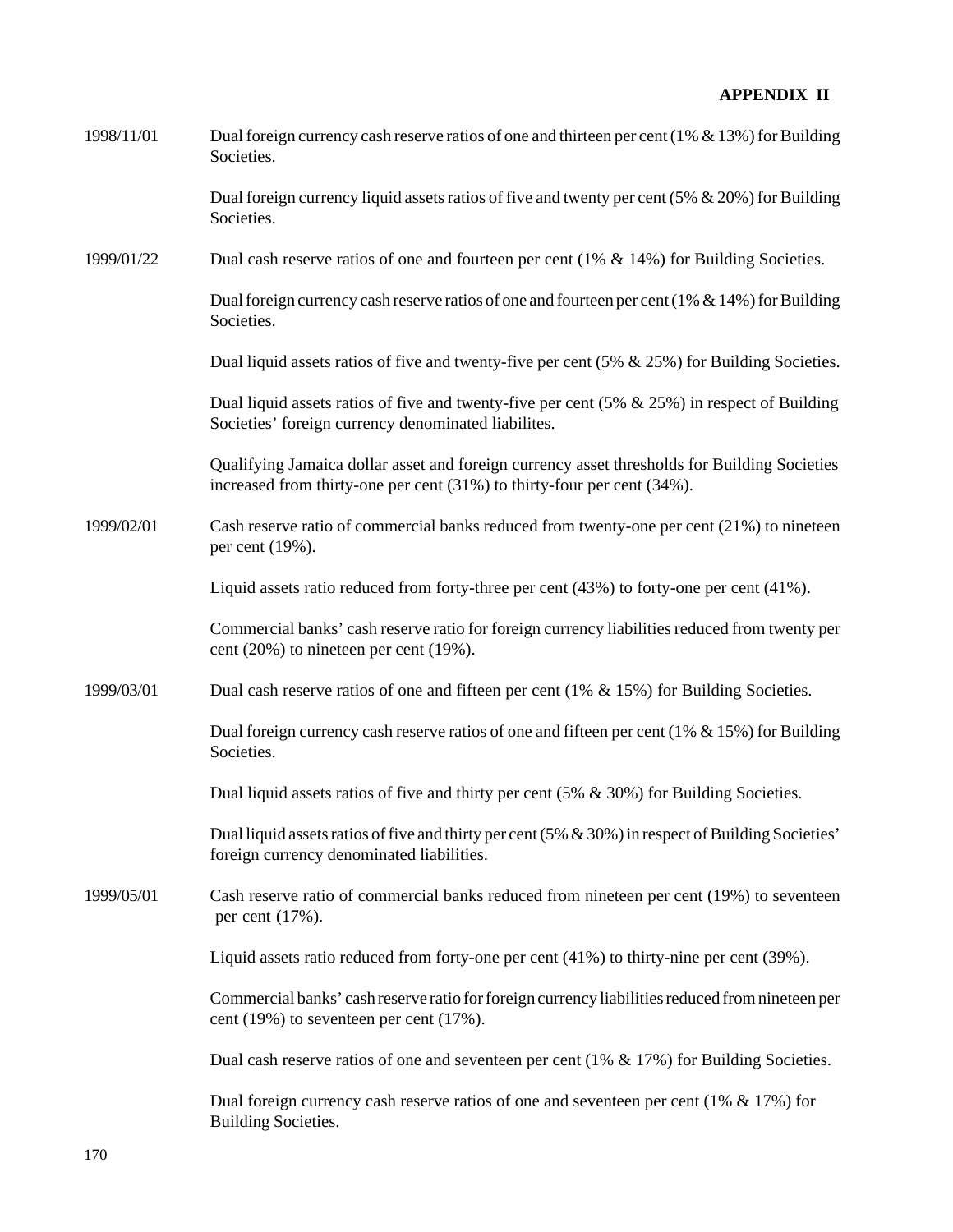## APPENDIX II

| | |
|---|---|
| 1998/11/01 | Dual foreign currency cash reserve ratios of one and thirteen per cent (1% & 13%) for Building Societies. |
| | Dual foreign currency liquid assets ratios of five and twenty per cent (5% & 20%) for Building Societies. |
| 1999/01/22 | Dual cash reserve ratios of one and fourteen per cent (1% & 14%) for Building Societies. |
| | Dual foreign currency cash reserve ratios of one and fourteen per cent (1% & 14%) for Building Societies. |
| | Dual liquid assets ratios of five and twenty-five per cent (5% & 25%) for Building Societies. |
| | Dual liquid assets ratios of five and twenty-five per cent (5% & 25%) in respect of Building Societies' foreign currency denominated liabilites. |
| | Qualifying Jamaica dollar asset and foreign currency asset thresholds for Building Societies increased from thirty-one per cent (31%) to thirty-four per cent (34%). |
| 1999/02/01 | Cash reserve ratio of commercial banks reduced from twenty-one per cent (21%) to nineteen per cent (19%). |
| | Liquid assets ratio reduced from forty-three per cent (43%) to forty-one per cent (41%). |
| | Commercial banks' cash reserve ratio for foreign currency liabilities reduced from twenty per cent (20%) to nineteen per cent (19%). |
| 1999/03/01 | Dual cash reserve ratios of one and fifteen per cent (1% & 15%) for Building Societies. |
| | Dual foreign currency cash reserve ratios of one and fifteen per cent (1% & 15%) for Building Societies. |
| | Dual liquid assets ratios of five and thirty per cent (5% & 30%) for Building Societies. |
| | Dual liquid assets ratios of five and thirty per cent (5% & 30%) in respect of Building Societies' foreign currency denominated liabilities. |
| 1999/05/01 | Cash reserve ratio of commercial banks reduced from nineteen per cent (19%) to seventeen per cent (17%). |
| | Liquid assets ratio reduced from forty-one per cent (41%) to thirty-nine per cent (39%). |
| | Commercial banks' cash reserve ratio for foreign currency liabilities reduced from nineteen per cent (19%) to seventeen per cent (17%). |
| | Dual cash reserve ratios of one and seventeen per cent (1% & 17%) for Building Societies. |
| | Dual foreign currency cash reserve ratios of one and seventeen per cent (1% & 17%) for Building Societies. |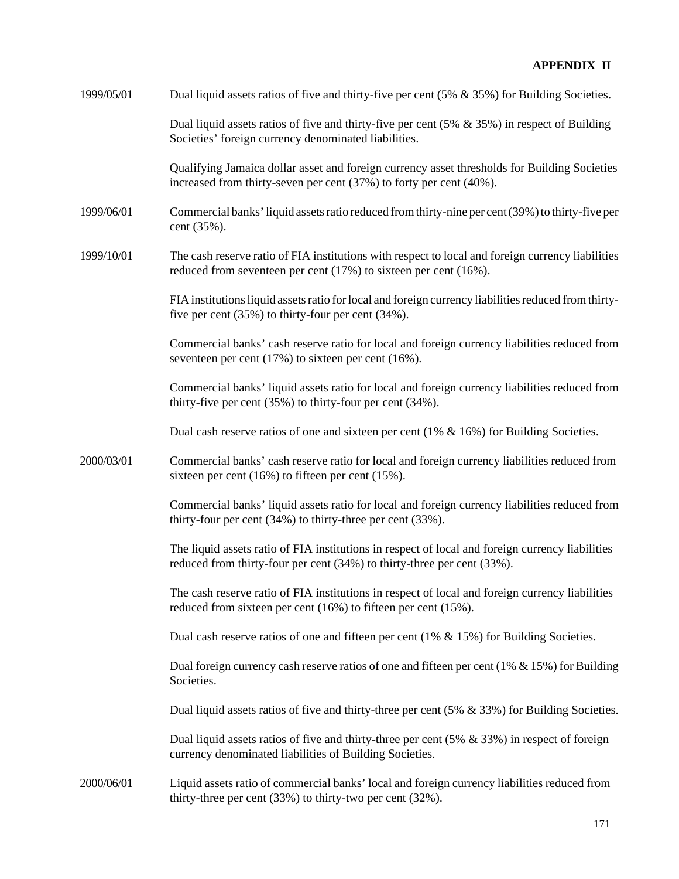**APPENDIX II**

| | |
|---|---|
| 1999/05/01 | Dual liquid assets ratios of five and thirty-five per cent (5% & 35%) for Building Societies. |
| | Dual liquid assets ratios of five and thirty-five per cent (5% & 35%) in respect of Building Societies' foreign currency denominated liabilities. |
| | Qualifying Jamaica dollar asset and foreign currency asset thresholds for Building Societies increased from thirty-seven per cent (37%) to forty per cent (40%). |
| 1999/06/01 | Commercial banks' liquid assets ratio reduced from thirty-nine per cent (39%) to thirty-five per cent (35%). |
| 1999/10/01 | The cash reserve ratio of FIA institutions with respect to local and foreign currency liabilities reduced from seventeen per cent (17%) to sixteen per cent (16%). |
| | FIA institutions liquid assets ratio for local and foreign currency liabilities reduced from thirty-five per cent (35%) to thirty-four per cent (34%). |
| | Commercial banks' cash reserve ratio for local and foreign currency liabilities reduced from seventeen per cent (17%) to sixteen per cent (16%). |
| | Commercial banks' liquid assets ratio for local and foreign currency liabilities reduced from thirty-five per cent (35%) to thirty-four per cent (34%). |
| | Dual cash reserve ratios of one and sixteen per cent (1% & 16%) for Building Societies. |
| 2000/03/01 | Commercial banks' cash reserve ratio for local and foreign currency liabilities reduced from sixteen per cent (16%) to fifteen per cent (15%). |
| | Commercial banks' liquid assets ratio for local and foreign currency liabilities reduced from thirty-four per cent (34%) to thirty-three per cent (33%). |
| | The liquid assets ratio of FIA institutions in respect of local and foreign currency liabilities reduced from thirty-four per cent (34%) to thirty-three per cent (33%). |
| | The cash reserve ratio of FIA institutions in respect of local and foreign currency liabilities reduced from sixteen per cent (16%) to fifteen per cent (15%). |
| | Dual cash reserve ratios of one and fifteen per cent (1% & 15%) for Building Societies. |
| | Dual foreign currency cash reserve ratios of one and fifteen per cent (1% & 15%) for Building Societies. |
| | Dual liquid assets ratios of five and thirty-three per cent (5% & 33%) for Building Societies. |
| | Dual liquid assets ratios of five and thirty-three per cent (5% & 33%) in respect of foreign currency denominated liabilities of Building Societies. |
| 2000/06/01 | Liquid assets ratio of commercial banks' local and foreign currency liabilities reduced from thirty-three per cent (33%) to thirty-two per cent (32%). |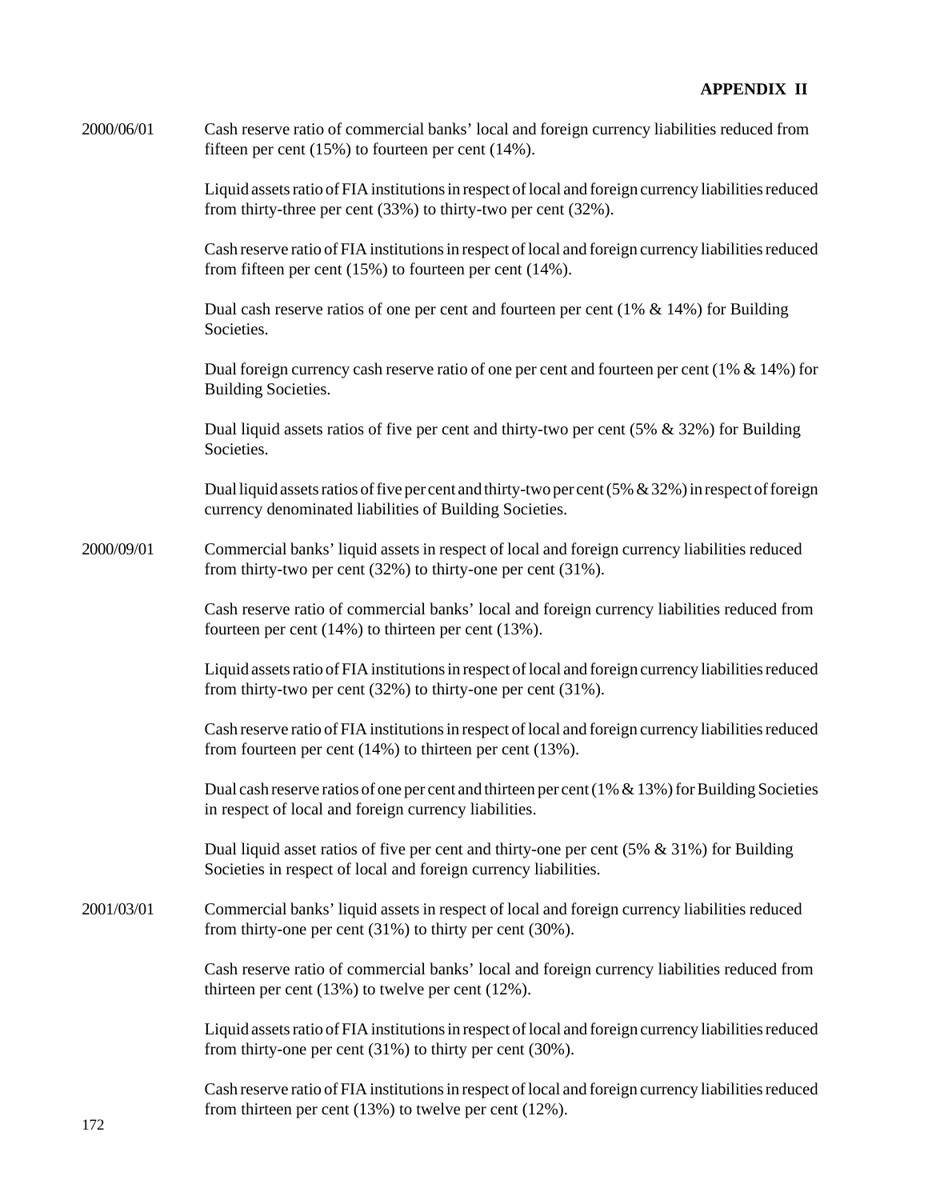**APPENDIX II**

2000/06/01 Cash reserve ratio of commercial banks' local and foreign currency liabilities reduced from fifteen per cent (15%) to fourteen per cent (14%).

Liquid assets ratio of FIA institutions in respect of local and foreign currency liabilities reduced from thirty-three per cent (33%) to thirty-two per cent (32%).

Cash reserve ratio of FIA institutions in respect of local and foreign currency liabilities reduced from fifteen per cent (15%) to fourteen per cent (14%).

Dual cash reserve ratios of one per cent and fourteen per cent (1% & 14%) for Building Societies.

Dual foreign currency cash reserve ratio of one per cent and fourteen per cent (1% & 14%) for Building Societies.

Dual liquid assets ratios of five per cent and thirty-two per cent (5% & 32%) for Building Societies.

Dual liquid assets ratios of five per cent and thirty-two per cent (5% & 32%) in respect of foreign currency denominated liabilities of Building Societies.

2000/09/01 Commercial banks' liquid assets in respect of local and foreign currency liabilities reduced from thirty-two per cent (32%) to thirty-one per cent (31%).

Cash reserve ratio of commercial banks' local and foreign currency liabilities reduced from fourteen per cent (14%) to thirteen per cent (13%).

Liquid assets ratio of FIA institutions in respect of local and foreign currency liabilities reduced from thirty-two per cent (32%) to thirty-one per cent (31%).

Cash reserve ratio of FIA institutions in respect of local and foreign currency liabilities reduced from fourteen per cent (14%) to thirteen per cent (13%).

Dual cash reserve ratios of one per cent and thirteen per cent (1% & 13%) for Building Societies in respect of local and foreign currency liabilities.

Dual liquid asset ratios of five per cent and thirty-one per cent (5% & 31%) for Building Societies in respect of local and foreign currency liabilities.

2001/03/01 Commercial banks' liquid assets in respect of local and foreign currency liabilities reduced from thirty-one per cent (31%) to thirty per cent (30%).

Cash reserve ratio of commercial banks' local and foreign currency liabilities reduced from thirteen per cent (13%) to twelve per cent (12%).

Liquid assets ratio of FIA institutions in respect of local and foreign currency liabilities reduced from thirty-one per cent (31%) to thirty per cent (30%).

Cash reserve ratio of FIA institutions in respect of local and foreign currency liabilities reduced from thirteen per cent (13%) to twelve per cent (12%).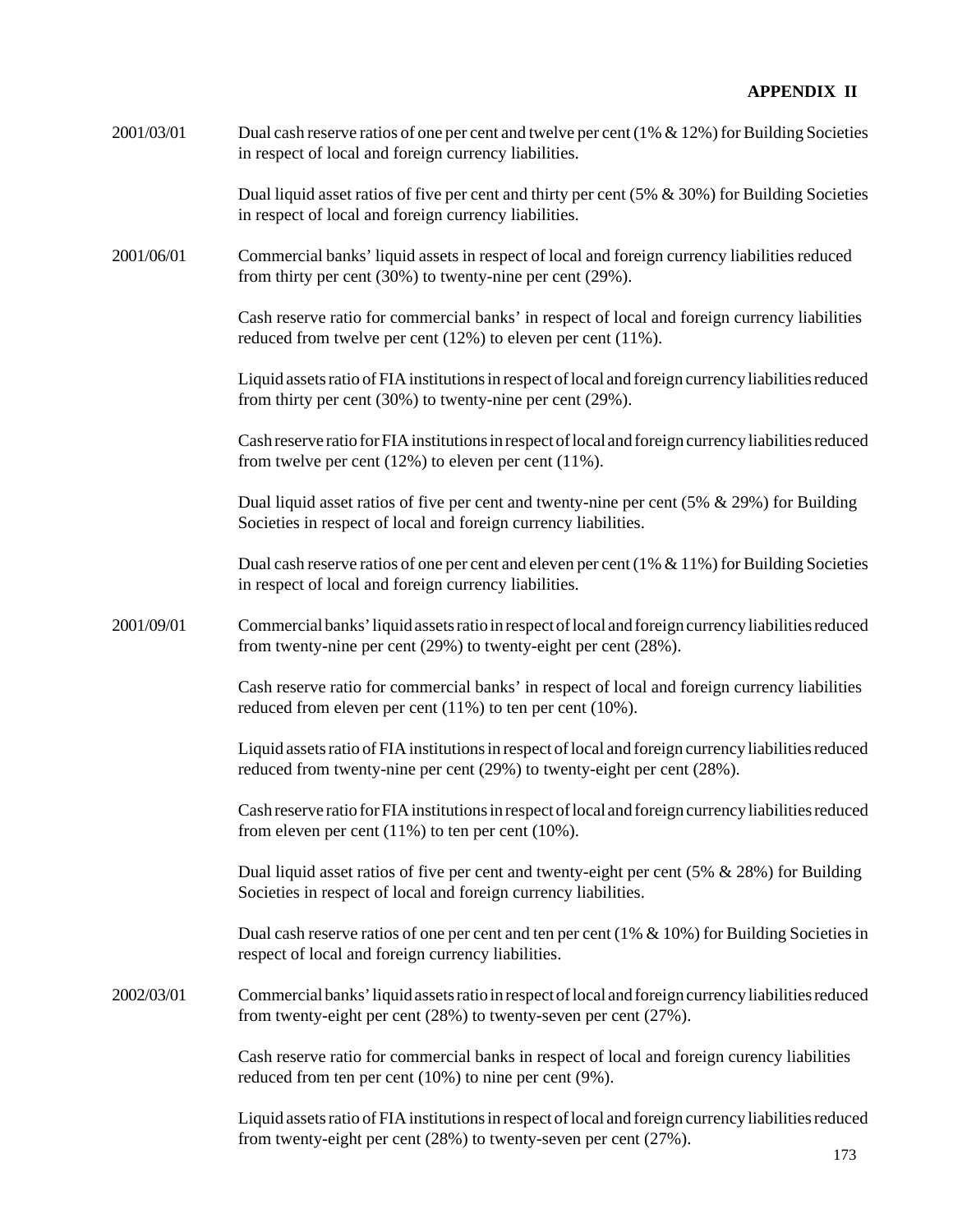**APPENDIX II**

| | |
|---|---|
| 2001/03/01 | Dual cash reserve ratios of one per cent and twelve per cent (1% & 12%) for Building Societies in respect of local and foreign currency liabilities. |
| | Dual liquid asset ratios of five per cent and thirty per cent (5% & 30%) for Building Societies in respect of local and foreign currency liabilities. |
| 2001/06/01 | Commercial banks' liquid assets in respect of local and foreign currency liabilities reduced from thirty per cent (30%) to twenty-nine per cent (29%). |
| | Cash reserve ratio for commercial banks' in respect of local and foreign currency liabilities reduced from twelve per cent (12%) to eleven per cent (11%). |
| | Liquid assets ratio of FIA institutions in respect of local and foreign currency liabilities reduced from thirty per cent (30%) to twenty-nine per cent (29%). |
| | Cash reserve ratio for FIA institutions in respect of local and foreign currency liabilities reduced from twelve per cent (12%) to eleven per cent (11%). |
| | Dual liquid asset ratios of five per cent and twenty-nine per cent (5% & 29%) for Building Societies in respect of local and foreign currency liabilities. |
| | Dual cash reserve ratios of one per cent and eleven per cent (1% & 11%) for Building Societies in respect of local and foreign currency liabilities. |
| 2001/09/01 | Commercial banks' liquid assets ratio in respect of local and foreign currency liabilities reduced from twenty-nine per cent (29%) to twenty-eight per cent (28%). |
| | Cash reserve ratio for commercial banks' in respect of local and foreign currency liabilities reduced from eleven per cent (11%) to ten per cent (10%). |
| | Liquid assets ratio of FIA institutions in respect of local and foreign currency liabilities reduced reduced from twenty-nine per cent (29%) to twenty-eight per cent (28%). |
| | Cash reserve ratio for FIA institutions in respect of local and foreign currency liabilities reduced from eleven per cent (11%) to ten per cent (10%). |
| | Dual liquid asset ratios of five per cent and twenty-eight per cent (5% & 28%) for Building Societies in respect of local and foreign currency liabilities. |
| | Dual cash reserve ratios of one per cent and ten per cent (1% & 10%) for Building Societies in respect of local and foreign currency liabilities. |
| 2002/03/01 | Commercial banks' liquid assets ratio in respect of local and foreign currency liabilities reduced from twenty-eight per cent (28%) to twenty-seven per cent (27%). |
| | Cash reserve ratio for commercial banks in respect of local and foreign curency liabilities reduced from ten per cent (10%) to nine per cent (9%). |
| | Liquid assets ratio of FIA institutions in respect of local and foreign currency liabilities reduced from twenty-eight per cent (28%) to twenty-seven per cent (27%). |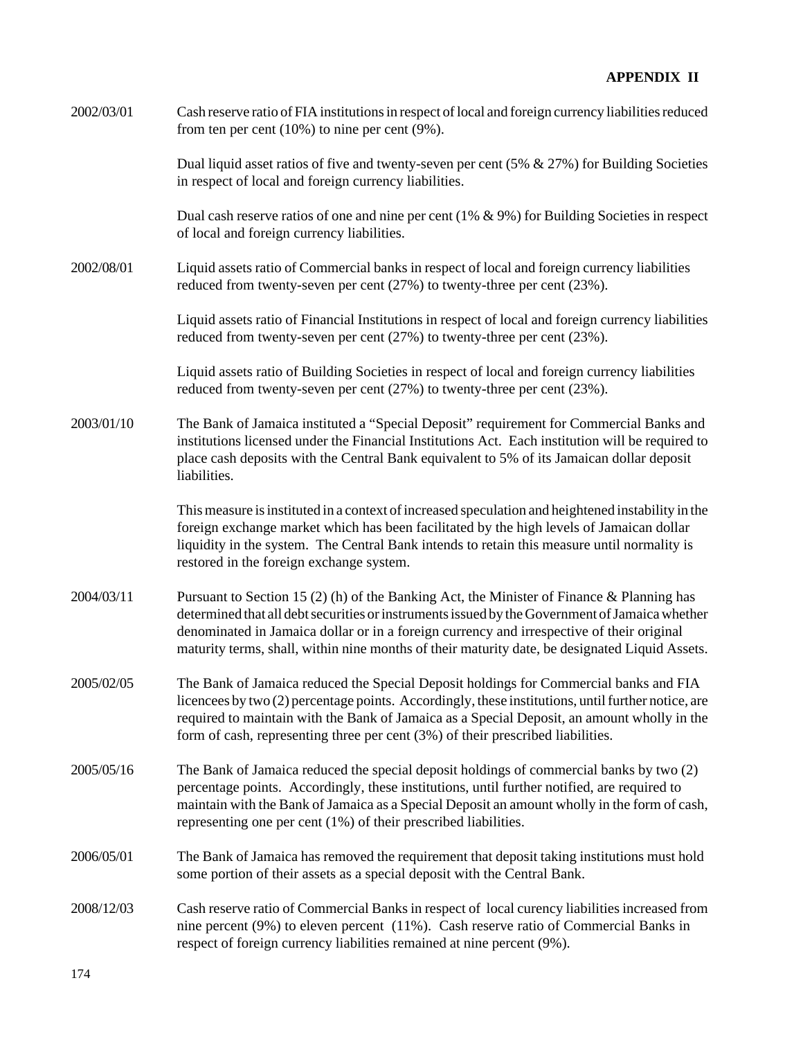**APPENDIX II**

| | |
|---|---|
| 2002/03/01 | Cash reserve ratio of FIA institutions in respect of local and foreign currency liabilities reduced from ten per cent (10%) to nine per cent (9%). |
| | Dual liquid asset ratios of five and twenty-seven per cent (5% & 27%) for Building Societies in respect of local and foreign currency liabilities. |
| | Dual cash reserve ratios of one and nine per cent (1% & 9%) for Building Societies in respect of local and foreign currency liabilities. |
| 2002/08/01 | Liquid assets ratio of Commercial banks in respect of local and foreign currency liabilities reduced from twenty-seven per cent (27%) to twenty-three per cent (23%). |
| | Liquid assets ratio of Financial Institutions in respect of local and foreign currency liabilities reduced from twenty-seven per cent (27%) to twenty-three per cent (23%). |
| | Liquid assets ratio of Building Societies in respect of local and foreign currency liabilities reduced from twenty-seven per cent (27%) to twenty-three per cent (23%). |
| 2003/01/10 | The Bank of Jamaica instituted a "Special Deposit" requirement for Commercial Banks and institutions licensed under the Financial Institutions Act. Each institution will be required to place cash deposits with the Central Bank equivalent to 5% of its Jamaican dollar deposit liabilities. |
| | This measure is instituted in a context of increased speculation and heightened instability in the foreign exchange market which has been facilitated by the high levels of Jamaican dollar liquidity in the system. The Central Bank intends to retain this measure until normality is restored in the foreign exchange system. |
| 2004/03/11 | Pursuant to Section 15 (2) (h) of the Banking Act, the Minister of Finance & Planning has determined that all debt securities or instruments issued by the Government of Jamaica whether denominated in Jamaica dollar or in a foreign currency and irrespective of their original maturity terms, shall, within nine months of their maturity date, be designated Liquid Assets. |
| 2005/02/05 | The Bank of Jamaica reduced the Special Deposit holdings for Commercial banks and FIA licencees by two (2) percentage points. Accordingly, these institutions, until further notice, are required to maintain with the Bank of Jamaica as a Special Deposit, an amount wholly in the form of cash, representing three per cent (3%) of their prescribed liabilities. |
| 2005/05/16 | The Bank of Jamaica reduced the special deposit holdings of commercial banks by two (2) percentage points. Accordingly, these institutions, until further notified, are required to maintain with the Bank of Jamaica as a Special Deposit an amount wholly in the form of cash, representing one per cent (1%) of their prescribed liabilities. |
| 2006/05/01 | The Bank of Jamaica has removed the requirement that deposit taking institutions must hold some portion of their assets as a special deposit with the Central Bank. |
| 2008/12/03 | Cash reserve ratio of Commercial Banks in respect of local curency liabilities increased from nine percent (9%) to eleven percent (11%). Cash reserve ratio of Commercial Banks in respect of foreign currency liabilities remained at nine percent (9%). |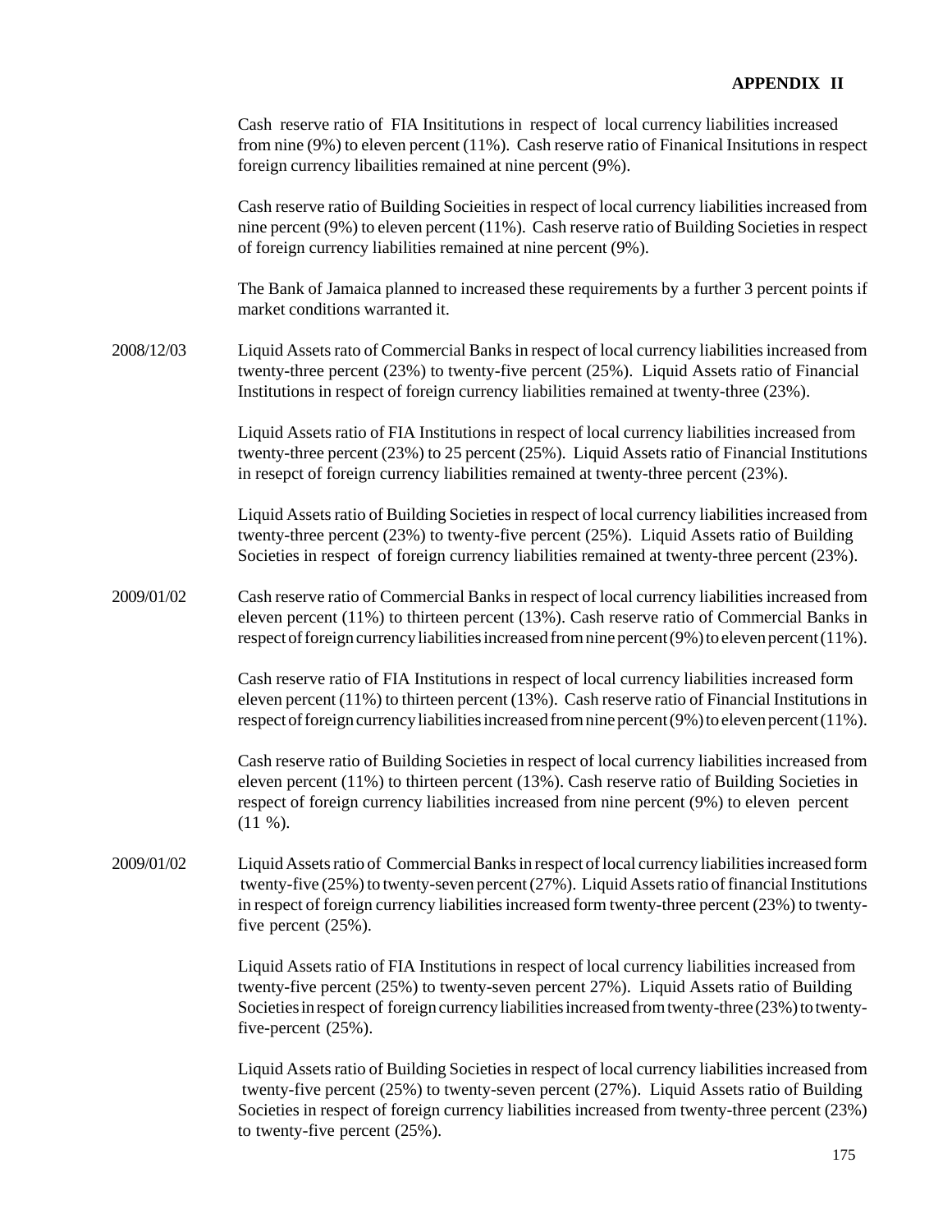**APPENDIX II**

Cash reserve ratio of FIA Insititutions in respect of local currency liabilities increased from nine (9%) to eleven percent (11%). Cash reserve ratio of Finanical Insitutions in respect foreign currency libailities remained at nine percent (9%).

Cash reserve ratio of Building Socieities in respect of local currency liabilities increased from nine percent (9%) to eleven percent (11%). Cash reserve ratio of Building Societies in respect of foreign currency liabilities remained at nine percent (9%).

The Bank of Jamaica planned to increased these requirements by a further 3 percent points if market conditions warranted it.

2008/12/03 Liquid Assets rato of Commercial Banks in respect of local currency liabilities increased from twenty-three percent (23%) to twenty-five percent (25%). Liquid Assets ratio of Financial Institutions in respect of foreign currency liabilities remained at twenty-three (23%).

Liquid Assets ratio of FIA Institutions in respect of local currency liabilities increased from twenty-three percent (23%) to 25 percent (25%). Liquid Assets ratio of Financial Institutions in resepct of foreign currency liabilities remained at twenty-three percent (23%).

Liquid Assets ratio of Building Societies in respect of local currency liabilities increased from twenty-three percent (23%) to twenty-five percent (25%). Liquid Assets ratio of Building Societies in respect of foreign currency liabilities remained at twenty-three percent (23%).

2009/01/02 Cash reserve ratio of Commercial Banks in respect of local currency liabilities increased from eleven percent (11%) to thirteen percent (13%). Cash reserve ratio of Commercial Banks in respect of foreign currency liabilities increased from nine percent (9%) to eleven percent (11%).

Cash reserve ratio of FIA Institutions in respect of local currency liabilities increased form eleven percent (11%) to thirteen percent (13%). Cash reserve ratio of Financial Institutions in respect of foreign currency liabilities increased from nine percent (9%) to eleven percent (11%).

Cash reserve ratio of Building Societies in respect of local currency liabilities increased from eleven percent (11%) to thirteen percent (13%). Cash reserve ratio of Building Societies in respect of foreign currency liabilities increased from nine percent (9%) to eleven percent (11 %).

2009/01/02 Liquid Assets ratio of Commercial Banks in respect of local currency liabilities increased form twenty-five (25%) to twenty-seven percent (27%). Liquid Assets ratio of financial Institutions in respect of foreign currency liabilities increased form twenty-three percent (23%) to twenty-five percent (25%).

Liquid Assets ratio of FIA Institutions in respect of local currency liabilities increased from twenty-five percent (25%) to twenty-seven percent 27%). Liquid Assets ratio of Building Societies in respect of foreign currency liabilities increased from twenty-three (23%) to twenty-five-percent (25%).

Liquid Assets ratio of Building Societies in respect of local currency liabilities increased from twenty-five percent (25%) to twenty-seven percent (27%). Liquid Assets ratio of Building Societies in respect of foreign currency liabilities increased from twenty-three percent (23%) to twenty-five percent (25%).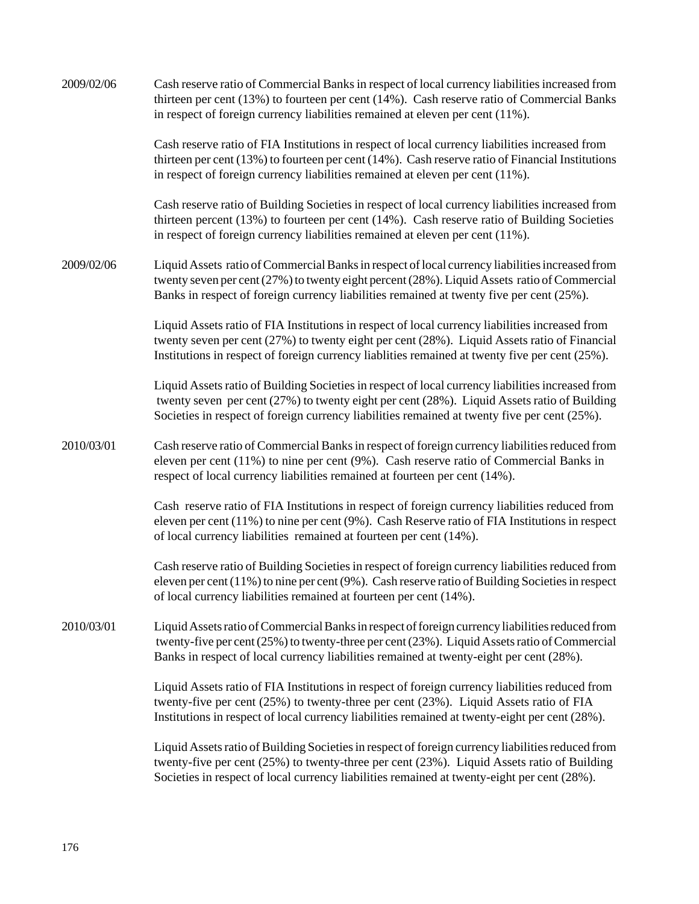2009/02/06 Cash reserve ratio of Commercial Banks in respect of local currency liabilities increased from thirteen per cent (13%) to fourteen per cent (14%). Cash reserve ratio of Commercial Banks in respect of foreign currency liabilities remained at eleven per cent (11%).

Cash reserve ratio of FIA Institutions in respect of local currency liabilities increased from thirteen per cent (13%) to fourteen per cent (14%). Cash reserve ratio of Financial Institutions in respect of foreign currency liabilities remained at eleven per cent (11%).

Cash reserve ratio of Building Societies in respect of local currency liabilities increased from thirteen percent (13%) to fourteen per cent (14%). Cash reserve ratio of Building Societies in respect of foreign currency liabilities remained at eleven per cent (11%).

2009/02/06 Liquid Assets ratio of Commercial Banks in respect of local currency liabilities increased from twenty seven per cent (27%) to twenty eight percent (28%). Liquid Assets ratio of Commercial Banks in respect of foreign currency liabilities remained at twenty five per cent (25%).

Liquid Assets ratio of FIA Institutions in respect of local currency liabilities increased from twenty seven per cent (27%) to twenty eight per cent (28%). Liquid Assets ratio of Financial Institutions in respect of foreign currency liablities remained at twenty five per cent (25%).

Liquid Assets ratio of Building Societies in respect of local currency liabilities increased from twenty seven per cent (27%) to twenty eight per cent (28%). Liquid Assets ratio of Building Societies in respect of foreign currency liabilities remained at twenty five per cent (25%).

2010/03/01 Cash reserve ratio of Commercial Banks in respect of foreign currency liabilities reduced from eleven per cent (11%) to nine per cent (9%). Cash reserve ratio of Commercial Banks in respect of local currency liabilities remained at fourteen per cent (14%).

Cash reserve ratio of FIA Institutions in respect of foreign currency liabilities reduced from eleven per cent (11%) to nine per cent (9%). Cash Reserve ratio of FIA Institutions in respect of local currency liabilities remained at fourteen per cent (14%).

Cash reserve ratio of Building Societies in respect of foreign currency liabilities reduced from eleven per cent (11%) to nine per cent (9%). Cash reserve ratio of Building Societies in respect of local currency liabilities remained at fourteen per cent (14%).

2010/03/01 Liquid Assets ratio of Commercial Banks in respect of foreign currency liabilities reduced from twenty-five per cent (25%) to twenty-three per cent (23%). Liquid Assets ratio of Commercial Banks in respect of local currency liabilities remained at twenty-eight per cent (28%).

Liquid Assets ratio of FIA Institutions in respect of foreign currency liabilities reduced from twenty-five per cent (25%) to twenty-three per cent (23%). Liquid Assets ratio of FIA Institutions in respect of local currency liabilities remained at twenty-eight per cent (28%).

Liquid Assets ratio of Building Societies in respect of foreign currency liabilities reduced from twenty-five per cent (25%) to twenty-three per cent (23%). Liquid Assets ratio of Building Societies in respect of local currency liabilities remained at twenty-eight per cent (28%).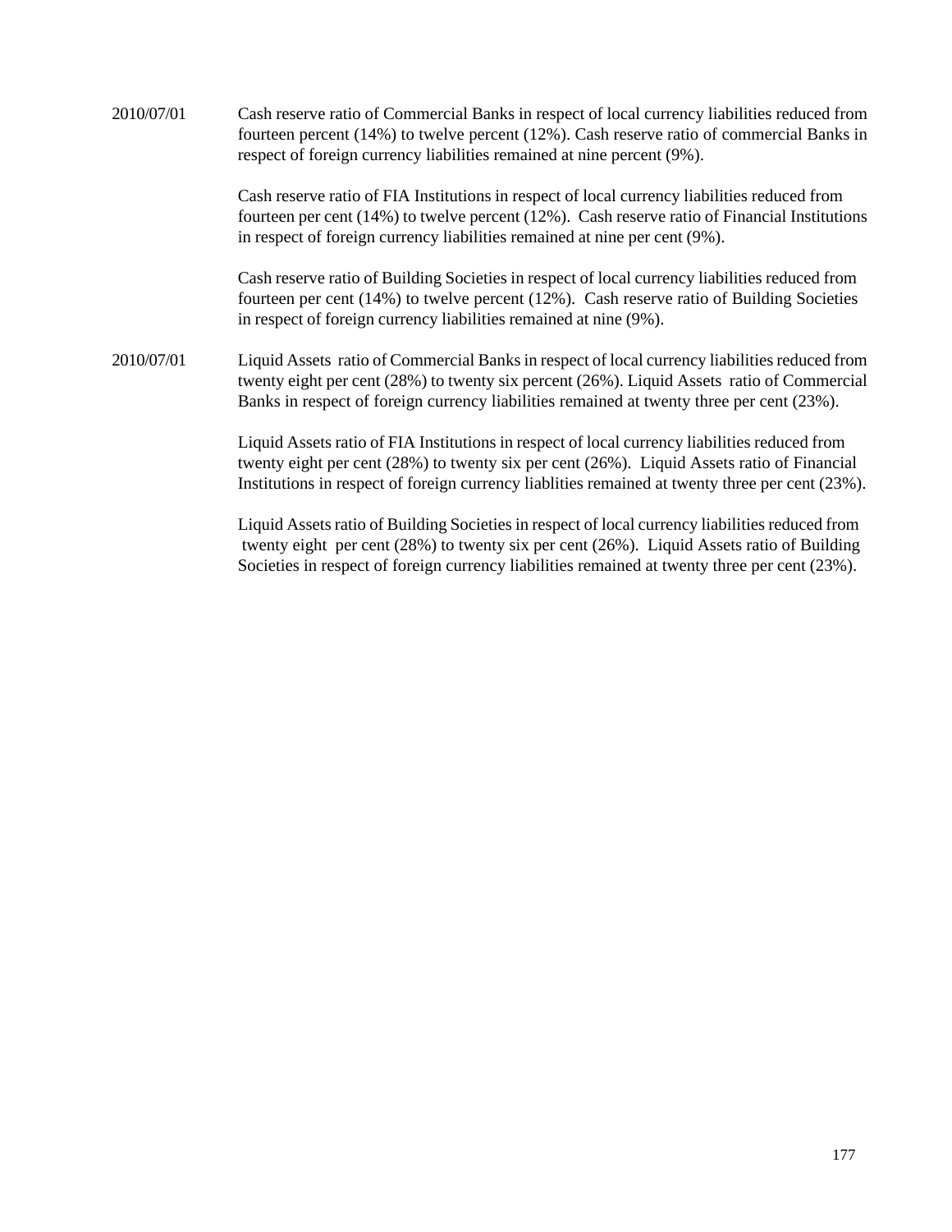| | |
|---|---|
| 2010/07/01 | Cash reserve ratio of Commercial Banks in respect of local currency liabilities reduced from fourteen percent (14%) to twelve percent (12%). Cash reserve ratio of commercial Banks in respect of foreign currency liabilities remained at nine percent (9%). |
| | Cash reserve ratio of FIA Institutions in respect of local currency liabilities reduced from fourteen per cent (14%) to twelve percent (12%). Cash reserve ratio of Financial Institutions in respect of foreign currency liabilities remained at nine per cent (9%). |
| | Cash reserve ratio of Building Societies in respect of local currency liabilities reduced from fourteen per cent (14%) to twelve percent (12%). Cash reserve ratio of Building Societies in respect of foreign currency liabilities remained at nine (9%). |
| 2010/07/01 | Liquid Assets ratio of Commercial Banks in respect of local currency liabilities reduced from twenty eight per cent (28%) to twenty six percent (26%). Liquid Assets ratio of Commercial Banks in respect of foreign currency liabilities remained at twenty three per cent (23%). |
| | Liquid Assets ratio of FIA Institutions in respect of local currency liabilities reduced from twenty eight per cent (28%) to twenty six per cent (26%). Liquid Assets ratio of Financial Institutions in respect of foreign currency liablities remained at twenty three per cent (23%). |
| | Liquid Assets ratio of Building Societies in respect of local currency liabilities reduced from twenty eight per cent (28%) to twenty six per cent (26%). Liquid Assets ratio of Building Societies in respect of foreign currency liabilities remained at twenty three per cent (23%). |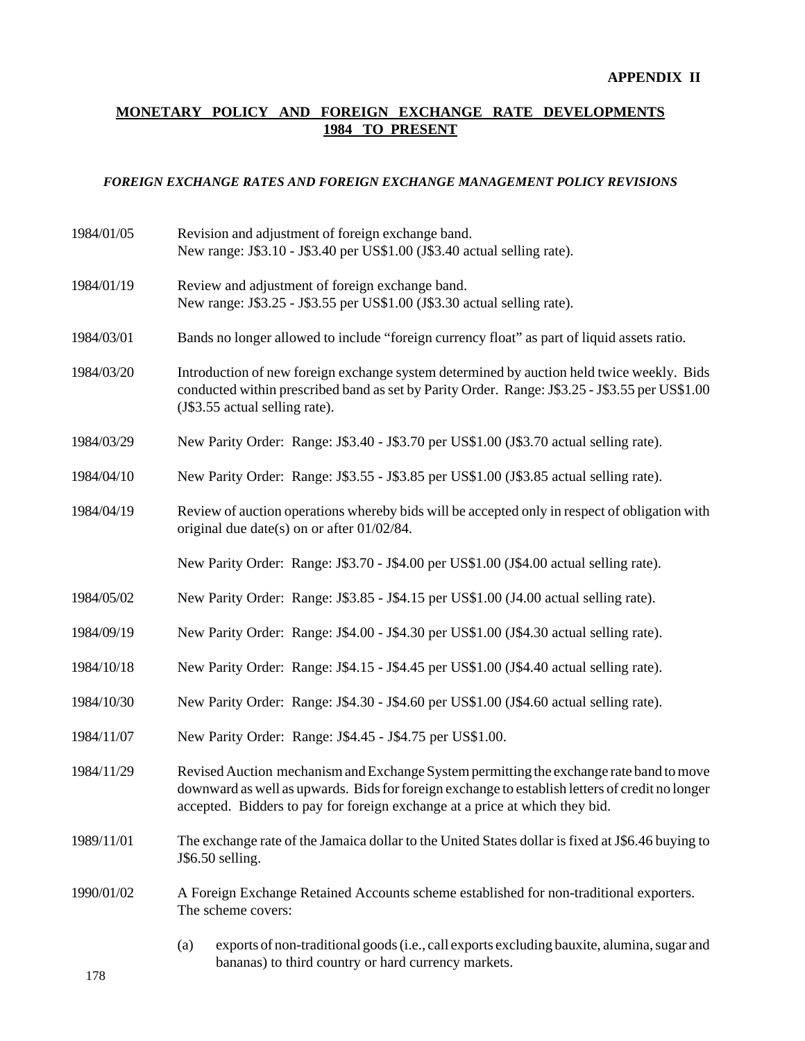**APPENDIX II**

## MONETARY POLICY AND FOREIGN EXCHANGE RATE DEVELOPMENTS 1984 TO PRESENT

### *FOREIGN EXCHANGE RATES AND FOREIGN EXCHANGE MANAGEMENT POLICY REVISIONS*

1984/01/05 Revision and adjustment of foreign exchange band. New range: J$3.10 - J$3.40 per US$1.00 (J$3.40 actual selling rate).

1984/01/19 Review and adjustment of foreign exchange band. New range: J$3.25 - J$3.55 per US$1.00 (J$3.30 actual selling rate).

1984/03/01 Bands no longer allowed to include "foreign currency float" as part of liquid assets ratio.

1984/03/20 Introduction of new foreign exchange system determined by auction held twice weekly. Bids conducted within prescribed band as set by Parity Order. Range: J$3.25 - J$3.55 per US$1.00 (J$3.55 actual selling rate).

1984/03/29 New Parity Order: Range: J$3.40 - J$3.70 per US$1.00 (J$3.70 actual selling rate).

1984/04/10 New Parity Order: Range: J$3.55 - J$3.85 per US$1.00 (J$3.85 actual selling rate).

1984/04/19 Review of auction operations whereby bids will be accepted only in respect of obligation with original due date(s) on or after 01/02/84.

New Parity Order: Range: J$3.70 - J$4.00 per US$1.00 (J$4.00 actual selling rate).

1984/05/02 New Parity Order: Range: J$3.85 - J$4.15 per US$1.00 (J4.00 actual selling rate).

1984/09/19 New Parity Order: Range: J$4.00 - J$4.30 per US$1.00 (J$4.30 actual selling rate).

1984/10/18 New Parity Order: Range: J$4.15 - J$4.45 per US$1.00 (J$4.40 actual selling rate).

1984/10/30 New Parity Order: Range: J$4.30 - J$4.60 per US$1.00 (J$4.60 actual selling rate).

1984/11/07 New Parity Order: Range: J$4.45 - J$4.75 per US$1.00.

1984/11/29 Revised Auction mechanism and Exchange System permitting the exchange rate band to move downward as well as upwards. Bids for foreign exchange to establish letters of credit no longer accepted. Bidders to pay for foreign exchange at a price at which they bid.

1989/11/01 The exchange rate of the Jamaica dollar to the United States dollar is fixed at J$6.46 buying to J$6.50 selling.

1990/01/02 A Foreign Exchange Retained Accounts scheme established for non-traditional exporters. The scheme covers:

(a) exports of non-traditional goods (i.e., call exports excluding bauxite, alumina, sugar and bananas) to third country or hard currency markets.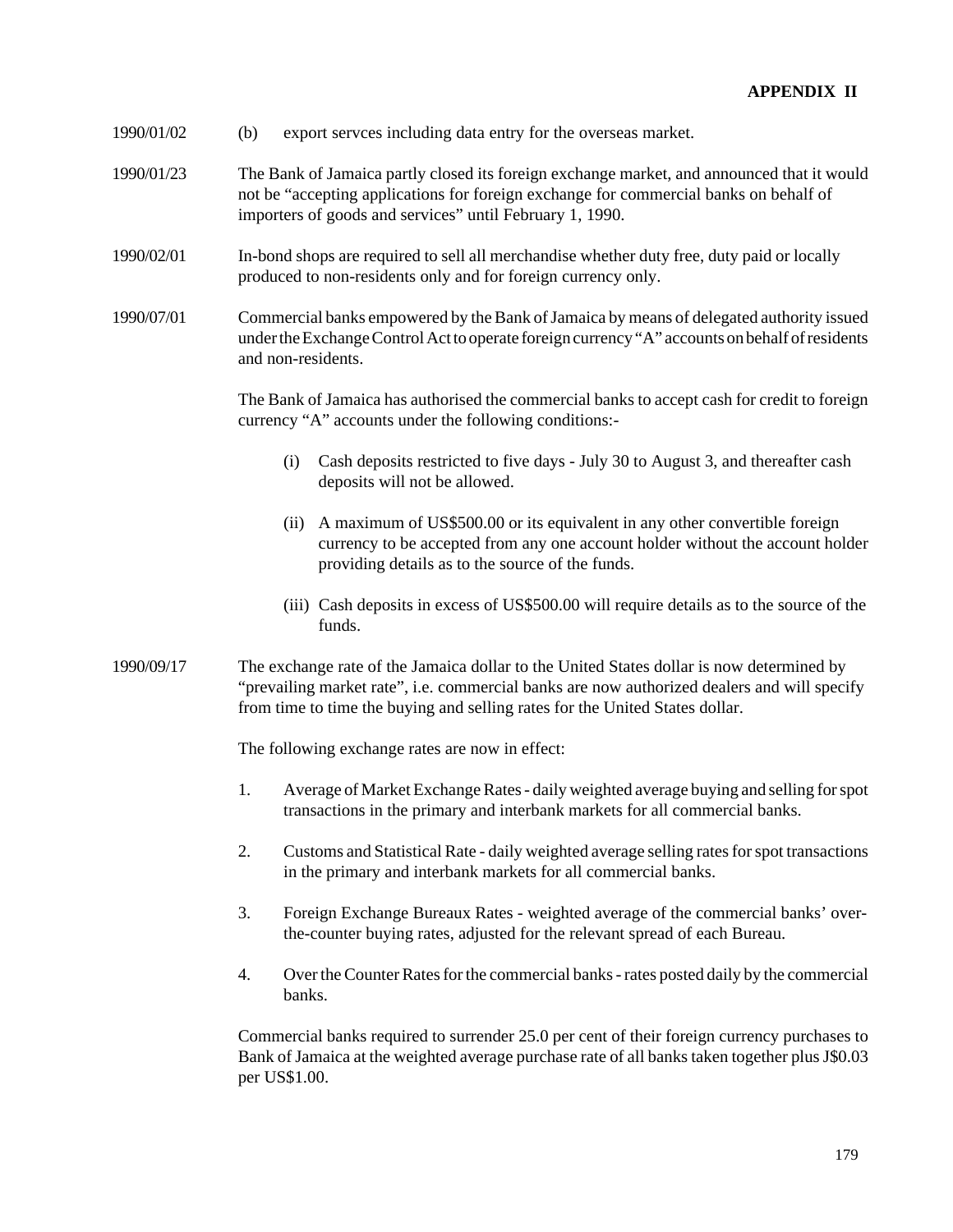**APPENDIX II**

1990/01/02 (b) export servces including data entry for the overseas market.

1990/01/23 The Bank of Jamaica partly closed its foreign exchange market, and announced that it would not be "accepting applications for foreign exchange for commercial banks on behalf of importers of goods and services" until February 1, 1990.

1990/02/01 In-bond shops are required to sell all merchandise whether duty free, duty paid or locally produced to non-residents only and for foreign currency only.

1990/07/01 Commercial banks empowered by the Bank of Jamaica by means of delegated authority issued under the Exchange Control Act to operate foreign currency "A" accounts on behalf of residents and non-residents.

The Bank of Jamaica has authorised the commercial banks to accept cash for credit to foreign currency "A" accounts under the following conditions:-

(i) Cash deposits restricted to five days - July 30 to August 3, and thereafter cash deposits will not be allowed.

(ii) A maximum of US$500.00 or its equivalent in any other convertible foreign currency to be accepted from any one account holder without the account holder providing details as to the source of the funds.

(iii) Cash deposits in excess of US$500.00 will require details as to the source of the funds.

1990/09/17 The exchange rate of the Jamaica dollar to the United States dollar is now determined by "prevailing market rate", i.e. commercial banks are now authorized dealers and will specify from time to time the buying and selling rates for the United States dollar.

The following exchange rates are now in effect:

1. Average of Market Exchange Rates - daily weighted average buying and selling for spot transactions in the primary and interbank markets for all commercial banks.

2. Customs and Statistical Rate - daily weighted average selling rates for spot transactions in the primary and interbank markets for all commercial banks.

3. Foreign Exchange Bureaux Rates - weighted average of the commercial banks' over-the-counter buying rates, adjusted for the relevant spread of each Bureau.

4. Over the Counter Rates for the commercial banks - rates posted daily by the commercial banks.

Commercial banks required to surrender 25.0 per cent of their foreign currency purchases to Bank of Jamaica at the weighted average purchase rate of all banks taken together plus J$0.03 per US$1.00.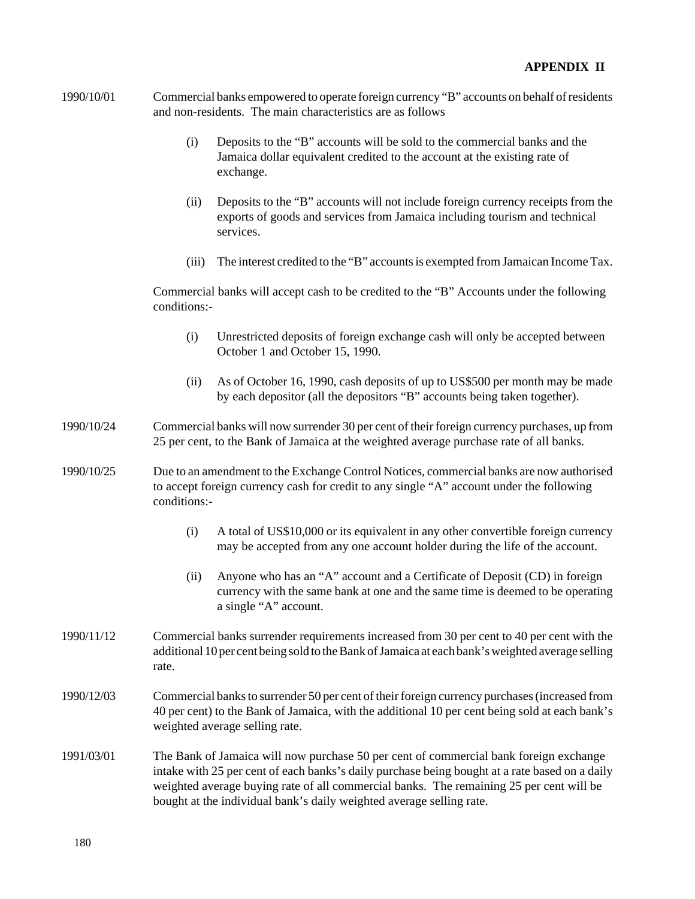**APPENDIX II**

1990/10/01 Commercial banks empowered to operate foreign currency "B" accounts on behalf of residents and non-residents. The main characteristics are as follows

(i) Deposits to the "B" accounts will be sold to the commercial banks and the Jamaica dollar equivalent credited to the account at the existing rate of exchange.

(ii) Deposits to the "B" accounts will not include foreign currency receipts from the exports of goods and services from Jamaica including tourism and technical services.

(iii) The interest credited to the "B" accounts is exempted from Jamaican Income Tax.

Commercial banks will accept cash to be credited to the "B" Accounts under the following conditions:-

(i) Unrestricted deposits of foreign exchange cash will only be accepted between October 1 and October 15, 1990.

(ii) As of October 16, 1990, cash deposits of up to US$500 per month may be made by each depositor (all the depositors "B" accounts being taken together).

1990/10/24 Commercial banks will now surrender 30 per cent of their foreign currency purchases, up from 25 per cent, to the Bank of Jamaica at the weighted average purchase rate of all banks.

1990/10/25 Due to an amendment to the Exchange Control Notices, commercial banks are now authorised to accept foreign currency cash for credit to any single "A" account under the following conditions:-

(i) A total of US$10,000 or its equivalent in any other convertible foreign currency may be accepted from any one account holder during the life of the account.

(ii) Anyone who has an "A" account and a Certificate of Deposit (CD) in foreign currency with the same bank at one and the same time is deemed to be operating a single "A" account.

1990/11/12 Commercial banks surrender requirements increased from 30 per cent to 40 per cent with the additional 10 per cent being sold to the Bank of Jamaica at each bank's weighted average selling rate.

1990/12/03 Commercial banks to surrender 50 per cent of their foreign currency purchases (increased from 40 per cent) to the Bank of Jamaica, with the additional 10 per cent being sold at each bank's weighted average selling rate.

1991/03/01 The Bank of Jamaica will now purchase 50 per cent of commercial bank foreign exchange intake with 25 per cent of each banks's daily purchase being bought at a rate based on a daily weighted average buying rate of all commercial banks. The remaining 25 per cent will be bought at the individual bank's daily weighted average selling rate.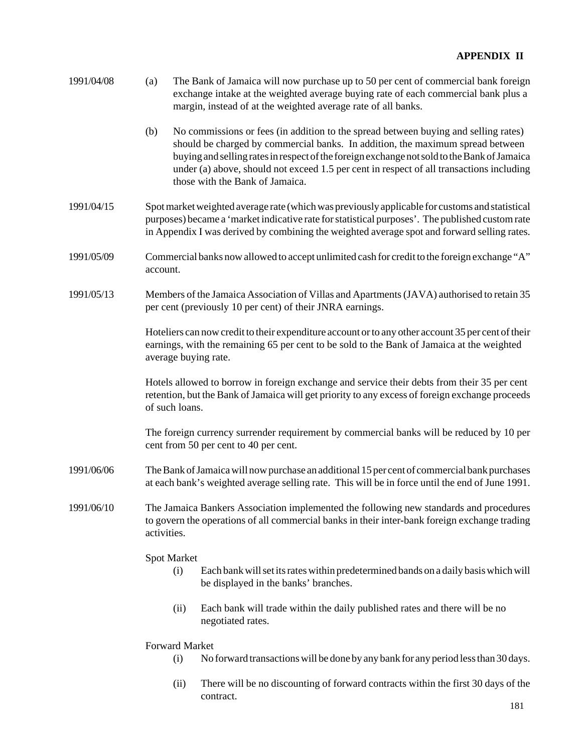## APPENDIX II

1991/04/08

(a) The Bank of Jamaica will now purchase up to 50 per cent of commercial bank foreign exchange intake at the weighted average buying rate of each commercial bank plus a margin, instead of at the weighted average rate of all banks.

(b) No commissions or fees (in addition to the spread between buying and selling rates) should be charged by commercial banks. In addition, the maximum spread between buying and selling rates in respect of the foreign exchange not sold to the Bank of Jamaica under (a) above, should not exceed 1.5 per cent in respect of all transactions including those with the Bank of Jamaica.

1991/04/15

Spot market weighted average rate (which was previously applicable for customs and statistical purposes) became a 'market indicative rate for statistical purposes'. The published custom rate in Appendix I was derived by combining the weighted average spot and forward selling rates.

1991/05/09

Commercial banks now allowed to accept unlimited cash for credit to the foreign exchange "A" account.

1991/05/13

Members of the Jamaica Association of Villas and Apartments (JAVA) authorised to retain 35 per cent (previously 10 per cent) of their JNRA earnings.

Hoteliers can now credit to their expenditure account or to any other account 35 per cent of their earnings, with the remaining 65 per cent to be sold to the Bank of Jamaica at the weighted average buying rate.

Hotels allowed to borrow in foreign exchange and service their debts from their 35 per cent retention, but the Bank of Jamaica will get priority to any excess of foreign exchange proceeds of such loans.

The foreign currency surrender requirement by commercial banks will be reduced by 10 per cent from 50 per cent to 40 per cent.

1991/06/06

The Bank of Jamaica will now purchase an additional 15 per cent of commercial bank purchases at each bank's weighted average selling rate. This will be in force until the end of June 1991.

1991/06/10

The Jamaica Bankers Association implemented the following new standards and procedures to govern the operations of all commercial banks in their inter-bank foreign exchange trading activities.

Spot Market

(i) Each bank will set its rates within predetermined bands on a daily basis which will be displayed in the banks' branches.

(ii) Each bank will trade within the daily published rates and there will be no negotiated rates.

Forward Market

(i) No forward transactions will be done by any bank for any period less than 30 days.

(ii) There will be no discounting of forward contracts within the first 30 days of the contract.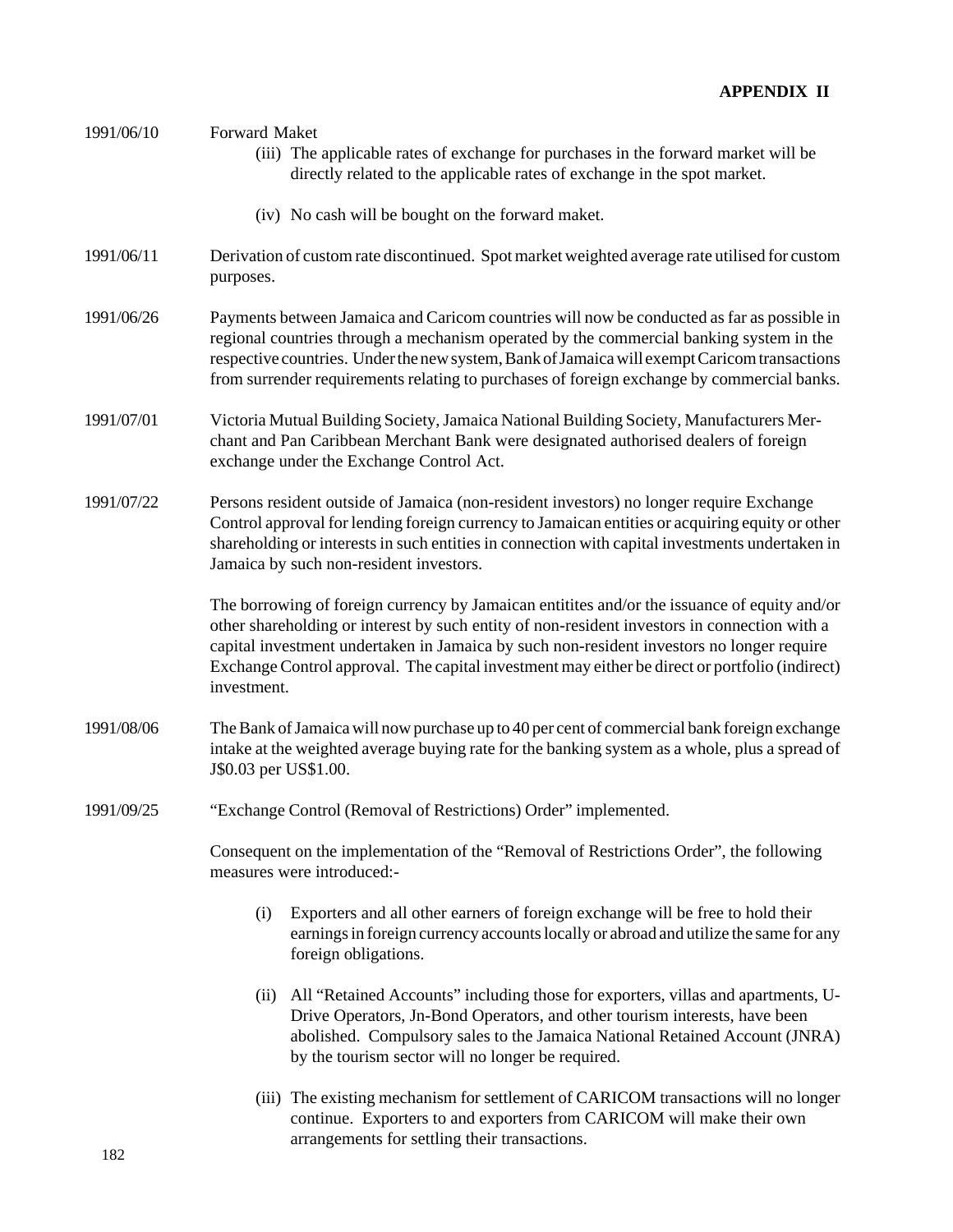**APPENDIX II**

1991/06/10 Forward Maket

(iii) The applicable rates of exchange for purchases in the forward market will be directly related to the applicable rates of exchange in the spot market.

(iv) No cash will be bought on the forward maket.

1991/06/11 Derivation of custom rate discontinued. Spot market weighted average rate utilised for custom purposes.

1991/06/26 Payments between Jamaica and Caricom countries will now be conducted as far as possible in regional countries through a mechanism operated by the commercial banking system in the respective countries. Under the new system, Bank of Jamaica will exempt Caricom transactions from surrender requirements relating to purchases of foreign exchange by commercial banks.

1991/07/01 Victoria Mutual Building Society, Jamaica National Building Society, Manufacturers Merchant and Pan Caribbean Merchant Bank were designated authorised dealers of foreign exchange under the Exchange Control Act.

1991/07/22 Persons resident outside of Jamaica (non-resident investors) no longer require Exchange Control approval for lending foreign currency to Jamaican entities or acquiring equity or other shareholding or interests in such entities in connection with capital investments undertaken in Jamaica by such non-resident investors.

The borrowing of foreign currency by Jamaican entitites and/or the issuance of equity and/or other shareholding or interest by such entity of non-resident investors in connection with a capital investment undertaken in Jamaica by such non-resident investors no longer require Exchange Control approval. The capital investment may either be direct or portfolio (indirect) investment.

1991/08/06 The Bank of Jamaica will now purchase up to 40 per cent of commercial bank foreign exchange intake at the weighted average buying rate for the banking system as a whole, plus a spread of J$0.03 per US$1.00.

1991/09/25 "Exchange Control (Removal of Restrictions) Order" implemented.

Consequent on the implementation of the "Removal of Restrictions Order", the following measures were introduced:-

(i) Exporters and all other earners of foreign exchange will be free to hold their earnings in foreign currency accounts locally or abroad and utilize the same for any foreign obligations.

(ii) All "Retained Accounts" including those for exporters, villas and apartments, U-Drive Operators, Jn-Bond Operators, and other tourism interests, have been abolished. Compulsory sales to the Jamaica National Retained Account (JNRA) by the tourism sector will no longer be required.

(iii) The existing mechanism for settlement of CARICOM transactions will no longer continue. Exporters to and exporters from CARICOM will make their own arrangements for settling their transactions.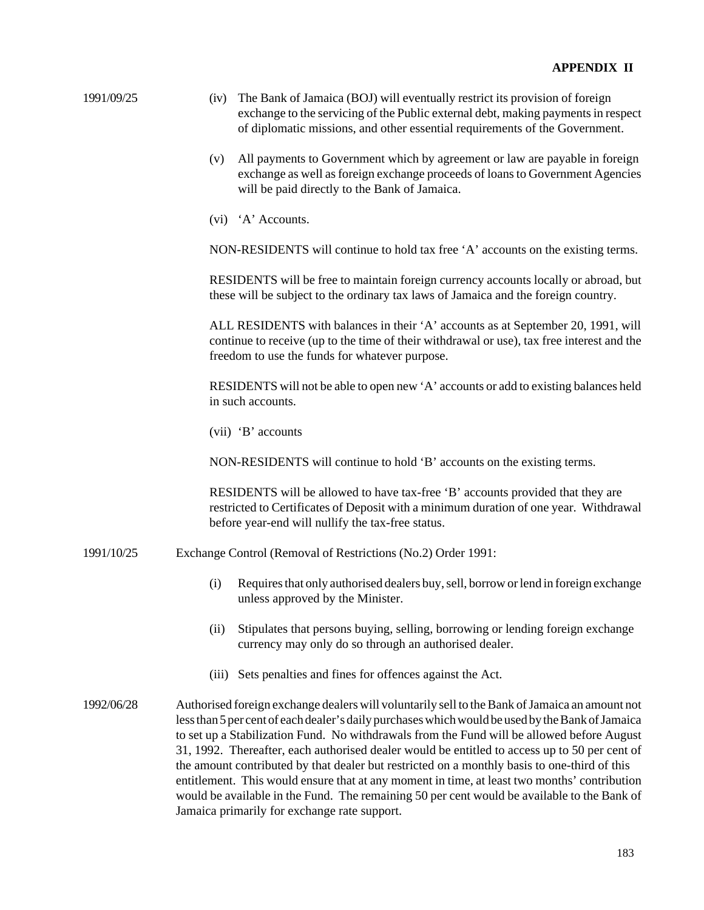**APPENDIX II**

1991/09/25

(iv) The Bank of Jamaica (BOJ) will eventually restrict its provision of foreign exchange to the servicing of the Public external debt, making payments in respect of diplomatic missions, and other essential requirements of the Government.

(v) All payments to Government which by agreement or law are payable in foreign exchange as well as foreign exchange proceeds of loans to Government Agencies will be paid directly to the Bank of Jamaica.

(vi) 'A' Accounts.

NON-RESIDENTS will continue to hold tax free 'A' accounts on the existing terms.

RESIDENTS will be free to maintain foreign currency accounts locally or abroad, but these will be subject to the ordinary tax laws of Jamaica and the foreign country.

ALL RESIDENTS with balances in their 'A' accounts as at September 20, 1991, will continue to receive (up to the time of their withdrawal or use), tax free interest and the freedom to use the funds for whatever purpose.

RESIDENTS will not be able to open new 'A' accounts or add to existing balances held in such accounts.

(vii) 'B' accounts

NON-RESIDENTS will continue to hold 'B' accounts on the existing terms.

RESIDENTS will be allowed to have tax-free 'B' accounts provided that they are restricted to Certificates of Deposit with a minimum duration of one year. Withdrawal before year-end will nullify the tax-free status.

1991/10/25

Exchange Control (Removal of Restrictions (No.2) Order 1991:

(i) Requires that only authorised dealers buy, sell, borrow or lend in foreign exchange unless approved by the Minister.

(ii) Stipulates that persons buying, selling, borrowing or lending foreign exchange currency may only do so through an authorised dealer.

(iii) Sets penalties and fines for offences against the Act.

1992/06/28

Authorised foreign exchange dealers will voluntarily sell to the Bank of Jamaica an amount not less than 5 per cent of each dealer's daily purchases which would be used by the Bank of Jamaica to set up a Stabilization Fund. No withdrawals from the Fund will be allowed before August 31, 1992. Thereafter, each authorised dealer would be entitled to access up to 50 per cent of the amount contributed by that dealer but restricted on a monthly basis to one-third of this entitlement. This would ensure that at any moment in time, at least two months' contribution would be available in the Fund. The remaining 50 per cent would be available to the Bank of Jamaica primarily for exchange rate support.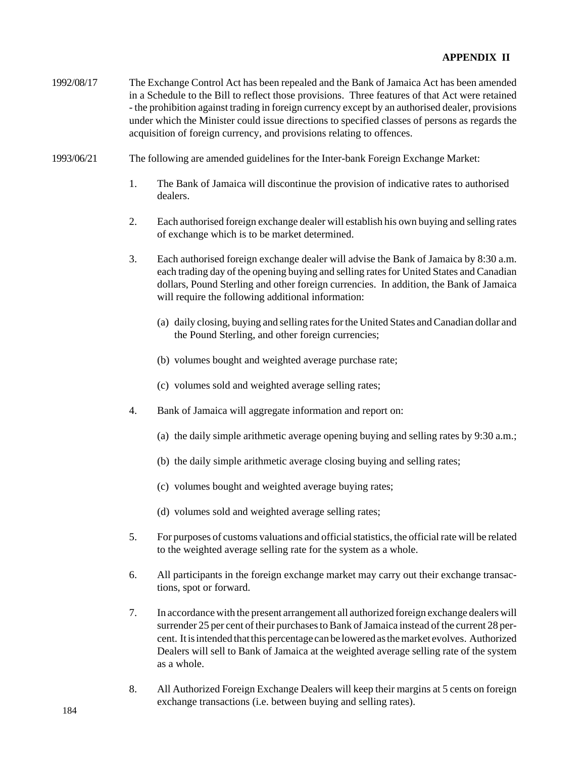**APPENDIX II**

1992/08/17 The Exchange Control Act has been repealed and the Bank of Jamaica Act has been amended in a Schedule to the Bill to reflect those provisions. Three features of that Act were retained - the prohibition against trading in foreign currency except by an authorised dealer, provisions under which the Minister could issue directions to specified classes of persons as regards the acquisition of foreign currency, and provisions relating to offences.

1993/06/21 The following are amended guidelines for the Inter-bank Foreign Exchange Market:

1. The Bank of Jamaica will discontinue the provision of indicative rates to authorised dealers.

2. Each authorised foreign exchange dealer will establish his own buying and selling rates of exchange which is to be market determined.

3. Each authorised foreign exchange dealer will advise the Bank of Jamaica by 8:30 a.m. each trading day of the opening buying and selling rates for United States and Canadian dollars, Pound Sterling and other foreign currencies. In addition, the Bank of Jamaica will require the following additional information:

   (a) daily closing, buying and selling rates for the United States and Canadian dollar and the Pound Sterling, and other foreign currencies;

   (b) volumes bought and weighted average purchase rate;

   (c) volumes sold and weighted average selling rates;

4. Bank of Jamaica will aggregate information and report on:

   (a) the daily simple arithmetic average opening buying and selling rates by 9:30 a.m.;

   (b) the daily simple arithmetic average closing buying and selling rates;

   (c) volumes bought and weighted average buying rates;

   (d) volumes sold and weighted average selling rates;

5. For purposes of customs valuations and official statistics, the official rate will be related to the weighted average selling rate for the system as a whole.

6. All participants in the foreign exchange market may carry out their exchange transactions, spot or forward.

7. In accordance with the present arrangement all authorized foreign exchange dealers will surrender 25 per cent of their purchases to Bank of Jamaica instead of the current 28 percent. It is intended that this percentage can be lowered as the market evolves. Authorized Dealers will sell to Bank of Jamaica at the weighted average selling rate of the system as a whole.

8. All Authorized Foreign Exchange Dealers will keep their margins at 5 cents on foreign exchange transactions (i.e. between buying and selling rates).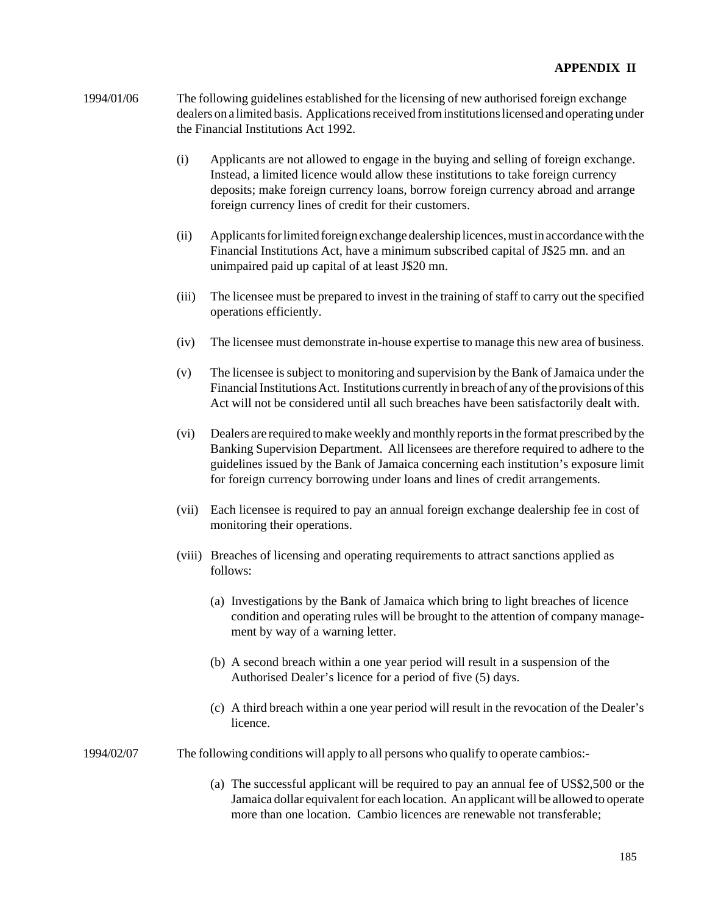**APPENDIX II**

1994/01/06 The following guidelines established for the licensing of new authorised foreign exchange dealers on a limited basis. Applications received from institutions licensed and operating under the Financial Institutions Act 1992.

(i) Applicants are not allowed to engage in the buying and selling of foreign exchange. Instead, a limited licence would allow these institutions to take foreign currency deposits; make foreign currency loans, borrow foreign currency abroad and arrange foreign currency lines of credit for their customers.

(ii) Applicants for limited foreign exchange dealership licences, must in accordance with the Financial Institutions Act, have a minimum subscribed capital of J$25 mn. and an unimpaired paid up capital of at least J$20 mn.

(iii) The licensee must be prepared to invest in the training of staff to carry out the specified operations efficiently.

(iv) The licensee must demonstrate in-house expertise to manage this new area of business.

(v) The licensee is subject to monitoring and supervision by the Bank of Jamaica under the Financial Institutions Act. Institutions currently in breach of any of the provisions of this Act will not be considered until all such breaches have been satisfactorily dealt with.

(vi) Dealers are required to make weekly and monthly reports in the format prescribed by the Banking Supervision Department. All licensees are therefore required to adhere to the guidelines issued by the Bank of Jamaica concerning each institution's exposure limit for foreign currency borrowing under loans and lines of credit arrangements.

(vii) Each licensee is required to pay an annual foreign exchange dealership fee in cost of monitoring their operations.

(viii) Breaches of licensing and operating requirements to attract sanctions applied as follows:

(a) Investigations by the Bank of Jamaica which bring to light breaches of licence condition and operating rules will be brought to the attention of company management by way of a warning letter.

(b) A second breach within a one year period will result in a suspension of the Authorised Dealer's licence for a period of five (5) days.

(c) A third breach within a one year period will result in the revocation of the Dealer's licence.

1994/02/07 The following conditions will apply to all persons who qualify to operate cambios:-

(a) The successful applicant will be required to pay an annual fee of US$2,500 or the Jamaica dollar equivalent for each location. An applicant will be allowed to operate more than one location. Cambio licences are renewable not transferable;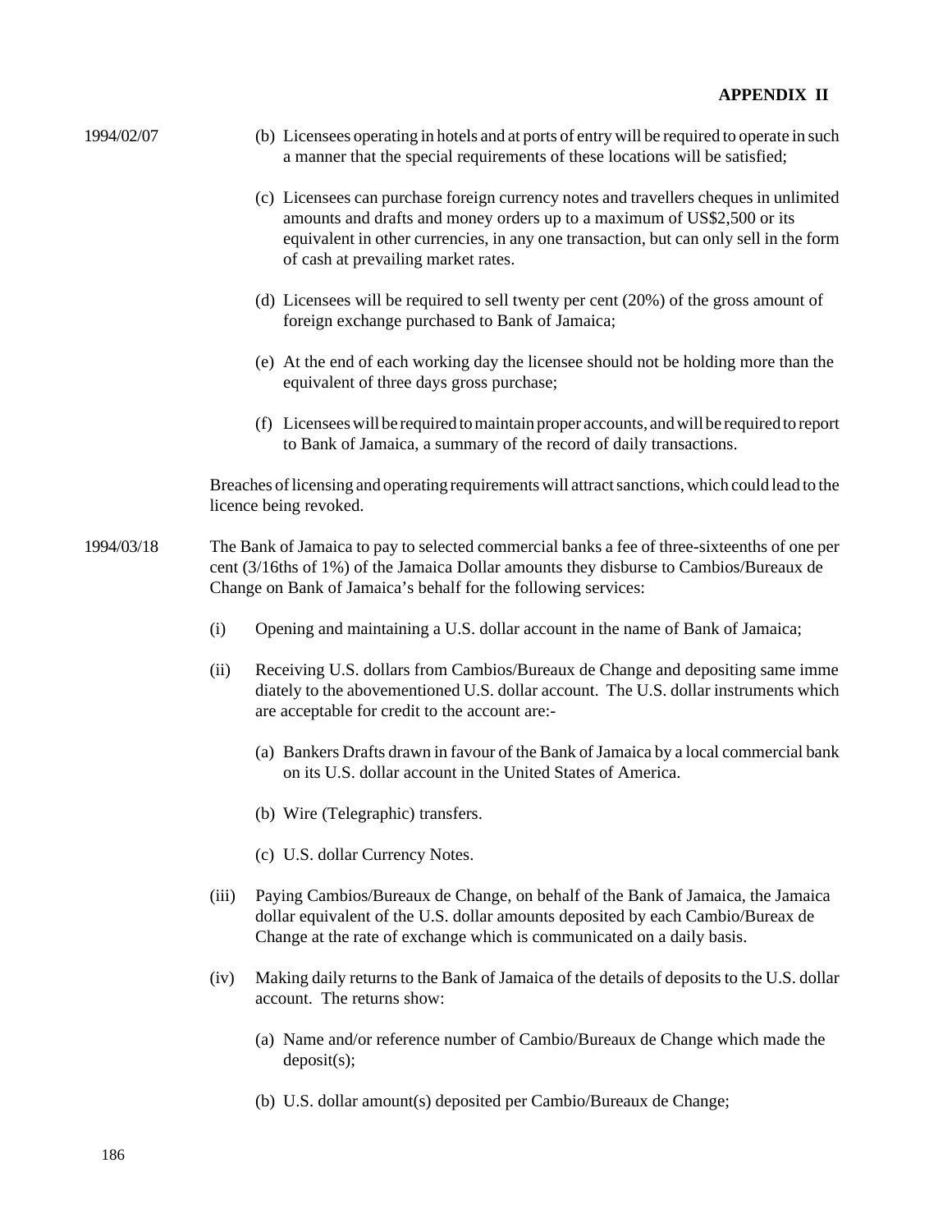**APPENDIX II**

1994/02/07

(b) Licensees operating in hotels and at ports of entry will be required to operate in such a manner that the special requirements of these locations will be satisfied;

(c) Licensees can purchase foreign currency notes and travellers cheques in unlimited amounts and drafts and money orders up to a maximum of US$2,500 or its equivalent in other currencies, in any one transaction, but can only sell in the form of cash at prevailing market rates.

(d) Licensees will be required to sell twenty per cent (20%) of the gross amount of foreign exchange purchased to Bank of Jamaica;

(e) At the end of each working day the licensee should not be holding more than the equivalent of three days gross purchase;

(f) Licensees will be required to maintain proper accounts, and will be required to report to Bank of Jamaica, a summary of the record of daily transactions.

Breaches of licensing and operating requirements will attract sanctions, which could lead to the licence being revoked.

1994/03/18

The Bank of Jamaica to pay to selected commercial banks a fee of three-sixteenths of one per cent (3/16ths of 1%) of the Jamaica Dollar amounts they disburse to Cambios/Bureaux de Change on Bank of Jamaica's behalf for the following services:

(i) Opening and maintaining a U.S. dollar account in the name of Bank of Jamaica;

(ii) Receiving U.S. dollars from Cambios/Bureaux de Change and depositing same imme diately to the abovementioned U.S. dollar account. The U.S. dollar instruments which are acceptable for credit to the account are:-

(a) Bankers Drafts drawn in favour of the Bank of Jamaica by a local commercial bank on its U.S. dollar account in the United States of America.

(b) Wire (Telegraphic) transfers.

(c) U.S. dollar Currency Notes.

(iii) Paying Cambios/Bureaux de Change, on behalf of the Bank of Jamaica, the Jamaica dollar equivalent of the U.S. dollar amounts deposited by each Cambio/Bureax de Change at the rate of exchange which is communicated on a daily basis.

(iv) Making daily returns to the Bank of Jamaica of the details of deposits to the U.S. dollar account. The returns show:

(a) Name and/or reference number of Cambio/Bureaux de Change which made the deposit(s);

(b) U.S. dollar amount(s) deposited per Cambio/Bureaux de Change;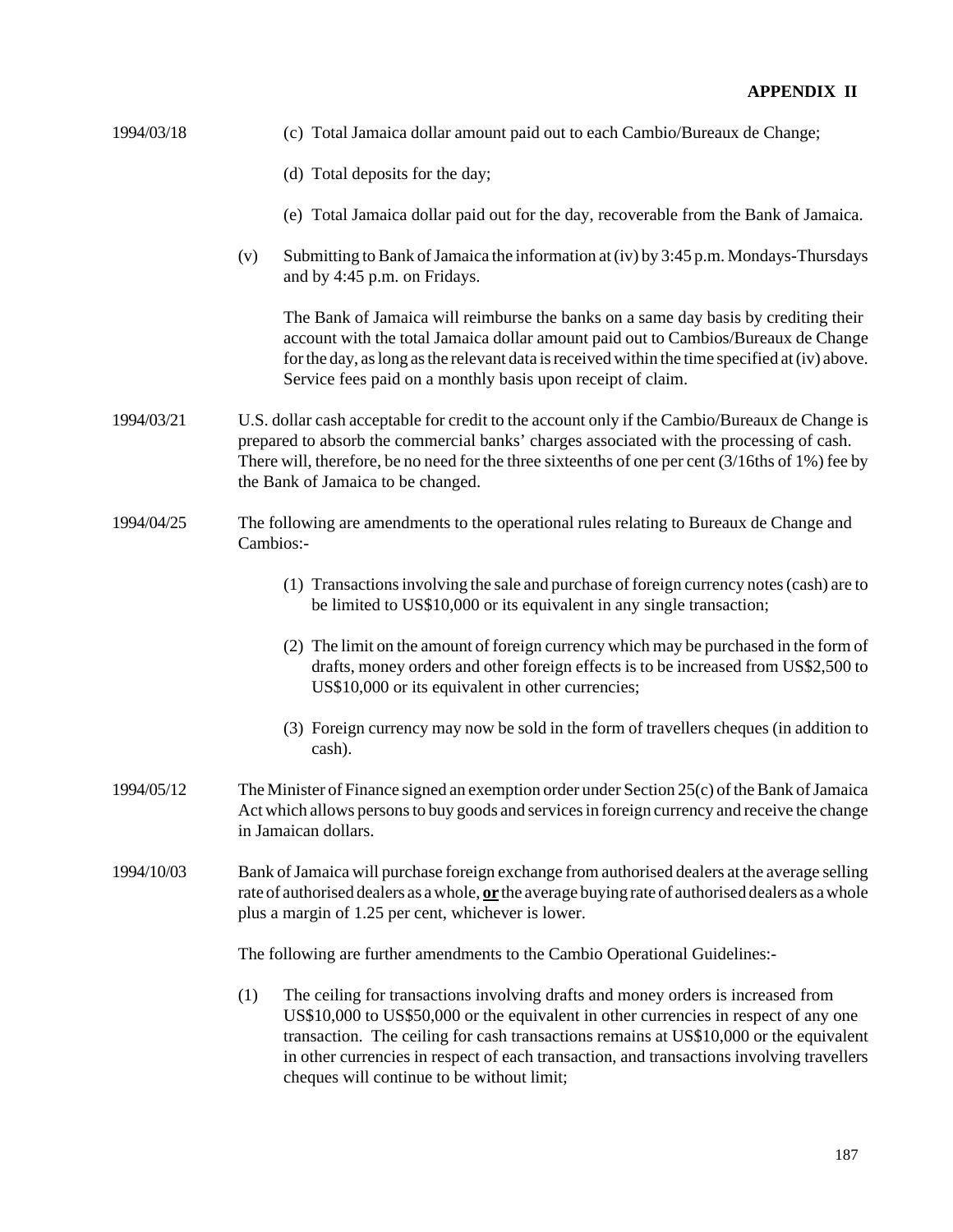**APPENDIX II**

1994/03/18

(c) Total Jamaica dollar amount paid out to each Cambio/Bureaux de Change;

(d) Total deposits for the day;

(e) Total Jamaica dollar paid out for the day, recoverable from the Bank of Jamaica.

(v) Submitting to Bank of Jamaica the information at (iv) by 3:45 p.m. Mondays-Thursdays and by 4:45 p.m. on Fridays.

The Bank of Jamaica will reimburse the banks on a same day basis by crediting their account with the total Jamaica dollar amount paid out to Cambios/Bureaux de Change for the day, as long as the relevant data is received within the time specified at (iv) above. Service fees paid on a monthly basis upon receipt of claim.

1994/03/21

U.S. dollar cash acceptable for credit to the account only if the Cambio/Bureaux de Change is prepared to absorb the commercial banks' charges associated with the processing of cash. There will, therefore, be no need for the three sixteenths of one per cent (3/16ths of 1%) fee by the Bank of Jamaica to be changed.

1994/04/25

The following are amendments to the operational rules relating to Bureaux de Change and Cambios:-

(1) Transactions involving the sale and purchase of foreign currency notes (cash) are to be limited to US$10,000 or its equivalent in any single transaction;

(2) The limit on the amount of foreign currency which may be purchased in the form of drafts, money orders and other foreign effects is to be increased from US$2,500 to US$10,000 or its equivalent in other currencies;

(3) Foreign currency may now be sold in the form of travellers cheques (in addition to cash).

1994/05/12

The Minister of Finance signed an exemption order under Section 25(c) of the Bank of Jamaica Act which allows persons to buy goods and services in foreign currency and receive the change in Jamaican dollars.

1994/10/03

Bank of Jamaica will purchase foreign exchange from authorised dealers at the average selling rate of authorised dealers as a whole, **or** the average buying rate of authorised dealers as a whole plus a margin of 1.25 per cent, whichever is lower.

The following are further amendments to the Cambio Operational Guidelines:-

(1) The ceiling for transactions involving drafts and money orders is increased from US$10,000 to US$50,000 or the equivalent in other currencies in respect of any one transaction. The ceiling for cash transactions remains at US$10,000 or the equivalent in other currencies in respect of each transaction, and transactions involving travellers cheques will continue to be without limit;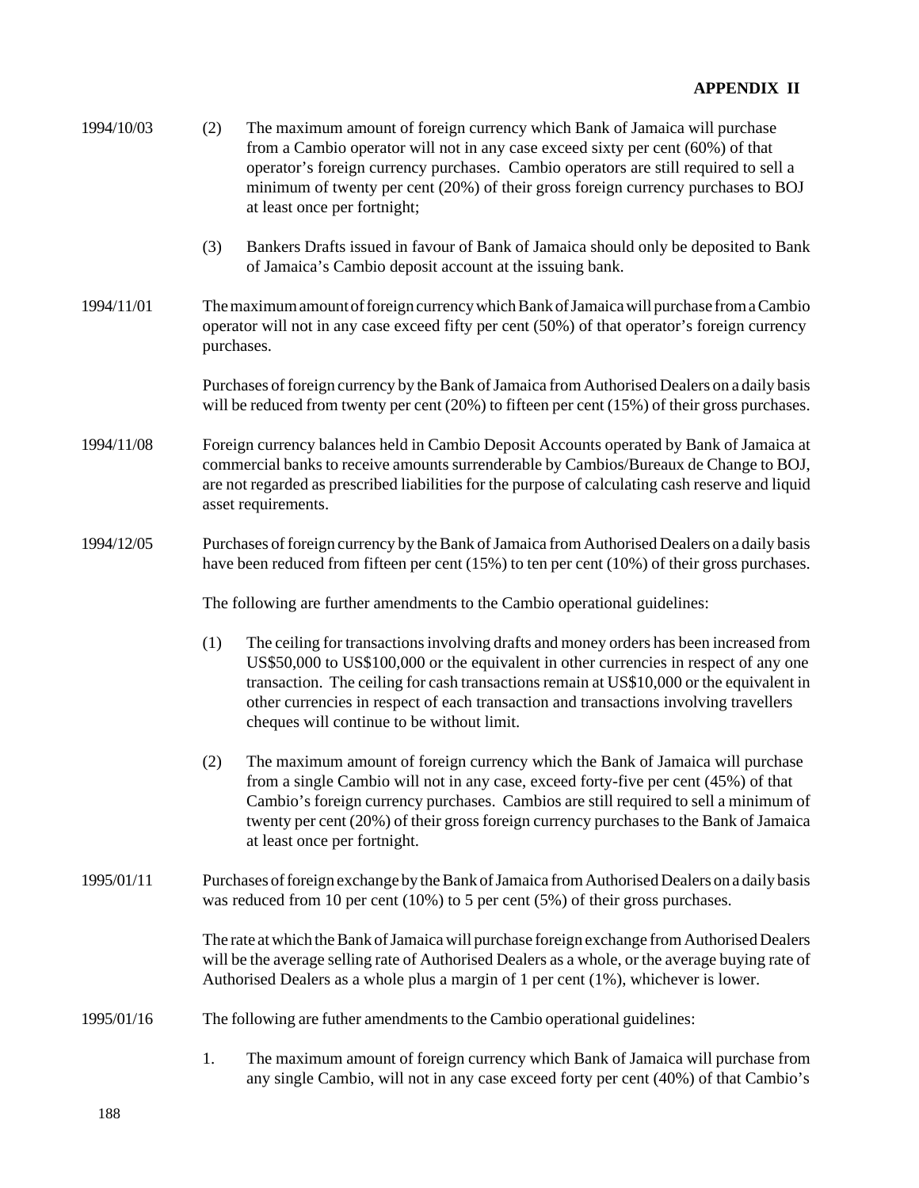**APPENDIX II**

1994/10/03

(2) The maximum amount of foreign currency which Bank of Jamaica will purchase from a Cambio operator will not in any case exceed sixty per cent (60%) of that operator's foreign currency purchases. Cambio operators are still required to sell a minimum of twenty per cent (20%) of their gross foreign currency purchases to BOJ at least once per fortnight;

(3) Bankers Drafts issued in favour of Bank of Jamaica should only be deposited to Bank of Jamaica's Cambio deposit account at the issuing bank.

1994/11/01

The maximum amount of foreign currency which Bank of Jamaica will purchase from a Cambio operator will not in any case exceed fifty per cent (50%) of that operator's foreign currency purchases.

Purchases of foreign currency by the Bank of Jamaica from Authorised Dealers on a daily basis will be reduced from twenty per cent (20%) to fifteen per cent (15%) of their gross purchases.

1994/11/08

Foreign currency balances held in Cambio Deposit Accounts operated by Bank of Jamaica at commercial banks to receive amounts surrenderable by Cambios/Bureaux de Change to BOJ, are not regarded as prescribed liabilities for the purpose of calculating cash reserve and liquid asset requirements.

1994/12/05

Purchases of foreign currency by the Bank of Jamaica from Authorised Dealers on a daily basis have been reduced from fifteen per cent (15%) to ten per cent (10%) of their gross purchases.

The following are further amendments to the Cambio operational guidelines:

(1) The ceiling for transactions involving drafts and money orders has been increased from US$50,000 to US$100,000 or the equivalent in other currencies in respect of any one transaction. The ceiling for cash transactions remain at US$10,000 or the equivalent in other currencies in respect of each transaction and transactions involving travellers cheques will continue to be without limit.

(2) The maximum amount of foreign currency which the Bank of Jamaica will purchase from a single Cambio will not in any case, exceed forty-five per cent (45%) of that Cambio's foreign currency purchases. Cambios are still required to sell a minimum of twenty per cent (20%) of their gross foreign currency purchases to the Bank of Jamaica at least once per fortnight.

1995/01/11

Purchases of foreign exchange by the Bank of Jamaica from Authorised Dealers on a daily basis was reduced from 10 per cent (10%) to 5 per cent (5%) of their gross purchases.

The rate at which the Bank of Jamaica will purchase foreign exchange from Authorised Dealers will be the average selling rate of Authorised Dealers as a whole, or the average buying rate of Authorised Dealers as a whole plus a margin of 1 per cent (1%), whichever is lower.

1995/01/16

The following are futher amendments to the Cambio operational guidelines:

1. The maximum amount of foreign currency which Bank of Jamaica will purchase from any single Cambio, will not in any case exceed forty per cent (40%) of that Cambio's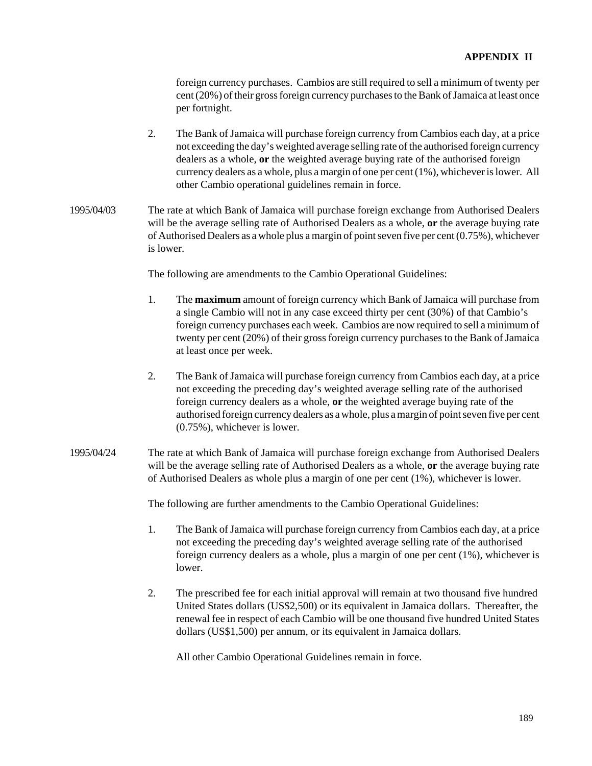foreign currency purchases. Cambios are still required to sell a minimum of twenty per cent (20%) of their gross foreign currency purchases to the Bank of Jamaica at least once per fortnight.

2. The Bank of Jamaica will purchase foreign currency from Cambios each day, at a price not exceeding the day's weighted average selling rate of the authorised foreign currency dealers as a whole, **or** the weighted average buying rate of the authorised foreign currency dealers as a whole, plus a margin of one per cent (1%), whichever is lower. All other Cambio operational guidelines remain in force.

1995/04/03 The rate at which Bank of Jamaica will purchase foreign exchange from Authorised Dealers will be the average selling rate of Authorised Dealers as a whole, **or** the average buying rate of Authorised Dealers as a whole plus a margin of point seven five per cent (0.75%), whichever is lower.

The following are amendments to the Cambio Operational Guidelines:

1. The **maximum** amount of foreign currency which Bank of Jamaica will purchase from a single Cambio will not in any case exceed thirty per cent (30%) of that Cambio's foreign currency purchases each week. Cambios are now required to sell a minimum of twenty per cent (20%) of their gross foreign currency purchases to the Bank of Jamaica at least once per week.

2. The Bank of Jamaica will purchase foreign currency from Cambios each day, at a price not exceeding the preceding day's weighted average selling rate of the authorised foreign currency dealers as a whole, **or** the weighted average buying rate of the authorised foreign currency dealers as a whole, plus a margin of point seven five per cent (0.75%), whichever is lower.

1995/04/24 The rate at which Bank of Jamaica will purchase foreign exchange from Authorised Dealers will be the average selling rate of Authorised Dealers as a whole, **or** the average buying rate of Authorised Dealers as whole plus a margin of one per cent (1%), whichever is lower.

The following are further amendments to the Cambio Operational Guidelines:

1. The Bank of Jamaica will purchase foreign currency from Cambios each day, at a price not exceeding the preceding day's weighted average selling rate of the authorised foreign currency dealers as a whole, plus a margin of one per cent (1%), whichever is lower.

2. The prescribed fee for each initial approval will remain at two thousand five hundred United States dollars (US$2,500) or its equivalent in Jamaica dollars. Thereafter, the renewal fee in respect of each Cambio will be one thousand five hundred United States dollars (US$1,500) per annum, or its equivalent in Jamaica dollars.

All other Cambio Operational Guidelines remain in force.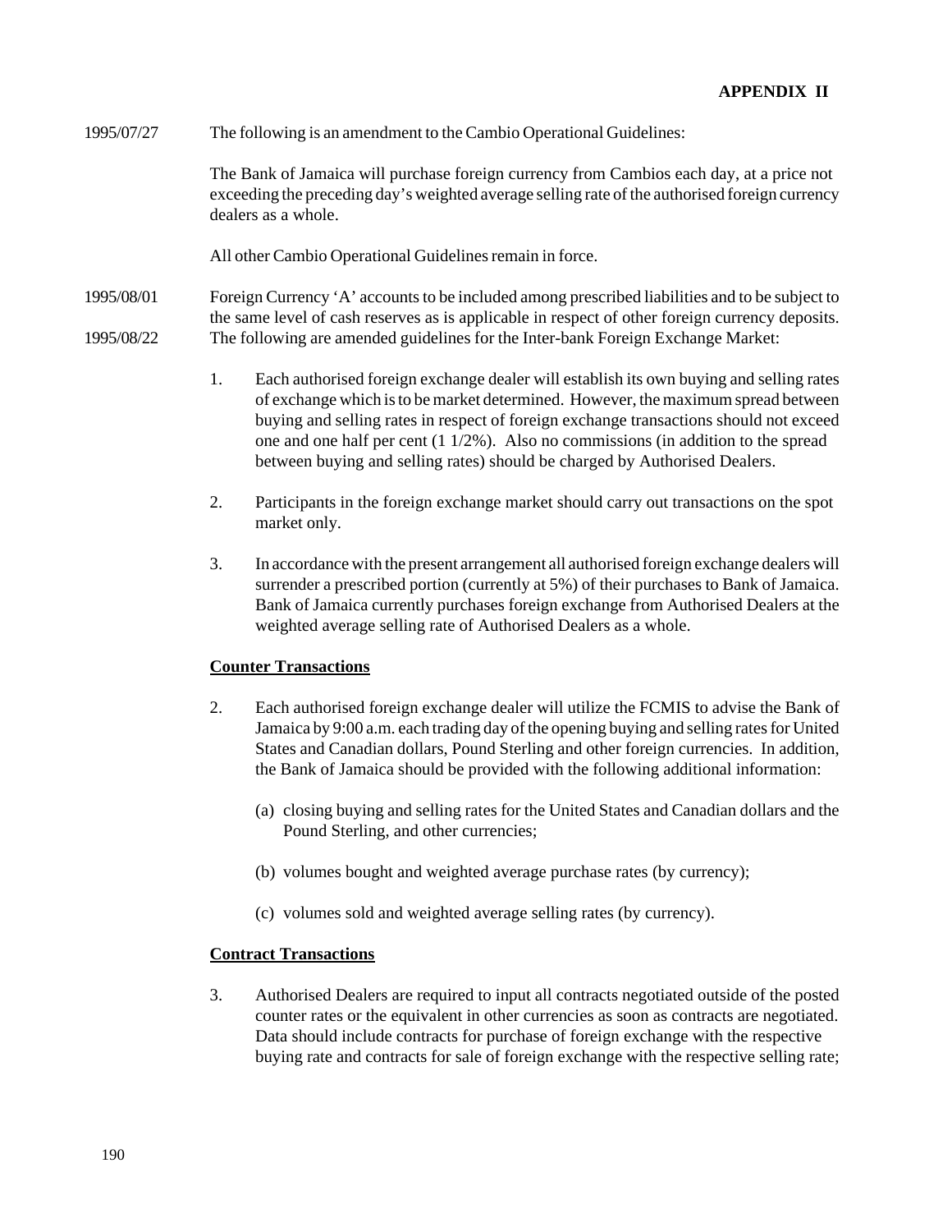**APPENDIX II**

1995/07/27 The following is an amendment to the Cambio Operational Guidelines:

The Bank of Jamaica will purchase foreign currency from Cambios each day, at a price not exceeding the preceding day's weighted average selling rate of the authorised foreign currency dealers as a whole.

All other Cambio Operational Guidelines remain in force.

1995/08/01 Foreign Currency 'A' accounts to be included among prescribed liabilities and to be subject to the same level of cash reserves as is applicable in respect of other foreign currency deposits.

1995/08/22 The following are amended guidelines for the Inter-bank Foreign Exchange Market:

1. Each authorised foreign exchange dealer will establish its own buying and selling rates of exchange which is to be market determined. However, the maximum spread between buying and selling rates in respect of foreign exchange transactions should not exceed one and one half per cent (1 1/2%). Also no commissions (in addition to the spread between buying and selling rates) should be charged by Authorised Dealers.

2. Participants in the foreign exchange market should carry out transactions on the spot market only.

3. In accordance with the present arrangement all authorised foreign exchange dealers will surrender a prescribed portion (currently at 5%) of their purchases to Bank of Jamaica. Bank of Jamaica currently purchases foreign exchange from Authorised Dealers at the weighted average selling rate of Authorised Dealers as a whole.

**Counter Transactions**

2. Each authorised foreign exchange dealer will utilize the FCMIS to advise the Bank of Jamaica by 9:00 a.m. each trading day of the opening buying and selling rates for United States and Canadian dollars, Pound Sterling and other foreign currencies. In addition, the Bank of Jamaica should be provided with the following additional information:

   (a) closing buying and selling rates for the United States and Canadian dollars and the Pound Sterling, and other currencies;

   (b) volumes bought and weighted average purchase rates (by currency);

   (c) volumes sold and weighted average selling rates (by currency).

**Contract Transactions**

3. Authorised Dealers are required to input all contracts negotiated outside of the posted counter rates or the equivalent in other currencies as soon as contracts are negotiated. Data should include contracts for purchase of foreign exchange with the respective buying rate and contracts for sale of foreign exchange with the respective selling rate;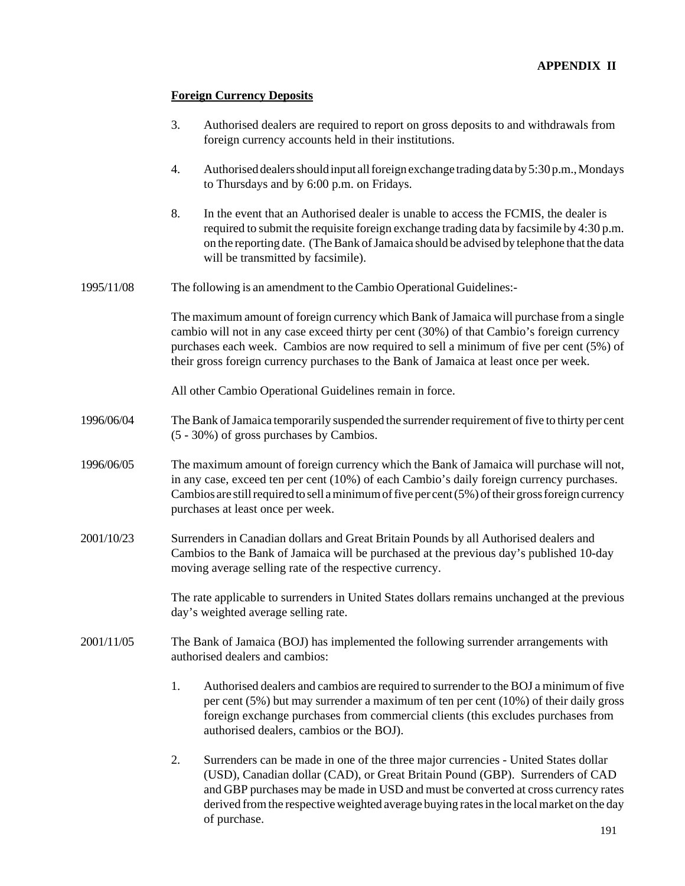**APPENDIX II**

**Foreign Currency Deposits**

3. Authorised dealers are required to report on gross deposits to and withdrawals from foreign currency accounts held in their institutions.

4. Authorised dealers should input all foreign exchange trading data by 5:30 p.m., Mondays to Thursdays and by 6:00 p.m. on Fridays.

8. In the event that an Authorised dealer is unable to access the FCMIS, the dealer is required to submit the requisite foreign exchange trading data by facsimile by 4:30 p.m. on the reporting date. (The Bank of Jamaica should be advised by telephone that the data will be transmitted by facsimile).

1995/11/08 The following is an amendment to the Cambio Operational Guidelines:-

The maximum amount of foreign currency which Bank of Jamaica will purchase from a single cambio will not in any case exceed thirty per cent (30%) of that Cambio's foreign currency purchases each week. Cambios are now required to sell a minimum of five per cent (5%) of their gross foreign currency purchases to the Bank of Jamaica at least once per week.

All other Cambio Operational Guidelines remain in force.

1996/06/04 The Bank of Jamaica temporarily suspended the surrender requirement of five to thirty per cent (5 - 30%) of gross purchases by Cambios.

1996/06/05 The maximum amount of foreign currency which the Bank of Jamaica will purchase will not, in any case, exceed ten per cent (10%) of each Cambio's daily foreign currency purchases. Cambios are still required to sell a minimum of five per cent (5%) of their gross foreign currency purchases at least once per week.

2001/10/23 Surrenders in Canadian dollars and Great Britain Pounds by all Authorised dealers and Cambios to the Bank of Jamaica will be purchased at the previous day's published 10-day moving average selling rate of the respective currency.

The rate applicable to surrenders in United States dollars remains unchanged at the previous day's weighted average selling rate.

2001/11/05 The Bank of Jamaica (BOJ) has implemented the following surrender arrangements with authorised dealers and cambios:

1. Authorised dealers and cambios are required to surrender to the BOJ a minimum of five per cent (5%) but may surrender a maximum of ten per cent (10%) of their daily gross foreign exchange purchases from commercial clients (this excludes purchases from authorised dealers, cambios or the BOJ).

2. Surrenders can be made in one of the three major currencies - United States dollar (USD), Canadian dollar (CAD), or Great Britain Pound (GBP). Surrenders of CAD and GBP purchases may be made in USD and must be converted at cross currency rates derived from the respective weighted average buying rates in the local market on the day of purchase.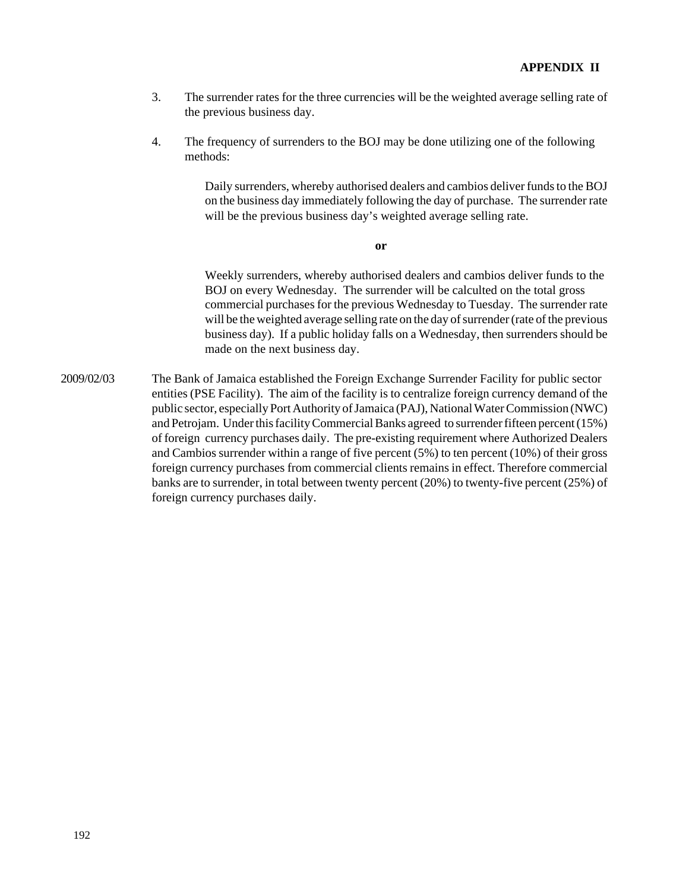**APPENDIX II**

3. The surrender rates for the three currencies will be the weighted average selling rate of the previous business day.

4. The frequency of surrenders to the BOJ may be done utilizing one of the following methods:

   Daily surrenders, whereby authorised dealers and cambios deliver funds to the BOJ on the business day immediately following the day of purchase. The surrender rate will be the previous business day's weighted average selling rate.

   **or**

   Weekly surrenders, whereby authorised dealers and cambios deliver funds to the BOJ on every Wednesday. The surrender will be calculted on the total gross commercial purchases for the previous Wednesday to Tuesday. The surrender rate will be the weighted average selling rate on the day of surrender (rate of the previous business day). If a public holiday falls on a Wednesday, then surrenders should be made on the next business day.

2009/02/03 The Bank of Jamaica established the Foreign Exchange Surrender Facility for public sector entities (PSE Facility). The aim of the facility is to centralize foreign currency demand of the public sector, especially Port Authority of Jamaica (PAJ), National Water Commission (NWC) and Petrojam. Under this facility Commercial Banks agreed to surrender fifteen percent (15%) of foreign currency purchases daily. The pre-existing requirement where Authorized Dealers and Cambios surrender within a range of five percent (5%) to ten percent (10%) of their gross foreign currency purchases from commercial clients remains in effect. Therefore commercial banks are to surrender, in total between twenty percent (20%) to twenty-five percent (25%) of foreign currency purchases daily.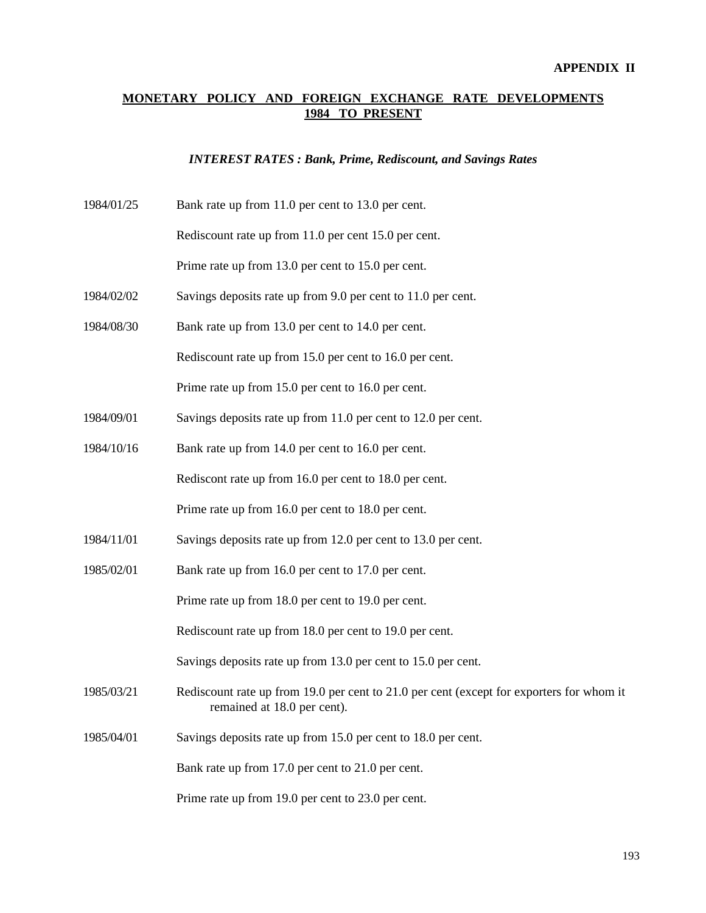**APPENDIX II**

## MONETARY POLICY AND FOREIGN EXCHANGE RATE DEVELOPMENTS 1984 TO PRESENT

### *INTEREST RATES : Bank, Prime, Rediscount, and Savings Rates*

1984/01/25 Bank rate up from 11.0 per cent to 13.0 per cent.

Rediscount rate up from 11.0 per cent 15.0 per cent.

Prime rate up from 13.0 per cent to 15.0 per cent.

1984/02/02 Savings deposits rate up from 9.0 per cent to 11.0 per cent.

1984/08/30 Bank rate up from 13.0 per cent to 14.0 per cent.

Rediscount rate up from 15.0 per cent to 16.0 per cent.

Prime rate up from 15.0 per cent to 16.0 per cent.

1984/09/01 Savings deposits rate up from 11.0 per cent to 12.0 per cent.

1984/10/16 Bank rate up from 14.0 per cent to 16.0 per cent.

Rediscont rate up from 16.0 per cent to 18.0 per cent.

Prime rate up from 16.0 per cent to 18.0 per cent.

1984/11/01 Savings deposits rate up from 12.0 per cent to 13.0 per cent.

1985/02/01 Bank rate up from 16.0 per cent to 17.0 per cent.

Prime rate up from 18.0 per cent to 19.0 per cent.

Rediscount rate up from 18.0 per cent to 19.0 per cent.

Savings deposits rate up from 13.0 per cent to 15.0 per cent.

1985/03/21 Rediscount rate up from 19.0 per cent to 21.0 per cent (except for exporters for whom it remained at 18.0 per cent).

1985/04/01 Savings deposits rate up from 15.0 per cent to 18.0 per cent.

Bank rate up from 17.0 per cent to 21.0 per cent.

Prime rate up from 19.0 per cent to 23.0 per cent.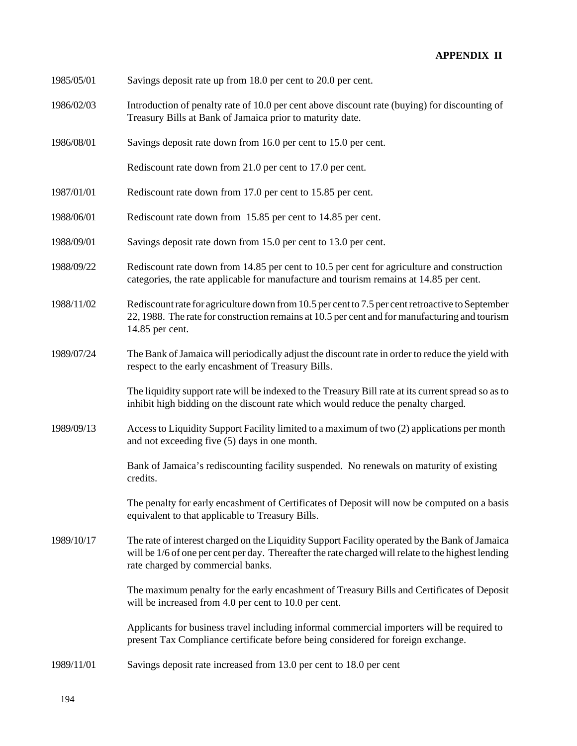**APPENDIX II**

| | |
|---|---|
| 1985/05/01 | Savings deposit rate up from 18.0 per cent to 20.0 per cent. |
| 1986/02/03 | Introduction of penalty rate of 10.0 per cent above discount rate (buying) for discounting of Treasury Bills at Bank of Jamaica prior to maturity date. |
| 1986/08/01 | Savings deposit rate down from 16.0 per cent to 15.0 per cent. |
| | Rediscount rate down from 21.0 per cent to 17.0 per cent. |
| 1987/01/01 | Rediscount rate down from 17.0 per cent to 15.85 per cent. |
| 1988/06/01 | Rediscount rate down from 15.85 per cent to 14.85 per cent. |
| 1988/09/01 | Savings deposit rate down from 15.0 per cent to 13.0 per cent. |
| 1988/09/22 | Rediscount rate down from 14.85 per cent to 10.5 per cent for agriculture and construction categories, the rate applicable for manufacture and tourism remains at 14.85 per cent. |
| 1988/11/02 | Rediscount rate for agriculture down from 10.5 per cent to 7.5 per cent retroactive to September 22, 1988. The rate for construction remains at 10.5 per cent and for manufacturing and tourism 14.85 per cent. |
| 1989/07/24 | The Bank of Jamaica will periodically adjust the discount rate in order to reduce the yield with respect to the early encashment of Treasury Bills. |
| | The liquidity support rate will be indexed to the Treasury Bill rate at its current spread so as to inhibit high bidding on the discount rate which would reduce the penalty charged. |
| 1989/09/13 | Access to Liquidity Support Facility limited to a maximum of two (2) applications per month and not exceeding five (5) days in one month. |
| | Bank of Jamaica's rediscounting facility suspended. No renewals on maturity of existing credits. |
| | The penalty for early encashment of Certificates of Deposit will now be computed on a basis equivalent to that applicable to Treasury Bills. |
| 1989/10/17 | The rate of interest charged on the Liquidity Support Facility operated by the Bank of Jamaica will be 1/6 of one per cent per day. Thereafter the rate charged will relate to the highest lending rate charged by commercial banks. |
| | The maximum penalty for the early encashment of Treasury Bills and Certificates of Deposit will be increased from 4.0 per cent to 10.0 per cent. |
| | Applicants for business travel including informal commercial importers will be required to present Tax Compliance certificate before being considered for foreign exchange. |
| 1989/11/01 | Savings deposit rate increased from 13.0 per cent to 18.0 per cent |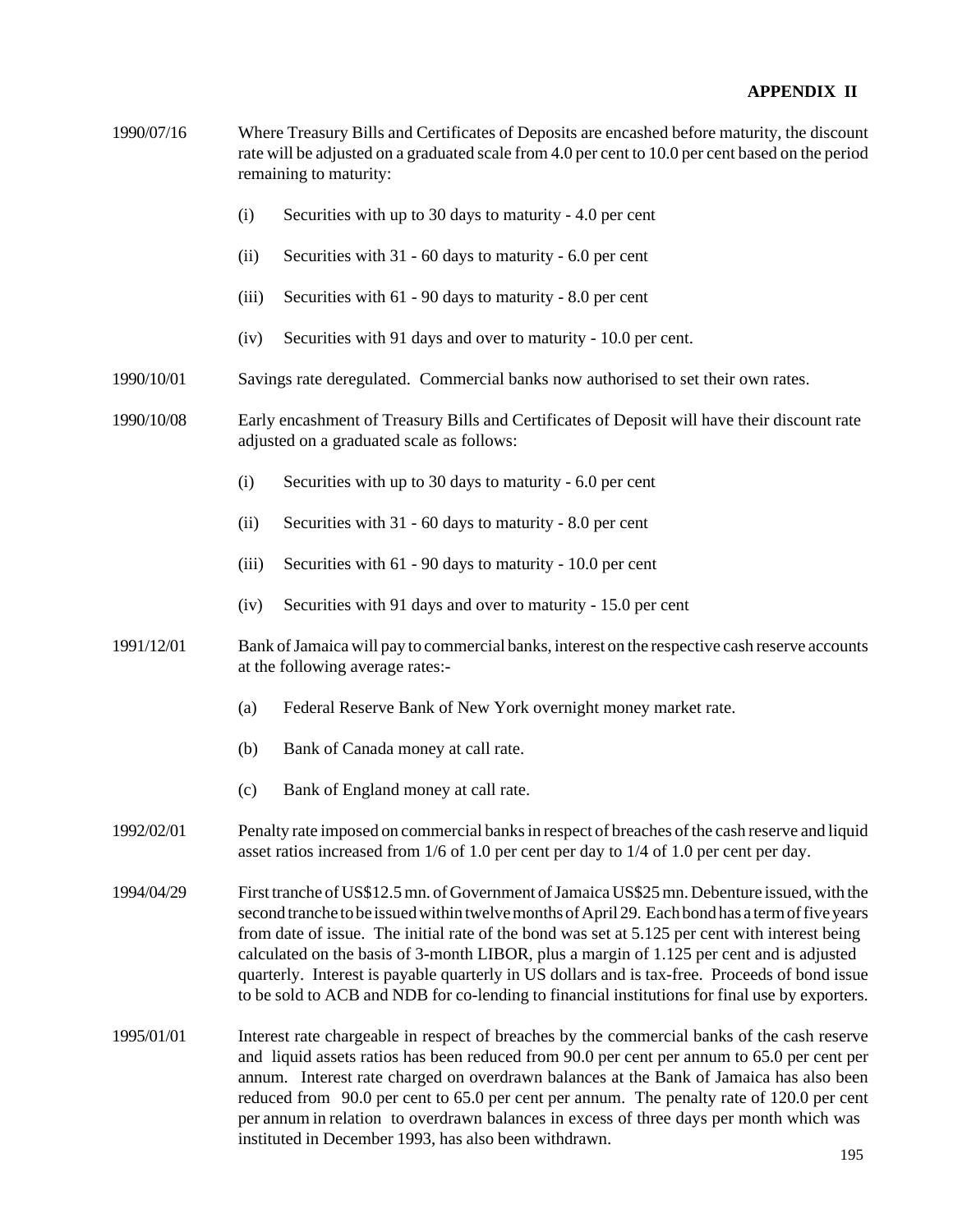**APPENDIX II**

1990/07/16 Where Treasury Bills and Certificates of Deposits are encashed before maturity, the discount rate will be adjusted on a graduated scale from 4.0 per cent to 10.0 per cent based on the period remaining to maturity:

(i) Securities with up to 30 days to maturity - 4.0 per cent

(ii) Securities with 31 - 60 days to maturity - 6.0 per cent

(iii) Securities with 61 - 90 days to maturity - 8.0 per cent

(iv) Securities with 91 days and over to maturity - 10.0 per cent.

1990/10/01 Savings rate deregulated. Commercial banks now authorised to set their own rates.

1990/10/08 Early encashment of Treasury Bills and Certificates of Deposit will have their discount rate adjusted on a graduated scale as follows:

(i) Securities with up to 30 days to maturity - 6.0 per cent

(ii) Securities with 31 - 60 days to maturity - 8.0 per cent

(iii) Securities with 61 - 90 days to maturity - 10.0 per cent

(iv) Securities with 91 days and over to maturity - 15.0 per cent

1991/12/01 Bank of Jamaica will pay to commercial banks, interest on the respective cash reserve accounts at the following average rates:-

(a) Federal Reserve Bank of New York overnight money market rate.

(b) Bank of Canada money at call rate.

(c) Bank of England money at call rate.

1992/02/01 Penalty rate imposed on commercial banks in respect of breaches of the cash reserve and liquid asset ratios increased from 1/6 of 1.0 per cent per day to 1/4 of 1.0 per cent per day.

1994/04/29 First tranche of US$12.5 mn. of Government of Jamaica US$25 mn. Debenture issued, with the second tranche to be issued within twelve months of April 29. Each bond has a term of five years from date of issue. The initial rate of the bond was set at 5.125 per cent with interest being calculated on the basis of 3-month LIBOR, plus a margin of 1.125 per cent and is adjusted quarterly. Interest is payable quarterly in US dollars and is tax-free. Proceeds of bond issue to be sold to ACB and NDB for co-lending to financial institutions for final use by exporters.

1995/01/01 Interest rate chargeable in respect of breaches by the commercial banks of the cash reserve and liquid assets ratios has been reduced from 90.0 per cent per annum to 65.0 per cent per annum. Interest rate charged on overdrawn balances at the Bank of Jamaica has also been reduced from 90.0 per cent to 65.0 per cent per annum. The penalty rate of 120.0 per cent per annum in relation to overdrawn balances in excess of three days per month which was instituted in December 1993, has also been withdrawn.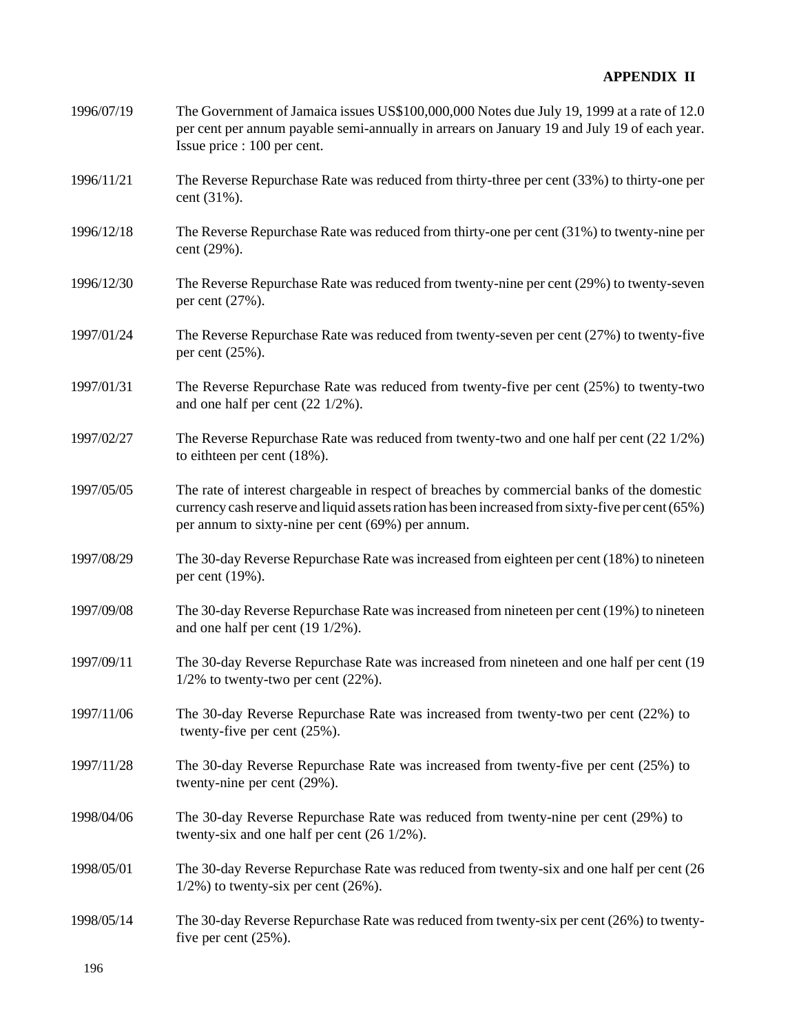**APPENDIX II**

1996/07/19 The Government of Jamaica issues US$100,000,000 Notes due July 19, 1999 at a rate of 12.0 per cent per annum payable semi-annually in arrears on January 19 and July 19 of each year. Issue price : 100 per cent.

1996/11/21 The Reverse Repurchase Rate was reduced from thirty-three per cent (33%) to thirty-one per cent (31%).

1996/12/18 The Reverse Repurchase Rate was reduced from thirty-one per cent (31%) to twenty-nine per cent (29%).

1996/12/30 The Reverse Repurchase Rate was reduced from twenty-nine per cent (29%) to twenty-seven per cent (27%).

1997/01/24 The Reverse Repurchase Rate was reduced from twenty-seven per cent (27%) to twenty-five per cent (25%).

1997/01/31 The Reverse Repurchase Rate was reduced from twenty-five per cent (25%) to twenty-two and one half per cent (22 1/2%).

1997/02/27 The Reverse Repurchase Rate was reduced from twenty-two and one half per cent (22 1/2%) to eithteen per cent (18%).

1997/05/05 The rate of interest chargeable in respect of breaches by commercial banks of the domestic currency cash reserve and liquid assets ration has been increased from sixty-five per cent (65%) per annum to sixty-nine per cent (69%) per annum.

1997/08/29 The 30-day Reverse Repurchase Rate was increased from eighteen per cent (18%) to nineteen per cent (19%).

1997/09/08 The 30-day Reverse Repurchase Rate was increased from nineteen per cent (19%) to nineteen and one half per cent (19 1/2%).

1997/09/11 The 30-day Reverse Repurchase Rate was increased from nineteen and one half per cent (19 1/2% to twenty-two per cent (22%).

1997/11/06 The 30-day Reverse Repurchase Rate was increased from twenty-two per cent (22%) to twenty-five per cent (25%).

1997/11/28 The 30-day Reverse Repurchase Rate was increased from twenty-five per cent (25%) to twenty-nine per cent (29%).

1998/04/06 The 30-day Reverse Repurchase Rate was reduced from twenty-nine per cent (29%) to twenty-six and one half per cent (26 1/2%).

1998/05/01 The 30-day Reverse Repurchase Rate was reduced from twenty-six and one half per cent (26 1/2%) to twenty-six per cent (26%).

1998/05/14 The 30-day Reverse Repurchase Rate was reduced from twenty-six per cent (26%) to twenty-five per cent (25%).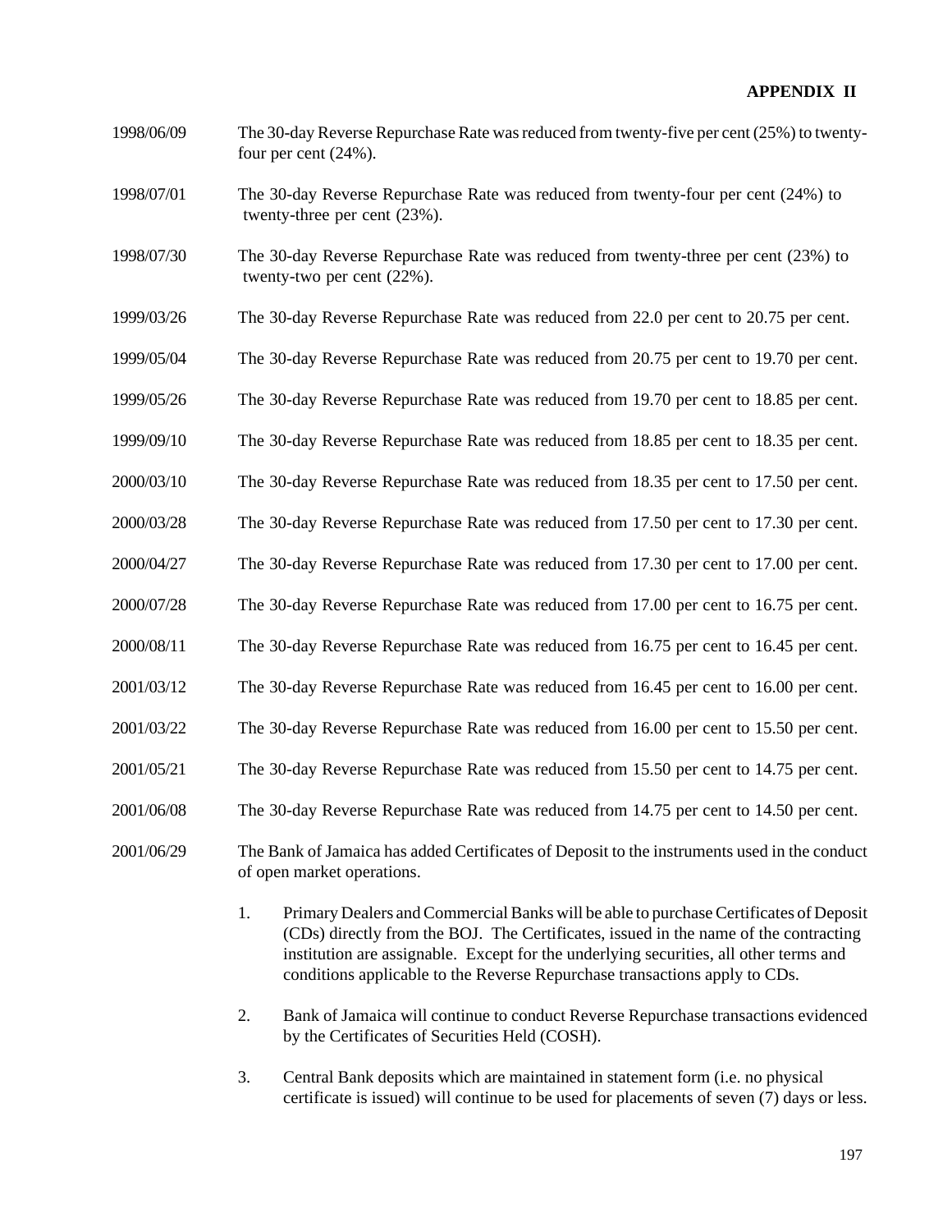**APPENDIX II**

1998/06/09 The 30-day Reverse Repurchase Rate was reduced from twenty-five per cent (25%) to twenty-four per cent (24%).

1998/07/01 The 30-day Reverse Repurchase Rate was reduced from twenty-four per cent (24%) to twenty-three per cent (23%).

1998/07/30 The 30-day Reverse Repurchase Rate was reduced from twenty-three per cent (23%) to twenty-two per cent (22%).

1999/03/26 The 30-day Reverse Repurchase Rate was reduced from 22.0 per cent to 20.75 per cent.

1999/05/04 The 30-day Reverse Repurchase Rate was reduced from 20.75 per cent to 19.70 per cent.

1999/05/26 The 30-day Reverse Repurchase Rate was reduced from 19.70 per cent to 18.85 per cent.

1999/09/10 The 30-day Reverse Repurchase Rate was reduced from 18.85 per cent to 18.35 per cent.

2000/03/10 The 30-day Reverse Repurchase Rate was reduced from 18.35 per cent to 17.50 per cent.

2000/03/28 The 30-day Reverse Repurchase Rate was reduced from 17.50 per cent to 17.30 per cent.

2000/04/27 The 30-day Reverse Repurchase Rate was reduced from 17.30 per cent to 17.00 per cent.

2000/07/28 The 30-day Reverse Repurchase Rate was reduced from 17.00 per cent to 16.75 per cent.

2000/08/11 The 30-day Reverse Repurchase Rate was reduced from 16.75 per cent to 16.45 per cent.

2001/03/12 The 30-day Reverse Repurchase Rate was reduced from 16.45 per cent to 16.00 per cent.

2001/03/22 The 30-day Reverse Repurchase Rate was reduced from 16.00 per cent to 15.50 per cent.

2001/05/21 The 30-day Reverse Repurchase Rate was reduced from 15.50 per cent to 14.75 per cent.

2001/06/08 The 30-day Reverse Repurchase Rate was reduced from 14.75 per cent to 14.50 per cent.

2001/06/29 The Bank of Jamaica has added Certificates of Deposit to the instruments used in the conduct of open market operations.

1. Primary Dealers and Commercial Banks will be able to purchase Certificates of Deposit (CDs) directly from the BOJ. The Certificates, issued in the name of the contracting institution are assignable. Except for the underlying securities, all other terms and conditions applicable to the Reverse Repurchase transactions apply to CDs.

2. Bank of Jamaica will continue to conduct Reverse Repurchase transactions evidenced by the Certificates of Securities Held (COSH).

3. Central Bank deposits which are maintained in statement form (i.e. no physical certificate is issued) will continue to be used for placements of seven (7) days or less.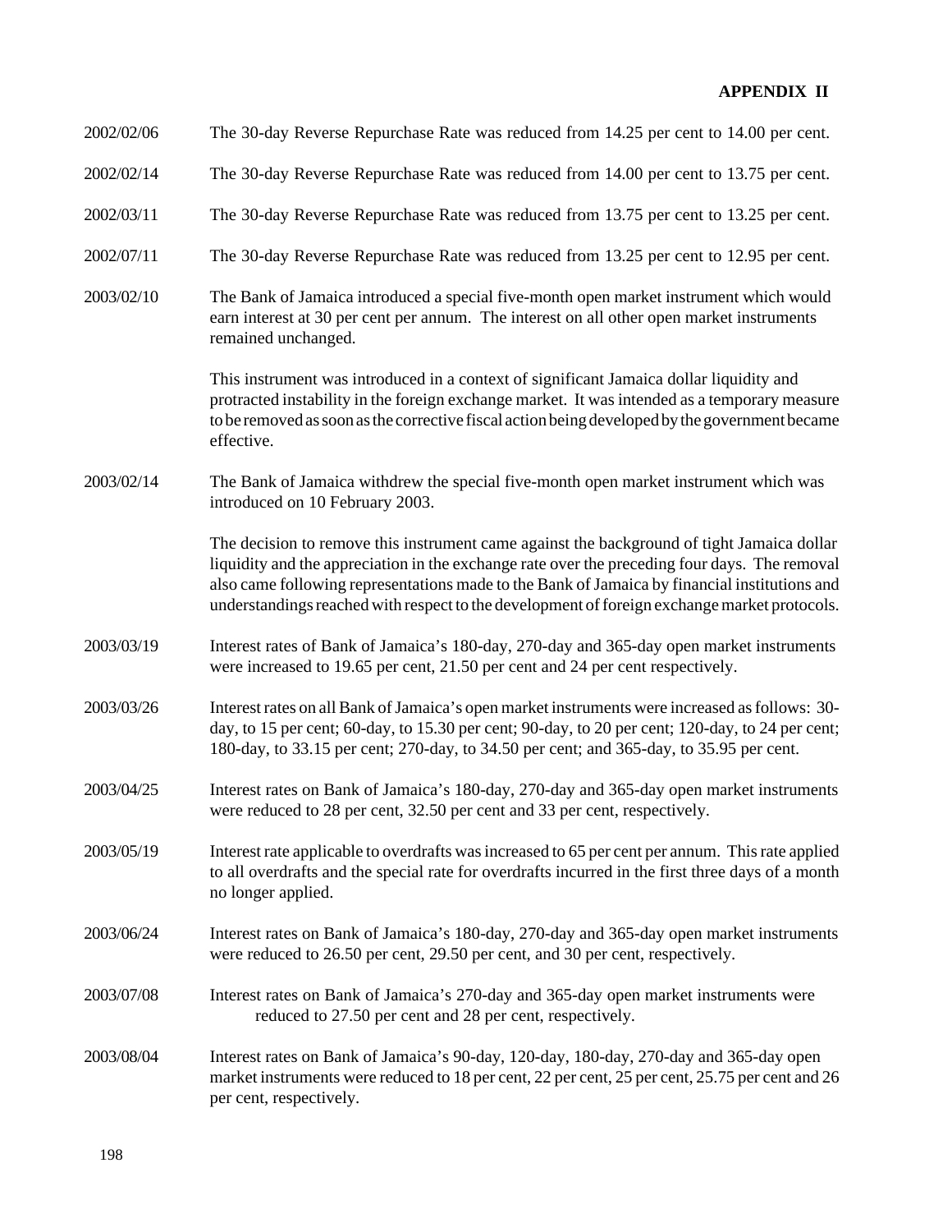**APPENDIX II**

2002/02/06 The 30-day Reverse Repurchase Rate was reduced from 14.25 per cent to 14.00 per cent.

2002/02/14 The 30-day Reverse Repurchase Rate was reduced from 14.00 per cent to 13.75 per cent.

2002/03/11 The 30-day Reverse Repurchase Rate was reduced from 13.75 per cent to 13.25 per cent.

2002/07/11 The 30-day Reverse Repurchase Rate was reduced from 13.25 per cent to 12.95 per cent.

2003/02/10 The Bank of Jamaica introduced a special five-month open market instrument which would earn interest at 30 per cent per annum. The interest on all other open market instruments remained unchanged.

This instrument was introduced in a context of significant Jamaica dollar liquidity and protracted instability in the foreign exchange market. It was intended as a temporary measure to be removed as soon as the corrective fiscal action being developed by the government became effective.

2003/02/14 The Bank of Jamaica withdrew the special five-month open market instrument which was introduced on 10 February 2003.

The decision to remove this instrument came against the background of tight Jamaica dollar liquidity and the appreciation in the exchange rate over the preceding four days. The removal also came following representations made to the Bank of Jamaica by financial institutions and understandings reached with respect to the development of foreign exchange market protocols.

2003/03/19 Interest rates of Bank of Jamaica's 180-day, 270-day and 365-day open market instruments were increased to 19.65 per cent, 21.50 per cent and 24 per cent respectively.

2003/03/26 Interest rates on all Bank of Jamaica's open market instruments were increased as follows: 30-day, to 15 per cent; 60-day, to 15.30 per cent; 90-day, to 20 per cent; 120-day, to 24 per cent; 180-day, to 33.15 per cent; 270-day, to 34.50 per cent; and 365-day, to 35.95 per cent.

2003/04/25 Interest rates on Bank of Jamaica's 180-day, 270-day and 365-day open market instruments were reduced to 28 per cent, 32.50 per cent and 33 per cent, respectively.

2003/05/19 Interest rate applicable to overdrafts was increased to 65 per cent per annum. This rate applied to all overdrafts and the special rate for overdrafts incurred in the first three days of a month no longer applied.

2003/06/24 Interest rates on Bank of Jamaica's 180-day, 270-day and 365-day open market instruments were reduced to 26.50 per cent, 29.50 per cent, and 30 per cent, respectively.

2003/07/08 Interest rates on Bank of Jamaica's 270-day and 365-day open market instruments were reduced to 27.50 per cent and 28 per cent, respectively.

2003/08/04 Interest rates on Bank of Jamaica's 90-day, 120-day, 180-day, 270-day and 365-day open market instruments were reduced to 18 per cent, 22 per cent, 25 per cent, 25.75 per cent and 26 per cent, respectively.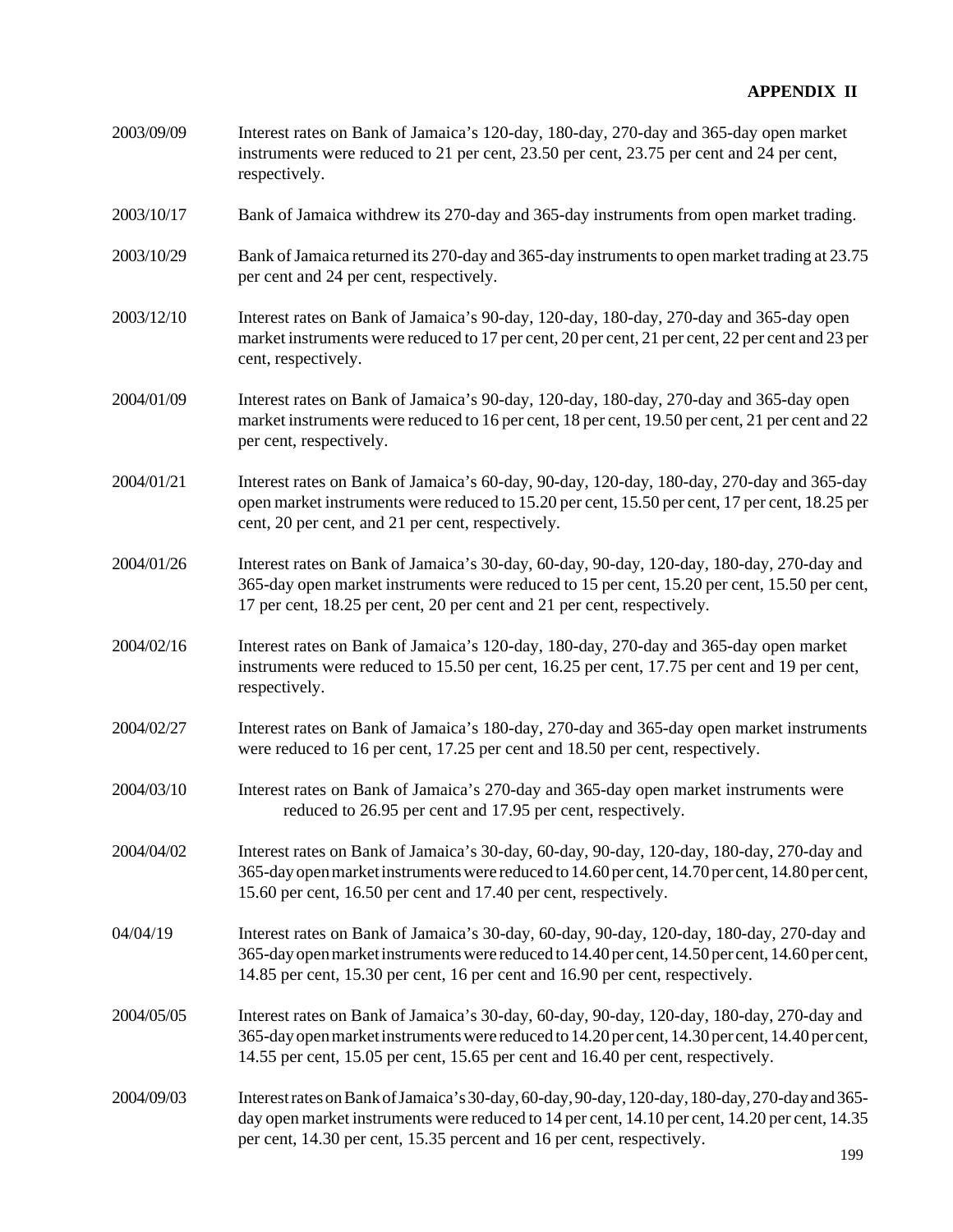**APPENDIX II**

2003/09/09 Interest rates on Bank of Jamaica's 120-day, 180-day, 270-day and 365-day open market instruments were reduced to 21 per cent, 23.50 per cent, 23.75 per cent and 24 per cent, respectively.

2003/10/17 Bank of Jamaica withdrew its 270-day and 365-day instruments from open market trading.

2003/10/29 Bank of Jamaica returned its 270-day and 365-day instruments to open market trading at 23.75 per cent and 24 per cent, respectively.

2003/12/10 Interest rates on Bank of Jamaica's 90-day, 120-day, 180-day, 270-day and 365-day open market instruments were reduced to 17 per cent, 20 per cent, 21 per cent, 22 per cent and 23 per cent, respectively.

2004/01/09 Interest rates on Bank of Jamaica's 90-day, 120-day, 180-day, 270-day and 365-day open market instruments were reduced to 16 per cent, 18 per cent, 19.50 per cent, 21 per cent and 22 per cent, respectively.

2004/01/21 Interest rates on Bank of Jamaica's 60-day, 90-day, 120-day, 180-day, 270-day and 365-day open market instruments were reduced to 15.20 per cent, 15.50 per cent, 17 per cent, 18.25 per cent, 20 per cent, and 21 per cent, respectively.

2004/01/26 Interest rates on Bank of Jamaica's 30-day, 60-day, 90-day, 120-day, 180-day, 270-day and 365-day open market instruments were reduced to 15 per cent, 15.20 per cent, 15.50 per cent, 17 per cent, 18.25 per cent, 20 per cent and 21 per cent, respectively.

2004/02/16 Interest rates on Bank of Jamaica's 120-day, 180-day, 270-day and 365-day open market instruments were reduced to 15.50 per cent, 16.25 per cent, 17.75 per cent and 19 per cent, respectively.

2004/02/27 Interest rates on Bank of Jamaica's 180-day, 270-day and 365-day open market instruments were reduced to 16 per cent, 17.25 per cent and 18.50 per cent, respectively.

2004/03/10 Interest rates on Bank of Jamaica's 270-day and 365-day open market instruments were reduced to 26.95 per cent and 17.95 per cent, respectively.

2004/04/02 Interest rates on Bank of Jamaica's 30-day, 60-day, 90-day, 120-day, 180-day, 270-day and 365-day open market instruments were reduced to 14.60 per cent, 14.70 per cent, 14.80 per cent, 15.60 per cent, 16.50 per cent and 17.40 per cent, respectively.

04/04/19 Interest rates on Bank of Jamaica's 30-day, 60-day, 90-day, 120-day, 180-day, 270-day and 365-day open market instruments were reduced to 14.40 per cent, 14.50 per cent, 14.60 per cent, 14.85 per cent, 15.30 per cent, 16 per cent and 16.90 per cent, respectively.

2004/05/05 Interest rates on Bank of Jamaica's 30-day, 60-day, 90-day, 120-day, 180-day, 270-day and 365-day open market instruments were reduced to 14.20 per cent, 14.30 per cent, 14.40 per cent, 14.55 per cent, 15.05 per cent, 15.65 per cent and 16.40 per cent, respectively.

2004/09/03 Interest rates on Bank of Jamaica's 30-day, 60-day, 90-day, 120-day, 180-day, 270-day and 365-day open market instruments were reduced to 14 per cent, 14.10 per cent, 14.20 per cent, 14.35 per cent, 14.30 per cent, 15.35 percent and 16 per cent, respectively.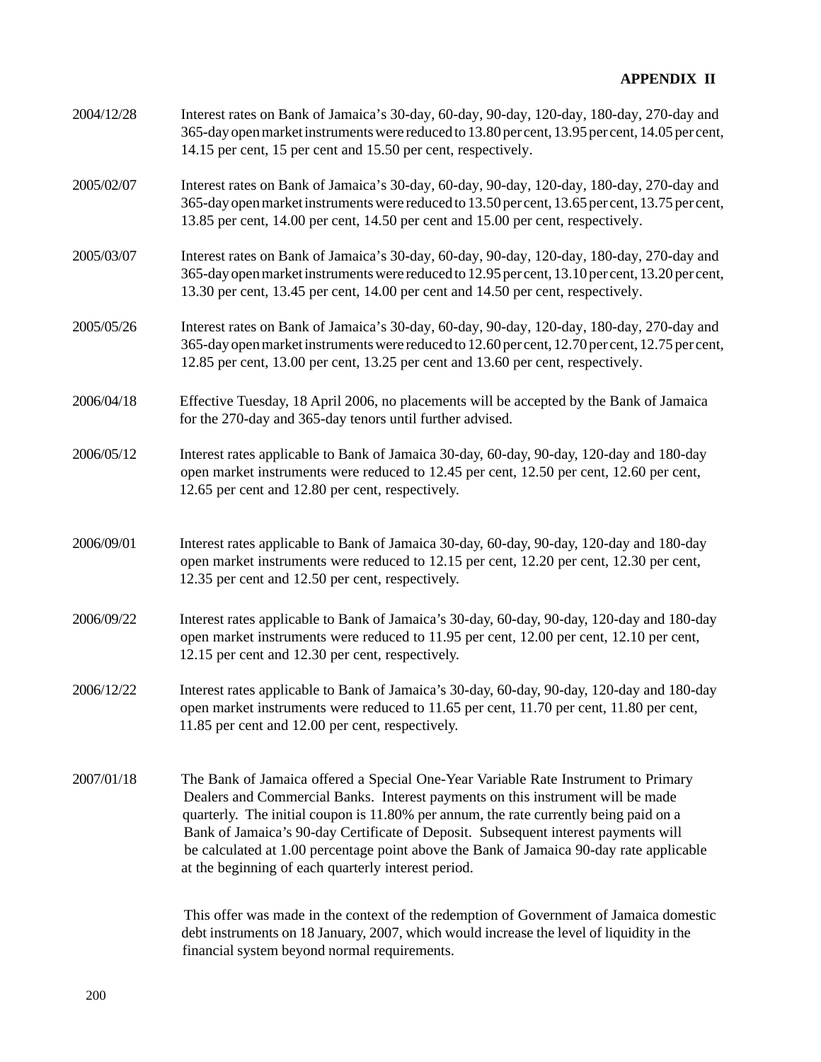**APPENDIX II**

| | |
|---|---|
| 2004/12/28 | Interest rates on Bank of Jamaica's 30-day, 60-day, 90-day, 120-day, 180-day, 270-day and 365-day open market instruments were reduced to 13.80 per cent, 13.95 per cent, 14.05 per cent, 14.15 per cent, 15 per cent and 15.50 per cent, respectively. |
| 2005/02/07 | Interest rates on Bank of Jamaica's 30-day, 60-day, 90-day, 120-day, 180-day, 270-day and 365-day open market instruments were reduced to 13.50 per cent, 13.65 per cent, 13.75 per cent, 13.85 per cent, 14.00 per cent, 14.50 per cent and 15.00 per cent, respectively. |
| 2005/03/07 | Interest rates on Bank of Jamaica's 30-day, 60-day, 90-day, 120-day, 180-day, 270-day and 365-day open market instruments were reduced to 12.95 per cent, 13.10 per cent, 13.20 per cent, 13.30 per cent, 13.45 per cent, 14.00 per cent and 14.50 per cent, respectively. |
| 2005/05/26 | Interest rates on Bank of Jamaica's 30-day, 60-day, 90-day, 120-day, 180-day, 270-day and 365-day open market instruments were reduced to 12.60 per cent, 12.70 per cent, 12.75 per cent, 12.85 per cent, 13.00 per cent, 13.25 per cent and 13.60 per cent, respectively. |
| 2006/04/18 | Effective Tuesday, 18 April 2006, no placements will be accepted by the Bank of Jamaica for the 270-day and 365-day tenors until further advised. |
| 2006/05/12 | Interest rates applicable to Bank of Jamaica 30-day, 60-day, 90-day, 120-day and 180-day open market instruments were reduced to 12.45 per cent, 12.50 per cent, 12.60 per cent, 12.65 per cent and 12.80 per cent, respectively. |
| 2006/09/01 | Interest rates applicable to Bank of Jamaica 30-day, 60-day, 90-day, 120-day and 180-day open market instruments were reduced to 12.15 per cent, 12.20 per cent, 12.30 per cent, 12.35 per cent and 12.50 per cent, respectively. |
| 2006/09/22 | Interest rates applicable to Bank of Jamaica's 30-day, 60-day, 90-day, 120-day and 180-day open market instruments were reduced to 11.95 per cent, 12.00 per cent, 12.10 per cent, 12.15 per cent and 12.30 per cent, respectively. |
| 2006/12/22 | Interest rates applicable to Bank of Jamaica's 30-day, 60-day, 90-day, 120-day and 180-day open market instruments were reduced to 11.65 per cent, 11.70 per cent, 11.80 per cent, 11.85 per cent and 12.00 per cent, respectively. |
| 2007/01/18 | The Bank of Jamaica offered a Special One-Year Variable Rate Instrument to Primary Dealers and Commercial Banks. Interest payments on this instrument will be made quarterly. The initial coupon is 11.80% per annum, the rate currently being paid on a Bank of Jamaica's 90-day Certificate of Deposit. Subsequent interest payments will be calculated at 1.00 percentage point above the Bank of Jamaica 90-day rate applicable at the beginning of each quarterly interest period.<br><br>This offer was made in the context of the redemption of Government of Jamaica domestic debt instruments on 18 January, 2007, which would increase the level of liquidity in the financial system beyond normal requirements. |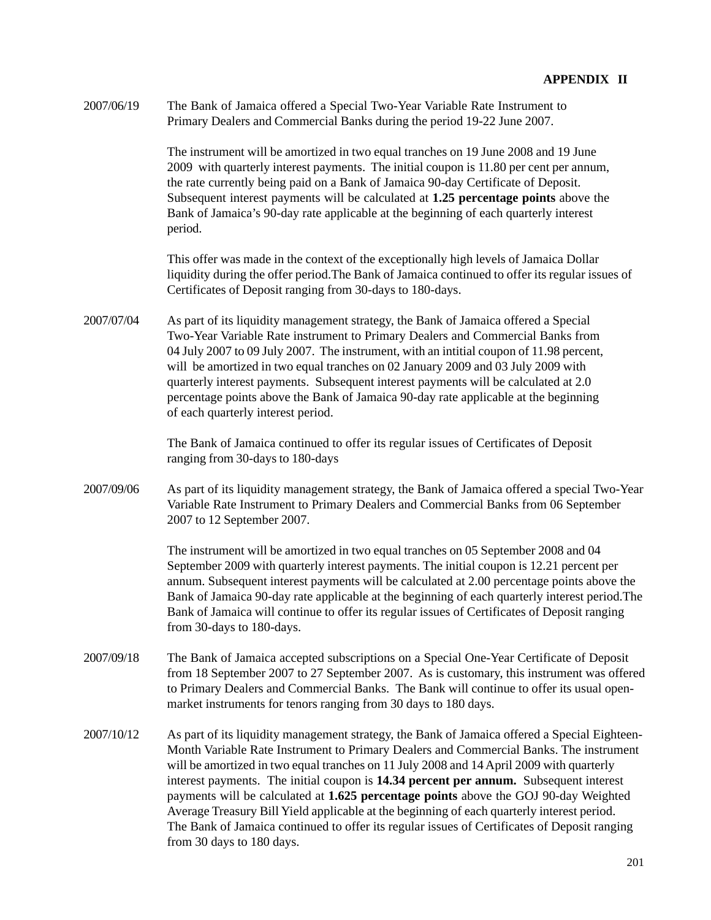**APPENDIX II**

2007/06/19 The Bank of Jamaica offered a Special Two-Year Variable Rate Instrument to Primary Dealers and Commercial Banks during the period 19-22 June 2007.

The instrument will be amortized in two equal tranches on 19 June 2008 and 19 June 2009 with quarterly interest payments. The initial coupon is 11.80 per cent per annum, the rate currently being paid on a Bank of Jamaica 90-day Certificate of Deposit. Subsequent interest payments will be calculated at **1.25 percentage points** above the Bank of Jamaica's 90-day rate applicable at the beginning of each quarterly interest period.

This offer was made in the context of the exceptionally high levels of Jamaica Dollar liquidity during the offer period.The Bank of Jamaica continued to offer its regular issues of Certificates of Deposit ranging from 30-days to 180-days.

2007/07/04 As part of its liquidity management strategy, the Bank of Jamaica offered a Special Two-Year Variable Rate instrument to Primary Dealers and Commercial Banks from 04 July 2007 to 09 July 2007. The instrument, with an intitial coupon of 11.98 percent, will be amortized in two equal tranches on 02 January 2009 and 03 July 2009 with quarterly interest payments. Subsequent interest payments will be calculated at 2.0 percentage points above the Bank of Jamaica 90-day rate applicable at the beginning of each quarterly interest period.

The Bank of Jamaica continued to offer its regular issues of Certificates of Deposit ranging from 30-days to 180-days

2007/09/06 As part of its liquidity management strategy, the Bank of Jamaica offered a special Two-Year Variable Rate Instrument to Primary Dealers and Commercial Banks from 06 September 2007 to 12 September 2007.

The instrument will be amortized in two equal tranches on 05 September 2008 and 04 September 2009 with quarterly interest payments. The initial coupon is 12.21 percent per annum. Subsequent interest payments will be calculated at 2.00 percentage points above the Bank of Jamaica 90-day rate applicable at the beginning of each quarterly interest period.The Bank of Jamaica will continue to offer its regular issues of Certificates of Deposit ranging from 30-days to 180-days.

2007/09/18 The Bank of Jamaica accepted subscriptions on a Special One-Year Certificate of Deposit from 18 September 2007 to 27 September 2007. As is customary, this instrument was offered to Primary Dealers and Commercial Banks. The Bank will continue to offer its usual open-market instruments for tenors ranging from 30 days to 180 days.

2007/10/12 As part of its liquidity management strategy, the Bank of Jamaica offered a Special Eighteen-Month Variable Rate Instrument to Primary Dealers and Commercial Banks. The instrument will be amortized in two equal tranches on 11 July 2008 and 14 April 2009 with quarterly interest payments. The initial coupon is **14.34 percent per annum.** Subsequent interest payments will be calculated at **1.625 percentage points** above the GOJ 90-day Weighted Average Treasury Bill Yield applicable at the beginning of each quarterly interest period. The Bank of Jamaica continued to offer its regular issues of Certificates of Deposit ranging from 30 days to 180 days.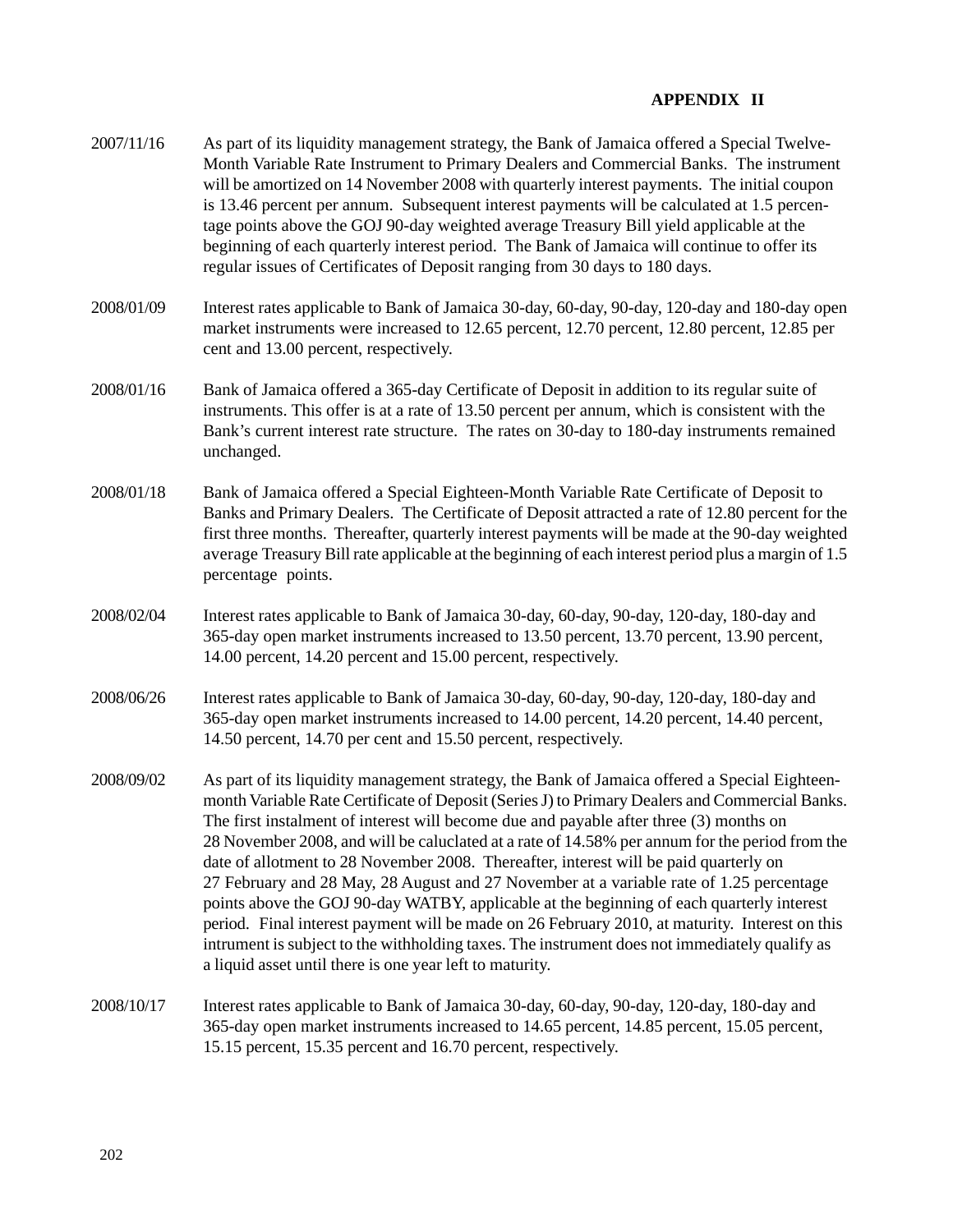**APPENDIX II**

2007/11/16 As part of its liquidity management strategy, the Bank of Jamaica offered a Special Twelve-Month Variable Rate Instrument to Primary Dealers and Commercial Banks. The instrument will be amortized on 14 November 2008 with quarterly interest payments. The initial coupon is 13.46 percent per annum. Subsequent interest payments will be calculated at 1.5 percentage points above the GOJ 90-day weighted average Treasury Bill yield applicable at the beginning of each quarterly interest period. The Bank of Jamaica will continue to offer its regular issues of Certificates of Deposit ranging from 30 days to 180 days.

2008/01/09 Interest rates applicable to Bank of Jamaica 30-day, 60-day, 90-day, 120-day and 180-day open market instruments were increased to 12.65 percent, 12.70 percent, 12.80 percent, 12.85 per cent and 13.00 percent, respectively.

2008/01/16 Bank of Jamaica offered a 365-day Certificate of Deposit in addition to its regular suite of instruments. This offer is at a rate of 13.50 percent per annum, which is consistent with the Bank's current interest rate structure. The rates on 30-day to 180-day instruments remained unchanged.

2008/01/18 Bank of Jamaica offered a Special Eighteen-Month Variable Rate Certificate of Deposit to Banks and Primary Dealers. The Certificate of Deposit attracted a rate of 12.80 percent for the first three months. Thereafter, quarterly interest payments will be made at the 90-day weighted average Treasury Bill rate applicable at the beginning of each interest period plus a margin of 1.5 percentage points.

2008/02/04 Interest rates applicable to Bank of Jamaica 30-day, 60-day, 90-day, 120-day, 180-day and 365-day open market instruments increased to 13.50 percent, 13.70 percent, 13.90 percent, 14.00 percent, 14.20 percent and 15.00 percent, respectively.

2008/06/26 Interest rates applicable to Bank of Jamaica 30-day, 60-day, 90-day, 120-day, 180-day and 365-day open market instruments increased to 14.00 percent, 14.20 percent, 14.40 percent, 14.50 percent, 14.70 per cent and 15.50 percent, respectively.

2008/09/02 As part of its liquidity management strategy, the Bank of Jamaica offered a Special Eighteen-month Variable Rate Certificate of Deposit (Series J) to Primary Dealers and Commercial Banks. The first instalment of interest will become due and payable after three (3) months on 28 November 2008, and will be caluclated at a rate of 14.58% per annum for the period from the date of allotment to 28 November 2008. Thereafter, interest will be paid quarterly on 27 February and 28 May, 28 August and 27 November at a variable rate of 1.25 percentage points above the GOJ 90-day WATBY, applicable at the beginning of each quarterly interest period. Final interest payment will be made on 26 February 2010, at maturity. Interest on this intrument is subject to the withholding taxes. The instrument does not immediately qualify as a liquid asset until there is one year left to maturity.

2008/10/17 Interest rates applicable to Bank of Jamaica 30-day, 60-day, 90-day, 120-day, 180-day and 365-day open market instruments increased to 14.65 percent, 14.85 percent, 15.05 percent, 15.15 percent, 15.35 percent and 16.70 percent, respectively.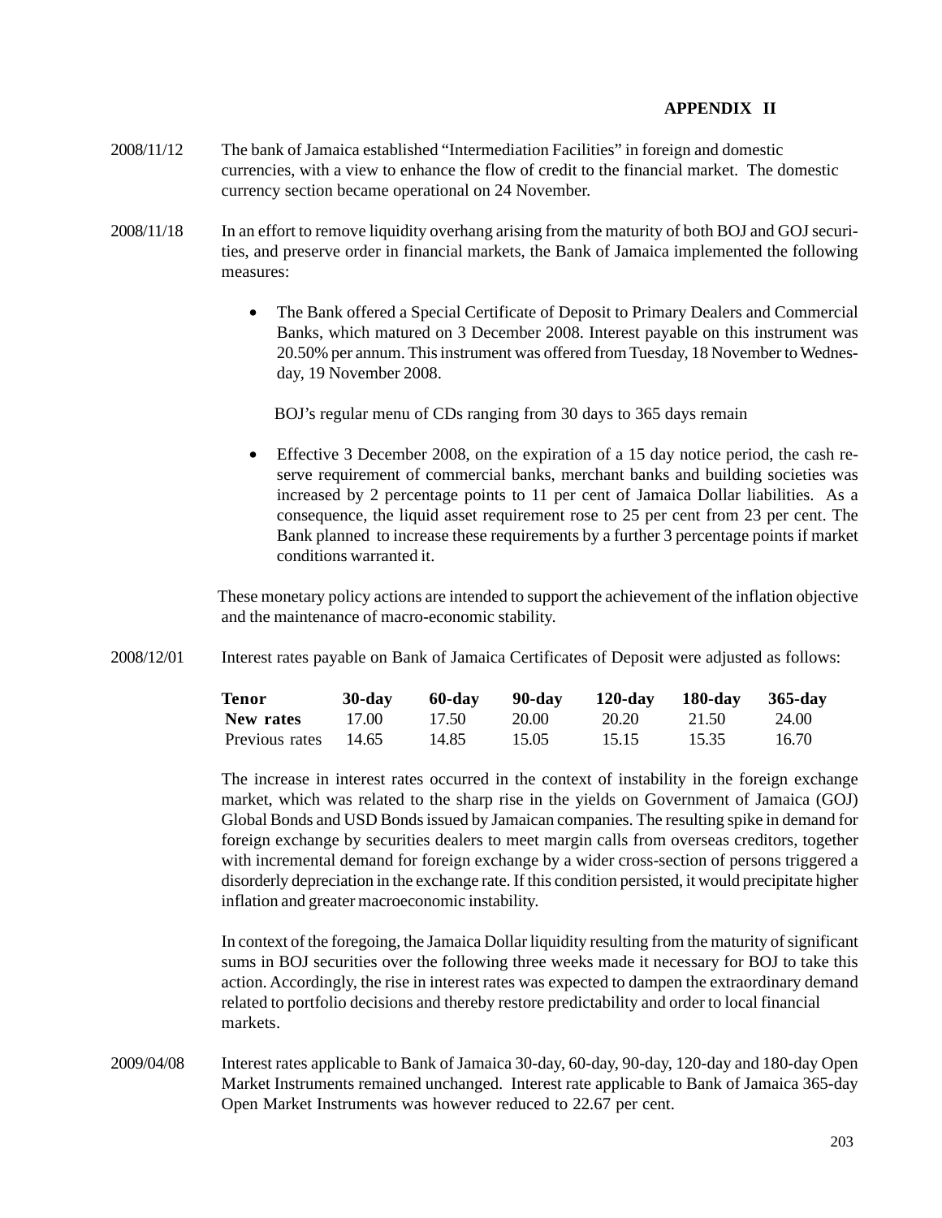**APPENDIX II**

2008/11/12 The bank of Jamaica established "Intermediation Facilities" in foreign and domestic currencies, with a view to enhance the flow of credit to the financial market. The domestic currency section became operational on 24 November.

2008/11/18 In an effort to remove liquidity overhang arising from the maturity of both BOJ and GOJ securities, and preserve order in financial markets, the Bank of Jamaica implemented the following measures:

- The Bank offered a Special Certificate of Deposit to Primary Dealers and Commercial Banks, which matured on 3 December 2008. Interest payable on this instrument was 20.50% per annum. This instrument was offered from Tuesday, 18 November to Wednesday, 19 November 2008.

  BOJ's regular menu of CDs ranging from 30 days to 365 days remain

- Effective 3 December 2008, on the expiration of a 15 day notice period, the cash reserve requirement of commercial banks, merchant banks and building societies was increased by 2 percentage points to 11 per cent of Jamaica Dollar liabilities. As a consequence, the liquid asset requirement rose to 25 per cent from 23 per cent. The Bank planned to increase these requirements by a further 3 percentage points if market conditions warranted it.

These monetary policy actions are intended to support the achievement of the inflation objective and the maintenance of macro-economic stability.

2008/12/01 Interest rates payable on Bank of Jamaica Certificates of Deposit were adjusted as follows:

| **Tenor** | **30-day** | **60-day** | **90-day** | **120-day** | **180-day** | **365-day** |
|---|---|---|---|---|---|---|
| **New rates** | 17.00 | 17.50 | 20.00 | 20.20 | 21.50 | 24.00 |
| Previous rates | 14.65 | 14.85 | 15.05 | 15.15 | 15.35 | 16.70 |

The increase in interest rates occurred in the context of instability in the foreign exchange market, which was related to the sharp rise in the yields on Government of Jamaica (GOJ) Global Bonds and USD Bonds issued by Jamaican companies. The resulting spike in demand for foreign exchange by securities dealers to meet margin calls from overseas creditors, together with incremental demand for foreign exchange by a wider cross-section of persons triggered a disorderly depreciation in the exchange rate. If this condition persisted, it would precipitate higher inflation and greater macroeconomic instability.

In context of the foregoing, the Jamaica Dollar liquidity resulting from the maturity of significant sums in BOJ securities over the following three weeks made it necessary for BOJ to take this action. Accordingly, the rise in interest rates was expected to dampen the extraordinary demand related to portfolio decisions and thereby restore predictability and order to local financial markets.

2009/04/08 Interest rates applicable to Bank of Jamaica 30-day, 60-day, 90-day, 120-day and 180-day Open Market Instruments remained unchanged. Interest rate applicable to Bank of Jamaica 365-day Open Market Instruments was however reduced to 22.67 per cent.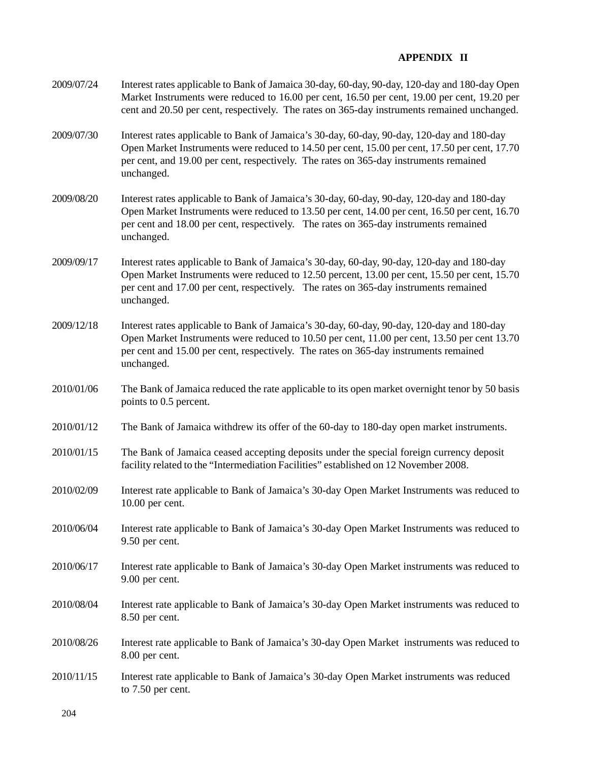**APPENDIX II**

| | |
|---|---|
| 2009/07/24 | Interest rates applicable to Bank of Jamaica 30-day, 60-day, 90-day, 120-day and 180-day Open Market Instruments were reduced to 16.00 per cent, 16.50 per cent, 19.00 per cent, 19.20 per cent and 20.50 per cent, respectively. The rates on 365-day instruments remained unchanged. |
| 2009/07/30 | Interest rates applicable to Bank of Jamaica's 30-day, 60-day, 90-day, 120-day and 180-day Open Market Instruments were reduced to 14.50 per cent, 15.00 per cent, 17.50 per cent, 17.70 per cent, and 19.00 per cent, respectively. The rates on 365-day instruments remained unchanged. |
| 2009/08/20 | Interest rates applicable to Bank of Jamaica's 30-day, 60-day, 90-day, 120-day and 180-day Open Market Instruments were reduced to 13.50 per cent, 14.00 per cent, 16.50 per cent, 16.70 per cent and 18.00 per cent, respectively. The rates on 365-day instruments remained unchanged. |
| 2009/09/17 | Interest rates applicable to Bank of Jamaica's 30-day, 60-day, 90-day, 120-day and 180-day Open Market Instruments were reduced to 12.50 percent, 13.00 per cent, 15.50 per cent, 15.70 per cent and 17.00 per cent, respectively. The rates on 365-day instruments remained unchanged. |
| 2009/12/18 | Interest rates applicable to Bank of Jamaica's 30-day, 60-day, 90-day, 120-day and 180-day Open Market Instruments were reduced to 10.50 per cent, 11.00 per cent, 13.50 per cent 13.70 per cent and 15.00 per cent, respectively. The rates on 365-day instruments remained unchanged. |
| 2010/01/06 | The Bank of Jamaica reduced the rate applicable to its open market overnight tenor by 50 basis points to 0.5 percent. |
| 2010/01/12 | The Bank of Jamaica withdrew its offer of the 60-day to 180-day open market instruments. |
| 2010/01/15 | The Bank of Jamaica ceased accepting deposits under the special foreign currency deposit facility related to the "Intermediation Facilities" established on 12 November 2008. |
| 2010/02/09 | Interest rate applicable to Bank of Jamaica's 30-day Open Market Instruments was reduced to 10.00 per cent. |
| 2010/06/04 | Interest rate applicable to Bank of Jamaica's 30-day Open Market Instruments was reduced to 9.50 per cent. |
| 2010/06/17 | Interest rate applicable to Bank of Jamaica's 30-day Open Market instruments was reduced to 9.00 per cent. |
| 2010/08/04 | Interest rate applicable to Bank of Jamaica's 30-day Open Market instruments was reduced to 8.50 per cent. |
| 2010/08/26 | Interest rate applicable to Bank of Jamaica's 30-day Open Market instruments was reduced to 8.00 per cent. |
| 2010/11/15 | Interest rate applicable to Bank of Jamaica's 30-day Open Market instruments was reduced to 7.50 per cent. |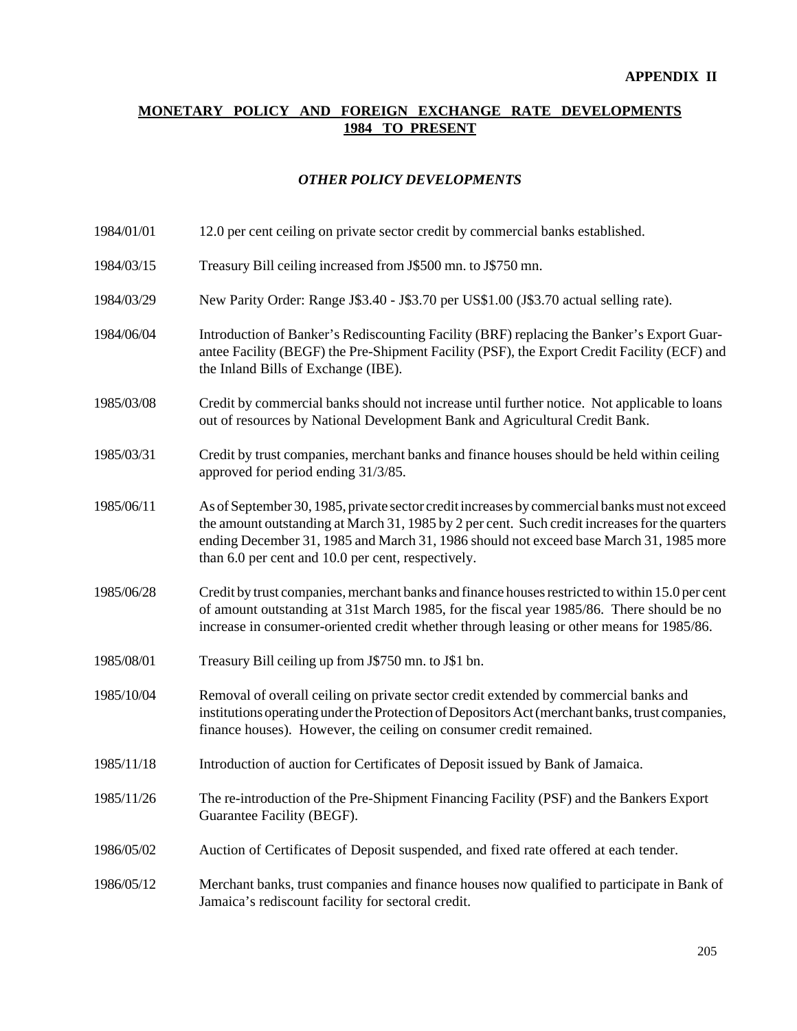**APPENDIX II**

# MONETARY POLICY AND FOREIGN EXCHANGE RATE DEVELOPMENTS 1984 TO PRESENT

## *OTHER POLICY DEVELOPMENTS*

| | |
|---|---|
| 1984/01/01 | 12.0 per cent ceiling on private sector credit by commercial banks established. |
| 1984/03/15 | Treasury Bill ceiling increased from J$500 mn. to J$750 mn. |
| 1984/03/29 | New Parity Order: Range J$3.40 - J$3.70 per US$1.00 (J$3.70 actual selling rate). |
| 1984/06/04 | Introduction of Banker's Rediscounting Facility (BRF) replacing the Banker's Export Guarantee Facility (BEGF) the Pre-Shipment Facility (PSF), the Export Credit Facility (ECF) and the Inland Bills of Exchange (IBE). |
| 1985/03/08 | Credit by commercial banks should not increase until further notice. Not applicable to loans out of resources by National Development Bank and Agricultural Credit Bank. |
| 1985/03/31 | Credit by trust companies, merchant banks and finance houses should be held within ceiling approved for period ending 31/3/85. |
| 1985/06/11 | As of September 30, 1985, private sector credit increases by commercial banks must not exceed the amount outstanding at March 31, 1985 by 2 per cent. Such credit increases for the quarters ending December 31, 1985 and March 31, 1986 should not exceed base March 31, 1985 more than 6.0 per cent and 10.0 per cent, respectively. |
| 1985/06/28 | Credit by trust companies, merchant banks and finance houses restricted to within 15.0 per cent of amount outstanding at 31st March 1985, for the fiscal year 1985/86. There should be no increase in consumer-oriented credit whether through leasing or other means for 1985/86. |
| 1985/08/01 | Treasury Bill ceiling up from J$750 mn. to J$1 bn. |
| 1985/10/04 | Removal of overall ceiling on private sector credit extended by commercial banks and institutions operating under the Protection of Depositors Act (merchant banks, trust companies, finance houses). However, the ceiling on consumer credit remained. |
| 1985/11/18 | Introduction of auction for Certificates of Deposit issued by Bank of Jamaica. |
| 1985/11/26 | The re-introduction of the Pre-Shipment Financing Facility (PSF) and the Bankers Export Guarantee Facility (BEGF). |
| 1986/05/02 | Auction of Certificates of Deposit suspended, and fixed rate offered at each tender. |
| 1986/05/12 | Merchant banks, trust companies and finance houses now qualified to participate in Bank of Jamaica's rediscount facility for sectoral credit. |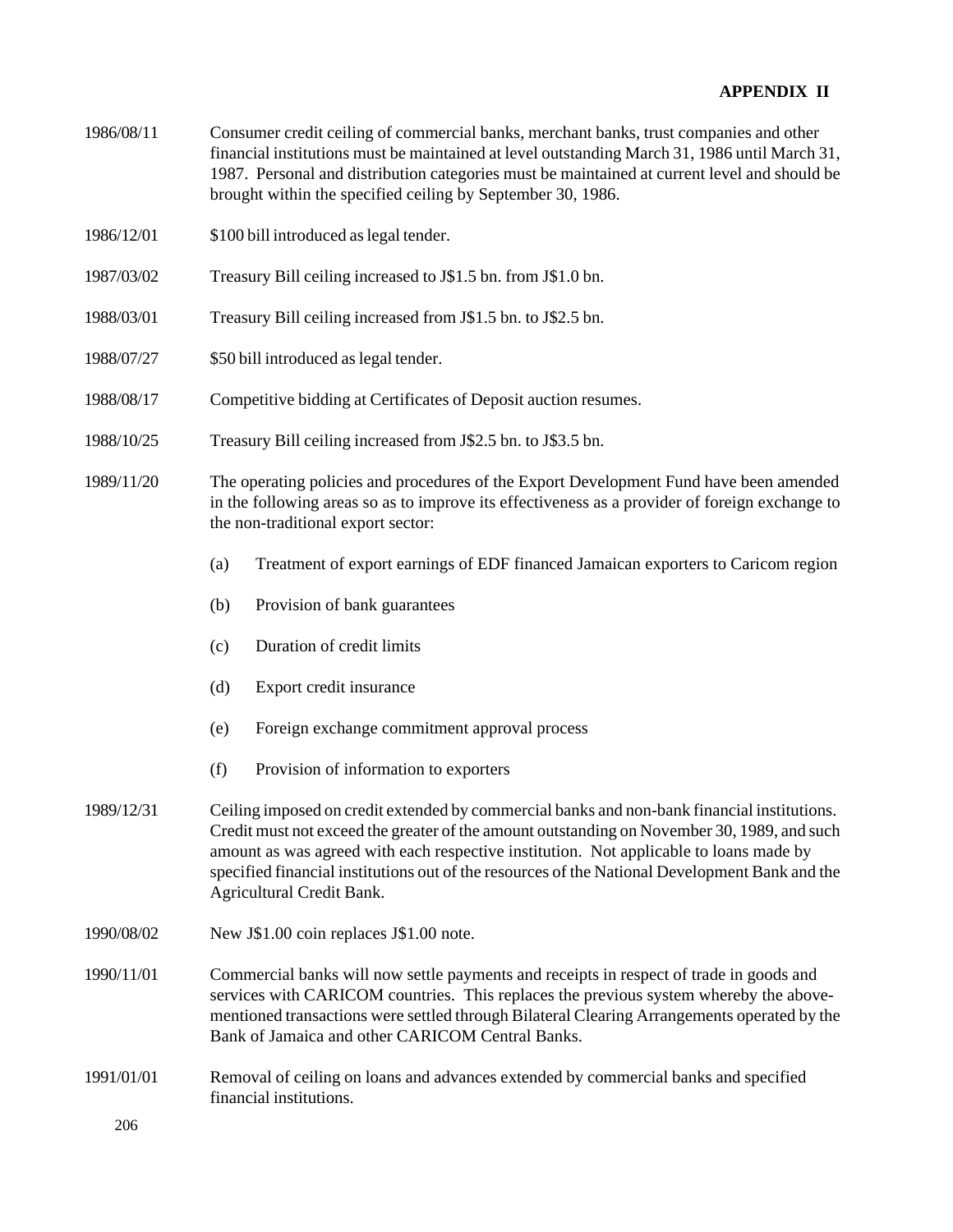**APPENDIX II**

| | |
|---|---|
| 1986/08/11 | Consumer credit ceiling of commercial banks, merchant banks, trust companies and other financial institutions must be maintained at level outstanding March 31, 1986 until March 31, 1987. Personal and distribution categories must be maintained at current level and should be brought within the specified ceiling by September 30, 1986. |
| 1986/12/01 | $100 bill introduced as legal tender. |
| 1987/03/02 | Treasury Bill ceiling increased to J$1.5 bn. from J$1.0 bn. |
| 1988/03/01 | Treasury Bill ceiling increased from J$1.5 bn. to J$2.5 bn. |
| 1988/07/27 | $50 bill introduced as legal tender. |
| 1988/08/17 | Competitive bidding at Certificates of Deposit auction resumes. |
| 1988/10/25 | Treasury Bill ceiling increased from J$2.5 bn. to J$3.5 bn. |
| 1989/11/20 | The operating policies and procedures of the Export Development Fund have been amended in the following areas so as to improve its effectiveness as a provider of foreign exchange to the non-traditional export sector:<br>(a) Treatment of export earnings of EDF financed Jamaican exporters to Caricom region<br>(b) Provision of bank guarantees<br>(c) Duration of credit limits<br>(d) Export credit insurance<br>(e) Foreign exchange commitment approval process<br>(f) Provision of information to exporters |
| 1989/12/31 | Ceiling imposed on credit extended by commercial banks and non-bank financial institutions. Credit must not exceed the greater of the amount outstanding on November 30, 1989, and such amount as was agreed with each respective institution. Not applicable to loans made by specified financial institutions out of the resources of the National Development Bank and the Agricultural Credit Bank. |
| 1990/08/02 | New J$1.00 coin replaces J$1.00 note. |
| 1990/11/01 | Commercial banks will now settle payments and receipts in respect of trade in goods and services with CARICOM countries. This replaces the previous system whereby the above-mentioned transactions were settled through Bilateral Clearing Arrangements operated by the Bank of Jamaica and other CARICOM Central Banks. |
| 1991/01/01 | Removal of ceiling on loans and advances extended by commercial banks and specified financial institutions. |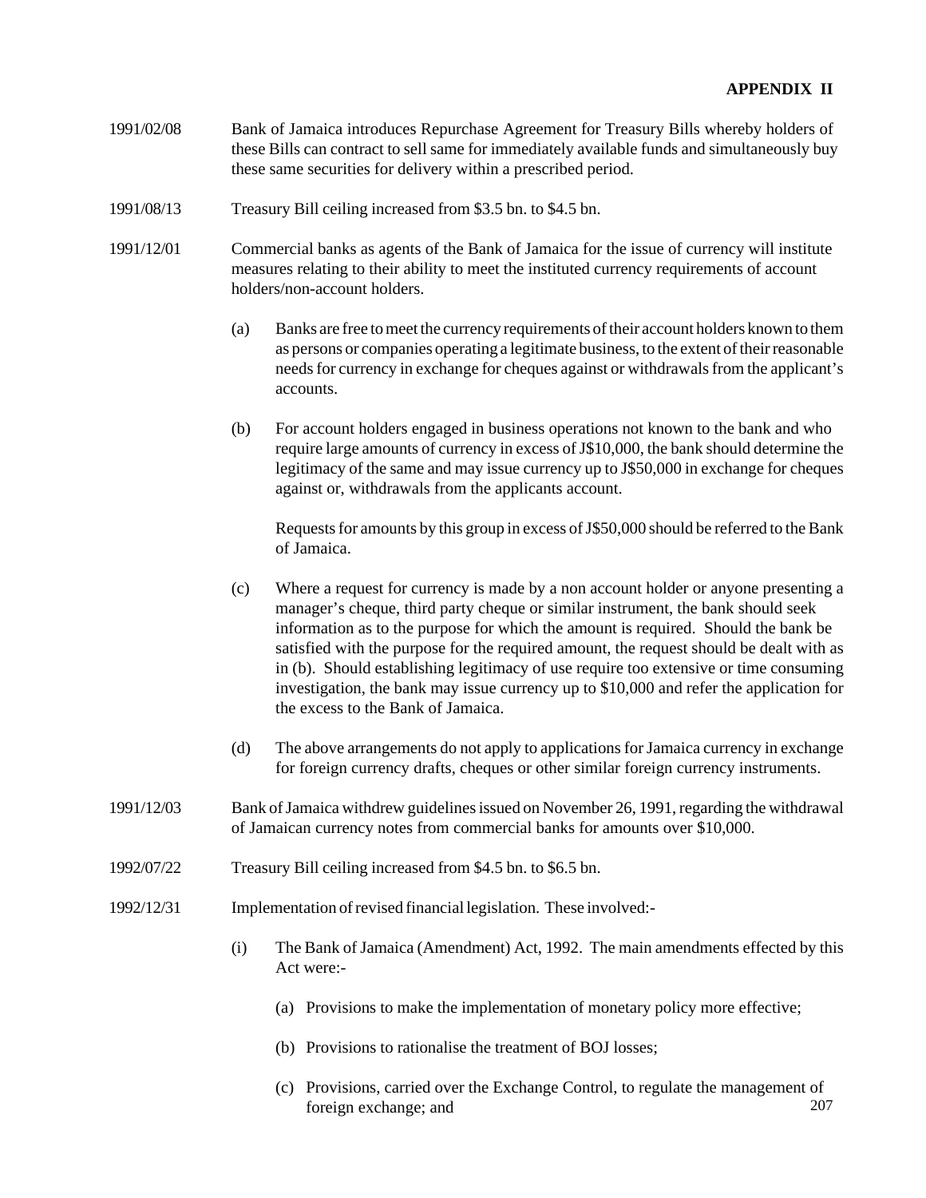**APPENDIX II**

1991/02/08 Bank of Jamaica introduces Repurchase Agreement for Treasury Bills whereby holders of these Bills can contract to sell same for immediately available funds and simultaneously buy these same securities for delivery within a prescribed period.

1991/08/13 Treasury Bill ceiling increased from $3.5 bn. to $4.5 bn.

1991/12/01 Commercial banks as agents of the Bank of Jamaica for the issue of currency will institute measures relating to their ability to meet the instituted currency requirements of account holders/non-account holders.

(a) Banks are free to meet the currency requirements of their account holders known to them as persons or companies operating a legitimate business, to the extent of their reasonable needs for currency in exchange for cheques against or withdrawals from the applicant's accounts.

(b) For account holders engaged in business operations not known to the bank and who require large amounts of currency in excess of J$10,000, the bank should determine the legitimacy of the same and may issue currency up to J$50,000 in exchange for cheques against or, withdrawals from the applicants account.

Requests for amounts by this group in excess of J$50,000 should be referred to the Bank of Jamaica.

(c) Where a request for currency is made by a non account holder or anyone presenting a manager's cheque, third party cheque or similar instrument, the bank should seek information as to the purpose for which the amount is required. Should the bank be satisfied with the purpose for the required amount, the request should be dealt with as in (b). Should establishing legitimacy of use require too extensive or time consuming investigation, the bank may issue currency up to $10,000 and refer the application for the excess to the Bank of Jamaica.

(d) The above arrangements do not apply to applications for Jamaica currency in exchange for foreign currency drafts, cheques or other similar foreign currency instruments.

1991/12/03 Bank of Jamaica withdrew guidelines issued on November 26, 1991, regarding the withdrawal of Jamaican currency notes from commercial banks for amounts over $10,000.

1992/07/22 Treasury Bill ceiling increased from $4.5 bn. to $6.5 bn.

1992/12/31 Implementation of revised financial legislation. These involved:-

(i) The Bank of Jamaica (Amendment) Act, 1992. The main amendments effected by this Act were:-

(a) Provisions to make the implementation of monetary policy more effective;

(b) Provisions to rationalise the treatment of BOJ losses;

(c) Provisions, carried over the Exchange Control, to regulate the management of foreign exchange; and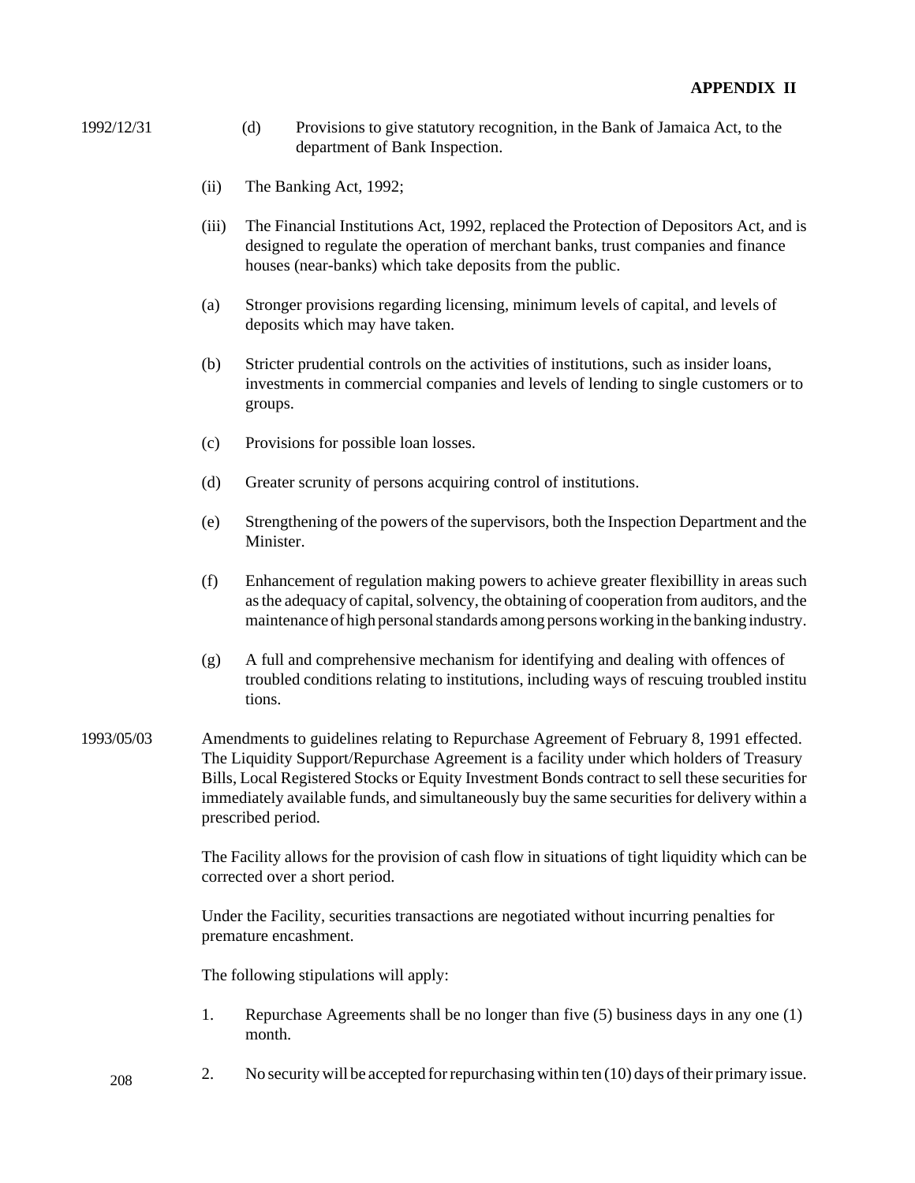**APPENDIX II**

1992/12/31

(d) Provisions to give statutory recognition, in the Bank of Jamaica Act, to the department of Bank Inspection.

(ii) The Banking Act, 1992;

(iii) The Financial Institutions Act, 1992, replaced the Protection of Depositors Act, and is designed to regulate the operation of merchant banks, trust companies and finance houses (near-banks) which take deposits from the public.

(a) Stronger provisions regarding licensing, minimum levels of capital, and levels of deposits which may have taken.

(b) Stricter prudential controls on the activities of institutions, such as insider loans, investments in commercial companies and levels of lending to single customers or to groups.

(c) Provisions for possible loan losses.

(d) Greater scrunity of persons acquiring control of institutions.

(e) Strengthening of the powers of the supervisors, both the Inspection Department and the Minister.

(f) Enhancement of regulation making powers to achieve greater flexibillity in areas such as the adequacy of capital, solvency, the obtaining of cooperation from auditors, and the maintenance of high personal standards among persons working in the banking industry.

(g) A full and comprehensive mechanism for identifying and dealing with offences of troubled conditions relating to institutions, including ways of rescuing troubled institu tions.

1993/05/03

Amendments to guidelines relating to Repurchase Agreement of February 8, 1991 effected. The Liquidity Support/Repurchase Agreement is a facility under which holders of Treasury Bills, Local Registered Stocks or Equity Investment Bonds contract to sell these securities for immediately available funds, and simultaneously buy the same securities for delivery within a prescribed period.

The Facility allows for the provision of cash flow in situations of tight liquidity which can be corrected over a short period.

Under the Facility, securities transactions are negotiated without incurring penalties for premature encashment.

The following stipulations will apply:

1. Repurchase Agreements shall be no longer than five (5) business days in any one (1) month.
2. No security will be accepted for repurchasing within ten (10) days of their primary issue.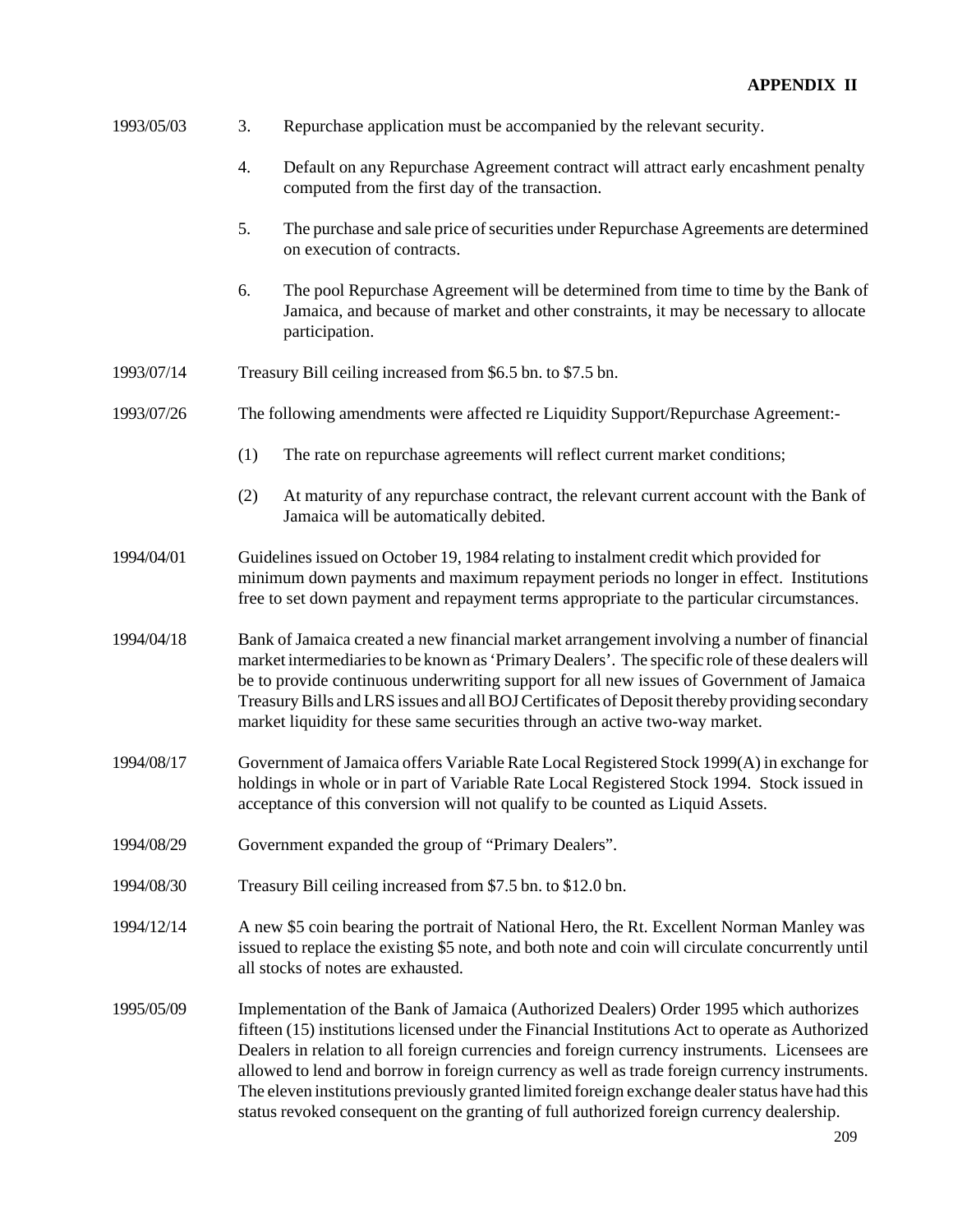**APPENDIX II**

1993/05/03

3. Repurchase application must be accompanied by the relevant security.

4. Default on any Repurchase Agreement contract will attract early encashment penalty computed from the first day of the transaction.

5. The purchase and sale price of securities under Repurchase Agreements are determined on execution of contracts.

6. The pool Repurchase Agreement will be determined from time to time by the Bank of Jamaica, and because of market and other constraints, it may be necessary to allocate participation.

1993/07/14 Treasury Bill ceiling increased from $6.5 bn. to $7.5 bn.

1993/07/26 The following amendments were affected re Liquidity Support/Repurchase Agreement:-

(1) The rate on repurchase agreements will reflect current market conditions;

(2) At maturity of any repurchase contract, the relevant current account with the Bank of Jamaica will be automatically debited.

1994/04/01 Guidelines issued on October 19, 1984 relating to instalment credit which provided for minimum down payments and maximum repayment periods no longer in effect. Institutions free to set down payment and repayment terms appropriate to the particular circumstances.

1994/04/18 Bank of Jamaica created a new financial market arrangement involving a number of financial market intermediaries to be known as 'Primary Dealers'. The specific role of these dealers will be to provide continuous underwriting support for all new issues of Government of Jamaica Treasury Bills and LRS issues and all BOJ Certificates of Deposit thereby providing secondary market liquidity for these same securities through an active two-way market.

1994/08/17 Government of Jamaica offers Variable Rate Local Registered Stock 1999(A) in exchange for holdings in whole or in part of Variable Rate Local Registered Stock 1994. Stock issued in acceptance of this conversion will not qualify to be counted as Liquid Assets.

1994/08/29 Government expanded the group of "Primary Dealers".

1994/08/30 Treasury Bill ceiling increased from $7.5 bn. to $12.0 bn.

1994/12/14 A new $5 coin bearing the portrait of National Hero, the Rt. Excellent Norman Manley was issued to replace the existing $5 note, and both note and coin will circulate concurrently until all stocks of notes are exhausted.

1995/05/09 Implementation of the Bank of Jamaica (Authorized Dealers) Order 1995 which authorizes fifteen (15) institutions licensed under the Financial Institutions Act to operate as Authorized Dealers in relation to all foreign currencies and foreign currency instruments. Licensees are allowed to lend and borrow in foreign currency as well as trade foreign currency instruments. The eleven institutions previously granted limited foreign exchange dealer status have had this status revoked consequent on the granting of full authorized foreign currency dealership.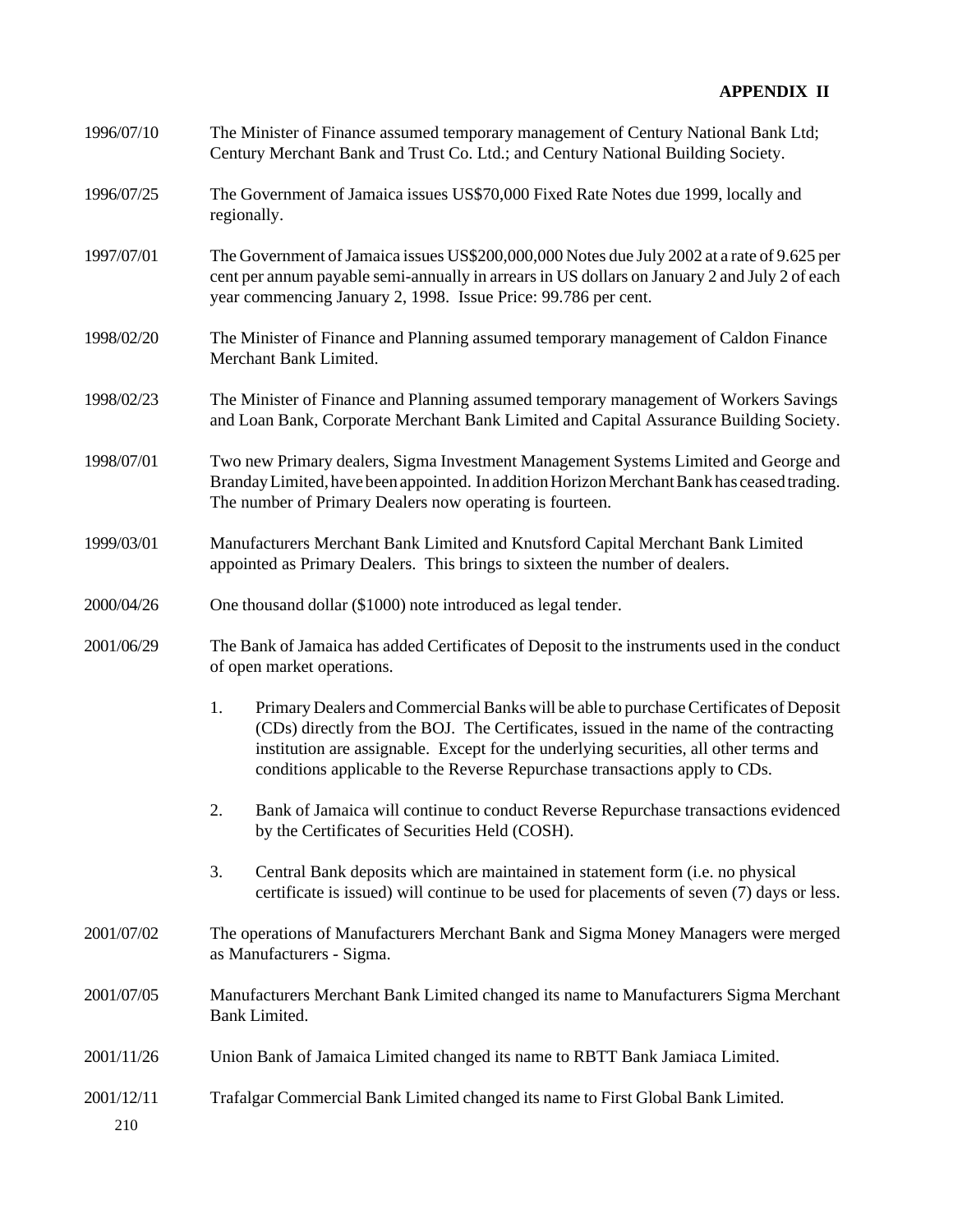## APPENDIX II

1996/07/10 The Minister of Finance assumed temporary management of Century National Bank Ltd; Century Merchant Bank and Trust Co. Ltd.; and Century National Building Society.

1996/07/25 The Government of Jamaica issues US$70,000 Fixed Rate Notes due 1999, locally and regionally.

1997/07/01 The Government of Jamaica issues US$200,000,000 Notes due July 2002 at a rate of 9.625 per cent per annum payable semi-annually in arrears in US dollars on January 2 and July 2 of each year commencing January 2, 1998. Issue Price: 99.786 per cent.

1998/02/20 The Minister of Finance and Planning assumed temporary management of Caldon Finance Merchant Bank Limited.

1998/02/23 The Minister of Finance and Planning assumed temporary management of Workers Savings and Loan Bank, Corporate Merchant Bank Limited and Capital Assurance Building Society.

1998/07/01 Two new Primary dealers, Sigma Investment Management Systems Limited and George and Branday Limited, have been appointed. In addition Horizon Merchant Bank has ceased trading. The number of Primary Dealers now operating is fourteen.

1999/03/01 Manufacturers Merchant Bank Limited and Knutsford Capital Merchant Bank Limited appointed as Primary Dealers. This brings to sixteen the number of dealers.

2000/04/26 One thousand dollar ($1000) note introduced as legal tender.

2001/06/29 The Bank of Jamaica has added Certificates of Deposit to the instruments used in the conduct of open market operations.

1. Primary Dealers and Commercial Banks will be able to purchase Certificates of Deposit (CDs) directly from the BOJ. The Certificates, issued in the name of the contracting institution are assignable. Except for the underlying securities, all other terms and conditions applicable to the Reverse Repurchase transactions apply to CDs.

2. Bank of Jamaica will continue to conduct Reverse Repurchase transactions evidenced by the Certificates of Securities Held (COSH).

3. Central Bank deposits which are maintained in statement form (i.e. no physical certificate is issued) will continue to be used for placements of seven (7) days or less.

2001/07/02 The operations of Manufacturers Merchant Bank and Sigma Money Managers were merged as Manufacturers - Sigma.

2001/07/05 Manufacturers Merchant Bank Limited changed its name to Manufacturers Sigma Merchant Bank Limited.

2001/11/26 Union Bank of Jamaica Limited changed its name to RBTT Bank Jamiaca Limited.

2001/12/11 Trafalgar Commercial Bank Limited changed its name to First Global Bank Limited.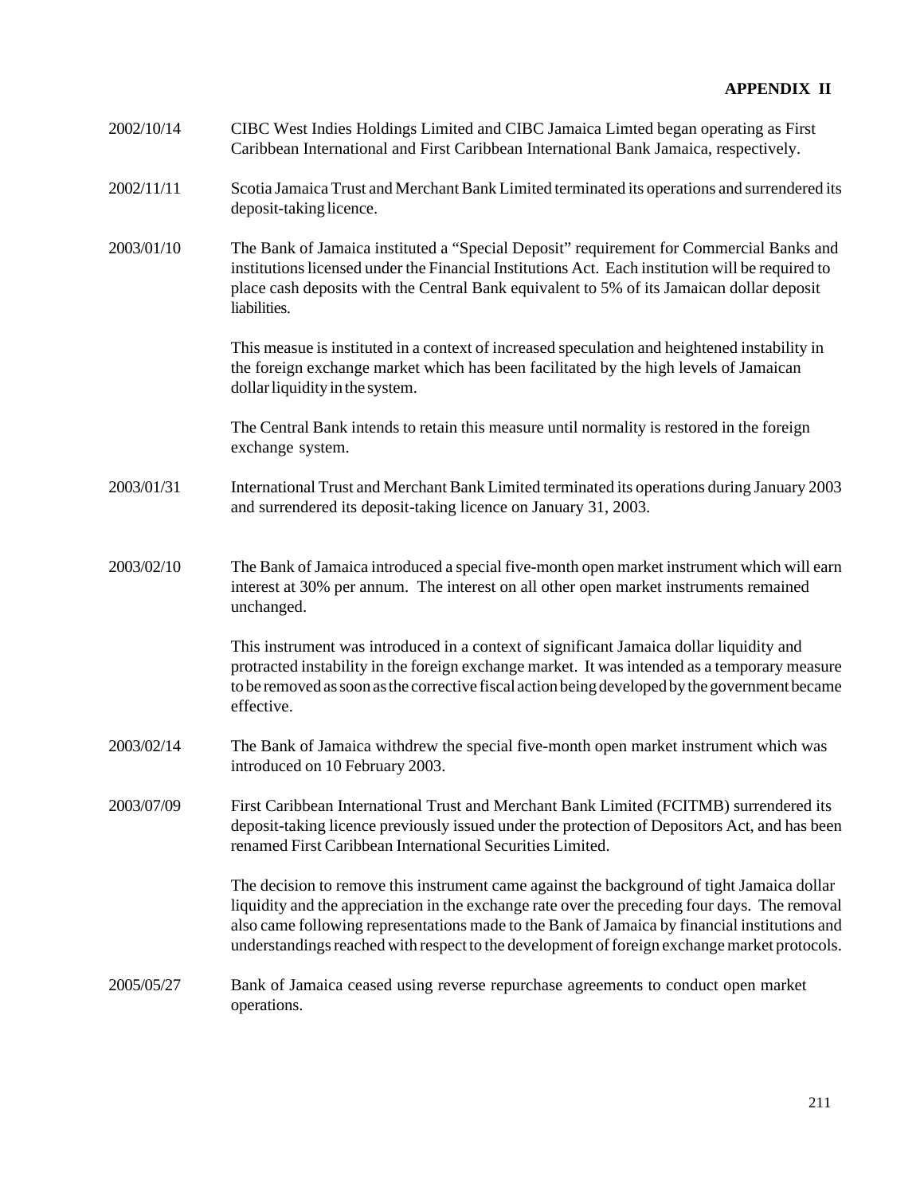**APPENDIX II**

2002/10/14 CIBC West Indies Holdings Limited and CIBC Jamaica Limted began operating as First Caribbean International and First Caribbean International Bank Jamaica, respectively.

2002/11/11 Scotia Jamaica Trust and Merchant Bank Limited terminated its operations and surrendered its deposit-taking licence.

2003/01/10 The Bank of Jamaica instituted a "Special Deposit" requirement for Commercial Banks and institutions licensed under the Financial Institutions Act. Each institution will be required to place cash deposits with the Central Bank equivalent to 5% of its Jamaican dollar deposit liabilities.

This measue is instituted in a context of increased speculation and heightened instability in the foreign exchange market which has been facilitated by the high levels of Jamaican dollar liquidity in the system.

The Central Bank intends to retain this measure until normality is restored in the foreign exchange system.

2003/01/31 International Trust and Merchant Bank Limited terminated its operations during January 2003 and surrendered its deposit-taking licence on January 31, 2003.

2003/02/10 The Bank of Jamaica introduced a special five-month open market instrument which will earn interest at 30% per annum. The interest on all other open market instruments remained unchanged.

This instrument was introduced in a context of significant Jamaica dollar liquidity and protracted instability in the foreign exchange market. It was intended as a temporary measure to be removed as soon as the corrective fiscal action being developed by the government became effective.

2003/02/14 The Bank of Jamaica withdrew the special five-month open market instrument which was introduced on 10 February 2003.

2003/07/09 First Caribbean International Trust and Merchant Bank Limited (FCITMB) surrendered its deposit-taking licence previously issued under the protection of Depositors Act, and has been renamed First Caribbean International Securities Limited.

The decision to remove this instrument came against the background of tight Jamaica dollar liquidity and the appreciation in the exchange rate over the preceding four days. The removal also came following representations made to the Bank of Jamaica by financial institutions and understandings reached with respect to the development of foreign exchange market protocols.

2005/05/27 Bank of Jamaica ceased using reverse repurchase agreements to conduct open market operations.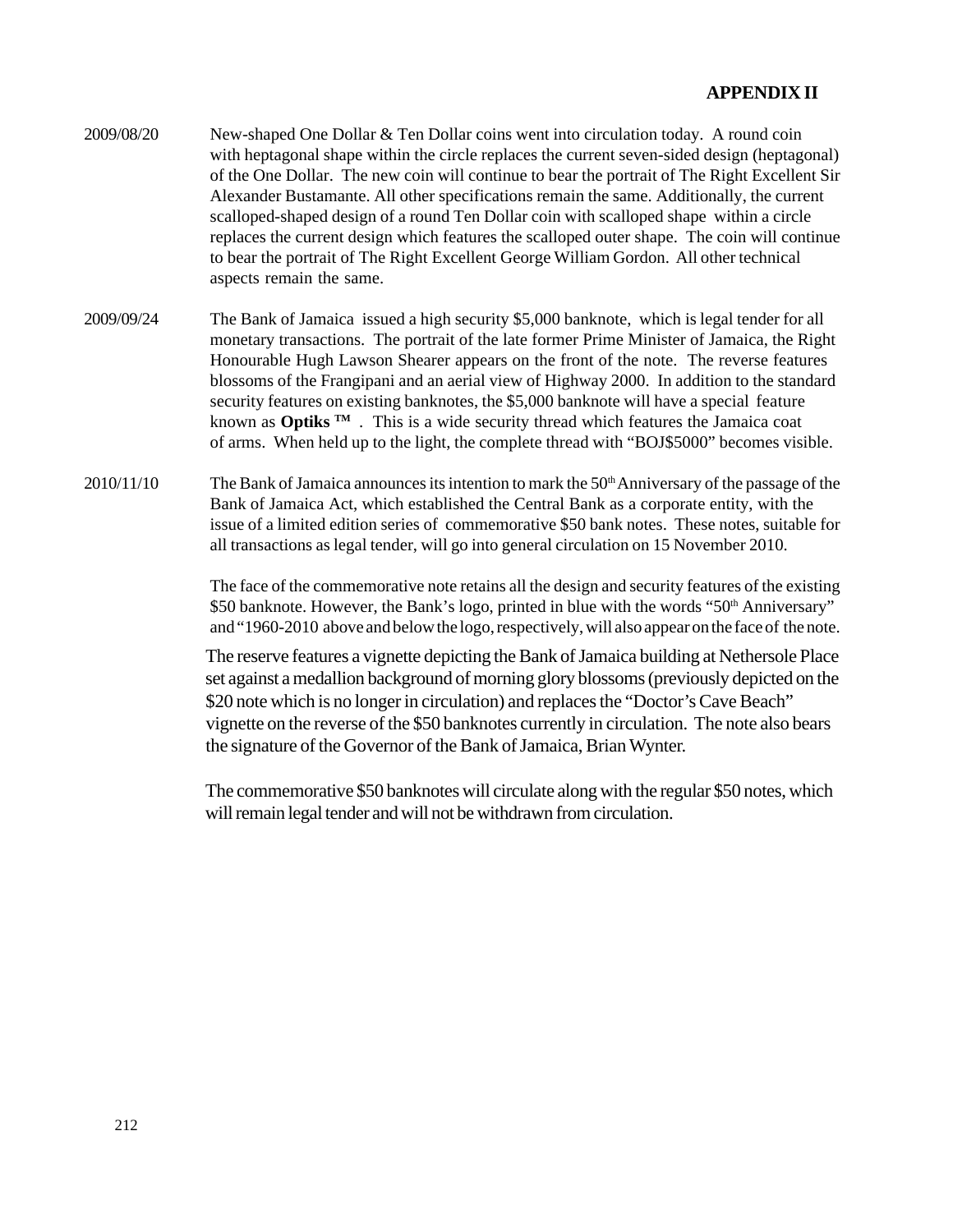## APPENDIX II

2009/08/20 New-shaped One Dollar & Ten Dollar coins went into circulation today. A round coin with heptagonal shape within the circle replaces the current seven-sided design (heptagonal) of the One Dollar. The new coin will continue to bear the portrait of The Right Excellent Sir Alexander Bustamante. All other specifications remain the same. Additionally, the current scalloped-shaped design of a round Ten Dollar coin with scalloped shape within a circle replaces the current design which features the scalloped outer shape. The coin will continue to bear the portrait of The Right Excellent George William Gordon. All other technical aspects remain the same.

2009/09/24 The Bank of Jamaica issued a high security $5,000 banknote, which is legal tender for all monetary transactions. The portrait of the late former Prime Minister of Jamaica, the Right Honourable Hugh Lawson Shearer appears on the front of the note. The reverse features blossoms of the Frangipani and an aerial view of Highway 2000. In addition to the standard security features on existing banknotes, the $5,000 banknote will have a special feature known as **Optiks ™** . This is a wide security thread which features the Jamaica coat of arms. When held up to the light, the complete thread with "BOJ$5000" becomes visible.

2010/11/10 The Bank of Jamaica announces its intention to mark the 50th Anniversary of the passage of the Bank of Jamaica Act, which established the Central Bank as a corporate entity, with the issue of a limited edition series of commemorative $50 bank notes. These notes, suitable for all transactions as legal tender, will go into general circulation on 15 November 2010.

The face of the commemorative note retains all the design and security features of the existing $50 banknote. However, the Bank's logo, printed in blue with the words "50th Anniversary" and "1960-2010 above and below the logo, respectively, will also appear on the face of the note.

The reserve features a vignette depicting the Bank of Jamaica building at Nethersole Place set against a medallion background of morning glory blossoms (previously depicted on the $20 note which is no longer in circulation) and replaces the "Doctor's Cave Beach" vignette on the reverse of the $50 banknotes currently in circulation. The note also bears the signature of the Governor of the Bank of Jamaica, Brian Wynter.

The commemorative $50 banknotes will circulate along with the regular $50 notes, which will remain legal tender and will not be withdrawn from circulation.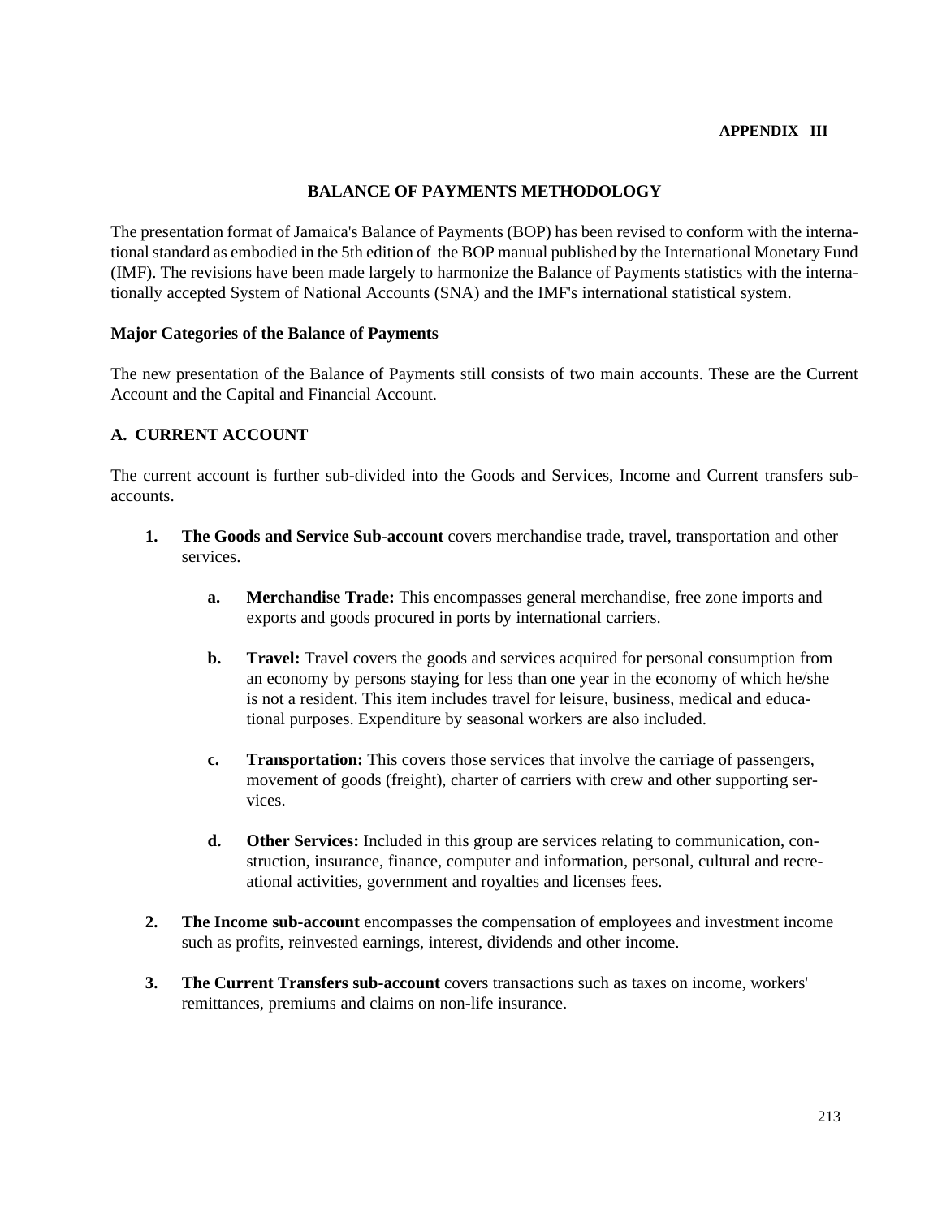**APPENDIX III**

## BALANCE OF PAYMENTS METHODOLOGY

The presentation format of Jamaica's Balance of Payments (BOP) has been revised to conform with the international standard as embodied in the 5th edition of the BOP manual published by the International Monetary Fund (IMF). The revisions have been made largely to harmonize the Balance of Payments statistics with the internationally accepted System of National Accounts (SNA) and the IMF's international statistical system.

### Major Categories of the Balance of Payments

The new presentation of the Balance of Payments still consists of two main accounts. These are the Current Account and the Capital and Financial Account.

### A. CURRENT ACCOUNT

The current account is further sub-divided into the Goods and Services, Income and Current transfers sub-accounts.

1. **The Goods and Service Sub-account** covers merchandise trade, travel, transportation and other services.

   a. **Merchandise Trade:** This encompasses general merchandise, free zone imports and exports and goods procured in ports by international carriers.

   b. **Travel:** Travel covers the goods and services acquired for personal consumption from an economy by persons staying for less than one year in the economy of which he/she is not a resident. This item includes travel for leisure, business, medical and educational purposes. Expenditure by seasonal workers are also included.

   c. **Transportation:** This covers those services that involve the carriage of passengers, movement of goods (freight), charter of carriers with crew and other supporting services.

   d. **Other Services:** Included in this group are services relating to communication, construction, insurance, finance, computer and information, personal, cultural and recreational activities, government and royalties and licenses fees.

2. **The Income sub-account** encompasses the compensation of employees and investment income such as profits, reinvested earnings, interest, dividends and other income.

3. **The Current Transfers sub-account** covers transactions such as taxes on income, workers' remittances, premiums and claims on non-life insurance.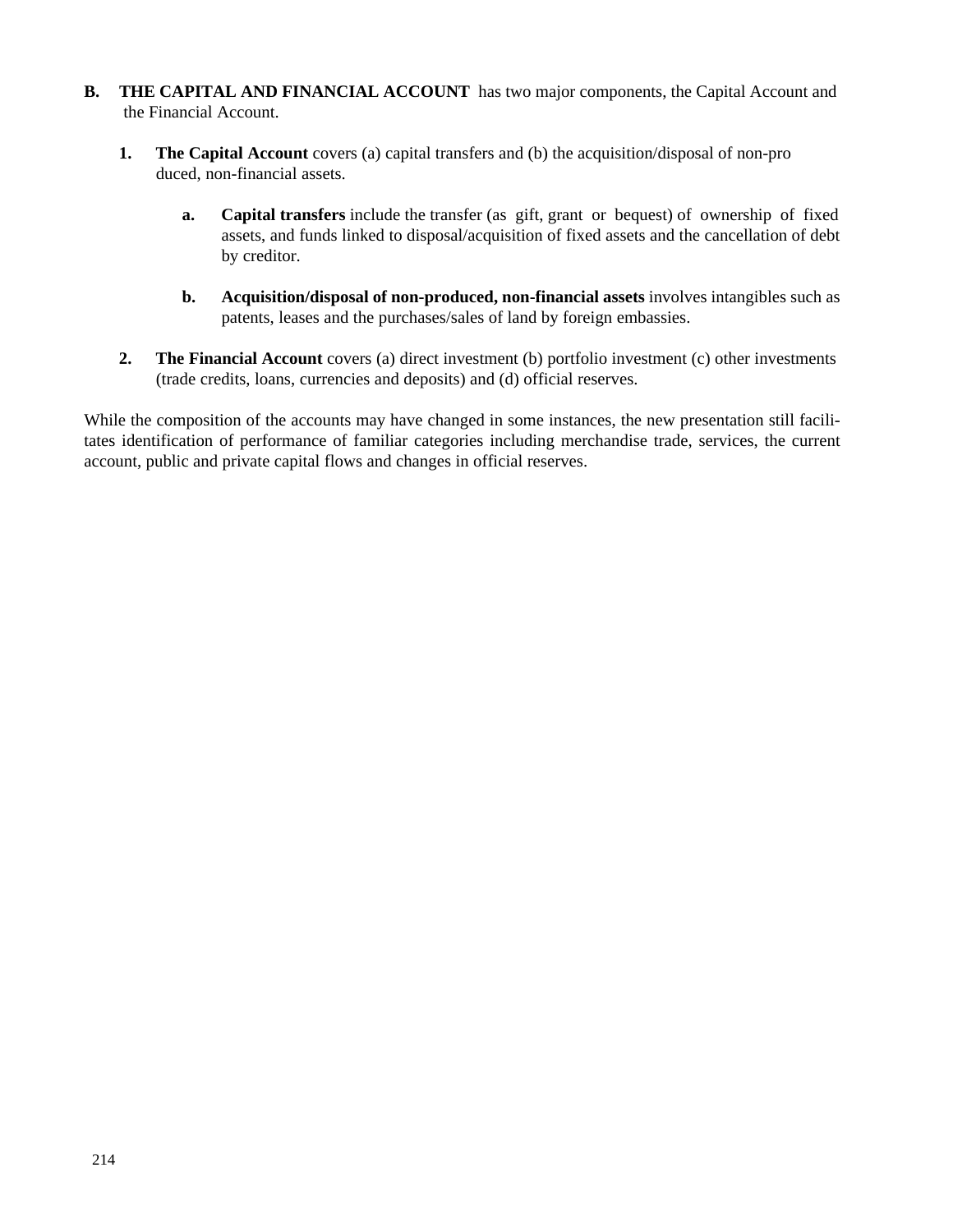**B. THE CAPITAL AND FINANCIAL ACCOUNT** has two major components, the Capital Account and the Financial Account.

1. **The Capital Account** covers (a) capital transfers and (b) the acquisition/disposal of non-produced, non-financial assets.

   a. **Capital transfers** include the transfer (as gift, grant or bequest) of ownership of fixed assets, and funds linked to disposal/acquisition of fixed assets and the cancellation of debt by creditor.

   b. **Acquisition/disposal of non-produced, non-financial assets** involves intangibles such as patents, leases and the purchases/sales of land by foreign embassies.

2. **The Financial Account** covers (a) direct investment (b) portfolio investment (c) other investments (trade credits, loans, currencies and deposits) and (d) official reserves.

While the composition of the accounts may have changed in some instances, the new presentation still facilitates identification of performance of familiar categories including merchandise trade, services, the current account, public and private capital flows and changes in official reserves.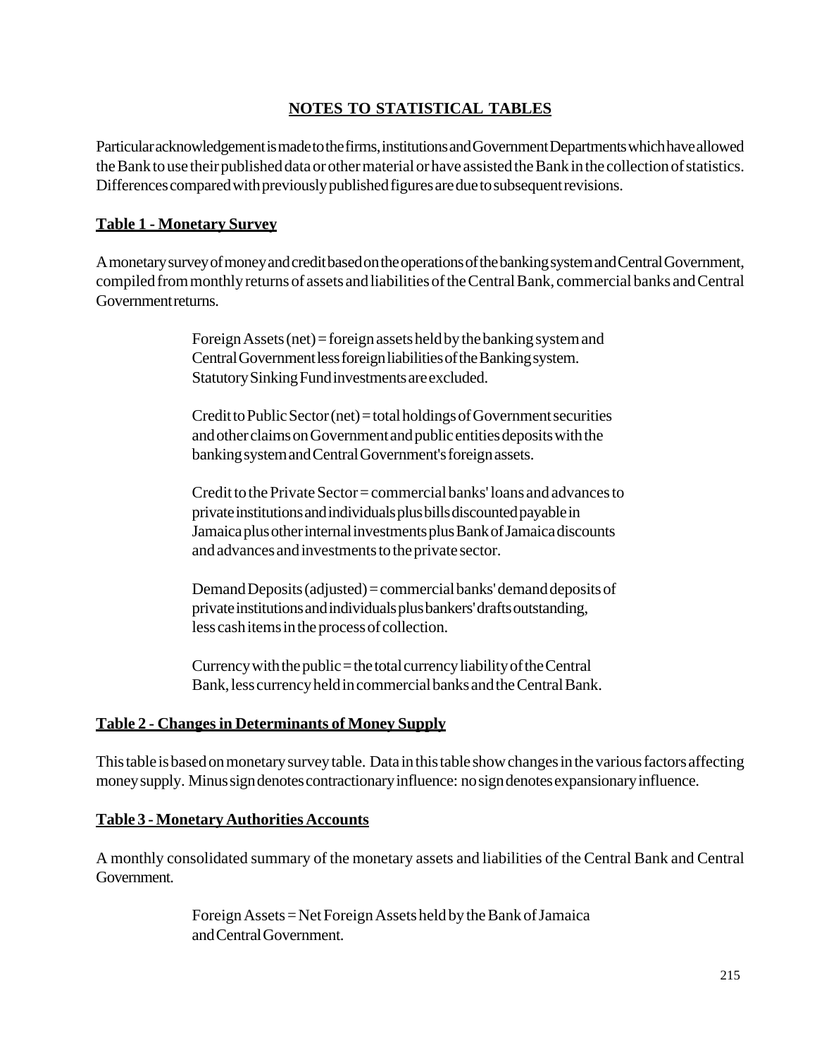# NOTES TO STATISTICAL TABLES

Particular acknowledgement is made to the firms, institutions and Government Departments which have allowed the Bank to use their published data or other material or have assisted the Bank in the collection of statistics. Differences compared with previously published figures are due to subsequent revisions.

## Table 1 - Monetary Survey

A monetary survey of money and credit based on the operations of the banking system and Central Government, compiled from monthly returns of assets and liabilities of the Central Bank, commercial banks and Central Government returns.

Foreign Assets (net) = foreign assets held by the banking system and Central Government less foreign liabilities of the Banking system. Statutory Sinking Fund investments are excluded.

Credit to Public Sector (net) = total holdings of Government securities and other claims on Government and public entities deposits with the banking system and Central Government's foreign assets.

Credit to the Private Sector = commercial banks' loans and advances to private institutions and individuals plus bills discounted payable in Jamaica plus other internal investments plus Bank of Jamaica discounts and advances and investments to the private sector.

Demand Deposits (adjusted) = commercial banks' demand deposits of private institutions and individuals plus bankers' drafts outstanding, less cash items in the process of collection.

Currency with the public = the total currency liability of the Central Bank, less currency held in commercial banks and the Central Bank.

## Table 2 - Changes in Determinants of Money Supply

This table is based on monetary survey table. Data in this table show changes in the various factors affecting money supply. Minus sign denotes contractionary influence: no sign denotes expansionary influence.

## Table 3 - Monetary Authorities Accounts

A monthly consolidated summary of the monetary assets and liabilities of the Central Bank and Central Government.

Foreign Assets = Net Foreign Assets held by the Bank of Jamaica and Central Government.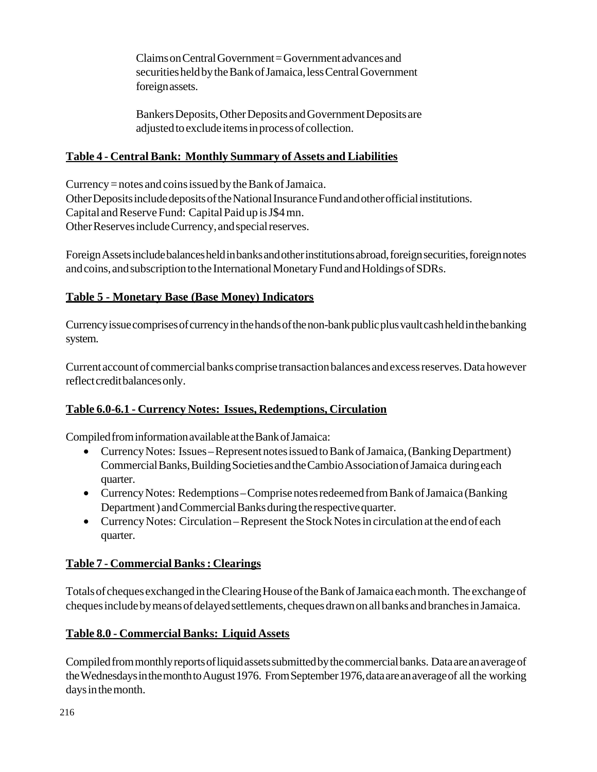Claims on Central Government = Government advances and securities held by the Bank of Jamaica, less Central Government foreign assets.

Bankers Deposits, Other Deposits and Government Deposits are adjusted to exclude items in process of collection.

## Table 4 - Central Bank: Monthly Summary of Assets and Liabilities

Currency = notes and coins issued by the Bank of Jamaica.
Other Deposits include deposits of the National Insurance Fund and other official institutions.
Capital and Reserve Fund: Capital Paid up is J$4 mn.
Other Reserves include Currency, and special reserves.

Foreign Assets include balances held in banks and other institutions abroad, foreign securities, foreign notes and coins, and subscription to the International Monetary Fund and Holdings of SDRs.

## Table 5 - Monetary Base (Base Money) Indicators

Currency issue comprises of currency in the hands of the non-bank public plus vault cash held in the banking system.

Current account of commercial banks comprise transaction balances and excess reserves. Data however reflect credit balances only.

## Table 6.0-6.1 - Currency Notes: Issues, Redemptions, Circulation

Compiled from information available at the Bank of Jamaica:

- Currency Notes: Issues – Represent notes issued to Bank of Jamaica, (Banking Department) Commercial Banks, Building Societies and the Cambio Association of Jamaica during each quarter.
- Currency Notes: Redemptions – Comprise notes redeemed from Bank of Jamaica (Banking Department ) and Commercial Banks during the respective quarter.
- Currency Notes: Circulation – Represent the Stock Notes in circulation at the end of each quarter.

## Table 7 - Commercial Banks : Clearings

Totals of cheques exchanged in the Clearing House of the Bank of Jamaica each month. The exchange of cheques include by means of delayed settlements, cheques drawn on all banks and branches in Jamaica.

## Table 8.0 - Commercial Banks: Liquid Assets

Compiled from monthly reports of liquid assets submitted by the commercial banks. Data are an average of the Wednesdays in the month to August 1976. From September 1976, data are an average of all the working days in the month.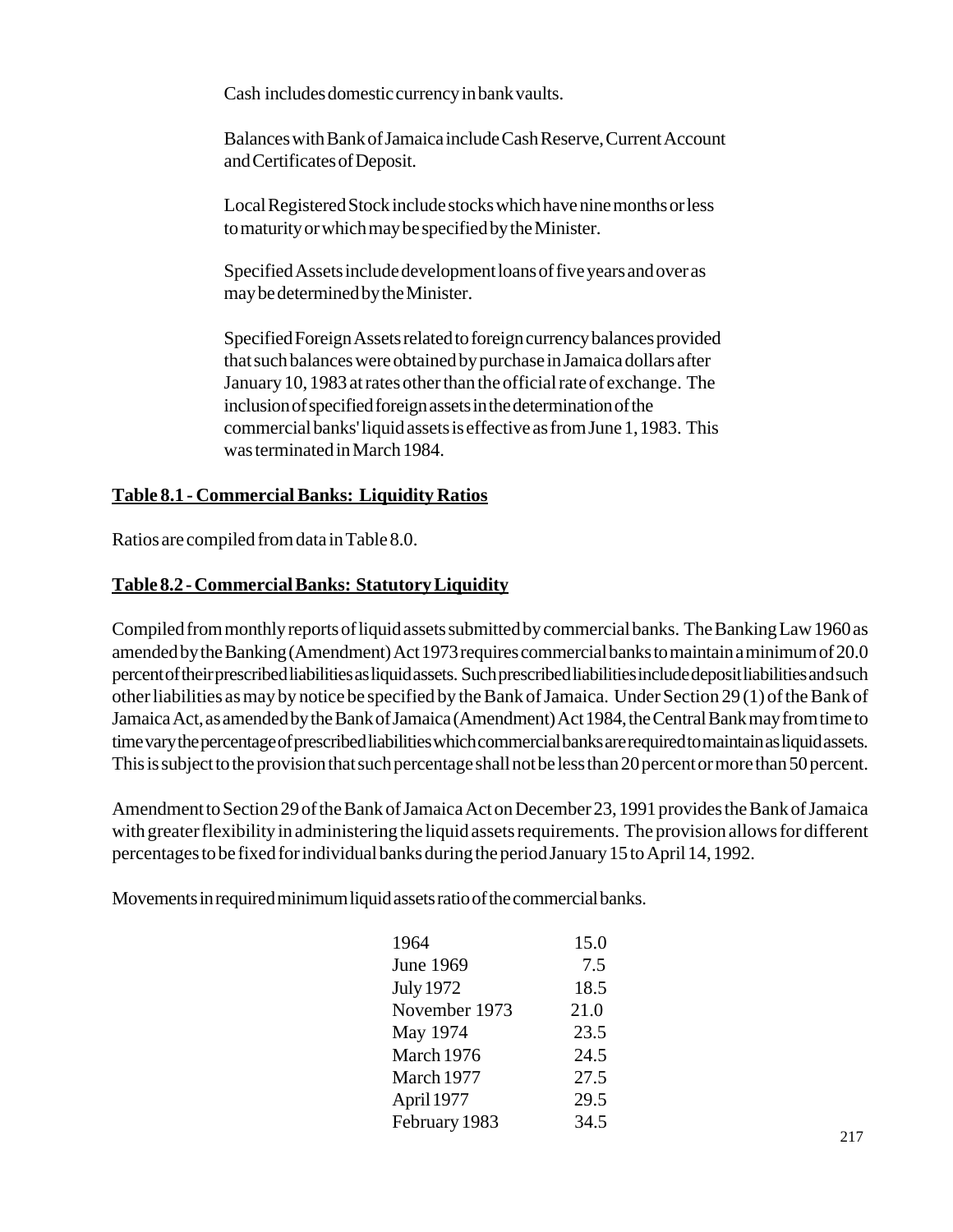Cash includes domestic currency in bank vaults.

Balances with Bank of Jamaica include Cash Reserve, Current Account and Certificates of Deposit.

Local Registered Stock include stocks which have nine months or less to maturity or which may be specified by the Minister.

Specified Assets include development loans of five years and over as may be determined by the Minister.

Specified Foreign Assets related to foreign currency balances provided that such balances were obtained by purchase in Jamaica dollars after January 10, 1983 at rates other than the official rate of exchange. The inclusion of specified foreign assets in the determination of the commercial banks' liquid assets is effective as from June 1, 1983. This was terminated in March 1984.

## Table 8.1 - Commercial Banks: Liquidity Ratios

Ratios are compiled from data in Table 8.0.

## Table 8.2 - Commercial Banks: Statutory Liquidity

Compiled from monthly reports of liquid assets submitted by commercial banks. The Banking Law 1960 as amended by the Banking (Amendment) Act 1973 requires commercial banks to maintain a minimum of 20.0 percent of their prescribed liabilities as liquid assets. Such prescribed liabilities include deposit liabilities and such other liabilities as may by notice be specified by the Bank of Jamaica. Under Section 29 (1) of the Bank of Jamaica Act, as amended by the Bank of Jamaica (Amendment) Act 1984, the Central Bank may from time to time vary the percentage of prescribed liabilities which commercial banks are required to maintain as liquid assets. This is subject to the provision that such percentage shall not be less than 20 percent or more than 50 percent.

Amendment to Section 29 of the Bank of Jamaica Act on December 23, 1991 provides the Bank of Jamaica with greater flexibility in administering the liquid assets requirements. The provision allows for different percentages to be fixed for individual banks during the period January 15 to April 14, 1992.

Movements in required minimum liquid assets ratio of the commercial banks.

| | |
|---|---|
| 1964 | 15.0 |
| June 1969 | 7.5 |
| July 1972 | 18.5 |
| November 1973 | 21.0 |
| May 1974 | 23.5 |
| March 1976 | 24.5 |
| March 1977 | 27.5 |
| April 1977 | 29.5 |
| February 1983 | 34.5 |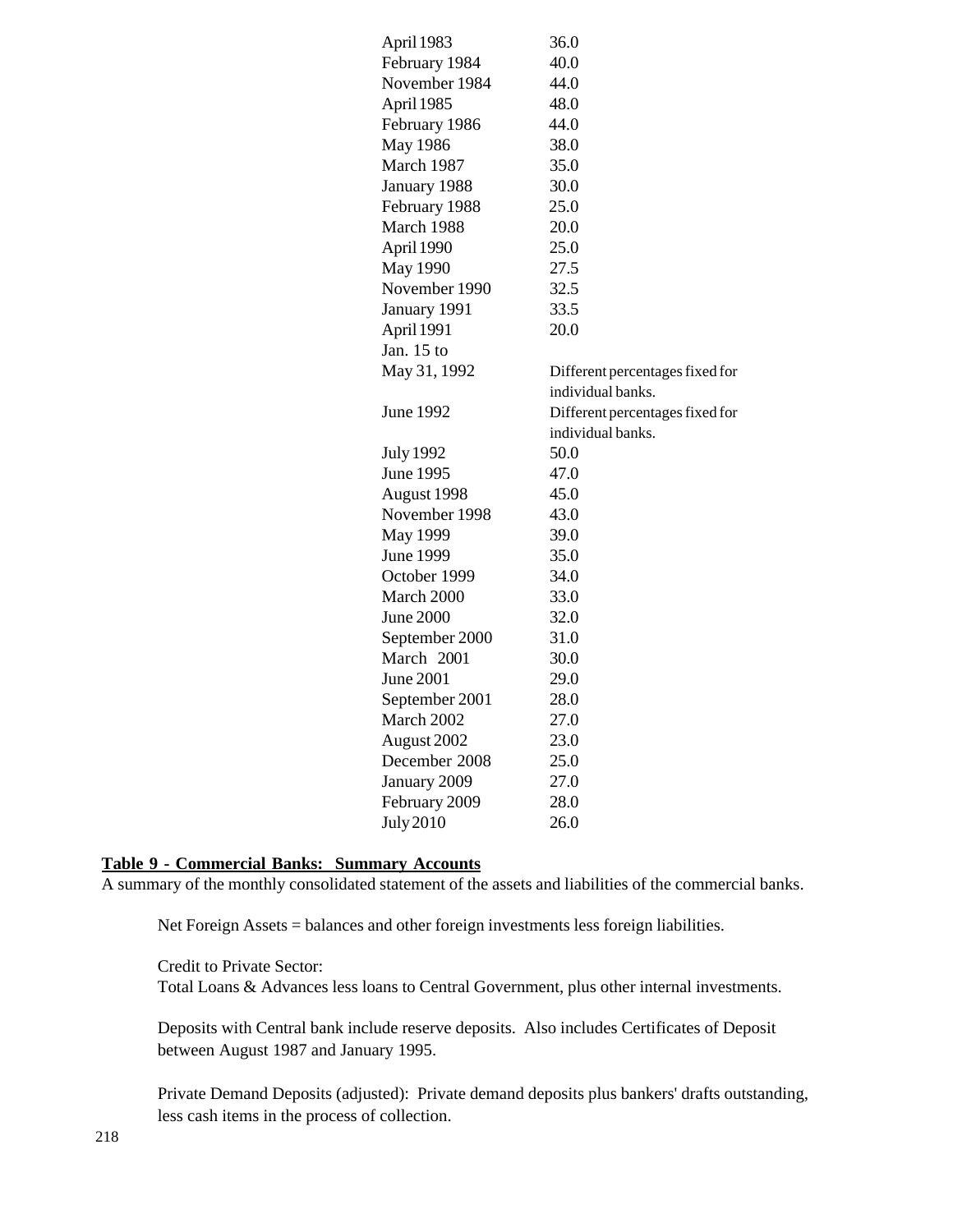| | |
|---|---|
| April 1983 | 36.0 |
| February 1984 | 40.0 |
| November 1984 | 44.0 |
| April 1985 | 48.0 |
| February 1986 | 44.0 |
| May 1986 | 38.0 |
| March 1987 | 35.0 |
| January 1988 | 30.0 |
| February 1988 | 25.0 |
| March 1988 | 20.0 |
| April 1990 | 25.0 |
| May 1990 | 27.5 |
| November 1990 | 32.5 |
| January 1991 | 33.5 |
| April 1991 | 20.0 |
| Jan. 15 to May 31, 1992 | Different percentages fixed for individual banks. |
| June 1992 | Different percentages fixed for individual banks. |
| July 1992 | 50.0 |
| June 1995 | 47.0 |
| August 1998 | 45.0 |
| November 1998 | 43.0 |
| May 1999 | 39.0 |
| June 1999 | 35.0 |
| October 1999 | 34.0 |
| March 2000 | 33.0 |
| June 2000 | 32.0 |
| September 2000 | 31.0 |
| March 2001 | 30.0 |
| June 2001 | 29.0 |
| September 2001 | 28.0 |
| March 2002 | 27.0 |
| August 2002 | 23.0 |
| December 2008 | 25.0 |
| January 2009 | 27.0 |
| February 2009 | 28.0 |
| July 2010 | 26.0 |

**Table 9 - Commercial Banks: Summary Accounts**

A summary of the monthly consolidated statement of the assets and liabilities of the commercial banks.

Net Foreign Assets = balances and other foreign investments less foreign liabilities.

Credit to Private Sector:
Total Loans & Advances less loans to Central Government, plus other internal investments.

Deposits with Central bank include reserve deposits. Also includes Certificates of Deposit between August 1987 and January 1995.

Private Demand Deposits (adjusted): Private demand deposits plus bankers' drafts outstanding, less cash items in the process of collection.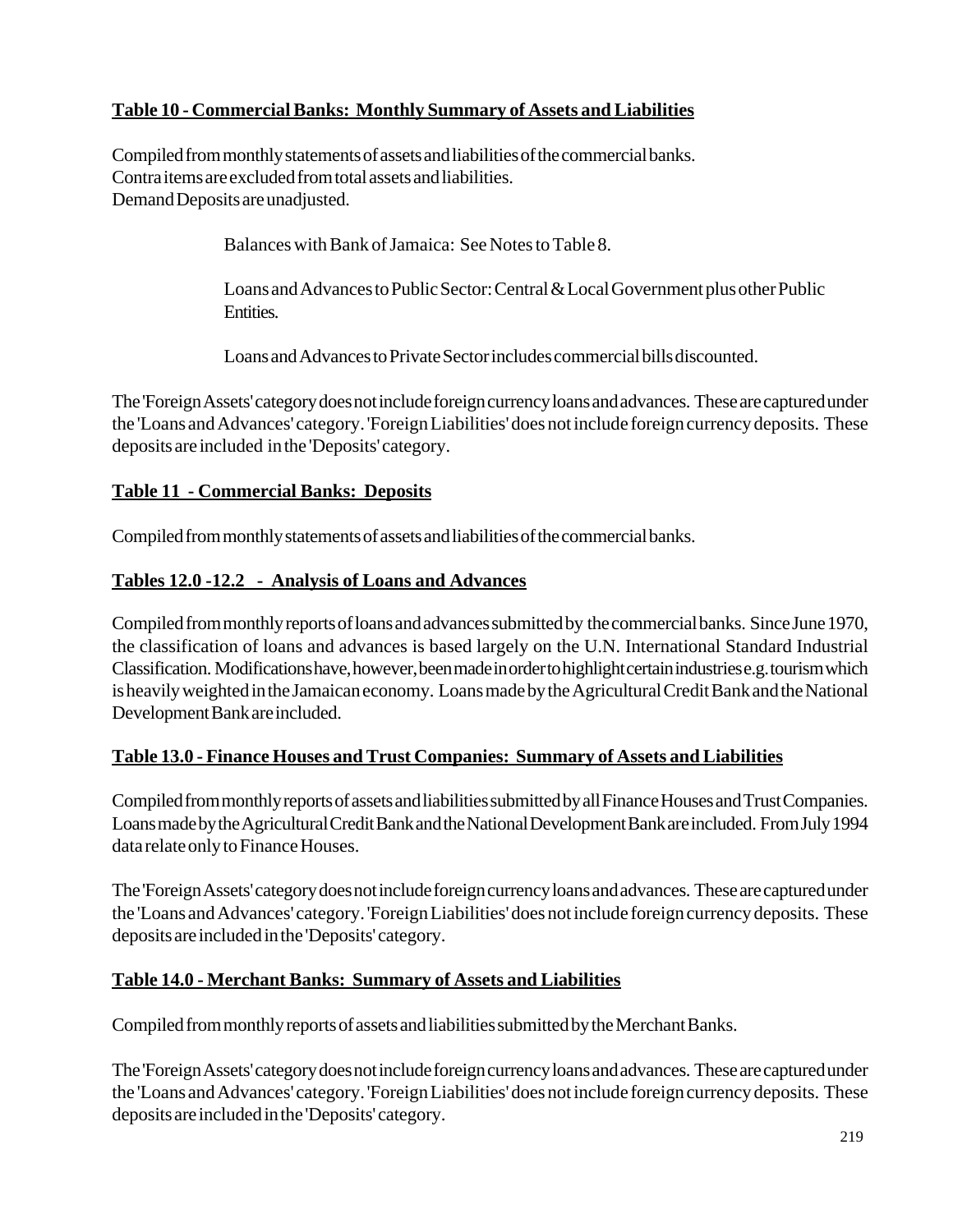**Table 10 - Commercial Banks: Monthly Summary of Assets and Liabilities**

Compiled from monthly statements of assets and liabilities of the commercial banks.
Contra items are excluded from total assets and liabilities.
Demand Deposits are unadjusted.

> Balances with Bank of Jamaica: See Notes to Table 8.
>
> Loans and Advances to Public Sector: Central & Local Government plus other Public Entities.
>
> Loans and Advances to Private Sector includes commercial bills discounted.

The 'Foreign Assets' category does not include foreign currency loans and advances. These are captured under the 'Loans and Advances' category. 'Foreign Liabilities' does not include foreign currency deposits. These deposits are included in the 'Deposits' category.

**Table 11 - Commercial Banks: Deposits**

Compiled from monthly statements of assets and liabilities of the commercial banks.

**Tables 12.0 -12.2 - Analysis of Loans and Advances**

Compiled from monthly reports of loans and advances submitted by the commercial banks. Since June 1970, the classification of loans and advances is based largely on the U.N. International Standard Industrial Classification. Modifications have, however, been made in order to highlight certain industries e.g. tourism which is heavily weighted in the Jamaican economy. Loans made by the Agricultural Credit Bank and the National Development Bank are included.

**Table 13.0 - Finance Houses and Trust Companies: Summary of Assets and Liabilities**

Compiled from monthly reports of assets and liabilities submitted by all Finance Houses and Trust Companies. Loans made by the Agricultural Credit Bank and the National Development Bank are included. From July 1994 data relate only to Finance Houses.

The 'Foreign Assets' category does not include foreign currency loans and advances. These are captured under the 'Loans and Advances' category. 'Foreign Liabilities' does not include foreign currency deposits. These deposits are included in the 'Deposits' category.

**Table 14.0 - Merchant Banks: Summary of Assets and Liabilities**

Compiled from monthly reports of assets and liabilities submitted by the Merchant Banks.

The 'Foreign Assets' category does not include foreign currency loans and advances. These are captured under the 'Loans and Advances' category. 'Foreign Liabilities' does not include foreign currency deposits. These deposits are included in the 'Deposits' category.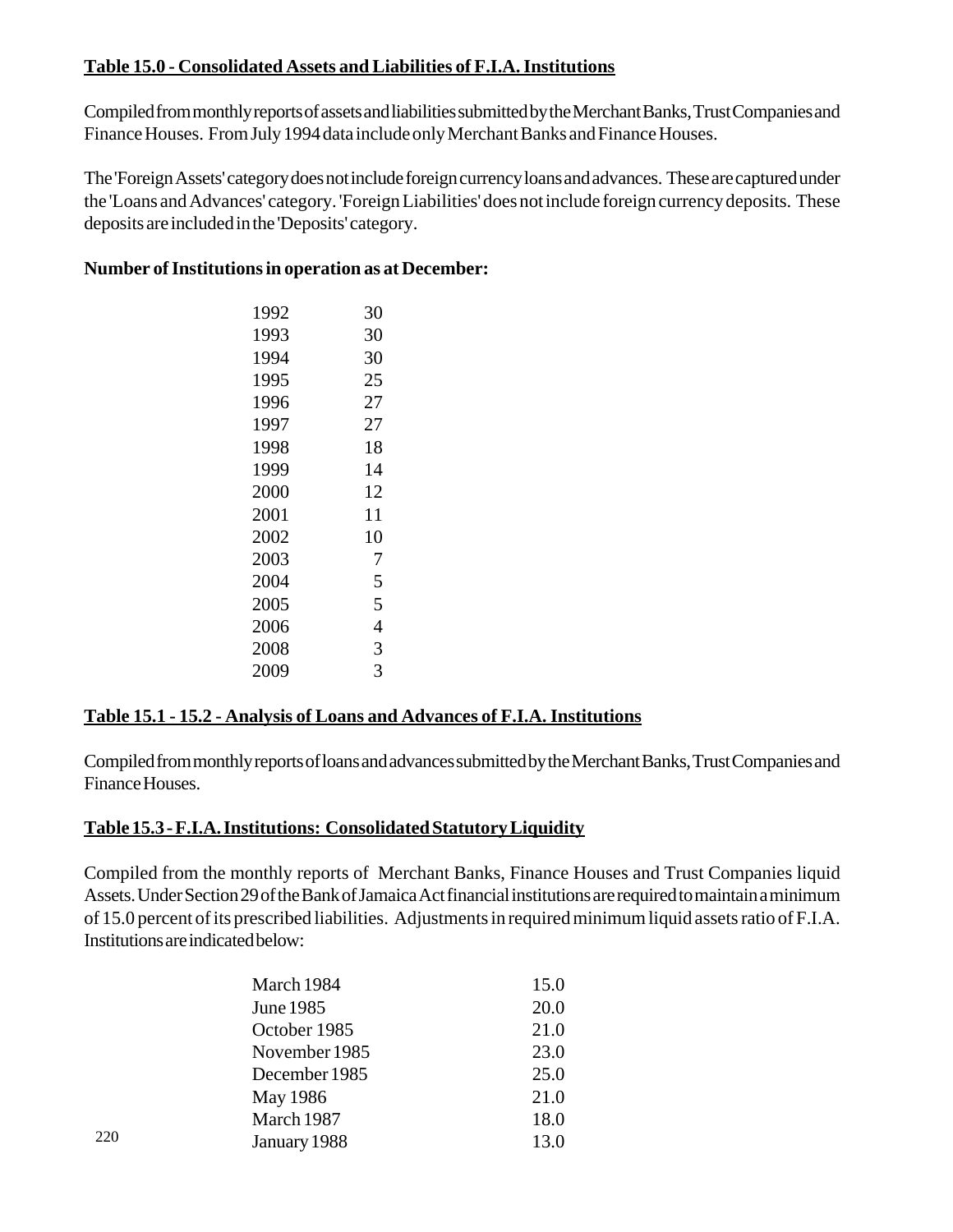**Table 15.0 - Consolidated Assets and Liabilities of F.I.A. Institutions**

Compiled from monthly reports of assets and liabilities submitted by the Merchant Banks, Trust Companies and Finance Houses. From July 1994 data include only Merchant Banks and Finance Houses.

The 'Foreign Assets' category does not include foreign currency loans and advances. These are captured under the 'Loans and Advances' category. 'Foreign Liabilities' does not include foreign currency deposits. These deposits are included in the 'Deposits' category.

**Number of Institutions in operation as at December:**

| | |
|---|---|
| 1992 | 30 |
| 1993 | 30 |
| 1994 | 30 |
| 1995 | 25 |
| 1996 | 27 |
| 1997 | 27 |
| 1998 | 18 |
| 1999 | 14 |
| 2000 | 12 |
| 2001 | 11 |
| 2002 | 10 |
| 2003 | 7 |
| 2004 | 5 |
| 2005 | 5 |
| 2006 | 4 |
| 2008 | 3 |
| 2009 | 3 |

**Table 15.1 - 15.2 - Analysis of Loans and Advances of F.I.A. Institutions**

Compiled from monthly reports of loans and advances submitted by the Merchant Banks, Trust Companies and Finance Houses.

**Table 15.3 - F.I.A. Institutions: Consolidated Statutory Liquidity**

Compiled from the monthly reports of Merchant Banks, Finance Houses and Trust Companies liquid Assets. Under Section 29 of the Bank of Jamaica Act financial institutions are required to maintain a minimum of 15.0 percent of its prescribed liabilities. Adjustments in required minimum liquid assets ratio of F.I.A. Institutions are indicated below:

| | |
|---|---|
| March 1984 | 15.0 |
| June 1985 | 20.0 |
| October 1985 | 21.0 |
| November 1985 | 23.0 |
| December 1985 | 25.0 |
| May 1986 | 21.0 |
| March 1987 | 18.0 |
| January 1988 | 13.0 |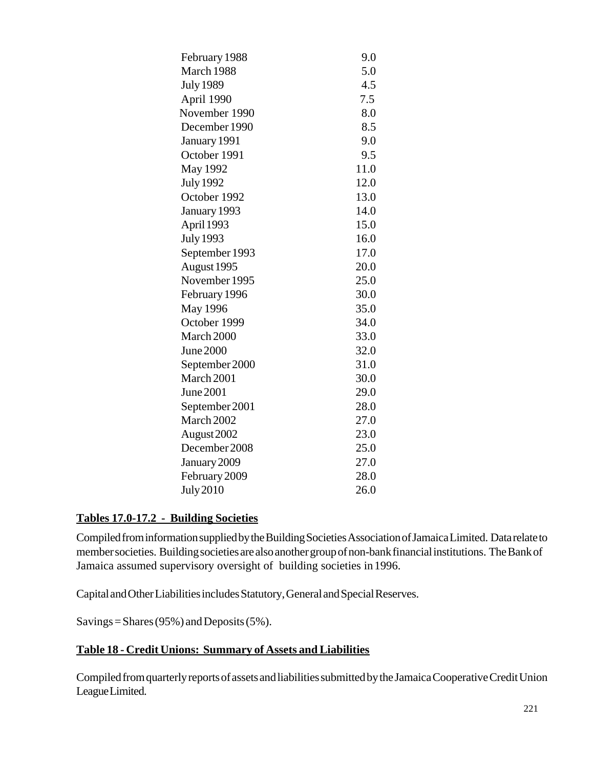| | |
|---|---|
| February 1988 | 9.0 |
| March 1988 | 5.0 |
| July 1989 | 4.5 |
| April 1990 | 7.5 |
| November 1990 | 8.0 |
| December 1990 | 8.5 |
| January 1991 | 9.0 |
| October 1991 | 9.5 |
| May 1992 | 11.0 |
| July 1992 | 12.0 |
| October 1992 | 13.0 |
| January 1993 | 14.0 |
| April 1993 | 15.0 |
| July 1993 | 16.0 |
| September 1993 | 17.0 |
| August 1995 | 20.0 |
| November 1995 | 25.0 |
| February 1996 | 30.0 |
| May 1996 | 35.0 |
| October 1999 | 34.0 |
| March 2000 | 33.0 |
| June 2000 | 32.0 |
| September 2000 | 31.0 |
| March 2001 | 30.0 |
| June 2001 | 29.0 |
| September 2001 | 28.0 |
| March 2002 | 27.0 |
| August 2002 | 23.0 |
| December 2008 | 25.0 |
| January 2009 | 27.0 |
| February 2009 | 28.0 |
| July 2010 | 26.0 |

**Tables 17.0-17.2 - Building Societies**

Compiled from information supplied by the Building Societies Association of Jamaica Limited. Data relate to member societies. Building societies are also another group of non-bank financial institutions. The Bank of Jamaica assumed supervisory oversight of building societies in 1996.

Capital and Other Liabilities includes Statutory, General and Special Reserves.

Savings = Shares (95%) and Deposits (5%).

**Table 18 - Credit Unions: Summary of Assets and Liabilities**

Compiled from quarterly reports of assets and liabilities submitted by the Jamaica Cooperative Credit Union League Limited.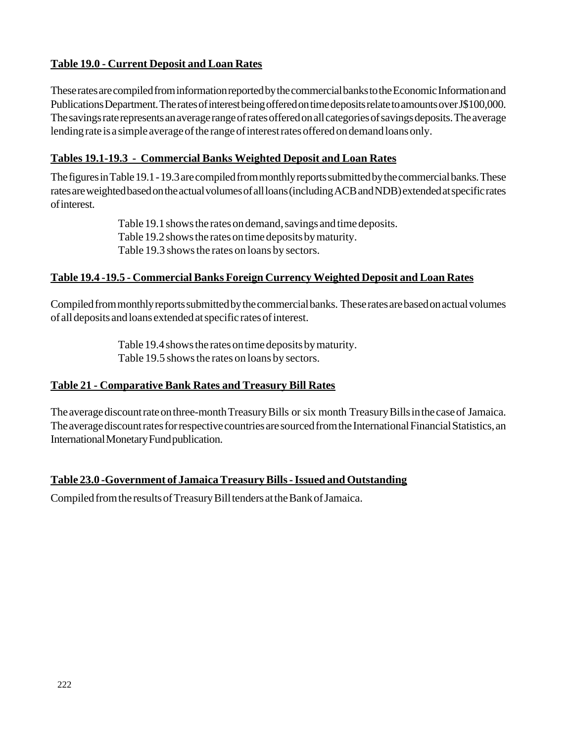**Table 19.0 - Current Deposit and Loan Rates**

These rates are compiled from information reported by the commercial banks to the Economic Information and Publications Department. The rates of interest being offered on time deposits relate to amounts over J$100,000. The savings rate represents an average range of rates offered on all categories of savings deposits. The average lending rate is a simple average of the range of interest rates offered on demand loans only.

**Tables 19.1-19.3 - Commercial Banks Weighted Deposit and Loan Rates**

The figures in Table 19.1 - 19.3 are compiled from monthly reports submitted by the commercial banks. These rates are weighted based on the actual volumes of all loans (including ACB and NDB) extended at specific rates of interest.

Table 19.1 shows the rates on demand, savings and time deposits.
Table 19.2 shows the rates on time deposits by maturity.
Table 19.3 shows the rates on loans by sectors.

**Table 19.4 -19.5 - Commercial Banks Foreign Currency Weighted Deposit and Loan Rates**

Compiled from monthly reports submitted by the commercial banks. These rates are based on actual volumes of all deposits and loans extended at specific rates of interest.

Table 19.4 shows the rates on time deposits by maturity.
Table 19.5 shows the rates on loans by sectors.

**Table 21 - Comparative Bank Rates and Treasury Bill Rates**

The average discount rate on three-month Treasury Bills or six month Treasury Bills in the case of Jamaica. The average discount rates for respective countries are sourced from the International Financial Statistics, an International Monetary Fund publication.

**Table 23.0 -Government of Jamaica Treasury Bills - Issued and Outstanding**

Compiled from the results of Treasury Bill tenders at the Bank of Jamaica.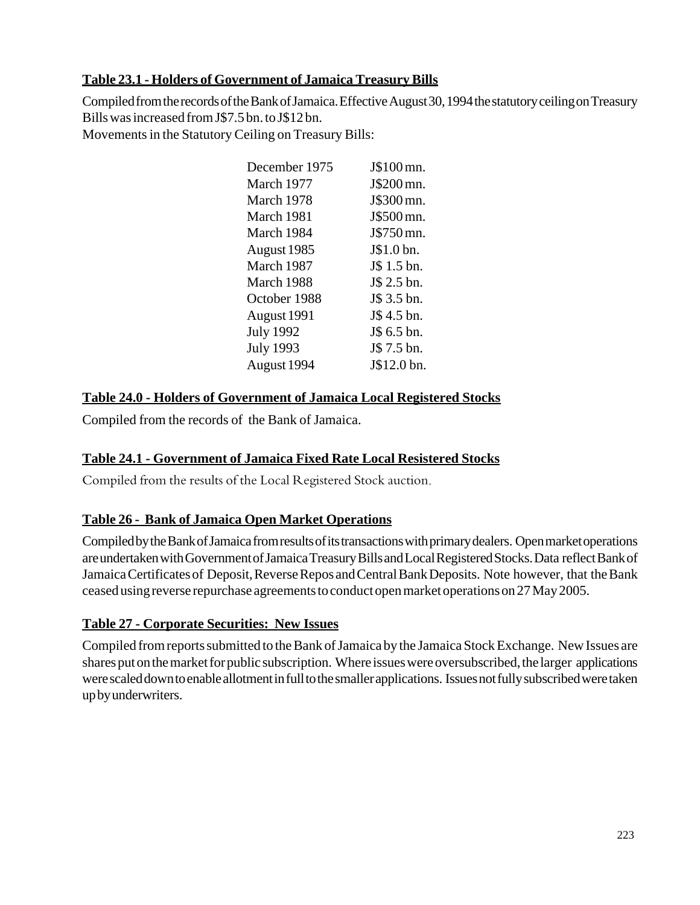**Table 23.1 - Holders of Government of Jamaica Treasury Bills**

Compiled from the records of the Bank of Jamaica. Effective August 30, 1994 the statutory ceiling on Treasury Bills was increased from J$7.5 bn. to J$12 bn.

Movements in the Statutory Ceiling on Treasury Bills:

| | |
|---|---|
| December 1975 | J$100 mn. |
| March 1977 | J$200 mn. |
| March 1978 | J$300 mn. |
| March 1981 | J$500 mn. |
| March 1984 | J$750 mn. |
| August 1985 | J$1.0 bn. |
| March 1987 | J$ 1.5 bn. |
| March 1988 | J$ 2.5 bn. |
| October 1988 | J$ 3.5 bn. |
| August 1991 | J$ 4.5 bn. |
| July 1992 | J$ 6.5 bn. |
| July 1993 | J$ 7.5 bn. |
| August 1994 | J$12.0 bn. |

**Table 24.0 - Holders of Government of Jamaica Local Registered Stocks**

Compiled from the records of the Bank of Jamaica.

**Table 24.1 - Government of Jamaica Fixed Rate Local Resistered Stocks**

Compiled from the results of the Local Registered Stock auction.

**Table 26 - Bank of Jamaica Open Market Operations**

Compiled by the Bank of Jamaica from results of its transactions with primary dealers. Open market operations are undertaken with Government of Jamaica Treasury Bills and Local Registered Stocks. Data reflect Bank of Jamaica Certificates of Deposit, Reverse Repos and Central Bank Deposits. Note however, that the Bank ceased using reverse repurchase agreements to conduct open market operations on 27 May 2005.

**Table 27 - Corporate Securities: New Issues**

Compiled from reports submitted to the Bank of Jamaica by the Jamaica Stock Exchange. New Issues are shares put on the market for public subscription. Where issues were oversubscribed, the larger applications were scaled down to enable allotment in full to the smaller applications. Issues not fully subscribed were taken up by underwriters.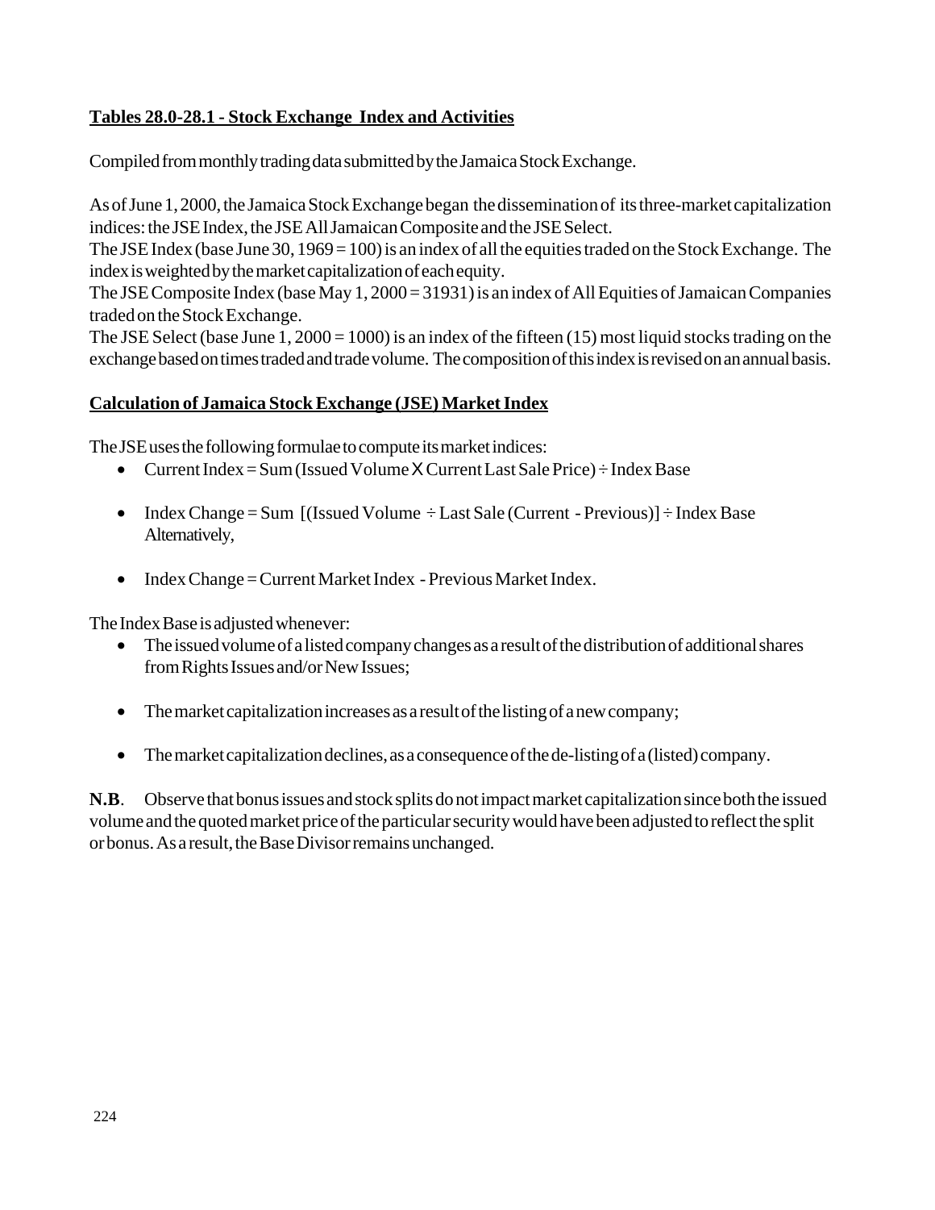## Tables 28.0-28.1 - Stock Exchange Index and Activities

Compiled from monthly trading data submitted by the Jamaica Stock Exchange.

As of June 1, 2000, the Jamaica Stock Exchange began the dissemination of its three-market capitalization indices: the JSE Index, the JSE All Jamaican Composite and the JSE Select.
The JSE Index (base June 30, 1969 = 100) is an index of all the equities traded on the Stock Exchange. The index is weighted by the market capitalization of each equity.
The JSE Composite Index (base May 1, 2000 = 31931) is an index of All Equities of Jamaican Companies traded on the Stock Exchange.
The JSE Select (base June 1, 2000 = 1000) is an index of the fifteen (15) most liquid stocks trading on the exchange based on times traded and trade volume. The composition of this index is revised on an annual basis.

## Calculation of Jamaica Stock Exchange (JSE) Market Index

The JSE uses the following formulae to compute its market indices:

- Current Index = Sum (Issued Volume X Current Last Sale Price) ÷ Index Base
- Index Change = Sum [(Issued Volume ÷ Last Sale (Current - Previous)] ÷ Index Base
  Alternatively,
- Index Change = Current Market Index - Previous Market Index.

The Index Base is adjusted whenever:

- The issued volume of a listed company changes as a result of the distribution of additional shares from Rights Issues and/or New Issues;
- The market capitalization increases as a result of the listing of a new company;
- The market capitalization declines, as a consequence of the de-listing of a (listed) company.

**N.B**. Observe that bonus issues and stock splits do not impact market capitalization since both the issued volume and the quoted market price of the particular security would have been adjusted to reflect the split or bonus. As a result, the Base Divisor remains unchanged.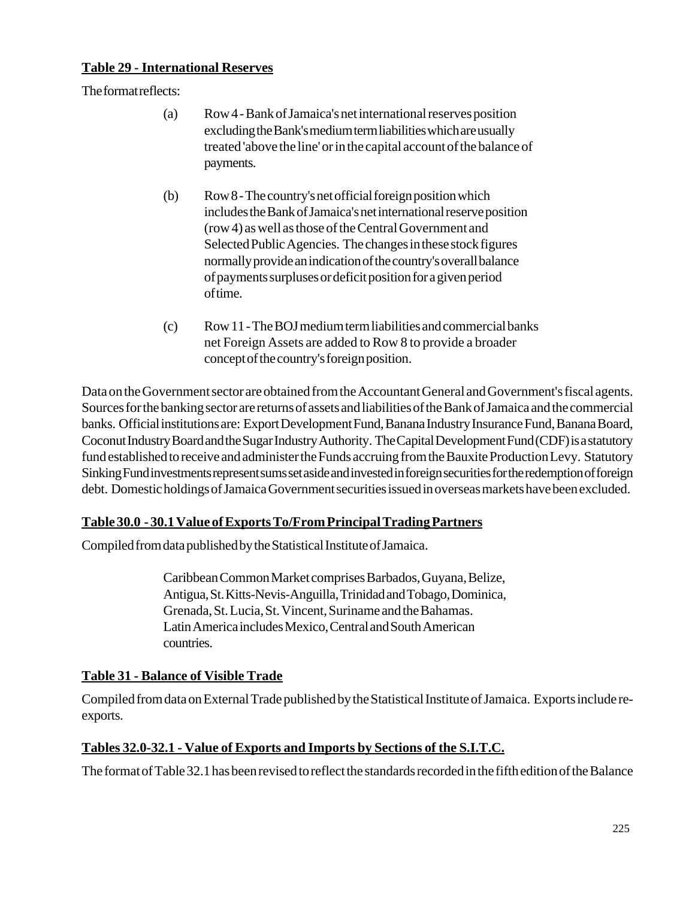**Table 29 - International Reserves**

The format reflects:

(a) Row 4 - Bank of Jamaica's net international reserves position excluding the Bank's medium term liabilities which are usually treated 'above the line' or in the capital account of the balance of payments.

(b) Row 8 - The country's net official foreign position which includes the Bank of Jamaica's net international reserve position (row 4) as well as those of the Central Government and Selected Public Agencies. The changes in these stock figures normally provide an indication of the country's overall balance of payments surpluses or deficit position for a given period of time.

(c) Row 11 - The BOJ medium term liabilities and commercial banks net Foreign Assets are added to Row 8 to provide a broader concept of the country's foreign position.

Data on the Government sector are obtained from the Accountant General and Government's fiscal agents. Sources for the banking sector are returns of assets and liabilities of the Bank of Jamaica and the commercial banks. Official institutions are: Export Development Fund, Banana Industry Insurance Fund, Banana Board, Coconut Industry Board and the Sugar Industry Authority. The Capital Development Fund (CDF) is a statutory fund established to receive and administer the Funds accruing from the Bauxite Production Levy. Statutory Sinking Fund investments represent sums set aside and invested in foreign securities for the redemption of foreign debt. Domestic holdings of Jamaica Government securities issued in overseas markets have been excluded.

**Table 30.0 - 30.1 Value of Exports To/From Principal Trading Partners**

Compiled from data published by the Statistical Institute of Jamaica.

Caribbean Common Market comprises Barbados, Guyana, Belize, Antigua, St. Kitts-Nevis-Anguilla, Trinidad and Tobago, Dominica, Grenada, St. Lucia, St. Vincent, Suriname and the Bahamas. Latin America includes Mexico, Central and South American countries.

**Table 31 - Balance of Visible Trade**

Compiled from data on External Trade published by the Statistical Institute of Jamaica. Exports include re-exports.

**Tables 32.0-32.1 - Value of Exports and Imports by Sections of the S.I.T.C.**

The format of Table 32.1 has been revised to reflect the standards recorded in the fifth edition of the Balance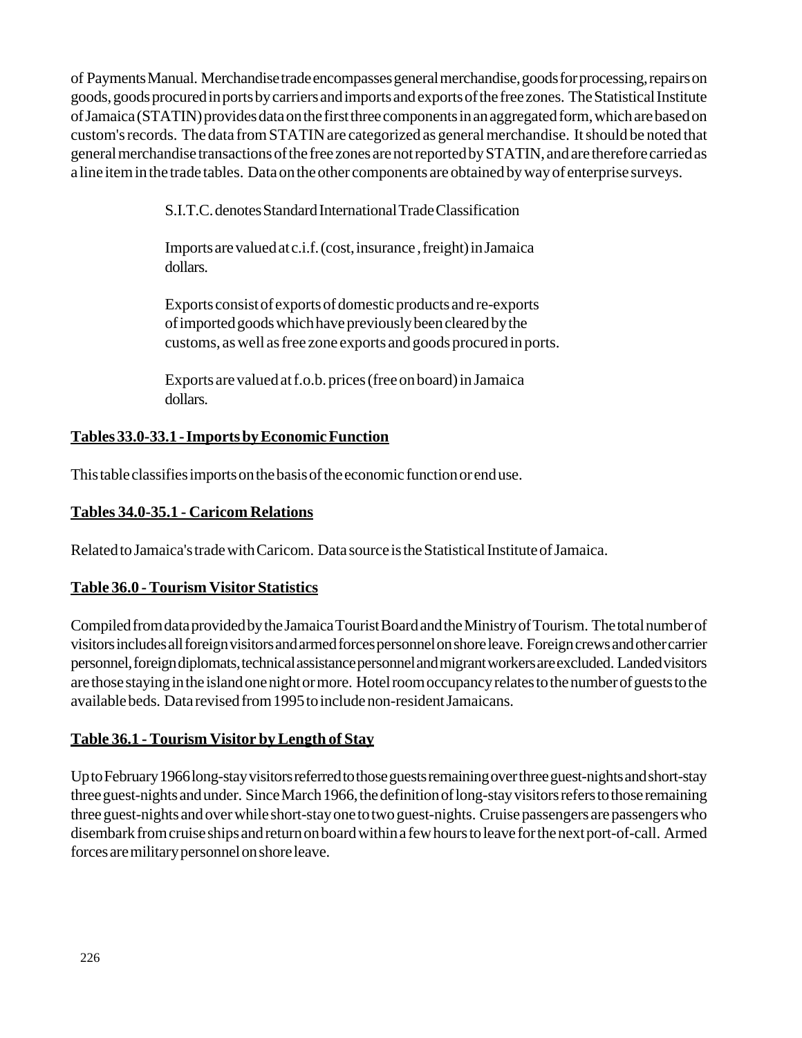of Payments Manual. Merchandise trade encompasses general merchandise, goods for processing, repairs on goods, goods procured in ports by carriers and imports and exports of the free zones. The Statistical Institute of Jamaica (STATIN) provides data on the first three components in an aggregated form, which are based on custom's records. The data from STATIN are categorized as general merchandise. It should be noted that general merchandise transactions of the free zones are not reported by STATIN, and are therefore carried as a line item in the trade tables. Data on the other components are obtained by way of enterprise surveys.

S.I.T.C. denotes Standard International Trade Classification

Imports are valued at c.i.f. (cost, insurance , freight) in Jamaica dollars.

Exports consist of exports of domestic products and re-exports of imported goods which have previously been cleared by the customs, as well as free zone exports and goods procured in ports.

Exports are valued at f.o.b. prices (free on board) in Jamaica dollars.

**Tables 33.0-33.1 - Imports by Economic Function**

This table classifies imports on the basis of the economic function or end use.

**Tables 34.0-35.1 - Caricom Relations**

Related to Jamaica's trade with Caricom. Data source is the Statistical Institute of Jamaica.

**Table 36.0 - Tourism Visitor Statistics**

Compiled from data provided by the Jamaica Tourist Board and the Ministry of Tourism. The total number of visitors includes all foreign visitors and armed forces personnel on shore leave. Foreign crews and other carrier personnel, foreign diplomats, technical assistance personnel and migrant workers are excluded. Landed visitors are those staying in the island one night or more. Hotel room occupancy relates to the number of guests to the available beds. Data revised from 1995 to include non-resident Jamaicans.

**Table 36.1 - Tourism Visitor by Length of Stay**

Up to February 1966 long-stay visitors referred to those guests remaining over three guest-nights and short-stay three guest-nights and under. Since March 1966, the definition of long-stay visitors refers to those remaining three guest-nights and over while short-stay one to two guest-nights. Cruise passengers are passengers who disembark from cruise ships and return on board within a few hours to leave for the next port-of-call. Armed forces are military personnel on shore leave.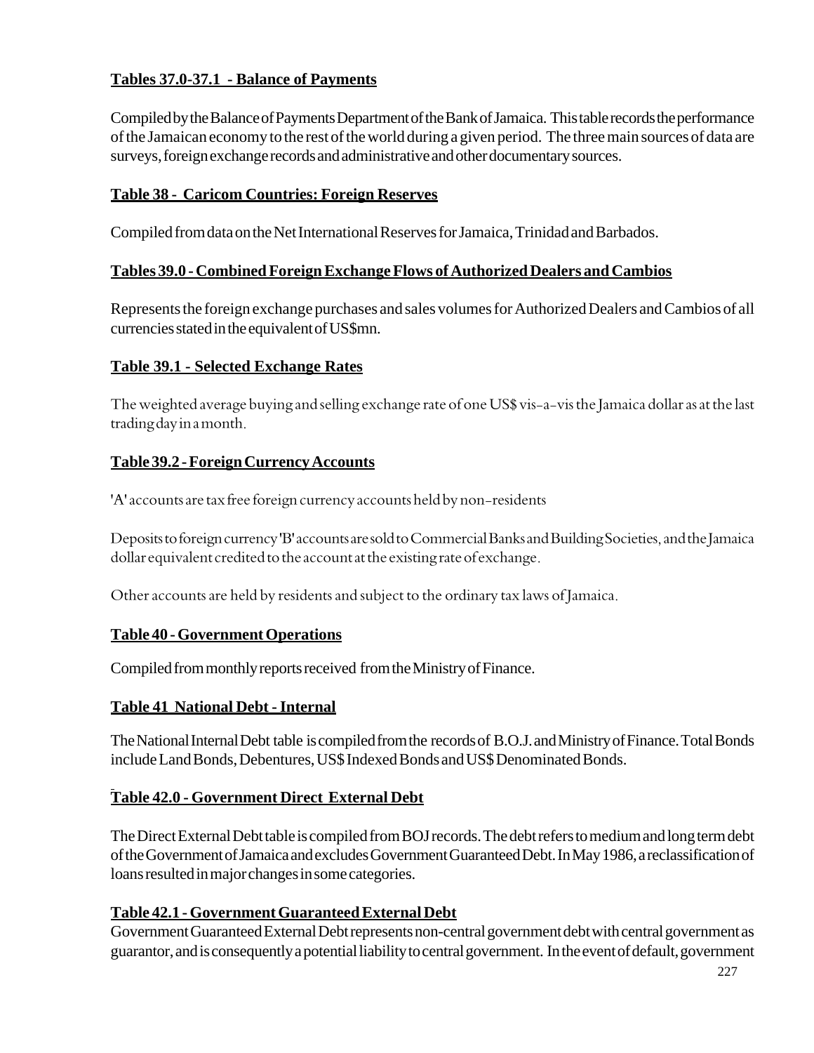**Tables 37.0-37.1 - Balance of Payments**

Compiled by the Balance of Payments Department of the Bank of Jamaica. This table records the performance of the Jamaican economy to the rest of the world during a given period. The three main sources of data are surveys, foreign exchange records and administrative and other documentary sources.

**Table 38 - Caricom Countries: Foreign Reserves**

Compiled from data on the Net International Reserves for Jamaica, Trinidad and Barbados.

**Tables 39.0 - Combined Foreign Exchange Flows of Authorized Dealers and Cambios**

Represents the foreign exchange purchases and sales volumes for Authorized Dealers and Cambios of all currencies stated in the equivalent of US$mn.

**Table 39.1 - Selected Exchange Rates**

The weighted average buying and selling exchange rate of one US$ vis-a-vis the Jamaica dollar as at the last trading day in a month.

**Table 39.2 - Foreign Currency Accounts**

'A' accounts are tax free foreign currency accounts held by non-residents

Deposits to foreign currency 'B' accounts are sold to Commercial Banks and Building Societies, and the Jamaica dollar equivalent credited to the account at the existing rate of exchange.

Other accounts are held by residents and subject to the ordinary tax laws of Jamaica.

**Table 40 - Government Operations**

Compiled from monthly reports received from the Ministry of Finance.

**Table 41 National Debt - Internal**

The National Internal Debt table is compiled from the records of B.O.J. and Ministry of Finance. Total Bonds include Land Bonds, Debentures, US$ Indexed Bonds and US$ Denominated Bonds.

**Table 42.0 - Government Direct External Debt**

The Direct External Debt table is compiled from BOJ records. The debt refers to medium and long term debt of the Government of Jamaica and excludes Government Guaranteed Debt. In May 1986, a reclassification of loans resulted in major changes in some categories.

**Table 42.1 - Government Guaranteed External Debt**

Government Guaranteed External Debt represents non-central government debt with central government as guarantor, and is consequently a potential liability to central government. In the event of default, government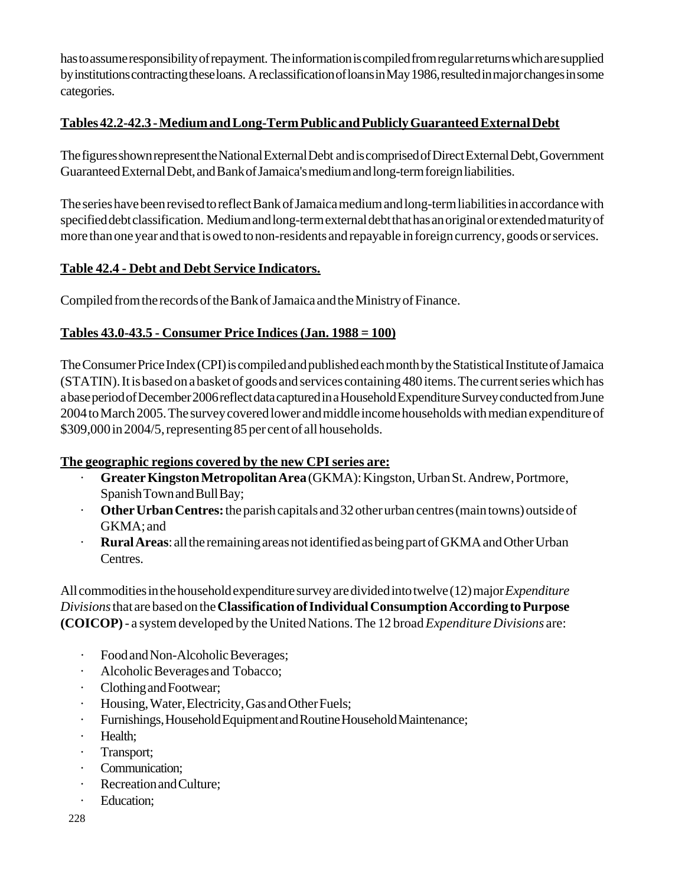has to assume responsibility of repayment. The information is compiled from regular returns which are supplied by institutions contracting these loans. A reclassification of loans in May 1986, resulted in major changes in some categories.

**Tables 42.2-42.3 - Medium and Long-Term Public and Publicly Guaranteed External Debt**

The figures shown represent the National External Debt and is comprised of Direct External Debt, Government Guaranteed External Debt, and Bank of Jamaica's medium and long-term foreign liabilities.

The series have been revised to reflect Bank of Jamaica medium and long-term liabilities in accordance with specified debt classification. Medium and long-term external debt that has an original or extended maturity of more than one year and that is owed to non-residents and repayable in foreign currency, goods or services.

**Table 42.4 - Debt and Debt Service Indicators.**

Compiled from the records of the Bank of Jamaica and the Ministry of Finance.

**Tables 43.0-43.5 - Consumer Price Indices (Jan. 1988 = 100)**

The Consumer Price Index (CPI) is compiled and published each month by the Statistical Institute of Jamaica (STATIN). It is based on a basket of goods and services containing 480 items. The current series which has a base period of December 2006 reflect data captured in a Household Expenditure Survey conducted from June 2004 to March 2005. The survey covered lower and middle income households with median expenditure of $309,000 in 2004/5, representing 85 per cent of all households.

**The geographic regions covered by the new CPI series are:**

- **Greater Kingston Metropolitan Area** (GKMA): Kingston, Urban St. Andrew, Portmore, Spanish Town and Bull Bay;
- **Other Urban Centres:** the parish capitals and 32 other urban centres (main towns) outside of GKMA; and
- **Rural Areas**: all the remaining areas not identified as being part of GKMA and Other Urban Centres.

All commodities in the household expenditure survey are divided into twelve (12) major *Expenditure Divisions* that are based on the **Classification of Individual Consumption According to Purpose (COICOP)** - a system developed by the United Nations. The 12 broad *Expenditure Divisions* are:

- Food and Non-Alcoholic Beverages;
- Alcoholic Beverages and Tobacco;
- Clothing and Footwear;
- Housing, Water, Electricity, Gas and Other Fuels;
- Furnishings, Household Equipment and Routine Household Maintenance;
- Health;
- Transport;
- Communication;
- Recreation and Culture;
- Education;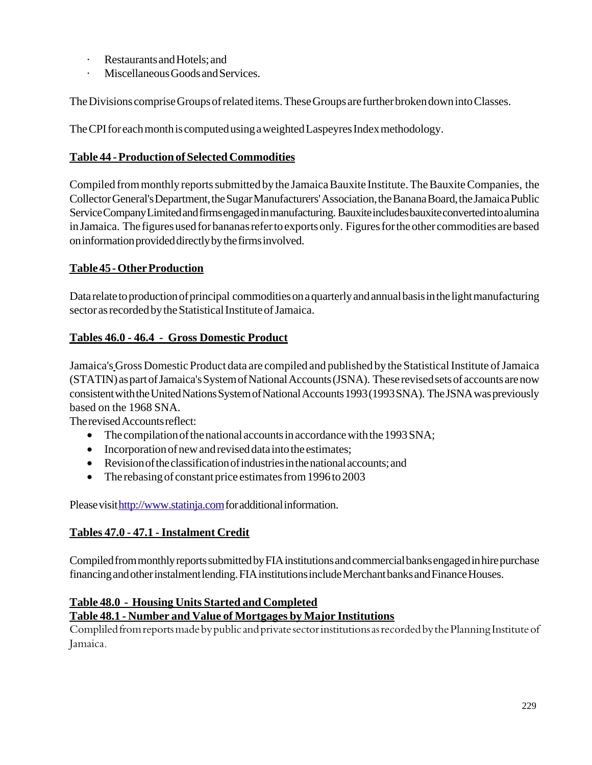- Restaurants and Hotels; and
- Miscellaneous Goods and Services.

The Divisions comprise Groups of related items. These Groups are further broken down into Classes.

The CPI for each month is computed using a weighted Laspeyres Index methodology.

**Table 44 - Production of Selected Commodities**

Compiled from monthly reports submitted by the Jamaica Bauxite Institute. The Bauxite Companies, the Collector General's Department, the Sugar Manufacturers' Association, the Banana Board, the Jamaica Public Service Company Limited and firms engaged in manufacturing. Bauxite includes bauxite converted into alumina in Jamaica. The figures used for bananas refer to exports only. Figures for the other commodities are based on information provided directly by the firms involved.

**Table 45 - Other Production**

Data relate to production of principal commodities on a quarterly and annual basis in the light manufacturing sector as recorded by the Statistical Institute of Jamaica.

**Tables 46.0 - 46.4 - Gross Domestic Product**

Jamaica's Gross Domestic Product data are compiled and published by the Statistical Institute of Jamaica (STATIN) as part of Jamaica's System of National Accounts (JSNA). These revised sets of accounts are now consistent with the United Nations System of National Accounts 1993 (1993 SNA). The JSNA was previously based on the 1968 SNA.

The revised Accounts reflect:

- The compilation of the national accounts in accordance with the 1993 SNA;
- Incorporation of new and revised data into the estimates;
- Revision of the classification of industries in the national accounts; and
- The rebasing of constant price estimates from 1996 to 2003

Please visit http://www.statinja.com for additional information.

**Tables 47.0 - 47.1 - Instalment Credit**

Compiled from monthly reports submitted by FIA institutions and commercial banks engaged in hire purchase financing and other instalment lending. FIA institutions include Merchant banks and Finance Houses.

**Table 48.0 - Housing Units Started and Completed**

**Table 48.1 - Number and Value of Mortgages by Major Institutions**

Compliled from reports made by public and private sector institutions as recorded by the Planning Institute of Jamaica.